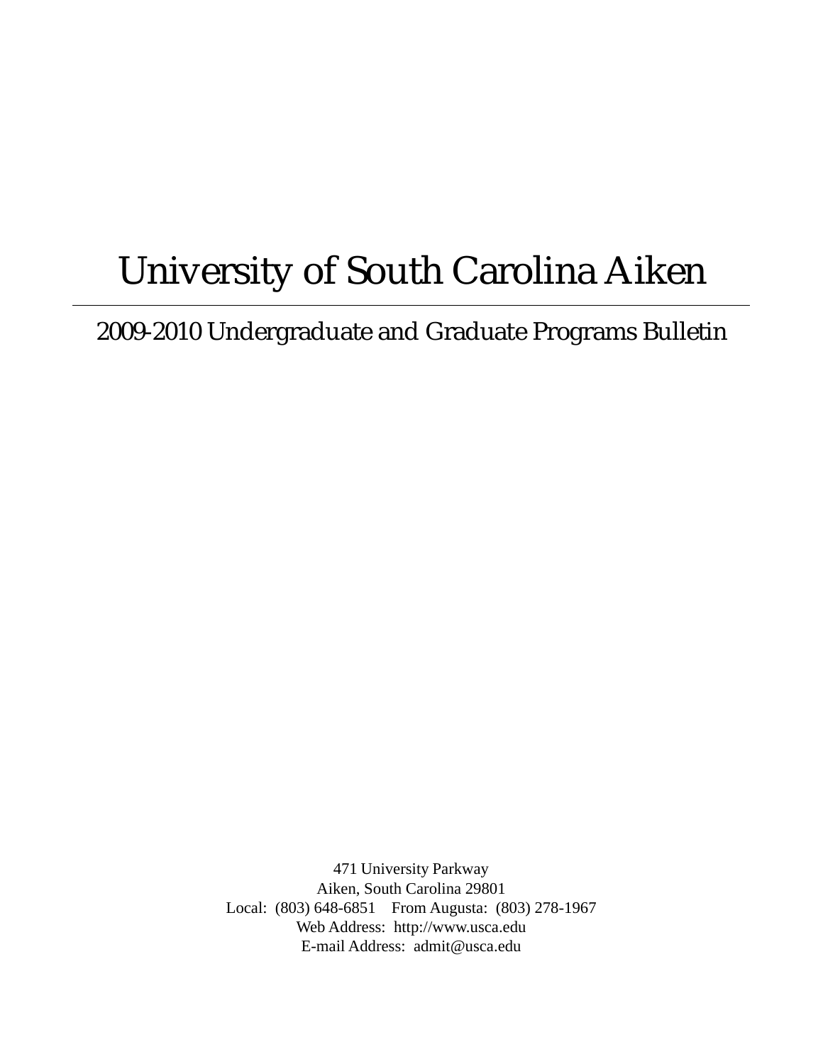# University of South Carolina Aiken

---

## 2009-2010 Undergraduate and Graduate Programs Bulletin

471 University Parkway
Aiken, South Carolina 29801
Local: (803) 648-6851 From Augusta: (803) 278-1967
Web Address: http://www.usca.edu
E-mail Address: admit@usca.edu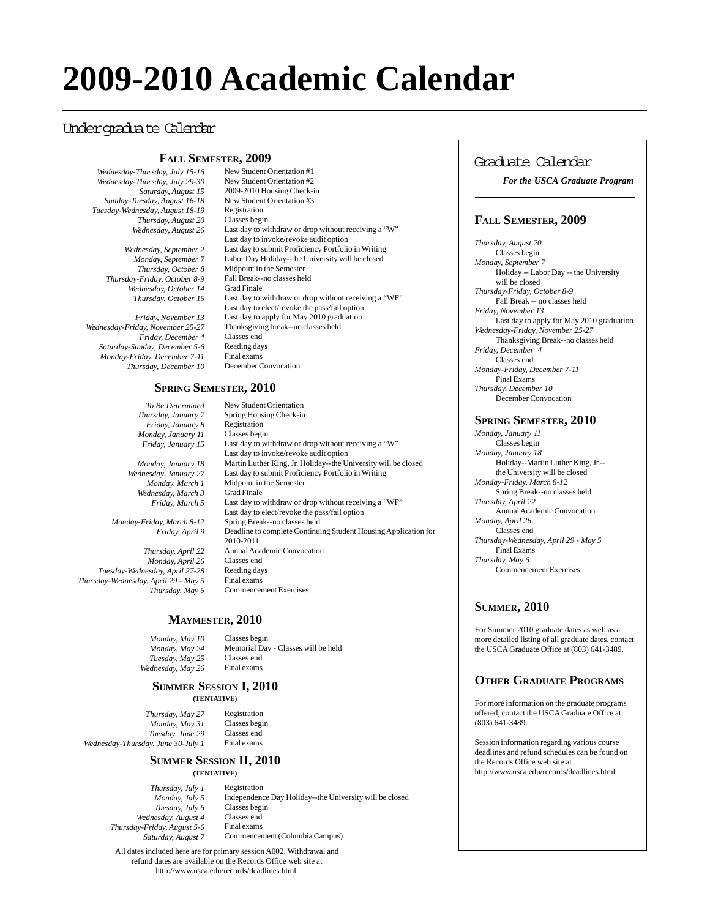# 2009-2010 Academic Calendar

## Undergraduate Calendar

### Fall Semester, 2009

| | |
|---|---|
| *Wednesday-Thursday, July 15-16* | New Student Orientation #1 |
| *Wednesday-Thursday, July 29-30* | New Student Orientation #2 |
| *Saturday, August 15* | 2009-2010 Housing Check-in |
| *Sunday-Tuesday, August 16-18* | New Student Orientation #3 |
| *Tuesday-Wednesday, August 18-19* | Registration |
| *Thursday, August 20* | Classes begin |
| *Wednesday, August 26* | Last day to withdraw or drop without receiving a "W" Last day to invoke/revoke audit option |
| *Wednesday, September 2* | Last day to submit Proficiency Portfolio in Writing |
| *Monday, September 7* | Labor Day Holiday--the University will be closed |
| *Thursday, October 8* | Midpoint in the Semester |
| *Thursday-Friday, October 8-9* | Fall Break--no classes held |
| *Wednesday, October 14* | Grad Finale |
| *Thursday, October 15* | Last day to withdraw or drop without receiving a "WF" Last day to elect/revoke the pass/fail option |
| *Friday, November 13* | Last day to apply for May 2010 graduation |
| *Wednesday-Friday, November 25-27* | Thanksgiving break--no classes held |
| *Friday, December 4* | Classes end |
| *Saturday-Sunday, December 5-6* | Reading days |
| *Monday-Friday, December 7-11* | Final exams |
| *Thursday, December 10* | December Convocation |

### Spring Semester, 2010

| | |
|---|---|
| *To Be Determined* | New Student Orientation |
| *Thursday, January 7* | Spring Housing Check-in |
| *Friday, January 8* | Registration |
| *Monday, January 11* | Classes begin |
| *Friday, January 15* | Last day to withdraw or drop without receiving a "W" Last day to invoke/revoke audit option |
| *Monday, January 18* | Martin Luther King, Jr. Holiday--the University will be closed |
| *Wednesday, January 27* | Last day to submit Proficiency Portfolio in Writing |
| *Monday, March 1* | Midpoint in the Semester |
| *Wednesday, March 3* | Grad Finale |
| *Friday, March 5* | Last day to withdraw or drop without receiving a "WF" Last day to elect/revoke the pass/fail option |
| *Monday-Friday, March 8-12* | Spring Break--no classes held |
| *Friday, April 9* | Deadline to complete Continuing Student Housing Application for 2010-2011 |
| *Thursday, April 22* | Annual Academic Convocation |
| *Monday, April 26* | Classes end |
| *Tuesday-Wednesday, April 27-28* | Reading days |
| *Thursday-Wednesday, April 29 - May 5* | Final exams |
| *Thursday, May 6* | Commencement Exercises |

### Maymester, 2010

| | |
|---|---|
| *Monday, May 10* | Classes begin |
| *Monday, May 24* | Memorial Day - Classes will be held |
| *Tuesday, May 25* | Classes end |
| *Wednesday, May 26* | Final exams |

### Summer Session I, 2010

**(TENTATIVE)**

| | |
|---|---|
| *Thursday, May 27* | Registration |
| *Monday, May 31* | Classes begin |
| *Tuesday, June 29* | Classes end |
| *Wednesday-Thursday, June 30-July 1* | Final exams |

### Summer Session II, 2010

**(TENTATIVE)**

| | |
|---|---|
| *Thursday, July 1* | Registration |
| *Monday, July 5* | Independence Day Holiday--the University will be closed |
| *Tuesday, July 6* | Classes begin |
| *Wednesday, August 4* | Classes end |
| *Thursday-Friday, August 5-6* | Final exams |
| *Saturday, August 7* | Commencement (Columbia Campus) |

All dates included here are for primary session A002. Withdrawal and refund dates are available on the Records Office web site at http://www.usca.edu/records/deadlines.html.

## Graduate Calendar

***For the USCA Graduate Program***

### Fall Semester, 2009

*Thursday, August 20*
Classes begin

*Monday, September 7*
Holiday -- Labor Day -- the University will be closed

*Thursday-Friday, October 8-9*
Fall Break -- no classes held

*Friday, November 13*
Last day to apply for May 2010 graduation

*Wednesday-Friday, November 25-27*
Thanksgiving Break--no classes held

*Friday, December 4*
Classes end

*Monday-Friday, December 7-11*
Final Exams

*Thursday, December 10*
December Convocation

### Spring Semester, 2010

*Monday, January 11*
Classes begin

*Monday, January 18*
Holiday--Martin Luther King, Jr.--the University will be closed

*Monday-Friday, March 8-12*
Spring Break--no classes held

*Thursday, April 22*
Annual Academic Convocation

*Monday, April 26*
Classes end

*Thursday-Wednesday, April 29 - May 5*
Final Exams

*Thursday, May 6*
Commencement Exercises

### Summer, 2010

For Summer 2010 graduate dates as well as a more detailed listing of all graduate dates, contact the USCA Graduate Office at (803) 641-3489.

### Other Graduate Programs

For more information on the graduate programs offered, contact the USCA Graduate Office at (803) 641-3489.

Session information regarding various course deadlines and refund schedules can be found on the Records Office web site at http://www.usca.edu/records/deadlines.html.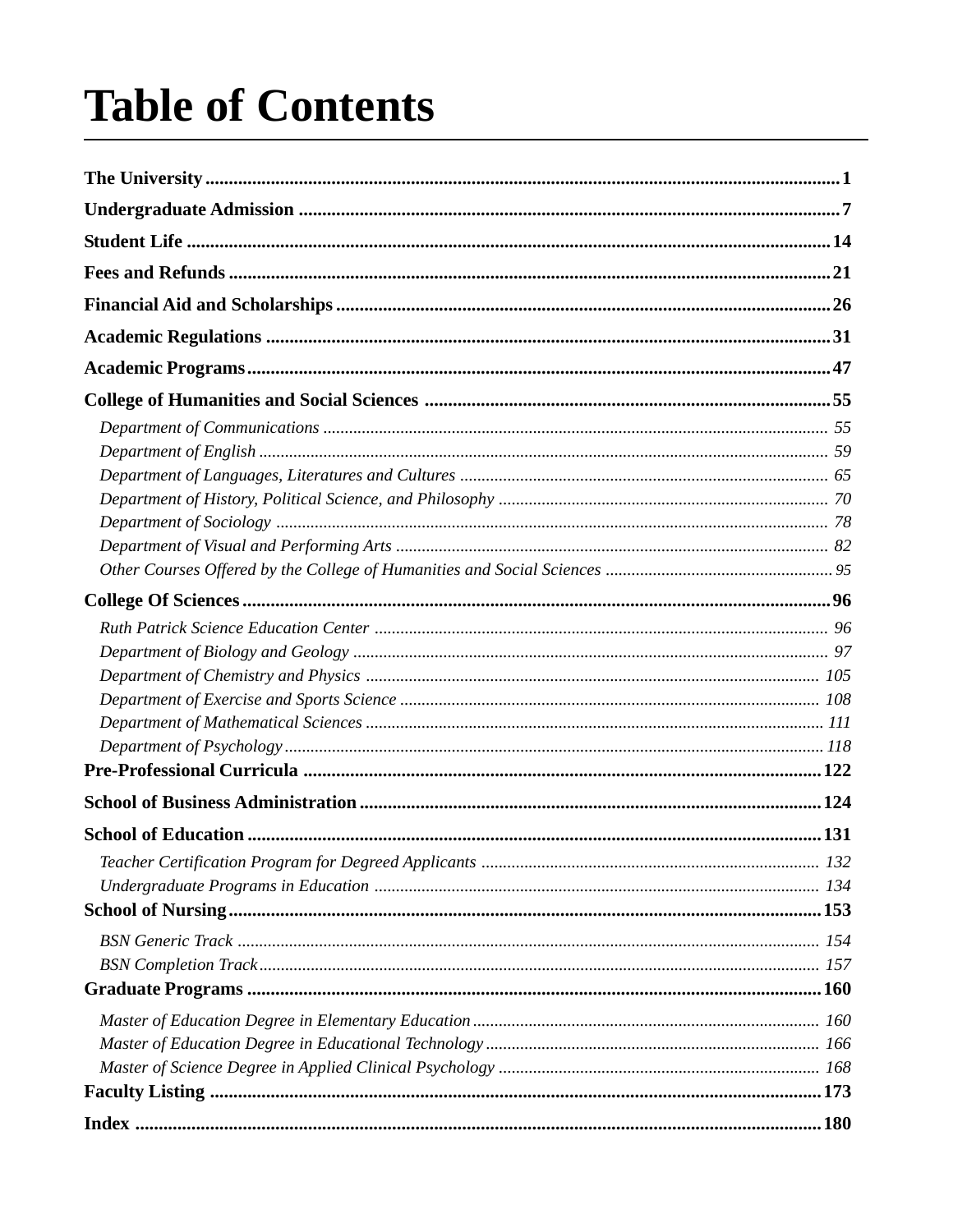# Table of Contents

**The University** .......... **1**

**Undergraduate Admission** .......... **7**

**Student Life** .......... **14**

**Fees and Refunds** .......... **21**

**Financial Aid and Scholarships** .......... **26**

**Academic Regulations** .......... **31**

**Academic Programs** .......... **47**

**College of Humanities and Social Sciences** .......... **55**

- *Department of Communications* .......... *55*
- *Department of English* .......... *59*
- *Department of Languages, Literatures and Cultures* .......... *65*
- *Department of History, Political Science, and Philosophy* .......... *70*
- *Department of Sociology* .......... *78*
- *Department of Visual and Performing Arts* .......... *82*
- *Other Courses Offered by the College of Humanities and Social Sciences* .......... *95*

**College Of Sciences** .......... **96**

- *Ruth Patrick Science Education Center* .......... *96*
- *Department of Biology and Geology* .......... *97*
- *Department of Chemistry and Physics* .......... *105*
- *Department of Exercise and Sports Science* .......... *108*
- *Department of Mathematical Sciences* .......... *111*
- *Department of Psychology* .......... *118*

**Pre-Professional Curricula** .......... **122**

**School of Business Administration** .......... **124**

**School of Education** .......... **131**

- *Teacher Certification Program for Degreed Applicants* .......... *132*
- *Undergraduate Programs in Education* .......... *134*

**School of Nursing** .......... **153**

- *BSN Generic Track* .......... *154*
- *BSN Completion Track* .......... *157*

**Graduate Programs** .......... **160**

- *Master of Education Degree in Elementary Education* .......... *160*
- *Master of Education Degree in Educational Technology* .......... *166*
- *Master of Science Degree in Applied Clinical Psychology* .......... *168*

**Faculty Listing** .......... **173**

**Index** .......... **180**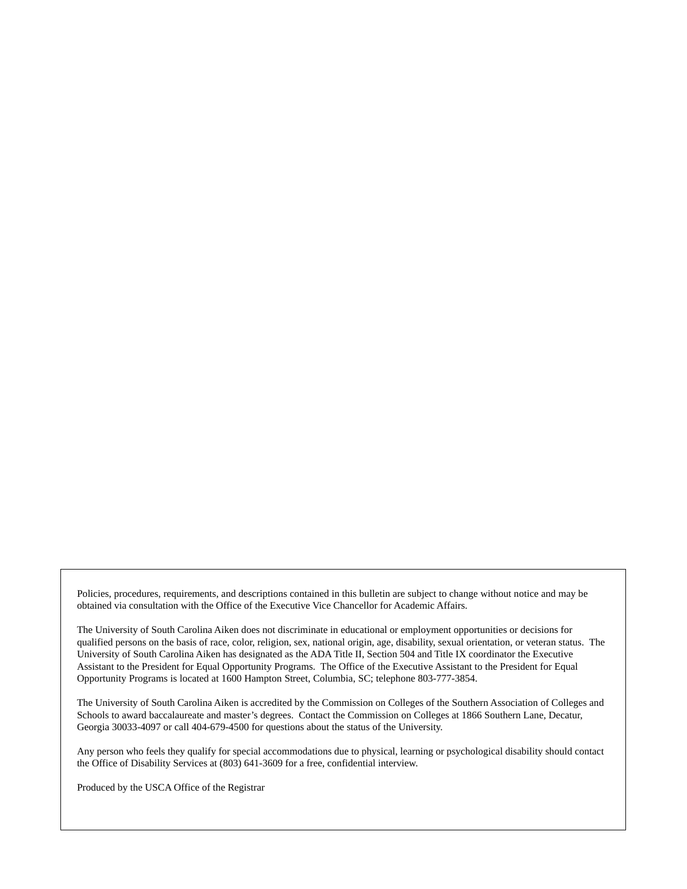Policies, procedures, requirements, and descriptions contained in this bulletin are subject to change without notice and may be obtained via consultation with the Office of the Executive Vice Chancellor for Academic Affairs.

The University of South Carolina Aiken does not discriminate in educational or employment opportunities or decisions for qualified persons on the basis of race, color, religion, sex, national origin, age, disability, sexual orientation, or veteran status. The University of South Carolina Aiken has designated as the ADA Title II, Section 504 and Title IX coordinator the Executive Assistant to the President for Equal Opportunity Programs. The Office of the Executive Assistant to the President for Equal Opportunity Programs is located at 1600 Hampton Street, Columbia, SC; telephone 803-777-3854.

The University of South Carolina Aiken is accredited by the Commission on Colleges of the Southern Association of Colleges and Schools to award baccalaureate and master's degrees. Contact the Commission on Colleges at 1866 Southern Lane, Decatur, Georgia 30033-4097 or call 404-679-4500 for questions about the status of the University.

Any person who feels they qualify for special accommodations due to physical, learning or psychological disability should contact the Office of Disability Services at (803) 641-3609 for a free, confidential interview.

Produced by the USCA Office of the Registrar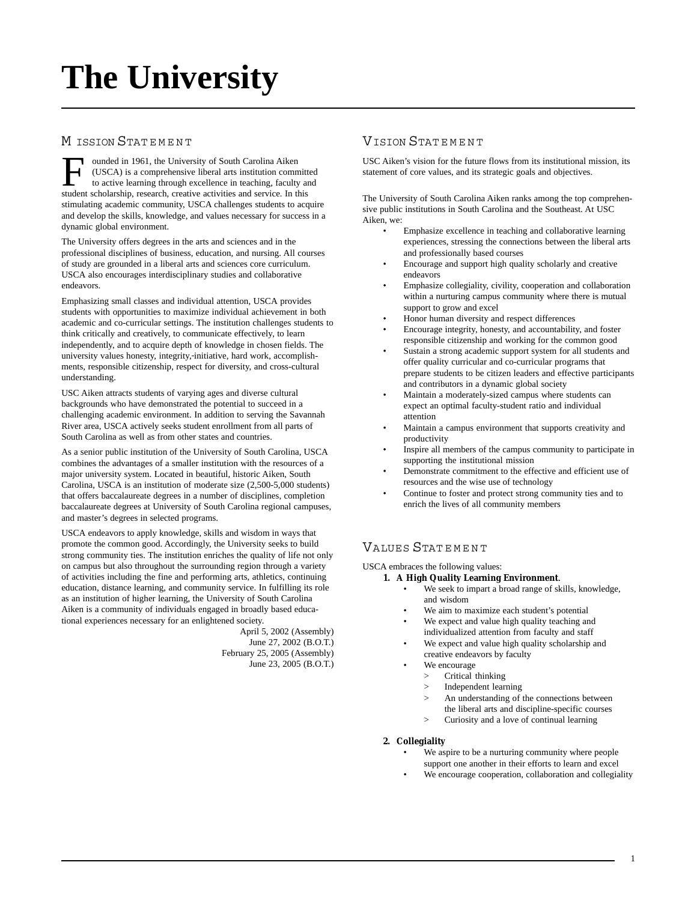# The University

## Mission Statement

Founded in 1961, the University of South Carolina Aiken (USCA) is a comprehensive liberal arts institution committed to active learning through excellence in teaching, faculty and student scholarship, research, creative activities and service. In this stimulating academic community, USCA challenges students to acquire and develop the skills, knowledge, and values necessary for success in a dynamic global environment.

The University offers degrees in the arts and sciences and in the professional disciplines of business, education, and nursing. All courses of study are grounded in a liberal arts and sciences core curriculum. USCA also encourages interdisciplinary studies and collaborative endeavors.

Emphasizing small classes and individual attention, USCA provides students with opportunities to maximize individual achievement in both academic and co-curricular settings. The institution challenges students to think critically and creatively, to communicate effectively, to learn independently, and to acquire depth of knowledge in chosen fields. The university values honesty, integrity,-initiative, hard work, accomplishments, responsible citizenship, respect for diversity, and cross-cultural understanding.

USC Aiken attracts students of varying ages and diverse cultural backgrounds who have demonstrated the potential to succeed in a challenging academic environment. In addition to serving the Savannah River area, USCA actively seeks student enrollment from all parts of South Carolina as well as from other states and countries.

As a senior public institution of the University of South Carolina, USCA combines the advantages of a smaller institution with the resources of a major university system. Located in beautiful, historic Aiken, South Carolina, USCA is an institution of moderate size (2,500-5,000 students) that offers baccalaureate degrees in a number of disciplines, completion baccalaureate degrees at University of South Carolina regional campuses, and master's degrees in selected programs.

USCA endeavors to apply knowledge, skills and wisdom in ways that promote the common good. Accordingly, the University seeks to build strong community ties. The institution enriches the quality of life not only on campus but also throughout the surrounding region through a variety of activities including the fine and performing arts, athletics, continuing education, distance learning, and community service. In fulfilling its role as an institution of higher learning, the University of South Carolina Aiken is a community of individuals engaged in broadly based educational experiences necessary for an enlightened society.

April 5, 2002 (Assembly)
June 27, 2002 (B.O.T.)
February 25, 2005 (Assembly)
June 23, 2005 (B.O.T.)

## Vision Statement

USC Aiken's vision for the future flows from its institutional mission, its statement of core values, and its strategic goals and objectives.

The University of South Carolina Aiken ranks among the top comprehensive public institutions in South Carolina and the Southeast. At USC Aiken, we:

- Emphasize excellence in teaching and collaborative learning experiences, stressing the connections between the liberal arts and professionally based courses
- Encourage and support high quality scholarly and creative endeavors
- Emphasize collegiality, civility, cooperation and collaboration within a nurturing campus community where there is mutual support to grow and excel
- Honor human diversity and respect differences
- Encourage integrity, honesty, and accountability, and foster responsible citizenship and working for the common good
- Sustain a strong academic support system for all students and offer quality curricular and co-curricular programs that prepare students to be citizen leaders and effective participants and contributors in a dynamic global society
- Maintain a moderately-sized campus where students can expect an optimal faculty-student ratio and individual attention
- Maintain a campus environment that supports creativity and productivity
- Inspire all members of the campus community to participate in supporting the institutional mission
- Demonstrate commitment to the effective and efficient use of resources and the wise use of technology
- Continue to foster and protect strong community ties and to enrich the lives of all community members

## Values Statement

USCA embraces the following values:

1. **A High Quality Learning Environment**.
   - We seek to impart a broad range of skills, knowledge, and wisdom
   - We aim to maximize each student's potential
   - We expect and value high quality teaching and individualized attention from faculty and staff
   - We expect and value high quality scholarship and creative endeavors by faculty
   - We encourage
     > Critical thinking
     > Independent learning
     > An understanding of the connections between the liberal arts and discipline-specific courses
     > Curiosity and a love of continual learning

2. **Collegiality**
   - We aspire to be a nurturing community where people support one another in their efforts to learn and excel
   - We encourage cooperation, collaboration and collegiality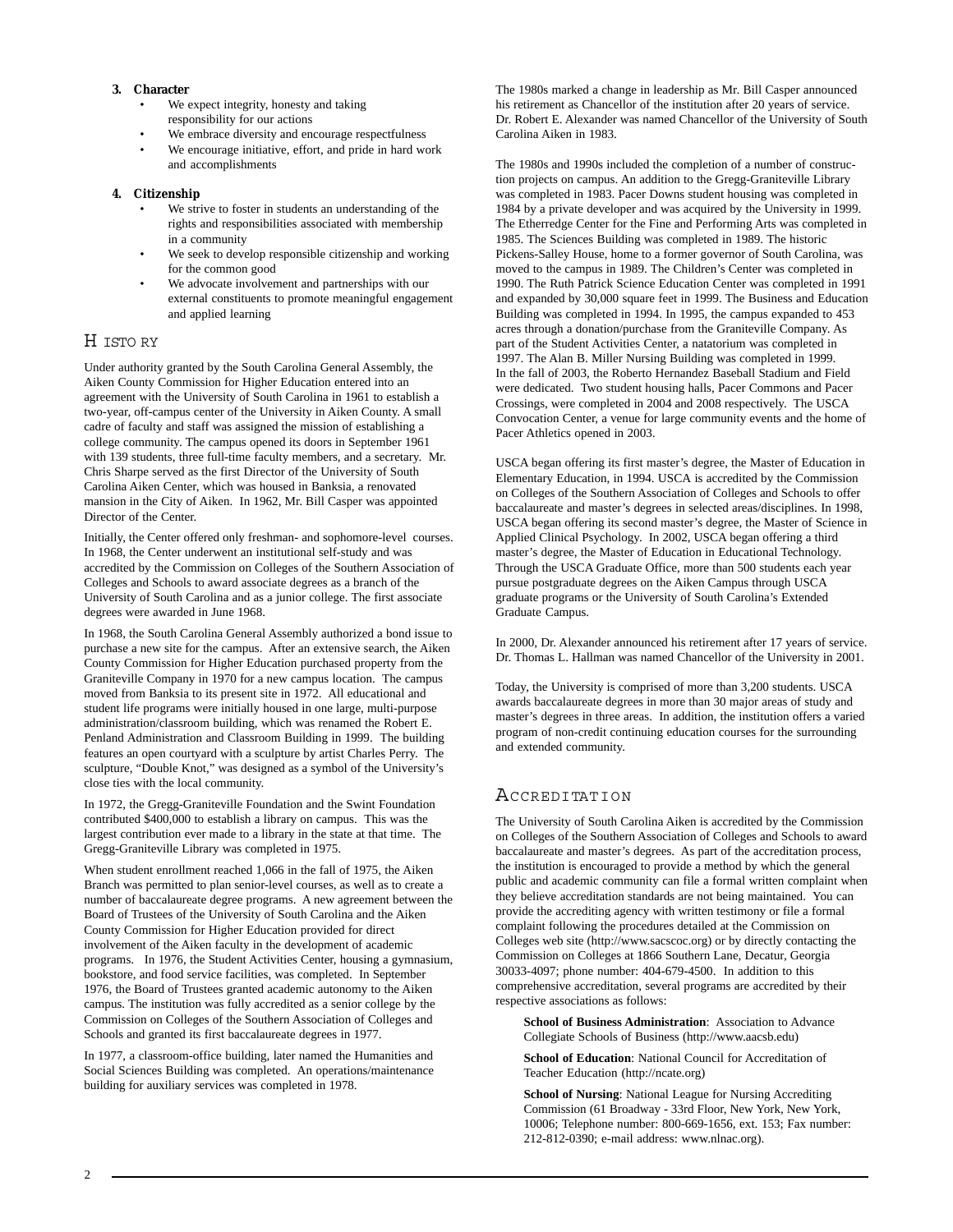3. **Character**
    - We expect integrity, honesty and taking responsibility for our actions
    - We embrace diversity and encourage respectfulness
    - We encourage initiative, effort, and pride in hard work and accomplishments

4. **Citizenship**
    - We strive to foster in students an understanding of the rights and responsibilities associated with membership in a community
    - We seek to develop responsible citizenship and working for the common good
    - We advocate involvement and partnerships with our external constituents to promote meaningful engagement and applied learning

## History

Under authority granted by the South Carolina General Assembly, the Aiken County Commission for Higher Education entered into an agreement with the University of South Carolina in 1961 to establish a two-year, off-campus center of the University in Aiken County. A small cadre of faculty and staff was assigned the mission of establishing a college community. The campus opened its doors in September 1961 with 139 students, three full-time faculty members, and a secretary. Mr. Chris Sharpe served as the first Director of the University of South Carolina Aiken Center, which was housed in Banksia, a renovated mansion in the City of Aiken. In 1962, Mr. Bill Casper was appointed Director of the Center.

Initially, the Center offered only freshman- and sophomore-level courses. In 1968, the Center underwent an institutional self-study and was accredited by the Commission on Colleges of the Southern Association of Colleges and Schools to award associate degrees as a branch of the University of South Carolina and as a junior college. The first associate degrees were awarded in June 1968.

In 1968, the South Carolina General Assembly authorized a bond issue to purchase a new site for the campus. After an extensive search, the Aiken County Commission for Higher Education purchased property from the Graniteville Company in 1970 for a new campus location. The campus moved from Banksia to its present site in 1972. All educational and student life programs were initially housed in one large, multi-purpose administration/classroom building, which was renamed the Robert E. Penland Administration and Classroom Building in 1999. The building features an open courtyard with a sculpture by artist Charles Perry. The sculpture, "Double Knot," was designed as a symbol of the University's close ties with the local community.

In 1972, the Gregg-Graniteville Foundation and the Swint Foundation contributed $400,000 to establish a library on campus. This was the largest contribution ever made to a library in the state at that time. The Gregg-Graniteville Library was completed in 1975.

When student enrollment reached 1,066 in the fall of 1975, the Aiken Branch was permitted to plan senior-level courses, as well as to create a number of baccalaureate degree programs. A new agreement between the Board of Trustees of the University of South Carolina and the Aiken County Commission for Higher Education provided for direct involvement of the Aiken faculty in the development of academic programs. In 1976, the Student Activities Center, housing a gymnasium, bookstore, and food service facilities, was completed. In September 1976, the Board of Trustees granted academic autonomy to the Aiken campus. The institution was fully accredited as a senior college by the Commission on Colleges of the Southern Association of Colleges and Schools and granted its first baccalaureate degrees in 1977.

In 1977, a classroom-office building, later named the Humanities and Social Sciences Building was completed. An operations/maintenance building for auxiliary services was completed in 1978.

The 1980s marked a change in leadership as Mr. Bill Casper announced his retirement as Chancellor of the institution after 20 years of service. Dr. Robert E. Alexander was named Chancellor of the University of South Carolina Aiken in 1983.

The 1980s and 1990s included the completion of a number of construction projects on campus. An addition to the Gregg-Graniteville Library was completed in 1983. Pacer Downs student housing was completed in 1984 by a private developer and was acquired by the University in 1999. The Etherredge Center for the Fine and Performing Arts was completed in 1985. The Sciences Building was completed in 1989. The historic Pickens-Salley House, home to a former governor of South Carolina, was moved to the campus in 1989. The Children's Center was completed in 1990. The Ruth Patrick Science Education Center was completed in 1991 and expanded by 30,000 square feet in 1999. The Business and Education Building was completed in 1994. In 1995, the campus expanded to 453 acres through a donation/purchase from the Graniteville Company. As part of the Student Activities Center, a natatorium was completed in 1997. The Alan B. Miller Nursing Building was completed in 1999. In the fall of 2003, the Roberto Hernandez Baseball Stadium and Field were dedicated. Two student housing halls, Pacer Commons and Pacer Crossings, were completed in 2004 and 2008 respectively. The USCA Convocation Center, a venue for large community events and the home of Pacer Athletics opened in 2003.

USCA began offering its first master's degree, the Master of Education in Elementary Education, in 1994. USCA is accredited by the Commission on Colleges of the Southern Association of Colleges and Schools to offer baccalaureate and master's degrees in selected areas/disciplines. In 1998, USCA began offering its second master's degree, the Master of Science in Applied Clinical Psychology. In 2002, USCA began offering a third master's degree, the Master of Education in Educational Technology. Through the USCA Graduate Office, more than 500 students each year pursue postgraduate degrees on the Aiken Campus through USCA graduate programs or the University of South Carolina's Extended Graduate Campus.

In 2000, Dr. Alexander announced his retirement after 17 years of service. Dr. Thomas L. Hallman was named Chancellor of the University in 2001.

Today, the University is comprised of more than 3,200 students. USCA awards baccalaureate degrees in more than 30 major areas of study and master's degrees in three areas. In addition, the institution offers a varied program of non-credit continuing education courses for the surrounding and extended community.

## Accreditation

The University of South Carolina Aiken is accredited by the Commission on Colleges of the Southern Association of Colleges and Schools to award baccalaureate and master's degrees. As part of the accreditation process, the institution is encouraged to provide a method by which the general public and academic community can file a formal written complaint when they believe accreditation standards are not being maintained. You can provide the accrediting agency with written testimony or file a formal complaint following the procedures detailed at the Commission on Colleges web site (http://www.sacscoc.org) or by directly contacting the Commission on Colleges at 1866 Southern Lane, Decatur, Georgia 30033-4097; phone number: 404-679-4500. In addition to this comprehensive accreditation, several programs are accredited by their respective associations as follows:

**School of Business Administration**: Association to Advance Collegiate Schools of Business (http://www.aacsb.edu)

**School of Education**: National Council for Accreditation of Teacher Education (http://ncate.org)

**School of Nursing**: National League for Nursing Accrediting Commission (61 Broadway - 33rd Floor, New York, New York, 10006; Telephone number: 800-669-1656, ext. 153; Fax number: 212-812-0390; e-mail address: www.nlnac.org).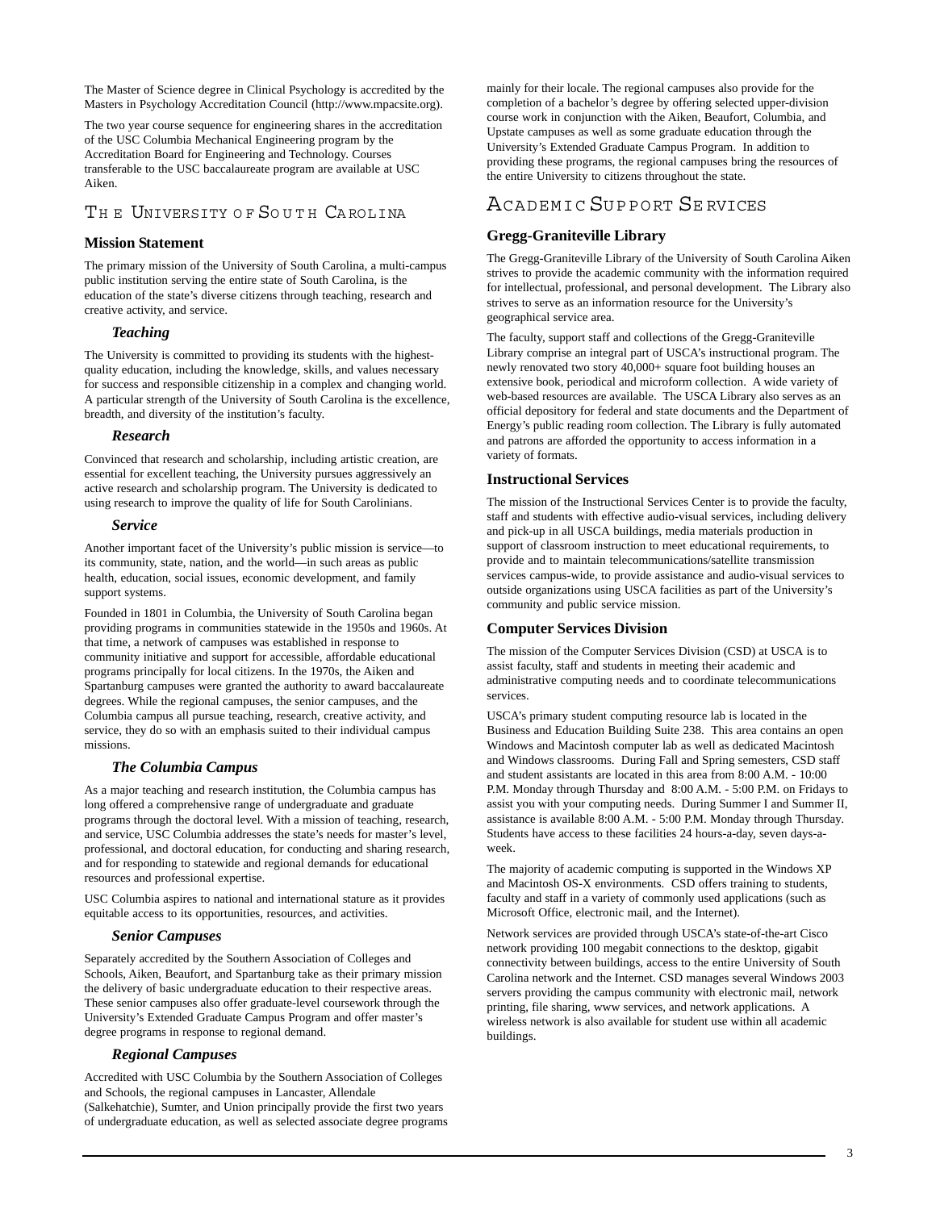The Master of Science degree in Clinical Psychology is accredited by the Masters in Psychology Accreditation Council (http://www.mpacsite.org).

The two year course sequence for engineering shares in the accreditation of the USC Columbia Mechanical Engineering program by the Accreditation Board for Engineering and Technology. Courses transferable to the USC baccalaureate program are available at USC Aiken.

## The University of South Carolina

### Mission Statement

The primary mission of the University of South Carolina, a multi-campus public institution serving the entire state of South Carolina, is the education of the state's diverse citizens through teaching, research and creative activity, and service.

#### *Teaching*

The University is committed to providing its students with the highest-quality education, including the knowledge, skills, and values necessary for success and responsible citizenship in a complex and changing world. A particular strength of the University of South Carolina is the excellence, breadth, and diversity of the institution's faculty.

#### *Research*

Convinced that research and scholarship, including artistic creation, are essential for excellent teaching, the University pursues aggressively an active research and scholarship program. The University is dedicated to using research to improve the quality of life for South Carolinians.

#### *Service*

Another important facet of the University's public mission is service—to its community, state, nation, and the world—in such areas as public health, education, social issues, economic development, and family support systems.

Founded in 1801 in Columbia, the University of South Carolina began providing programs in communities statewide in the 1950s and 1960s. At that time, a network of campuses was established in response to community initiative and support for accessible, affordable educational programs principally for local citizens. In the 1970s, the Aiken and Spartanburg campuses were granted the authority to award baccalaureate degrees. While the regional campuses, the senior campuses, and the Columbia campus all pursue teaching, research, creative activity, and service, they do so with an emphasis suited to their individual campus missions.

#### *The Columbia Campus*

As a major teaching and research institution, the Columbia campus has long offered a comprehensive range of undergraduate and graduate programs through the doctoral level. With a mission of teaching, research, and service, USC Columbia addresses the state's needs for master's level, professional, and doctoral education, for conducting and sharing research, and for responding to statewide and regional demands for educational resources and professional expertise.

USC Columbia aspires to national and international stature as it provides equitable access to its opportunities, resources, and activities.

#### *Senior Campuses*

Separately accredited by the Southern Association of Colleges and Schools, Aiken, Beaufort, and Spartanburg take as their primary mission the delivery of basic undergraduate education to their respective areas. These senior campuses also offer graduate-level coursework through the University's Extended Graduate Campus Program and offer master's degree programs in response to regional demand.

#### *Regional Campuses*

Accredited with USC Columbia by the Southern Association of Colleges and Schools, the regional campuses in Lancaster, Allendale (Salkehatchie), Sumter, and Union principally provide the first two years of undergraduate education, as well as selected associate degree programs mainly for their locale. The regional campuses also provide for the completion of a bachelor's degree by offering selected upper-division course work in conjunction with the Aiken, Beaufort, Columbia, and Upstate campuses as well as some graduate education through the University's Extended Graduate Campus Program. In addition to providing these programs, the regional campuses bring the resources of the entire University to citizens throughout the state.

## Academic Support Services

### Gregg-Graniteville Library

The Gregg-Graniteville Library of the University of South Carolina Aiken strives to provide the academic community with the information required for intellectual, professional, and personal development. The Library also strives to serve as an information resource for the University's geographical service area.

The faculty, support staff and collections of the Gregg-Graniteville Library comprise an integral part of USCA's instructional program. The newly renovated two story 40,000+ square foot building houses an extensive book, periodical and microform collection. A wide variety of web-based resources are available. The USCA Library also serves as an official depository for federal and state documents and the Department of Energy's public reading room collection. The Library is fully automated and patrons are afforded the opportunity to access information in a variety of formats.

### Instructional Services

The mission of the Instructional Services Center is to provide the faculty, staff and students with effective audio-visual services, including delivery and pick-up in all USCA buildings, media materials production in support of classroom instruction to meet educational requirements, to provide and to maintain telecommunications/satellite transmission services campus-wide, to provide assistance and audio-visual services to outside organizations using USCA facilities as part of the University's community and public service mission.

### Computer Services Division

The mission of the Computer Services Division (CSD) at USCA is to assist faculty, staff and students in meeting their academic and administrative computing needs and to coordinate telecommunications services.

USCA's primary student computing resource lab is located in the Business and Education Building Suite 238. This area contains an open Windows and Macintosh computer lab as well as dedicated Macintosh and Windows classrooms. During Fall and Spring semesters, CSD staff and student assistants are located in this area from 8:00 A.M. - 10:00 P.M. Monday through Thursday and 8:00 A.M. - 5:00 P.M. on Fridays to assist you with your computing needs. During Summer I and Summer II, assistance is available 8:00 A.M. - 5:00 P.M. Monday through Thursday. Students have access to these facilities 24 hours-a-day, seven days-a-week.

The majority of academic computing is supported in the Windows XP and Macintosh OS-X environments. CSD offers training to students, faculty and staff in a variety of commonly used applications (such as Microsoft Office, electronic mail, and the Internet).

Network services are provided through USCA's state-of-the-art Cisco network providing 100 megabit connections to the desktop, gigabit connectivity between buildings, access to the entire University of South Carolina network and the Internet. CSD manages several Windows 2003 servers providing the campus community with electronic mail, network printing, file sharing, www services, and network applications. A wireless network is also available for student use within all academic buildings.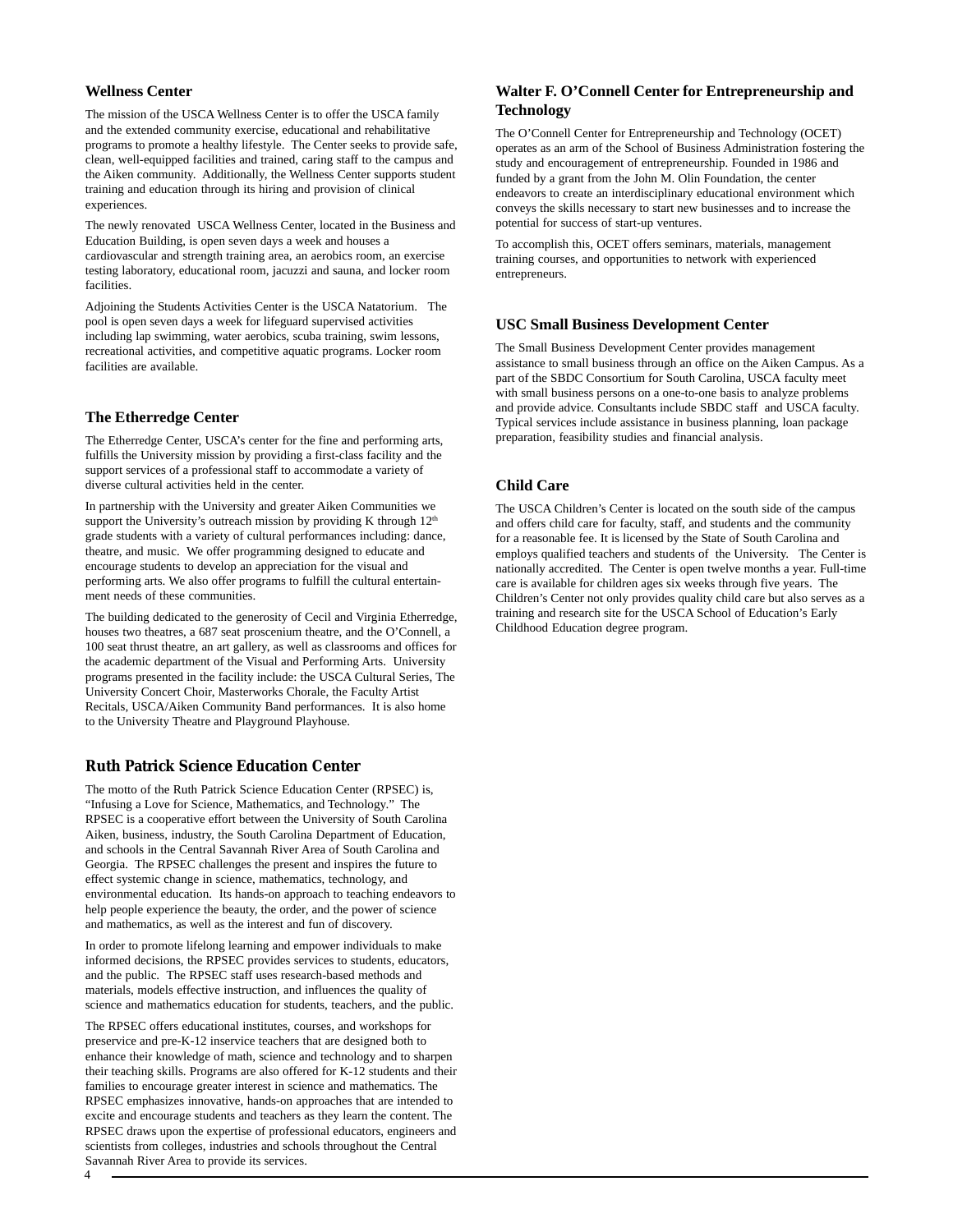## Wellness Center

The mission of the USCA Wellness Center is to offer the USCA family and the extended community exercise, educational and rehabilitative programs to promote a healthy lifestyle. The Center seeks to provide safe, clean, well-equipped facilities and trained, caring staff to the campus and the Aiken community. Additionally, the Wellness Center supports student training and education through its hiring and provision of clinical experiences.

The newly renovated USCA Wellness Center, located in the Business and Education Building, is open seven days a week and houses a cardiovascular and strength training area, an aerobics room, an exercise testing laboratory, educational room, jacuzzi and sauna, and locker room facilities.

Adjoining the Students Activities Center is the USCA Natatorium. The pool is open seven days a week for lifeguard supervised activities including lap swimming, water aerobics, scuba training, swim lessons, recreational activities, and competitive aquatic programs. Locker room facilities are available.

## The Etherredge Center

The Etherredge Center, USCA's center for the fine and performing arts, fulfills the University mission by providing a first-class facility and the support services of a professional staff to accommodate a variety of diverse cultural activities held in the center.

In partnership with the University and greater Aiken Communities we support the University's outreach mission by providing K through 12th grade students with a variety of cultural performances including: dance, theatre, and music. We offer programming designed to educate and encourage students to develop an appreciation for the visual and performing arts. We also offer programs to fulfill the cultural entertainment needs of these communities.

The building dedicated to the generosity of Cecil and Virginia Etherredge, houses two theatres, a 687 seat proscenium theatre, and the O'Connell, a 100 seat thrust theatre, an art gallery, as well as classrooms and offices for the academic department of the Visual and Performing Arts. University programs presented in the facility include: the USCA Cultural Series, The University Concert Choir, Masterworks Chorale, the Faculty Artist Recitals, USCA/Aiken Community Band performances. It is also home to the University Theatre and Playground Playhouse.

## Ruth Patrick Science Education Center

The motto of the Ruth Patrick Science Education Center (RPSEC) is, "Infusing a Love for Science, Mathematics, and Technology." The RPSEC is a cooperative effort between the University of South Carolina Aiken, business, industry, the South Carolina Department of Education, and schools in the Central Savannah River Area of South Carolina and Georgia. The RPSEC challenges the present and inspires the future to effect systemic change in science, mathematics, technology, and environmental education. Its hands-on approach to teaching endeavors to help people experience the beauty, the order, and the power of science and mathematics, as well as the interest and fun of discovery.

In order to promote lifelong learning and empower individuals to make informed decisions, the RPSEC provides services to students, educators, and the public. The RPSEC staff uses research-based methods and materials, models effective instruction, and influences the quality of science and mathematics education for students, teachers, and the public.

The RPSEC offers educational institutes, courses, and workshops for preservice and pre-K-12 inservice teachers that are designed both to enhance their knowledge of math, science and technology and to sharpen their teaching skills. Programs are also offered for K-12 students and their families to encourage greater interest in science and mathematics. The RPSEC emphasizes innovative, hands-on approaches that are intended to excite and encourage students and teachers as they learn the content. The RPSEC draws upon the expertise of professional educators, engineers and scientists from colleges, industries and schools throughout the Central Savannah River Area to provide its services.

## Walter F. O'Connell Center for Entrepreneurship and Technology

The O'Connell Center for Entrepreneurship and Technology (OCET) operates as an arm of the School of Business Administration fostering the study and encouragement of entrepreneurship. Founded in 1986 and funded by a grant from the John M. Olin Foundation, the center endeavors to create an interdisciplinary educational environment which conveys the skills necessary to start new businesses and to increase the potential for success of start-up ventures.

To accomplish this, OCET offers seminars, materials, management training courses, and opportunities to network with experienced entrepreneurs.

## USC Small Business Development Center

The Small Business Development Center provides management assistance to small business through an office on the Aiken Campus. As a part of the SBDC Consortium for South Carolina, USCA faculty meet with small business persons on a one-to-one basis to analyze problems and provide advice. Consultants include SBDC staff and USCA faculty. Typical services include assistance in business planning, loan package preparation, feasibility studies and financial analysis.

## Child Care

The USCA Children's Center is located on the south side of the campus and offers child care for faculty, staff, and students and the community for a reasonable fee. It is licensed by the State of South Carolina and employs qualified teachers and students of the University. The Center is nationally accredited. The Center is open twelve months a year. Full-time care is available for children ages six weeks through five years. The Children's Center not only provides quality child care but also serves as a training and research site for the USCA School of Education's Early Childhood Education degree program.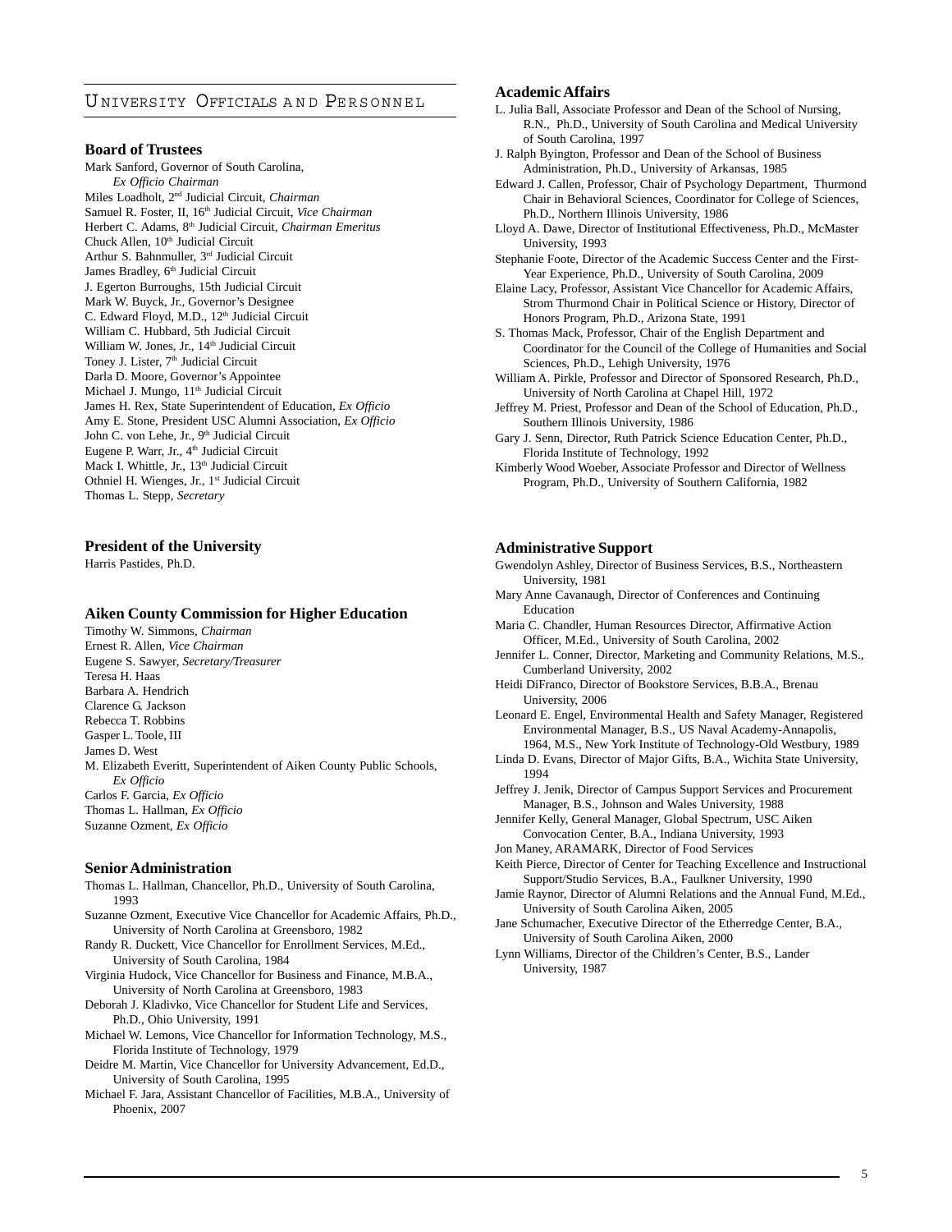# University Officials and Personnel

## Board of Trustees

Mark Sanford, Governor of South Carolina, *Ex Officio Chairman*
Miles Loadholt, 2nd Judicial Circuit, *Chairman*
Samuel R. Foster, II, 16th Judicial Circuit, *Vice Chairman*
Herbert C. Adams, 8th Judicial Circuit, *Chairman Emeritus*
Chuck Allen, 10th Judicial Circuit
Arthur S. Bahnmuller, 3rd Judicial Circuit
James Bradley, 6th Judicial Circuit
J. Egerton Burroughs, 15th Judicial Circuit
Mark W. Buyck, Jr., Governor's Designee
C. Edward Floyd, M.D., 12th Judicial Circuit
William C. Hubbard, 5th Judicial Circuit
William W. Jones, Jr., 14th Judicial Circuit
Toney J. Lister, 7th Judicial Circuit
Darla D. Moore, Governor's Appointee
Michael J. Mungo, 11th Judicial Circuit
James H. Rex, State Superintendent of Education, *Ex Officio*
Amy E. Stone, President USC Alumni Association, *Ex Officio*
John C. von Lehe, Jr., 9th Judicial Circuit
Eugene P. Warr, Jr., 4th Judicial Circuit
Mack I. Whittle, Jr., 13th Judicial Circuit
Othniel H. Wienges, Jr., 1st Judicial Circuit
Thomas L. Stepp, *Secretary*

## President of the University

Harris Pastides, Ph.D.

## Aiken County Commission for Higher Education

Timothy W. Simmons, *Chairman*
Ernest R. Allen, *Vice Chairman*
Eugene S. Sawyer, *Secretary/Treasurer*
Teresa H. Haas
Barbara A. Hendrich
Clarence G. Jackson
Rebecca T. Robbins
Gasper L. Toole, III
James D. West
M. Elizabeth Everitt, Superintendent of Aiken County Public Schools, *Ex Officio*
Carlos F. Garcia, *Ex Officio*
Thomas L. Hallman, *Ex Officio*
Suzanne Ozment, *Ex Officio*

## Senior Administration

Thomas L. Hallman, Chancellor, Ph.D., University of South Carolina, 1993
Suzanne Ozment, Executive Vice Chancellor for Academic Affairs, Ph.D., University of North Carolina at Greensboro, 1982
Randy R. Duckett, Vice Chancellor for Enrollment Services, M.Ed., University of South Carolina, 1984
Virginia Hudock, Vice Chancellor for Business and Finance, M.B.A., University of North Carolina at Greensboro, 1983
Deborah J. Kladivko, Vice Chancellor for Student Life and Services, Ph.D., Ohio University, 1991
Michael W. Lemons, Vice Chancellor for Information Technology, M.S., Florida Institute of Technology, 1979
Deidre M. Martin, Vice Chancellor for University Advancement, Ed.D., University of South Carolina, 1995
Michael F. Jara, Assistant Chancellor of Facilities, M.B.A., University of Phoenix, 2007

## Academic Affairs

L. Julia Ball, Associate Professor and Dean of the School of Nursing, R.N., Ph.D., University of South Carolina and Medical University of South Carolina, 1997
J. Ralph Byington, Professor and Dean of the School of Business Administration, Ph.D., University of Arkansas, 1985
Edward J. Callen, Professor, Chair of Psychology Department, Thurmond Chair in Behavioral Sciences, Coordinator for College of Sciences, Ph.D., Northern Illinois University, 1986
Lloyd A. Dawe, Director of Institutional Effectiveness, Ph.D., McMaster University, 1993
Stephanie Foote, Director of the Academic Success Center and the First-Year Experience, Ph.D., University of South Carolina, 2009
Elaine Lacy, Professor, Assistant Vice Chancellor for Academic Affairs, Strom Thurmond Chair in Political Science or History, Director of Honors Program, Ph.D., Arizona State, 1991
S. Thomas Mack, Professor, Chair of the English Department and Coordinator for the Council of the College of Humanities and Social Sciences, Ph.D., Lehigh University, 1976
William A. Pirkle, Professor and Director of Sponsored Research, Ph.D., University of North Carolina at Chapel Hill, 1972
Jeffrey M. Priest, Professor and Dean of the School of Education, Ph.D., Southern Illinois University, 1986
Gary J. Senn, Director, Ruth Patrick Science Education Center, Ph.D., Florida Institute of Technology, 1992
Kimberly Wood Woeber, Associate Professor and Director of Wellness Program, Ph.D., University of Southern California, 1982

## Administrative Support

Gwendolyn Ashley, Director of Business Services, B.S., Northeastern University, 1981
Mary Anne Cavanaugh, Director of Conferences and Continuing Education
Maria C. Chandler, Human Resources Director, Affirmative Action Officer, M.Ed., University of South Carolina, 2002
Jennifer L. Conner, Director, Marketing and Community Relations, M.S., Cumberland University, 2002
Heidi DiFranco, Director of Bookstore Services, B.B.A., Brenau University, 2006
Leonard E. Engel, Environmental Health and Safety Manager, Registered Environmental Manager, B.S., US Naval Academy-Annapolis, 1964, M.S., New York Institute of Technology-Old Westbury, 1989
Linda D. Evans, Director of Major Gifts, B.A., Wichita State University, 1994
Jeffrey J. Jenik, Director of Campus Support Services and Procurement Manager, B.S., Johnson and Wales University, 1988
Jennifer Kelly, General Manager, Global Spectrum, USC Aiken Convocation Center, B.A., Indiana University, 1993
Jon Maney, ARAMARK, Director of Food Services
Keith Pierce, Director of Center for Teaching Excellence and Instructional Support/Studio Services, B.A., Faulkner University, 1990
Jamie Raynor, Director of Alumni Relations and the Annual Fund, M.Ed., University of South Carolina Aiken, 2005
Jane Schumacher, Executive Director of the Etherredge Center, B.A., University of South Carolina Aiken, 2000
Lynn Williams, Director of the Children's Center, B.S., Lander University, 1987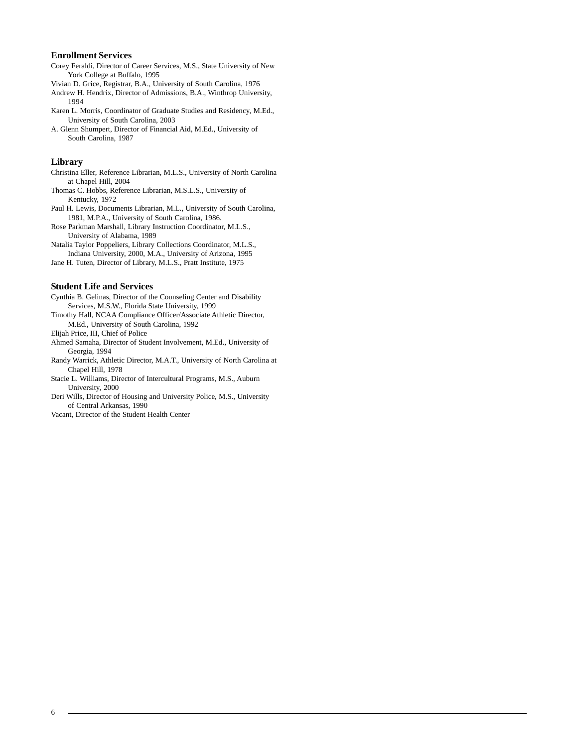### Enrollment Services

Corey Feraldi, Director of Career Services, M.S., State University of New York College at Buffalo, 1995

Vivian D. Grice, Registrar, B.A., University of South Carolina, 1976

Andrew H. Hendrix, Director of Admissions, B.A., Winthrop University, 1994

Karen L. Morris, Coordinator of Graduate Studies and Residency, M.Ed., University of South Carolina, 2003

A. Glenn Shumpert, Director of Financial Aid, M.Ed., University of South Carolina, 1987

### Library

Christina Eller, Reference Librarian, M.L.S., University of North Carolina at Chapel Hill, 2004

Thomas C. Hobbs, Reference Librarian, M.S.L.S., University of Kentucky, 1972

Paul H. Lewis, Documents Librarian, M.L., University of South Carolina, 1981, M.P.A., University of South Carolina, 1986.

Rose Parkman Marshall, Library Instruction Coordinator, M.L.S., University of Alabama, 1989

Natalia Taylor Poppeliers, Library Collections Coordinator, M.L.S., Indiana University, 2000, M.A., University of Arizona, 1995

Jane H. Tuten, Director of Library, M.L.S., Pratt Institute, 1975

### Student Life and Services

Cynthia B. Gelinas, Director of the Counseling Center and Disability Services, M.S.W., Florida State University, 1999

Timothy Hall, NCAA Compliance Officer/Associate Athletic Director, M.Ed., University of South Carolina, 1992

Elijah Price, III, Chief of Police

Ahmed Samaha, Director of Student Involvement, M.Ed., University of Georgia, 1994

Randy Warrick, Athletic Director, M.A.T., University of North Carolina at Chapel Hill, 1978

Stacie L. Williams, Director of Intercultural Programs, M.S., Auburn University, 2000

Deri Wills, Director of Housing and University Police, M.S., University of Central Arkansas, 1990

Vacant, Director of the Student Health Center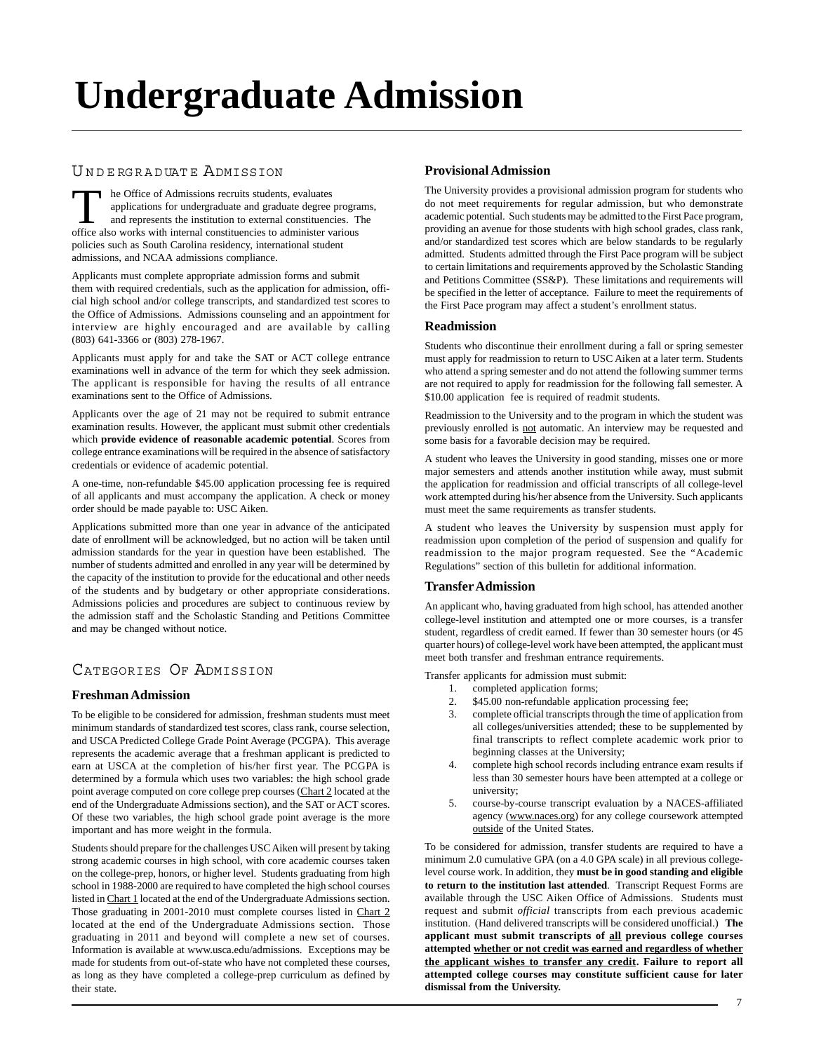# Undergraduate Admission

## Undergraduate Admission

The Office of Admissions recruits students, evaluates applications for undergraduate and graduate degree programs, and represents the institution to external constituencies. The office also works with internal constituencies to administer various policies such as South Carolina residency, international student admissions, and NCAA admissions compliance.

Applicants must complete appropriate admission forms and submit them with required credentials, such as the application for admission, official high school and/or college transcripts, and standardized test scores to the Office of Admissions. Admissions counseling and an appointment for interview are highly encouraged and are available by calling (803) 641-3366 or (803) 278-1967.

Applicants must apply for and take the SAT or ACT college entrance examinations well in advance of the term for which they seek admission. The applicant is responsible for having the results of all entrance examinations sent to the Office of Admissions.

Applicants over the age of 21 may not be required to submit entrance examination results. However, the applicant must submit other credentials which **provide evidence of reasonable academic potential**. Scores from college entrance examinations will be required in the absence of satisfactory credentials or evidence of academic potential.

A one-time, non-refundable $45.00 application processing fee is required of all applicants and must accompany the application. A check or money order should be made payable to: USC Aiken.

Applications submitted more than one year in advance of the anticipated date of enrollment will be acknowledged, but no action will be taken until admission standards for the year in question have been established. The number of students admitted and enrolled in any year will be determined by the capacity of the institution to provide for the educational and other needs of the students and by budgetary or other appropriate considerations. Admissions policies and procedures are subject to continuous review by the admission staff and the Scholastic Standing and Petitions Committee and may be changed without notice.

## Categories Of Admission

### Freshman Admission

To be eligible to be considered for admission, freshman students must meet minimum standards of standardized test scores, class rank, course selection, and USCA Predicted College Grade Point Average (PCGPA). This average represents the academic average that a freshman applicant is predicted to earn at USCA at the completion of his/her first year. The PCGPA is determined by a formula which uses two variables: the high school grade point average computed on core college prep courses (Chart 2 located at the end of the Undergraduate Admissions section), and the SAT or ACT scores. Of these two variables, the high school grade point average is the more important and has more weight in the formula.

Students should prepare for the challenges USC Aiken will present by taking strong academic courses in high school, with core academic courses taken on the college-prep, honors, or higher level. Students graduating from high school in 1988-2000 are required to have completed the high school courses listed in Chart 1 located at the end of the Undergraduate Admissions section. Those graduating in 2001-2010 must complete courses listed in Chart 2 located at the end of the Undergraduate Admissions section. Those graduating in 2011 and beyond will complete a new set of courses. Information is available at www.usca.edu/admissions. Exceptions may be made for students from out-of-state who have not completed these courses, as long as they have completed a college-prep curriculum as defined by their state.

### Provisional Admission

The University provides a provisional admission program for students who do not meet requirements for regular admission, but who demonstrate academic potential. Such students may be admitted to the First Pace program, providing an avenue for those students with high school grades, class rank, and/or standardized test scores which are below standards to be regularly admitted. Students admitted through the First Pace program will be subject to certain limitations and requirements approved by the Scholastic Standing and Petitions Committee (SS&P). These limitations and requirements will be specified in the letter of acceptance. Failure to meet the requirements of the First Pace program may affect a student's enrollment status.

### Readmission

Students who discontinue their enrollment during a fall or spring semester must apply for readmission to return to USC Aiken at a later term. Students who attend a spring semester and do not attend the following summer terms are not required to apply for readmission for the following fall semester. A $10.00 application fee is required of readmit students.

Readmission to the University and to the program in which the student was previously enrolled is not automatic. An interview may be requested and some basis for a favorable decision may be required.

A student who leaves the University in good standing, misses one or more major semesters and attends another institution while away, must submit the application for readmission and official transcripts of all college-level work attempted during his/her absence from the University. Such applicants must meet the same requirements as transfer students.

A student who leaves the University by suspension must apply for readmission upon completion of the period of suspension and qualify for readmission to the major program requested. See the "Academic Regulations" section of this bulletin for additional information.

### Transfer Admission

An applicant who, having graduated from high school, has attended another college-level institution and attempted one or more courses, is a transfer student, regardless of credit earned. If fewer than 30 semester hours (or 45 quarter hours) of college-level work have been attempted, the applicant must meet both transfer and freshman entrance requirements.

Transfer applicants for admission must submit:

1. completed application forms;
2. $45.00 non-refundable application processing fee;
3. complete official transcripts through the time of application from all colleges/universities attended; these to be supplemented by final transcripts to reflect complete academic work prior to beginning classes at the University;
4. complete high school records including entrance exam results if less than 30 semester hours have been attempted at a college or university;
5. course-by-course transcript evaluation by a NACES-affiliated agency (www.naces.org) for any college coursework attempted outside of the United States.

To be considered for admission, transfer students are required to have a minimum 2.0 cumulative GPA (on a 4.0 GPA scale) in all previous college-level course work. In addition, they **must be in good standing and eligible to return to the institution last attended**. Transcript Request Forms are available through the USC Aiken Office of Admissions. Students must request and submit *official* transcripts from each previous academic institution. (Hand delivered transcripts will be considered unofficial.) **The applicant must submit transcripts of all previous college courses attempted whether or not credit was earned and regardless of whether the applicant wishes to transfer any credit. Failure to report all attempted college courses may constitute sufficient cause for later dismissal from the University.**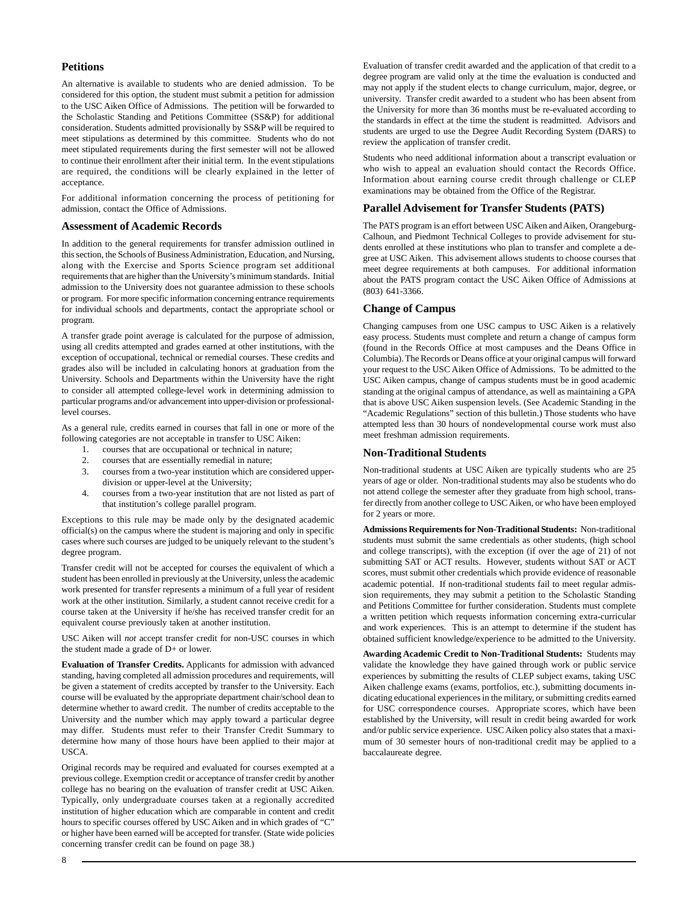## Petitions

An alternative is available to students who are denied admission. To be considered for this option, the student must submit a petition for admission to the USC Aiken Office of Admissions. The petition will be forwarded to the Scholastic Standing and Petitions Committee (SS&P) for additional consideration. Students admitted provisionally by SS&P will be required to meet stipulations as determined by this committee. Students who do not meet stipulated requirements during the first semester will not be allowed to continue their enrollment after their initial term. In the event stipulations are required, the conditions will be clearly explained in the letter of acceptance.

For additional information concerning the process of petitioning for admission, contact the Office of Admissions.

## Assessment of Academic Records

In addition to the general requirements for transfer admission outlined in this section, the Schools of Business Administration, Education, and Nursing, along with the Exercise and Sports Science program set additional requirements that are higher than the University's minimum standards. Initial admission to the University does not guarantee admission to these schools or program. For more specific information concerning entrance requirements for individual schools and departments, contact the appropriate school or program.

A transfer grade point average is calculated for the purpose of admission, using all credits attempted and grades earned at other institutions, with the exception of occupational, technical or remedial courses. These credits and grades also will be included in calculating honors at graduation from the University. Schools and Departments within the University have the right to consider all attempted college-level work in determining admission to particular programs and/or advancement into upper-division or professional-level courses.

As a general rule, credits earned in courses that fall in one or more of the following categories are not acceptable in transfer to USC Aiken:

1. courses that are occupational or technical in nature;
2. courses that are essentially remedial in nature;
3. courses from a two-year institution which are considered upper-division or upper-level at the University;
4. courses from a two-year institution that are not listed as part of that institution's college parallel program.

Exceptions to this rule may be made only by the designated academic official(s) on the campus where the student is majoring and only in specific cases where such courses are judged to be uniquely relevant to the student's degree program.

Transfer credit will not be accepted for courses the equivalent of which a student has been enrolled in previously at the University, unless the academic work presented for transfer represents a minimum of a full year of resident work at the other institution. Similarly, a student cannot receive credit for a course taken at the University if he/she has received transfer credit for an equivalent course previously taken at another institution.

USC Aiken will *not* accept transfer credit for non-USC courses in which the student made a grade of D+ or lower.

**Evaluation of Transfer Credits.** Applicants for admission with advanced standing, having completed all admission procedures and requirements, will be given a statement of credits accepted by transfer to the University. Each course will be evaluated by the appropriate department chair/school dean to determine whether to award credit. The number of credits acceptable to the University and the number which may apply toward a particular degree may differ. Students must refer to their Transfer Credit Summary to determine how many of those hours have been applied to their major at USCA.

Original records may be required and evaluated for courses exempted at a previous college. Exemption credit or acceptance of transfer credit by another college has no bearing on the evaluation of transfer credit at USC Aiken. Typically, only undergraduate courses taken at a regionally accredited institution of higher education which are comparable in content and credit hours to specific courses offered by USC Aiken and in which grades of "C" or higher have been earned will be accepted for transfer. (State wide policies concerning transfer credit can be found on page 38.)

Evaluation of transfer credit awarded and the application of that credit to a degree program are valid only at the time the evaluation is conducted and may not apply if the student elects to change curriculum, major, degree, or university. Transfer credit awarded to a student who has been absent from the University for more than 36 months must be re-evaluated according to the standards in effect at the time the student is readmitted. Advisors and students are urged to use the Degree Audit Recording System (DARS) to review the application of transfer credit.

Students who need additional information about a transcript evaluation or who wish to appeal an evaluation should contact the Records Office. Information about earning course credit through challenge or CLEP examinations may be obtained from the Office of the Registrar.

## Parallel Advisement for Transfer Students (PATS)

The PATS program is an effort between USC Aiken and Aiken, Orangeburg-Calhoun, and Piedmont Technical Colleges to provide advisement for students enrolled at these institutions who plan to transfer and complete a degree at USC Aiken. This advisement allows students to choose courses that meet degree requirements at both campuses. For additional information about the PATS program contact the USC Aiken Office of Admissions at (803) 641-3366.

## Change of Campus

Changing campuses from one USC campus to USC Aiken is a relatively easy process. Students must complete and return a change of campus form (found in the Records Office at most campuses and the Deans Office in Columbia). The Records or Deans office at your original campus will forward your request to the USC Aiken Office of Admissions. To be admitted to the USC Aiken campus, change of campus students must be in good academic standing at the original campus of attendance, as well as maintaining a GPA that is above USC Aiken suspension levels. (See Academic Standing in the "Academic Regulations" section of this bulletin.) Those students who have attempted less than 30 hours of nondevelopmental course work must also meet freshman admission requirements.

## Non-Traditional Students

Non-traditional students at USC Aiken are typically students who are 25 years of age or older. Non-traditional students may also be students who do not attend college the semester after they graduate from high school, transfer directly from another college to USC Aiken, or who have been employed for 2 years or more.

**Admissions Requirements for Non-Traditional Students:** Non-traditional students must submit the same credentials as other students, (high school and college transcripts), with the exception (if over the age of 21) of not submitting SAT or ACT results. However, students without SAT or ACT scores, must submit other credentials which provide evidence of reasonable academic potential. If non-traditional students fail to meet regular admission requirements, they may submit a petition to the Scholastic Standing and Petitions Committee for further consideration. Students must complete a written petition which requests information concerning extra-curricular and work experiences. This is an attempt to determine if the student has obtained sufficient knowledge/experience to be admitted to the University.

**Awarding Academic Credit to Non-Traditional Students:** Students may validate the knowledge they have gained through work or public service experiences by submitting the results of CLEP subject exams, taking USC Aiken challenge exams (exams, portfolios, etc.), submitting documents indicating educational experiences in the military, or submitting credits earned for USC correspondence courses. Appropriate scores, which have been established by the University, will result in credit being awarded for work and/or public service experience. USC Aiken policy also states that a maximum of 30 semester hours of non-traditional credit may be applied to a baccalaureate degree.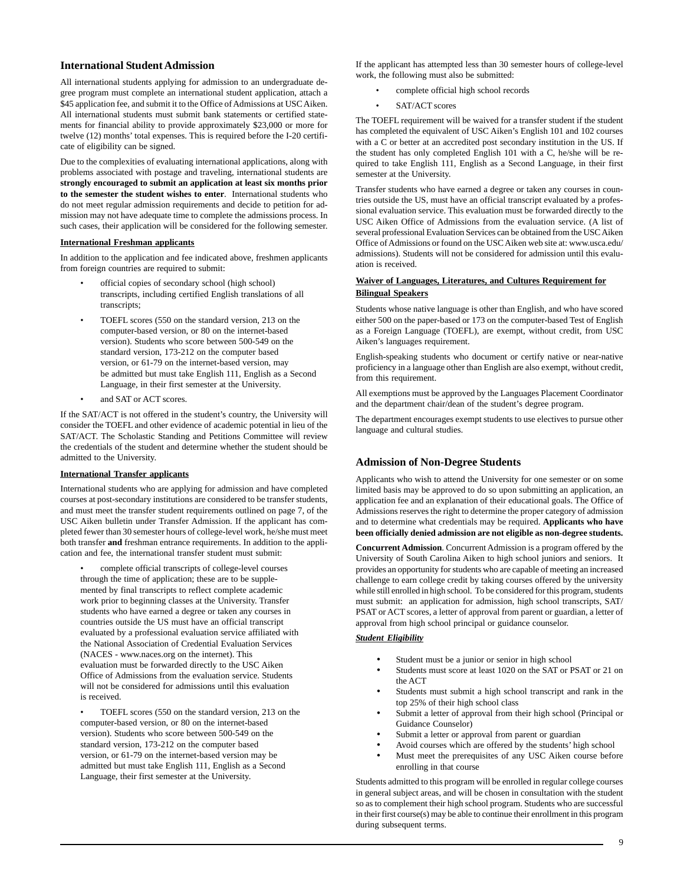## International Student Admission

All international students applying for admission to an undergraduate degree program must complete an international student application, attach a $45 application fee, and submit it to the Office of Admissions at USC Aiken. All international students must submit bank statements or certified statements for financial ability to provide approximately $23,000 or more for twelve (12) months' total expenses. This is required before the I-20 certificate of eligibility can be signed.

Due to the complexities of evaluating international applications, along with problems associated with postage and traveling, international students are **strongly encouraged to submit an application at least six months prior to the semester the student wishes to enter**. International students who do not meet regular admission requirements and decide to petition for admission may not have adequate time to complete the admissions process. In such cases, their application will be considered for the following semester.

### International Freshman applicants

In addition to the application and fee indicated above, freshmen applicants from foreign countries are required to submit:

- official copies of secondary school (high school) transcripts, including certified English translations of all transcripts;
- TOEFL scores (550 on the standard version, 213 on the computer-based version, or 80 on the internet-based version). Students who score between 500-549 on the standard version, 173-212 on the computer based version, or 61-79 on the internet-based version, may be admitted but must take English 111, English as a Second Language, in their first semester at the University.
- and SAT or ACT scores.

If the SAT/ACT is not offered in the student's country, the University will consider the TOEFL and other evidence of academic potential in lieu of the SAT/ACT. The Scholastic Standing and Petitions Committee will review the credentials of the student and determine whether the student should be admitted to the University.

### International Transfer applicants

International students who are applying for admission and have completed courses at post-secondary institutions are considered to be transfer students, and must meet the transfer student requirements outlined on page 7, of the USC Aiken bulletin under Transfer Admission. If the applicant has completed fewer than 30 semester hours of college-level work, he/she must meet both transfer **and** freshman entrance requirements. In addition to the application and fee, the international transfer student must submit:

- complete official transcripts of college-level courses through the time of application; these are to be supplemented by final transcripts to reflect complete academic work prior to beginning classes at the University. Transfer students who have earned a degree or taken any courses in countries outside the US must have an official transcript evaluated by a professional evaluation service affiliated with the National Association of Credential Evaluation Services (NACES - www.naces.org on the internet). This evaluation must be forwarded directly to the USC Aiken Office of Admissions from the evaluation service. Students will not be considered for admissions until this evaluation is received.
- TOEFL scores (550 on the standard version, 213 on the computer-based version, or 80 on the internet-based version). Students who score between 500-549 on the standard version, 173-212 on the computer based version, or 61-79 on the internet-based version may be admitted but must take English 111, English as a Second Language, their first semester at the University.

If the applicant has attempted less than 30 semester hours of college-level work, the following must also be submitted:

- complete official high school records
- SAT/ACT scores

The TOEFL requirement will be waived for a transfer student if the student has completed the equivalent of USC Aiken's English 101 and 102 courses with a C or better at an accredited post secondary institution in the US. If the student has only completed English 101 with a C, he/she will be required to take English 111, English as a Second Language, in their first semester at the University.

Transfer students who have earned a degree or taken any courses in countries outside the US, must have an official transcript evaluated by a professional evaluation service. This evaluation must be forwarded directly to the USC Aiken Office of Admissions from the evaluation service. (A list of several professional Evaluation Services can be obtained from the USC Aiken Office of Admissions or found on the USC Aiken web site at: www.usca.edu/admissions). Students will not be considered for admission until this evaluation is received.

### Waiver of Languages, Literatures, and Cultures Requirement for Bilingual Speakers

Students whose native language is other than English, and who have scored either 500 on the paper-based or 173 on the computer-based Test of English as a Foreign Language (TOEFL), are exempt, without credit, from USC Aiken's languages requirement.

English-speaking students who document or certify native or near-native proficiency in a language other than English are also exempt, without credit, from this requirement.

All exemptions must be approved by the Languages Placement Coordinator and the department chair/dean of the student's degree program.

The department encourages exempt students to use electives to pursue other language and cultural studies.

## Admission of Non-Degree Students

Applicants who wish to attend the University for one semester or on some limited basis may be approved to do so upon submitting an application, an application fee and an explanation of their educational goals. The Office of Admissions reserves the right to determine the proper category of admission and to determine what credentials may be required. **Applicants who have been officially denied admission are not eligible as non-degree students.**

**Concurrent Admission**. Concurrent Admission is a program offered by the University of South Carolina Aiken to high school juniors and seniors. It provides an opportunity for students who are capable of meeting an increased challenge to earn college credit by taking courses offered by the university while still enrolled in high school. To be considered for this program, students must submit: an application for admission, high school transcripts, SAT/PSAT or ACT scores, a letter of approval from parent or guardian, a letter of approval from high school principal or guidance counselor.

***Student Eligibility***

- Student must be a junior or senior in high school
- Students must score at least 1020 on the SAT or PSAT or 21 on the ACT
- Students must submit a high school transcript and rank in the top 25% of their high school class
- Submit a letter of approval from their high school (Principal or Guidance Counselor)
- Submit a letter or approval from parent or guardian
- Avoid courses which are offered by the students' high school
- Must meet the prerequisites of any USC Aiken course before enrolling in that course

Students admitted to this program will be enrolled in regular college courses in general subject areas, and will be chosen in consultation with the student so as to complement their high school program. Students who are successful in their first course(s) may be able to continue their enrollment in this program during subsequent terms.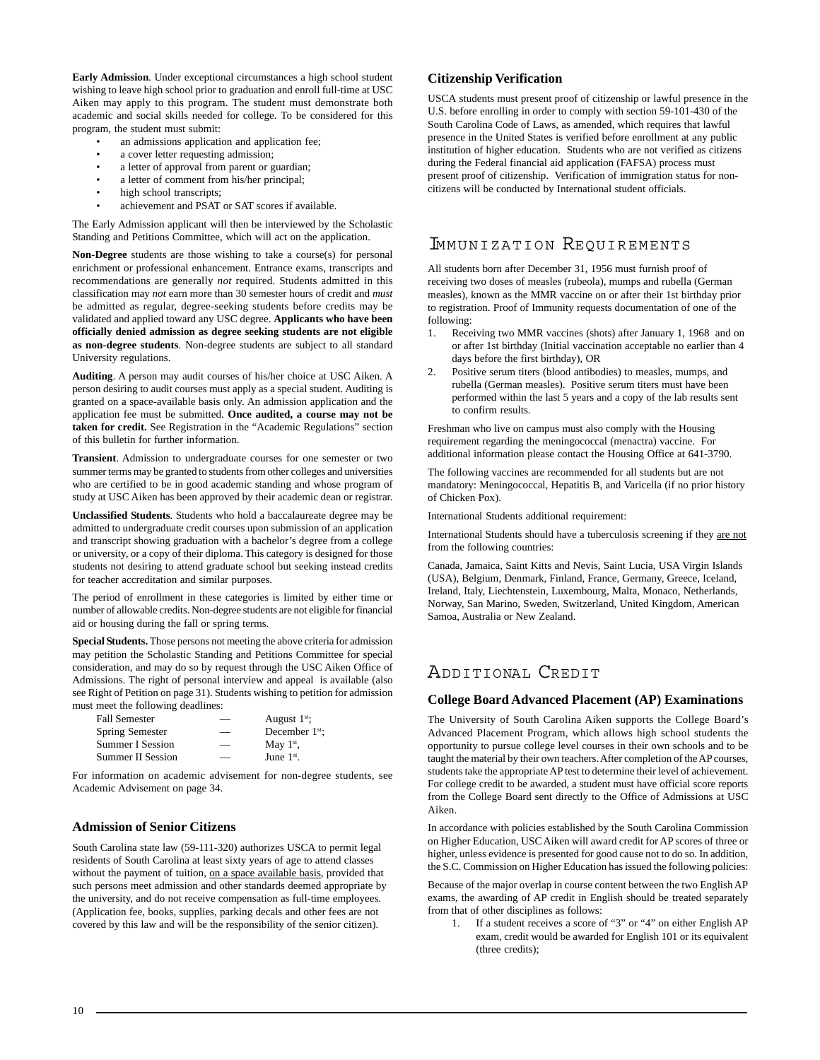**Early Admission**. Under exceptional circumstances a high school student wishing to leave high school prior to graduation and enroll full-time at USC Aiken may apply to this program. The student must demonstrate both academic and social skills needed for college. To be considered for this program, the student must submit:

- an admissions application and application fee;
- a cover letter requesting admission;
- a letter of approval from parent or guardian;
- a letter of comment from his/her principal;
- high school transcripts;
- achievement and PSAT or SAT scores if available.

The Early Admission applicant will then be interviewed by the Scholastic Standing and Petitions Committee, which will act on the application.

**Non-Degree** students are those wishing to take a course(s) for personal enrichment or professional enhancement. Entrance exams, transcripts and recommendations are generally *not* required. Students admitted in this classification may *not* earn more than 30 semester hours of credit and *must* be admitted as regular, degree-seeking students before credits may be validated and applied toward any USC degree. **Applicants who have been officially denied admission as degree seeking students are not eligible as non-degree students**. Non-degree students are subject to all standard University regulations.

**Auditing**. A person may audit courses of his/her choice at USC Aiken. A person desiring to audit courses must apply as a special student. Auditing is granted on a space-available basis only. An admission application and the application fee must be submitted. **Once audited, a course may not be taken for credit.** See Registration in the "Academic Regulations" section of this bulletin for further information.

**Transient**. Admission to undergraduate courses for one semester or two summer terms may be granted to students from other colleges and universities who are certified to be in good academic standing and whose program of study at USC Aiken has been approved by their academic dean or registrar.

**Unclassified Students**. Students who hold a baccalaureate degree may be admitted to undergraduate credit courses upon submission of an application and transcript showing graduation with a bachelor's degree from a college or university, or a copy of their diploma. This category is designed for those students not desiring to attend graduate school but seeking instead credits for teacher accreditation and similar purposes.

The period of enrollment in these categories is limited by either time or number of allowable credits. Non-degree students are not eligible for financial aid or housing during the fall or spring terms.

**Special Students.** Those persons not meeting the above criteria for admission may petition the Scholastic Standing and Petitions Committee for special consideration, and may do so by request through the USC Aiken Office of Admissions. The right of personal interview and appeal is available (also see Right of Petition on page 31). Students wishing to petition for admission must meet the following deadlines:

| | | |
|---|---|---|
| Fall Semester | — | August 1st; |
| Spring Semester | — | December 1st; |
| Summer I Session | — | May 1st, |
| Summer II Session | — | June 1st. |

For information on academic advisement for non-degree students, see Academic Advisement on page 34.

### Admission of Senior Citizens

South Carolina state law (59-111-320) authorizes USCA to permit legal residents of South Carolina at least sixty years of age to attend classes without the payment of tuition, on a space available basis, provided that such persons meet admission and other standards deemed appropriate by the university, and do not receive compensation as full-time employees. (Application fee, books, supplies, parking decals and other fees are not covered by this law and will be the responsibility of the senior citizen).

### Citizenship Verification

USCA students must present proof of citizenship or lawful presence in the U.S. before enrolling in order to comply with section 59-101-430 of the South Carolina Code of Laws, as amended, which requires that lawful presence in the United States is verified before enrollment at any public institution of higher education. Students who are not verified as citizens during the Federal financial aid application (FAFSA) process must present proof of citizenship. Verification of immigration status for non-citizens will be conducted by International student officials.

## Immunization Requirements

All students born after December 31, 1956 must furnish proof of receiving two doses of measles (rubeola), mumps and rubella (German measles), known as the MMR vaccine on or after their 1st birthday prior to registration. Proof of Immunity requests documentation of one of the following:

1. Receiving two MMR vaccines (shots) after January 1, 1968 and on or after 1st birthday (Initial vaccination acceptable no earlier than 4 days before the first birthday), OR
2. Positive serum titers (blood antibodies) to measles, mumps, and rubella (German measles). Positive serum titers must have been performed within the last 5 years and a copy of the lab results sent to confirm results.

Freshman who live on campus must also comply with the Housing requirement regarding the meningococcal (menactra) vaccine. For additional information please contact the Housing Office at 641-3790.

The following vaccines are recommended for all students but are not mandatory: Meningococcal, Hepatitis B, and Varicella (if no prior history of Chicken Pox).

International Students additional requirement:

International Students should have a tuberculosis screening if they are not from the following countries:

Canada, Jamaica, Saint Kitts and Nevis, Saint Lucia, USA Virgin Islands (USA), Belgium, Denmark, Finland, France, Germany, Greece, Iceland, Ireland, Italy, Liechtenstein, Luxembourg, Malta, Monaco, Netherlands, Norway, San Marino, Sweden, Switzerland, United Kingdom, American Samoa, Australia or New Zealand.

## Additional Credit

### College Board Advanced Placement (AP) Examinations

The University of South Carolina Aiken supports the College Board's Advanced Placement Program, which allows high school students the opportunity to pursue college level courses in their own schools and to be taught the material by their own teachers. After completion of the AP courses, students take the appropriate AP test to determine their level of achievement. For college credit to be awarded, a student must have official score reports from the College Board sent directly to the Office of Admissions at USC Aiken.

In accordance with policies established by the South Carolina Commission on Higher Education, USC Aiken will award credit for AP scores of three or higher, unless evidence is presented for good cause not to do so. In addition, the S.C. Commission on Higher Education has issued the following policies:

Because of the major overlap in course content between the two English AP exams, the awarding of AP credit in English should be treated separately from that of other disciplines as follows:

1. If a student receives a score of "3" or "4" on either English AP exam, credit would be awarded for English 101 or its equivalent (three credits);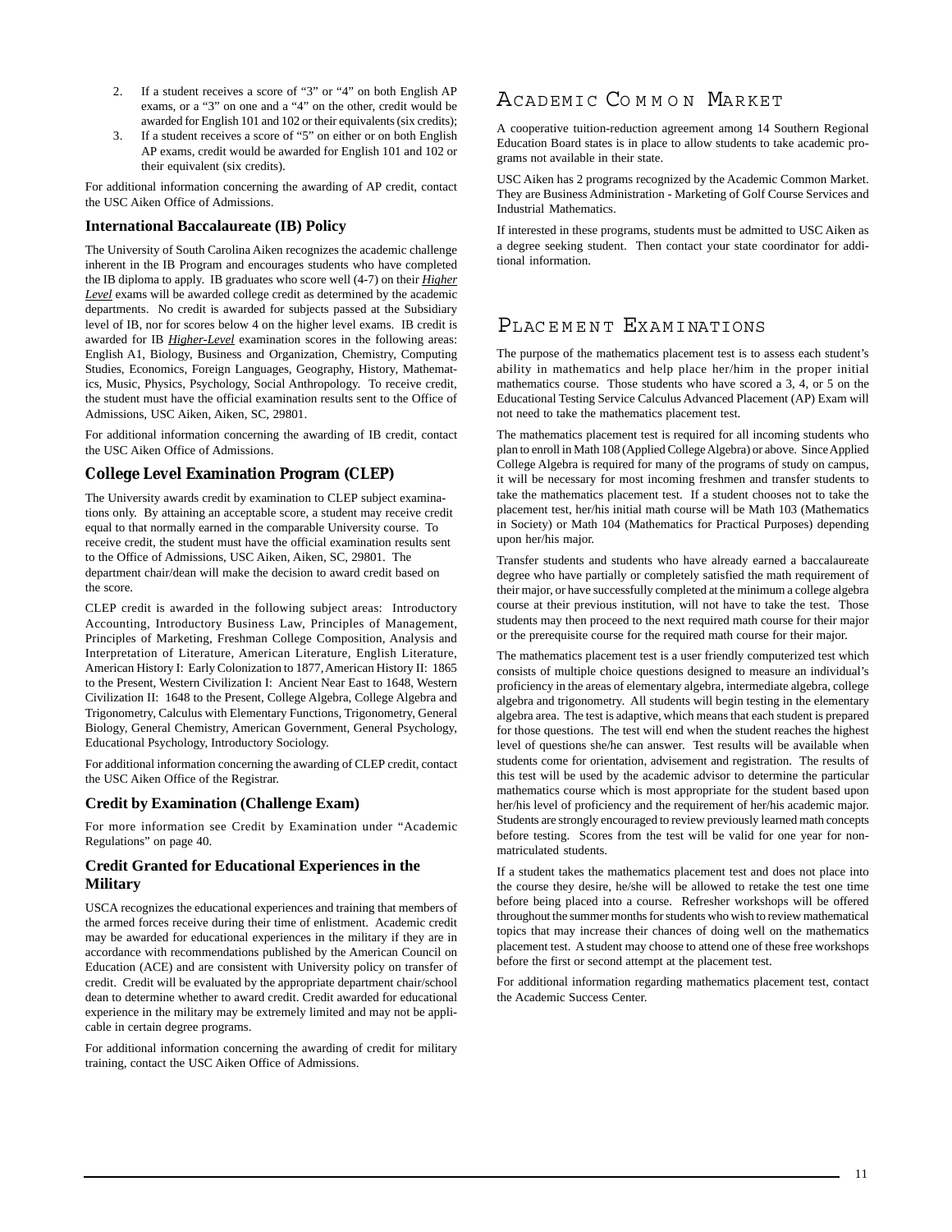2. If a student receives a score of "3" or "4" on both English AP exams, or a "3" on one and a "4" on the other, credit would be awarded for English 101 and 102 or their equivalents (six credits);
3. If a student receives a score of "5" on either or on both English AP exams, credit would be awarded for English 101 and 102 or their equivalent (six credits).

For additional information concerning the awarding of AP credit, contact the USC Aiken Office of Admissions.

### International Baccalaureate (IB) Policy

The University of South Carolina Aiken recognizes the academic challenge inherent in the IB Program and encourages students who have completed the IB diploma to apply. IB graduates who score well (4-7) on their ***Higher Level*** exams will be awarded college credit as determined by the academic departments. No credit is awarded for subjects passed at the Subsidiary level of IB, nor for scores below 4 on the higher level exams. IB credit is awarded for IB ***Higher-Level*** examination scores in the following areas: English A1, Biology, Business and Organization, Chemistry, Computing Studies, Economics, Foreign Languages, Geography, History, Mathematics, Music, Physics, Psychology, Social Anthropology. To receive credit, the student must have the official examination results sent to the Office of Admissions, USC Aiken, Aiken, SC, 29801.

For additional information concerning the awarding of IB credit, contact the USC Aiken Office of Admissions.

### College Level Examination Program (CLEP)

The University awards credit by examination to CLEP subject examinations only. By attaining an acceptable score, a student may receive credit equal to that normally earned in the comparable University course. To receive credit, the student must have the official examination results sent to the Office of Admissions, USC Aiken, Aiken, SC, 29801. The department chair/dean will make the decision to award credit based on the score.

CLEP credit is awarded in the following subject areas: Introductory Accounting, Introductory Business Law, Principles of Management, Principles of Marketing, Freshman College Composition, Analysis and Interpretation of Literature, American Literature, English Literature, American History I: Early Colonization to 1877, American History II: 1865 to the Present, Western Civilization I: Ancient Near East to 1648, Western Civilization II: 1648 to the Present, College Algebra, College Algebra and Trigonometry, Calculus with Elementary Functions, Trigonometry, General Biology, General Chemistry, American Government, General Psychology, Educational Psychology, Introductory Sociology.

For additional information concerning the awarding of CLEP credit, contact the USC Aiken Office of the Registrar.

### Credit by Examination (Challenge Exam)

For more information see Credit by Examination under "Academic Regulations" on page 40.

### Credit Granted for Educational Experiences in the Military

USCA recognizes the educational experiences and training that members of the armed forces receive during their time of enlistment. Academic credit may be awarded for educational experiences in the military if they are in accordance with recommendations published by the American Council on Education (ACE) and are consistent with University policy on transfer of credit. Credit will be evaluated by the appropriate department chair/school dean to determine whether to award credit. Credit awarded for educational experience in the military may be extremely limited and may not be applicable in certain degree programs.

For additional information concerning the awarding of credit for military training, contact the USC Aiken Office of Admissions.

## Academic Common Market

A cooperative tuition-reduction agreement among 14 Southern Regional Education Board states is in place to allow students to take academic programs not available in their state.

USC Aiken has 2 programs recognized by the Academic Common Market. They are Business Administration - Marketing of Golf Course Services and Industrial Mathematics.

If interested in these programs, students must be admitted to USC Aiken as a degree seeking student. Then contact your state coordinator for additional information.

## Placement Examinations

The purpose of the mathematics placement test is to assess each student's ability in mathematics and help place her/him in the proper initial mathematics course. Those students who have scored a 3, 4, or 5 on the Educational Testing Service Calculus Advanced Placement (AP) Exam will not need to take the mathematics placement test.

The mathematics placement test is required for all incoming students who plan to enroll in Math 108 (Applied College Algebra) or above. Since Applied College Algebra is required for many of the programs of study on campus, it will be necessary for most incoming freshmen and transfer students to take the mathematics placement test. If a student chooses not to take the placement test, her/his initial math course will be Math 103 (Mathematics in Society) or Math 104 (Mathematics for Practical Purposes) depending upon her/his major.

Transfer students and students who have already earned a baccalaureate degree who have partially or completely satisfied the math requirement of their major, or have successfully completed at the minimum a college algebra course at their previous institution, will not have to take the test. Those students may then proceed to the next required math course for their major or the prerequisite course for the required math course for their major.

The mathematics placement test is a user friendly computerized test which consists of multiple choice questions designed to measure an individual's proficiency in the areas of elementary algebra, intermediate algebra, college algebra and trigonometry. All students will begin testing in the elementary algebra area. The test is adaptive, which means that each student is prepared for those questions. The test will end when the student reaches the highest level of questions she/he can answer. Test results will be available when students come for orientation, advisement and registration. The results of this test will be used by the academic advisor to determine the particular mathematics course which is most appropriate for the student based upon her/his level of proficiency and the requirement of her/his academic major. Students are strongly encouraged to review previously learned math concepts before testing. Scores from the test will be valid for one year for non-matriculated students.

If a student takes the mathematics placement test and does not place into the course they desire, he/she will be allowed to retake the test one time before being placed into a course. Refresher workshops will be offered throughout the summer months for students who wish to review mathematical topics that may increase their chances of doing well on the mathematics placement test. A student may choose to attend one of these free workshops before the first or second attempt at the placement test.

For additional information regarding mathematics placement test, contact the Academic Success Center.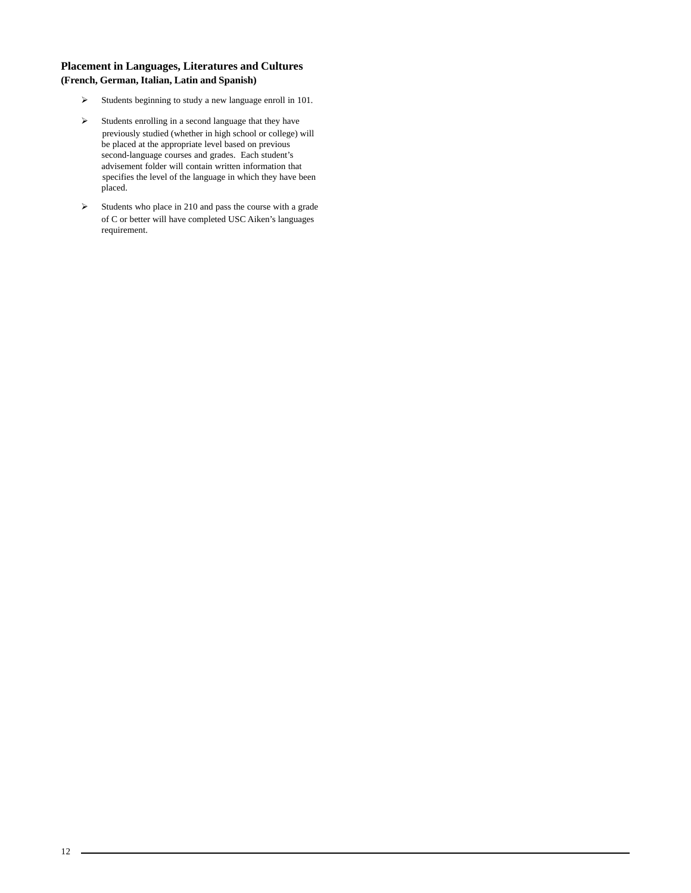## Placement in Languages, Literatures and Cultures
**(French, German, Italian, Latin and Spanish)**

- Students beginning to study a new language enroll in 101.
- Students enrolling in a second language that they have previously studied (whether in high school or college) will be placed at the appropriate level based on previous second-language courses and grades. Each student's advisement folder will contain written information that specifies the level of the language in which they have been placed.
- Students who place in 210 and pass the course with a grade of C or better will have completed USC Aiken's languages requirement.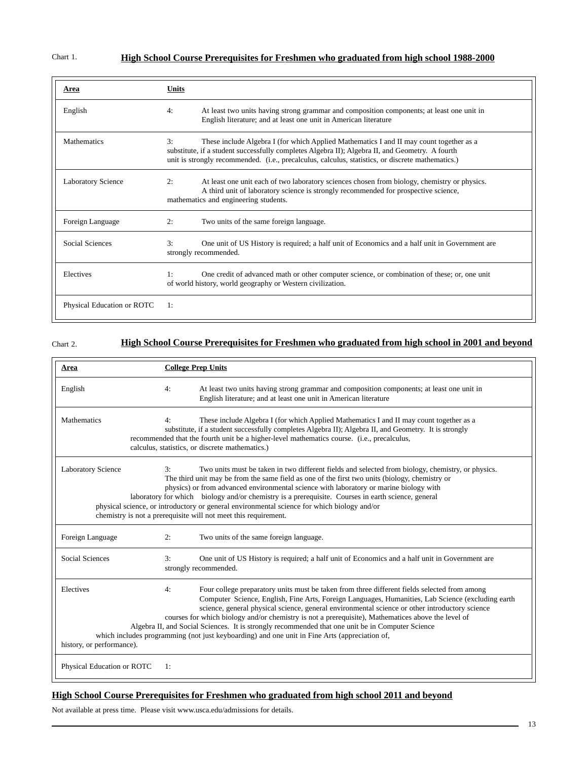Chart 1. **High School Course Prerequisites for Freshmen who graduated from high school 1988-2000**

| Area | Units |
| --- | --- |
| English | 4: At least two units having strong grammar and composition components; at least one unit in English literature; and at least one unit in American literature |
| Mathematics | 3: These include Algebra I (for which Applied Mathematics I and II may count together as a substitute, if a student successfully completes Algebra II); Algebra II, and Geometry. A fourth unit is strongly recommended. (i.e., precalculus, calculus, statistics, or discrete mathematics.) |
| Laboratory Science | 2: At least one unit each of two laboratory sciences chosen from biology, chemistry or physics. A third unit of laboratory science is strongly recommended for prospective science, mathematics and engineering students. |
| Foreign Language | 2: Two units of the same foreign language. |
| Social Sciences | 3: One unit of US History is required; a half unit of Economics and a half unit in Government are strongly recommended. |
| Electives | 1: One credit of advanced math or other computer science, or combination of these; or, one unit of world history, world geography or Western civilization. |
| Physical Education or ROTC | 1: |

Chart 2. **High School Course Prerequisites for Freshmen who graduated from high school in 2001 and beyond**

| Area | College Prep Units |
| --- | --- |
| English | 4: At least two units having strong grammar and composition components; at least one unit in English literature; and at least one unit in American literature |
| Mathematics | 4: These include Algebra I (for which Applied Mathematics I and II may count together as a substitute, if a student successfully completes Algebra II); Algebra II, and Geometry. It is strongly recommended that the fourth unit be a higher-level mathematics course. (i.e., precalculus, calculus, statistics, or discrete mathematics.) |
| Laboratory Science | 3: Two units must be taken in two different fields and selected from biology, chemistry, or physics. The third unit may be from the same field as one of the first two units (biology, chemistry or physics) or from advanced environmental science with laboratory or marine biology with laboratory for which biology and/or chemistry is a prerequisite. Courses in earth science, general physical science, or introductory or general environmental science for which biology and/or chemistry is not a prerequisite will not meet this requirement. |
| Foreign Language | 2: Two units of the same foreign language. |
| Social Sciences | 3: One unit of US History is required; a half unit of Economics and a half unit in Government are strongly recommended. |
| Electives | 4: Four college preparatory units must be taken from three different fields selected from among Computer Science, English, Fine Arts, Foreign Languages, Humanities, Lab Science (excluding earth science, general physical science, general environmental science or other introductory science courses for which biology and/or chemistry is not a prerequisite), Mathematices above the level of Algebra II, and Social Sciences. It is strongly recommended that one unit be in Computer Science which includes programming (not just keyboarding) and one unit in Fine Arts (appreciation of, history, or performance). |
| Physical Education or ROTC | 1: |

**High School Course Prerequisites for Freshmen who graduated from high school 2011 and beyond**

Not available at press time. Please visit www.usca.edu/admissions for details.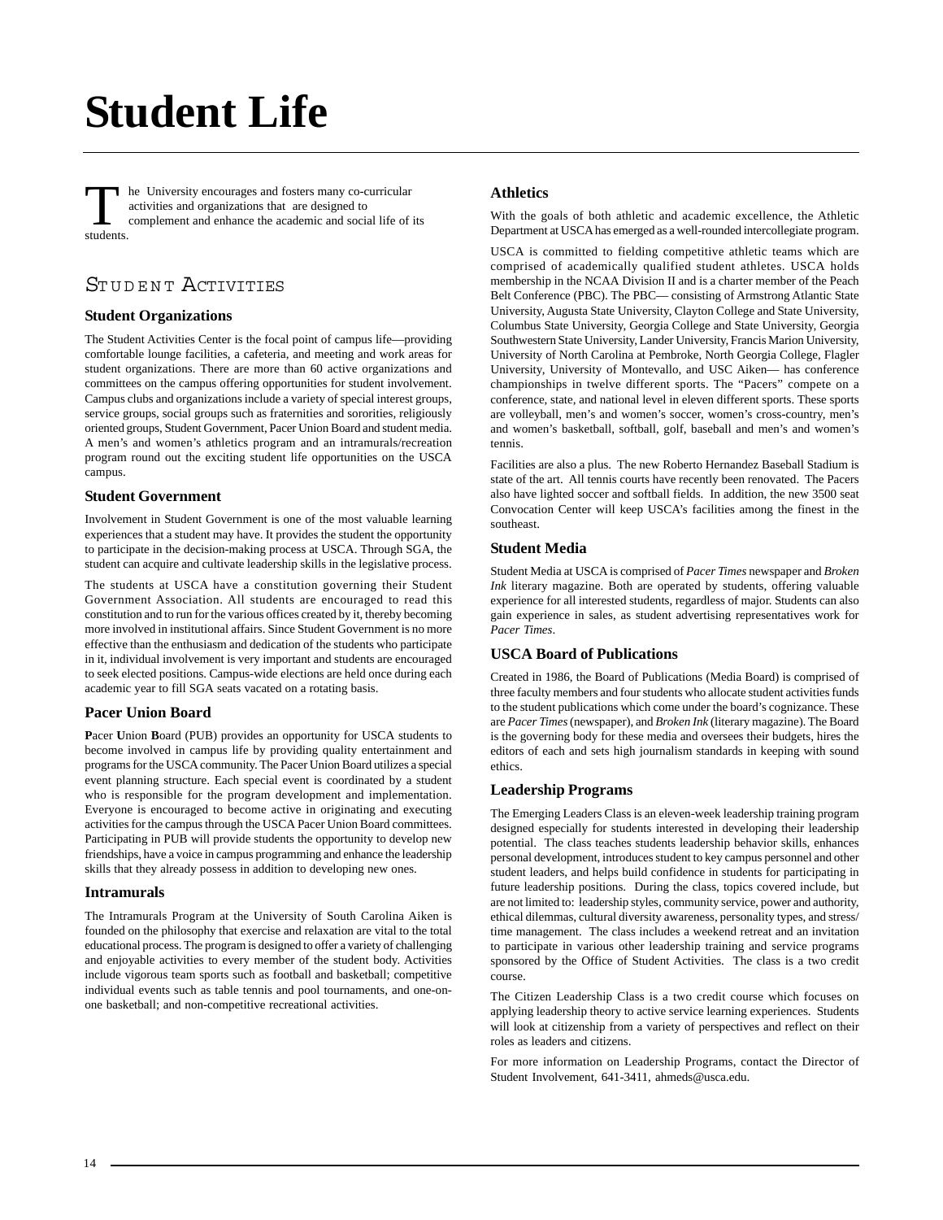# Student Life

The University encourages and fosters many co-curricular activities and organizations that are designed to complement and enhance the academic and social life of its students.

## Student Activities

### Student Organizations

The Student Activities Center is the focal point of campus life—providing comfortable lounge facilities, a cafeteria, and meeting and work areas for student organizations. There are more than 60 active organizations and committees on the campus offering opportunities for student involvement. Campus clubs and organizations include a variety of special interest groups, service groups, social groups such as fraternities and sororities, religiously oriented groups, Student Government, Pacer Union Board and student media. A men's and women's athletics program and an intramurals/recreation program round out the exciting student life opportunities on the USCA campus.

### Student Government

Involvement in Student Government is one of the most valuable learning experiences that a student may have. It provides the student the opportunity to participate in the decision-making process at USCA. Through SGA, the student can acquire and cultivate leadership skills in the legislative process.

The students at USCA have a constitution governing their Student Government Association. All students are encouraged to read this constitution and to run for the various offices created by it, thereby becoming more involved in institutional affairs. Since Student Government is no more effective than the enthusiasm and dedication of the students who participate in it, individual involvement is very important and students are encouraged to seek elected positions. Campus-wide elections are held once during each academic year to fill SGA seats vacated on a rotating basis.

### Pacer Union Board

**P**acer **U**nion **B**oard (PUB) provides an opportunity for USCA students to become involved in campus life by providing quality entertainment and programs for the USCA community. The Pacer Union Board utilizes a special event planning structure. Each special event is coordinated by a student who is responsible for the program development and implementation. Everyone is encouraged to become active in originating and executing activities for the campus through the USCA Pacer Union Board committees. Participating in PUB will provide students the opportunity to develop new friendships, have a voice in campus programming and enhance the leadership skills that they already possess in addition to developing new ones.

### Intramurals

The Intramurals Program at the University of South Carolina Aiken is founded on the philosophy that exercise and relaxation are vital to the total educational process. The program is designed to offer a variety of challenging and enjoyable activities to every member of the student body. Activities include vigorous team sports such as football and basketball; competitive individual events such as table tennis and pool tournaments, and one-on-one basketball; and non-competitive recreational activities.

### Athletics

With the goals of both athletic and academic excellence, the Athletic Department at USCA has emerged as a well-rounded intercollegiate program.

USCA is committed to fielding competitive athletic teams which are comprised of academically qualified student athletes. USCA holds membership in the NCAA Division II and is a charter member of the Peach Belt Conference (PBC). The PBC— consisting of Armstrong Atlantic State University, Augusta State University, Clayton College and State University, Columbus State University, Georgia College and State University, Georgia Southwestern State University, Lander University, Francis Marion University, University of North Carolina at Pembroke, North Georgia College, Flagler University, University of Montevallo, and USC Aiken— has conference championships in twelve different sports. The "Pacers" compete on a conference, state, and national level in eleven different sports. These sports are volleyball, men's and women's soccer, women's cross-country, men's and women's basketball, softball, golf, baseball and men's and women's tennis.

Facilities are also a plus. The new Roberto Hernandez Baseball Stadium is state of the art. All tennis courts have recently been renovated. The Pacers also have lighted soccer and softball fields. In addition, the new 3500 seat Convocation Center will keep USCA's facilities among the finest in the southeast.

### Student Media

Student Media at USCA is comprised of *Pacer Times* newspaper and *Broken Ink* literary magazine. Both are operated by students, offering valuable experience for all interested students, regardless of major. Students can also gain experience in sales, as student advertising representatives work for *Pacer Times*.

### USCA Board of Publications

Created in 1986, the Board of Publications (Media Board) is comprised of three faculty members and four students who allocate student activities funds to the student publications which come under the board's cognizance. These are *Pacer Times* (newspaper), and *Broken Ink* (literary magazine). The Board is the governing body for these media and oversees their budgets, hires the editors of each and sets high journalism standards in keeping with sound ethics.

### Leadership Programs

The Emerging Leaders Class is an eleven-week leadership training program designed especially for students interested in developing their leadership potential. The class teaches students leadership behavior skills, enhances personal development, introduces student to key campus personnel and other student leaders, and helps build confidence in students for participating in future leadership positions. During the class, topics covered include, but are not limited to: leadership styles, community service, power and authority, ethical dilemmas, cultural diversity awareness, personality types, and stress/time management. The class includes a weekend retreat and an invitation to participate in various other leadership training and service programs sponsored by the Office of Student Activities. The class is a two credit course.

The Citizen Leadership Class is a two credit course which focuses on applying leadership theory to active service learning experiences. Students will look at citizenship from a variety of perspectives and reflect on their roles as leaders and citizens.

For more information on Leadership Programs, contact the Director of Student Involvement, 641-3411, ahmeds@usca.edu.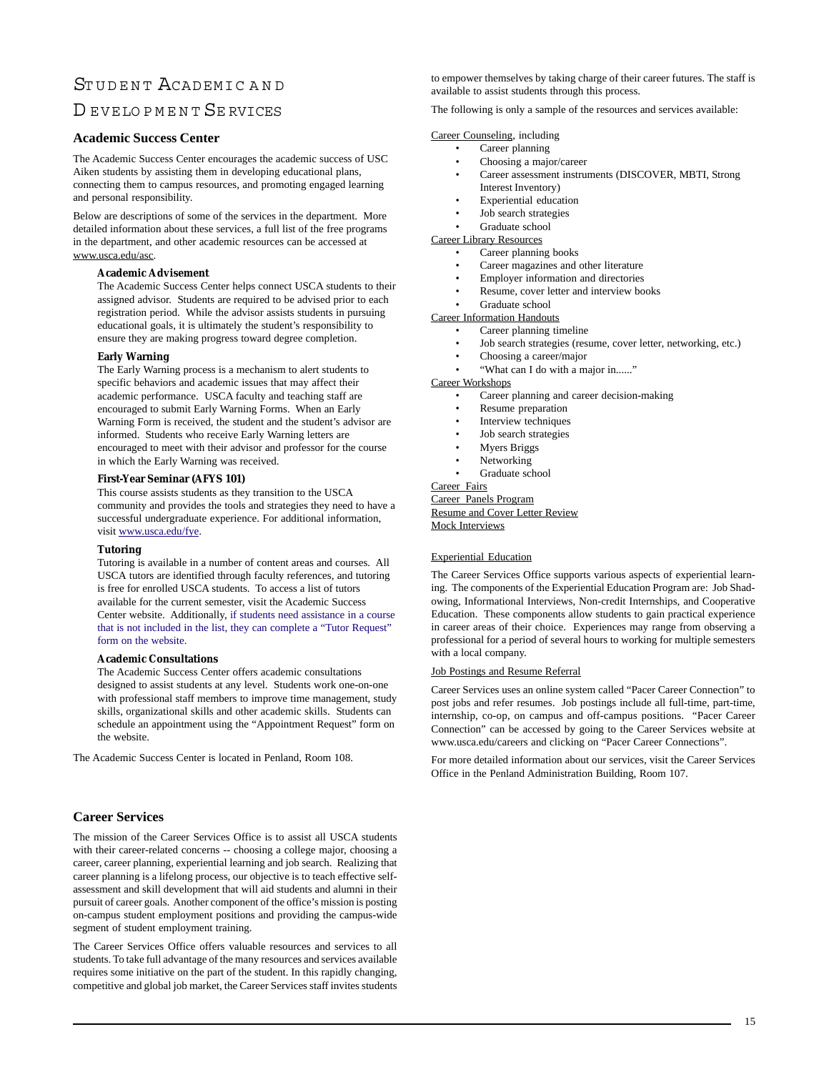# Student Academic and Development Services

## Academic Success Center

The Academic Success Center encourages the academic success of USC Aiken students by assisting them in developing educational plans, connecting them to campus resources, and promoting engaged learning and personal responsibility.

Below are descriptions of some of the services in the department. More detailed information about these services, a full list of the free programs in the department, and other academic resources can be accessed at www.usca.edu/asc.

### Academic Advisement

The Academic Success Center helps connect USCA students to their assigned advisor. Students are required to be advised prior to each registration period. While the advisor assists students in pursuing educational goals, it is ultimately the student's responsibility to ensure they are making progress toward degree completion.

### Early Warning

The Early Warning process is a mechanism to alert students to specific behaviors and academic issues that may affect their academic performance. USCA faculty and teaching staff are encouraged to submit Early Warning Forms. When an Early Warning Form is received, the student and the student's advisor are informed. Students who receive Early Warning letters are encouraged to meet with their advisor and professor for the course in which the Early Warning was received.

### First-Year Seminar (AFYS 101)

This course assists students as they transition to the USCA community and provides the tools and strategies they need to have a successful undergraduate experience. For additional information, visit www.usca.edu/fye.

### Tutoring

Tutoring is available in a number of content areas and courses. All USCA tutors are identified through faculty references, and tutoring is free for enrolled USCA students. To access a list of tutors available for the current semester, visit the Academic Success Center website. Additionally, if students need assistance in a course that is not included in the list, they can complete a "Tutor Request" form on the website.

### Academic Consultations

The Academic Success Center offers academic consultations designed to assist students at any level. Students work one-on-one with professional staff members to improve time management, study skills, organizational skills and other academic skills. Students can schedule an appointment using the "Appointment Request" form on the website.

The Academic Success Center is located in Penland, Room 108.

## Career Services

The mission of the Career Services Office is to assist all USCA students with their career-related concerns -- choosing a college major, choosing a career, career planning, experiential learning and job search. Realizing that career planning is a lifelong process, our objective is to teach effective self-assessment and skill development that will aid students and alumni in their pursuit of career goals. Another component of the office's mission is posting on-campus student employment positions and providing the campus-wide segment of student employment training.

The Career Services Office offers valuable resources and services to all students. To take full advantage of the many resources and services available requires some initiative on the part of the student. In this rapidly changing, competitive and global job market, the Career Services staff invites students to empower themselves by taking charge of their career futures. The staff is available to assist students through this process.

The following is only a sample of the resources and services available:

Career Counseling, including

- Career planning
- Choosing a major/career
- Career assessment instruments (DISCOVER, MBTI, Strong Interest Inventory)
- Experiential education
- Job search strategies
- Graduate school

Career Library Resources

- Career planning books
- Career magazines and other literature
- Employer information and directories
- Resume, cover letter and interview books
- Graduate school

Career Information Handouts

- Career planning timeline
- Job search strategies (resume, cover letter, networking, etc.)
- Choosing a career/major
- "What can I do with a major in......"

Career Workshops

- Career planning and career decision-making
- Resume preparation
- Interview techniques
- Job search strategies
- Myers Briggs
- Networking
- Graduate school

Career Fairs

Career Panels Program

Resume and Cover Letter Review

Mock Interviews

Experiential Education

The Career Services Office supports various aspects of experiential learning. The components of the Experiential Education Program are: Job Shadowing, Informational Interviews, Non-credit Internships, and Cooperative Education. These components allow students to gain practical experience in career areas of their choice. Experiences may range from observing a professional for a period of several hours to working for multiple semesters with a local company.

Job Postings and Resume Referral

Career Services uses an online system called "Pacer Career Connection" to post jobs and refer resumes. Job postings include all full-time, part-time, internship, co-op, on campus and off-campus positions. "Pacer Career Connection" can be accessed by going to the Career Services website at www.usca.edu/careers and clicking on "Pacer Career Connections".

For more detailed information about our services, visit the Career Services Office in the Penland Administration Building, Room 107.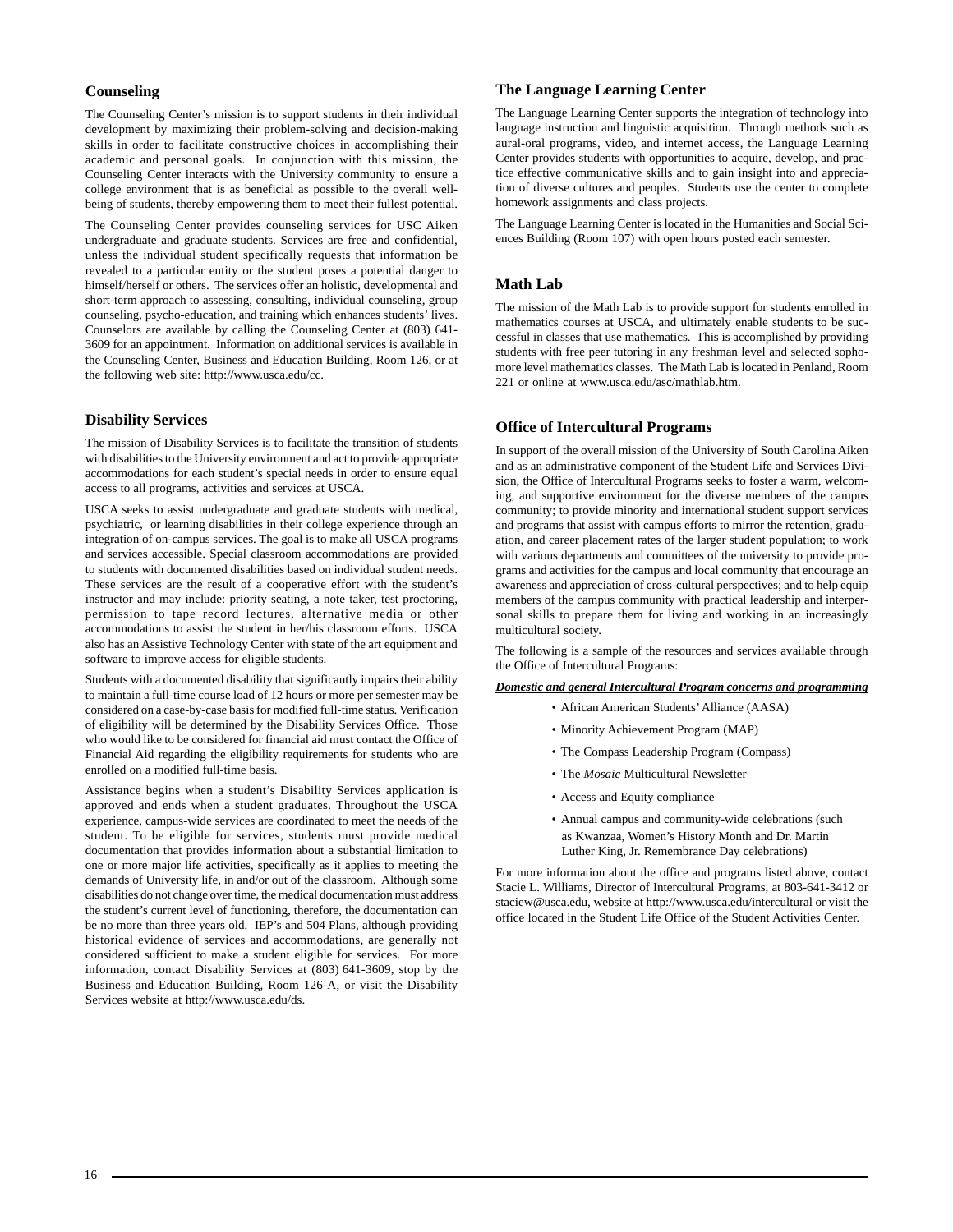## Counseling

The Counseling Center's mission is to support students in their individual development by maximizing their problem-solving and decision-making skills in order to facilitate constructive choices in accomplishing their academic and personal goals. In conjunction with this mission, the Counseling Center interacts with the University community to ensure a college environment that is as beneficial as possible to the overall well-being of students, thereby empowering them to meet their fullest potential.

The Counseling Center provides counseling services for USC Aiken undergraduate and graduate students. Services are free and confidential, unless the individual student specifically requests that information be revealed to a particular entity or the student poses a potential danger to himself/herself or others. The services offer an holistic, developmental and short-term approach to assessing, consulting, individual counseling, group counseling, psycho-education, and training which enhances students' lives. Counselors are available by calling the Counseling Center at (803) 641-3609 for an appointment. Information on additional services is available in the Counseling Center, Business and Education Building, Room 126, or at the following web site: http://www.usca.edu/cc.

## Disability Services

The mission of Disability Services is to facilitate the transition of students with disabilities to the University environment and act to provide appropriate accommodations for each student's special needs in order to ensure equal access to all programs, activities and services at USCA.

USCA seeks to assist undergraduate and graduate students with medical, psychiatric, or learning disabilities in their college experience through an integration of on-campus services. The goal is to make all USCA programs and services accessible. Special classroom accommodations are provided to students with documented disabilities based on individual student needs. These services are the result of a cooperative effort with the student's instructor and may include: priority seating, a note taker, test proctoring, permission to tape record lectures, alternative media or other accommodations to assist the student in her/his classroom efforts. USCA also has an Assistive Technology Center with state of the art equipment and software to improve access for eligible students.

Students with a documented disability that significantly impairs their ability to maintain a full-time course load of 12 hours or more per semester may be considered on a case-by-case basis for modified full-time status. Verification of eligibility will be determined by the Disability Services Office. Those who would like to be considered for financial aid must contact the Office of Financial Aid regarding the eligibility requirements for students who are enrolled on a modified full-time basis.

Assistance begins when a student's Disability Services application is approved and ends when a student graduates. Throughout the USCA experience, campus-wide services are coordinated to meet the needs of the student. To be eligible for services, students must provide medical documentation that provides information about a substantial limitation to one or more major life activities, specifically as it applies to meeting the demands of University life, in and/or out of the classroom. Although some disabilities do not change over time, the medical documentation must address the student's current level of functioning, therefore, the documentation can be no more than three years old. IEP's and 504 Plans, although providing historical evidence of services and accommodations, are generally not considered sufficient to make a student eligible for services. For more information, contact Disability Services at (803) 641-3609, stop by the Business and Education Building, Room 126-A, or visit the Disability Services website at http://www.usca.edu/ds.

## The Language Learning Center

The Language Learning Center supports the integration of technology into language instruction and linguistic acquisition. Through methods such as aural-oral programs, video, and internet access, the Language Learning Center provides students with opportunities to acquire, develop, and practice effective communicative skills and to gain insight into and appreciation of diverse cultures and peoples. Students use the center to complete homework assignments and class projects.

The Language Learning Center is located in the Humanities and Social Sciences Building (Room 107) with open hours posted each semester.

## Math Lab

The mission of the Math Lab is to provide support for students enrolled in mathematics courses at USCA, and ultimately enable students to be successful in classes that use mathematics. This is accomplished by providing students with free peer tutoring in any freshman level and selected sophomore level mathematics classes. The Math Lab is located in Penland, Room 221 or online at www.usca.edu/asc/mathlab.htm.

## Office of Intercultural Programs

In support of the overall mission of the University of South Carolina Aiken and as an administrative component of the Student Life and Services Division, the Office of Intercultural Programs seeks to foster a warm, welcoming, and supportive environment for the diverse members of the campus community; to provide minority and international student support services and programs that assist with campus efforts to mirror the retention, graduation, and career placement rates of the larger student population; to work with various departments and committees of the university to provide programs and activities for the campus and local community that encourage an awareness and appreciation of cross-cultural perspectives; and to help equip members of the campus community with practical leadership and interpersonal skills to prepare them for living and working in an increasingly multicultural society.

The following is a sample of the resources and services available through the Office of Intercultural Programs:

***Domestic and general Intercultural Program concerns and programming***

- African American Students' Alliance (AASA)
- Minority Achievement Program (MAP)
- The Compass Leadership Program (Compass)
- The *Mosaic* Multicultural Newsletter
- Access and Equity compliance
- Annual campus and community-wide celebrations (such as Kwanzaa, Women's History Month and Dr. Martin Luther King, Jr. Remembrance Day celebrations)

For more information about the office and programs listed above, contact Stacie L. Williams, Director of Intercultural Programs, at 803-641-3412 or staciew@usca.edu, website at http://www.usca.edu/intercultural or visit the office located in the Student Life Office of the Student Activities Center.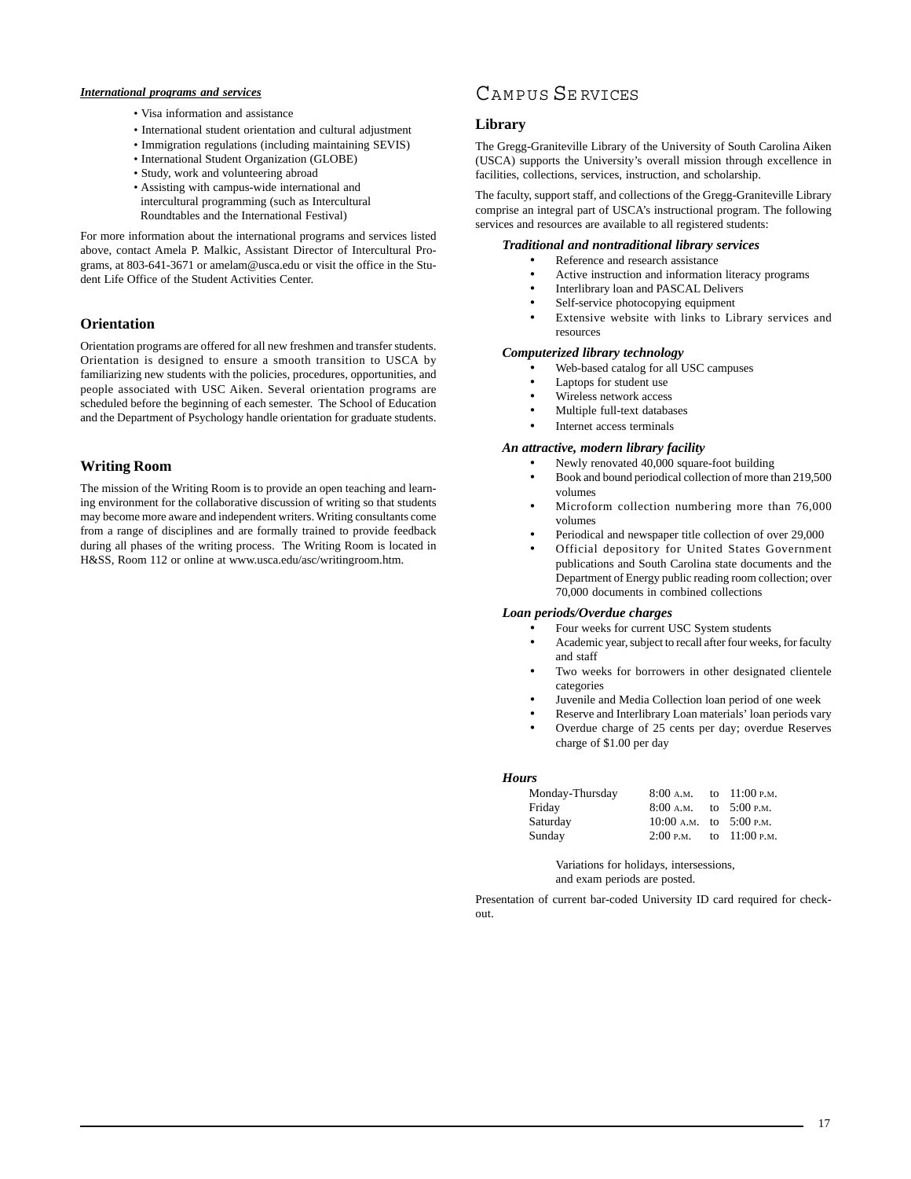***International programs and services***

- Visa information and assistance
- International student orientation and cultural adjustment
- Immigration regulations (including maintaining SEVIS)
- International Student Organization (GLOBE)
- Study, work and volunteering abroad
- Assisting with campus-wide international and intercultural programming (such as Intercultural Roundtables and the International Festival)

For more information about the international programs and services listed above, contact Amela P. Malkic, Assistant Director of Intercultural Programs, at 803-641-3671 or amelam@usca.edu or visit the office in the Student Life Office of the Student Activities Center.

## Orientation

Orientation programs are offered for all new freshmen and transfer students. Orientation is designed to ensure a smooth transition to USCA by familiarizing new students with the policies, procedures, opportunities, and people associated with USC Aiken. Several orientation programs are scheduled before the beginning of each semester. The School of Education and the Department of Psychology handle orientation for graduate students.

## Writing Room

The mission of the Writing Room is to provide an open teaching and learning environment for the collaborative discussion of writing so that students may become more aware and independent writers. Writing consultants come from a range of disciplines and are formally trained to provide feedback during all phases of the writing process. The Writing Room is located in H&SS, Room 112 or online at www.usca.edu/asc/writingroom.htm.

# Campus Services

## Library

The Gregg-Graniteville Library of the University of South Carolina Aiken (USCA) supports the University's overall mission through excellence in facilities, collections, services, instruction, and scholarship.

The faculty, support staff, and collections of the Gregg-Graniteville Library comprise an integral part of USCA's instructional program. The following services and resources are available to all registered students:

***Traditional and nontraditional library services***

- Reference and research assistance
- Active instruction and information literacy programs
- Interlibrary loan and PASCAL Delivers
- Self-service photocopying equipment
- Extensive website with links to Library services and resources

***Computerized library technology***

- Web-based catalog for all USC campuses
- Laptops for student use
- Wireless network access
- Multiple full-text databases
- Internet access terminals

***An attractive, modern library facility***

- Newly renovated 40,000 square-foot building
- Book and bound periodical collection of more than 219,500 volumes
- Microform collection numbering more than 76,000 volumes
- Periodical and newspaper title collection of over 29,000
- Official depository for United States Government publications and South Carolina state documents and the Department of Energy public reading room collection; over 70,000 documents in combined collections

***Loan periods/Overdue charges***

- Four weeks for current USC System students
- Academic year, subject to recall after four weeks, for faculty and staff
- Two weeks for borrowers in other designated clientele categories
- Juvenile and Media Collection loan period of one week
- Reserve and Interlibrary Loan materials' loan periods vary
- Overdue charge of 25 cents per day; overdue Reserves charge of $1.00 per day

***Hours***

| Day | Open | | Close |
|---|---|---|---|
| Monday-Thursday | 8:00 A.M. | to | 11:00 P.M. |
| Friday | 8:00 A.M. | to | 5:00 P.M. |
| Saturday | 10:00 A.M. | to | 5:00 P.M. |
| Sunday | 2:00 P.M. | to | 11:00 P.M. |

Variations for holidays, intersessions, and exam periods are posted.

Presentation of current bar-coded University ID card required for check-out.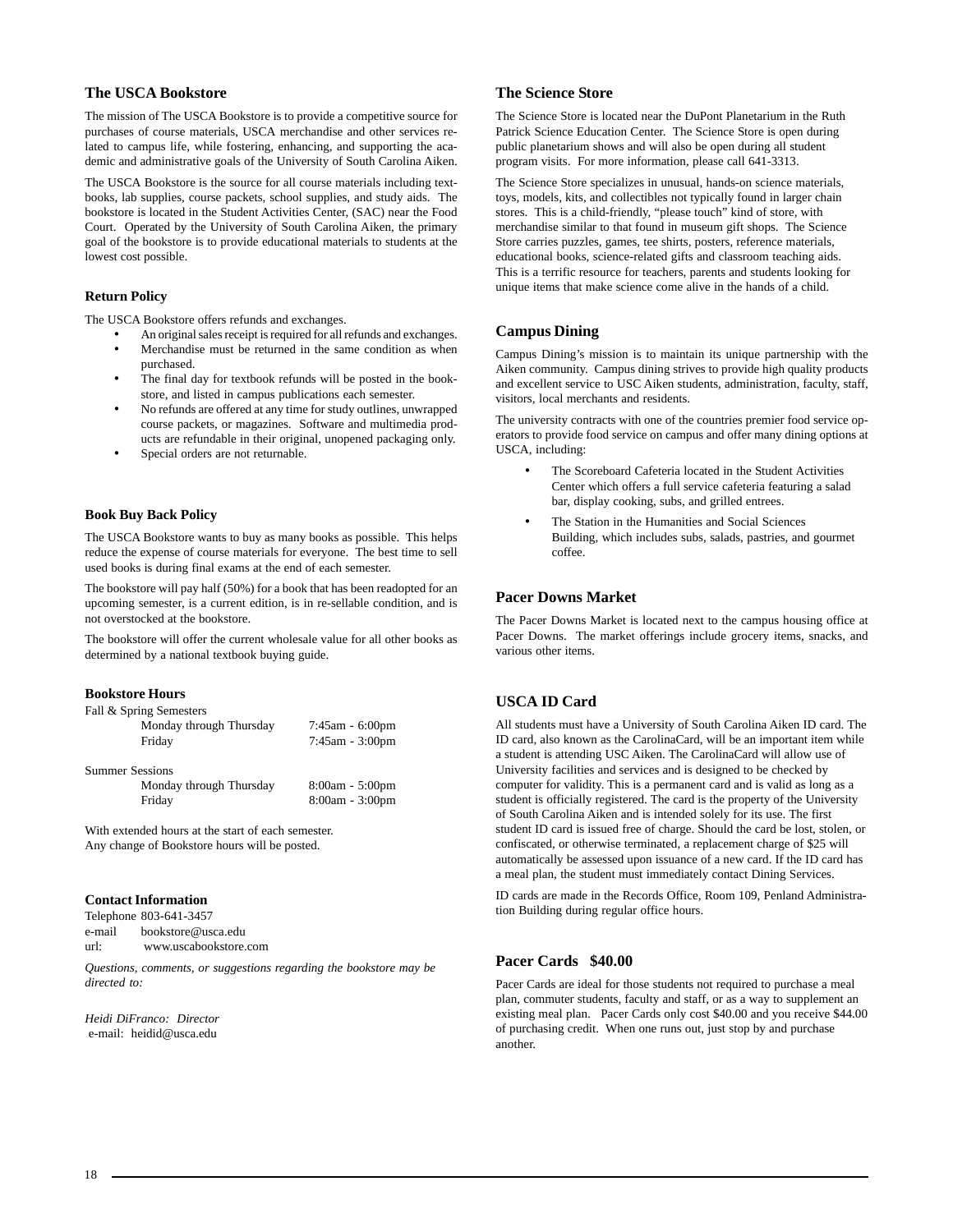## The USCA Bookstore

The mission of The USCA Bookstore is to provide a competitive source for purchases of course materials, USCA merchandise and other services related to campus life, while fostering, enhancing, and supporting the academic and administrative goals of the University of South Carolina Aiken.

The USCA Bookstore is the source for all course materials including textbooks, lab supplies, course packets, school supplies, and study aids. The bookstore is located in the Student Activities Center, (SAC) near the Food Court. Operated by the University of South Carolina Aiken, the primary goal of the bookstore is to provide educational materials to students at the lowest cost possible.

### Return Policy

The USCA Bookstore offers refunds and exchanges.

- An original sales receipt is required for all refunds and exchanges.
- Merchandise must be returned in the same condition as when purchased.
- The final day for textbook refunds will be posted in the bookstore, and listed in campus publications each semester.
- No refunds are offered at any time for study outlines, unwrapped course packets, or magazines. Software and multimedia products are refundable in their original, unopened packaging only.
- Special orders are not returnable.

### Book Buy Back Policy

The USCA Bookstore wants to buy as many books as possible. This helps reduce the expense of course materials for everyone. The best time to sell used books is during final exams at the end of each semester.

The bookstore will pay half (50%) for a book that has been readopted for an upcoming semester, is a current edition, is in re-sellable condition, and is not overstocked at the bookstore.

The bookstore will offer the current wholesale value for all other books as determined by a national textbook buying guide.

### Bookstore Hours

Fall & Spring Semesters

| | |
|---|---|
| Monday through Thursday | 7:45am - 6:00pm |
| Friday | 7:45am - 3:00pm |

Summer Sessions

| | |
|---|---|
| Monday through Thursday | 8:00am - 5:00pm |
| Friday | 8:00am - 3:00pm |

With extended hours at the start of each semester.
Any change of Bookstore hours will be posted.

### Contact Information

Telephone 803-641-3457
e-mail bookstore@usca.edu
url: www.uscabookstore.com

*Questions, comments, or suggestions regarding the bookstore may be directed to:*

*Heidi DiFranco: Director*
e-mail: heidid@usca.edu

## The Science Store

The Science Store is located near the DuPont Planetarium in the Ruth Patrick Science Education Center. The Science Store is open during public planetarium shows and will also be open during all student program visits. For more information, please call 641-3313.

The Science Store specializes in unusual, hands-on science materials, toys, models, kits, and collectibles not typically found in larger chain stores. This is a child-friendly, "please touch" kind of store, with merchandise similar to that found in museum gift shops. The Science Store carries puzzles, games, tee shirts, posters, reference materials, educational books, science-related gifts and classroom teaching aids. This is a terrific resource for teachers, parents and students looking for unique items that make science come alive in the hands of a child.

## Campus Dining

Campus Dining's mission is to maintain its unique partnership with the Aiken community. Campus dining strives to provide high quality products and excellent service to USC Aiken students, administration, faculty, staff, visitors, local merchants and residents.

The university contracts with one of the countries premier food service operators to provide food service on campus and offer many dining options at USCA, including:

- The Scoreboard Cafeteria located in the Student Activities Center which offers a full service cafeteria featuring a salad bar, display cooking, subs, and grilled entrees.
- The Station in the Humanities and Social Sciences Building, which includes subs, salads, pastries, and gourmet coffee.

## Pacer Downs Market

The Pacer Downs Market is located next to the campus housing office at Pacer Downs. The market offerings include grocery items, snacks, and various other items.

## USCA ID Card

All students must have a University of South Carolina Aiken ID card. The ID card, also known as the CarolinaCard, will be an important item while a student is attending USC Aiken. The CarolinaCard will allow use of University facilities and services and is designed to be checked by computer for validity. This is a permanent card and is valid as long as a student is officially registered. The card is the property of the University of South Carolina Aiken and is intended solely for its use. The first student ID card is issued free of charge. Should the card be lost, stolen, or confiscated, or otherwise terminated, a replacement charge of $25 will automatically be assessed upon issuance of a new card. If the ID card has a meal plan, the student must immediately contact Dining Services.

ID cards are made in the Records Office, Room 109, Penland Administration Building during regular office hours.

## Pacer Cards $40.00

Pacer Cards are ideal for those students not required to purchase a meal plan, commuter students, faculty and staff, or as a way to supplement an existing meal plan. Pacer Cards only cost $40.00 and you receive $44.00 of purchasing credit. When one runs out, just stop by and purchase another.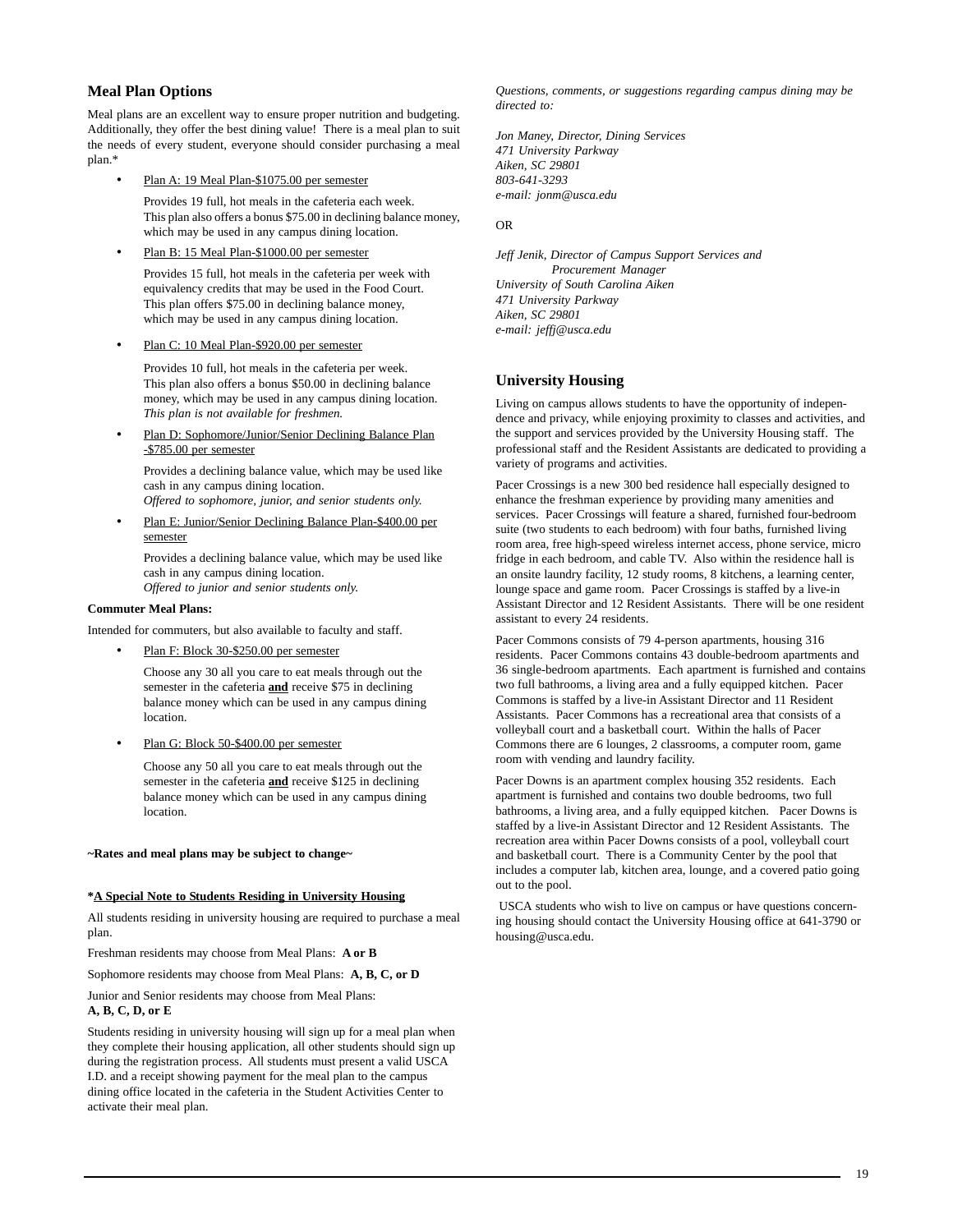## Meal Plan Options

Meal plans are an excellent way to ensure proper nutrition and budgeting. Additionally, they offer the best dining value! There is a meal plan to suit the needs of every student, everyone should consider purchasing a meal plan.*

- Plan A: 19 Meal Plan-$1075.00 per semester

  Provides 19 full, hot meals in the cafeteria each week. This plan also offers a bonus $75.00 in declining balance money, which may be used in any campus dining location.

- Plan B: 15 Meal Plan-$1000.00 per semester

  Provides 15 full, hot meals in the cafeteria per week with equivalency credits that may be used in the Food Court. This plan offers $75.00 in declining balance money, which may be used in any campus dining location.

- Plan C: 10 Meal Plan-$920.00 per semester

  Provides 10 full, hot meals in the cafeteria per week. This plan also offers a bonus $50.00 in declining balance money, which may be used in any campus dining location. *This plan is not available for freshmen.*

- Plan D: Sophomore/Junior/Senior Declining Balance Plan -$785.00 per semester

  Provides a declining balance value, which may be used like cash in any campus dining location.
  *Offered to sophomore, junior, and senior students only.*

- Plan E: Junior/Senior Declining Balance Plan-$400.00 per semester

  Provides a declining balance value, which may be used like cash in any campus dining location.
  *Offered to junior and senior students only.*

**Commuter Meal Plans:**

Intended for commuters, but also available to faculty and staff.

- Plan F: Block 30-$250.00 per semester

  Choose any 30 all you care to eat meals through out the semester in the cafeteria **and** receive $75 in declining balance money which can be used in any campus dining location.

- Plan G: Block 50-$400.00 per semester

  Choose any 50 all you care to eat meals through out the semester in the cafeteria **and** receive $125 in declining balance money which can be used in any campus dining location.

**~Rates and meal plans may be subject to change~**

**\*A Special Note to Students Residing in University Housing**

All students residing in university housing are required to purchase a meal plan.

Freshman residents may choose from Meal Plans: **A or B**

Sophomore residents may choose from Meal Plans: **A, B, C, or D**

Junior and Senior residents may choose from Meal Plans: **A, B, C, D, or E**

Students residing in university housing will sign up for a meal plan when they complete their housing application, all other students should sign up during the registration process. All students must present a valid USCA I.D. and a receipt showing payment for the meal plan to the campus dining office located in the cafeteria in the Student Activities Center to activate their meal plan.

*Questions, comments, or suggestions regarding campus dining may be directed to:*

*Jon Maney, Director, Dining Services*
*471 University Parkway*
*Aiken, SC 29801*
*803-641-3293*
*e-mail: jonm@usca.edu*

OR

*Jeff Jenik, Director of Campus Support Services and Procurement Manager*
*University of South Carolina Aiken*
*471 University Parkway*
*Aiken, SC 29801*
*e-mail: jeffj@usca.edu*

## University Housing

Living on campus allows students to have the opportunity of independence and privacy, while enjoying proximity to classes and activities, and the support and services provided by the University Housing staff. The professional staff and the Resident Assistants are dedicated to providing a variety of programs and activities.

Pacer Crossings is a new 300 bed residence hall especially designed to enhance the freshman experience by providing many amenities and services. Pacer Crossings will feature a shared, furnished four-bedroom suite (two students to each bedroom) with four baths, furnished living room area, free high-speed wireless internet access, phone service, micro fridge in each bedroom, and cable TV. Also within the residence hall is an onsite laundry facility, 12 study rooms, 8 kitchens, a learning center, lounge space and game room. Pacer Crossings is staffed by a live-in Assistant Director and 12 Resident Assistants. There will be one resident assistant to every 24 residents.

Pacer Commons consists of 79 4-person apartments, housing 316 residents. Pacer Commons contains 43 double-bedroom apartments and 36 single-bedroom apartments. Each apartment is furnished and contains two full bathrooms, a living area and a fully equipped kitchen. Pacer Commons is staffed by a live-in Assistant Director and 11 Resident Assistants. Pacer Commons has a recreational area that consists of a volleyball court and a basketball court. Within the halls of Pacer Commons there are 6 lounges, 2 classrooms, a computer room, game room with vending and laundry facility.

Pacer Downs is an apartment complex housing 352 residents. Each apartment is furnished and contains two double bedrooms, two full bathrooms, a living area, and a fully equipped kitchen. Pacer Downs is staffed by a live-in Assistant Director and 12 Resident Assistants. The recreation area within Pacer Downs consists of a pool, volleyball court and basketball court. There is a Community Center by the pool that includes a computer lab, kitchen area, lounge, and a covered patio going out to the pool.

USCA students who wish to live on campus or have questions concerning housing should contact the University Housing office at 641-3790 or housing@usca.edu.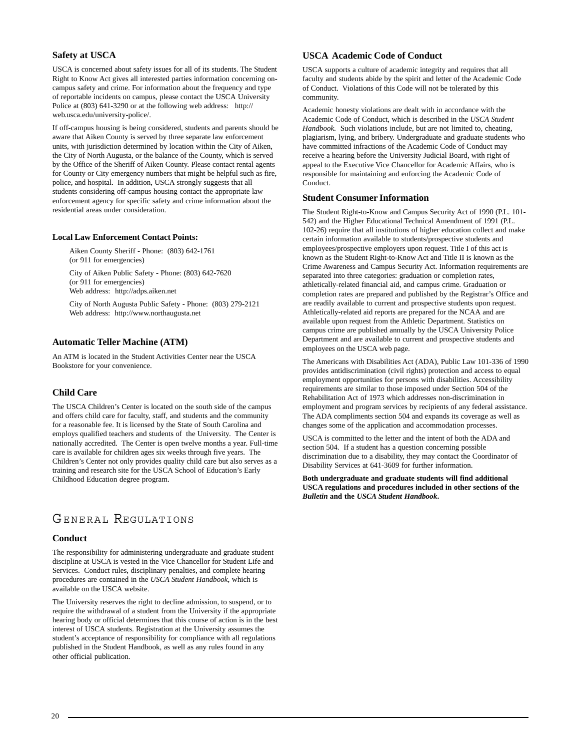### Safety at USCA

USCA is concerned about safety issues for all of its students. The Student Right to Know Act gives all interested parties information concerning on-campus safety and crime. For information about the frequency and type of reportable incidents on campus, please contact the USCA University Police at (803) 641-3290 or at the following web address: http://web.usca.edu/university-police/.

If off-campus housing is being considered, students and parents should be aware that Aiken County is served by three separate law enforcement units, with jurisdiction determined by location within the City of Aiken, the City of North Augusta, or the balance of the County, which is served by the Office of the Sheriff of Aiken County. Please contact rental agents for County or City emergency numbers that might be helpful such as fire, police, and hospital. In addition, USCA strongly suggests that all students considering off-campus housing contact the appropriate law enforcement agency for specific safety and crime information about the residential areas under consideration.

#### Local Law Enforcement Contact Points:

Aiken County Sheriff - Phone: (803) 642-1761
(or 911 for emergencies)

City of Aiken Public Safety - Phone: (803) 642-7620
(or 911 for emergencies)
Web address: http://adps.aiken.net

City of North Augusta Public Safety - Phone: (803) 279-2121
Web address: http://www.northaugusta.net

### Automatic Teller Machine (ATM)

An ATM is located in the Student Activities Center near the USCA Bookstore for your convenience.

### Child Care

The USCA Children's Center is located on the south side of the campus and offers child care for faculty, staff, and students and the community for a reasonable fee. It is licensed by the State of South Carolina and employs qualified teachers and students of the University. The Center is nationally accredited. The Center is open twelve months a year. Full-time care is available for children ages six weeks through five years. The Children's Center not only provides quality child care but also serves as a training and research site for the USCA School of Education's Early Childhood Education degree program.

## General Regulations

### Conduct

The responsibility for administering undergraduate and graduate student discipline at USCA is vested in the Vice Chancellor for Student Life and Services. Conduct rules, disciplinary penalties, and complete hearing procedures are contained in the *USCA Student Handbook*, which is available on the USCA website.

The University reserves the right to decline admission, to suspend, or to require the withdrawal of a student from the University if the appropriate hearing body or official determines that this course of action is in the best interest of USCA students. Registration at the University assumes the student's acceptance of responsibility for compliance with all regulations published in the Student Handbook, as well as any rules found in any other official publication.

### USCA Academic Code of Conduct

USCA supports a culture of academic integrity and requires that all faculty and students abide by the spirit and letter of the Academic Code of Conduct. Violations of this Code will not be tolerated by this community.

Academic honesty violations are dealt with in accordance with the Academic Code of Conduct, which is described in the *USCA Student Handbook.* Such violations include, but are not limited to, cheating, plagiarism, lying, and bribery. Undergraduate and graduate students who have committed infractions of the Academic Code of Conduct may receive a hearing before the University Judicial Board, with right of appeal to the Executive Vice Chancellor for Academic Affairs, who is responsible for maintaining and enforcing the Academic Code of Conduct.

### Student Consumer Information

The Student Right-to-Know and Campus Security Act of 1990 (P.L. 101-542) and the Higher Educational Technical Amendment of 1991 (P.L. 102-26) require that all institutions of higher education collect and make certain information available to students/prospective students and employees/prospective employers upon request. Title I of this act is known as the Student Right-to-Know Act and Title II is known as the Crime Awareness and Campus Security Act. Information requirements are separated into three categories: graduation or completion rates, athletically-related financial aid, and campus crime. Graduation or completion rates are prepared and published by the Registrar's Office and are readily available to current and prospective students upon request. Athletically-related aid reports are prepared for the NCAA and are available upon request from the Athletic Department. Statistics on campus crime are published annually by the USCA University Police Department and are available to current and prospective students and employees on the USCA web page.

The Americans with Disabilities Act (ADA), Public Law 101-336 of 1990 provides antidiscrimination (civil rights) protection and access to equal employment opportunities for persons with disabilities. Accessibility requirements are similar to those imposed under Section 504 of the Rehabilitation Act of 1973 which addresses non-discrimination in employment and program services by recipients of any federal assistance. The ADA compliments section 504 and expands its coverage as well as changes some of the application and accommodation processes.

USCA is committed to the letter and the intent of both the ADA and section 504. If a student has a question concerning possible discrimination due to a disability, they may contact the Coordinator of Disability Services at 641-3609 for further information.

**Both undergraduate and graduate students will find additional USCA regulations and procedures included in other sections of the *Bulletin* and the *USCA Student Handbook*.**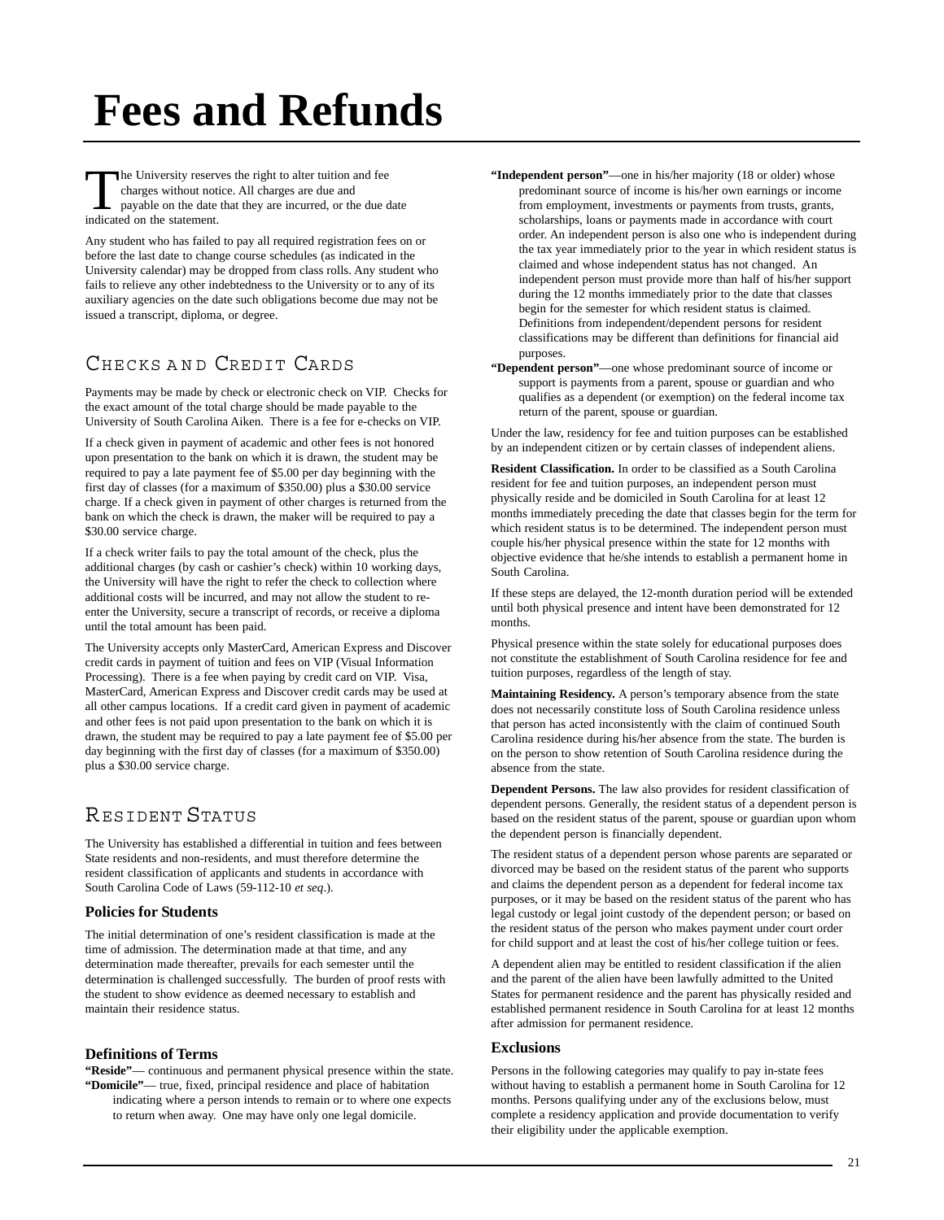# Fees and Refunds

The University reserves the right to alter tuition and fee charges without notice. All charges are due and payable on the date that they are incurred, or the due date indicated on the statement.

Any student who has failed to pay all required registration fees on or before the last date to change course schedules (as indicated in the University calendar) may be dropped from class rolls. Any student who fails to relieve any other indebtedness to the University or to any of its auxiliary agencies on the date such obligations become due may not be issued a transcript, diploma, or degree.

## Checks and Credit Cards

Payments may be made by check or electronic check on VIP. Checks for the exact amount of the total charge should be made payable to the University of South Carolina Aiken. There is a fee for e-checks on VIP.

If a check given in payment of academic and other fees is not honored upon presentation to the bank on which it is drawn, the student may be required to pay a late payment fee of $5.00 per day beginning with the first day of classes (for a maximum of $350.00) plus a $30.00 service charge. If a check given in payment of other charges is returned from the bank on which the check is drawn, the maker will be required to pay a $30.00 service charge.

If a check writer fails to pay the total amount of the check, plus the additional charges (by cash or cashier's check) within 10 working days, the University will have the right to refer the check to collection where additional costs will be incurred, and may not allow the student to re-enter the University, secure a transcript of records, or receive a diploma until the total amount has been paid.

The University accepts only MasterCard, American Express and Discover credit cards in payment of tuition and fees on VIP (Visual Information Processing). There is a fee when paying by credit card on VIP. Visa, MasterCard, American Express and Discover credit cards may be used at all other campus locations. If a credit card given in payment of academic and other fees is not paid upon presentation to the bank on which it is drawn, the student may be required to pay a late payment fee of $5.00 per day beginning with the first day of classes (for a maximum of $350.00) plus a $30.00 service charge.

## Resident Status

The University has established a differential in tuition and fees between State residents and non-residents, and must therefore determine the resident classification of applicants and students in accordance with South Carolina Code of Laws (59-112-10 *et seq*.).

### Policies for Students

The initial determination of one's resident classification is made at the time of admission. The determination made at that time, and any determination made thereafter, prevails for each semester until the determination is challenged successfully. The burden of proof rests with the student to show evidence as deemed necessary to establish and maintain their residence status.

### Definitions of Terms

**"Reside"**— continuous and permanent physical presence within the state.

**"Domicile"**— true, fixed, principal residence and place of habitation indicating where a person intends to remain or to where one expects to return when away. One may have only one legal domicile.

**"Independent person"**—one in his/her majority (18 or older) whose predominant source of income is his/her own earnings or income from employment, investments or payments from trusts, grants, scholarships, loans or payments made in accordance with court order. An independent person is also one who is independent during the tax year immediately prior to the year in which resident status is claimed and whose independent status has not changed. An independent person must provide more than half of his/her support during the 12 months immediately prior to the date that classes begin for the semester for which resident status is claimed. Definitions from independent/dependent persons for resident classifications may be different than definitions for financial aid purposes.

**"Dependent person"**—one whose predominant source of income or support is payments from a parent, spouse or guardian and who qualifies as a dependent (or exemption) on the federal income tax return of the parent, spouse or guardian.

Under the law, residency for fee and tuition purposes can be established by an independent citizen or by certain classes of independent aliens.

**Resident Classification.** In order to be classified as a South Carolina resident for fee and tuition purposes, an independent person must physically reside and be domiciled in South Carolina for at least 12 months immediately preceding the date that classes begin for the term for which resident status is to be determined. The independent person must couple his/her physical presence within the state for 12 months with objective evidence that he/she intends to establish a permanent home in South Carolina.

If these steps are delayed, the 12-month duration period will be extended until both physical presence and intent have been demonstrated for 12 months.

Physical presence within the state solely for educational purposes does not constitute the establishment of South Carolina residence for fee and tuition purposes, regardless of the length of stay.

**Maintaining Residency.** A person's temporary absence from the state does not necessarily constitute loss of South Carolina residence unless that person has acted inconsistently with the claim of continued South Carolina residence during his/her absence from the state. The burden is on the person to show retention of South Carolina residence during the absence from the state.

**Dependent Persons.** The law also provides for resident classification of dependent persons. Generally, the resident status of a dependent person is based on the resident status of the parent, spouse or guardian upon whom the dependent person is financially dependent.

The resident status of a dependent person whose parents are separated or divorced may be based on the resident status of the parent who supports and claims the dependent person as a dependent for federal income tax purposes, or it may be based on the resident status of the parent who has legal custody or legal joint custody of the dependent person; or based on the resident status of the person who makes payment under court order for child support and at least the cost of his/her college tuition or fees.

A dependent alien may be entitled to resident classification if the alien and the parent of the alien have been lawfully admitted to the United States for permanent residence and the parent has physically resided and established permanent residence in South Carolina for at least 12 months after admission for permanent residence.

### Exclusions

Persons in the following categories may qualify to pay in-state fees without having to establish a permanent home in South Carolina for 12 months. Persons qualifying under any of the exclusions below, must complete a residency application and provide documentation to verify their eligibility under the applicable exemption.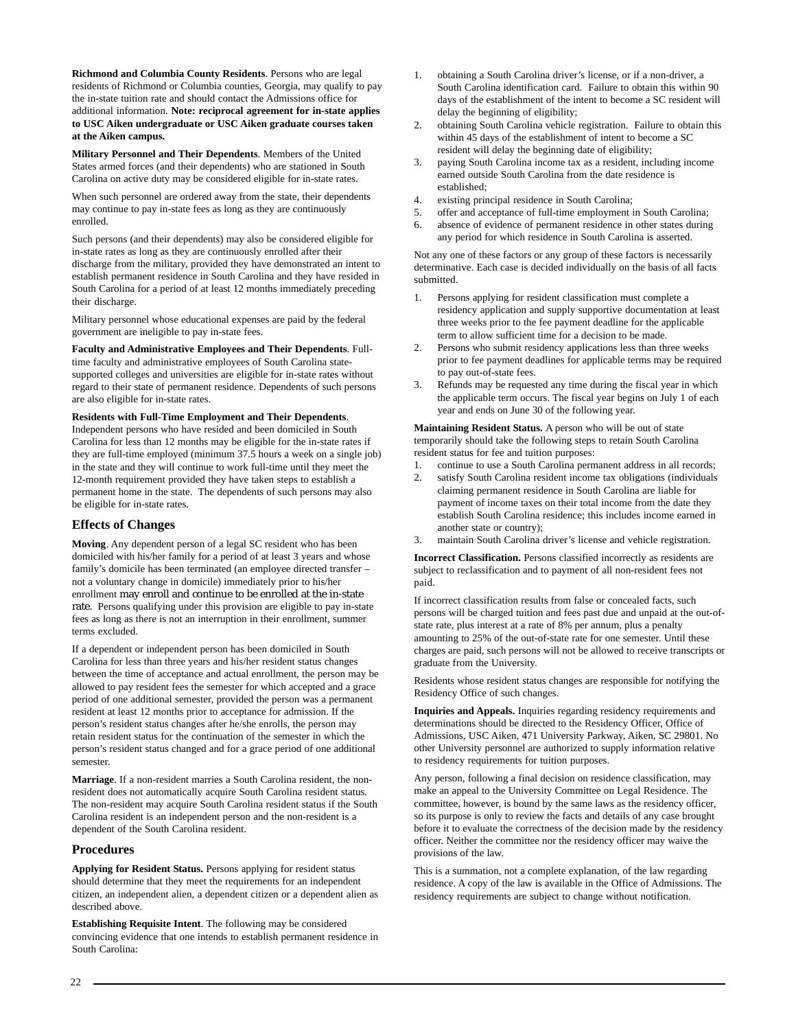**Richmond and Columbia County Residents**. Persons who are legal residents of Richmond or Columbia counties, Georgia, may qualify to pay the in-state tuition rate and should contact the Admissions office for additional information. **Note: reciprocal agreement for in-state applies to USC Aiken undergraduate or USC Aiken graduate courses taken at the Aiken campus.**

**Military Personnel and Their Dependents**. Members of the United States armed forces (and their dependents) who are stationed in South Carolina on active duty may be considered eligible for in-state rates.

When such personnel are ordered away from the state, their dependents may continue to pay in-state fees as long as they are continuously enrolled.

Such persons (and their dependents) may also be considered eligible for in-state rates as long as they are continuously enrolled after their discharge from the military, provided they have demonstrated an intent to establish permanent residence in South Carolina and they have resided in South Carolina for a period of at least 12 months immediately preceding their discharge.

Military personnel whose educational expenses are paid by the federal government are ineligible to pay in-state fees.

**Faculty and Administrative Employees and Their Dependents**. Full-time faculty and administrative employees of South Carolina state-supported colleges and universities are eligible for in-state rates without regard to their state of permanent residence. Dependents of such persons are also eligible for in-state rates.

**Residents with Full-Time Employment and Their Dependents**. Independent persons who have resided and been domiciled in South Carolina for less than 12 months may be eligible for the in-state rates if they are full-time employed (minimum 37.5 hours a week on a single job) in the state and they will continue to work full-time until they meet the 12-month requirement provided they have taken steps to establish a permanent home in the state. The dependents of such persons may also be eligible for in-state rates.

## Effects of Changes

**Moving**. Any dependent person of a legal SC resident who has been domiciled with his/her family for a period of at least 3 years and whose family's domicile has been terminated (an employee directed transfer – not a voluntary change in domicile) immediately prior to his/her enrollment *may enroll and continue to be enrolled at the in-state rate*. Persons qualifying under this provision are eligible to pay in-state fees as long as there is not an interruption in their enrollment, summer terms excluded.

If a dependent or independent person has been domiciled in South Carolina for less than three years and his/her resident status changes between the time of acceptance and actual enrollment, the person may be allowed to pay resident fees the semester for which accepted and a grace period of one additional semester, provided the person was a permanent resident at least 12 months prior to acceptance for admission. If the person's resident status changes after he/she enrolls, the person may retain resident status for the continuation of the semester in which the person's resident status changed and for a grace period of one additional semester.

**Marriage**. If a non-resident marries a South Carolina resident, the non-resident does not automatically acquire South Carolina resident status. The non-resident may acquire South Carolina resident status if the South Carolina resident is an independent person and the non-resident is a dependent of the South Carolina resident.

## Procedures

**Applying for Resident Status.** Persons applying for resident status should determine that they meet the requirements for an independent citizen, an independent alien, a dependent citizen or a dependent alien as described above.

**Establishing Requisite Intent**. The following may be considered convincing evidence that one intends to establish permanent residence in South Carolina:

1. obtaining a South Carolina driver's license, or if a non-driver, a South Carolina identification card. Failure to obtain this within 90 days of the establishment of the intent to become a SC resident will delay the beginning of eligibility;
2. obtaining South Carolina vehicle registration. Failure to obtain this within 45 days of the establishment of intent to become a SC resident will delay the beginning date of eligibility;
3. paying South Carolina income tax as a resident, including income earned outside South Carolina from the date residence is established;
4. existing principal residence in South Carolina;
5. offer and acceptance of full-time employment in South Carolina;
6. absence of evidence of permanent residence in other states during any period for which residence in South Carolina is asserted.

Not any one of these factors or any group of these factors is necessarily determinative. Each case is decided individually on the basis of all facts submitted.

1. Persons applying for resident classification must complete a residency application and supply supportive documentation at least three weeks prior to the fee payment deadline for the applicable term to allow sufficient time for a decision to be made.
2. Persons who submit residency applications less than three weeks prior to fee payment deadlines for applicable terms may be required to pay out-of-state fees.
3. Refunds may be requested any time during the fiscal year in which the applicable term occurs. The fiscal year begins on July 1 of each year and ends on June 30 of the following year.

**Maintaining Resident Status.** A person who will be out of state temporarily should take the following steps to retain South Carolina resident status for fee and tuition purposes:

1. continue to use a South Carolina permanent address in all records;
2. satisfy South Carolina resident income tax obligations (individuals claiming permanent residence in South Carolina are liable for payment of income taxes on their total income from the date they establish South Carolina residence; this includes income earned in another state or country);
3. maintain South Carolina driver's license and vehicle registration.

**Incorrect Classification.** Persons classified incorrectly as residents are subject to reclassification and to payment of all non-resident fees not paid.

If incorrect classification results from false or concealed facts, such persons will be charged tuition and fees past due and unpaid at the out-of-state rate, plus interest at a rate of 8% per annum, plus a penalty amounting to 25% of the out-of-state rate for one semester. Until these charges are paid, such persons will not be allowed to receive transcripts or graduate from the University.

Residents whose resident status changes are responsible for notifying the Residency Office of such changes.

**Inquiries and Appeals.** Inquiries regarding residency requirements and determinations should be directed to the Residency Officer, Office of Admissions, USC Aiken, 471 University Parkway, Aiken, SC 29801. No other University personnel are authorized to supply information relative to residency requirements for tuition purposes.

Any person, following a final decision on residence classification, may make an appeal to the University Committee on Legal Residence. The committee, however, is bound by the same laws as the residency officer, so its purpose is only to review the facts and details of any case brought before it to evaluate the correctness of the decision made by the residency officer. Neither the committee nor the residency officer may waive the provisions of the law.

This is a summation, not a complete explanation, of the law regarding residence. A copy of the law is available in the Office of Admissions. The residency requirements are subject to change without notification.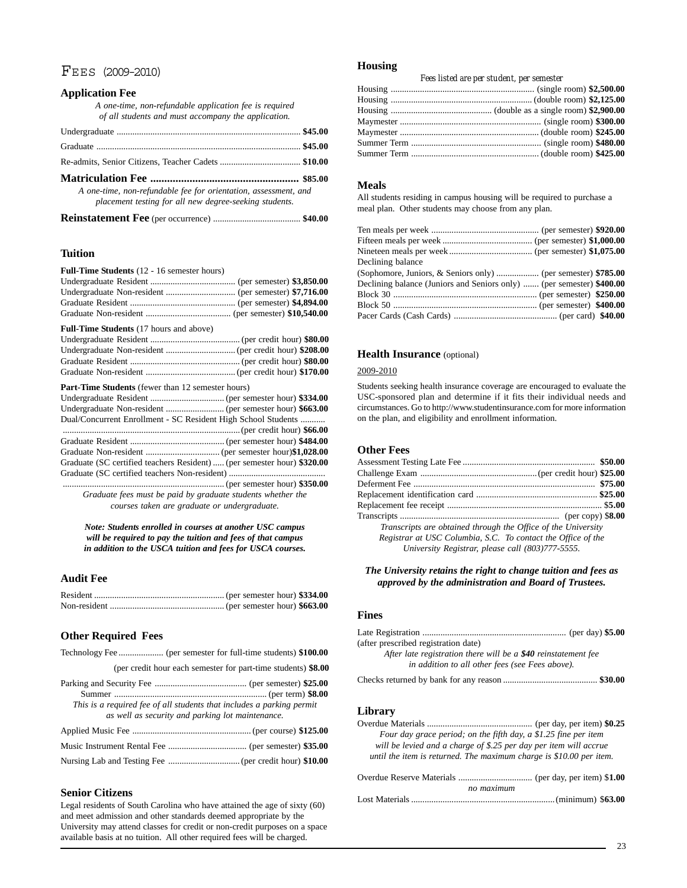# Fees (2009-2010)

## Application Fee

*A one-time, non-refundable application fee is required of all students and must accompany the application.*

| | |
|---|---|
| Undergraduate | **$45.00** |
| Graduate | **$45.00** |
| Re-admits, Senior Citizens, Teacher Cadets | **$10.00** |

## Matriculation Fee ........ $85.00

*A one-time, non-refundable fee for orientation, assessment, and placement testing for all new degree-seeking students.*

**Reinstatement Fee** (per occurrence) ........ **$40.00**

## Tuition

**Full-Time Students** (12 - 16 semester hours)

| | | |
|---|---|---|
| Undergraduate Resident | (per semester) | **$3,850.00** |
| Undergraduate Non-resident | (per semester) | **$7,716.00** |
| Graduate Resident | (per semester) | **$4,894.00** |
| Graduate Non-resident | (per semester) | **$10,540.00** |

**Full-Time Students** (17 hours and above)

| | | |
|---|---|---|
| Undergraduate Resident | (per credit hour) | **$80.00** |
| Undergraduate Non-resident | (per credit hour) | **$208.00** |
| Graduate Resident | (per credit hour) | **$80.00** |
| Graduate Non-resident | (per credit hour) | **$170.00** |

**Part-Time Students** (fewer than 12 semester hours)

| | | |
|---|---|---|
| Undergraduate Resident | (per semester hour) | **$334.00** |
| Undergraduate Non-resident | (per semester hour) | **$663.00** |
| Dual/Concurrent Enrollment - SC Resident High School Students | (per credit hour) | **$66.00** |
| Graduate Resident | (per semester hour) | **$484.00** |
| Graduate Non-resident | (per semester hour) | **$1,028.00** |
| Graduate (SC certified teachers Resident) | (per semester hour) | **$320.00** |
| Graduate (SC certified teachers Non-resident) | (per semester hour) | **$350.00** |

*Graduate fees must be paid by graduate students whether the courses taken are graduate or undergraduate.*

***Note: Students enrolled in courses at another USC campus will be required to pay the tuition and fees of that campus in addition to the USCA tuition and fees for USCA courses.***

## Audit Fee

| | | |
|---|---|---|
| Resident | (per semester hour) | **$334.00** |
| Non-resident | (per semester hour) | **$663.00** |

## Other Required Fees

| | | |
|---|---|---|
| Technology Fee | (per semester for full-time students) | **$100.00** |
| | (per credit hour each semester for part-time students) | **$8.00** |
| Parking and Security Fee | (per semester) | **$25.00** |
| Summer | (per term) | **$8.00** |

*This is a required fee of all students that includes a parking permit as well as security and parking lot maintenance.*

| | | |
|---|---|---|
| Applied Music Fee | (per course) | **$125.00** |
| Music Instrument Rental Fee | (per semester) | **$35.00** |
| Nursing Lab and Testing Fee | (per credit hour) | **$10.00** |

## Senior Citizens

Legal residents of South Carolina who have attained the age of sixty (60) and meet admission and other standards deemed appropriate by the University may attend classes for credit or non-credit purposes on a space available basis at no tuition. All other required fees will be charged.

## Housing

*Fees listed are per student, per semester*

| | | |
|---|---|---|
| Housing | (single room) | **$2,500.00** |
| Housing | (double room) | **$2,125.00** |
| Housing | (double as a single room) | **$2,900.00** |
| Maymester | (single room) | **$300.00** |
| Maymester | (double room) | **$245.00** |
| Summer Term | (single room) | **$480.00** |
| Summer Term | (double room) | **$425.00** |

## Meals

All students residing in campus housing will be required to purchase a meal plan. Other students may choose from any plan.

| | | |
|---|---|---|
| Ten meals per week | (per semester) | **$920.00** |
| Fifteen meals per week | (per semester) | **$1,000.00** |
| Nineteen meals per week | (per semester) | **$1,075.00** |
| Declining balance (Sophomore, Juniors, & Seniors only) | (per semester) | **$785.00** |
| Declining balance (Juniors and Seniors only) | (per semester) | **$400.00** |
| Block 30 | (per semester) | **$250.00** |
| Block 50 | (per semester) | **$400.00** |
| Pacer Cards (Cash Cards) | (per card) | **$40.00** |

## Health Insurance (optional)

2009-2010

Students seeking health insurance coverage are encouraged to evaluate the USC-sponsored plan and determine if it fits their individual needs and circumstances. Go to http://www.studentinsurance.com for more information on the plan, and eligibility and enrollment information.

## Other Fees

| | | |
|---|---|---|
| Assessment Testing Late Fee | | **$50.00** |
| Challenge Exam | (per credit hour) | **$25.00** |
| Deferment Fee | | **$75.00** |
| Replacement identification card | | **$25.00** |
| Replacement fee receipt | | **$5.00** |
| Transcripts | (per copy) | **$8.00** |

*Transcripts are obtained through the Office of the University Registrar at USC Columbia, S.C. To contact the Office of the University Registrar, please call (803)777-5555.*

***The University retains the right to change tuition and fees as approved by the administration and Board of Trustees.***

## Fines

| | | |
|---|---|---|
| Late Registration (after prescribed registration date) | (per day) | **$5.00** |

*After late registration there will be a **$40** reinstatement fee in addition to all other fees (see Fees above).*

Checks returned by bank for any reason ........ **$30.00**

## Library

| | | |
|---|---|---|
| Overdue Materials | (per day, per item) | **$0.25** |

*Four day grace period; on the fifth day, a $1.25 fine per item will be levied and a charge of $.25 per day per item will accrue until the item is returned. The maximum charge is $10.00 per item.*

| | | |
|---|---|---|
| Overdue Reserve Materials | (per day, per item) | **$1.00** |
| | *no maximum* | |
| Lost Materials | (minimum) | **$63.00** |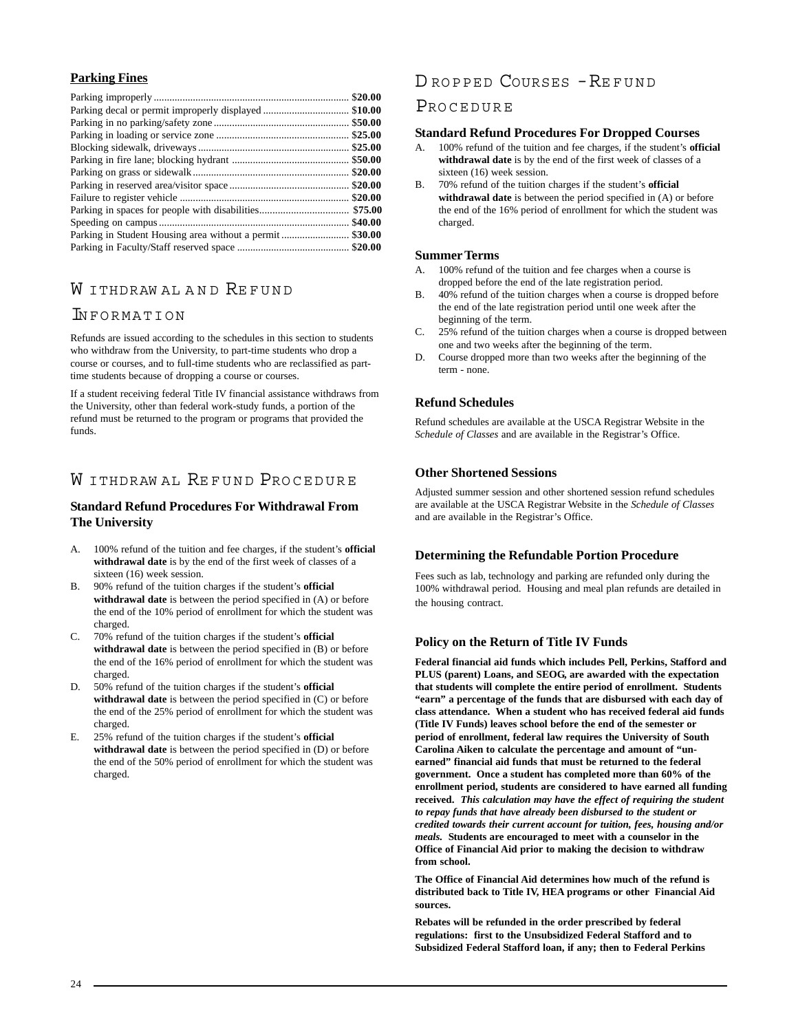## Parking Fines

| Violation | Fine |
|---|---|
| Parking improperly | $20.00 |
| Parking decal or permit improperly displayed | $10.00 |
| Parking in no parking/safety zone | $50.00 |
| Parking in loading or service zone | $25.00 |
| Blocking sidewalk, driveways | $25.00 |
| Parking in fire lane; blocking hydrant | $50.00 |
| Parking on grass or sidewalk | $20.00 |
| Parking in reserved area/visitor space | $20.00 |
| Failure to register vehicle | $20.00 |
| Parking in spaces for people with disabilities | $75.00 |
| Speeding on campus | $40.00 |
| Parking in Student Housing area without a permit | $30.00 |
| Parking in Faculty/Staff reserved space | $20.00 |

# Withdrawal and Refund Information

Refunds are issued according to the schedules in this section to students who withdraw from the University, to part-time students who drop a course or courses, and to full-time students who are reclassified as part-time students because of dropping a course or courses.

If a student receiving federal Title IV financial assistance withdraws from the University, other than federal work-study funds, a portion of the refund must be returned to the program or programs that provided the funds.

# Withdrawal Refund Procedure

### Standard Refund Procedures For Withdrawal From The University

A. 100% refund of the tuition and fee charges, if the student's **official withdrawal date** is by the end of the first week of classes of a sixteen (16) week session.
B. 90% refund of the tuition charges if the student's **official withdrawal date** is between the period specified in (A) or before the end of the 10% period of enrollment for which the student was charged.
C. 70% refund of the tuition charges if the student's **official withdrawal date** is between the period specified in (B) or before the end of the 16% period of enrollment for which the student was charged.
D. 50% refund of the tuition charges if the student's **official withdrawal date** is between the period specified in (C) or before the end of the 25% period of enrollment for which the student was charged.
E. 25% refund of the tuition charges if the student's **official withdrawal date** is between the period specified in (D) or before the end of the 50% period of enrollment for which the student was charged.

# Dropped Courses - Refund Procedure

### Standard Refund Procedures For Dropped Courses

A. 100% refund of the tuition and fee charges, if the student's **official withdrawal date** is by the end of the first week of classes of a sixteen (16) week session.
B. 70% refund of the tuition charges if the student's **official withdrawal date** is between the period specified in (A) or before the end of the 16% period of enrollment for which the student was charged.

### Summer Terms

A. 100% refund of the tuition and fee charges when a course is dropped before the end of the late registration period.
B. 40% refund of the tuition charges when a course is dropped before the end of the late registration period until one week after the beginning of the term.
C. 25% refund of the tuition charges when a course is dropped between one and two weeks after the beginning of the term.
D. Course dropped more than two weeks after the beginning of the term - none.

### Refund Schedules

Refund schedules are available at the USCA Registrar Website in the *Schedule of Classes* and are available in the Registrar's Office.

### Other Shortened Sessions

Adjusted summer session and other shortened session refund schedules are available at the USCA Registrar Website in the *Schedule of Classes* and are available in the Registrar's Office.

### Determining the Refundable Portion Procedure

Fees such as lab, technology and parking are refunded only during the 100% withdrawal period. Housing and meal plan refunds are detailed in the housing contract.

### Policy on the Return of Title IV Funds

**Federal financial aid funds which includes Pell, Perkins, Stafford and PLUS (parent) Loans, and SEOG, are awarded with the expectation that students will complete the entire period of enrollment. Students "earn" a percentage of the funds that are disbursed with each day of class attendance. When a student who has received federal aid funds (Title IV Funds) leaves school before the end of the semester or period of enrollment, federal law requires the University of South Carolina Aiken to calculate the percentage and amount of "un-earned" financial aid funds that must be returned to the federal government. Once a student has completed more than 60% of the enrollment period, students are considered to have earned all funding received. *This calculation may have the effect of requiring the student to repay funds that have already been disbursed to the student or credited towards their current account for tuition, fees, housing and/or meals.* Students are encouraged to meet with a counselor in the Office of Financial Aid prior to making the decision to withdraw from school.**

**The Office of Financial Aid determines how much of the refund is distributed back to Title IV, HEA programs or other Financial Aid sources.**

**Rebates will be refunded in the order prescribed by federal regulations: first to the Unsubsidized Federal Stafford and to Subsidized Federal Stafford loan, if any; then to Federal Perkins**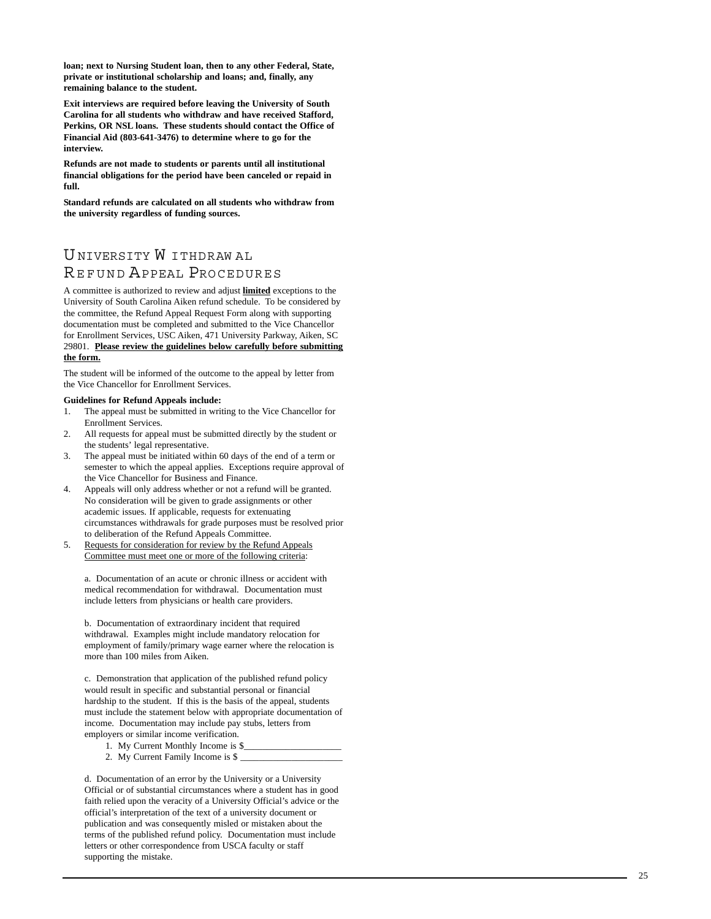**loan; next to Nursing Student loan, then to any other Federal, State, private or institutional scholarship and loans; and, finally, any remaining balance to the student.**

**Exit interviews are required before leaving the University of South Carolina for all students who withdraw and have received Stafford, Perkins, OR NSL loans. These students should contact the Office of Financial Aid (803-641-3476) to determine where to go for the interview.**

**Refunds are not made to students or parents until all institutional financial obligations for the period have been canceled or repaid in full.**

**Standard refunds are calculated on all students who withdraw from the university regardless of funding sources.**

## University Withdrawal Refund Appeal Procedures

A committee is authorized to review and adjust **limited** exceptions to the University of South Carolina Aiken refund schedule. To be considered by the committee, the Refund Appeal Request Form along with supporting documentation must be completed and submitted to the Vice Chancellor for Enrollment Services, USC Aiken, 471 University Parkway, Aiken, SC 29801. **Please review the guidelines below carefully before submitting the form.**

The student will be informed of the outcome to the appeal by letter from the Vice Chancellor for Enrollment Services.

**Guidelines for Refund Appeals include:**

1. The appeal must be submitted in writing to the Vice Chancellor for Enrollment Services.
2. All requests for appeal must be submitted directly by the student or the students' legal representative.
3. The appeal must be initiated within 60 days of the end of a term or semester to which the appeal applies. Exceptions require approval of the Vice Chancellor for Business and Finance.
4. Appeals will only address whether or not a refund will be granted. No consideration will be given to grade assignments or other academic issues. If applicable, requests for extenuating circumstances withdrawals for grade purposes must be resolved prior to deliberation of the Refund Appeals Committee.
5. Requests for consideration for review by the Refund Appeals Committee must meet one or more of the following criteria:

   a. Documentation of an acute or chronic illness or accident with medical recommendation for withdrawal. Documentation must include letters from physicians or health care providers.

   b. Documentation of extraordinary incident that required withdrawal. Examples might include mandatory relocation for employment of family/primary wage earner where the relocation is more than 100 miles from Aiken.

   c. Demonstration that application of the published refund policy would result in specific and substantial personal or financial hardship to the student. If this is the basis of the appeal, students must include the statement below with appropriate documentation of income. Documentation may include pay stubs, letters from employers or similar income verification.

      1. My Current Monthly Income is $____________________
      2. My Current Family Income is $ ______________________

   d. Documentation of an error by the University or a University Official or of substantial circumstances where a student has in good faith relied upon the veracity of a University Official's advice or the official's interpretation of the text of a university document or publication and was consequently misled or mistaken about the terms of the published refund policy. Documentation must include letters or other correspondence from USCA faculty or staff supporting the mistake.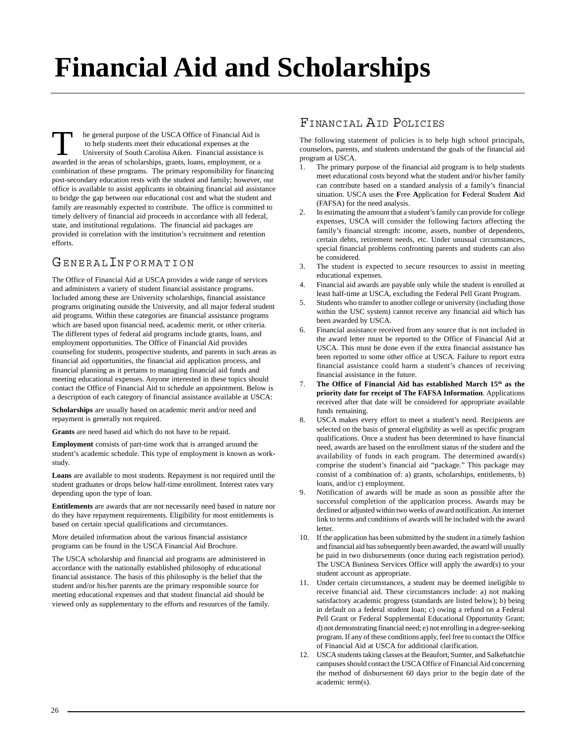# Financial Aid and Scholarships

The general purpose of the USCA Office of Financial Aid is to help students meet their educational expenses at the University of South Carolina Aiken. Financial assistance is awarded in the areas of scholarships, grants, loans, employment, or a combination of these programs. The primary responsibility for financing post-secondary education rests with the student and family; however, our office is available to assist applicants in obtaining financial aid assistance to bridge the gap between our educational cost and what the student and family are reasonably expected to contribute. The office is committed to timely delivery of financial aid proceeds in accordance with all federal, state, and institutional regulations. The financial aid packages are provided in correlation with the institution's recruitment and retention efforts.

## General Information

The Office of Financial Aid at USCA provides a wide range of services and administers a variety of student financial assistance programs. Included among these are University scholarships, financial assistance programs originating outside the University, and all major federal student aid programs. Within these categories are financial assistance programs which are based upon financial need, academic merit, or other criteria. The different types of federal aid programs include grants, loans, and employment opportunities. The Office of Financial Aid provides counseling for students, prospective students, and parents in such areas as financial aid opportunities, the financial aid application process, and financial planning as it pertains to managing financial aid funds and meeting educational expenses. Anyone interested in these topics should contact the Office of Financial Aid to schedule an appointment. Below is a description of each category of financial assistance available at USCA:

**Scholarships** are usually based on academic merit and/or need and repayment is generally not required.

**Grants** are need based aid which do not have to be repaid.

**Employment** consists of part-time work that is arranged around the student's academic schedule. This type of employment is known as work-study.

**Loans** are available to most students. Repayment is not required until the student graduates or drops below half-time enrollment. Interest rates vary depending upon the type of loan.

**Entitlements** are awards that are not necessarily need based in nature nor do they have repayment requirements. Eligibility for most entitlements is based on certain special qualifications and circumstances.

More detailed information about the various financial assistance programs can be found in the USCA Financial Aid Brochure.

The USCA scholarship and financial aid programs are administered in accordance with the nationally established philosophy of educational financial assistance. The basis of this philosophy is the belief that the student and/or his/her parents are the primary responsible source for meeting educational expenses and that student financial aid should be viewed only as supplementary to the efforts and resources of the family.

## Financial Aid Policies

The following statement of policies is to help high school principals, counselors, parents, and students understand the goals of the financial aid program at USCA.

1. The primary purpose of the financial aid program is to help students meet educational costs beyond what the student and/or his/her family can contribute based on a standard analysis of a family's financial situation. USCA uses the **F**ree **A**pplication for **F**ederal **S**tudent **A**id (FAFSA) for the need analysis.
2. In estimating the amount that a student's family can provide for college expenses, USCA will consider the following factors affecting the family's financial strength: income, assets, number of dependents, certain debts, retirement needs, etc. Under unusual circumstances, special financial problems confronting parents and students can also be considered.
3. The student is expected to secure resources to assist in meeting educational expenses.
4. Financial aid awards are payable only while the student is enrolled at least half-time at USCA, excluding the Federal Pell Grant Program.
5. Students who transfer to another college or university (including those within the USC system) cannot receive any financial aid which has been awarded by USCA.
6. Financial assistance received from any source that is not included in the award letter must be reported to the Office of Financial Aid at USCA. This must be done even if the extra financial assistance has been reported to some other office at USCA. Failure to report extra financial assistance could harm a student's chances of receiving financial assistance in the future.
7. **The Office of Financial Aid has established March 15th as the priority date for receipt of The FAFSA Information**. Applications received after that date will be considered for appropriate available funds remaining.
8. USCA makes every effort to meet a student's need. Recipients are selected on the basis of general eligibility as well as specific program qualifications. Once a student has been determined to have financial need, awards are based on the enrollment status of the student and the availability of funds in each program. The determined award(s) comprise the student's financial aid "package." This package may consist of a combination of: a) grants, scholarships, entitlements, b) loans, and/or c) employment.
9. Notification of awards will be made as soon as possible after the successful completion of the application process. Awards may be declined or adjusted within two weeks of award notification. An internet link to terms and conditions of awards will be included with the award letter.
10. If the application has been submitted by the student in a timely fashion and financial aid has subsequently been awarded, the award will usually be paid in two disbursements (once during each registration period). The USCA Business Services Office will apply the award(s) to your student account as appropriate.
11. Under certain circumstances, a student may be deemed ineligible to receive financial aid. These circumstances include: a) not making satisfactory academic progress (standards are listed below); b) being in default on a federal student loan; c) owing a refund on a Federal Pell Grant or Federal Supplemental Educational Opportunity Grant; d) not demonstrating financial need; e) not enrolling in a degree-seeking program. If any of these conditions apply, feel free to contact the Office of Financial Aid at USCA for additional clarification.
12. USCA students taking classes at the Beaufort, Sumter, and Salkehatchie campuses should contact the USCA Office of Financial Aid concerning the method of disbursement 60 days prior to the begin date of the academic term(s).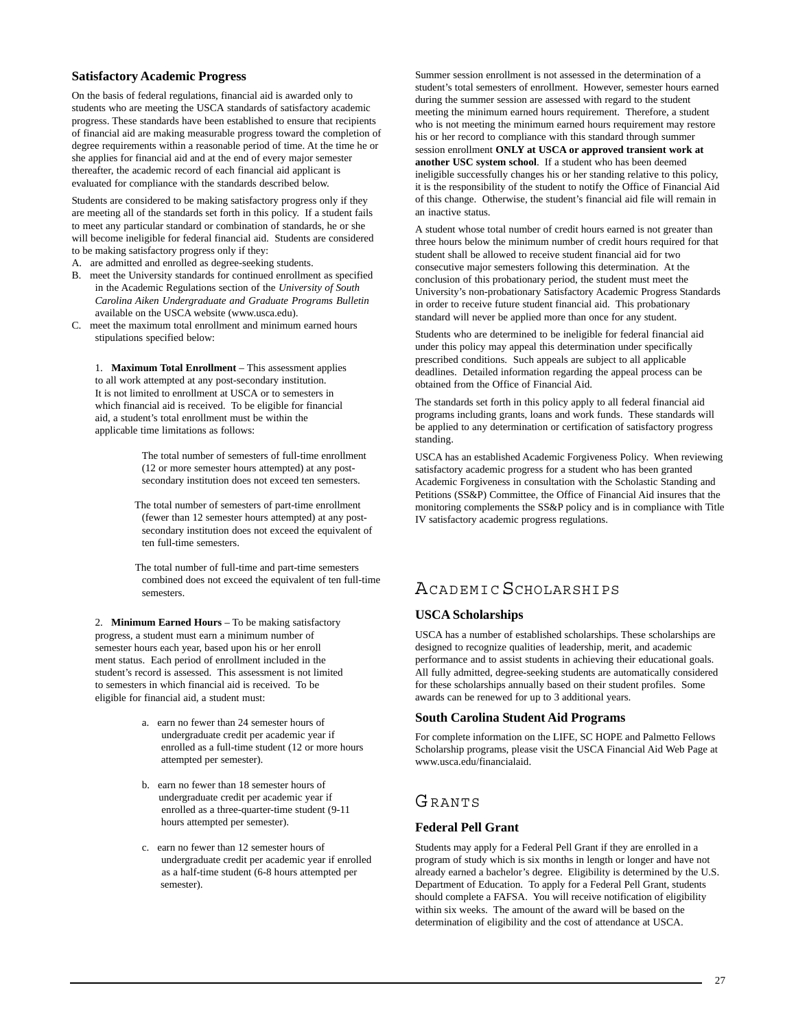### Satisfactory Academic Progress

On the basis of federal regulations, financial aid is awarded only to students who are meeting the USCA standards of satisfactory academic progress. These standards have been established to ensure that recipients of financial aid are making measurable progress toward the completion of degree requirements within a reasonable period of time. At the time he or she applies for financial aid and at the end of every major semester thereafter, the academic record of each financial aid applicant is evaluated for compliance with the standards described below.

Students are considered to be making satisfactory progress only if they are meeting all of the standards set forth in this policy. If a student fails to meet any particular standard or combination of standards, he or she will become ineligible for federal financial aid. Students are considered to be making satisfactory progress only if they:

A. are admitted and enrolled as degree-seeking students.
B. meet the University standards for continued enrollment as specified in the Academic Regulations section of the *University of South Carolina Aiken Undergraduate and Graduate Programs Bulletin* available on the USCA website (www.usca.edu).
C. meet the maximum total enrollment and minimum earned hours stipulations specified below:

1. **Maximum Total Enrollment** – This assessment applies to all work attempted at any post-secondary institution. It is not limited to enrollment at USCA or to semesters in which financial aid is received. To be eligible for financial aid, a student's total enrollment must be within the applicable time limitations as follows:

    The total number of semesters of full-time enrollment (12 or more semester hours attempted) at any post-secondary institution does not exceed ten semesters.

    The total number of semesters of part-time enrollment (fewer than 12 semester hours attempted) at any post-secondary institution does not exceed the equivalent of ten full-time semesters.

    The total number of full-time and part-time semesters combined does not exceed the equivalent of ten full-time semesters.

2. **Minimum Earned Hours** – To be making satisfactory progress, a student must earn a minimum number of semester hours each year, based upon his or her enroll ment status. Each period of enrollment included in the student's record is assessed. This assessment is not limited to semesters in which financial aid is received. To be eligible for financial aid, a student must:

    a. earn no fewer than 24 semester hours of undergraduate credit per academic year if enrolled as a full-time student (12 or more hours attempted per semester).

    b. earn no fewer than 18 semester hours of undergraduate credit per academic year if enrolled as a three-quarter-time student (9-11 hours attempted per semester).

    c. earn no fewer than 12 semester hours of undergraduate credit per academic year if enrolled as a half-time student (6-8 hours attempted per semester).

Summer session enrollment is not assessed in the determination of a student's total semesters of enrollment. However, semester hours earned during the summer session are assessed with regard to the student meeting the minimum earned hours requirement. Therefore, a student who is not meeting the minimum earned hours requirement may restore his or her record to compliance with this standard through summer session enrollment **ONLY at USCA or approved transient work at another USC system school**. If a student who has been deemed ineligible successfully changes his or her standing relative to this policy, it is the responsibility of the student to notify the Office of Financial Aid of this change. Otherwise, the student's financial aid file will remain in an inactive status.

A student whose total number of credit hours earned is not greater than three hours below the minimum number of credit hours required for that student shall be allowed to receive student financial aid for two consecutive major semesters following this determination. At the conclusion of this probationary period, the student must meet the University's non-probationary Satisfactory Academic Progress Standards in order to receive future student financial aid. This probationary standard will never be applied more than once for any student.

Students who are determined to be ineligible for federal financial aid under this policy may appeal this determination under specifically prescribed conditions. Such appeals are subject to all applicable deadlines. Detailed information regarding the appeal process can be obtained from the Office of Financial Aid.

The standards set forth in this policy apply to all federal financial aid programs including grants, loans and work funds. These standards will be applied to any determination or certification of satisfactory progress standing.

USCA has an established Academic Forgiveness Policy. When reviewing satisfactory academic progress for a student who has been granted Academic Forgiveness in consultation with the Scholastic Standing and Petitions (SS&P) Committee, the Office of Financial Aid insures that the monitoring complements the SS&P policy and is in compliance with Title IV satisfactory academic progress regulations.

## Academic Scholarships

### USCA Scholarships

USCA has a number of established scholarships. These scholarships are designed to recognize qualities of leadership, merit, and academic performance and to assist students in achieving their educational goals. All fully admitted, degree-seeking students are automatically considered for these scholarships annually based on their student profiles. Some awards can be renewed for up to 3 additional years.

### South Carolina Student Aid Programs

For complete information on the LIFE, SC HOPE and Palmetto Fellows Scholarship programs, please visit the USCA Financial Aid Web Page at www.usca.edu/financialaid.

## Grants

### Federal Pell Grant

Students may apply for a Federal Pell Grant if they are enrolled in a program of study which is six months in length or longer and have not already earned a bachelor's degree. Eligibility is determined by the U.S. Department of Education. To apply for a Federal Pell Grant, students should complete a FAFSA. You will receive notification of eligibility within six weeks. The amount of the award will be based on the determination of eligibility and the cost of attendance at USCA.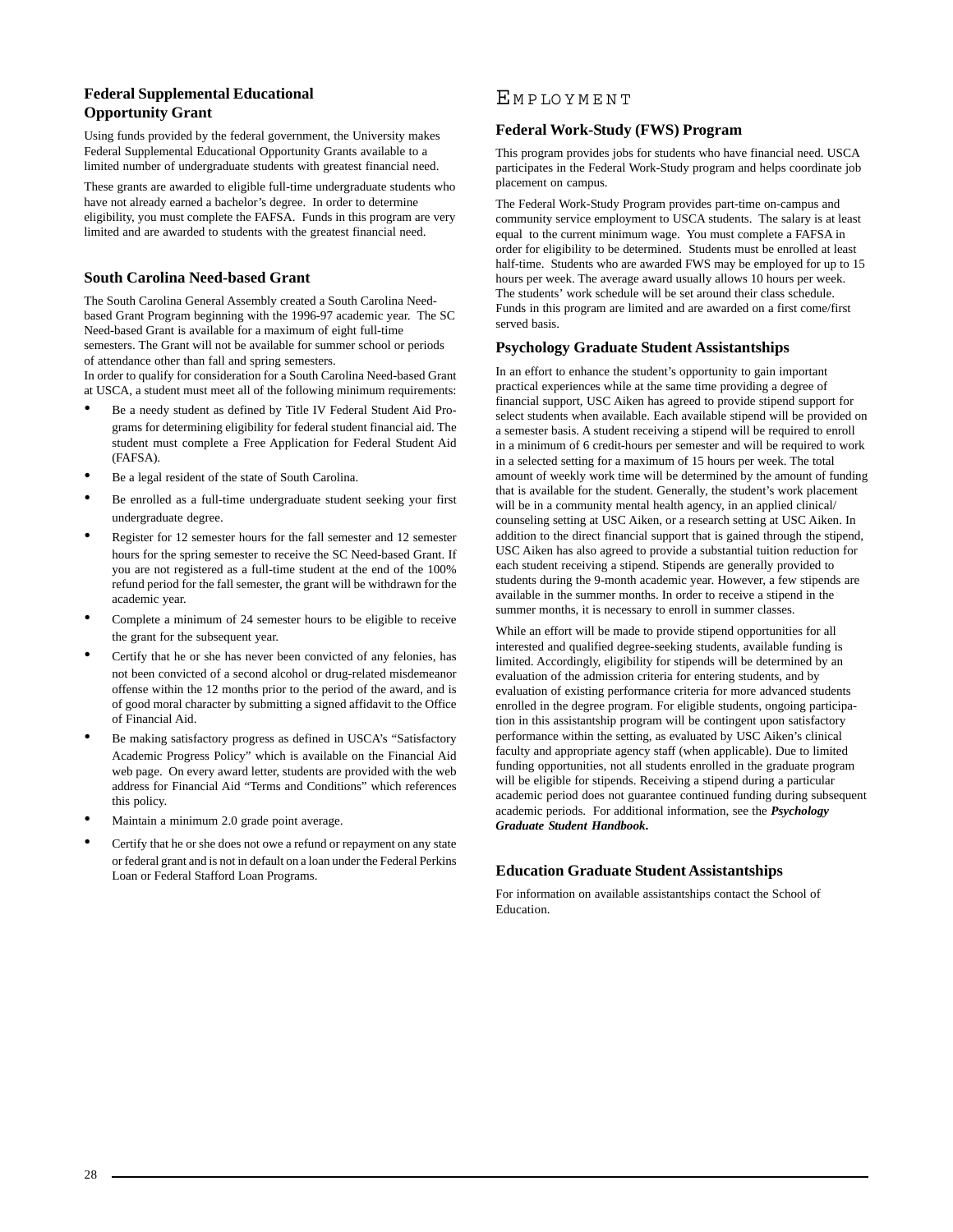### Federal Supplemental Educational Opportunity Grant

Using funds provided by the federal government, the University makes Federal Supplemental Educational Opportunity Grants available to a limited number of undergraduate students with greatest financial need.

These grants are awarded to eligible full-time undergraduate students who have not already earned a bachelor's degree. In order to determine eligibility, you must complete the FAFSA. Funds in this program are very limited and are awarded to students with the greatest financial need.

### South Carolina Need-based Grant

The South Carolina General Assembly created a South Carolina Need-based Grant Program beginning with the 1996-97 academic year. The SC Need-based Grant is available for a maximum of eight full-time semesters. The Grant will not be available for summer school or periods of attendance other than fall and spring semesters.
In order to qualify for consideration for a South Carolina Need-based Grant at USCA, a student must meet all of the following minimum requirements:

- Be a needy student as defined by Title IV Federal Student Aid Programs for determining eligibility for federal student financial aid. The student must complete a Free Application for Federal Student Aid (FAFSA).
- Be a legal resident of the state of South Carolina.
- Be enrolled as a full-time undergraduate student seeking your first undergraduate degree.
- Register for 12 semester hours for the fall semester and 12 semester hours for the spring semester to receive the SC Need-based Grant. If you are not registered as a full-time student at the end of the 100% refund period for the fall semester, the grant will be withdrawn for the academic year.
- Complete a minimum of 24 semester hours to be eligible to receive the grant for the subsequent year.
- Certify that he or she has never been convicted of any felonies, has not been convicted of a second alcohol or drug-related misdemeanor offense within the 12 months prior to the period of the award, and is of good moral character by submitting a signed affidavit to the Office of Financial Aid.
- Be making satisfactory progress as defined in USCA's "Satisfactory Academic Progress Policy" which is available on the Financial Aid web page. On every award letter, students are provided with the web address for Financial Aid "Terms and Conditions" which references this policy.
- Maintain a minimum 2.0 grade point average.
- Certify that he or she does not owe a refund or repayment on any state or federal grant and is not in default on a loan under the Federal Perkins Loan or Federal Stafford Loan Programs.

## Employment

### Federal Work-Study (FWS) Program

This program provides jobs for students who have financial need. USCA participates in the Federal Work-Study program and helps coordinate job placement on campus.

The Federal Work-Study Program provides part-time on-campus and community service employment to USCA students. The salary is at least equal to the current minimum wage. You must complete a FAFSA in order for eligibility to be determined. Students must be enrolled at least half-time. Students who are awarded FWS may be employed for up to 15 hours per week. The average award usually allows 10 hours per week. The students' work schedule will be set around their class schedule. Funds in this program are limited and are awarded on a first come/first served basis.

### Psychology Graduate Student Assistantships

In an effort to enhance the student's opportunity to gain important practical experiences while at the same time providing a degree of financial support, USC Aiken has agreed to provide stipend support for select students when available. Each available stipend will be provided on a semester basis. A student receiving a stipend will be required to enroll in a minimum of 6 credit-hours per semester and will be required to work in a selected setting for a maximum of 15 hours per week. The total amount of weekly work time will be determined by the amount of funding that is available for the student. Generally, the student's work placement will be in a community mental health agency, in an applied clinical/counseling setting at USC Aiken, or a research setting at USC Aiken. In addition to the direct financial support that is gained through the stipend, USC Aiken has also agreed to provide a substantial tuition reduction for each student receiving a stipend. Stipends are generally provided to students during the 9-month academic year. However, a few stipends are available in the summer months. In order to receive a stipend in the summer months, it is necessary to enroll in summer classes.

While an effort will be made to provide stipend opportunities for all interested and qualified degree-seeking students, available funding is limited. Accordingly, eligibility for stipends will be determined by an evaluation of the admission criteria for entering students, and by evaluation of existing performance criteria for more advanced students enrolled in the degree program. For eligible students, ongoing participation in this assistantship program will be contingent upon satisfactory performance within the setting, as evaluated by USC Aiken's clinical faculty and appropriate agency staff (when applicable). Due to limited funding opportunities, not all students enrolled in the graduate program will be eligible for stipends. Receiving a stipend during a particular academic period does not guarantee continued funding during subsequent academic periods. For additional information, see the ***Psychology Graduate Student Handbook***.

### Education Graduate Student Assistantships

For information on available assistantships contact the School of Education.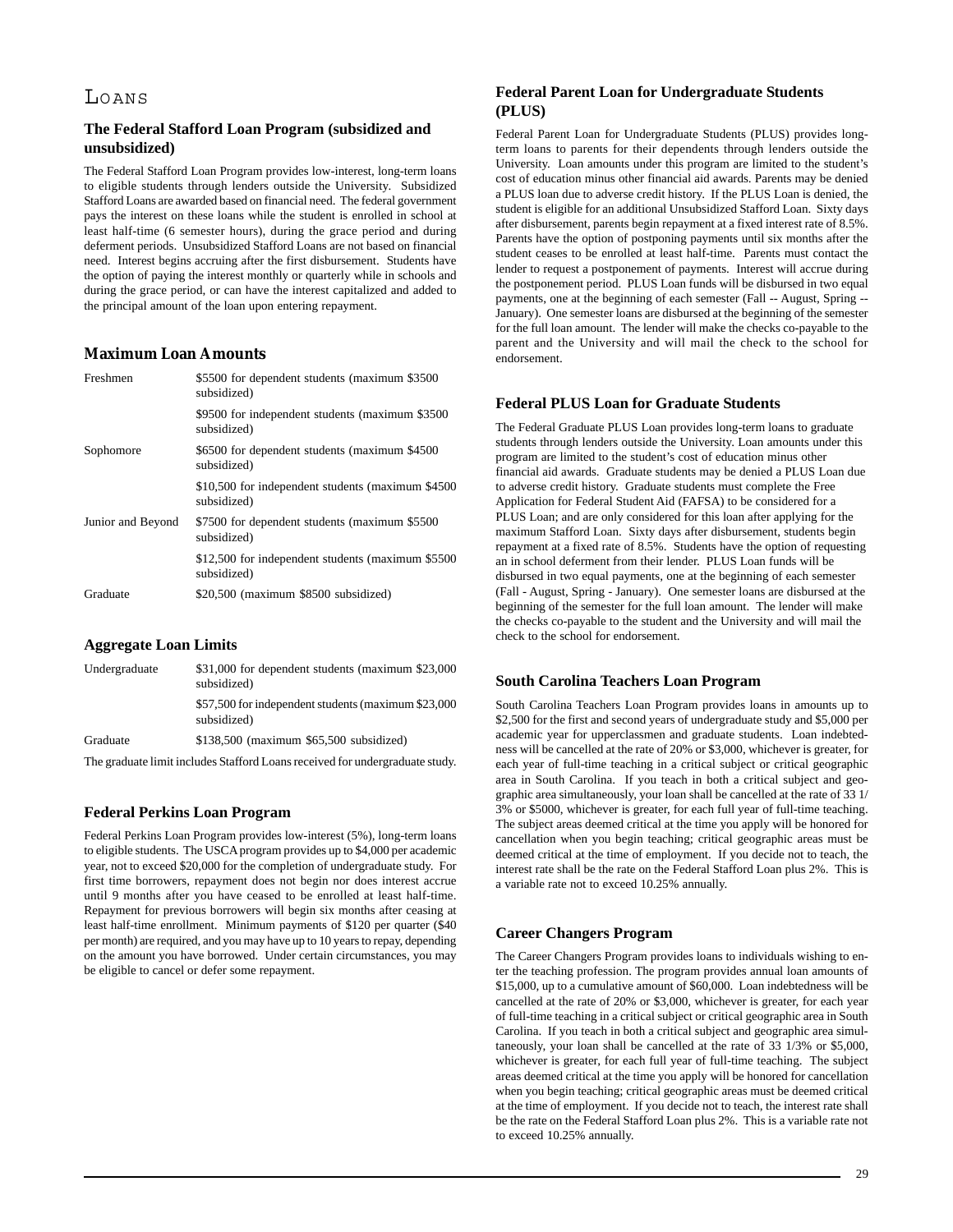# Loans

## The Federal Stafford Loan Program (subsidized and unsubsidized)

The Federal Stafford Loan Program provides low-interest, long-term loans to eligible students through lenders outside the University. Subsidized Stafford Loans are awarded based on financial need. The federal government pays the interest on these loans while the student is enrolled in school at least half-time (6 semester hours), during the grace period and during deferment periods. Unsubsidized Stafford Loans are not based on financial need. Interest begins accruing after the first disbursement. Students have the option of paying the interest monthly or quarterly while in schools and during the grace period, or can have the interest capitalized and added to the principal amount of the loan upon entering repayment.

## Maximum Loan Amounts

| | |
|---|---|
| Freshmen | \$5500 for dependent students (maximum \$3500 subsidized) |
| | \$9500 for independent students (maximum \$3500 subsidized) |
| Sophomore | \$6500 for dependent students (maximum \$4500 subsidized) |
| | \$10,500 for independent students (maximum \$4500 subsidized) |
| Junior and Beyond | \$7500 for dependent students (maximum \$5500 subsidized) |
| | \$12,500 for independent students (maximum \$5500 subsidized) |
| Graduate | \$20,500 (maximum \$8500 subsidized) |

## Aggregate Loan Limits

| | |
|---|---|
| Undergraduate | \$31,000 for dependent students (maximum \$23,000 subsidized) |
| | \$57,500 for independent students (maximum \$23,000 subsidized) |
| Graduate | \$138,500 (maximum \$65,500 subsidized) |

The graduate limit includes Stafford Loans received for undergraduate study.

## Federal Perkins Loan Program

Federal Perkins Loan Program provides low-interest (5%), long-term loans to eligible students. The USCA program provides up to \$4,000 per academic year, not to exceed \$20,000 for the completion of undergraduate study. For first time borrowers, repayment does not begin nor does interest accrue until 9 months after you have ceased to be enrolled at least half-time. Repayment for previous borrowers will begin six months after ceasing at least half-time enrollment. Minimum payments of \$120 per quarter (\$40 per month) are required, and you may have up to 10 years to repay, depending on the amount you have borrowed. Under certain circumstances, you may be eligible to cancel or defer some repayment.

## Federal Parent Loan for Undergraduate Students (PLUS)

Federal Parent Loan for Undergraduate Students (PLUS) provides long-term loans to parents for their dependents through lenders outside the University. Loan amounts under this program are limited to the student's cost of education minus other financial aid awards. Parents may be denied a PLUS loan due to adverse credit history. If the PLUS Loan is denied, the student is eligible for an additional Unsubsidized Stafford Loan. Sixty days after disbursement, parents begin repayment at a fixed interest rate of 8.5%. Parents have the option of postponing payments until six months after the student ceases to be enrolled at least half-time. Parents must contact the lender to request a postponement of payments. Interest will accrue during the postponement period. PLUS Loan funds will be disbursed in two equal payments, one at the beginning of each semester (Fall -- August, Spring -- January). One semester loans are disbursed at the beginning of the semester for the full loan amount. The lender will make the checks co-payable to the parent and the University and will mail the check to the school for endorsement.

## Federal PLUS Loan for Graduate Students

The Federal Graduate PLUS Loan provides long-term loans to graduate students through lenders outside the University. Loan amounts under this program are limited to the student's cost of education minus other financial aid awards. Graduate students may be denied a PLUS Loan due to adverse credit history. Graduate students must complete the Free Application for Federal Student Aid (FAFSA) to be considered for a PLUS Loan; and are only considered for this loan after applying for the maximum Stafford Loan. Sixty days after disbursement, students begin repayment at a fixed rate of 8.5%. Students have the option of requesting an in school deferment from their lender. PLUS Loan funds will be disbursed in two equal payments, one at the beginning of each semester (Fall - August, Spring - January). One semester loans are disbursed at the beginning of the semester for the full loan amount. The lender will make the checks co-payable to the student and the University and will mail the check to the school for endorsement.

## South Carolina Teachers Loan Program

South Carolina Teachers Loan Program provides loans in amounts up to \$2,500 for the first and second years of undergraduate study and \$5,000 per academic year for upperclassmen and graduate students. Loan indebtedness will be cancelled at the rate of 20% or \$3,000, whichever is greater, for each year of full-time teaching in a critical subject or critical geographic area in South Carolina. If you teach in both a critical subject and geographic area simultaneously, your loan shall be cancelled at the rate of 33 1/3% or \$5000, whichever is greater, for each full year of full-time teaching. The subject areas deemed critical at the time you apply will be honored for cancellation when you begin teaching; critical geographic areas must be deemed critical at the time of employment. If you decide not to teach, the interest rate shall be the rate on the Federal Stafford Loan plus 2%. This is a variable rate not to exceed 10.25% annually.

## Career Changers Program

The Career Changers Program provides loans to individuals wishing to enter the teaching profession. The program provides annual loan amounts of \$15,000, up to a cumulative amount of \$60,000. Loan indebtedness will be cancelled at the rate of 20% or \$3,000, whichever is greater, for each year of full-time teaching in a critical subject or critical geographic area in South Carolina. If you teach in both a critical subject and geographic area simultaneously, your loan shall be cancelled at the rate of 33 1/3% or \$5,000, whichever is greater, for each full year of full-time teaching. The subject areas deemed critical at the time you apply will be honored for cancellation when you begin teaching; critical geographic areas must be deemed critical at the time of employment. If you decide not to teach, the interest rate shall be the rate on the Federal Stafford Loan plus 2%. This is a variable rate not to exceed 10.25% annually.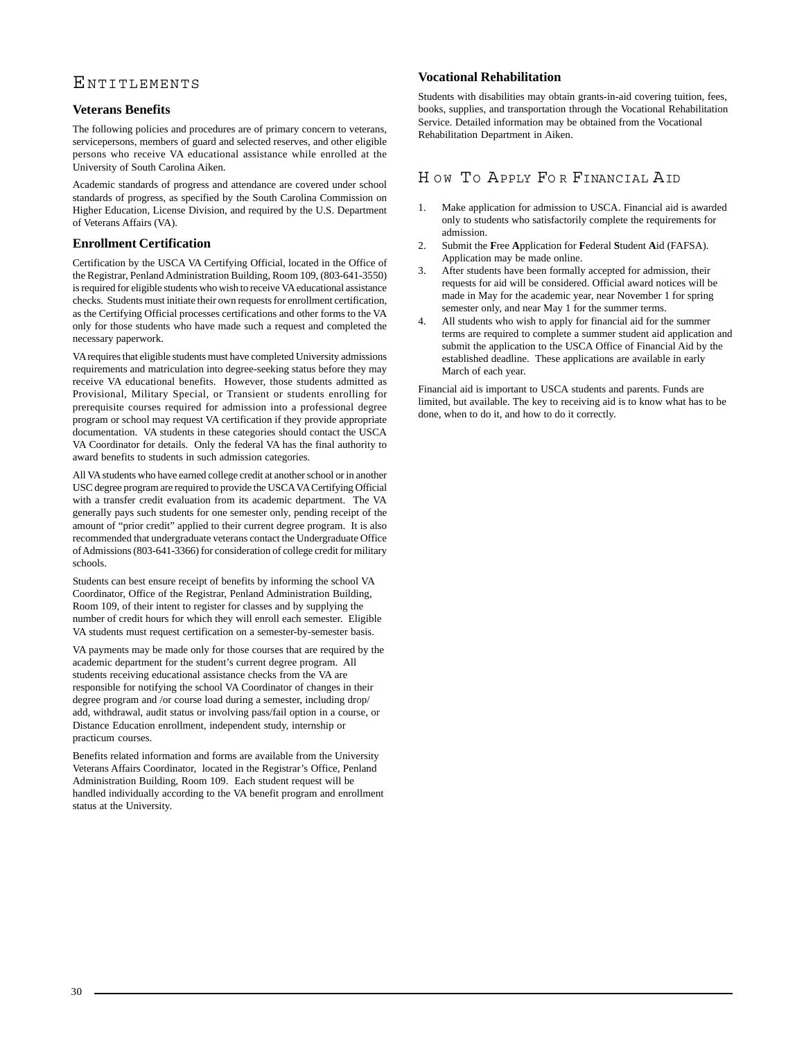## Entitlements

### Veterans Benefits

The following policies and procedures are of primary concern to veterans, servicepersons, members of guard and selected reserves, and other eligible persons who receive VA educational assistance while enrolled at the University of South Carolina Aiken.

Academic standards of progress and attendance are covered under school standards of progress, as specified by the South Carolina Commission on Higher Education, License Division, and required by the U.S. Department of Veterans Affairs (VA).

### Enrollment Certification

Certification by the USCA VA Certifying Official, located in the Office of the Registrar, Penland Administration Building, Room 109, (803-641-3550) is required for eligible students who wish to receive VA educational assistance checks. Students must initiate their own requests for enrollment certification, as the Certifying Official processes certifications and other forms to the VA only for those students who have made such a request and completed the necessary paperwork.

VA requires that eligible students must have completed University admissions requirements and matriculation into degree-seeking status before they may receive VA educational benefits. However, those students admitted as Provisional, Military Special, or Transient or students enrolling for prerequisite courses required for admission into a professional degree program or school may request VA certification if they provide appropriate documentation. VA students in these categories should contact the USCA VA Coordinator for details. Only the federal VA has the final authority to award benefits to students in such admission categories.

All VA students who have earned college credit at another school or in another USC degree program are required to provide the USCA VA Certifying Official with a transfer credit evaluation from its academic department. The VA generally pays such students for one semester only, pending receipt of the amount of "prior credit" applied to their current degree program. It is also recommended that undergraduate veterans contact the Undergraduate Office of Admissions (803-641-3366) for consideration of college credit for military schools.

Students can best ensure receipt of benefits by informing the school VA Coordinator, Office of the Registrar, Penland Administration Building, Room 109, of their intent to register for classes and by supplying the number of credit hours for which they will enroll each semester. Eligible VA students must request certification on a semester-by-semester basis.

VA payments may be made only for those courses that are required by the academic department for the student's current degree program. All students receiving educational assistance checks from the VA are responsible for notifying the school VA Coordinator of changes in their degree program and /or course load during a semester, including drop/add, withdrawal, audit status or involving pass/fail option in a course, or Distance Education enrollment, independent study, internship or practicum courses.

Benefits related information and forms are available from the University Veterans Affairs Coordinator, located in the Registrar's Office, Penland Administration Building, Room 109. Each student request will be handled individually according to the VA benefit program and enrollment status at the University.

### Vocational Rehabilitation

Students with disabilities may obtain grants-in-aid covering tuition, fees, books, supplies, and transportation through the Vocational Rehabilitation Service. Detailed information may be obtained from the Vocational Rehabilitation Department in Aiken.

## How To Apply For Financial Aid

1. Make application for admission to USCA. Financial aid is awarded only to students who satisfactorily complete the requirements for admission.
2. Submit the **F**ree **A**pplication for **F**ederal **S**tudent **A**id (FAFSA). Application may be made online.
3. After students have been formally accepted for admission, their requests for aid will be considered. Official award notices will be made in May for the academic year, near November 1 for spring semester only, and near May 1 for the summer terms.
4. All students who wish to apply for financial aid for the summer terms are required to complete a summer student aid application and submit the application to the USCA Office of Financial Aid by the established deadline. These applications are available in early March of each year.

Financial aid is important to USCA students and parents. Funds are limited, but available. The key to receiving aid is to know what has to be done, when to do it, and how to do it correctly.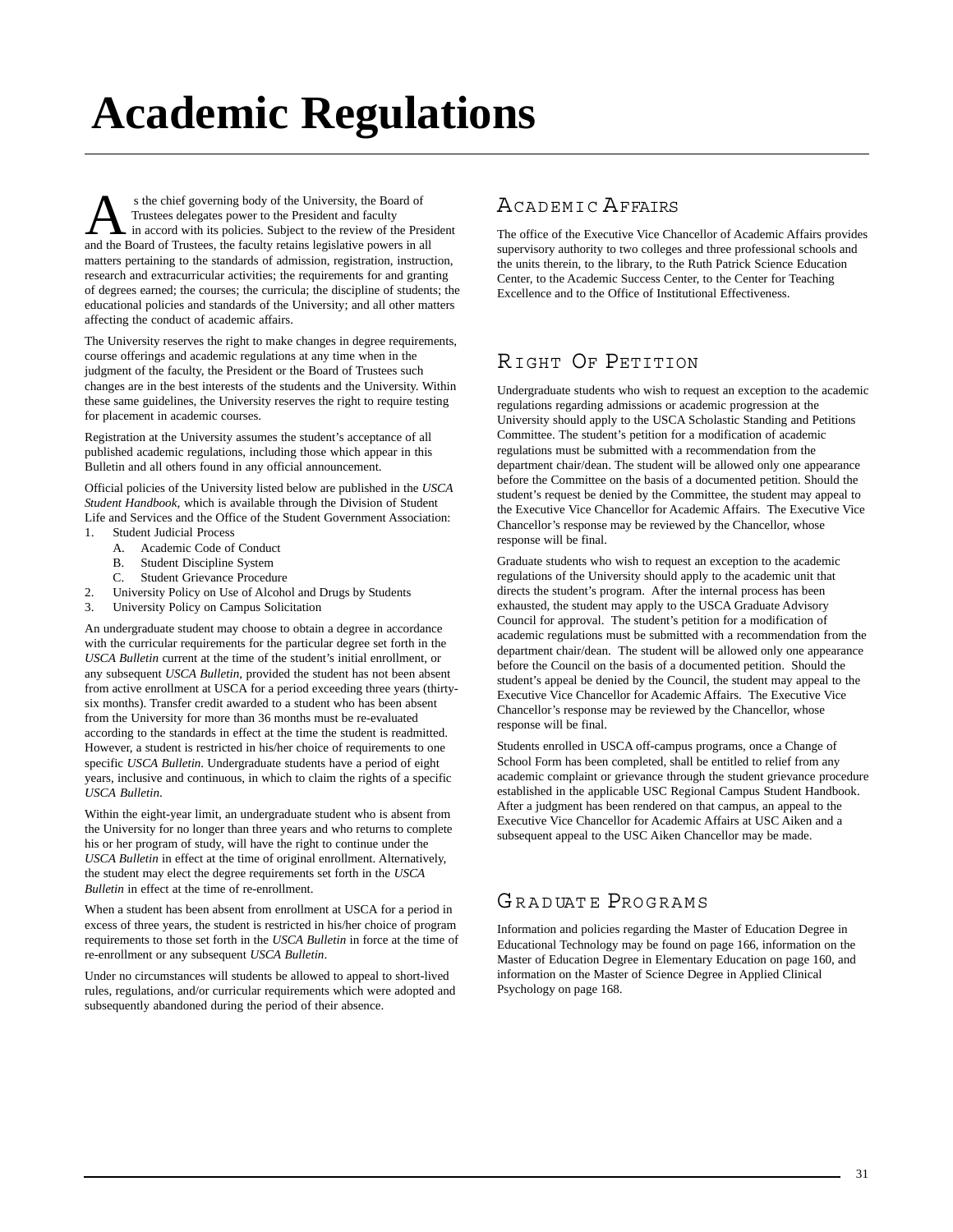# Academic Regulations

As the chief governing body of the University, the Board of Trustees delegates power to the President and faculty in accord with its policies. Subject to the review of the President and the Board of Trustees, the faculty retains legislative powers in all matters pertaining to the standards of admission, registration, instruction, research and extracurricular activities; the requirements for and granting of degrees earned; the courses; the curricula; the discipline of students; the educational policies and standards of the University; and all other matters affecting the conduct of academic affairs.

The University reserves the right to make changes in degree requirements, course offerings and academic regulations at any time when in the judgment of the faculty, the President or the Board of Trustees such changes are in the best interests of the students and the University. Within these same guidelines, the University reserves the right to require testing for placement in academic courses.

Registration at the University assumes the student's acceptance of all published academic regulations, including those which appear in this Bulletin and all others found in any official announcement.

Official policies of the University listed below are published in the *USCA Student Handbook,* which is available through the Division of Student Life and Services and the Office of the Student Government Association:

1. Student Judicial Process
   - A. Academic Code of Conduct
   - B. Student Discipline System
   - C. Student Grievance Procedure
2. University Policy on Use of Alcohol and Drugs by Students
3. University Policy on Campus Solicitation

An undergraduate student may choose to obtain a degree in accordance with the curricular requirements for the particular degree set forth in the *USCA Bulletin* current at the time of the student's initial enrollment, or any subsequent *USCA Bulletin*, provided the student has not been absent from active enrollment at USCA for a period exceeding three years (thirty-six months). Transfer credit awarded to a student who has been absent from the University for more than 36 months must be re-evaluated according to the standards in effect at the time the student is readmitted. However, a student is restricted in his/her choice of requirements to one specific *USCA Bulletin*. Undergraduate students have a period of eight years, inclusive and continuous, in which to claim the rights of a specific *USCA Bulletin*.

Within the eight-year limit, an undergraduate student who is absent from the University for no longer than three years and who returns to complete his or her program of study, will have the right to continue under the *USCA Bulletin* in effect at the time of original enrollment. Alternatively, the student may elect the degree requirements set forth in the *USCA Bulletin* in effect at the time of re-enrollment.

When a student has been absent from enrollment at USCA for a period in excess of three years, the student is restricted in his/her choice of program requirements to those set forth in the *USCA Bulletin* in force at the time of re-enrollment or any subsequent *USCA Bulletin*.

Under no circumstances will students be allowed to appeal to short-lived rules, regulations, and/or curricular requirements which were adopted and subsequently abandoned during the period of their absence.

## Academic Affairs

The office of the Executive Vice Chancellor of Academic Affairs provides supervisory authority to two colleges and three professional schools and the units therein, to the library, to the Ruth Patrick Science Education Center, to the Academic Success Center, to the Center for Teaching Excellence and to the Office of Institutional Effectiveness.

## Right Of Petition

Undergraduate students who wish to request an exception to the academic regulations regarding admissions or academic progression at the University should apply to the USCA Scholastic Standing and Petitions Committee. The student's petition for a modification of academic regulations must be submitted with a recommendation from the department chair/dean. The student will be allowed only one appearance before the Committee on the basis of a documented petition. Should the student's request be denied by the Committee, the student may appeal to the Executive Vice Chancellor for Academic Affairs. The Executive Vice Chancellor's response may be reviewed by the Chancellor, whose response will be final.

Graduate students who wish to request an exception to the academic regulations of the University should apply to the academic unit that directs the student's program. After the internal process has been exhausted, the student may apply to the USCA Graduate Advisory Council for approval. The student's petition for a modification of academic regulations must be submitted with a recommendation from the department chair/dean. The student will be allowed only one appearance before the Council on the basis of a documented petition. Should the student's appeal be denied by the Council, the student may appeal to the Executive Vice Chancellor for Academic Affairs. The Executive Vice Chancellor's response may be reviewed by the Chancellor, whose response will be final.

Students enrolled in USCA off-campus programs, once a Change of School Form has been completed, shall be entitled to relief from any academic complaint or grievance through the student grievance procedure established in the applicable USC Regional Campus Student Handbook. After a judgment has been rendered on that campus, an appeal to the Executive Vice Chancellor for Academic Affairs at USC Aiken and a subsequent appeal to the USC Aiken Chancellor may be made.

## Graduate Programs

Information and policies regarding the Master of Education Degree in Educational Technology may be found on page 166, information on the Master of Education Degree in Elementary Education on page 160, and information on the Master of Science Degree in Applied Clinical Psychology on page 168.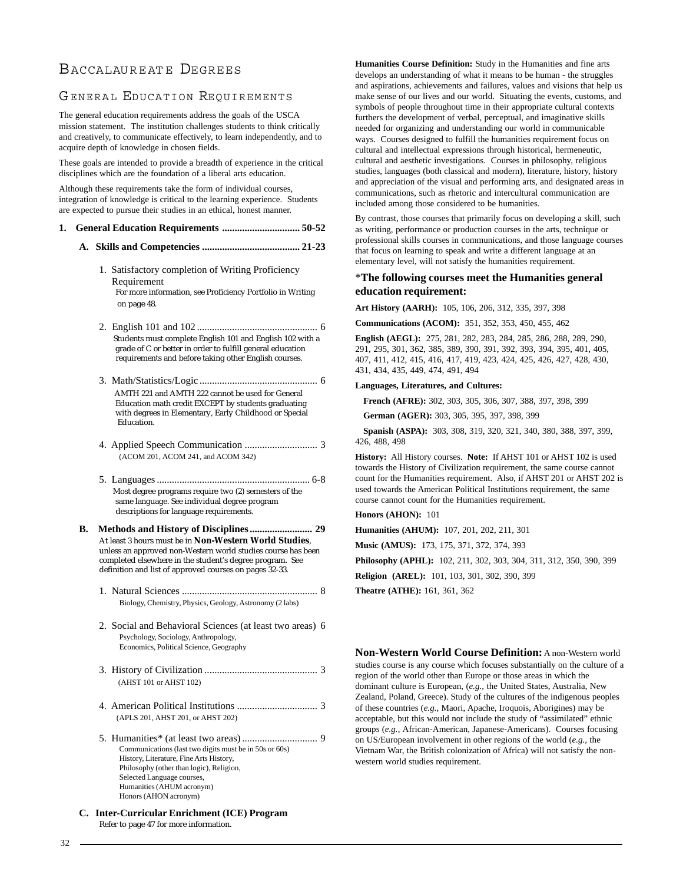# Baccalaureate Degrees

## General Education Requirements

The general education requirements address the goals of the USCA mission statement. The institution challenges students to think critically and creatively, to communicate effectively, to learn independently, and to acquire depth of knowledge in chosen fields.

These goals are intended to provide a breadth of experience in the critical disciplines which are the foundation of a liberal arts education.

Although these requirements take the form of individual courses, integration of knowledge is critical to the learning experience. Students are expected to pursue their studies in an ethical, honest manner.

**1. General Education Requirements .............................. 50-52**

**A. Skills and Competencies ....................................... 21-23**

1. Satisfactory completion of Writing Proficiency Requirement
   For more information, see Proficiency Portfolio in Writing on page 48.

2. English 101 and 102 ................................................ 6
   Students must complete English 101 and English 102 with a grade of C or better in order to fulfill general education requirements and before taking other English courses.

3. Math/Statistics/Logic ............................................... 6
   AMTH 221 and AMTH 222 cannot be used for General Education math credit EXCEPT by students graduating with degrees in Elementary, Early Childhood or Special Education.

4. Applied Speech Communication ............................ 3
   (ACOM 201, ACOM 241, and ACOM 342)

5. Languages ............................................................ 6-8
   Most degree programs require two (2) semesters of the same language. See individual degree program descriptions for language requirements.

**B. Methods and History of Disciplines......................... 29**

At least 3 hours must be in **Non-Western World Studies**, unless an approved non-Western world studies course has been completed elsewhere in the student's degree program. See definition and list of approved courses on pages 32-33.

1. Natural Sciences ..................................................... 8
   Biology, Chemistry, Physics, Geology, Astronomy (2 labs)

2. Social and Behavioral Sciences (at least two areas) 6
   Psychology, Sociology, Anthropology, Economics, Political Science, Geography

3. History of Civilization ............................................ 3
   (AHST 101 or AHST 102)

4. American Political Institutions ................................ 3
   (APLS 201, AHST 201, or AHST 202)

5. Humanities* (at least two areas) .............................. 9
   Communications (last two digits must be in 50s or 60s)
   History, Literature, Fine Arts History,
   Philosophy (other than logic), Religion,
   Selected Language courses,
   Humanities (AHUM acronym)
   Honors (AHON acronym)

**C. Inter-Curricular Enrichment (ICE) Program**

Refer to page 47 for more information.

**Humanities Course Definition:** Study in the Humanities and fine arts develops an understanding of what it means to be human - the struggles and aspirations, achievements and failures, values and visions that help us make sense of our lives and our world. Situating the events, customs, and symbols of people throughout time in their appropriate cultural contexts furthers the development of verbal, perceptual, and imaginative skills needed for organizing and understanding our world in communicable ways. Courses designed to fulfill the humanities requirement focus on cultural and intellectual expressions through historical, hermeneutic, cultural and aesthetic investigations. Courses in philosophy, religious studies, languages (both classical and modern), literature, history, history and appreciation of the visual and performing arts, and designated areas in communications, such as rhetoric and intercultural communication are included among those considered to be humanities.

By contrast, those courses that primarily focus on developing a skill, such as writing, performance or production courses in the arts, technique or professional skills courses in communications, and those language courses that focus on learning to speak and write a different language at an elementary level, will not satisfy the humanities requirement.

### *The following courses meet the Humanities general education requirement:

**Art History (AARH):** 105, 106, 206, 312, 335, 397, 398

**Communications (ACOM):** 351, 352, 353, 450, 455, 462

**English (AEGL):** 275, 281, 282, 283, 284, 285, 286, 288, 289, 290, 291, 295, 301, 362, 385, 389, 390, 391, 392, 393, 394, 395, 401, 405, 407, 411, 412, 415, 416, 417, 419, 423, 424, 425, 426, 427, 428, 430, 431, 434, 435, 449, 474, 491, 494

**Languages, Literatures, and Cultures:**

**French (AFRE):** 302, 303, 305, 306, 307, 388, 397, 398, 399

**German (AGER):** 303, 305, 395, 397, 398, 399

**Spanish (ASPA):** 303, 308, 319, 320, 321, 340, 380, 388, 397, 399, 426, 488, 498

**History:** All History courses. **Note:** If AHST 101 or AHST 102 is used towards the History of Civilization requirement, the same course cannot count for the Humanities requirement. Also, if AHST 201 or AHST 202 is used towards the American Political Institutions requirement, the same course cannot count for the Humanities requirement.

**Honors (AHON):** 101

**Humanities (AHUM):** 107, 201, 202, 211, 301

**Music (AMUS):** 173, 175, 371, 372, 374, 393

**Philosophy (APHL):** 102, 211, 302, 303, 304, 311, 312, 350, 390, 399

**Religion (AREL):** 101, 103, 301, 302, 390, 399

**Theatre (ATHE):** 161, 361, 362

**Non-Western World Course Definition:** A non-Western world studies course is any course which focuses substantially on the culture of a region of the world other than Europe or those areas in which the dominant culture is European, (*e.g.*, the United States, Australia, New Zealand, Poland, Greece). Study of the cultures of the indigenous peoples of these countries (*e.g.*, Maori, Apache, Iroquois, Aborigines) may be acceptable, but this would not include the study of "assimilated" ethnic groups (*e.g.*, African-American, Japanese-Americans). Courses focusing on US/European involvement in other regions of the world (*e.g.*, the Vietnam War, the British colonization of Africa) will not satisfy the non-western world studies requirement.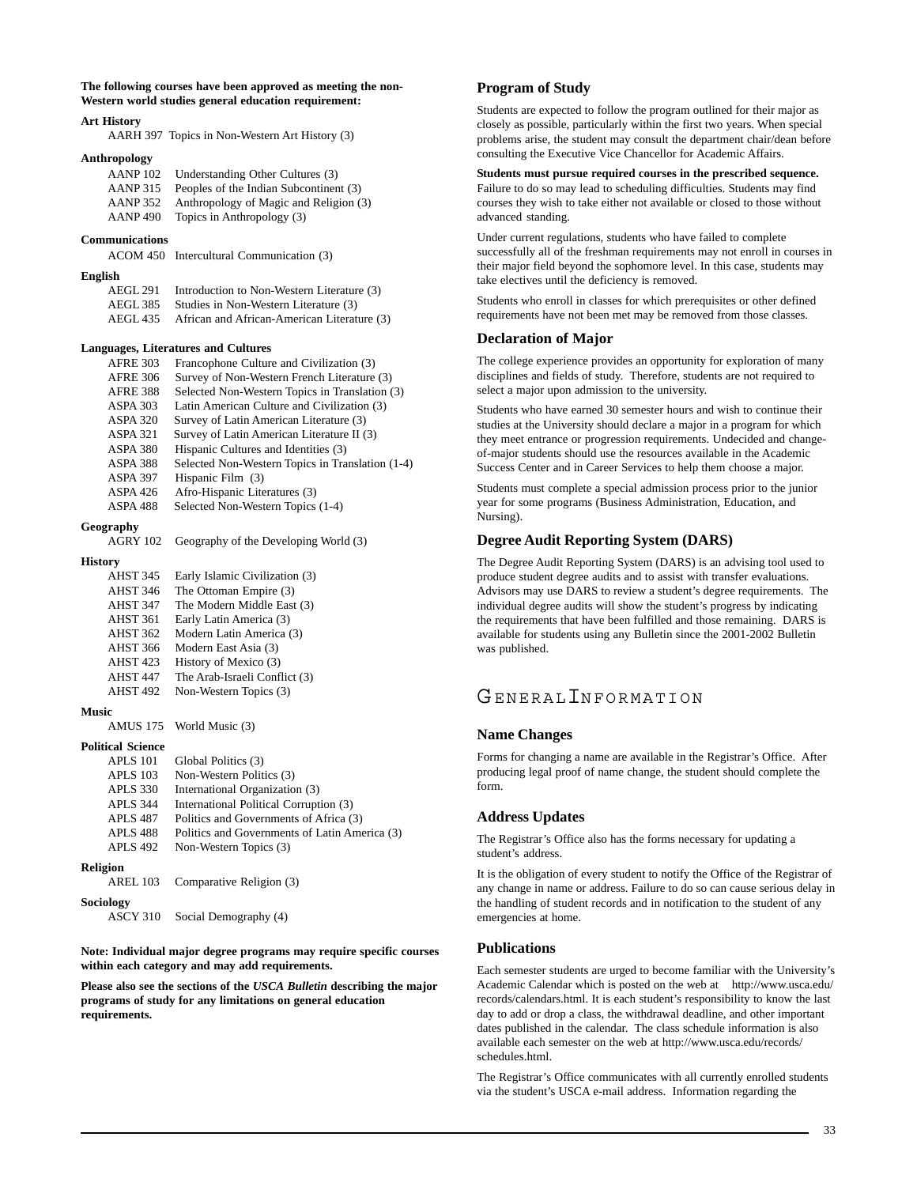**The following courses have been approved as meeting the non-Western world studies general education requirement:**

**Art History**

AARH 397 Topics in Non-Western Art History (3)

**Anthropology**

AANP 102 Understanding Other Cultures (3)
AANP 315 Peoples of the Indian Subcontinent (3)
AANP 352 Anthropology of Magic and Religion (3)
AANP 490 Topics in Anthropology (3)

**Communications**

ACOM 450 Intercultural Communication (3)

**English**

AEGL 291 Introduction to Non-Western Literature (3)
AEGL 385 Studies in Non-Western Literature (3)
AEGL 435 African and African-American Literature (3)

**Languages, Literatures and Cultures**

AFRE 303 Francophone Culture and Civilization (3)
AFRE 306 Survey of Non-Western French Literature (3)
AFRE 388 Selected Non-Western Topics in Translation (3)
ASPA 303 Latin American Culture and Civilization (3)
ASPA 320 Survey of Latin American Literature (3)
ASPA 321 Survey of Latin American Literature II (3)
ASPA 380 Hispanic Cultures and Identities (3)
ASPA 388 Selected Non-Western Topics in Translation (1-4)
ASPA 397 Hispanic Film (3)
ASPA 426 Afro-Hispanic Literatures (3)
ASPA 488 Selected Non-Western Topics (1-4)

**Geography**

AGRY 102 Geography of the Developing World (3)

**History**

AHST 345 Early Islamic Civilization (3)
AHST 346 The Ottoman Empire (3)
AHST 347 The Modern Middle East (3)
AHST 361 Early Latin America (3)
AHST 362 Modern Latin America (3)
AHST 366 Modern East Asia (3)
AHST 423 History of Mexico (3)
AHST 447 The Arab-Israeli Conflict (3)
AHST 492 Non-Western Topics (3)

**Music**

AMUS 175 World Music (3)

**Political Science**

APLS 101 Global Politics (3)
APLS 103 Non-Western Politics (3)
APLS 330 International Organization (3)
APLS 344 International Political Corruption (3)
APLS 487 Politics and Governments of Africa (3)
APLS 488 Politics and Governments of Latin America (3)
APLS 492 Non-Western Topics (3)

**Religion**

AREL 103 Comparative Religion (3)

**Sociology**

ASCY 310 Social Demography (4)

**Note: Individual major degree programs may require specific courses within each category and may add requirements.**

**Please also see the sections of the *USCA Bulletin* describing the major programs of study for any limitations on general education requirements.**

### Program of Study

Students are expected to follow the program outlined for their major as closely as possible, particularly within the first two years. When special problems arise, the student may consult the department chair/dean before consulting the Executive Vice Chancellor for Academic Affairs.

**Students must pursue required courses in the prescribed sequence.** Failure to do so may lead to scheduling difficulties. Students may find courses they wish to take either not available or closed to those without advanced standing.

Under current regulations, students who have failed to complete successfully all of the freshman requirements may not enroll in courses in their major field beyond the sophomore level. In this case, students may take electives until the deficiency is removed.

Students who enroll in classes for which prerequisites or other defined requirements have not been met may be removed from those classes.

### Declaration of Major

The college experience provides an opportunity for exploration of many disciplines and fields of study. Therefore, students are not required to select a major upon admission to the university.

Students who have earned 30 semester hours and wish to continue their studies at the University should declare a major in a program for which they meet entrance or progression requirements. Undecided and change-of-major students should use the resources available in the Academic Success Center and in Career Services to help them choose a major.

Students must complete a special admission process prior to the junior year for some programs (Business Administration, Education, and Nursing).

### Degree Audit Reporting System (DARS)

The Degree Audit Reporting System (DARS) is an advising tool used to produce student degree audits and to assist with transfer evaluations. Advisors may use DARS to review a student's degree requirements. The individual degree audits will show the student's progress by indicating the requirements that have been fulfilled and those remaining. DARS is available for students using any Bulletin since the 2001-2002 Bulletin was published.

## General Information

### Name Changes

Forms for changing a name are available in the Registrar's Office. After producing legal proof of name change, the student should complete the form.

### Address Updates

The Registrar's Office also has the forms necessary for updating a student's address.

It is the obligation of every student to notify the Office of the Registrar of any change in name or address. Failure to do so can cause serious delay in the handling of student records and in notification to the student of any emergencies at home.

### Publications

Each semester students are urged to become familiar with the University's Academic Calendar which is posted on the web at http://www.usca.edu/records/calendars.html. It is each student's responsibility to know the last day to add or drop a class, the withdrawal deadline, and other important dates published in the calendar. The class schedule information is also available each semester on the web at http://www.usca.edu/records/schedules.html.

The Registrar's Office communicates with all currently enrolled students via the student's USCA e-mail address. Information regarding the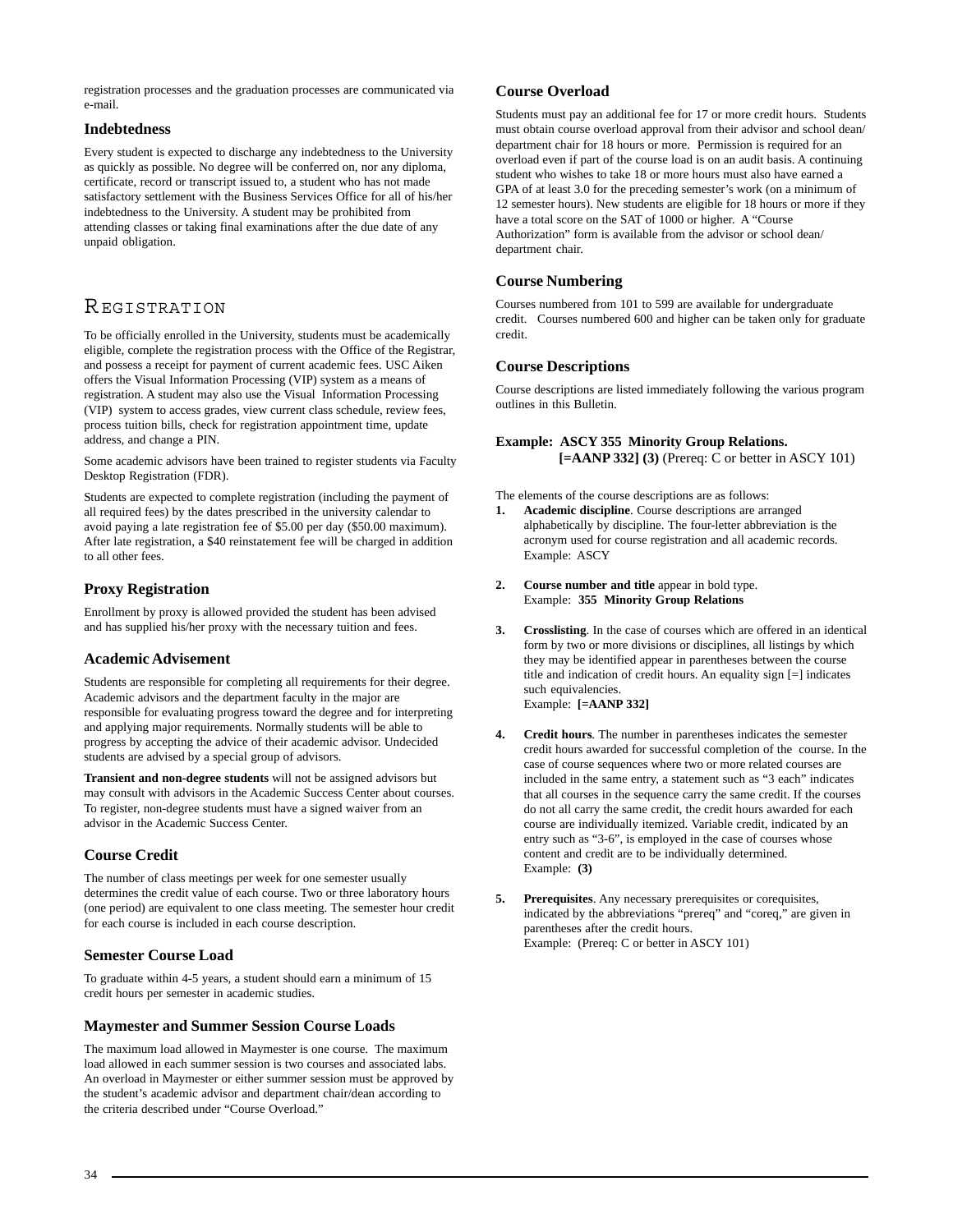registration processes and the graduation processes are communicated via e-mail.

### Indebtedness

Every student is expected to discharge any indebtedness to the University as quickly as possible. No degree will be conferred on, nor any diploma, certificate, record or transcript issued to, a student who has not made satisfactory settlement with the Business Services Office for all of his/her indebtedness to the University. A student may be prohibited from attending classes or taking final examinations after the due date of any unpaid obligation.

## Registration

To be officially enrolled in the University, students must be academically eligible, complete the registration process with the Office of the Registrar, and possess a receipt for payment of current academic fees. USC Aiken offers the Visual Information Processing (VIP) system as a means of registration. A student may also use the Visual Information Processing (VIP) system to access grades, view current class schedule, review fees, process tuition bills, check for registration appointment time, update address, and change a PIN.

Some academic advisors have been trained to register students via Faculty Desktop Registration (FDR).

Students are expected to complete registration (including the payment of all required fees) by the dates prescribed in the university calendar to avoid paying a late registration fee of $5.00 per day ($50.00 maximum). After late registration, a $40 reinstatement fee will be charged in addition to all other fees.

### Proxy Registration

Enrollment by proxy is allowed provided the student has been advised and has supplied his/her proxy with the necessary tuition and fees.

### Academic Advisement

Students are responsible for completing all requirements for their degree. Academic advisors and the department faculty in the major are responsible for evaluating progress toward the degree and for interpreting and applying major requirements. Normally students will be able to progress by accepting the advice of their academic advisor. Undecided students are advised by a special group of advisors.

**Transient and non-degree students** will not be assigned advisors but may consult with advisors in the Academic Success Center about courses. To register, non-degree students must have a signed waiver from an advisor in the Academic Success Center.

### Course Credit

The number of class meetings per week for one semester usually determines the credit value of each course. Two or three laboratory hours (one period) are equivalent to one class meeting. The semester hour credit for each course is included in each course description.

### Semester Course Load

To graduate within 4-5 years, a student should earn a minimum of 15 credit hours per semester in academic studies.

### Maymester and Summer Session Course Loads

The maximum load allowed in Maymester is one course. The maximum load allowed in each summer session is two courses and associated labs. An overload in Maymester or either summer session must be approved by the student's academic advisor and department chair/dean according to the criteria described under "Course Overload."

### Course Overload

Students must pay an additional fee for 17 or more credit hours. Students must obtain course overload approval from their advisor and school dean/ department chair for 18 hours or more. Permission is required for an overload even if part of the course load is on an audit basis. A continuing student who wishes to take 18 or more hours must also have earned a GPA of at least 3.0 for the preceding semester's work (on a minimum of 12 semester hours). New students are eligible for 18 hours or more if they have a total score on the SAT of 1000 or higher. A "Course Authorization" form is available from the advisor or school dean/ department chair.

### Course Numbering

Courses numbered from 101 to 599 are available for undergraduate credit. Courses numbered 600 and higher can be taken only for graduate credit.

### Course Descriptions

Course descriptions are listed immediately following the various program outlines in this Bulletin.

**Example: ASCY 355 Minority Group Relations. [=AANP 332] (3)** (Prereq: C or better in ASCY 101)

The elements of the course descriptions are as follows:

1. **Academic discipline**. Course descriptions are arranged alphabetically by discipline. The four-letter abbreviation is the acronym used for course registration and all academic records. Example: ASCY

2. **Course number and title** appear in bold type. Example: **355 Minority Group Relations**

3. **Crosslisting**. In the case of courses which are offered in an identical form by two or more divisions or disciplines, all listings by which they may be identified appear in parentheses between the course title and indication of credit hours. An equality sign [=] indicates such equivalencies. Example: **[=AANP 332]**

4. **Credit hours**. The number in parentheses indicates the semester credit hours awarded for successful completion of the course. In the case of course sequences where two or more related courses are included in the same entry, a statement such as "3 each" indicates that all courses in the sequence carry the same credit. If the courses do not all carry the same credit, the credit hours awarded for each course are individually itemized. Variable credit, indicated by an entry such as "3-6", is employed in the case of courses whose content and credit are to be individually determined. Example: **(3)**

5. **Prerequisites**. Any necessary prerequisites or corequisites, indicated by the abbreviations "prereq" and "coreq," are given in parentheses after the credit hours. Example: (Prereq: C or better in ASCY 101)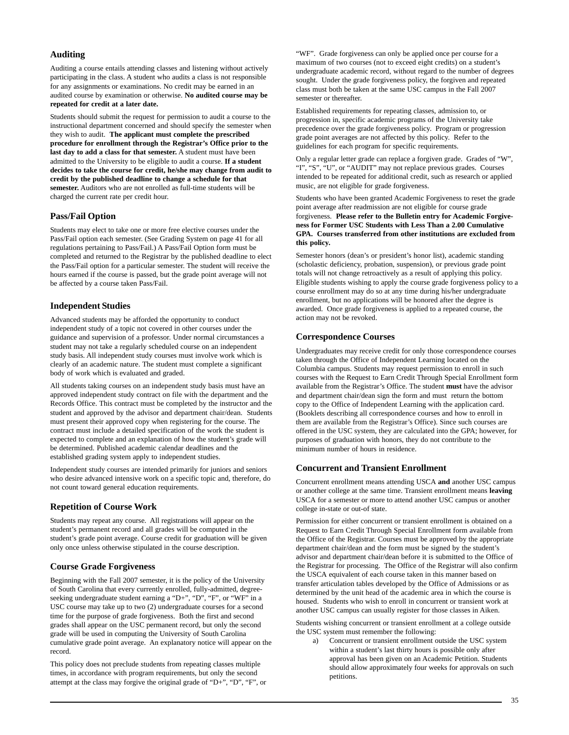## Auditing

Auditing a course entails attending classes and listening without actively participating in the class. A student who audits a class is not responsible for any assignments or examinations. No credit may be earned in an audited course by examination or otherwise. **No audited course may be repeated for credit at a later date.**

Students should submit the request for permission to audit a course to the instructional department concerned and should specify the semester when they wish to audit. **The applicant must complete the prescribed procedure for enrollment through the Registrar's Office prior to the last day to add a class for that semester.** A student must have been admitted to the University to be eligible to audit a course. **If a student decides to take the course for credit, he/she may change from audit to credit by the published deadline to change a schedule for that semester.** Auditors who are not enrolled as full-time students will be charged the current rate per credit hour.

## Pass/Fail Option

Students may elect to take one or more free elective courses under the Pass/Fail option each semester. (See Grading System on page 41 for all regulations pertaining to Pass/Fail.) A Pass/Fail Option form must be completed and returned to the Registrar by the published deadline to elect the Pass/Fail option for a particular semester. The student will receive the hours earned if the course is passed, but the grade point average will not be affected by a course taken Pass/Fail.

## Independent Studies

Advanced students may be afforded the opportunity to conduct independent study of a topic not covered in other courses under the guidance and supervision of a professor. Under normal circumstances a student may not take a regularly scheduled course on an independent study basis. All independent study courses must involve work which is clearly of an academic nature. The student must complete a significant body of work which is evaluated and graded.

All students taking courses on an independent study basis must have an approved independent study contract on file with the department and the Records Office. This contract must be completed by the instructor and the student and approved by the advisor and department chair/dean. Students must present their approved copy when registering for the course. The contract must include a detailed specification of the work the student is expected to complete and an explanation of how the student's grade will be determined. Published academic calendar deadlines and the established grading system apply to independent studies.

Independent study courses are intended primarily for juniors and seniors who desire advanced intensive work on a specific topic and, therefore, do not count toward general education requirements.

## Repetition of Course Work

Students may repeat any course. All registrations will appear on the student's permanent record and all grades will be computed in the student's grade point average. Course credit for graduation will be given only once unless otherwise stipulated in the course description.

## Course Grade Forgiveness

Beginning with the Fall 2007 semester, it is the policy of the University of South Carolina that every currently enrolled, fully-admitted, degree-seeking undergraduate student earning a "D+", "D", "F", or "WF" in a USC course may take up to two (2) undergraduate courses for a second time for the purpose of grade forgiveness. Both the first and second grades shall appear on the USC permanent record, but only the second grade will be used in computing the University of South Carolina cumulative grade point average. An explanatory notice will appear on the record.

This policy does not preclude students from repeating classes multiple times, in accordance with program requirements, but only the second attempt at the class may forgive the original grade of "D+", "D", "F", or "WF". Grade forgiveness can only be applied once per course for a maximum of two courses (not to exceed eight credits) on a student's undergraduate academic record, without regard to the number of degrees sought. Under the grade forgiveness policy, the forgiven and repeated class must both be taken at the same USC campus in the Fall 2007 semester or thereafter.

Established requirements for repeating classes, admission to, or progression in, specific academic programs of the University take precedence over the grade forgiveness policy. Program or progression grade point averages are not affected by this policy. Refer to the guidelines for each program for specific requirements.

Only a regular letter grade can replace a forgiven grade. Grades of "W", "I", "S", "U", or "AUDIT" may not replace previous grades. Courses intended to be repeated for additional credit, such as research or applied music, are not eligible for grade forgiveness.

Students who have been granted Academic Forgiveness to reset the grade point average after readmission are not eligible for course grade forgiveness. **Please refer to the Bulletin entry for Academic Forgiveness for Former USC Students with Less Than a 2.00 Cumulative GPA. Courses transferred from other institutions are excluded from this policy.**

Semester honors (dean's or president's honor list), academic standing (scholastic deficiency, probation, suspension), or previous grade point totals will not change retroactively as a result of applying this policy. Eligible students wishing to apply the course grade forgiveness policy to a course enrollment may do so at any time during his/her undergraduate enrollment, but no applications will be honored after the degree is awarded. Once grade forgiveness is applied to a repeated course, the action may not be revoked.

## Correspondence Courses

Undergraduates may receive credit for only those correspondence courses taken through the Office of Independent Learning located on the Columbia campus. Students may request permission to enroll in such courses with the Request to Earn Credit Through Special Enrollment form available from the Registrar's Office. The student **must** have the advisor and department chair/dean sign the form and must return the bottom copy to the Office of Independent Learning with the application card. (Booklets describing all correspondence courses and how to enroll in them are available from the Registrar's Office). Since such courses are offered in the USC system, they are calculated into the GPA; however, for purposes of graduation with honors, they do not contribute to the minimum number of hours in residence.

## Concurrent and Transient Enrollment

Concurrent enrollment means attending USCA **and** another USC campus or another college at the same time. Transient enrollment means **leaving** USCA for a semester or more to attend another USC campus or another college in-state or out-of state.

Permission for either concurrent or transient enrollment is obtained on a Request to Earn Credit Through Special Enrollment form available from the Office of the Registrar. Courses must be approved by the appropriate department chair/dean and the form must be signed by the student's advisor and department chair/dean before it is submitted to the Office of the Registrar for processing. The Office of the Registrar will also confirm the USCA equivalent of each course taken in this manner based on transfer articulation tables developed by the Office of Admissions or as determined by the unit head of the academic area in which the course is housed. Students who wish to enroll in concurrent or transient work at another USC campus can usually register for those classes in Aiken.

Students wishing concurrent or transient enrollment at a college outside the USC system must remember the following:

a) Concurrent or transient enrollment outside the USC system within a student's last thirty hours is possible only after approval has been given on an Academic Petition. Students should allow approximately four weeks for approvals on such petitions.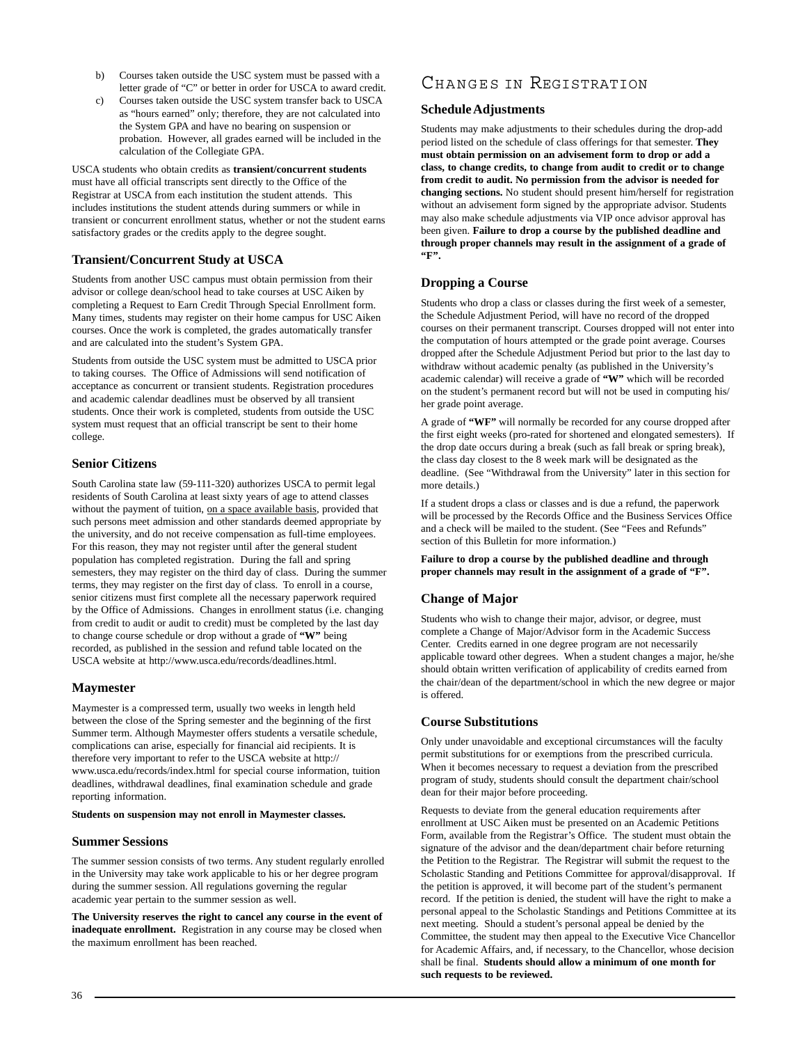b) Courses taken outside the USC system must be passed with a letter grade of "C" or better in order for USCA to award credit.

c) Courses taken outside the USC system transfer back to USCA as "hours earned" only; therefore, they are not calculated into the System GPA and have no bearing on suspension or probation. However, all grades earned will be included in the calculation of the Collegiate GPA.

USCA students who obtain credits as **transient/concurrent students** must have all official transcripts sent directly to the Office of the Registrar at USCA from each institution the student attends. This includes institutions the student attends during summers or while in transient or concurrent enrollment status, whether or not the student earns satisfactory grades or the credits apply to the degree sought.

### Transient/Concurrent Study at USCA

Students from another USC campus must obtain permission from their advisor or college dean/school head to take courses at USC Aiken by completing a Request to Earn Credit Through Special Enrollment form. Many times, students may register on their home campus for USC Aiken courses. Once the work is completed, the grades automatically transfer and are calculated into the student's System GPA.

Students from outside the USC system must be admitted to USCA prior to taking courses. The Office of Admissions will send notification of acceptance as concurrent or transient students. Registration procedures and academic calendar deadlines must be observed by all transient students. Once their work is completed, students from outside the USC system must request that an official transcript be sent to their home college.

### Senior Citizens

South Carolina state law (59-111-320) authorizes USCA to permit legal residents of South Carolina at least sixty years of age to attend classes without the payment of tuition, on a space available basis, provided that such persons meet admission and other standards deemed appropriate by the university, and do not receive compensation as full-time employees. For this reason, they may not register until after the general student population has completed registration. During the fall and spring semesters, they may register on the third day of class. During the summer terms, they may register on the first day of class. To enroll in a course, senior citizens must first complete all the necessary paperwork required by the Office of Admissions. Changes in enrollment status (i.e. changing from credit to audit or audit to credit) must be completed by the last day to change course schedule or drop without a grade of **"W"** being recorded, as published in the session and refund table located on the USCA website at http://www.usca.edu/records/deadlines.html.

### Maymester

Maymester is a compressed term, usually two weeks in length held between the close of the Spring semester and the beginning of the first Summer term. Although Maymester offers students a versatile schedule, complications can arise, especially for financial aid recipients. It is therefore very important to refer to the USCA website at http://www.usca.edu/records/index.html for special course information, tuition deadlines, withdrawal deadlines, final examination schedule and grade reporting information.

**Students on suspension may not enroll in Maymester classes.**

### Summer Sessions

The summer session consists of two terms. Any student regularly enrolled in the University may take work applicable to his or her degree program during the summer session. All regulations governing the regular academic year pertain to the summer session as well.

**The University reserves the right to cancel any course in the event of inadequate enrollment.** Registration in any course may be closed when the maximum enrollment has been reached.

## Changes in Registration

### Schedule Adjustments

Students may make adjustments to their schedules during the drop-add period listed on the schedule of class offerings for that semester. **They must obtain permission on an advisement form to drop or add a class, to change credits, to change from audit to credit or to change from credit to audit. No permission from the advisor is needed for changing sections.** No student should present him/herself for registration without an advisement form signed by the appropriate advisor. Students may also make schedule adjustments via VIP once advisor approval has been given. **Failure to drop a course by the published deadline and through proper channels may result in the assignment of a grade of "F".**

### Dropping a Course

Students who drop a class or classes during the first week of a semester, the Schedule Adjustment Period, will have no record of the dropped courses on their permanent transcript. Courses dropped will not enter into the computation of hours attempted or the grade point average. Courses dropped after the Schedule Adjustment Period but prior to the last day to withdraw without academic penalty (as published in the University's academic calendar) will receive a grade of **"W"** which will be recorded on the student's permanent record but will not be used in computing his/her grade point average.

A grade of **"WF"** will normally be recorded for any course dropped after the first eight weeks (pro-rated for shortened and elongated semesters). If the drop date occurs during a break (such as fall break or spring break), the class day closest to the 8 week mark will be designated as the deadline. (See "Withdrawal from the University" later in this section for more details.)

If a student drops a class or classes and is due a refund, the paperwork will be processed by the Records Office and the Business Services Office and a check will be mailed to the student. (See "Fees and Refunds" section of this Bulletin for more information.)

**Failure to drop a course by the published deadline and through proper channels may result in the assignment of a grade of "F".**

### Change of Major

Students who wish to change their major, advisor, or degree, must complete a Change of Major/Advisor form in the Academic Success Center. Credits earned in one degree program are not necessarily applicable toward other degrees. When a student changes a major, he/she should obtain written verification of applicability of credits earned from the chair/dean of the department/school in which the new degree or major is offered.

### Course Substitutions

Only under unavoidable and exceptional circumstances will the faculty permit substitutions for or exemptions from the prescribed curricula. When it becomes necessary to request a deviation from the prescribed program of study, students should consult the department chair/school dean for their major before proceeding.

Requests to deviate from the general education requirements after enrollment at USC Aiken must be presented on an Academic Petitions Form, available from the Registrar's Office. The student must obtain the signature of the advisor and the dean/department chair before returning the Petition to the Registrar. The Registrar will submit the request to the Scholastic Standing and Petitions Committee for approval/disapproval. If the petition is approved, it will become part of the student's permanent record. If the petition is denied, the student will have the right to make a personal appeal to the Scholastic Standings and Petitions Committee at its next meeting. Should a student's personal appeal be denied by the Committee, the student may then appeal to the Executive Vice Chancellor for Academic Affairs, and, if necessary, to the Chancellor, whose decision shall be final. **Students should allow a minimum of one month for such requests to be reviewed.**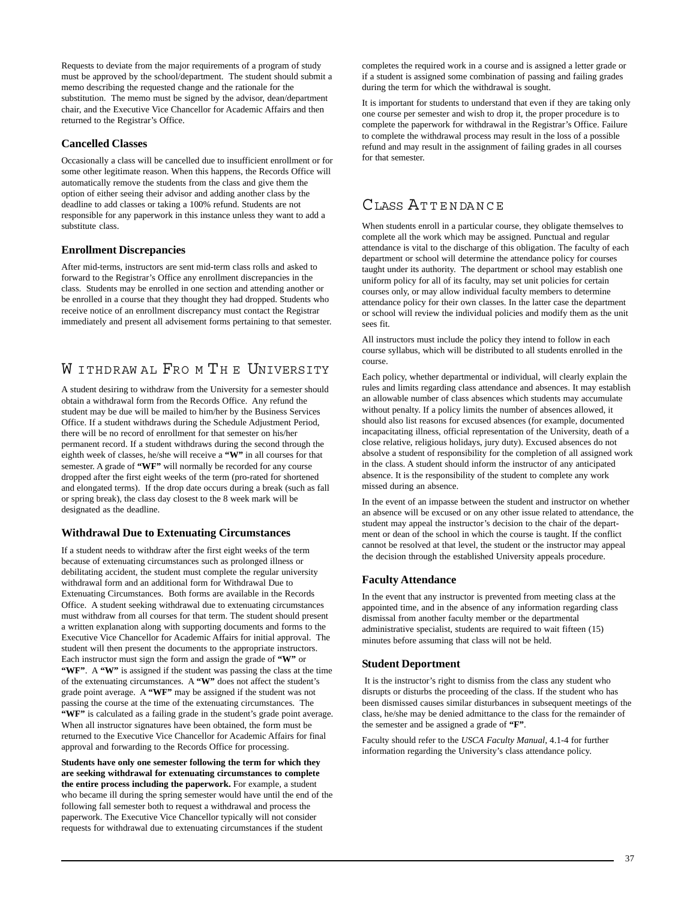Requests to deviate from the major requirements of a program of study must be approved by the school/department. The student should submit a memo describing the requested change and the rationale for the substitution. The memo must be signed by the advisor, dean/department chair, and the Executive Vice Chancellor for Academic Affairs and then returned to the Registrar's Office.

### Cancelled Classes

Occasionally a class will be cancelled due to insufficient enrollment or for some other legitimate reason. When this happens, the Records Office will automatically remove the students from the class and give them the option of either seeing their advisor and adding another class by the deadline to add classes or taking a 100% refund. Students are not responsible for any paperwork in this instance unless they want to add a substitute class.

### Enrollment Discrepancies

After mid-terms, instructors are sent mid-term class rolls and asked to forward to the Registrar's Office any enrollment discrepancies in the class. Students may be enrolled in one section and attending another or be enrolled in a course that they thought they had dropped. Students who receive notice of an enrollment discrepancy must contact the Registrar immediately and present all advisement forms pertaining to that semester.

## Withdrawal From The University

A student desiring to withdraw from the University for a semester should obtain a withdrawal form from the Records Office. Any refund the student may be due will be mailed to him/her by the Business Services Office. If a student withdraws during the Schedule Adjustment Period, there will be no record of enrollment for that semester on his/her permanent record. If a student withdraws during the second through the eighth week of classes, he/she will receive a **"W"** in all courses for that semester. A grade of **"WF"** will normally be recorded for any course dropped after the first eight weeks of the term (pro-rated for shortened and elongated terms). If the drop date occurs during a break (such as fall or spring break), the class day closest to the 8 week mark will be designated as the deadline.

### Withdrawal Due to Extenuating Circumstances

If a student needs to withdraw after the first eight weeks of the term because of extenuating circumstances such as prolonged illness or debilitating accident, the student must complete the regular university withdrawal form and an additional form for Withdrawal Due to Extenuating Circumstances. Both forms are available in the Records Office. A student seeking withdrawal due to extenuating circumstances must withdraw from all courses for that term. The student should present a written explanation along with supporting documents and forms to the Executive Vice Chancellor for Academic Affairs for initial approval. The student will then present the documents to the appropriate instructors. Each instructor must sign the form and assign the grade of **"W"** or **"WF"**. A **"W"** is assigned if the student was passing the class at the time of the extenuating circumstances. A **"W"** does not affect the student's grade point average. A **"WF"** may be assigned if the student was not passing the course at the time of the extenuating circumstances. The **"WF"** is calculated as a failing grade in the student's grade point average. When all instructor signatures have been obtained, the form must be returned to the Executive Vice Chancellor for Academic Affairs for final approval and forwarding to the Records Office for processing.

**Students have only one semester following the term for which they are seeking withdrawal for extenuating circumstances to complete the entire process including the paperwork.** For example, a student who became ill during the spring semester would have until the end of the following fall semester both to request a withdrawal and process the paperwork. The Executive Vice Chancellor typically will not consider requests for withdrawal due to extenuating circumstances if the student completes the required work in a course and is assigned a letter grade or if a student is assigned some combination of passing and failing grades during the term for which the withdrawal is sought.

It is important for students to understand that even if they are taking only one course per semester and wish to drop it, the proper procedure is to complete the paperwork for withdrawal in the Registrar's Office. Failure to complete the withdrawal process may result in the loss of a possible refund and may result in the assignment of failing grades in all courses for that semester.

## Class Attendance

When students enroll in a particular course, they obligate themselves to complete all the work which may be assigned. Punctual and regular attendance is vital to the discharge of this obligation. The faculty of each department or school will determine the attendance policy for courses taught under its authority. The department or school may establish one uniform policy for all of its faculty, may set unit policies for certain courses only, or may allow individual faculty members to determine attendance policy for their own classes. In the latter case the department or school will review the individual policies and modify them as the unit sees fit.

All instructors must include the policy they intend to follow in each course syllabus, which will be distributed to all students enrolled in the course.

Each policy, whether departmental or individual, will clearly explain the rules and limits regarding class attendance and absences. It may establish an allowable number of class absences which students may accumulate without penalty. If a policy limits the number of absences allowed, it should also list reasons for excused absences (for example, documented incapacitating illness, official representation of the University, death of a close relative, religious holidays, jury duty). Excused absences do not absolve a student of responsibility for the completion of all assigned work in the class. A student should inform the instructor of any anticipated absence. It is the responsibility of the student to complete any work missed during an absence.

In the event of an impasse between the student and instructor on whether an absence will be excused or on any other issue related to attendance, the student may appeal the instructor's decision to the chair of the department or dean of the school in which the course is taught. If the conflict cannot be resolved at that level, the student or the instructor may appeal the decision through the established University appeals procedure.

### Faculty Attendance

In the event that any instructor is prevented from meeting class at the appointed time, and in the absence of any information regarding class dismissal from another faculty member or the departmental administrative specialist, students are required to wait fifteen (15) minutes before assuming that class will not be held.

### Student Deportment

It is the instructor's right to dismiss from the class any student who disrupts or disturbs the proceeding of the class. If the student who has been dismissed causes similar disturbances in subsequent meetings of the class, he/she may be denied admittance to the class for the remainder of the semester and be assigned a grade of **"F"**.

Faculty should refer to the *USCA Faculty Manual*, 4.1-4 for further information regarding the University's class attendance policy.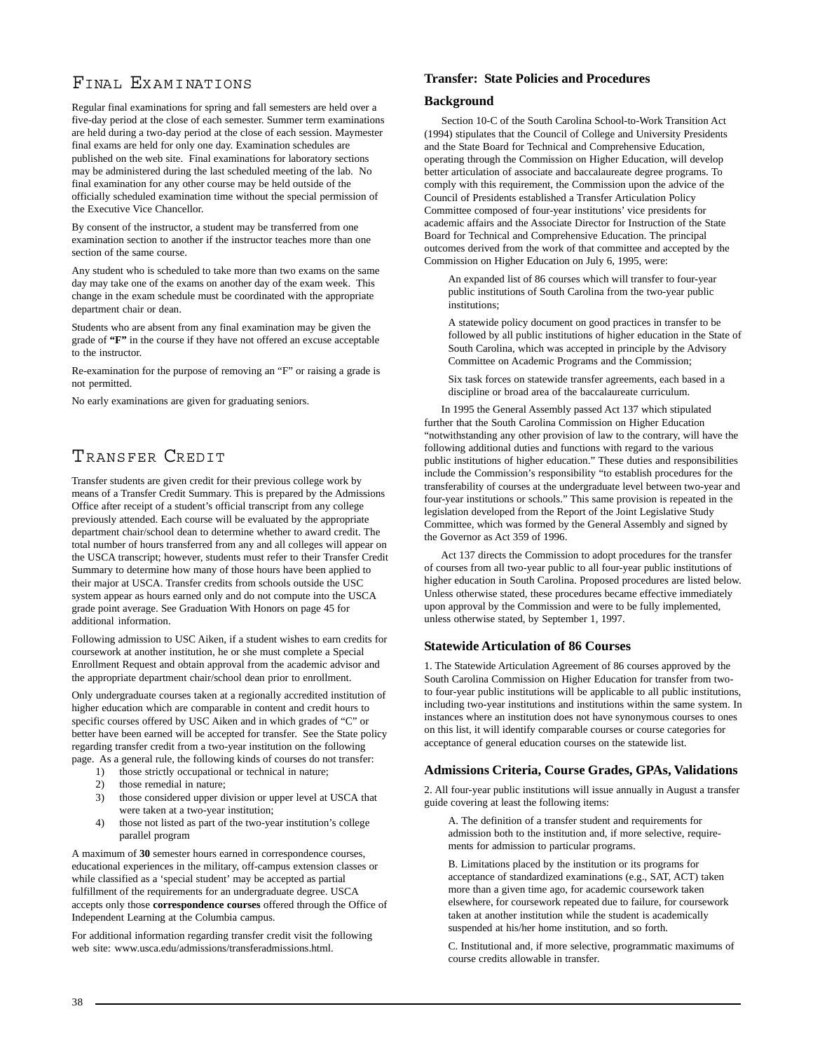## Final Examinations

Regular final examinations for spring and fall semesters are held over a five-day period at the close of each semester. Summer term examinations are held during a two-day period at the close of each session. Maymester final exams are held for only one day. Examination schedules are published on the web site. Final examinations for laboratory sections may be administered during the last scheduled meeting of the lab. No final examination for any other course may be held outside of the officially scheduled examination time without the special permission of the Executive Vice Chancellor.

By consent of the instructor, a student may be transferred from one examination section to another if the instructor teaches more than one section of the same course.

Any student who is scheduled to take more than two exams on the same day may take one of the exams on another day of the exam week. This change in the exam schedule must be coordinated with the appropriate department chair or dean.

Students who are absent from any final examination may be given the grade of **"F"** in the course if they have not offered an excuse acceptable to the instructor.

Re-examination for the purpose of removing an "F" or raising a grade is not permitted.

No early examinations are given for graduating seniors.

## Transfer Credit

Transfer students are given credit for their previous college work by means of a Transfer Credit Summary. This is prepared by the Admissions Office after receipt of a student's official transcript from any college previously attended. Each course will be evaluated by the appropriate department chair/school dean to determine whether to award credit. The total number of hours transferred from any and all colleges will appear on the USCA transcript; however, students must refer to their Transfer Credit Summary to determine how many of those hours have been applied to their major at USCA. Transfer credits from schools outside the USC system appear as hours earned only and do not compute into the USCA grade point average. See Graduation With Honors on page 45 for additional information.

Following admission to USC Aiken, if a student wishes to earn credits for coursework at another institution, he or she must complete a Special Enrollment Request and obtain approval from the academic advisor and the appropriate department chair/school dean prior to enrollment.

Only undergraduate courses taken at a regionally accredited institution of higher education which are comparable in content and credit hours to specific courses offered by USC Aiken and in which grades of "C" or better have been earned will be accepted for transfer. See the State policy regarding transfer credit from a two-year institution on the following page. As a general rule, the following kinds of courses do not transfer:

1) those strictly occupational or technical in nature;
2) those remedial in nature;
3) those considered upper division or upper level at USCA that were taken at a two-year institution;
4) those not listed as part of the two-year institution's college parallel program

A maximum of **30** semester hours earned in correspondence courses, educational experiences in the military, off-campus extension classes or while classified as a 'special student' may be accepted as partial fulfillment of the requirements for an undergraduate degree. USCA accepts only those **correspondence courses** offered through the Office of Independent Learning at the Columbia campus.

For additional information regarding transfer credit visit the following web site: www.usca.edu/admissions/transferadmissions.html.

### Transfer: State Policies and Procedures

### Background

Section 10-C of the South Carolina School-to-Work Transition Act (1994) stipulates that the Council of College and University Presidents and the State Board for Technical and Comprehensive Education, operating through the Commission on Higher Education, will develop better articulation of associate and baccalaureate degree programs. To comply with this requirement, the Commission upon the advice of the Council of Presidents established a Transfer Articulation Policy Committee composed of four-year institutions' vice presidents for academic affairs and the Associate Director for Instruction of the State Board for Technical and Comprehensive Education. The principal outcomes derived from the work of that committee and accepted by the Commission on Higher Education on July 6, 1995, were:

> An expanded list of 86 courses which will transfer to four-year public institutions of South Carolina from the two-year public institutions;
>
> A statewide policy document on good practices in transfer to be followed by all public institutions of higher education in the State of South Carolina, which was accepted in principle by the Advisory Committee on Academic Programs and the Commission;
>
> Six task forces on statewide transfer agreements, each based in a discipline or broad area of the baccalaureate curriculum.

In 1995 the General Assembly passed Act 137 which stipulated further that the South Carolina Commission on Higher Education "notwithstanding any other provision of law to the contrary, will have the following additional duties and functions with regard to the various public institutions of higher education." These duties and responsibilities include the Commission's responsibility "to establish procedures for the transferability of courses at the undergraduate level between two-year and four-year institutions or schools." This same provision is repeated in the legislation developed from the Report of the Joint Legislative Study Committee, which was formed by the General Assembly and signed by the Governor as Act 359 of 1996.

Act 137 directs the Commission to adopt procedures for the transfer of courses from all two-year public to all four-year public institutions of higher education in South Carolina. Proposed procedures are listed below. Unless otherwise stated, these procedures became effective immediately upon approval by the Commission and were to be fully implemented, unless otherwise stated, by September 1, 1997.

### Statewide Articulation of 86 Courses

1. The Statewide Articulation Agreement of 86 courses approved by the South Carolina Commission on Higher Education for transfer from two- to four-year public institutions will be applicable to all public institutions, including two-year institutions and institutions within the same system. In instances where an institution does not have synonymous courses to ones on this list, it will identify comparable courses or course categories for acceptance of general education courses on the statewide list.

### Admissions Criteria, Course Grades, GPAs, Validations

2. All four-year public institutions will issue annually in August a transfer guide covering at least the following items:

> A. The definition of a transfer student and requirements for admission both to the institution and, if more selective, requirements for admission to particular programs.
>
> B. Limitations placed by the institution or its programs for acceptance of standardized examinations (e.g., SAT, ACT) taken more than a given time ago, for academic coursework taken elsewhere, for coursework repeated due to failure, for coursework taken at another institution while the student is academically suspended at his/her home institution, and so forth.
>
> C. Institutional and, if more selective, programmatic maximums of course credits allowable in transfer.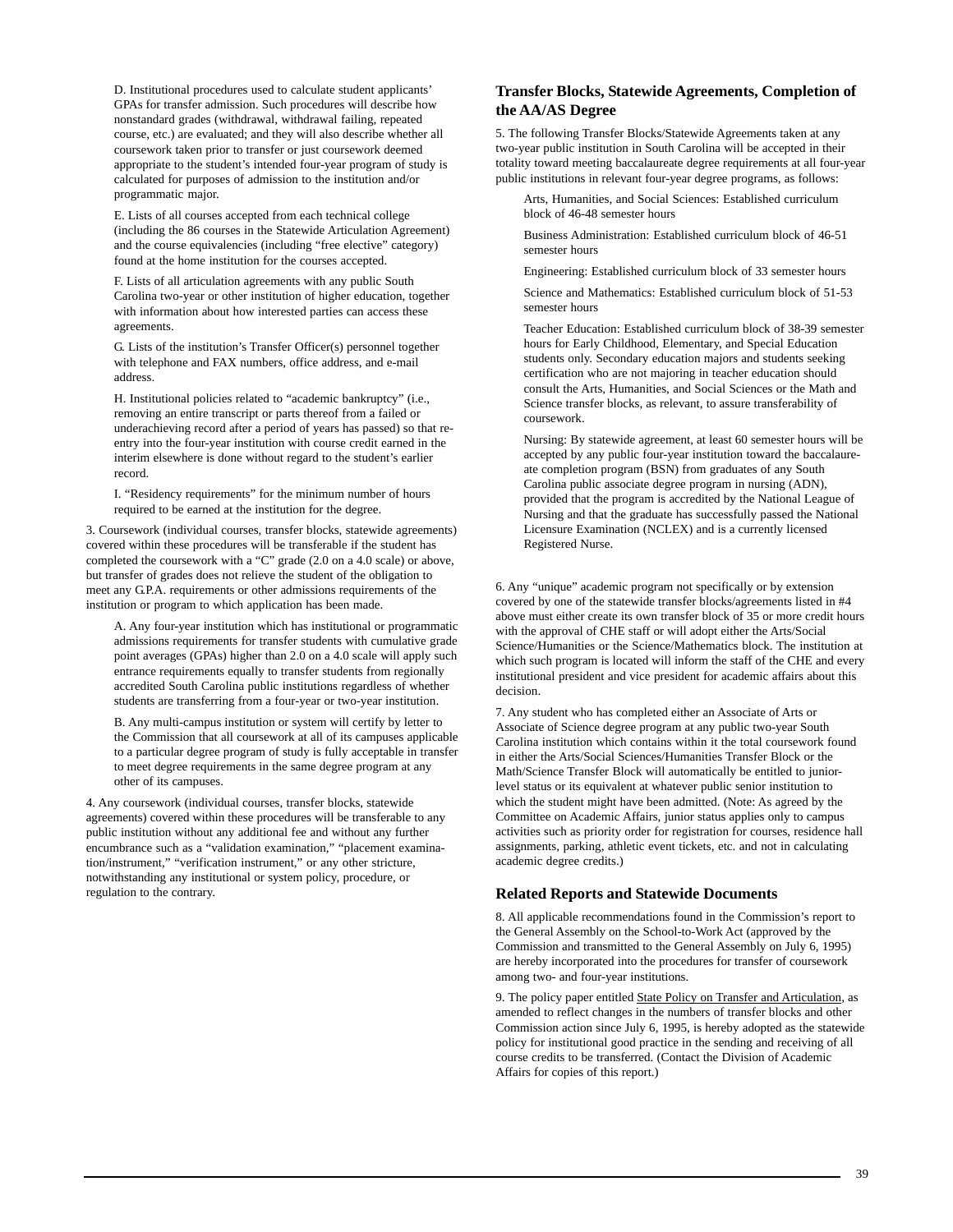D. Institutional procedures used to calculate student applicants' GPAs for transfer admission. Such procedures will describe how nonstandard grades (withdrawal, withdrawal failing, repeated course, etc.) are evaluated; and they will also describe whether all coursework taken prior to transfer or just coursework deemed appropriate to the student's intended four-year program of study is calculated for purposes of admission to the institution and/or programmatic major.

E. Lists of all courses accepted from each technical college (including the 86 courses in the Statewide Articulation Agreement) and the course equivalencies (including "free elective" category) found at the home institution for the courses accepted.

F. Lists of all articulation agreements with any public South Carolina two-year or other institution of higher education, together with information about how interested parties can access these agreements.

G. Lists of the institution's Transfer Officer(s) personnel together with telephone and FAX numbers, office address, and e-mail address.

H. Institutional policies related to "academic bankruptcy" (i.e., removing an entire transcript or parts thereof from a failed or underachieving record after a period of years has passed) so that re-entry into the four-year institution with course credit earned in the interim elsewhere is done without regard to the student's earlier record.

I. "Residency requirements" for the minimum number of hours required to be earned at the institution for the degree.

3. Coursework (individual courses, transfer blocks, statewide agreements) covered within these procedures will be transferable if the student has completed the coursework with a "C" grade (2.0 on a 4.0 scale) or above, but transfer of grades does not relieve the student of the obligation to meet any G.P.A. requirements or other admissions requirements of the institution or program to which application has been made.

A. Any four-year institution which has institutional or programmatic admissions requirements for transfer students with cumulative grade point averages (GPAs) higher than 2.0 on a 4.0 scale will apply such entrance requirements equally to transfer students from regionally accredited South Carolina public institutions regardless of whether students are transferring from a four-year or two-year institution.

B. Any multi-campus institution or system will certify by letter to the Commission that all coursework at all of its campuses applicable to a particular degree program of study is fully acceptable in transfer to meet degree requirements in the same degree program at any other of its campuses.

4. Any coursework (individual courses, transfer blocks, statewide agreements) covered within these procedures will be transferable to any public institution without any additional fee and without any further encumbrance such as a "validation examination," "placement examination/instrument," "verification instrument," or any other stricture, notwithstanding any institutional or system policy, procedure, or regulation to the contrary.

## Transfer Blocks, Statewide Agreements, Completion of the AA/AS Degree

5. The following Transfer Blocks/Statewide Agreements taken at any two-year public institution in South Carolina will be accepted in their totality toward meeting baccalaureate degree requirements at all four-year public institutions in relevant four-year degree programs, as follows:

Arts, Humanities, and Social Sciences: Established curriculum block of 46-48 semester hours

Business Administration: Established curriculum block of 46-51 semester hours

Engineering: Established curriculum block of 33 semester hours

Science and Mathematics: Established curriculum block of 51-53 semester hours

Teacher Education: Established curriculum block of 38-39 semester hours for Early Childhood, Elementary, and Special Education students only. Secondary education majors and students seeking certification who are not majoring in teacher education should consult the Arts, Humanities, and Social Sciences or the Math and Science transfer blocks, as relevant, to assure transferability of coursework.

Nursing: By statewide agreement, at least 60 semester hours will be accepted by any public four-year institution toward the baccalaureate completion program (BSN) from graduates of any South Carolina public associate degree program in nursing (ADN), provided that the program is accredited by the National League of Nursing and that the graduate has successfully passed the National Licensure Examination (NCLEX) and is a currently licensed Registered Nurse.

6. Any "unique" academic program not specifically or by extension covered by one of the statewide transfer blocks/agreements listed in #4 above must either create its own transfer block of 35 or more credit hours with the approval of CHE staff or will adopt either the Arts/Social Science/Humanities or the Science/Mathematics block. The institution at which such program is located will inform the staff of the CHE and every institutional president and vice president for academic affairs about this decision.

7. Any student who has completed either an Associate of Arts or Associate of Science degree program at any public two-year South Carolina institution which contains within it the total coursework found in either the Arts/Social Sciences/Humanities Transfer Block or the Math/Science Transfer Block will automatically be entitled to junior-level status or its equivalent at whatever public senior institution to which the student might have been admitted. (Note: As agreed by the Committee on Academic Affairs, junior status applies only to campus activities such as priority order for registration for courses, residence hall assignments, parking, athletic event tickets, etc. and not in calculating academic degree credits.)

## Related Reports and Statewide Documents

8. All applicable recommendations found in the Commission's report to the General Assembly on the School-to-Work Act (approved by the Commission and transmitted to the General Assembly on July 6, 1995) are hereby incorporated into the procedures for transfer of coursework among two- and four-year institutions.

9. The policy paper entitled State Policy on Transfer and Articulation, as amended to reflect changes in the numbers of transfer blocks and other Commission action since July 6, 1995, is hereby adopted as the statewide policy for institutional good practice in the sending and receiving of all course credits to be transferred. (Contact the Division of Academic Affairs for copies of this report.)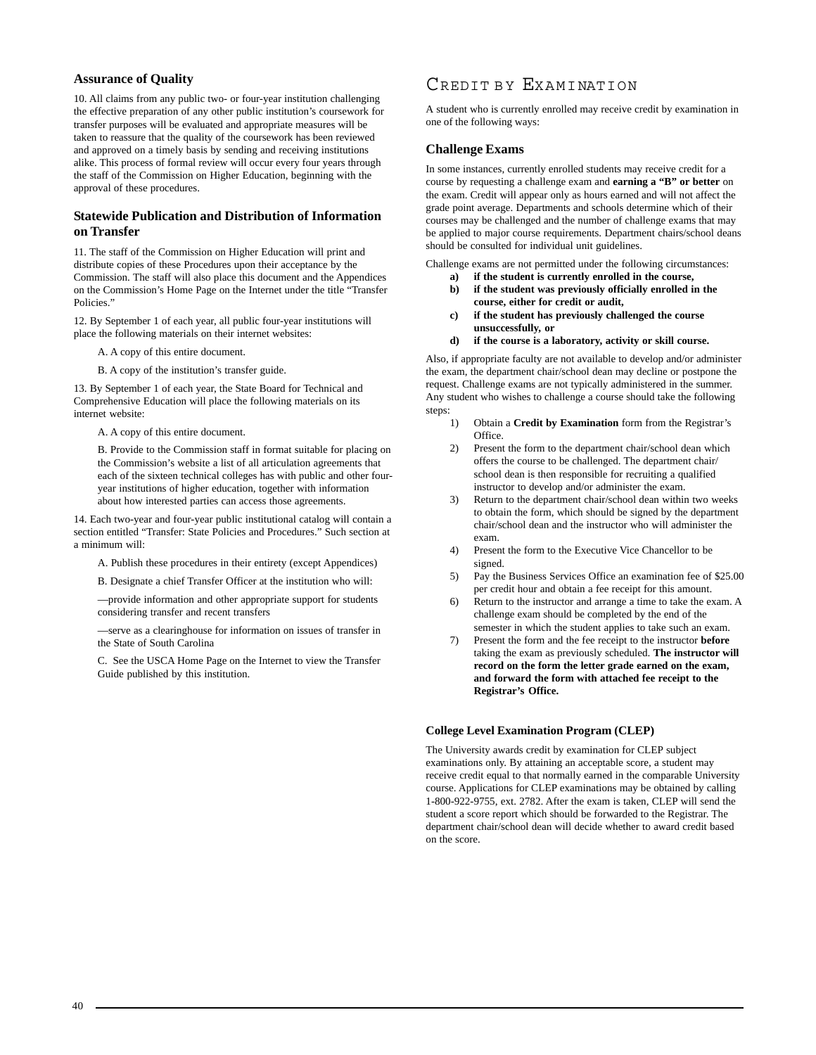### Assurance of Quality

10. All claims from any public two- or four-year institution challenging the effective preparation of any other public institution's coursework for transfer purposes will be evaluated and appropriate measures will be taken to reassure that the quality of the coursework has been reviewed and approved on a timely basis by sending and receiving institutions alike. This process of formal review will occur every four years through the staff of the Commission on Higher Education, beginning with the approval of these procedures.

### Statewide Publication and Distribution of Information on Transfer

11. The staff of the Commission on Higher Education will print and distribute copies of these Procedures upon their acceptance by the Commission. The staff will also place this document and the Appendices on the Commission's Home Page on the Internet under the title "Transfer Policies."

12. By September 1 of each year, all public four-year institutions will place the following materials on their internet websites:

A. A copy of this entire document.

B. A copy of the institution's transfer guide.

13. By September 1 of each year, the State Board for Technical and Comprehensive Education will place the following materials on its internet website:

A. A copy of this entire document.

B. Provide to the Commission staff in format suitable for placing on the Commission's website a list of all articulation agreements that each of the sixteen technical colleges has with public and other four-year institutions of higher education, together with information about how interested parties can access those agreements.

14. Each two-year and four-year public institutional catalog will contain a section entitled "Transfer: State Policies and Procedures." Such section at a minimum will:

A. Publish these procedures in their entirety (except Appendices)

B. Designate a chief Transfer Officer at the institution who will:

—provide information and other appropriate support for students considering transfer and recent transfers

—serve as a clearinghouse for information on issues of transfer in the State of South Carolina

C. See the USCA Home Page on the Internet to view the Transfer Guide published by this institution.

## Credit by Examination

A student who is currently enrolled may receive credit by examination in one of the following ways:

### Challenge Exams

In some instances, currently enrolled students may receive credit for a course by requesting a challenge exam and **earning a "B" or better** on the exam. Credit will appear only as hours earned and will not affect the grade point average. Departments and schools determine which of their courses may be challenged and the number of challenge exams that may be applied to major course requirements. Department chairs/school deans should be consulted for individual unit guidelines.

Challenge exams are not permitted under the following circumstances:

- **a) if the student is currently enrolled in the course,**
- **b) if the student was previously officially enrolled in the course, either for credit or audit,**
- **c) if the student has previously challenged the course unsuccessfully, or**
- **d) if the course is a laboratory, activity or skill course.**

Also, if appropriate faculty are not available to develop and/or administer the exam, the department chair/school dean may decline or postpone the request. Challenge exams are not typically administered in the summer. Any student who wishes to challenge a course should take the following steps:

1) Obtain a **Credit by Examination** form from the Registrar's Office.
2) Present the form to the department chair/school dean which offers the course to be challenged. The department chair/school dean is then responsible for recruiting a qualified instructor to develop and/or administer the exam.
3) Return to the department chair/school dean within two weeks to obtain the form, which should be signed by the department chair/school dean and the instructor who will administer the exam.
4) Present the form to the Executive Vice Chancellor to be signed.
5) Pay the Business Services Office an examination fee of $25.00 per credit hour and obtain a fee receipt for this amount.
6) Return to the instructor and arrange a time to take the exam. A challenge exam should be completed by the end of the semester in which the student applies to take such an exam.
7) Present the form and the fee receipt to the instructor **before** taking the exam as previously scheduled. **The instructor will record on the form the letter grade earned on the exam, and forward the form with attached fee receipt to the Registrar's Office.**

#### College Level Examination Program (CLEP)

The University awards credit by examination for CLEP subject examinations only. By attaining an acceptable score, a student may receive credit equal to that normally earned in the comparable University course. Applications for CLEP examinations may be obtained by calling 1-800-922-9755, ext. 2782. After the exam is taken, CLEP will send the student a score report which should be forwarded to the Registrar. The department chair/school dean will decide whether to award credit based on the score.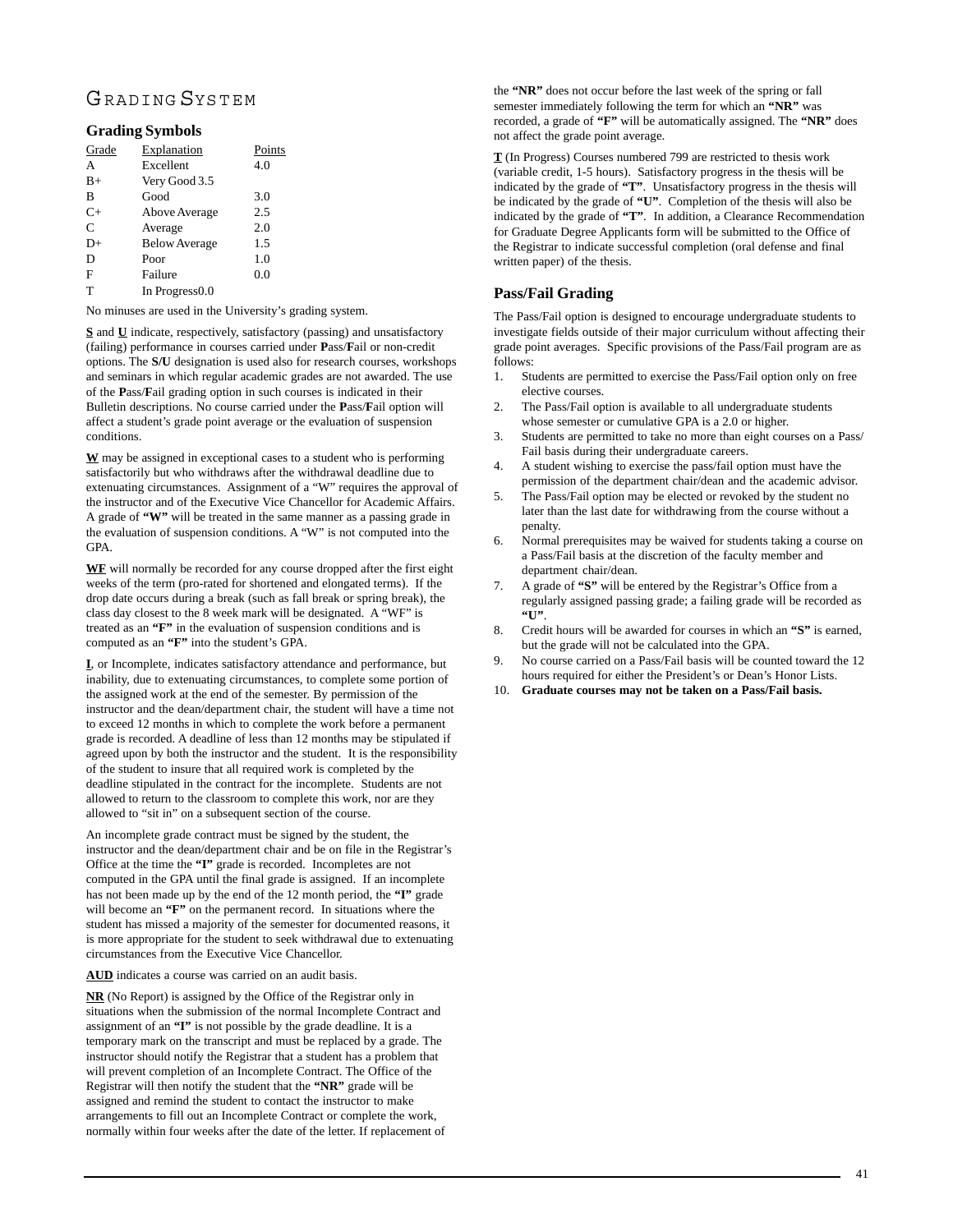# GRADING SYSTEM

## Grading Symbols

| Grade | Explanation | Points |
|---|---|---|
| A | Excellent | 4.0 |
| B+ | Very Good | 3.5 |
| B | Good | 3.0 |
| C+ | Above Average | 2.5 |
| C | Average | 2.0 |
| D+ | Below Average | 1.5 |
| D | Poor | 1.0 |
| F | Failure | 0.0 |
| T | In Progress | 0.0 |

No minuses are used in the University's grading system.

**S** and **U** indicate, respectively, satisfactory (passing) and unsatisfactory (failing) performance in courses carried under **P**ass/**F**ail or non-credit options. The **S/U** designation is used also for research courses, workshops and seminars in which regular academic grades are not awarded. The use of the **P**ass/**F**ail grading option in such courses is indicated in their Bulletin descriptions. No course carried under the **P**ass/**F**ail option will affect a student's grade point average or the evaluation of suspension conditions.

**W** may be assigned in exceptional cases to a student who is performing satisfactorily but who withdraws after the withdrawal deadline due to extenuating circumstances. Assignment of a "W" requires the approval of the instructor and of the Executive Vice Chancellor for Academic Affairs. A grade of **"W"** will be treated in the same manner as a passing grade in the evaluation of suspension conditions. A "W" is not computed into the GPA.

**WF** will normally be recorded for any course dropped after the first eight weeks of the term (pro-rated for shortened and elongated terms). If the drop date occurs during a break (such as fall break or spring break), the class day closest to the 8 week mark will be designated. A "WF" is treated as an **"F"** in the evaluation of suspension conditions and is computed as an **"F"** into the student's GPA.

**I**, or Incomplete, indicates satisfactory attendance and performance, but inability, due to extenuating circumstances, to complete some portion of the assigned work at the end of the semester. By permission of the instructor and the dean/department chair, the student will have a time not to exceed 12 months in which to complete the work before a permanent grade is recorded. A deadline of less than 12 months may be stipulated if agreed upon by both the instructor and the student. It is the responsibility of the student to insure that all required work is completed by the deadline stipulated in the contract for the incomplete. Students are not allowed to return to the classroom to complete this work, nor are they allowed to "sit in" on a subsequent section of the course.

An incomplete grade contract must be signed by the student, the instructor and the dean/department chair and be on file in the Registrar's Office at the time the **"I"** grade is recorded. Incompletes are not computed in the GPA until the final grade is assigned. If an incomplete has not been made up by the end of the 12 month period, the **"I"** grade will become an **"F"** on the permanent record. In situations where the student has missed a majority of the semester for documented reasons, it is more appropriate for the student to seek withdrawal due to extenuating circumstances from the Executive Vice Chancellor.

**AUD** indicates a course was carried on an audit basis.

**NR** (No Report) is assigned by the Office of the Registrar only in situations when the submission of the normal Incomplete Contract and assignment of an **"I"** is not possible by the grade deadline. It is a temporary mark on the transcript and must be replaced by a grade. The instructor should notify the Registrar that a student has a problem that will prevent completion of an Incomplete Contract. The Office of the Registrar will then notify the student that the **"NR"** grade will be assigned and remind the student to contact the instructor to make arrangements to fill out an Incomplete Contract or complete the work, normally within four weeks after the date of the letter. If replacement of the **"NR"** does not occur before the last week of the spring or fall semester immediately following the term for which an **"NR"** was recorded, a grade of **"F"** will be automatically assigned. The **"NR"** does not affect the grade point average.

**T** (In Progress) Courses numbered 799 are restricted to thesis work (variable credit, 1-5 hours). Satisfactory progress in the thesis will be indicated by the grade of **"T"**. Unsatisfactory progress in the thesis will be indicated by the grade of **"U"**. Completion of the thesis will also be indicated by the grade of **"T"**. In addition, a Clearance Recommendation for Graduate Degree Applicants form will be submitted to the Office of the Registrar to indicate successful completion (oral defense and final written paper) of the thesis.

## Pass/Fail Grading

The Pass/Fail option is designed to encourage undergraduate students to investigate fields outside of their major curriculum without affecting their grade point averages. Specific provisions of the Pass/Fail program are as follows:

1. Students are permitted to exercise the Pass/Fail option only on free elective courses.
2. The Pass/Fail option is available to all undergraduate students whose semester or cumulative GPA is a 2.0 or higher.
3. Students are permitted to take no more than eight courses on a Pass/Fail basis during their undergraduate careers.
4. A student wishing to exercise the pass/fail option must have the permission of the department chair/dean and the academic advisor.
5. The Pass/Fail option may be elected or revoked by the student no later than the last date for withdrawing from the course without a penalty.
6. Normal prerequisites may be waived for students taking a course on a Pass/Fail basis at the discretion of the faculty member and department chair/dean.
7. A grade of **"S"** will be entered by the Registrar's Office from a regularly assigned passing grade; a failing grade will be recorded as **"U"**.
8. Credit hours will be awarded for courses in which an **"S"** is earned, but the grade will not be calculated into the GPA.
9. No course carried on a Pass/Fail basis will be counted toward the 12 hours required for either the President's or Dean's Honor Lists.
10. **Graduate courses may not be taken on a Pass/Fail basis.**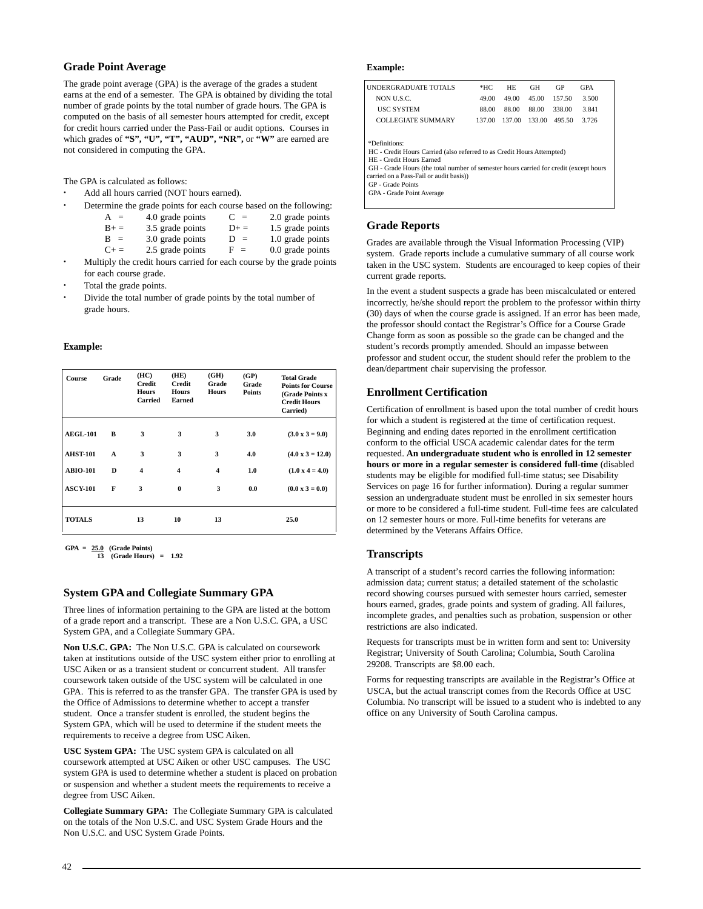## Grade Point Average

The grade point average (GPA) is the average of the grades a student earns at the end of a semester. The GPA is obtained by dividing the total number of grade points by the total number of grade hours. The GPA is computed on the basis of all semester hours attempted for credit, except for credit hours carried under the Pass-Fail or audit options. Courses in which grades of **"S", "U", "T", "AUD", "NR",** or **"W"** are earned are not considered in computing the GPA.

The GPA is calculated as follows:

- Add all hours carried (NOT hours earned).
- Determine the grade points for each course based on the following:

| | | | |
|---|---|---|---|
| A = | 4.0 grade points | C = | 2.0 grade points |
| B+ = | 3.5 grade points | D+ = | 1.5 grade points |
| B = | 3.0 grade points | D = | 1.0 grade points |
| C+ = | 2.5 grade points | F = | 0.0 grade points |

- Multiply the credit hours carried for each course by the grade points for each course grade.
- Total the grade points.
- Divide the total number of grade points by the total number of grade hours.

**Example:**

| Course | Grade | (HC) Credit Hours Carried | (HE) Credit Hours Earned | (GH) Grade Hours | (GP) Grade Points | Total Grade Points for Course (Grade Points x Credit Hours Carried) |
|---|---|---|---|---|---|---|
| AEGL-101 | B | 3 | 3 | 3 | 3.0 | (3.0 x 3 = 9.0) |
| AHST-101 | A | 3 | 3 | 3 | 4.0 | (4.0 x 3 = 12.0) |
| ABIO-101 | D | 4 | 4 | 4 | 1.0 | (1.0 x 4 = 4.0) |
| ASCY-101 | F | 3 | 0 | 3 | 0.0 | (0.0 x 3 = 0.0) |
| TOTALS | | 13 | 10 | 13 | | 25.0 |

**GPA = 25.0 (Grade Points) / 13 (Grade Hours) = 1.92**

## System GPA and Collegiate Summary GPA

Three lines of information pertaining to the GPA are listed at the bottom of a grade report and a transcript. These are a Non U.S.C. GPA, a USC System GPA, and a Collegiate Summary GPA.

**Non U.S.C. GPA:** The Non U.S.C. GPA is calculated on coursework taken at institutions outside of the USC system either prior to enrolling at USC Aiken or as a transient student or concurrent student. All transfer coursework taken outside of the USC system will be calculated in one GPA. This is referred to as the transfer GPA. The transfer GPA is used by the Office of Admissions to determine whether to accept a transfer student. Once a transfer student is enrolled, the student begins the System GPA, which will be used to determine if the student meets the requirements to receive a degree from USC Aiken.

**USC System GPA:** The USC system GPA is calculated on all coursework attempted at USC Aiken or other USC campuses. The USC system GPA is used to determine whether a student is placed on probation or suspension and whether a student meets the requirements to receive a degree from USC Aiken.

**Collegiate Summary GPA:** The Collegiate Summary GPA is calculated on the totals of the Non U.S.C. and USC System Grade Hours and the Non U.S.C. and USC System Grade Points.

**Example:**

| UNDERGRADUATE TOTALS | *HC | HE | GH | GP | GPA |
|---|---|---|---|---|---|
| NON U.S.C. | 49.00 | 49.00 | 45.00 | 157.50 | 3.500 |
| USC SYSTEM | 88.00 | 88.00 | 88.00 | 338.00 | 3.841 |
| COLLEGIATE SUMMARY | 137.00 | 137.00 | 133.00 | 495.50 | 3.726 |

*Definitions:
HC - Credit Hours Carried (also referred to as Credit Hours Attempted)
HE - Credit Hours Earned
GH - Grade Hours (the total number of semester hours carried for credit (except hours carried on a Pass-Fail or audit basis))
GP - Grade Points
GPA - Grade Point Average

## Grade Reports

Grades are available through the Visual Information Processing (VIP) system. Grade reports include a cumulative summary of all course work taken in the USC system. Students are encouraged to keep copies of their current grade reports.

In the event a student suspects a grade has been miscalculated or entered incorrectly, he/she should report the problem to the professor within thirty (30) days of when the course grade is assigned. If an error has been made, the professor should contact the Registrar's Office for a Course Grade Change form as soon as possible so the grade can be changed and the student's records promptly amended. Should an impasse between professor and student occur, the student should refer the problem to the dean/department chair supervising the professor.

## Enrollment Certification

Certification of enrollment is based upon the total number of credit hours for which a student is registered at the time of certification request. Beginning and ending dates reported in the enrollment certification conform to the official USCA academic calendar dates for the term requested. **An undergraduate student who is enrolled in 12 semester hours or more in a regular semester is considered full-time** (disabled students may be eligible for modified full-time status; see Disability Services on page 16 for further information). During a regular summer session an undergraduate student must be enrolled in six semester hours or more to be considered a full-time student. Full-time fees are calculated on 12 semester hours or more. Full-time benefits for veterans are determined by the Veterans Affairs Office.

## Transcripts

A transcript of a student's record carries the following information: admission data; current status; a detailed statement of the scholastic record showing courses pursued with semester hours carried, semester hours earned, grades, grade points and system of grading. All failures, incomplete grades, and penalties such as probation, suspension or other restrictions are also indicated.

Requests for transcripts must be in written form and sent to: University Registrar; University of South Carolina; Columbia, South Carolina 29208. Transcripts are $8.00 each.

Forms for requesting transcripts are available in the Registrar's Office at USCA, but the actual transcript comes from the Records Office at USC Columbia. No transcript will be issued to a student who is indebted to any office on any University of South Carolina campus.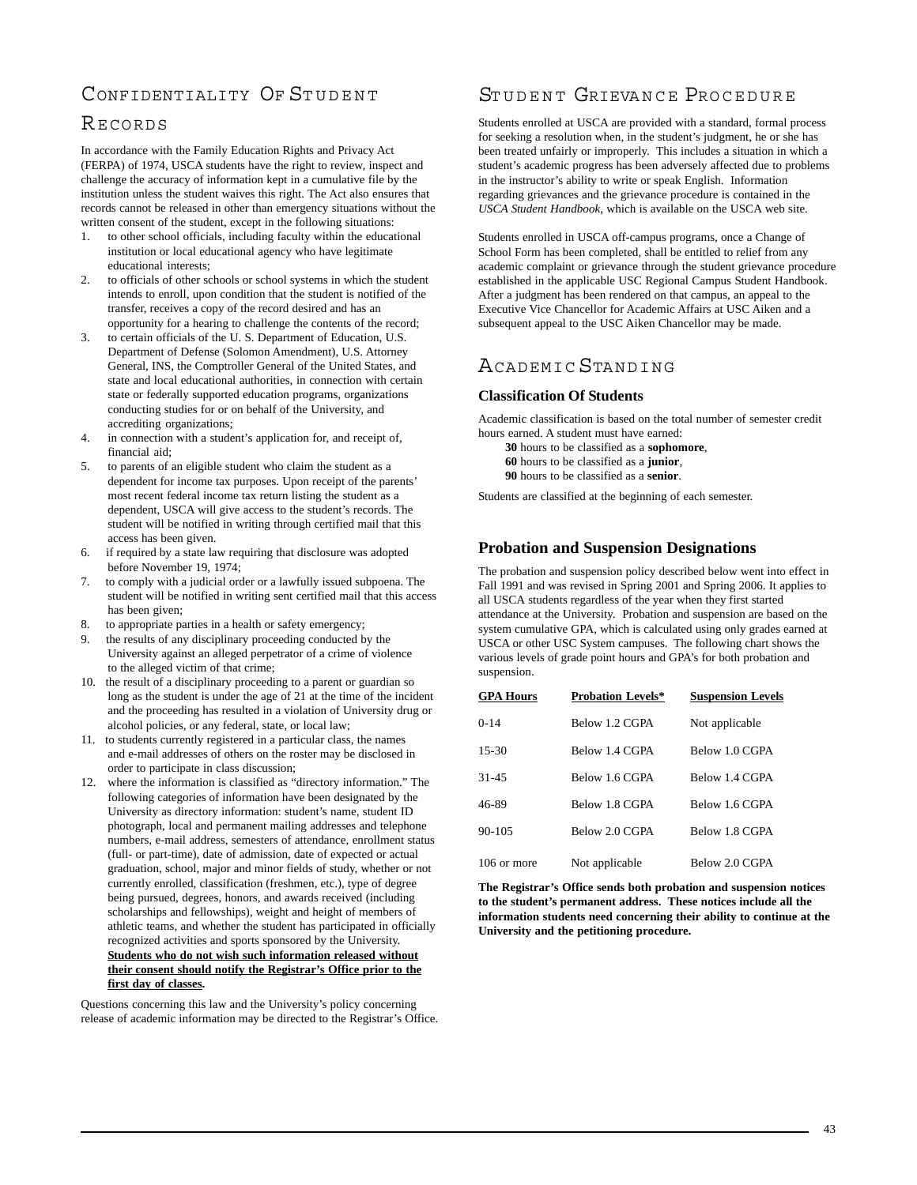## Confidentiality Of Student Records

In accordance with the Family Education Rights and Privacy Act (FERPA) of 1974, USCA students have the right to review, inspect and challenge the accuracy of information kept in a cumulative file by the institution unless the student waives this right. The Act also ensures that records cannot be released in other than emergency situations without the written consent of the student, except in the following situations:

1. to other school officials, including faculty within the educational institution or local educational agency who have legitimate educational interests;
2. to officials of other schools or school systems in which the student intends to enroll, upon condition that the student is notified of the transfer, receives a copy of the record desired and has an opportunity for a hearing to challenge the contents of the record;
3. to certain officials of the U. S. Department of Education, U.S. Department of Defense (Solomon Amendment), U.S. Attorney General, INS, the Comptroller General of the United States, and state and local educational authorities, in connection with certain state or federally supported education programs, organizations conducting studies for or on behalf of the University, and accrediting organizations;
4. in connection with a student's application for, and receipt of, financial aid;
5. to parents of an eligible student who claim the student as a dependent for income tax purposes. Upon receipt of the parents' most recent federal income tax return listing the student as a dependent, USCA will give access to the student's records. The student will be notified in writing through certified mail that this access has been given.
6. if required by a state law requiring that disclosure was adopted before November 19, 1974;
7. to comply with a judicial order or a lawfully issued subpoena. The student will be notified in writing sent certified mail that this access has been given;
8. to appropriate parties in a health or safety emergency;
9. the results of any disciplinary proceeding conducted by the University against an alleged perpetrator of a crime of violence to the alleged victim of that crime;
10. the result of a disciplinary proceeding to a parent or guardian so long as the student is under the age of 21 at the time of the incident and the proceeding has resulted in a violation of University drug or alcohol policies, or any federal, state, or local law;
11. to students currently registered in a particular class, the names and e-mail addresses of others on the roster may be disclosed in order to participate in class discussion;
12. where the information is classified as "directory information." The following categories of information have been designated by the University as directory information: student's name, student ID photograph, local and permanent mailing addresses and telephone numbers, e-mail address, semesters of attendance, enrollment status (full- or part-time), date of admission, date of expected or actual graduation, school, major and minor fields of study, whether or not currently enrolled, classification (freshmen, etc.), type of degree being pursued, degrees, honors, and awards received (including scholarships and fellowships), weight and height of members of athletic teams, and whether the student has participated in officially recognized activities and sports sponsored by the University. **Students who do not wish such information released without their consent should notify the Registrar's Office prior to the first day of classes.**

Questions concerning this law and the University's policy concerning release of academic information may be directed to the Registrar's Office.

## Student Grievance Procedure

Students enrolled at USCA are provided with a standard, formal process for seeking a resolution when, in the student's judgment, he or she has been treated unfairly or improperly. This includes a situation in which a student's academic progress has been adversely affected due to problems in the instructor's ability to write or speak English. Information regarding grievances and the grievance procedure is contained in the *USCA Student Handbook*, which is available on the USCA web site.

Students enrolled in USCA off-campus programs, once a Change of School Form has been completed, shall be entitled to relief from any academic complaint or grievance through the student grievance procedure established in the applicable USC Regional Campus Student Handbook. After a judgment has been rendered on that campus, an appeal to the Executive Vice Chancellor for Academic Affairs at USC Aiken and a subsequent appeal to the USC Aiken Chancellor may be made.

## Academic Standing

### Classification Of Students

Academic classification is based on the total number of semester credit hours earned. A student must have earned:

**30** hours to be classified as a **sophomore**,
**60** hours to be classified as a **junior**,
**90** hours to be classified as a **senior**.

Students are classified at the beginning of each semester.

### Probation and Suspension Designations

The probation and suspension policy described below went into effect in Fall 1991 and was revised in Spring 2001 and Spring 2006. It applies to all USCA students regardless of the year when they first started attendance at the University. Probation and suspension are based on the system cumulative GPA, which is calculated using only grades earned at USCA or other USC System campuses. The following chart shows the various levels of grade point hours and GPA's for both probation and suspension.

| GPA Hours | Probation Levels* | Suspension Levels |
|---|---|---|
| 0-14 | Below 1.2 CGPA | Not applicable |
| 15-30 | Below 1.4 CGPA | Below 1.0 CGPA |
| 31-45 | Below 1.6 CGPA | Below 1.4 CGPA |
| 46-89 | Below 1.8 CGPA | Below 1.6 CGPA |
| 90-105 | Below 2.0 CGPA | Below 1.8 CGPA |
| 106 or more | Not applicable | Below 2.0 CGPA |

**The Registrar's Office sends both probation and suspension notices to the student's permanent address. These notices include all the information students need concerning their ability to continue at the University and the petitioning procedure.**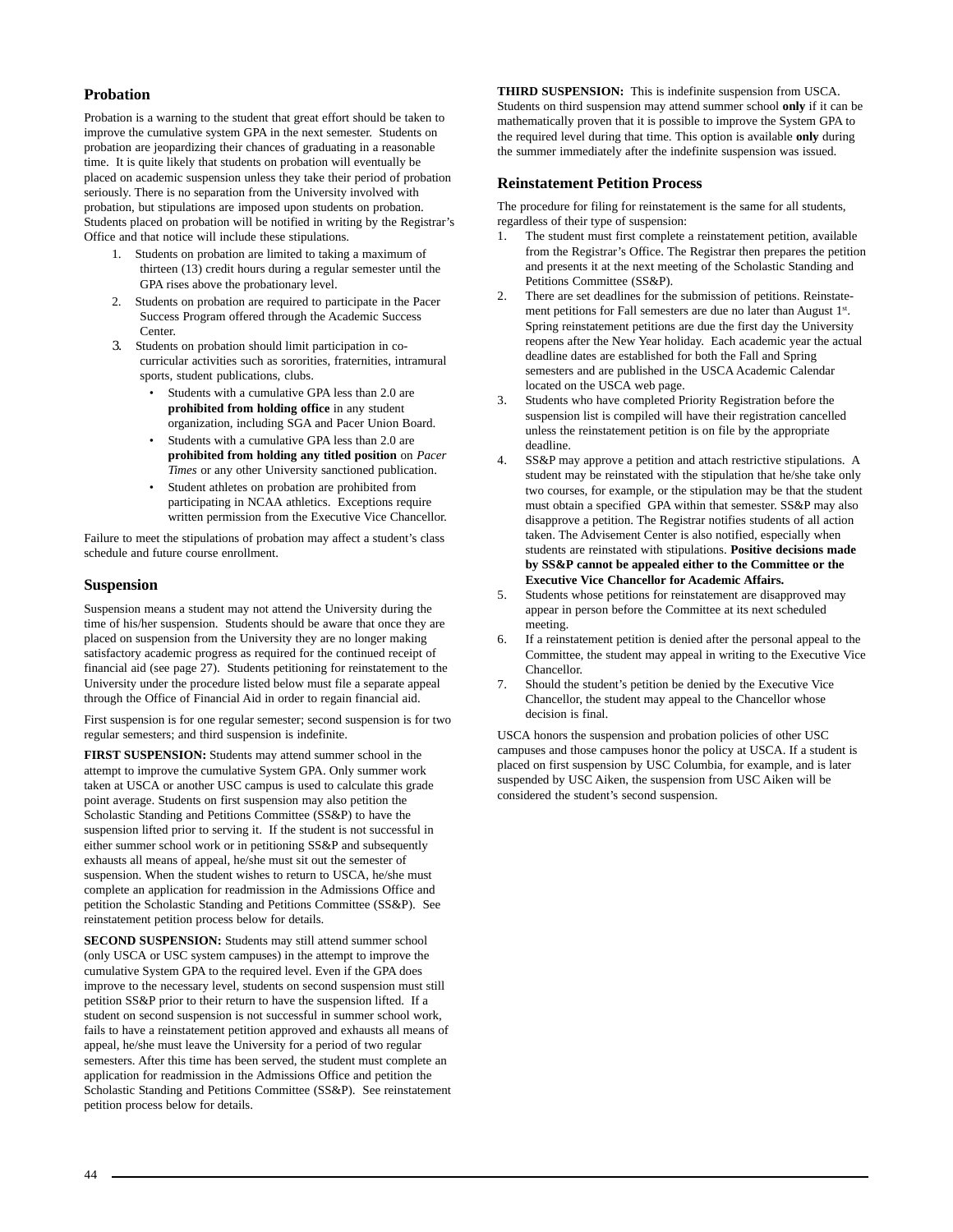## Probation

Probation is a warning to the student that great effort should be taken to improve the cumulative system GPA in the next semester. Students on probation are jeopardizing their chances of graduating in a reasonable time. It is quite likely that students on probation will eventually be placed on academic suspension unless they take their period of probation seriously. There is no separation from the University involved with probation, but stipulations are imposed upon students on probation. Students placed on probation will be notified in writing by the Registrar's Office and that notice will include these stipulations.

1. Students on probation are limited to taking a maximum of thirteen (13) credit hours during a regular semester until the GPA rises above the probationary level.
2. Students on probation are required to participate in the Pacer Success Program offered through the Academic Success Center.
3. Students on probation should limit participation in co-curricular activities such as sororities, fraternities, intramural sports, student publications, clubs.
   - Students with a cumulative GPA less than 2.0 are **prohibited from holding office** in any student organization, including SGA and Pacer Union Board.
   - Students with a cumulative GPA less than 2.0 are **prohibited from holding any titled position** on *Pacer Times* or any other University sanctioned publication.
   - Student athletes on probation are prohibited from participating in NCAA athletics. Exceptions require written permission from the Executive Vice Chancellor.

Failure to meet the stipulations of probation may affect a student's class schedule and future course enrollment.

## Suspension

Suspension means a student may not attend the University during the time of his/her suspension. Students should be aware that once they are placed on suspension from the University they are no longer making satisfactory academic progress as required for the continued receipt of financial aid (see page 27). Students petitioning for reinstatement to the University under the procedure listed below must file a separate appeal through the Office of Financial Aid in order to regain financial aid.

First suspension is for one regular semester; second suspension is for two regular semesters; and third suspension is indefinite.

**FIRST SUSPENSION:** Students may attend summer school in the attempt to improve the cumulative System GPA. Only summer work taken at USCA or another USC campus is used to calculate this grade point average. Students on first suspension may also petition the Scholastic Standing and Petitions Committee (SS&P) to have the suspension lifted prior to serving it. If the student is not successful in either summer school work or in petitioning SS&P and subsequently exhausts all means of appeal, he/she must sit out the semester of suspension. When the student wishes to return to USCA, he/she must complete an application for readmission in the Admissions Office and petition the Scholastic Standing and Petitions Committee (SS&P). See reinstatement petition process below for details.

**SECOND SUSPENSION:** Students may still attend summer school (only USCA or USC system campuses) in the attempt to improve the cumulative System GPA to the required level. Even if the GPA does improve to the necessary level, students on second suspension must still petition SS&P prior to their return to have the suspension lifted. If a student on second suspension is not successful in summer school work, fails to have a reinstatement petition approved and exhausts all means of appeal, he/she must leave the University for a period of two regular semesters. After this time has been served, the student must complete an application for readmission in the Admissions Office and petition the Scholastic Standing and Petitions Committee (SS&P). See reinstatement petition process below for details.

**THIRD SUSPENSION:** This is indefinite suspension from USCA. Students on third suspension may attend summer school **only** if it can be mathematically proven that it is possible to improve the System GPA to the required level during that time. This option is available **only** during the summer immediately after the indefinite suspension was issued.

## Reinstatement Petition Process

The procedure for filing for reinstatement is the same for all students, regardless of their type of suspension:

1. The student must first complete a reinstatement petition, available from the Registrar's Office. The Registrar then prepares the petition and presents it at the next meeting of the Scholastic Standing and Petitions Committee (SS&P).
2. There are set deadlines for the submission of petitions. Reinstatement petitions for Fall semesters are due no later than August 1st. Spring reinstatement petitions are due the first day the University reopens after the New Year holiday. Each academic year the actual deadline dates are established for both the Fall and Spring semesters and are published in the USCA Academic Calendar located on the USCA web page.
3. Students who have completed Priority Registration before the suspension list is compiled will have their registration cancelled unless the reinstatement petition is on file by the appropriate deadline.
4. SS&P may approve a petition and attach restrictive stipulations. A student may be reinstated with the stipulation that he/she take only two courses, for example, or the stipulation may be that the student must obtain a specified GPA within that semester. SS&P may also disapprove a petition. The Registrar notifies students of all action taken. The Advisement Center is also notified, especially when students are reinstated with stipulations. **Positive decisions made by SS&P cannot be appealed either to the Committee or the Executive Vice Chancellor for Academic Affairs.**
5. Students whose petitions for reinstatement are disapproved may appear in person before the Committee at its next scheduled meeting.
6. If a reinstatement petition is denied after the personal appeal to the Committee, the student may appeal in writing to the Executive Vice Chancellor.
7. Should the student's petition be denied by the Executive Vice Chancellor, the student may appeal to the Chancellor whose decision is final.

USCA honors the suspension and probation policies of other USC campuses and those campuses honor the policy at USCA. If a student is placed on first suspension by USC Columbia, for example, and is later suspended by USC Aiken, the suspension from USC Aiken will be considered the student's second suspension.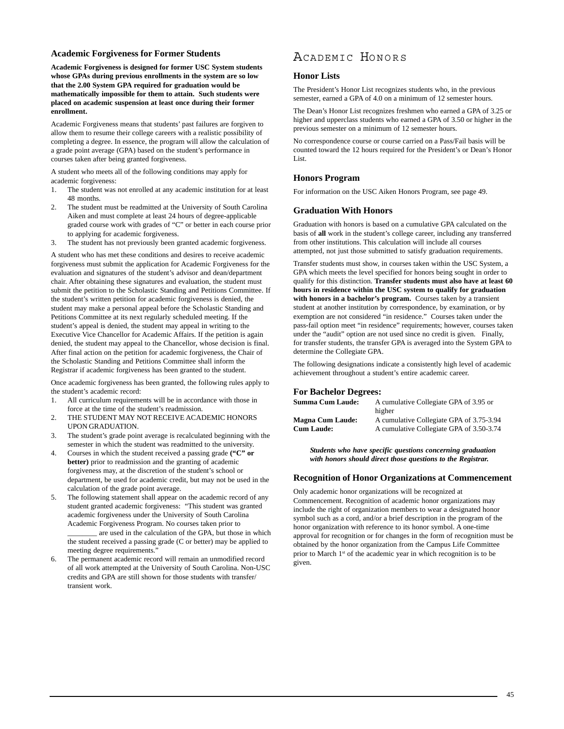### Academic Forgiveness for Former Students

**Academic Forgiveness is designed for former USC System students whose GPAs during previous enrollments in the system are so low that the 2.00 System GPA required for graduation would be mathematically impossible for them to attain. Such students were placed on academic suspension at least once during their former enrollment.**

Academic Forgiveness means that students' past failures are forgiven to allow them to resume their college careers with a realistic possibility of completing a degree. In essence, the program will allow the calculation of a grade point average (GPA) based on the student's performance in courses taken after being granted forgiveness.

A student who meets all of the following conditions may apply for academic forgiveness:

1. The student was not enrolled at any academic institution for at least 48 months.
2. The student must be readmitted at the University of South Carolina Aiken and must complete at least 24 hours of degree-applicable graded course work with grades of "C" or better in each course prior to applying for academic forgiveness.
3. The student has not previously been granted academic forgiveness.

A student who has met these conditions and desires to receive academic forgiveness must submit the application for Academic Forgiveness for the evaluation and signatures of the student's advisor and dean/department chair. After obtaining these signatures and evaluation, the student must submit the petition to the Scholastic Standing and Petitions Committee. If the student's written petition for academic forgiveness is denied, the student may make a personal appeal before the Scholastic Standing and Petitions Committee at its next regularly scheduled meeting. If the student's appeal is denied, the student may appeal in writing to the Executive Vice Chancellor for Academic Affairs. If the petition is again denied, the student may appeal to the Chancellor, whose decision is final. After final action on the petition for academic forgiveness, the Chair of the Scholastic Standing and Petitions Committee shall inform the Registrar if academic forgiveness has been granted to the student.

Once academic forgiveness has been granted, the following rules apply to the student's academic record:

1. All curriculum requirements will be in accordance with those in force at the time of the student's readmission.
2. THE STUDENT MAY NOT RECEIVE ACADEMIC HONORS UPON GRADUATION.
3. The student's grade point average is recalculated beginning with the semester in which the student was readmitted to the university.
4. Courses in which the student received a passing grade **("C" or better)** prior to readmission and the granting of academic forgiveness may, at the discretion of the student's school or department, be used for academic credit, but may not be used in the calculation of the grade point average.
5. The following statement shall appear on the academic record of any student granted academic forgiveness: "This student was granted academic forgiveness under the University of South Carolina Academic Forgiveness Program. No courses taken prior to ________ are used in the calculation of the GPA, but those in which the student received a passing grade (C or better) may be applied to meeting degree requirements."
6. The permanent academic record will remain an unmodified record of all work attempted at the University of South Carolina. Non-USC credits and GPA are still shown for those students with transfer/transient work.

## Academic Honors

### Honor Lists

The President's Honor List recognizes students who, in the previous semester, earned a GPA of 4.0 on a minimum of 12 semester hours.

The Dean's Honor List recognizes freshmen who earned a GPA of 3.25 or higher and upperclass students who earned a GPA of 3.50 or higher in the previous semester on a minimum of 12 semester hours.

No correspondence course or course carried on a Pass/Fail basis will be counted toward the 12 hours required for the President's or Dean's Honor List.

### Honors Program

For information on the USC Aiken Honors Program, see page 49.

### Graduation With Honors

Graduation with honors is based on a cumulative GPA calculated on the basis of **all** work in the student's college career, including any transferred from other institutions. This calculation will include all courses attempted, not just those submitted to satisfy graduation requirements.

Transfer students must show, in courses taken within the USC System, a GPA which meets the level specified for honors being sought in order to qualify for this distinction. **Transfer students must also have at least 60 hours in residence within the USC system to qualify for graduation with honors in a bachelor's program.** Courses taken by a transient student at another institution by correspondence, by examination, or by exemption are not considered "in residence." Courses taken under the pass-fail option meet "in residence" requirements; however, courses taken under the "audit" option are not used since no credit is given. Finally, for transfer students, the transfer GPA is averaged into the System GPA to determine the Collegiate GPA.

The following designations indicate a consistently high level of academic achievement throughout a student's entire academic career.

### For Bachelor Degrees:

| | |
|---|---|
| **Summa Cum Laude:** | A cumulative Collegiate GPA of 3.95 or higher |
| **Magna Cum Laude:** | A cumulative Collegiate GPA of 3.75-3.94 |
| **Cum Laude:** | A cumulative Collegiate GPA of 3.50-3.74 |

***Students who have specific questions concerning graduation with honors should direct those questions to the Registrar.***

### Recognition of Honor Organizations at Commencement

Only academic honor organizations will be recognized at Commencement. Recognition of academic honor organizations may include the right of organization members to wear a designated honor symbol such as a cord, and/or a brief description in the program of the honor organization with reference to its honor symbol. A one-time approval for recognition or for changes in the form of recognition must be obtained by the honor organization from the Campus Life Committee prior to March 1st of the academic year in which recognition is to be given.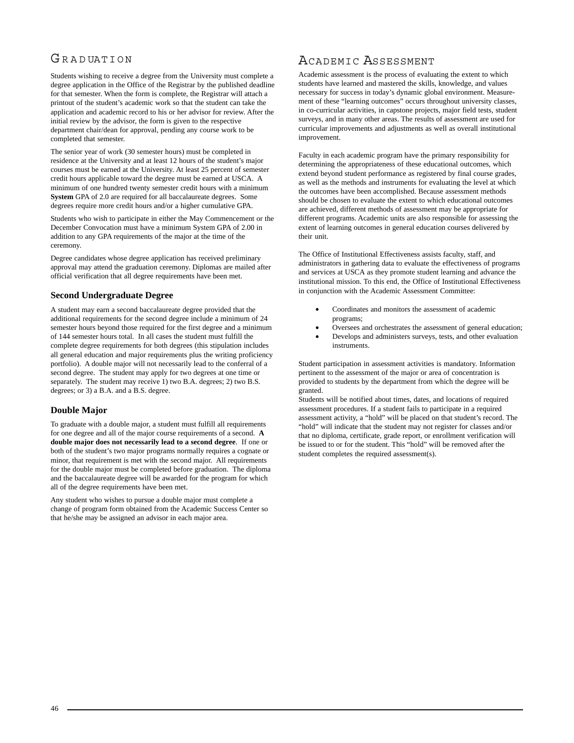# Graduation

Students wishing to receive a degree from the University must complete a degree application in the Office of the Registrar by the published deadline for that semester. When the form is complete, the Registrar will attach a printout of the student's academic work so that the student can take the application and academic record to his or her advisor for review. After the initial review by the advisor, the form is given to the respective department chair/dean for approval, pending any course work to be completed that semester.

The senior year of work (30 semester hours) must be completed in residence at the University and at least 12 hours of the student's major courses must be earned at the University. At least 25 percent of semester credit hours applicable toward the degree must be earned at USCA. A minimum of one hundred twenty semester credit hours with a minimum **System** GPA of 2.0 are required for all baccalaureate degrees. Some degrees require more credit hours and/or a higher cumulative GPA.

Students who wish to participate in either the May Commencement or the December Convocation must have a minimum System GPA of 2.00 in addition to any GPA requirements of the major at the time of the ceremony.

Degree candidates whose degree application has received preliminary approval may attend the graduation ceremony. Diplomas are mailed after official verification that all degree requirements have been met.

## Second Undergraduate Degree

A student may earn a second baccalaureate degree provided that the additional requirements for the second degree include a minimum of 24 semester hours beyond those required for the first degree and a minimum of 144 semester hours total. In all cases the student must fulfill the complete degree requirements for both degrees (this stipulation includes all general education and major requirements plus the writing proficiency portfolio). A double major will not necessarily lead to the conferral of a second degree. The student may apply for two degrees at one time or separately. The student may receive 1) two B.A. degrees; 2) two B.S. degrees; or 3) a B.A. and a B.S. degree.

## Double Major

To graduate with a double major, a student must fulfill all requirements for one degree and all of the major course requirements of a second. **A double major does not necessarily lead to a second degree**. If one or both of the student's two major programs normally requires a cognate or minor, that requirement is met with the second major. All requirements for the double major must be completed before graduation. The diploma and the baccalaureate degree will be awarded for the program for which all of the degree requirements have been met.

Any student who wishes to pursue a double major must complete a change of program form obtained from the Academic Success Center so that he/she may be assigned an advisor in each major area.

# Academic Assessment

Academic assessment is the process of evaluating the extent to which students have learned and mastered the skills, knowledge, and values necessary for success in today's dynamic global environment. Measurement of these "learning outcomes" occurs throughout university classes, in co-curricular activities, in capstone projects, major field tests, student surveys, and in many other areas. The results of assessment are used for curricular improvements and adjustments as well as overall institutional improvement.

Faculty in each academic program have the primary responsibility for determining the appropriateness of these educational outcomes, which extend beyond student performance as registered by final course grades, as well as the methods and instruments for evaluating the level at which the outcomes have been accomplished. Because assessment methods should be chosen to evaluate the extent to which educational outcomes are achieved, different methods of assessment may be appropriate for different programs. Academic units are also responsible for assessing the extent of learning outcomes in general education courses delivered by their unit.

The Office of Institutional Effectiveness assists faculty, staff, and administrators in gathering data to evaluate the effectiveness of programs and services at USCA as they promote student learning and advance the institutional mission. To this end, the Office of Institutional Effectiveness in conjunction with the Academic Assessment Committee:

- Coordinates and monitors the assessment of academic programs;
- Oversees and orchestrates the assessment of general education;
- Develops and administers surveys, tests, and other evaluation instruments.

Student participation in assessment activities is mandatory. Information pertinent to the assessment of the major or area of concentration is provided to students by the department from which the degree will be granted.

Students will be notified about times, dates, and locations of required assessment procedures. If a student fails to participate in a required assessment activity, a "hold" will be placed on that student's record. The "hold" will indicate that the student may not register for classes and/or that no diploma, certificate, grade report, or enrollment verification will be issued to or for the student. This "hold" will be removed after the student completes the required assessment(s).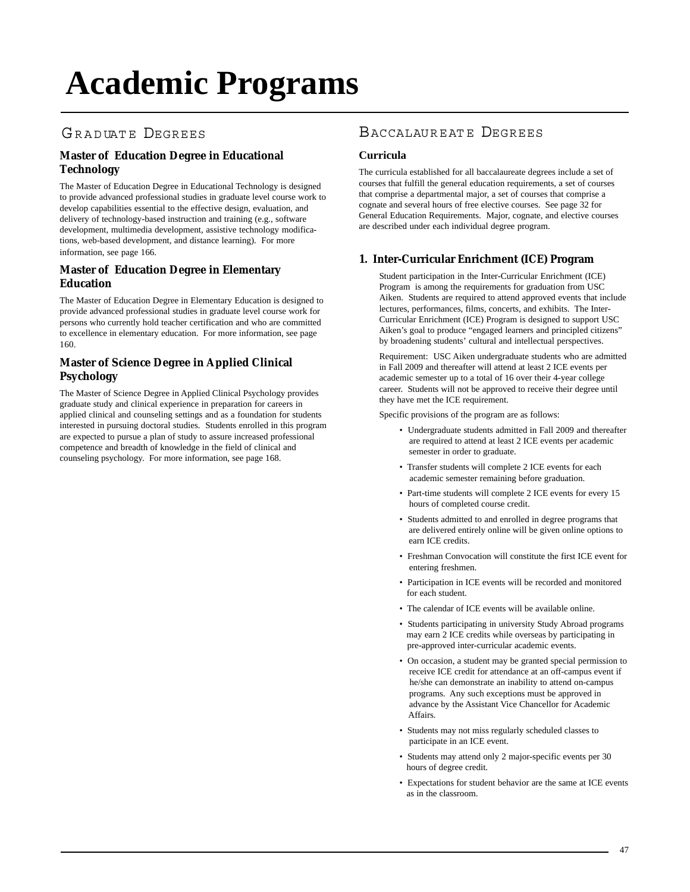# Academic Programs

## Graduate Degrees

### Master of Education Degree in Educational Technology

The Master of Education Degree in Educational Technology is designed to provide advanced professional studies in graduate level course work to develop capabilities essential to the effective design, evaluation, and delivery of technology-based instruction and training (e.g., software development, multimedia development, assistive technology modifications, web-based development, and distance learning). For more information, see page 166.

### Master of Education Degree in Elementary Education

The Master of Education Degree in Elementary Education is designed to provide advanced professional studies in graduate level course work for persons who currently hold teacher certification and who are committed to excellence in elementary education. For more information, see page 160.

### Master of Science Degree in Applied Clinical Psychology

The Master of Science Degree in Applied Clinical Psychology provides graduate study and clinical experience in preparation for careers in applied clinical and counseling settings and as a foundation for students interested in pursuing doctoral studies. Students enrolled in this program are expected to pursue a plan of study to assure increased professional competence and breadth of knowledge in the field of clinical and counseling psychology. For more information, see page 168.

## Baccalaureate Degrees

### Curricula

The curricula established for all baccalaureate degrees include a set of courses that fulfill the general education requirements, a set of courses that comprise a departmental major, a set of courses that comprise a cognate and several hours of free elective courses. See page 32 for General Education Requirements. Major, cognate, and elective courses are described under each individual degree program.

### 1. Inter-Curricular Enrichment (ICE) Program

Student participation in the Inter-Curricular Enrichment (ICE) Program is among the requirements for graduation from USC Aiken. Students are required to attend approved events that include lectures, performances, films, concerts, and exhibits. The Inter-Curricular Enrichment (ICE) Program is designed to support USC Aiken's goal to produce "engaged learners and principled citizens" by broadening students' cultural and intellectual perspectives.

Requirement: USC Aiken undergraduate students who are admitted in Fall 2009 and thereafter will attend at least 2 ICE events per academic semester up to a total of 16 over their 4-year college career. Students will not be approved to receive their degree until they have met the ICE requirement.

Specific provisions of the program are as follows:

- Undergraduate students admitted in Fall 2009 and thereafter are required to attend at least 2 ICE events per academic semester in order to graduate.
- Transfer students will complete 2 ICE events for each academic semester remaining before graduation.
- Part-time students will complete 2 ICE events for every 15 hours of completed course credit.
- Students admitted to and enrolled in degree programs that are delivered entirely online will be given online options to earn ICE credits.
- Freshman Convocation will constitute the first ICE event for entering freshmen.
- Participation in ICE events will be recorded and monitored for each student.
- The calendar of ICE events will be available online.
- Students participating in university Study Abroad programs may earn 2 ICE credits while overseas by participating in pre-approved inter-curricular academic events.
- On occasion, a student may be granted special permission to receive ICE credit for attendance at an off-campus event if he/she can demonstrate an inability to attend on-campus programs. Any such exceptions must be approved in advance by the Assistant Vice Chancellor for Academic Affairs.
- Students may not miss regularly scheduled classes to participate in an ICE event.
- Students may attend only 2 major-specific events per 30 hours of degree credit.
- Expectations for student behavior are the same at ICE events as in the classroom.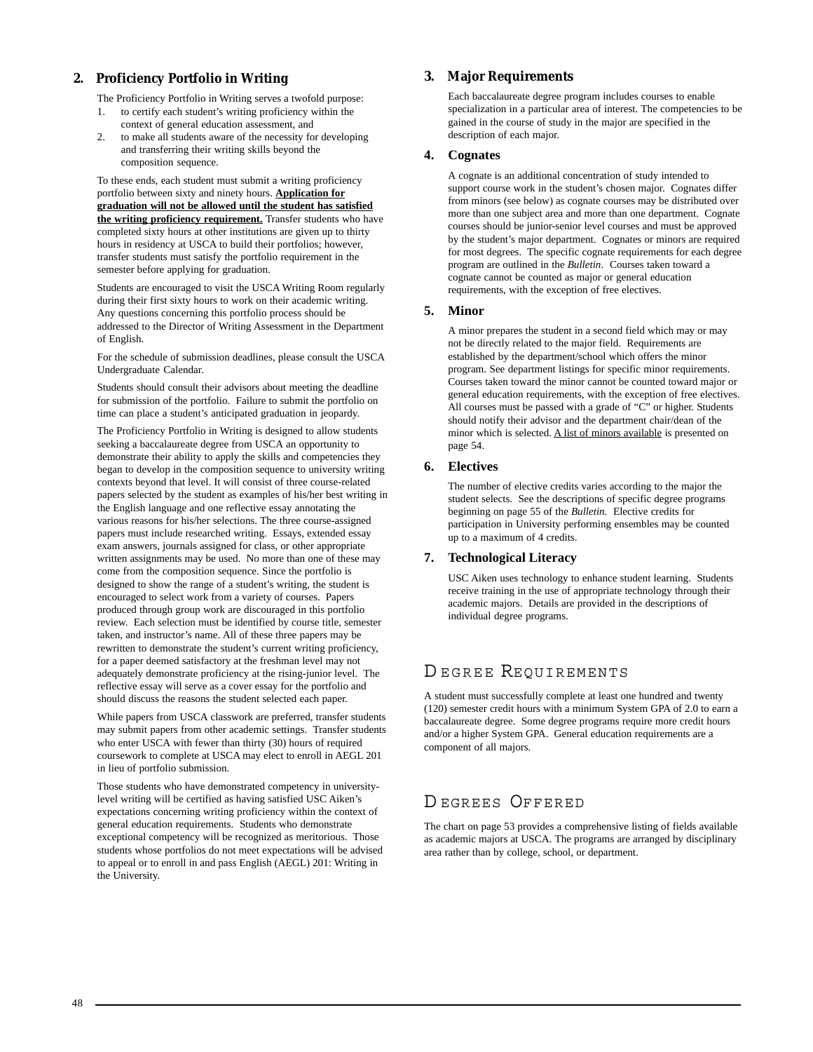### 2. Proficiency Portfolio in Writing

The Proficiency Portfolio in Writing serves a twofold purpose:

1. to certify each student's writing proficiency within the context of general education assessment, and
2. to make all students aware of the necessity for developing and transferring their writing skills beyond the composition sequence.

To these ends, each student must submit a writing proficiency portfolio between sixty and ninety hours. **Application for graduation will not be allowed until the student has satisfied the writing proficiency requirement.** Transfer students who have completed sixty hours at other institutions are given up to thirty hours in residency at USCA to build their portfolios; however, transfer students must satisfy the portfolio requirement in the semester before applying for graduation.

Students are encouraged to visit the USCA Writing Room regularly during their first sixty hours to work on their academic writing. Any questions concerning this portfolio process should be addressed to the Director of Writing Assessment in the Department of English.

For the schedule of submission deadlines, please consult the USCA Undergraduate Calendar.

Students should consult their advisors about meeting the deadline for submission of the portfolio. Failure to submit the portfolio on time can place a student's anticipated graduation in jeopardy.

The Proficiency Portfolio in Writing is designed to allow students seeking a baccalaureate degree from USCA an opportunity to demonstrate their ability to apply the skills and competencies they began to develop in the composition sequence to university writing contexts beyond that level. It will consist of three course-related papers selected by the student as examples of his/her best writing in the English language and one reflective essay annotating the various reasons for his/her selections. The three course-assigned papers must include researched writing. Essays, extended essay exam answers, journals assigned for class, or other appropriate written assignments may be used. No more than one of these may come from the composition sequence. Since the portfolio is designed to show the range of a student's writing, the student is encouraged to select work from a variety of courses. Papers produced through group work are discouraged in this portfolio review. Each selection must be identified by course title, semester taken, and instructor's name. All of these three papers may be rewritten to demonstrate the student's current writing proficiency, for a paper deemed satisfactory at the freshman level may not adequately demonstrate proficiency at the rising-junior level. The reflective essay will serve as a cover essay for the portfolio and should discuss the reasons the student selected each paper.

While papers from USCA classwork are preferred, transfer students may submit papers from other academic settings. Transfer students who enter USCA with fewer than thirty (30) hours of required coursework to complete at USCA may elect to enroll in AEGL 201 in lieu of portfolio submission.

Those students who have demonstrated competency in university-level writing will be certified as having satisfied USC Aiken's expectations concerning writing proficiency within the context of general education requirements. Students who demonstrate exceptional competency will be recognized as meritorious. Those students whose portfolios do not meet expectations will be advised to appeal or to enroll in and pass English (AEGL) 201: Writing in the University.

### 3. Major Requirements

Each baccalaureate degree program includes courses to enable specialization in a particular area of interest. The competencies to be gained in the course of study in the major are specified in the description of each major.

### 4. Cognates

A cognate is an additional concentration of study intended to support course work in the student's chosen major. Cognates differ from minors (see below) as cognate courses may be distributed over more than one subject area and more than one department. Cognate courses should be junior-senior level courses and must be approved by the student's major department. Cognates or minors are required for most degrees. The specific cognate requirements for each degree program are outlined in the *Bulletin*. Courses taken toward a cognate cannot be counted as major or general education requirements, with the exception of free electives.

### 5. Minor

A minor prepares the student in a second field which may or may not be directly related to the major field. Requirements are established by the department/school which offers the minor program. See department listings for specific minor requirements. Courses taken toward the minor cannot be counted toward major or general education requirements, with the exception of free electives. All courses must be passed with a grade of "C" or higher. Students should notify their advisor and the department chair/dean of the minor which is selected. A list of minors available is presented on page 54.

### 6. Electives

The number of elective credits varies according to the major the student selects. See the descriptions of specific degree programs beginning on page 55 of the *Bulletin*. Elective credits for participation in University performing ensembles may be counted up to a maximum of 4 credits.

### 7. Technological Literacy

USC Aiken uses technology to enhance student learning. Students receive training in the use of appropriate technology through their academic majors. Details are provided in the descriptions of individual degree programs.

## Degree Requirements

A student must successfully complete at least one hundred and twenty (120) semester credit hours with a minimum System GPA of 2.0 to earn a baccalaureate degree. Some degree programs require more credit hours and/or a higher System GPA. General education requirements are a component of all majors.

## Degrees Offered

The chart on page 53 provides a comprehensive listing of fields available as academic majors at USCA. The programs are arranged by disciplinary area rather than by college, school, or department.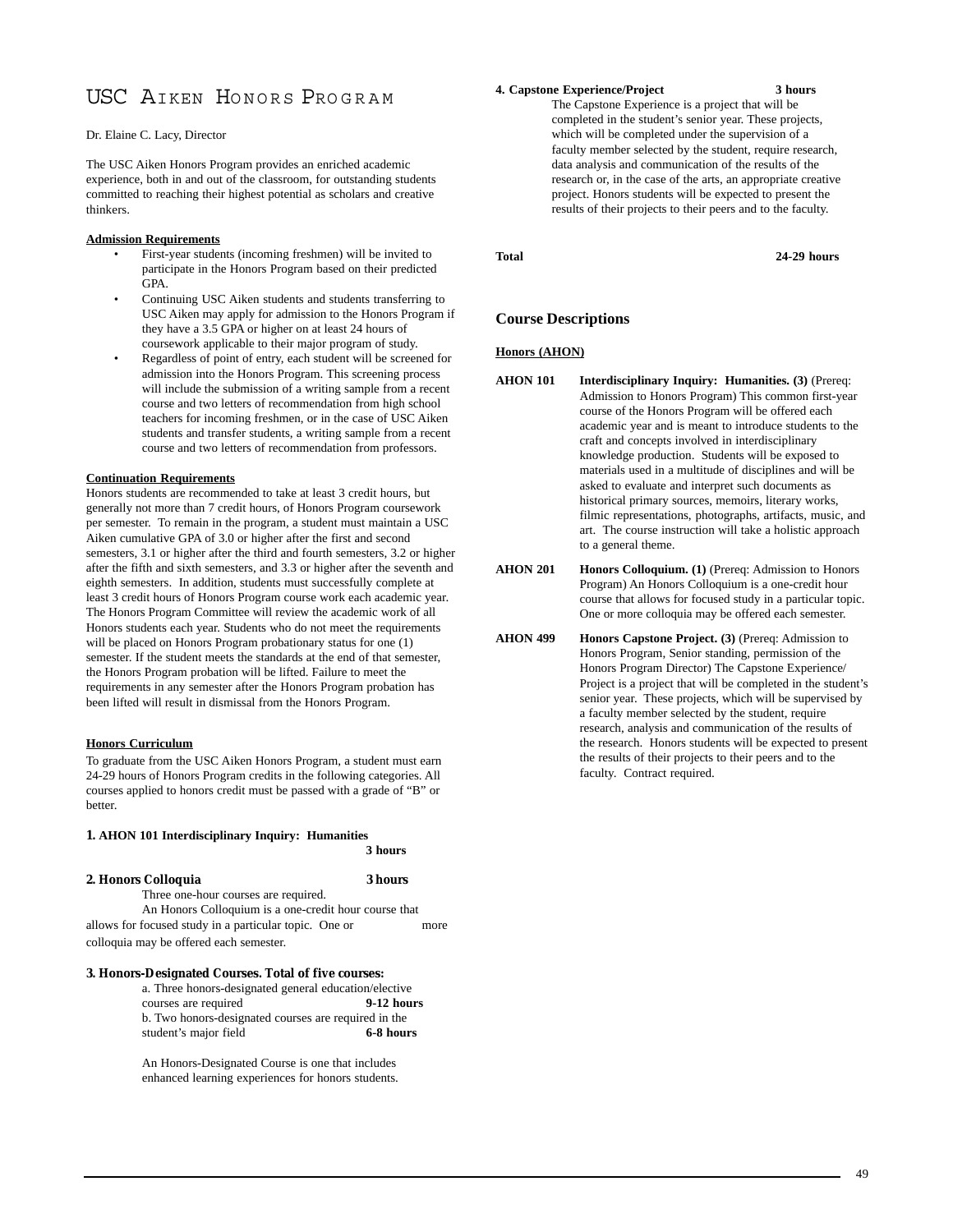# USC Aiken Honors Program

Dr. Elaine C. Lacy, Director

The USC Aiken Honors Program provides an enriched academic experience, both in and out of the classroom, for outstanding students committed to reaching their highest potential as scholars and creative thinkers.

**Admission Requirements**

- First-year students (incoming freshmen) will be invited to participate in the Honors Program based on their predicted GPA.
- Continuing USC Aiken students and students transferring to USC Aiken may apply for admission to the Honors Program if they have a 3.5 GPA or higher on at least 24 hours of coursework applicable to their major program of study.
- Regardless of point of entry, each student will be screened for admission into the Honors Program. This screening process will include the submission of a writing sample from a recent course and two letters of recommendation from high school teachers for incoming freshmen, or in the case of USC Aiken students and transfer students, a writing sample from a recent course and two letters of recommendation from professors.

**Continuation Requirements**

Honors students are recommended to take at least 3 credit hours, but generally not more than 7 credit hours, of Honors Program coursework per semester. To remain in the program, a student must maintain a USC Aiken cumulative GPA of 3.0 or higher after the first and second semesters, 3.1 or higher after the third and fourth semesters, 3.2 or higher after the fifth and sixth semesters, and 3.3 or higher after the seventh and eighth semesters. In addition, students must successfully complete at least 3 credit hours of Honors Program course work each academic year. The Honors Program Committee will review the academic work of all Honors students each year. Students who do not meet the requirements will be placed on Honors Program probationary status for one (1) semester. If the student meets the standards at the end of that semester, the Honors Program probation will be lifted. Failure to meet the requirements in any semester after the Honors Program probation has been lifted will result in dismissal from the Honors Program.

**Honors Curriculum**

To graduate from the USC Aiken Honors Program, a student must earn 24-29 hours of Honors Program credits in the following categories. All courses applied to honors credit must be passed with a grade of "B" or better.

**1. AHON 101 Interdisciplinary Inquiry: Humanities** **3 hours**

**2. Honors Colloquia** **3 hours**

Three one-hour courses are required.

An Honors Colloquium is a one-credit hour course that allows for focused study in a particular topic. One or more colloquia may be offered each semester.

**3. Honors-Designated Courses. Total of five courses:**

a. Three honors-designated general education/elective courses are required **9-12 hours**

b. Two honors-designated courses are required in the student's major field **6-8 hours**

An Honors-Designated Course is one that includes enhanced learning experiences for honors students.

**4. Capstone Experience/Project** **3 hours**

The Capstone Experience is a project that will be completed in the student's senior year. These projects, which will be completed under the supervision of a faculty member selected by the student, require research, data analysis and communication of the results of the research or, in the case of the arts, an appropriate creative project. Honors students will be expected to present the results of their projects to their peers and to the faculty.

**Total** **24-29 hours**

## Course Descriptions

**Honors (AHON)**

**AHON 101** **Interdisciplinary Inquiry: Humanities. (3)** (Prereq: Admission to Honors Program) This common first-year course of the Honors Program will be offered each academic year and is meant to introduce students to the craft and concepts involved in interdisciplinary knowledge production. Students will be exposed to materials used in a multitude of disciplines and will be asked to evaluate and interpret such documents as historical primary sources, memoirs, literary works, filmic representations, photographs, artifacts, music, and art. The course instruction will take a holistic approach to a general theme.

**AHON 201** **Honors Colloquium. (1)** (Prereq: Admission to Honors Program) An Honors Colloquium is a one-credit hour course that allows for focused study in a particular topic. One or more colloquia may be offered each semester.

**AHON 499** **Honors Capstone Project. (3)** (Prereq: Admission to Honors Program, Senior standing, permission of the Honors Program Director) The Capstone Experience/ Project is a project that will be completed in the student's senior year. These projects, which will be supervised by a faculty member selected by the student, require research, analysis and communication of the results of the research. Honors students will be expected to present the results of their projects to their peers and to the faculty. Contract required.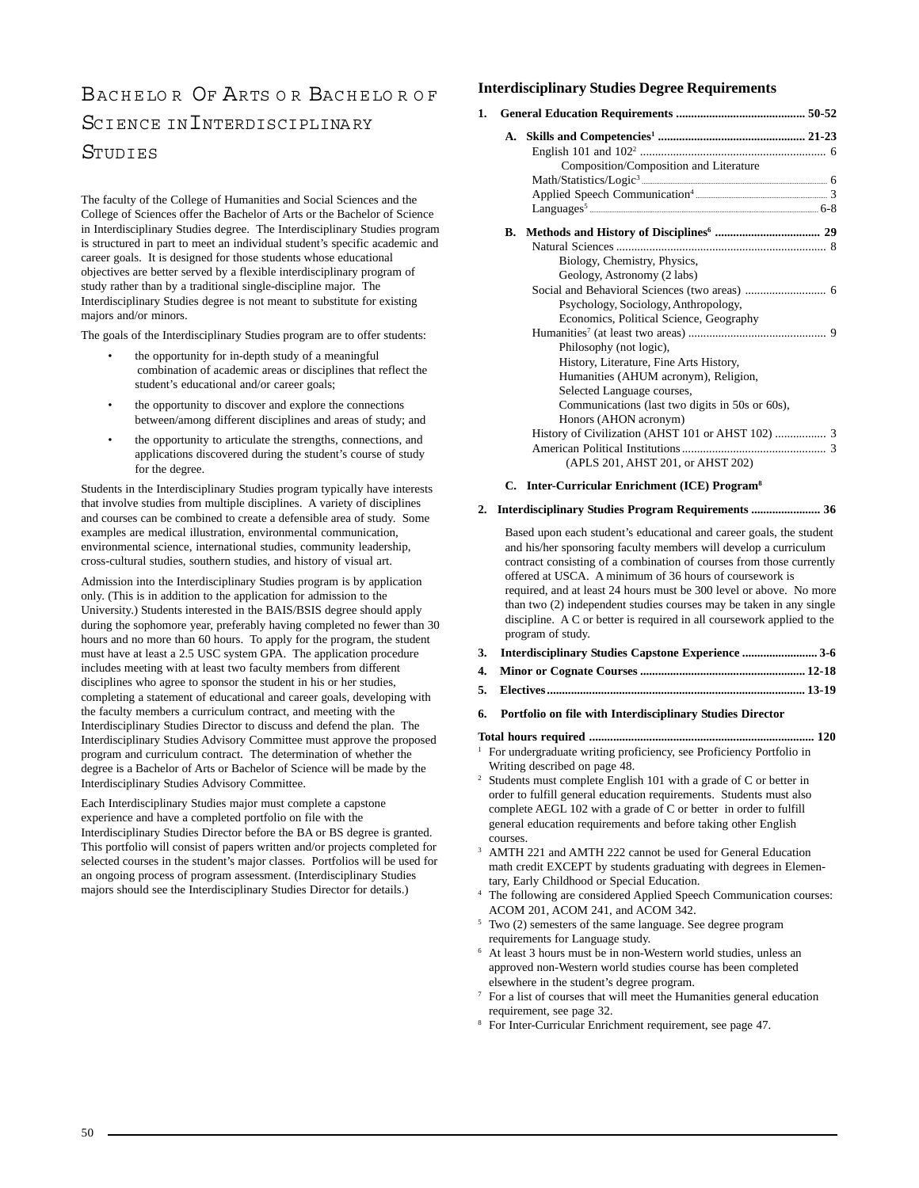# Bachelor Of Arts or Bachelor of Science in Interdisciplinary Studies

The faculty of the College of Humanities and Social Sciences and the College of Sciences offer the Bachelor of Arts or the Bachelor of Science in Interdisciplinary Studies degree. The Interdisciplinary Studies program is structured in part to meet an individual student's specific academic and career goals. It is designed for those students whose educational objectives are better served by a flexible interdisciplinary program of study rather than by a traditional single-discipline major. The Interdisciplinary Studies degree is not meant to substitute for existing majors and/or minors.

The goals of the Interdisciplinary Studies program are to offer students:

- the opportunity for in-depth study of a meaningful combination of academic areas or disciplines that reflect the student's educational and/or career goals;
- the opportunity to discover and explore the connections between/among different disciplines and areas of study; and
- the opportunity to articulate the strengths, connections, and applications discovered during the student's course of study for the degree.

Students in the Interdisciplinary Studies program typically have interests that involve studies from multiple disciplines. A variety of disciplines and courses can be combined to create a defensible area of study. Some examples are medical illustration, environmental communication, environmental science, international studies, community leadership, cross-cultural studies, southern studies, and history of visual art.

Admission into the Interdisciplinary Studies program is by application only. (This is in addition to the application for admission to the University.) Students interested in the BAIS/BSIS degree should apply during the sophomore year, preferably having completed no fewer than 30 hours and no more than 60 hours. To apply for the program, the student must have at least a 2.5 USC system GPA. The application procedure includes meeting with at least two faculty members from different disciplines who agree to sponsor the student in his or her studies, completing a statement of educational and career goals, developing with the faculty members a curriculum contract, and meeting with the Interdisciplinary Studies Director to discuss and defend the plan. The Interdisciplinary Studies Advisory Committee must approve the proposed program and curriculum contract. The determination of whether the degree is a Bachelor of Arts or Bachelor of Science will be made by the Interdisciplinary Studies Advisory Committee.

Each Interdisciplinary Studies major must complete a capstone experience and have a completed portfolio on file with the Interdisciplinary Studies Director before the BA or BS degree is granted. This portfolio will consist of papers written and/or projects completed for selected courses in the student's major classes. Portfolios will be used for an ongoing process of program assessment. (Interdisciplinary Studies majors should see the Interdisciplinary Studies Director for details.)

## Interdisciplinary Studies Degree Requirements

**1. General Education Requirements .......................................... 50-52**

**A. Skills and Competencies[1] ................................................ 21-23**

- English 101 and 102[2] .............................................................. 6
  - Composition/Composition and Literature
- Math/Statistics/Logic[3] ............................................................ 6
- Applied Speech Communication[4] ............................................. 3
- Languages[5] .......................................................................... 6-8

**B. Methods and History of Disciplines[6] .................................. 29**

- Natural Sciences ...................................................................... 8
  - Biology, Chemistry, Physics, Geology, Astronomy (2 labs)
- Social and Behavioral Sciences (two areas) ........................... 6
  - Psychology, Sociology, Anthropology, Economics, Political Science, Geography
- Humanities[7] (at least two areas) ............................................. 9
  - Philosophy (not logic), History, Literature, Fine Arts History, Humanities (AHUM acronym), Religion, Selected Language courses, Communications (last two digits in 50s or 60s), Honors (AHON acronym)
- History of Civilization (AHST 101 or AHST 102) ................. 3
- American Political Institutions ................................................ 3
  - (APLS 201, AHST 201, or AHST 202)

**C. Inter-Curricular Enrichment (ICE) Program[8]**

**2. Interdisciplinary Studies Program Requirements ....................... 36**

Based upon each student's educational and career goals, the student and his/her sponsoring faculty members will develop a curriculum contract consisting of a combination of courses from those currently offered at USCA. A minimum of 36 hours of coursework is required, and at least 24 hours must be 300 level or above. No more than two (2) independent studies courses may be taken in any single discipline. A C or better is required in all coursework applied to the program of study.

**3. Interdisciplinary Studies Capstone Experience ......................... 3-6**

**4. Minor or Cognate Courses ...................................................... 12-18**

**5. Electives ...................................................................................... 13-19**

**6. Portfolio on file with Interdisciplinary Studies Director**

**Total hours required .......................................................................... 120**

[1] For undergraduate writing proficiency, see Proficiency Portfolio in Writing described on page 48.

[2] Students must complete English 101 with a grade of C or better in order to fulfill general education requirements. Students must also complete AEGL 102 with a grade of C or better in order to fulfill general education requirements and before taking other English courses.

[3] AMTH 221 and AMTH 222 cannot be used for General Education math credit EXCEPT by students graduating with degrees in Elementary, Early Childhood or Special Education.

[4] The following are considered Applied Speech Communication courses: ACOM 201, ACOM 241, and ACOM 342.

[5] Two (2) semesters of the same language. See degree program requirements for Language study.

[6] At least 3 hours must be in non-Western world studies, unless an approved non-Western world studies course has been completed elsewhere in the student's degree program.

[7] For a list of courses that will meet the Humanities general education requirement, see page 32.

[8] For Inter-Curricular Enrichment requirement, see page 47.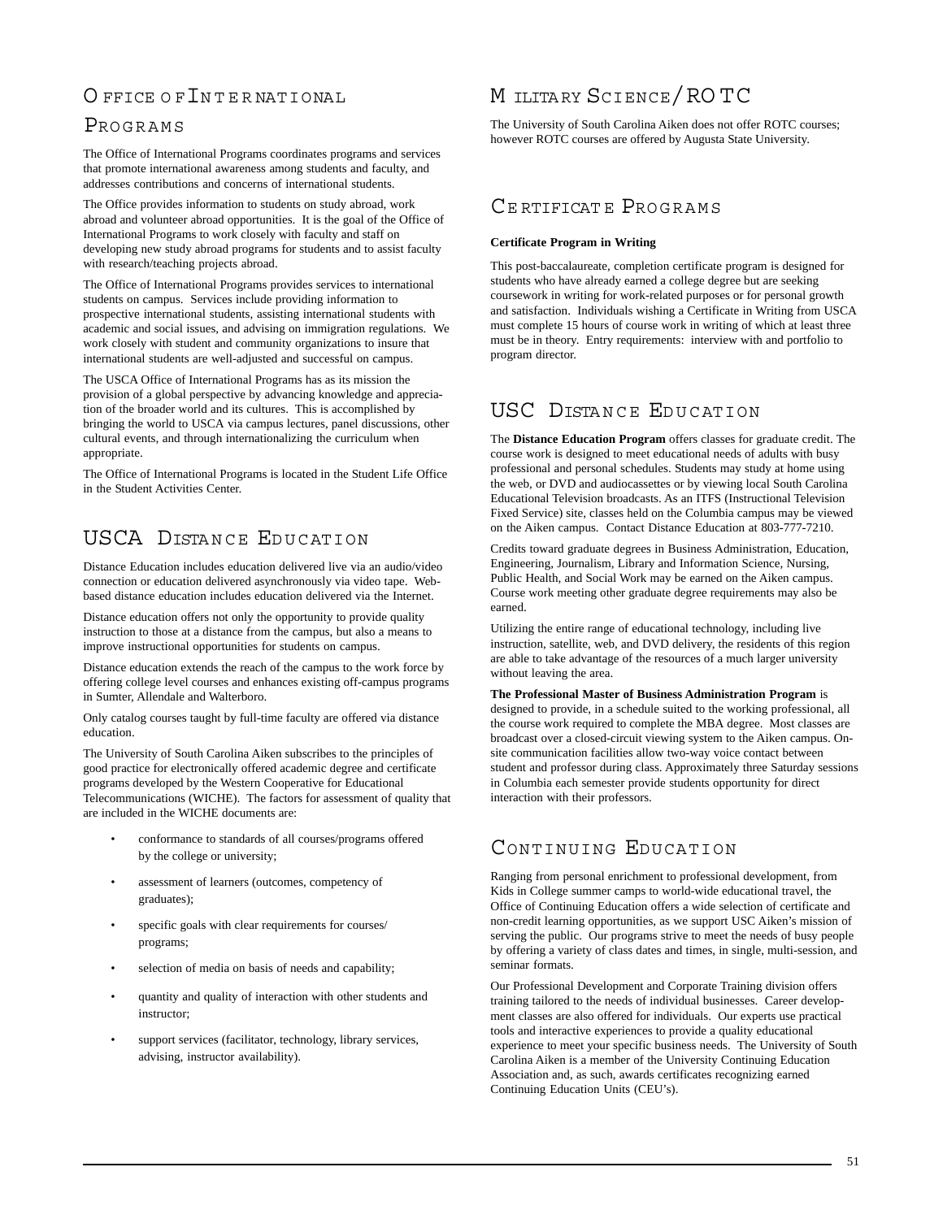## Office of International Programs

The Office of International Programs coordinates programs and services that promote international awareness among students and faculty, and addresses contributions and concerns of international students.

The Office provides information to students on study abroad, work abroad and volunteer abroad opportunities. It is the goal of the Office of International Programs to work closely with faculty and staff on developing new study abroad programs for students and to assist faculty with research/teaching projects abroad.

The Office of International Programs provides services to international students on campus. Services include providing information to prospective international students, assisting international students with academic and social issues, and advising on immigration regulations. We work closely with student and community organizations to insure that international students are well-adjusted and successful on campus.

The USCA Office of International Programs has as its mission the provision of a global perspective by advancing knowledge and appreciation of the broader world and its cultures. This is accomplished by bringing the world to USCA via campus lectures, panel discussions, other cultural events, and through internationalizing the curriculum when appropriate.

The Office of International Programs is located in the Student Life Office in the Student Activities Center.

## USCA Distance Education

Distance Education includes education delivered live via an audio/video connection or education delivered asynchronously via video tape. Web-based distance education includes education delivered via the Internet.

Distance education offers not only the opportunity to provide quality instruction to those at a distance from the campus, but also a means to improve instructional opportunities for students on campus.

Distance education extends the reach of the campus to the work force by offering college level courses and enhances existing off-campus programs in Sumter, Allendale and Walterboro.

Only catalog courses taught by full-time faculty are offered via distance education.

The University of South Carolina Aiken subscribes to the principles of good practice for electronically offered academic degree and certificate programs developed by the Western Cooperative for Educational Telecommunications (WICHE). The factors for assessment of quality that are included in the WICHE documents are:

- conformance to standards of all courses/programs offered by the college or university;
- assessment of learners (outcomes, competency of graduates);
- specific goals with clear requirements for courses/ programs;
- selection of media on basis of needs and capability;
- quantity and quality of interaction with other students and instructor;
- support services (facilitator, technology, library services, advising, instructor availability).

## Military Science/ROTC

The University of South Carolina Aiken does not offer ROTC courses; however ROTC courses are offered by Augusta State University.

## Certificate Programs

**Certificate Program in Writing**

This post-baccalaureate, completion certificate program is designed for students who have already earned a college degree but are seeking coursework in writing for work-related purposes or for personal growth and satisfaction. Individuals wishing a Certificate in Writing from USCA must complete 15 hours of course work in writing of which at least three must be in theory. Entry requirements: interview with and portfolio to program director.

## USC Distance Education

The **Distance Education Program** offers classes for graduate credit. The course work is designed to meet educational needs of adults with busy professional and personal schedules. Students may study at home using the web, or DVD and audiocassettes or by viewing local South Carolina Educational Television broadcasts. As an ITFS (Instructional Television Fixed Service) site, classes held on the Columbia campus may be viewed on the Aiken campus. Contact Distance Education at 803-777-7210.

Credits toward graduate degrees in Business Administration, Education, Engineering, Journalism, Library and Information Science, Nursing, Public Health, and Social Work may be earned on the Aiken campus. Course work meeting other graduate degree requirements may also be earned.

Utilizing the entire range of educational technology, including live instruction, satellite, web, and DVD delivery, the residents of this region are able to take advantage of the resources of a much larger university without leaving the area.

**The Professional Master of Business Administration Program** is designed to provide, in a schedule suited to the working professional, all the course work required to complete the MBA degree. Most classes are broadcast over a closed-circuit viewing system to the Aiken campus. On-site communication facilities allow two-way voice contact between student and professor during class. Approximately three Saturday sessions in Columbia each semester provide students opportunity for direct interaction with their professors.

## Continuing Education

Ranging from personal enrichment to professional development, from Kids in College summer camps to world-wide educational travel, the Office of Continuing Education offers a wide selection of certificate and non-credit learning opportunities, as we support USC Aiken's mission of serving the public. Our programs strive to meet the needs of busy people by offering a variety of class dates and times, in single, multi-session, and seminar formats.

Our Professional Development and Corporate Training division offers training tailored to the needs of individual businesses. Career development classes are also offered for individuals. Our experts use practical tools and interactive experiences to provide a quality educational experience to meet your specific business needs. The University of South Carolina Aiken is a member of the University Continuing Education Association and, as such, awards certificates recognizing earned Continuing Education Units (CEU's).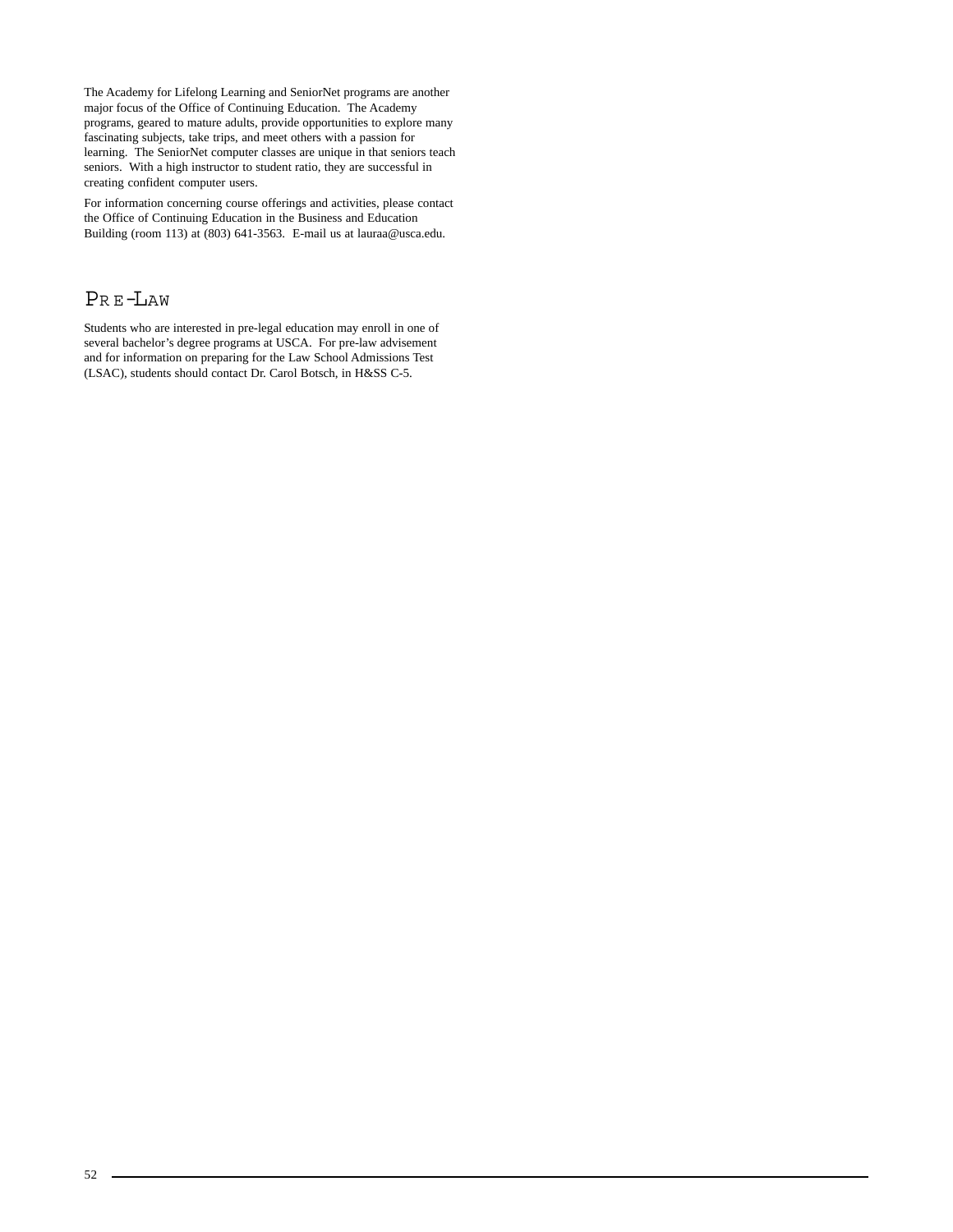The Academy for Lifelong Learning and SeniorNet programs are another major focus of the Office of Continuing Education. The Academy programs, geared to mature adults, provide opportunities to explore many fascinating subjects, take trips, and meet others with a passion for learning. The SeniorNet computer classes are unique in that seniors teach seniors. With a high instructor to student ratio, they are successful in creating confident computer users.

For information concerning course offerings and activities, please contact the Office of Continuing Education in the Business and Education Building (room 113) at (803) 641-3563. E-mail us at lauraa@usca.edu.

## Pre-Law

Students who are interested in pre-legal education may enroll in one of several bachelor's degree programs at USCA. For pre-law advisement and for information on preparing for the Law School Admissions Test (LSAC), students should contact Dr. Carol Botsch, in H&SS C-5.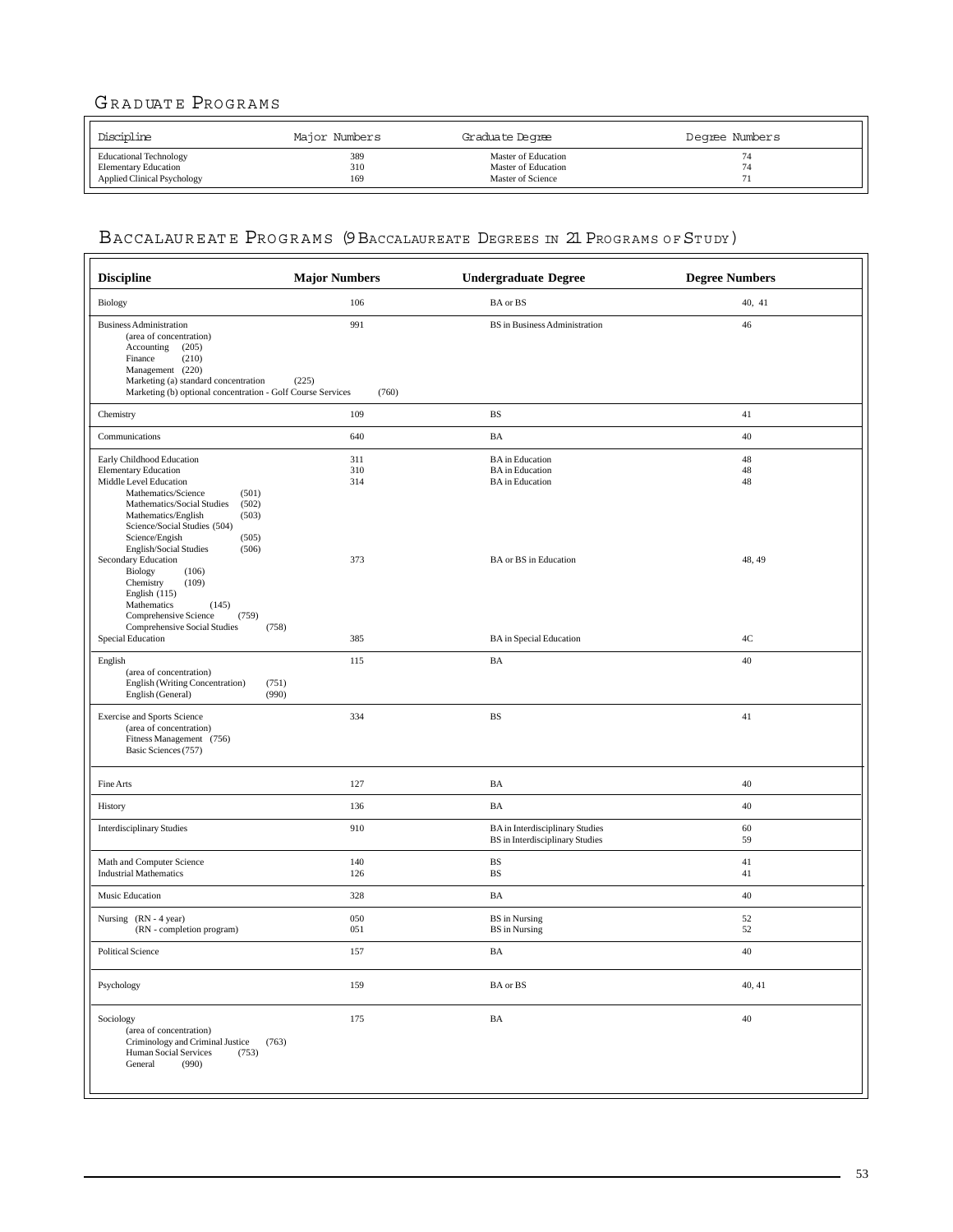## Graduate Programs

| Discipline | Major Numbers | Graduate Degree | Degree Numbers |
|---|---|---|---|
| Educational Technology | 389 | Master of Education | 74 |
| Elementary Education | 310 | Master of Education | 74 |
| Applied Clinical Psychology | 169 | Master of Science | 71 |

## Baccalaureate Programs (9 Baccalaureate Degrees in 21 Programs of Study)

| Discipline | Major Numbers | Undergraduate Degree | Degree Numbers |
|---|---|---|---|
| Biology | 106 | BA or BS | 40, 41 |
| Business Administration<br>(area of concentration)<br>Accounting (205)<br>Finance (210)<br>Management (220)<br>Marketing (a) standard concentration (225)<br>Marketing (b) optional concentration - Golf Course Services (760) | 991 | BS in Business Administration | 46 |
| Chemistry | 109 | BS | 41 |
| Communications | 640 | BA | 40 |
| Early Childhood Education | 311 | BA in Education | 48 |
| Elementary Education | 310 | BA in Education | 48 |
| Middle Level Education<br>Mathematics/Science (501)<br>Mathematics/Social Studies (502)<br>Mathematics/English (503)<br>Science/Social Studies (504)<br>Science/Engish (505)<br>English/Social Studies (506) | 314 | BA in Education | 48 |
| Secondary Education<br>Biology (106)<br>Chemistry (109)<br>English (115)<br>Mathematics (145)<br>Comprehensive Science (759)<br>Comprehensive Social Studies (758) | 373 | BA or BS in Education | 48, 49 |
| Special Education | 385 | BA in Special Education | 4C |
| English<br>(area of concentration)<br>English (Writing Concentration) (751)<br>English (General) (990) | 115 | BA | 40 |
| Exercise and Sports Science<br>(area of concentration)<br>Fitness Management (756)<br>Basic Sciences (757) | 334 | BS | 41 |
| Fine Arts | 127 | BA | 40 |
| History | 136 | BA | 40 |
| Interdisciplinary Studies | 910 | BA in Interdisciplinary Studies<br>BS in Interdisciplinary Studies | 60<br>59 |
| Math and Computer Science | 140 | BS | 41 |
| Industrial Mathematics | 126 | BS | 41 |
| Music Education | 328 | BA | 40 |
| Nursing (RN - 4 year) | 050 | BS in Nursing | 52 |
| Nursing (RN - completion program) | 051 | BS in Nursing | 52 |
| Political Science | 157 | BA | 40 |
| Psychology | 159 | BA or BS | 40, 41 |
| Sociology<br>(area of concentration)<br>Criminology and Criminal Justice (763)<br>Human Social Services (753)<br>General (990) | 175 | BA | 40 |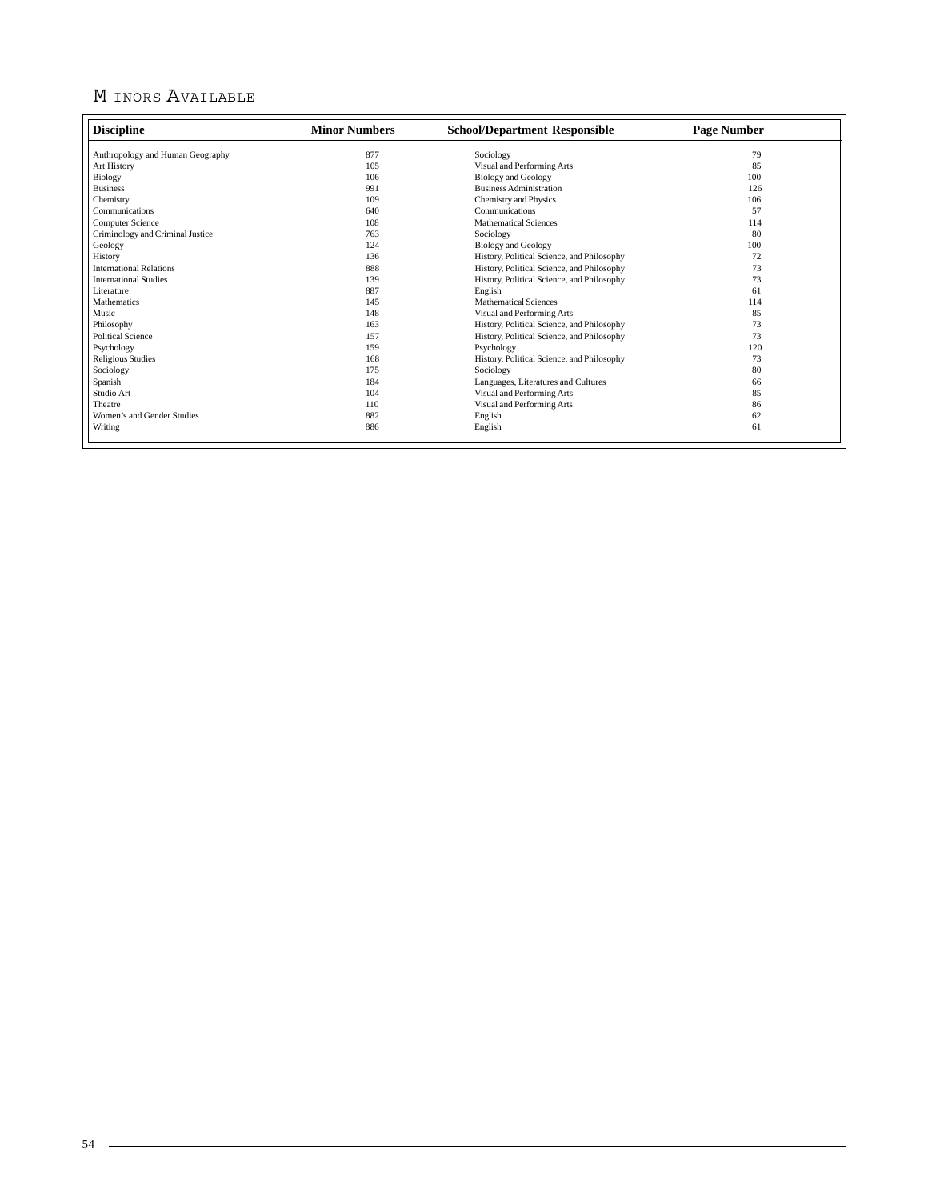## Minors Available

| Discipline | Minor Numbers | School/Department Responsible | Page Number |
|---|---|---|---|
| Anthropology and Human Geography | 877 | Sociology | 79 |
| Art History | 105 | Visual and Performing Arts | 85 |
| Biology | 106 | Biology and Geology | 100 |
| Business | 991 | Business Administration | 126 |
| Chemistry | 109 | Chemistry and Physics | 106 |
| Communications | 640 | Communications | 57 |
| Computer Science | 108 | Mathematical Sciences | 114 |
| Criminology and Criminal Justice | 763 | Sociology | 80 |
| Geology | 124 | Biology and Geology | 100 |
| History | 136 | History, Political Science, and Philosophy | 72 |
| International Relations | 888 | History, Political Science, and Philosophy | 73 |
| International Studies | 139 | History, Political Science, and Philosophy | 73 |
| Literature | 887 | English | 61 |
| Mathematics | 145 | Mathematical Sciences | 114 |
| Music | 148 | Visual and Performing Arts | 85 |
| Philosophy | 163 | History, Political Science, and Philosophy | 73 |
| Political Science | 157 | History, Political Science, and Philosophy | 73 |
| Psychology | 159 | Psychology | 120 |
| Religious Studies | 168 | History, Political Science, and Philosophy | 73 |
| Sociology | 175 | Sociology | 80 |
| Spanish | 184 | Languages, Literatures and Cultures | 66 |
| Studio Art | 104 | Visual and Performing Arts | 85 |
| Theatre | 110 | Visual and Performing Arts | 86 |
| Women's and Gender Studies | 882 | English | 62 |
| Writing | 886 | English | 61 |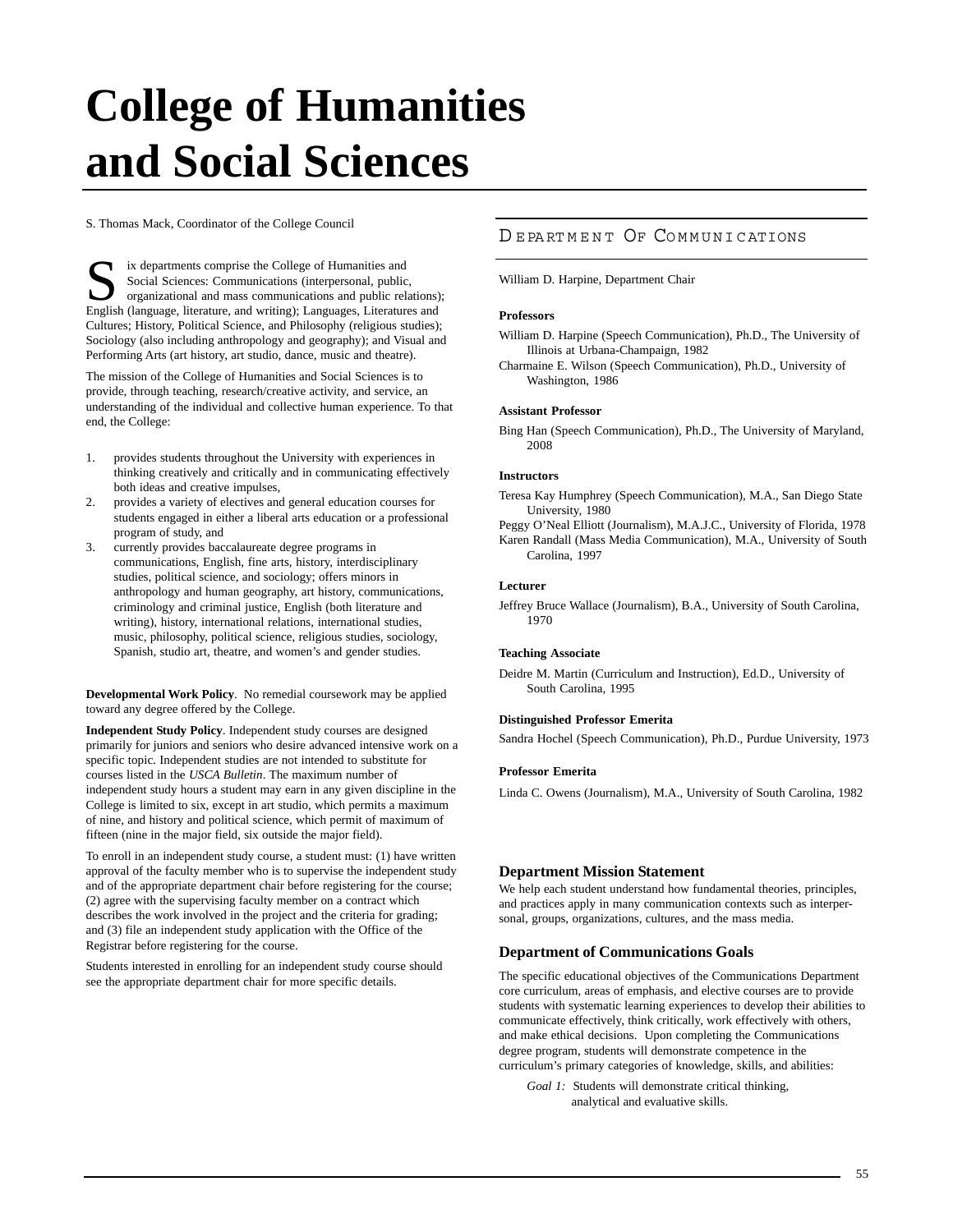# College of Humanities and Social Sciences

S. Thomas Mack, Coordinator of the College Council

Six departments comprise the College of Humanities and Social Sciences: Communications (interpersonal, public, organizational and mass communications and public relations); English (language, literature, and writing); Languages, Literatures and Cultures; History, Political Science, and Philosophy (religious studies); Sociology (also including anthropology and geography); and Visual and Performing Arts (art history, art studio, dance, music and theatre).

The mission of the College of Humanities and Social Sciences is to provide, through teaching, research/creative activity, and service, an understanding of the individual and collective human experience. To that end, the College:

1. provides students throughout the University with experiences in thinking creatively and critically and in communicating effectively both ideas and creative impulses,
2. provides a variety of electives and general education courses for students engaged in either a liberal arts education or a professional program of study, and
3. currently provides baccalaureate degree programs in communications, English, fine arts, history, interdisciplinary studies, political science, and sociology; offers minors in anthropology and human geography, art history, communications, criminology and criminal justice, English (both literature and writing), history, international relations, international studies, music, philosophy, political science, religious studies, sociology, Spanish, studio art, theatre, and women's and gender studies.

**Developmental Work Policy**. No remedial coursework may be applied toward any degree offered by the College.

**Independent Study Policy**. Independent study courses are designed primarily for juniors and seniors who desire advanced intensive work on a specific topic. Independent studies are not intended to substitute for courses listed in the *USCA Bulletin*. The maximum number of independent study hours a student may earn in any given discipline in the College is limited to six, except in art studio, which permits a maximum of nine, and history and political science, which permit of maximum of fifteen (nine in the major field, six outside the major field).

To enroll in an independent study course, a student must: (1) have written approval of the faculty member who is to supervise the independent study and of the appropriate department chair before registering for the course; (2) agree with the supervising faculty member on a contract which describes the work involved in the project and the criteria for grading; and (3) file an independent study application with the Office of the Registrar before registering for the course.

Students interested in enrolling for an independent study course should see the appropriate department chair for more specific details.

## Department Of Communications

William D. Harpine, Department Chair

**Professors**

William D. Harpine (Speech Communication), Ph.D., The University of Illinois at Urbana-Champaign, 1982

Charmaine E. Wilson (Speech Communication), Ph.D., University of Washington, 1986

**Assistant Professor**

Bing Han (Speech Communication), Ph.D., The University of Maryland, 2008

**Instructors**

Teresa Kay Humphrey (Speech Communication), M.A., San Diego State University, 1980

Peggy O'Neal Elliott (Journalism), M.A.J.C., University of Florida, 1978

Karen Randall (Mass Media Communication), M.A., University of South Carolina, 1997

**Lecturer**

Jeffrey Bruce Wallace (Journalism), B.A., University of South Carolina, 1970

**Teaching Associate**

Deidre M. Martin (Curriculum and Instruction), Ed.D., University of South Carolina, 1995

**Distinguished Professor Emerita**

Sandra Hochel (Speech Communication), Ph.D., Purdue University, 1973

**Professor Emerita**

Linda C. Owens (Journalism), M.A., University of South Carolina, 1982

### Department Mission Statement

We help each student understand how fundamental theories, principles, and practices apply in many communication contexts such as interpersonal, groups, organizations, cultures, and the mass media.

### Department of Communications Goals

The specific educational objectives of the Communications Department core curriculum, areas of emphasis, and elective courses are to provide students with systematic learning experiences to develop their abilities to communicate effectively, think critically, work effectively with others, and make ethical decisions. Upon completing the Communications degree program, students will demonstrate competence in the curriculum's primary categories of knowledge, skills, and abilities:

*Goal 1:* Students will demonstrate critical thinking, analytical and evaluative skills.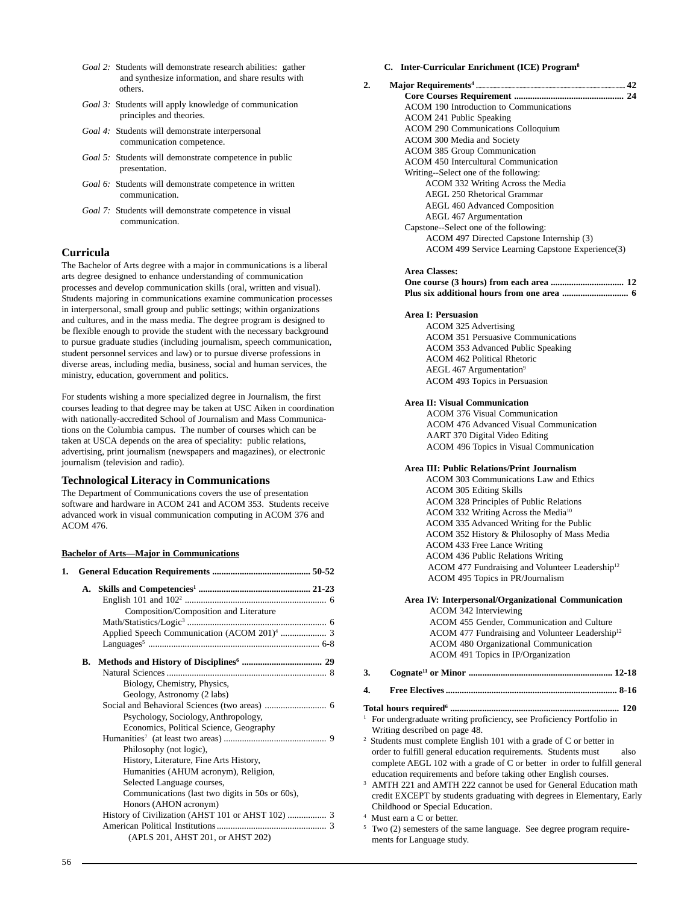*Goal 2:* Students will demonstrate research abilities: gather and synthesize information, and share results with others.

*Goal 3:* Students will apply knowledge of communication principles and theories.

*Goal 4:* Students will demonstrate interpersonal communication competence.

*Goal 5:* Students will demonstrate competence in public presentation.

*Goal 6:* Students will demonstrate competence in written communication.

*Goal 7:* Students will demonstrate competence in visual communication.

## Curricula

The Bachelor of Arts degree with a major in communications is a liberal arts degree designed to enhance understanding of communication processes and develop communication skills (oral, written and visual). Students majoring in communications examine communication processes in interpersonal, small group and public settings; within organizations and cultures, and in the mass media. The degree program is designed to be flexible enough to provide the student with the necessary background to pursue graduate studies (including journalism, speech communication, student personnel services and law) or to pursue diverse professions in diverse areas, including media, business, social and human services, the ministry, education, government and politics.

For students wishing a more specialized degree in Journalism, the first courses leading to that degree may be taken at USC Aiken in coordination with nationally-accredited School of Journalism and Mass Communications on the Columbia campus. The number of courses which can be taken at USCA depends on the area of speciality: public relations, advertising, print journalism (newspapers and magazines), or electronic journalism (television and radio).

## Technological Literacy in Communications

The Department of Communications covers the use of presentation software and hardware in ACOM 241 and ACOM 353. Students receive advanced work in visual communication computing in ACOM 376 and ACOM 476.

**Bachelor of Arts—Major in Communications**

**1. General Education Requirements .......................................... 50-52**

**A. Skills and Competencies[1] ................................................ 21-23**

English 101 and 102[2] ............................................................. 6
Composition/Composition and Literature
Math/Statistics/Logic[3] ............................................................ 6
Applied Speech Communication (ACOM 201)[4] .................... 3
Languages[5] .......................................................................... 6-8

**B. Methods and History of Disciplines[6] ................................... 29**

Natural Sciences ...................................................................... 8
Biology, Chemistry, Physics, Geology, Astronomy (2 labs)
Social and Behavioral Sciences (two areas) ........................... 6
Psychology, Sociology, Anthropology, Economics, Political Science, Geography
Humanities[7] (at least two areas) ............................................ 9
Philosophy (not logic), History, Literature, Fine Arts History, Humanities (AHUM acronym), Religion, Selected Language courses, Communications (last two digits in 50s or 60s), Honors (AHON acronym)
History of Civilization (AHST 101 or AHST 102) ................. 3
American Political Institutions ................................................ 3
(APLS 201, AHST 201, or AHST 202)

**C. Inter-Curricular Enrichment (ICE) Program[8]**

**2. Major Requirements[4] ........................................................ 42**

**Core Courses Requirement ................................................ 24**

ACOM 190 Introduction to Communications
ACOM 241 Public Speaking
ACOM 290 Communications Colloquium
ACOM 300 Media and Society
ACOM 385 Group Communication
ACOM 450 Intercultural Communication
Writing--Select one of the following:
- ACOM 332 Writing Across the Media
- AEGL 250 Rhetorical Grammar
- AEGL 460 Advanced Composition
- AEGL 467 Argumentation

Capstone--Select one of the following:
- ACOM 497 Directed Capstone Internship (3)
- ACOM 499 Service Learning Capstone Experience(3)

**Area Classes:**
**One course (3 hours) from each area ............................... 12**
**Plus six additional hours from one area ............................ 6**

**Area I: Persuasion**
- ACOM 325 Advertising
- ACOM 351 Persuasive Communications
- ACOM 353 Advanced Public Speaking
- ACOM 462 Political Rhetoric
- AEGL 467 Argumentation[9]
- ACOM 493 Topics in Persuasion

**Area II: Visual Communication**
- ACOM 376 Visual Communication
- ACOM 476 Advanced Visual Communication
- AART 370 Digital Video Editing
- ACOM 496 Topics in Visual Communication

**Area III: Public Relations/Print Journalism**
- ACOM 303 Communications Law and Ethics
- ACOM 305 Editing Skills
- ACOM 328 Principles of Public Relations
- ACOM 332 Writing Across the Media[10]
- ACOM 335 Advanced Writing for the Public
- ACOM 352 History & Philosophy of Mass Media
- ACOM 433 Free Lance Writing
- ACOM 436 Public Relations Writing
- ACOM 477 Fundraising and Volunteer Leadership[12]
- ACOM 495 Topics in PR/Journalism

**Area IV: Interpersonal/Organizational Communication**
- ACOM 342 Interviewing
- ACOM 455 Gender, Communication and Culture
- ACOM 477 Fundraising and Volunteer Leadership[12]
- ACOM 480 Organizational Communication
- ACOM 491 Topics in IP/Organization

**3. Cognate[11] or Minor ............................................................ 12-18**

**4. Free Electives ........................................................................ 8-16**

**Total hours required[6] ......................................................... 120**

[1] For undergraduate writing proficiency, see Proficiency Portfolio in Writing described on page 48.

[2] Students must complete English 101 with a grade of C or better in order to fulfill general education requirements. Students must also complete AEGL 102 with a grade of C or better in order to fulfill general education requirements and before taking other English courses.

[3] AMTH 221 and AMTH 222 cannot be used for General Education math credit EXCEPT by students graduating with degrees in Elementary, Early Childhood or Special Education.

[4] Must earn a C or better.

[5] Two (2) semesters of the same language. See degree program requirements for Language study.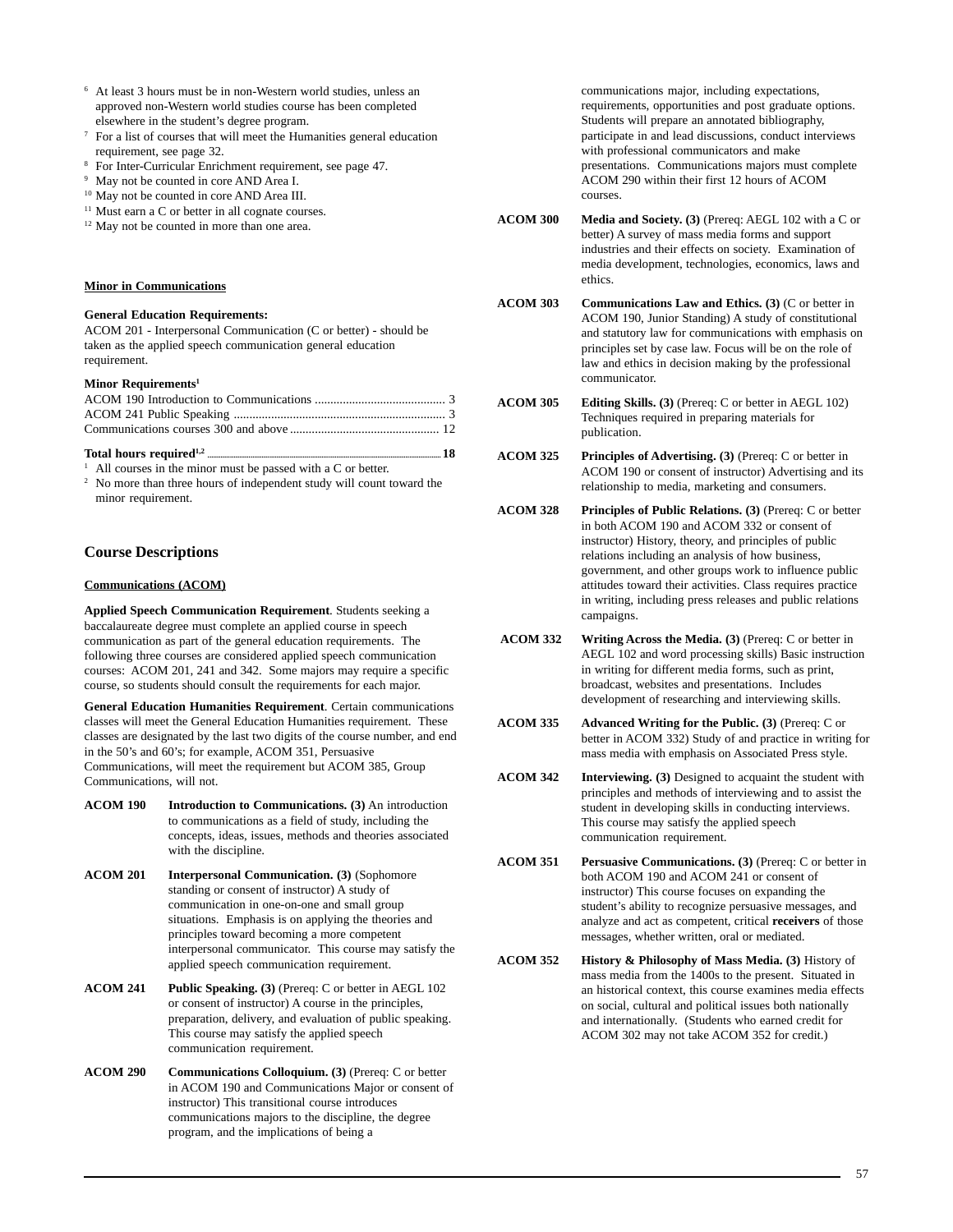[6] At least 3 hours must be in non-Western world studies, unless an approved non-Western world studies course has been completed elsewhere in the student's degree program.
[7] For a list of courses that will meet the Humanities general education requirement, see page 32.
[8] For Inter-Curricular Enrichment requirement, see page 47.
[9] May not be counted in core AND Area I.
[10] May not be counted in core AND Area III.
[11] Must earn a C or better in all cognate courses.
[12] May not be counted in more than one area.

**Minor in Communications**

**General Education Requirements:**
ACOM 201 - Interpersonal Communication (C or better) - should be taken as the applied speech communication general education requirement.

**Minor Requirements[1]**

| | |
|---|---|
| ACOM 190 Introduction to Communications | 3 |
| ACOM 241 Public Speaking | 3 |
| Communications courses 300 and above | 12 |
| **Total hours required[1,2]** | **18** |

[1] All courses in the minor must be passed with a C or better.
[2] No more than three hours of independent study will count toward the minor requirement.

## Course Descriptions

**Communications (ACOM)**

**Applied Speech Communication Requirement**. Students seeking a baccalaureate degree must complete an applied course in speech communication as part of the general education requirements. The following three courses are considered applied speech communication courses: ACOM 201, 241 and 342. Some majors may require a specific course, so students should consult the requirements for each major.

**General Education Humanities Requirement**. Certain communications classes will meet the General Education Humanities requirement. These classes are designated by the last two digits of the course number, and end in the 50's and 60's; for example, ACOM 351, Persuasive Communications, will meet the requirement but ACOM 385, Group Communications, will not.

**ACOM 190** **Introduction to Communications. (3)** An introduction to communications as a field of study, including the concepts, ideas, issues, methods and theories associated with the discipline.

**ACOM 201** **Interpersonal Communication. (3)** (Sophomore standing or consent of instructor) A study of communication in one-on-one and small group situations. Emphasis is on applying the theories and principles toward becoming a more competent interpersonal communicator. This course may satisfy the applied speech communication requirement.

**ACOM 241** **Public Speaking. (3)** (Prereq: C or better in AEGL 102 or consent of instructor) A course in the principles, preparation, delivery, and evaluation of public speaking. This course may satisfy the applied speech communication requirement.

**ACOM 290** **Communications Colloquium. (3)** (Prereq: C or better in ACOM 190 and Communications Major or consent of instructor) This transitional course introduces communications majors to the discipline, the degree program, and the implications of being a communications major, including expectations, requirements, opportunities and post graduate options. Students will prepare an annotated bibliography, participate in and lead discussions, conduct interviews with professional communicators and make presentations. Communications majors must complete ACOM 290 within their first 12 hours of ACOM courses.

**ACOM 300** **Media and Society. (3)** (Prereq: AEGL 102 with a C or better) A survey of mass media forms and support industries and their effects on society. Examination of media development, technologies, economics, laws and ethics.

**ACOM 303** **Communications Law and Ethics. (3)** (C or better in ACOM 190, Junior Standing) A study of constitutional and statutory law for communications with emphasis on principles set by case law. Focus will be on the role of law and ethics in decision making by the professional communicator.

**ACOM 305** **Editing Skills. (3)** (Prereq: C or better in AEGL 102) Techniques required in preparing materials for publication.

**ACOM 325** **Principles of Advertising. (3)** (Prereq: C or better in ACOM 190 or consent of instructor) Advertising and its relationship to media, marketing and consumers.

**ACOM 328** **Principles of Public Relations. (3)** (Prereq: C or better in both ACOM 190 and ACOM 332 or consent of instructor) History, theory, and principles of public relations including an analysis of how business, government, and other groups work to influence public attitudes toward their activities. Class requires practice in writing, including press releases and public relations campaigns.

**ACOM 332** **Writing Across the Media. (3)** (Prereq: C or better in AEGL 102 and word processing skills) Basic instruction in writing for different media forms, such as print, broadcast, websites and presentations. Includes development of researching and interviewing skills.

**ACOM 335** **Advanced Writing for the Public. (3)** (Prereq: C or better in ACOM 332) Study of and practice in writing for mass media with emphasis on Associated Press style.

**ACOM 342** **Interviewing. (3)** Designed to acquaint the student with principles and methods of interviewing and to assist the student in developing skills in conducting interviews. This course may satisfy the applied speech communication requirement.

**ACOM 351** **Persuasive Communications. (3)** (Prereq: C or better in both ACOM 190 and ACOM 241 or consent of instructor) This course focuses on expanding the student's ability to recognize persuasive messages, and analyze and act as competent, critical **receivers** of those messages, whether written, oral or mediated.

**ACOM 352** **History & Philosophy of Mass Media. (3)** History of mass media from the 1400s to the present. Situated in an historical context, this course examines media effects on social, cultural and political issues both nationally and internationally. (Students who earned credit for ACOM 302 may not take ACOM 352 for credit.)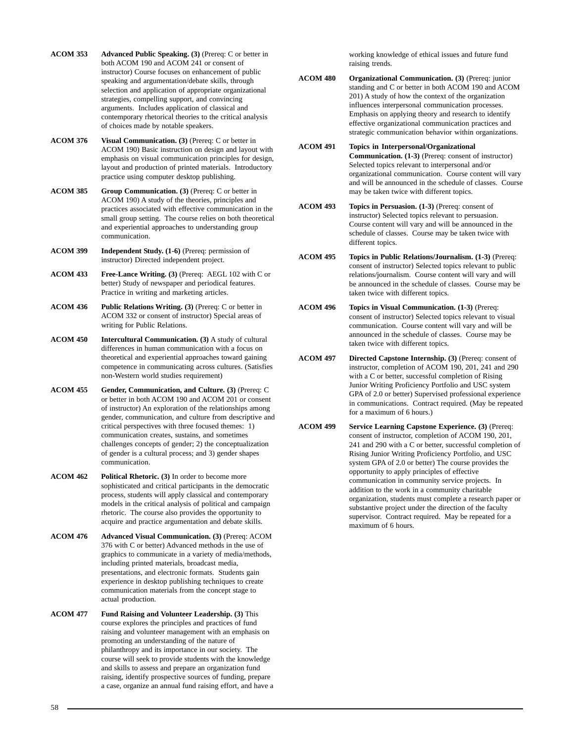**ACOM 353** **Advanced Public Speaking. (3)** (Prereq: C or better in both ACOM 190 and ACOM 241 or consent of instructor) Course focuses on enhancement of public speaking and argumentation/debate skills, through selection and application of appropriate organizational strategies, compelling support, and convincing arguments. Includes application of classical and contemporary rhetorical theories to the critical analysis of choices made by notable speakers.

**ACOM 376** **Visual Communication. (3)** (Prereq: C or better in ACOM 190) Basic instruction on design and layout with emphasis on visual communication principles for design, layout and production of printed materials. Introductory practice using computer desktop publishing.

**ACOM 385** **Group Communication. (3)** (Prereq: C or better in ACOM 190) A study of the theories, principles and practices associated with effective communication in the small group setting. The course relies on both theoretical and experiential approaches to understanding group communication.

**ACOM 399** **Independent Study. (1-6)** (Prereq: permission of instructor) Directed independent project.

**ACOM 433** **Free-Lance Writing. (3)** (Prereq: AEGL 102 with C or better) Study of newspaper and periodical features. Practice in writing and marketing articles.

**ACOM 436** **Public Relations Writing. (3)** (Prereq: C or better in ACOM 332 or consent of instructor) Special areas of writing for Public Relations.

**ACOM 450** **Intercultural Communication. (3)** A study of cultural differences in human communication with a focus on theoretical and experiential approaches toward gaining competence in communicating across cultures. (Satisfies non-Western world studies requirement)

**ACOM 455** **Gender, Communication, and Culture. (3)** (Prereq: C or better in both ACOM 190 and ACOM 201 or consent of instructor) An exploration of the relationships among gender, communication, and culture from descriptive and critical perspectives with three focused themes: 1) communication creates, sustains, and sometimes challenges concepts of gender; 2) the conceptualization of gender is a cultural process; and 3) gender shapes communication.

**ACOM 462** **Political Rhetoric. (3)** In order to become more sophisticated and critical participants in the democratic process, students will apply classical and contemporary models in the critical analysis of political and campaign rhetoric. The course also provides the opportunity to acquire and practice argumentation and debate skills.

**ACOM 476** **Advanced Visual Communication. (3)** (Prereq: ACOM 376 with C or better) Advanced methods in the use of graphics to communicate in a variety of media/methods, including printed materials, broadcast media, presentations, and electronic formats. Students gain experience in desktop publishing techniques to create communication materials from the concept stage to actual production.

**ACOM 477** **Fund Raising and Volunteer Leadership. (3)** This course explores the principles and practices of fund raising and volunteer management with an emphasis on promoting an understanding of the nature of philanthropy and its importance in our society. The course will seek to provide students with the knowledge and skills to assess and prepare an organization fund raising, identify prospective sources of funding, prepare a case, organize an annual fund raising effort, and have a working knowledge of ethical issues and future fund raising trends.

**ACOM 480** **Organizational Communication. (3)** (Prereq: junior standing and C or better in both ACOM 190 and ACOM 201) A study of how the context of the organization influences interpersonal communication processes. Emphasis on applying theory and research to identify effective organizational communication practices and strategic communication behavior within organizations.

**ACOM 491** **Topics in Interpersonal/Organizational Communication. (1-3)** (Prereq: consent of instructor) Selected topics relevant to interpersonal and/or organizational communication. Course content will vary and will be announced in the schedule of classes. Course may be taken twice with different topics.

**ACOM 493** **Topics in Persuasion. (1-3)** (Prereq: consent of instructor) Selected topics relevant to persuasion. Course content will vary and will be announced in the schedule of classes. Course may be taken twice with different topics.

**ACOM 495** **Topics in Public Relations/Journalism. (1-3)** (Prereq: consent of instructor) Selected topics relevant to public relations/journalism. Course content will vary and will be announced in the schedule of classes. Course may be taken twice with different topics.

**ACOM 496** **Topics in Visual Communication. (1-3)** (Prereq: consent of instructor) Selected topics relevant to visual communication. Course content will vary and will be announced in the schedule of classes. Course may be taken twice with different topics.

**ACOM 497** **Directed Capstone Internship. (3)** (Prereq: consent of instructor, completion of ACOM 190, 201, 241 and 290 with a C or better, successful completion of Rising Junior Writing Proficiency Portfolio and USC system GPA of 2.0 or better) Supervised professional experience in communications. Contract required. (May be repeated for a maximum of 6 hours.)

**ACOM 499** **Service Learning Capstone Experience. (3)** (Prereq: consent of instructor, completion of ACOM 190, 201, 241 and 290 with a C or better, successful completion of Rising Junior Writing Proficiency Portfolio, and USC system GPA of 2.0 or better) The course provides the opportunity to apply principles of effective communication in community service projects. In addition to the work in a community charitable organization, students must complete a research paper or substantive project under the direction of the faculty supervisor. Contract required. May be repeated for a maximum of 6 hours.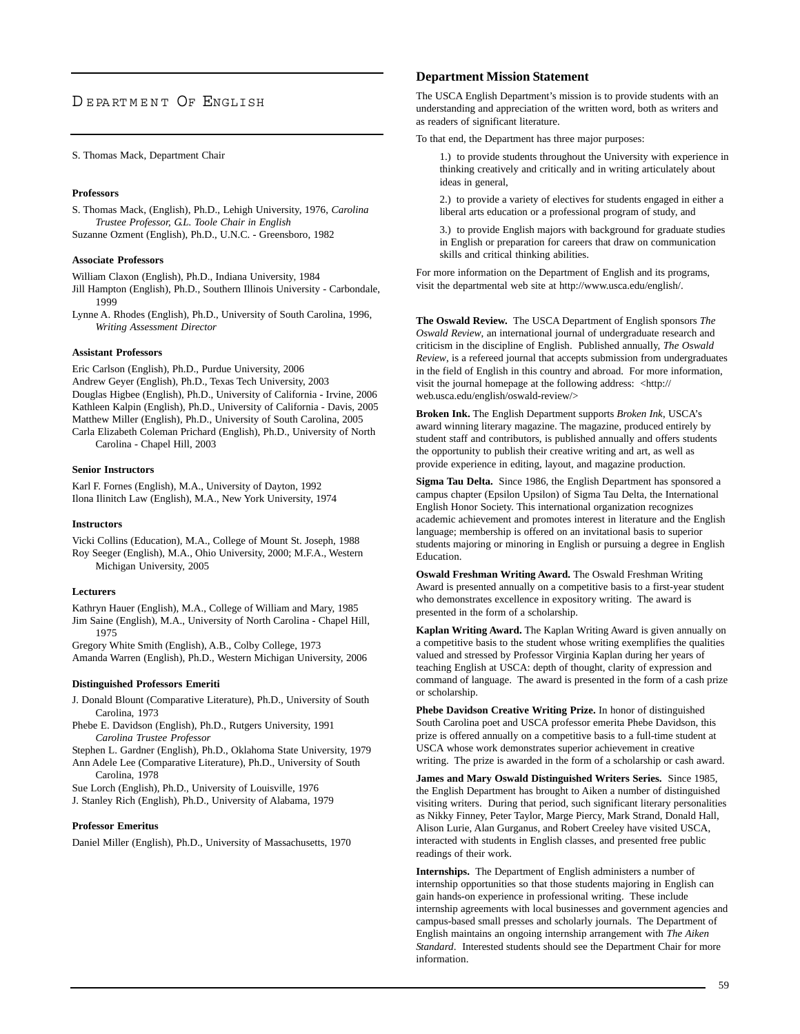# Department Of English

S. Thomas Mack, Department Chair

### Professors

S. Thomas Mack, (English), Ph.D., Lehigh University, 1976, *Carolina Trustee Professor, G.L. Toole Chair in English*
Suzanne Ozment (English), Ph.D., U.N.C. - Greensboro, 1982

### Associate Professors

William Claxon (English), Ph.D., Indiana University, 1984
Jill Hampton (English), Ph.D., Southern Illinois University - Carbondale, 1999
Lynne A. Rhodes (English), Ph.D., University of South Carolina, 1996, *Writing Assessment Director*

### Assistant Professors

Eric Carlson (English), Ph.D., Purdue University, 2006
Andrew Geyer (English), Ph.D., Texas Tech University, 2003
Douglas Higbee (English), Ph.D., University of California - Irvine, 2006
Kathleen Kalpin (English), Ph.D., University of California - Davis, 2005
Matthew Miller (English), Ph.D., University of South Carolina, 2005
Carla Elizabeth Coleman Prichard (English), Ph.D., University of North Carolina - Chapel Hill, 2003

### Senior Instructors

Karl F. Fornes (English), M.A., University of Dayton, 1992
Ilona Ilinitch Law (English), M.A., New York University, 1974

### Instructors

Vicki Collins (Education), M.A., College of Mount St. Joseph, 1988
Roy Seeger (English), M.A., Ohio University, 2000; M.F.A., Western Michigan University, 2005

### Lecturers

Kathryn Hauer (English), M.A., College of William and Mary, 1985
Jim Saine (English), M.A., University of North Carolina - Chapel Hill, 1975
Gregory White Smith (English), A.B., Colby College, 1973
Amanda Warren (English), Ph.D., Western Michigan University, 2006

### Distinguished Professors Emeriti

J. Donald Blount (Comparative Literature), Ph.D., University of South Carolina, 1973
Phebe E. Davidson (English), Ph.D., Rutgers University, 1991 *Carolina Trustee Professor*
Stephen L. Gardner (English), Ph.D., Oklahoma State University, 1979
Ann Adele Lee (Comparative Literature), Ph.D., University of South Carolina, 1978
Sue Lorch (English), Ph.D., University of Louisville, 1976
J. Stanley Rich (English), Ph.D., University of Alabama, 1979

### Professor Emeritus

Daniel Miller (English), Ph.D., University of Massachusetts, 1970

## Department Mission Statement

The USCA English Department's mission is to provide students with an understanding and appreciation of the written word, both as writers and as readers of significant literature.

To that end, the Department has three major purposes:

1.) to provide students throughout the University with experience in thinking creatively and critically and in writing articulately about ideas in general,

2.) to provide a variety of electives for students engaged in either a liberal arts education or a professional program of study, and

3.) to provide English majors with background for graduate studies in English or preparation for careers that draw on communication skills and critical thinking abilities.

For more information on the Department of English and its programs, visit the departmental web site at http://www.usca.edu/english/.

**The Oswald Review.** The USCA Department of English sponsors *The Oswald Review*, an international journal of undergraduate research and criticism in the discipline of English. Published annually, *The Oswald Review*, is a refereed journal that accepts submission from undergraduates in the field of English in this country and abroad. For more information, visit the journal homepage at the following address: <http://web.usca.edu/english/oswald-review/>

**Broken Ink.** The English Department supports *Broken Ink*, USCA's award winning literary magazine. The magazine, produced entirely by student staff and contributors, is published annually and offers students the opportunity to publish their creative writing and art, as well as provide experience in editing, layout, and magazine production.

**Sigma Tau Delta.** Since 1986, the English Department has sponsored a campus chapter (Epsilon Upsilon) of Sigma Tau Delta, the International English Honor Society. This international organization recognizes academic achievement and promotes interest in literature and the English language; membership is offered on an invitational basis to superior students majoring or minoring in English or pursuing a degree in English Education.

**Oswald Freshman Writing Award.** The Oswald Freshman Writing Award is presented annually on a competitive basis to a first-year student who demonstrates excellence in expository writing. The award is presented in the form of a scholarship.

**Kaplan Writing Award.** The Kaplan Writing Award is given annually on a competitive basis to the student whose writing exemplifies the qualities valued and stressed by Professor Virginia Kaplan during her years of teaching English at USCA: depth of thought, clarity of expression and command of language. The award is presented in the form of a cash prize or scholarship.

**Phebe Davidson Creative Writing Prize.** In honor of distinguished South Carolina poet and USCA professor emerita Phebe Davidson, this prize is offered annually on a competitive basis to a full-time student at USCA whose work demonstrates superior achievement in creative writing. The prize is awarded in the form of a scholarship or cash award.

**James and Mary Oswald Distinguished Writers Series.** Since 1985, the English Department has brought to Aiken a number of distinguished visiting writers. During that period, such significant literary personalities as Nikky Finney, Peter Taylor, Marge Piercy, Mark Strand, Donald Hall, Alison Lurie, Alan Gurganus, and Robert Creeley have visited USCA, interacted with students in English classes, and presented free public readings of their work.

**Internships.** The Department of English administers a number of internship opportunities so that those students majoring in English can gain hands-on experience in professional writing. These include internship agreements with local businesses and government agencies and campus-based small presses and scholarly journals. The Department of English maintains an ongoing internship arrangement with *The Aiken Standard*. Interested students should see the Department Chair for more information.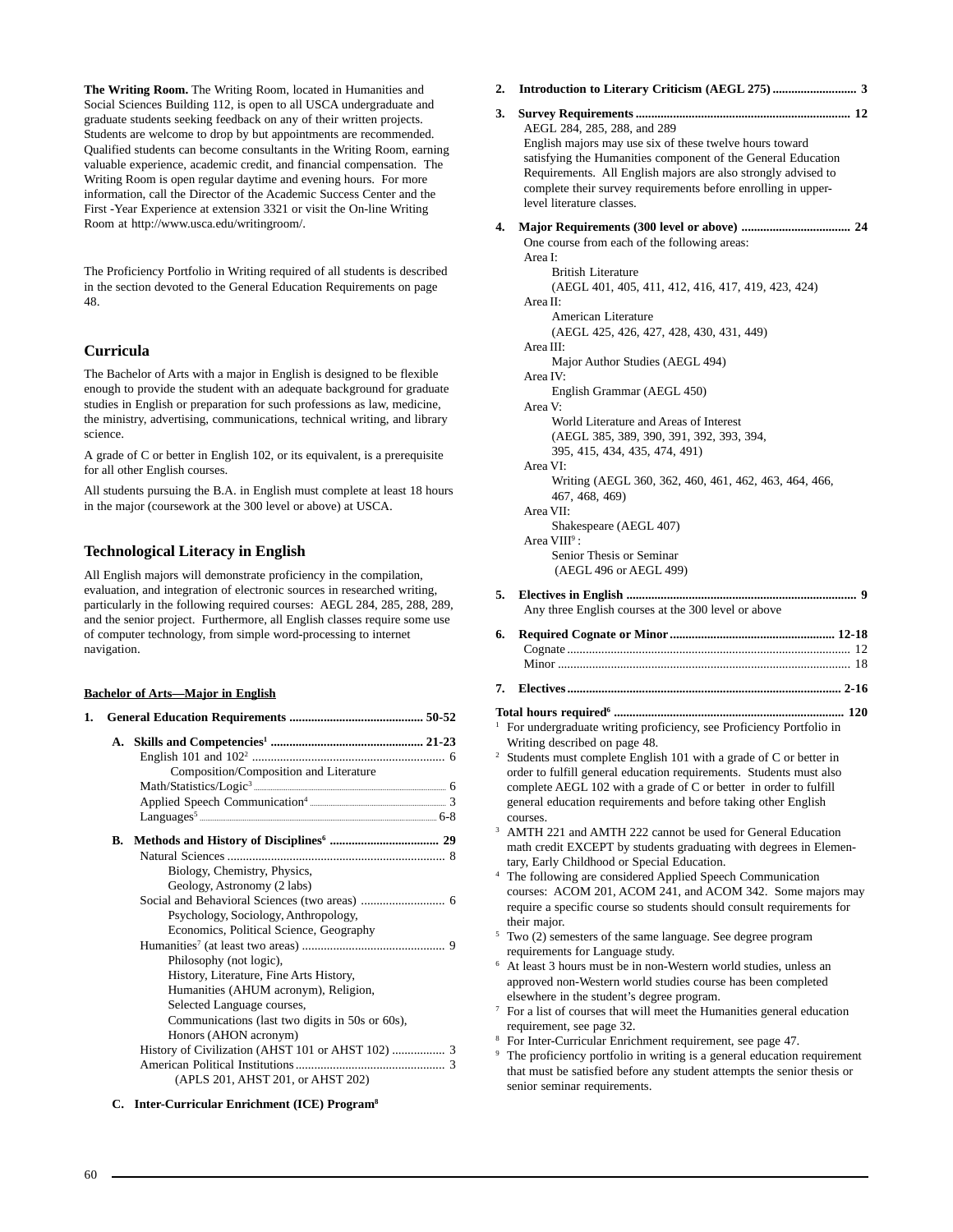**The Writing Room.** The Writing Room, located in Humanities and Social Sciences Building 112, is open to all USCA undergraduate and graduate students seeking feedback on any of their written projects. Students are welcome to drop by but appointments are recommended. Qualified students can become consultants in the Writing Room, earning valuable experience, academic credit, and financial compensation. The Writing Room is open regular daytime and evening hours. For more information, call the Director of the Academic Success Center and the First -Year Experience at extension 3321 or visit the On-line Writing Room at http://www.usca.edu/writingroom/.

The Proficiency Portfolio in Writing required of all students is described in the section devoted to the General Education Requirements on page 48.

## Curricula

The Bachelor of Arts with a major in English is designed to be flexible enough to provide the student with an adequate background for graduate studies in English or preparation for such professions as law, medicine, the ministry, advertising, communications, technical writing, and library science.

A grade of C or better in English 102, or its equivalent, is a prerequisite for all other English courses.

All students pursuing the B.A. in English must complete at least 18 hours in the major (coursework at the 300 level or above) at USCA.

## Technological Literacy in English

All English majors will demonstrate proficiency in the compilation, evaluation, and integration of electronic sources in researched writing, particularly in the following required courses: AEGL 284, 285, 288, 289, and the senior project. Furthermore, all English classes require some use of computer technology, from simple word-processing to internet navigation.

**Bachelor of Arts—Major in English**

**1. General Education Requirements .......................................... 50-52**

**A. Skills and Competencies[1] ................................................ 21-23**

- English 101 and 102[2] .............................................................. 6
  - Composition/Composition and Literature
- Math/Statistics/Logic[3] .............................................................. 6
- Applied Speech Communication[4] ............................................. 3
- Languages[5] ........................................................................... 6-8

**B. Methods and History of Disciplines[6] .................................. 29**

- Natural Sciences ...................................................................... 8
  - Biology, Chemistry, Physics, Geology, Astronomy (2 labs)
- Social and Behavioral Sciences (two areas) ........................... 6
  - Psychology, Sociology, Anthropology, Economics, Political Science, Geography
- Humanities[7] (at least two areas) ............................................. 9
  - Philosophy (not logic), History, Literature, Fine Arts History, Humanities (AHUM acronym), Religion, Selected Language courses, Communications (last two digits in 50s or 60s), Honors (AHON acronym)
- History of Civilization (AHST 101 or AHST 102) ................. 3
- American Political Institutions ................................................ 3
  - (APLS 201, AHST 201, or AHST 202)

**C. Inter-Curricular Enrichment (ICE) Program[8]**

**2. Introduction to Literary Criticism (AEGL 275) .......................... 3**

**3. Survey Requirements ................................................................... 12**

AEGL 284, 285, 288, and 289

English majors may use six of these twelve hours toward satisfying the Humanities component of the General Education Requirements. All English majors are also strongly advised to complete their survey requirements before enrolling in upper-level literature classes.

**4. Major Requirements (300 level or above) .................................. 24**

One course from each of the following areas:

- Area I:
  - British Literature (AEGL 401, 405, 411, 412, 416, 417, 419, 423, 424)
- Area II:
  - American Literature (AEGL 425, 426, 427, 428, 430, 431, 449)
- Area III:
  - Major Author Studies (AEGL 494)
- Area IV:
  - English Grammar (AEGL 450)
- Area V:
  - World Literature and Areas of Interest (AEGL 385, 389, 390, 391, 392, 393, 394, 395, 415, 434, 435, 474, 491)
- Area VI:
  - Writing (AEGL 360, 362, 460, 461, 462, 463, 464, 466, 467, 468, 469)
- Area VII:
  - Shakespeare (AEGL 407)
- Area VIII[9] :
  - Senior Thesis or Seminar (AEGL 496 or AEGL 499)

**5. Electives in English ..................................................................... 9**

Any three English courses at the 300 level or above

**6. Required Cognate or Minor ................................................... 12-18**

- Cognate ......................................................................................... 12
- Minor ............................................................................................ 18

**7. Electives ..................................................................................... 2-16**

**Total hours required[6] ........................................................................ 120**

[1] For undergraduate writing proficiency, see Proficiency Portfolio in Writing described on page 48.

[2] Students must complete English 101 with a grade of C or better in order to fulfill general education requirements. Students must also complete AEGL 102 with a grade of C or better in order to fulfill general education requirements and before taking other English courses.

[3] AMTH 221 and AMTH 222 cannot be used for General Education math credit EXCEPT by students graduating with degrees in Elementary, Early Childhood or Special Education.

[4] The following are considered Applied Speech Communication courses: ACOM 201, ACOM 241, and ACOM 342. Some majors may require a specific course so students should consult requirements for their major.

[5] Two (2) semesters of the same language. See degree program requirements for Language study.

[6] At least 3 hours must be in non-Western world studies, unless an approved non-Western world studies course has been completed elsewhere in the student's degree program.

[7] For a list of courses that will meet the Humanities general education requirement, see page 32.

[8] For Inter-Curricular Enrichment requirement, see page 47.

[9] The proficiency portfolio in writing is a general education requirement that must be satisfied before any student attempts the senior thesis or senior seminar requirements.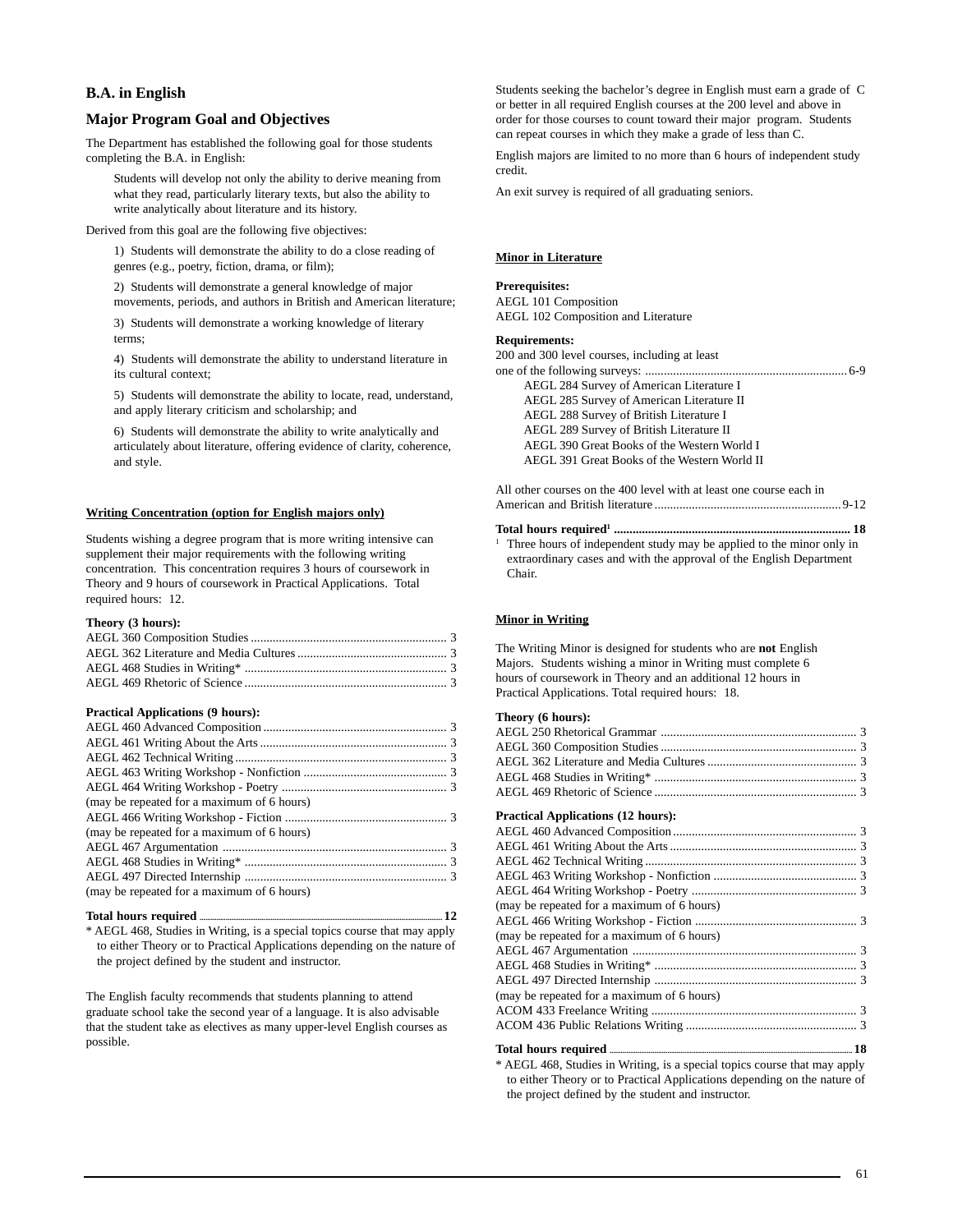## B.A. in English

## Major Program Goal and Objectives

The Department has established the following goal for those students completing the B.A. in English:

> Students will develop not only the ability to derive meaning from what they read, particularly literary texts, but also the ability to write analytically about literature and its history.

Derived from this goal are the following five objectives:

1) Students will demonstrate the ability to do a close reading of genres (e.g., poetry, fiction, drama, or film);

2) Students will demonstrate a general knowledge of major movements, periods, and authors in British and American literature;

3) Students will demonstrate a working knowledge of literary terms;

4) Students will demonstrate the ability to understand literature in its cultural context;

5) Students will demonstrate the ability to locate, read, understand, and apply literary criticism and scholarship; and

6) Students will demonstrate the ability to write analytically and articulately about literature, offering evidence of clarity, coherence, and style.

**Writing Concentration (option for English majors only)**

Students wishing a degree program that is more writing intensive can supplement their major requirements with the following writing concentration. This concentration requires 3 hours of coursework in Theory and 9 hours of coursework in Practical Applications. Total required hours: 12.

**Theory (3 hours):**

AEGL 360 Composition Studies .......... 3
AEGL 362 Literature and Media Cultures .......... 3
AEGL 468 Studies in Writing* .......... 3
AEGL 469 Rhetoric of Science .......... 3

**Practical Applications (9 hours):**

AEGL 460 Advanced Composition .......... 3
AEGL 461 Writing About the Arts .......... 3
AEGL 462 Technical Writing .......... 3
AEGL 463 Writing Workshop - Nonfiction .......... 3
AEGL 464 Writing Workshop - Poetry .......... 3
(may be repeated for a maximum of 6 hours)
AEGL 466 Writing Workshop - Fiction .......... 3
(may be repeated for a maximum of 6 hours)
AEGL 467 Argumentation .......... 3
AEGL 468 Studies in Writing* .......... 3
AEGL 497 Directed Internship .......... 3
(may be repeated for a maximum of 6 hours)

**Total hours required .......... 12**

\* AEGL 468, Studies in Writing, is a special topics course that may apply to either Theory or to Practical Applications depending on the nature of the project defined by the student and instructor.

The English faculty recommends that students planning to attend graduate school take the second year of a language. It is also advisable that the student take as electives as many upper-level English courses as possible.

Students seeking the bachelor's degree in English must earn a grade of C or better in all required English courses at the 200 level and above in order for those courses to count toward their major program. Students can repeat courses in which they make a grade of less than C.

English majors are limited to no more than 6 hours of independent study credit.

An exit survey is required of all graduating seniors.

**Minor in Literature**

**Prerequisites:**
AEGL 101 Composition
AEGL 102 Composition and Literature

**Requirements:**
200 and 300 level courses, including at least one of the following surveys: .......... 6-9

- AEGL 284 Survey of American Literature I
- AEGL 285 Survey of American Literature II
- AEGL 288 Survey of British Literature I
- AEGL 289 Survey of British Literature II
- AEGL 390 Great Books of the Western World I
- AEGL 391 Great Books of the Western World II

All other courses on the 400 level with at least one course each in American and British literature .......... 9-12

**Total hours required[1] .......... 18**

[1] Three hours of independent study may be applied to the minor only in extraordinary cases and with the approval of the English Department Chair.

**Minor in Writing**

The Writing Minor is designed for students who are **not** English Majors. Students wishing a minor in Writing must complete 6 hours of coursework in Theory and an additional 12 hours in Practical Applications. Total required hours: 18.

**Theory (6 hours):**

AEGL 250 Rhetorical Grammar .......... 3
AEGL 360 Composition Studies .......... 3
AEGL 362 Literature and Media Cultures .......... 3
AEGL 468 Studies in Writing* .......... 3
AEGL 469 Rhetoric of Science .......... 3

**Practical Applications (12 hours):**

AEGL 460 Advanced Composition .......... 3
AEGL 461 Writing About the Arts .......... 3
AEGL 462 Technical Writing .......... 3
AEGL 463 Writing Workshop - Nonfiction .......... 3
AEGL 464 Writing Workshop - Poetry .......... 3
(may be repeated for a maximum of 6 hours)
AEGL 466 Writing Workshop - Fiction .......... 3
(may be repeated for a maximum of 6 hours)
AEGL 467 Argumentation .......... 3
AEGL 468 Studies in Writing* .......... 3
AEGL 497 Directed Internship .......... 3
(may be repeated for a maximum of 6 hours)
ACOM 433 Freelance Writing .......... 3
ACOM 436 Public Relations Writing .......... 3

**Total hours required .......... 18**

\* AEGL 468, Studies in Writing, is a special topics course that may apply to either Theory or to Practical Applications depending on the nature of the project defined by the student and instructor.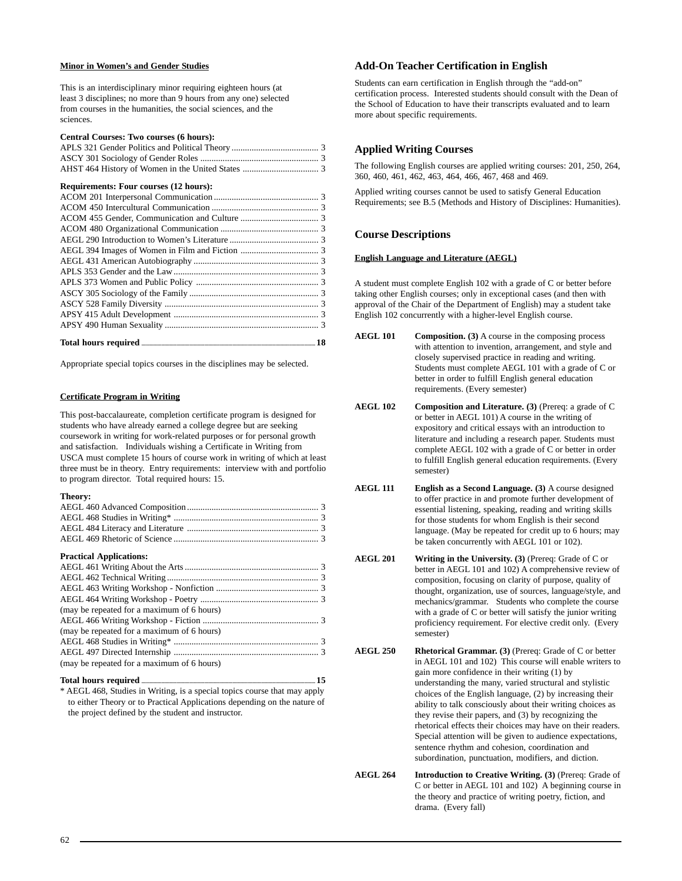**Minor in Women's and Gender Studies**

This is an interdisciplinary minor requiring eighteen hours (at least 3 disciplines; no more than 9 hours from any one) selected from courses in the humanities, the social sciences, and the sciences.

**Central Courses: Two courses (6 hours):**

| Course | Hours |
|---|---|
| APLS 321 Gender Politics and Political Theory | 3 |
| ASCY 301 Sociology of Gender Roles | 3 |
| AHST 464 History of Women in the United States | 3 |

**Requirements: Four courses (12 hours):**

| Course | Hours |
|---|---|
| ACOM 201 Interpersonal Communication | 3 |
| ACOM 450 Intercultural Communication | 3 |
| ACOM 455 Gender, Communication and Culture | 3 |
| ACOM 480 Organizational Communication | 3 |
| AEGL 290 Introduction to Women's Literature | 3 |
| AEGL 394 Images of Women in Film and Fiction | 3 |
| AEGL 431 American Autobiography | 3 |
| APLS 353 Gender and the Law | 3 |
| APLS 373 Women and Public Policy | 3 |
| ASCY 305 Sociology of the Family | 3 |
| ASCY 528 Family Diversity | 3 |
| APSY 415 Adult Development | 3 |
| APSY 490 Human Sexuality | 3 |

**Total hours required ... 18**

Appropriate special topics courses in the disciplines may be selected.

**Certificate Program in Writing**

This post-baccalaureate, completion certificate program is designed for students who have already earned a college degree but are seeking coursework in writing for work-related purposes or for personal growth and satisfaction. Individuals wishing a Certificate in Writing from USCA must complete 15 hours of course work in writing of which at least three must be in theory. Entry requirements: interview with and portfolio to program director. Total required hours: 15.

**Theory:**

| Course | Hours |
|---|---|
| AEGL 460 Advanced Composition | 3 |
| AEGL 468 Studies in Writing* | 3 |
| AEGL 484 Literacy and Literature | 3 |
| AEGL 469 Rhetoric of Science | 3 |

**Practical Applications:**

| Course | Hours |
|---|---|
| AEGL 461 Writing About the Arts | 3 |
| AEGL 462 Technical Writing | 3 |
| AEGL 463 Writing Workshop - Nonfiction | 3 |
| AEGL 464 Writing Workshop - Poetry (may be repeated for a maximum of 6 hours) | 3 |
| AEGL 466 Writing Workshop - Fiction (may be repeated for a maximum of 6 hours) | 3 |
| AEGL 468 Studies in Writing* | 3 |
| AEGL 497 Directed Internship (may be repeated for a maximum of 6 hours) | 3 |

**Total hours required ... 15**

\* AEGL 468, Studies in Writing, is a special topics course that may apply to either Theory or to Practical Applications depending on the nature of the project defined by the student and instructor.

## Add-On Teacher Certification in English

Students can earn certification in English through the "add-on" certification process. Interested students should consult with the Dean of the School of Education to have their transcripts evaluated and to learn more about specific requirements.

## Applied Writing Courses

The following English courses are applied writing courses: 201, 250, 264, 360, 460, 461, 462, 463, 464, 466, 467, 468 and 469.

Applied writing courses cannot be used to satisfy General Education Requirements; see B.5 (Methods and History of Disciplines: Humanities).

## Course Descriptions

**English Language and Literature (AEGL)**

A student must complete English 102 with a grade of C or better before taking other English courses; only in exceptional cases (and then with approval of the Chair of the Department of English) may a student take English 102 concurrently with a higher-level English course.

**AEGL 101** **Composition. (3)** A course in the composing process with attention to invention, arrangement, and style and closely supervised practice in reading and writing. Students must complete AEGL 101 with a grade of C or better in order to fulfill English general education requirements. (Every semester)

**AEGL 102** **Composition and Literature. (3)** (Prereq: a grade of C or better in AEGL 101) A course in the writing of expository and critical essays with an introduction to literature and including a research paper. Students must complete AEGL 102 with a grade of C or better in order to fulfill English general education requirements. (Every semester)

**AEGL 111** **English as a Second Language. (3)** A course designed to offer practice in and promote further development of essential listening, speaking, reading and writing skills for those students for whom English is their second language. (May be repeated for credit up to 6 hours; may be taken concurrently with AEGL 101 or 102).

**AEGL 201** **Writing in the University. (3)** (Prereq: Grade of C or better in AEGL 101 and 102) A comprehensive review of composition, focusing on clarity of purpose, quality of thought, organization, use of sources, language/style, and mechanics/grammar. Students who complete the course with a grade of C or better will satisfy the junior writing proficiency requirement. For elective credit only. (Every semester)

**AEGL 250** **Rhetorical Grammar. (3)** (Prereq: Grade of C or better in AEGL 101 and 102) This course will enable writers to gain more confidence in their writing (1) by understanding the many, varied structural and stylistic choices of the English language, (2) by increasing their ability to talk consciously about their writing choices as they revise their papers, and (3) by recognizing the rhetorical effects their choices may have on their readers. Special attention will be given to audience expectations, sentence rhythm and cohesion, coordination and subordination, punctuation, modifiers, and diction.

**AEGL 264** **Introduction to Creative Writing. (3)** (Prereq: Grade of C or better in AEGL 101 and 102) A beginning course in the theory and practice of writing poetry, fiction, and drama. (Every fall)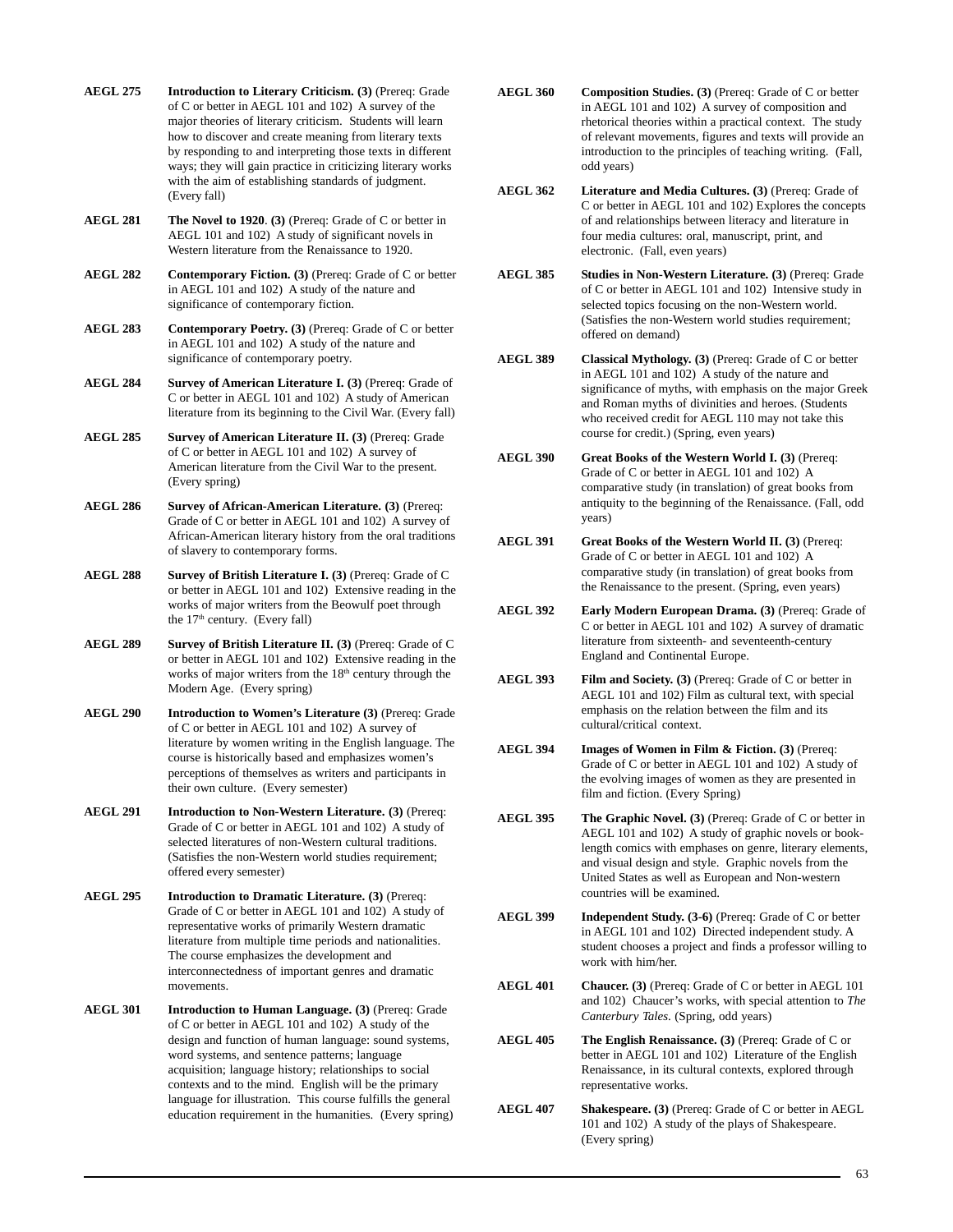**AEGL 275** **Introduction to Literary Criticism. (3)** (Prereq: Grade of C or better in AEGL 101 and 102) A survey of the major theories of literary criticism. Students will learn how to discover and create meaning from literary texts by responding to and interpreting those texts in different ways; they will gain practice in criticizing literary works with the aim of establishing standards of judgment. (Every fall)

**AEGL 281** **The Novel to 1920**. **(3)** (Prereq: Grade of C or better in AEGL 101 and 102) A study of significant novels in Western literature from the Renaissance to 1920.

**AEGL 282** **Contemporary Fiction. (3)** (Prereq: Grade of C or better in AEGL 101 and 102) A study of the nature and significance of contemporary fiction.

**AEGL 283** **Contemporary Poetry. (3)** (Prereq: Grade of C or better in AEGL 101 and 102) A study of the nature and significance of contemporary poetry.

**AEGL 284** **Survey of American Literature I. (3)** (Prereq: Grade of C or better in AEGL 101 and 102) A study of American literature from its beginning to the Civil War. (Every fall)

**AEGL 285** **Survey of American Literature II. (3)** (Prereq: Grade of C or better in AEGL 101 and 102) A survey of American literature from the Civil War to the present. (Every spring)

**AEGL 286** **Survey of African-American Literature. (3)** (Prereq: Grade of C or better in AEGL 101 and 102) A survey of African-American literary history from the oral traditions of slavery to contemporary forms.

**AEGL 288** **Survey of British Literature I. (3)** (Prereq: Grade of C or better in AEGL 101 and 102) Extensive reading in the works of major writers from the Beowulf poet through the 17th century. (Every fall)

**AEGL 289** **Survey of British Literature II. (3)** (Prereq: Grade of C or better in AEGL 101 and 102) Extensive reading in the works of major writers from the 18th century through the Modern Age. (Every spring)

**AEGL 290** **Introduction to Women's Literature (3)** (Prereq: Grade of C or better in AEGL 101 and 102) A survey of literature by women writing in the English language. The course is historically based and emphasizes women's perceptions of themselves as writers and participants in their own culture. (Every semester)

**AEGL 291** **Introduction to Non-Western Literature. (3)** (Prereq: Grade of C or better in AEGL 101 and 102) A study of selected literatures of non-Western cultural traditions. (Satisfies the non-Western world studies requirement; offered every semester)

**AEGL 295** **Introduction to Dramatic Literature. (3)** (Prereq: Grade of C or better in AEGL 101 and 102) A study of representative works of primarily Western dramatic literature from multiple time periods and nationalities. The course emphasizes the development and interconnectedness of important genres and dramatic movements.

**AEGL 301** **Introduction to Human Language. (3)** (Prereq: Grade of C or better in AEGL 101 and 102) A study of the design and function of human language: sound systems, word systems, and sentence patterns; language acquisition; language history; relationships to social contexts and to the mind. English will be the primary language for illustration. This course fulfills the general education requirement in the humanities. (Every spring)

**AEGL 360** **Composition Studies. (3)** (Prereq: Grade of C or better in AEGL 101 and 102) A survey of composition and rhetorical theories within a practical context. The study of relevant movements, figures and texts will provide an introduction to the principles of teaching writing. (Fall, odd years)

**AEGL 362** **Literature and Media Cultures. (3)** (Prereq: Grade of C or better in AEGL 101 and 102) Explores the concepts of and relationships between literacy and literature in four media cultures: oral, manuscript, print, and electronic. (Fall, even years)

**AEGL 385** **Studies in Non-Western Literature. (3)** (Prereq: Grade of C or better in AEGL 101 and 102) Intensive study in selected topics focusing on the non-Western world. (Satisfies the non-Western world studies requirement; offered on demand)

**AEGL 389** **Classical Mythology. (3)** (Prereq: Grade of C or better in AEGL 101 and 102) A study of the nature and significance of myths, with emphasis on the major Greek and Roman myths of divinities and heroes. (Students who received credit for AEGL 110 may not take this course for credit.) (Spring, even years)

**AEGL 390** **Great Books of the Western World I. (3)** (Prereq: Grade of C or better in AEGL 101 and 102) A comparative study (in translation) of great books from antiquity to the beginning of the Renaissance. (Fall, odd years)

**AEGL 391** **Great Books of the Western World II. (3)** (Prereq: Grade of C or better in AEGL 101 and 102) A comparative study (in translation) of great books from the Renaissance to the present. (Spring, even years)

**AEGL 392** **Early Modern European Drama. (3)** (Prereq: Grade of C or better in AEGL 101 and 102) A survey of dramatic literature from sixteenth- and seventeenth-century England and Continental Europe.

**AEGL 393** **Film and Society. (3)** (Prereq: Grade of C or better in AEGL 101 and 102) Film as cultural text, with special emphasis on the relation between the film and its cultural/critical context.

**AEGL 394** **Images of Women in Film & Fiction. (3)** (Prereq: Grade of C or better in AEGL 101 and 102) A study of the evolving images of women as they are presented in film and fiction. (Every Spring)

**AEGL 395** **The Graphic Novel. (3)** (Prereq: Grade of C or better in AEGL 101 and 102) A study of graphic novels or book-length comics with emphases on genre, literary elements, and visual design and style. Graphic novels from the United States as well as European and Non-western countries will be examined.

**AEGL 399** **Independent Study. (3-6)** (Prereq: Grade of C or better in AEGL 101 and 102) Directed independent study. A student chooses a project and finds a professor willing to work with him/her.

**AEGL 401** **Chaucer. (3)** (Prereq: Grade of C or better in AEGL 101 and 102) Chaucer's works, with special attention to *The Canterbury Tales*. (Spring, odd years)

**AEGL 405** **The English Renaissance. (3)** (Prereq: Grade of C or better in AEGL 101 and 102) Literature of the English Renaissance, in its cultural contexts, explored through representative works.

**AEGL 407** **Shakespeare. (3)** (Prereq: Grade of C or better in AEGL 101 and 102) A study of the plays of Shakespeare. (Every spring)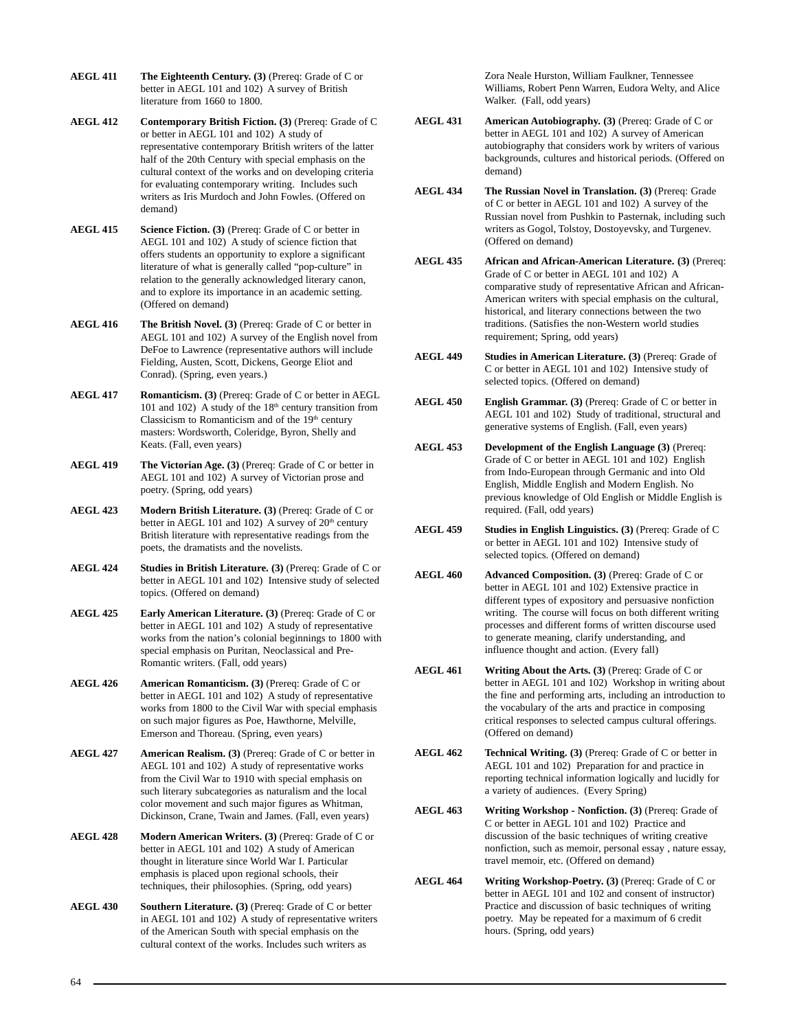**AEGL 411** **The Eighteenth Century. (3)** (Prereq: Grade of C or better in AEGL 101 and 102) A survey of British literature from 1660 to 1800.

**AEGL 412** **Contemporary British Fiction. (3)** (Prereq: Grade of C or better in AEGL 101 and 102) A study of representative contemporary British writers of the latter half of the 20th Century with special emphasis on the cultural context of the works and on developing criteria for evaluating contemporary writing. Includes such writers as Iris Murdoch and John Fowles. (Offered on demand)

**AEGL 415** **Science Fiction. (3)** (Prereq: Grade of C or better in AEGL 101 and 102) A study of science fiction that offers students an opportunity to explore a significant literature of what is generally called "pop-culture" in relation to the generally acknowledged literary canon, and to explore its importance in an academic setting. (Offered on demand)

**AEGL 416** **The British Novel. (3)** (Prereq: Grade of C or better in AEGL 101 and 102) A survey of the English novel from DeFoe to Lawrence (representative authors will include Fielding, Austen, Scott, Dickens, George Eliot and Conrad). (Spring, even years.)

**AEGL 417** **Romanticism. (3)** (Prereq: Grade of C or better in AEGL 101 and 102) A study of the 18th century transition from Classicism to Romanticism and of the 19th century masters: Wordsworth, Coleridge, Byron, Shelly and Keats. (Fall, even years)

**AEGL 419** **The Victorian Age. (3)** (Prereq: Grade of C or better in AEGL 101 and 102) A survey of Victorian prose and poetry. (Spring, odd years)

**AEGL 423** **Modern British Literature. (3)** (Prereq: Grade of C or better in AEGL 101 and 102) A survey of 20th century British literature with representative readings from the poets, the dramatists and the novelists.

**AEGL 424** **Studies in British Literature. (3)** (Prereq: Grade of C or better in AEGL 101 and 102) Intensive study of selected topics. (Offered on demand)

**AEGL 425** **Early American Literature. (3)** (Prereq: Grade of C or better in AEGL 101 and 102) A study of representative works from the nation's colonial beginnings to 1800 with special emphasis on Puritan, Neoclassical and Pre-Romantic writers. (Fall, odd years)

**AEGL 426** **American Romanticism. (3)** (Prereq: Grade of C or better in AEGL 101 and 102) A study of representative works from 1800 to the Civil War with special emphasis on such major figures as Poe, Hawthorne, Melville, Emerson and Thoreau. (Spring, even years)

**AEGL 427** **American Realism. (3)** (Prereq: Grade of C or better in AEGL 101 and 102) A study of representative works from the Civil War to 1910 with special emphasis on such literary subcategories as naturalism and the local color movement and such major figures as Whitman, Dickinson, Crane, Twain and James. (Fall, even years)

**AEGL 428** **Modern American Writers. (3)** (Prereq: Grade of C or better in AEGL 101 and 102) A study of American thought in literature since World War I. Particular emphasis is placed upon regional schools, their techniques, their philosophies. (Spring, odd years)

**AEGL 430** **Southern Literature. (3)** (Prereq: Grade of C or better in AEGL 101 and 102) A study of representative writers of the American South with special emphasis on the cultural context of the works. Includes such writers as Zora Neale Hurston, William Faulkner, Tennessee Williams, Robert Penn Warren, Eudora Welty, and Alice Walker. (Fall, odd years)

**AEGL 431** **American Autobiography. (3)** (Prereq: Grade of C or better in AEGL 101 and 102) A survey of American autobiography that considers work by writers of various backgrounds, cultures and historical periods. (Offered on demand)

**AEGL 434** **The Russian Novel in Translation. (3)** (Prereq: Grade of C or better in AEGL 101 and 102) A survey of the Russian novel from Pushkin to Pasternak, including such writers as Gogol, Tolstoy, Dostoyevsky, and Turgenev. (Offered on demand)

**AEGL 435** **African and African-American Literature. (3)** (Prereq: Grade of C or better in AEGL 101 and 102) A comparative study of representative African and African-American writers with special emphasis on the cultural, historical, and literary connections between the two traditions. (Satisfies the non-Western world studies requirement; Spring, odd years)

**AEGL 449** **Studies in American Literature. (3)** (Prereq: Grade of C or better in AEGL 101 and 102) Intensive study of selected topics. (Offered on demand)

**AEGL 450** **English Grammar. (3)** (Prereq: Grade of C or better in AEGL 101 and 102) Study of traditional, structural and generative systems of English. (Fall, even years)

**AEGL 453** **Development of the English Language (3)** (Prereq: Grade of C or better in AEGL 101 and 102) English from Indo-European through Germanic and into Old English, Middle English and Modern English. No previous knowledge of Old English or Middle English is required. (Fall, odd years)

**AEGL 459** **Studies in English Linguistics. (3)** (Prereq: Grade of C or better in AEGL 101 and 102) Intensive study of selected topics. (Offered on demand)

**AEGL 460** **Advanced Composition. (3)** (Prereq: Grade of C or better in AEGL 101 and 102) Extensive practice in different types of expository and persuasive nonfiction writing. The course will focus on both different writing processes and different forms of written discourse used to generate meaning, clarify understanding, and influence thought and action. (Every fall)

**AEGL 461** **Writing About the Arts. (3)** (Prereq: Grade of C or better in AEGL 101 and 102) Workshop in writing about the fine and performing arts, including an introduction to the vocabulary of the arts and practice in composing critical responses to selected campus cultural offerings. (Offered on demand)

**AEGL 462** **Technical Writing. (3)** (Prereq: Grade of C or better in AEGL 101 and 102) Preparation for and practice in reporting technical information logically and lucidly for a variety of audiences. (Every Spring)

**AEGL 463** **Writing Workshop - Nonfiction. (3)** (Prereq: Grade of C or better in AEGL 101 and 102) Practice and discussion of the basic techniques of writing creative nonfiction, such as memoir, personal essay , nature essay, travel memoir, etc. (Offered on demand)

**AEGL 464** **Writing Workshop-Poetry. (3)** (Prereq: Grade of C or better in AEGL 101 and 102 and consent of instructor) Practice and discussion of basic techniques of writing poetry. May be repeated for a maximum of 6 credit hours. (Spring, odd years)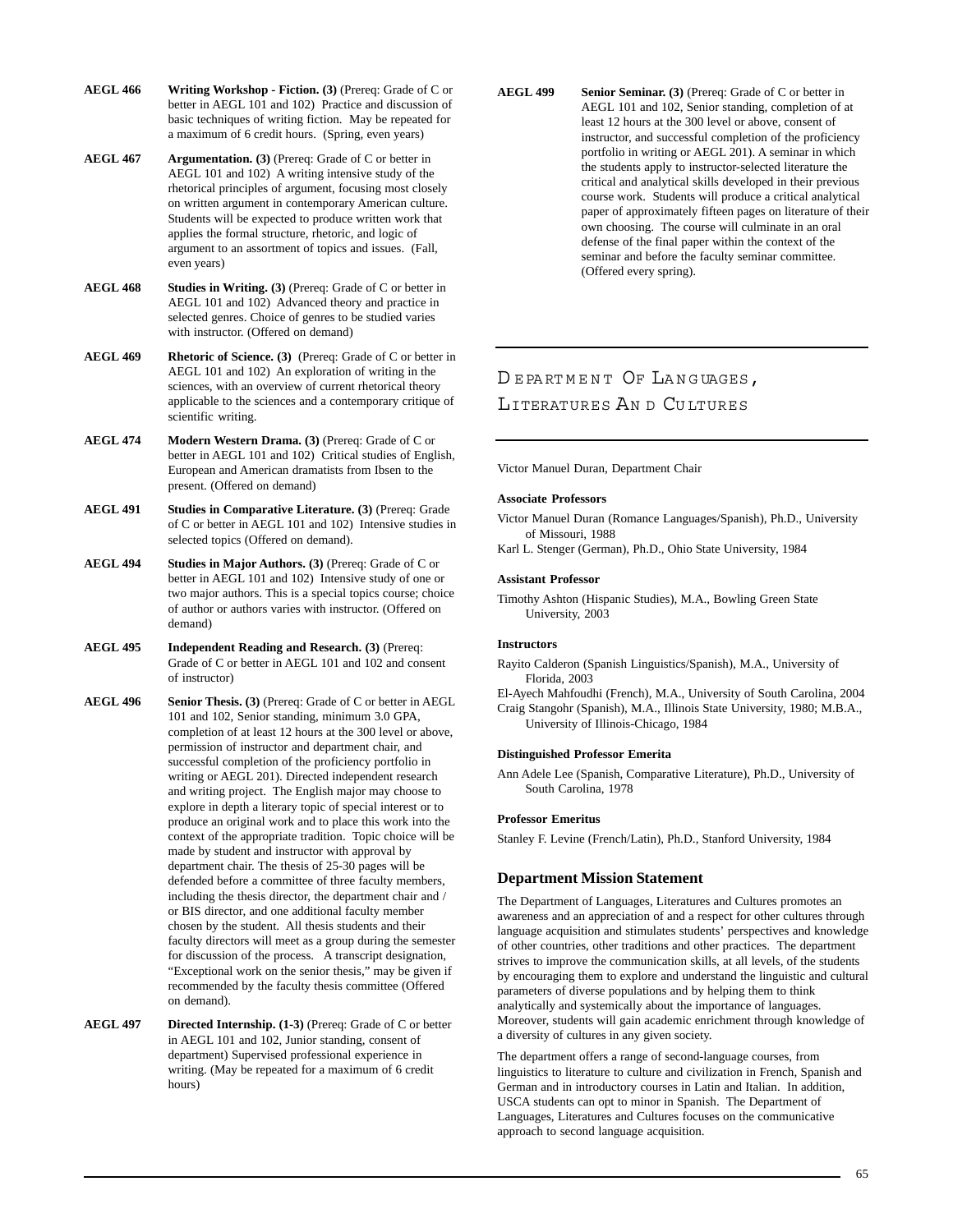**AEGL 466** **Writing Workshop - Fiction. (3)** (Prereq: Grade of C or better in AEGL 101 and 102) Practice and discussion of basic techniques of writing fiction. May be repeated for a maximum of 6 credit hours. (Spring, even years)

**AEGL 467** **Argumentation. (3)** (Prereq: Grade of C or better in AEGL 101 and 102) A writing intensive study of the rhetorical principles of argument, focusing most closely on written argument in contemporary American culture. Students will be expected to produce written work that applies the formal structure, rhetoric, and logic of argument to an assortment of topics and issues. (Fall, even years)

**AEGL 468** **Studies in Writing. (3)** (Prereq: Grade of C or better in AEGL 101 and 102) Advanced theory and practice in selected genres. Choice of genres to be studied varies with instructor. (Offered on demand)

**AEGL 469** **Rhetoric of Science. (3)** (Prereq: Grade of C or better in AEGL 101 and 102) An exploration of writing in the sciences, with an overview of current rhetorical theory applicable to the sciences and a contemporary critique of scientific writing.

**AEGL 474** **Modern Western Drama. (3)** (Prereq: Grade of C or better in AEGL 101 and 102) Critical studies of English, European and American dramatists from Ibsen to the present. (Offered on demand)

**AEGL 491** **Studies in Comparative Literature. (3)** (Prereq: Grade of C or better in AEGL 101 and 102) Intensive studies in selected topics (Offered on demand).

**AEGL 494** **Studies in Major Authors. (3)** (Prereq: Grade of C or better in AEGL 101 and 102) Intensive study of one or two major authors. This is a special topics course; choice of author or authors varies with instructor. (Offered on demand)

**AEGL 495** **Independent Reading and Research. (3)** (Prereq: Grade of C or better in AEGL 101 and 102 and consent of instructor)

**AEGL 496** **Senior Thesis. (3)** (Prereq: Grade of C or better in AEGL 101 and 102, Senior standing, minimum 3.0 GPA, completion of at least 12 hours at the 300 level or above, permission of instructor and department chair, and successful completion of the proficiency portfolio in writing or AEGL 201). Directed independent research and writing project. The English major may choose to explore in depth a literary topic of special interest or to produce an original work and to place this work into the context of the appropriate tradition. Topic choice will be made by student and instructor with approval by department chair. The thesis of 25-30 pages will be defended before a committee of three faculty members, including the thesis director, the department chair and / or BIS director, and one additional faculty member chosen by the student. All thesis students and their faculty directors will meet as a group during the semester for discussion of the process. A transcript designation, "Exceptional work on the senior thesis," may be given if recommended by the faculty thesis committee (Offered on demand).

**AEGL 497** **Directed Internship. (1-3)** (Prereq: Grade of C or better in AEGL 101 and 102, Junior standing, consent of department) Supervised professional experience in writing. (May be repeated for a maximum of 6 credit hours)

**AEGL 499** **Senior Seminar. (3)** (Prereq: Grade of C or better in AEGL 101 and 102, Senior standing, completion of at least 12 hours at the 300 level or above, consent of instructor, and successful completion of the proficiency portfolio in writing or AEGL 201). A seminar in which the students apply to instructor-selected literature the critical and analytical skills developed in their previous course work. Students will produce a critical analytical paper of approximately fifteen pages on literature of their own choosing. The course will culminate in an oral defense of the final paper within the context of the seminar and before the faculty seminar committee. (Offered every spring).

# Department Of Languages, Literatures And Cultures

Victor Manuel Duran, Department Chair

#### Associate Professors

Victor Manuel Duran (Romance Languages/Spanish), Ph.D., University of Missouri, 1988

Karl L. Stenger (German), Ph.D., Ohio State University, 1984

#### Assistant Professor

Timothy Ashton (Hispanic Studies), M.A., Bowling Green State University, 2003

#### Instructors

Rayito Calderon (Spanish Linguistics/Spanish), M.A., University of Florida, 2003

El-Ayech Mahfoudhi (French), M.A., University of South Carolina, 2004

Craig Stangohr (Spanish), M.A., Illinois State University, 1980; M.B.A., University of Illinois-Chicago, 1984

#### Distinguished Professor Emerita

Ann Adele Lee (Spanish, Comparative Literature), Ph.D., University of South Carolina, 1978

#### Professor Emeritus

Stanley F. Levine (French/Latin), Ph.D., Stanford University, 1984

## Department Mission Statement

The Department of Languages, Literatures and Cultures promotes an awareness and an appreciation of and a respect for other cultures through language acquisition and stimulates students' perspectives and knowledge of other countries, other traditions and other practices. The department strives to improve the communication skills, at all levels, of the students by encouraging them to explore and understand the linguistic and cultural parameters of diverse populations and by helping them to think analytically and systemically about the importance of languages. Moreover, students will gain academic enrichment through knowledge of a diversity of cultures in any given society.

The department offers a range of second-language courses, from linguistics to literature to culture and civilization in French, Spanish and German and in introductory courses in Latin and Italian. In addition, USCA students can opt to minor in Spanish. The Department of Languages, Literatures and Cultures focuses on the communicative approach to second language acquisition.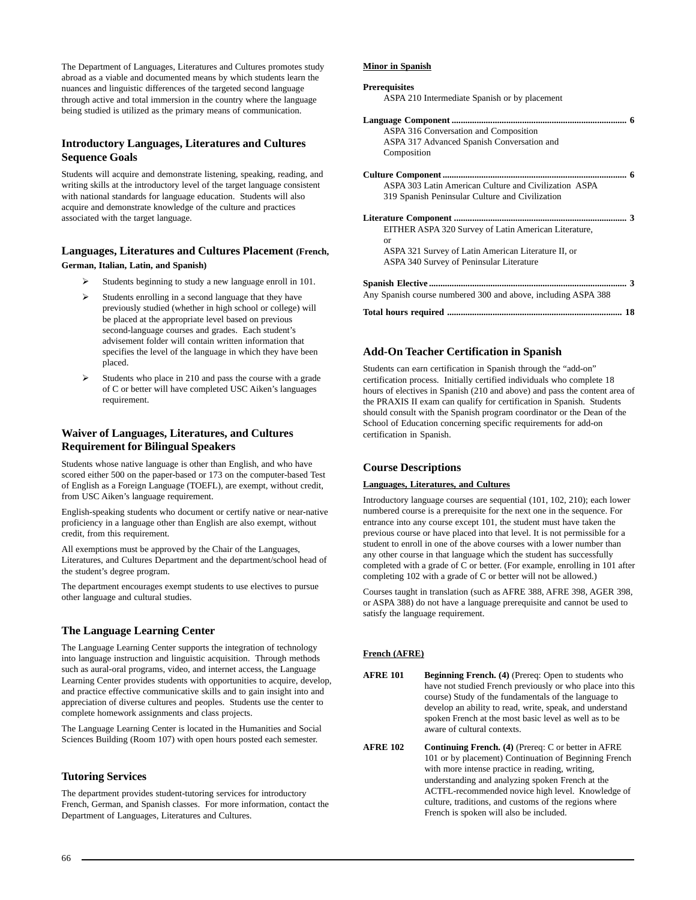The Department of Languages, Literatures and Cultures promotes study abroad as a viable and documented means by which students learn the nuances and linguistic differences of the targeted second language through active and total immersion in the country where the language being studied is utilized as the primary means of communication.

## Introductory Languages, Literatures and Cultures Sequence Goals

Students will acquire and demonstrate listening, speaking, reading, and writing skills at the introductory level of the target language consistent with national standards for language education. Students will also acquire and demonstrate knowledge of the culture and practices associated with the target language.

## Languages, Literatures and Cultures Placement (French, German, Italian, Latin, and Spanish)

- Students beginning to study a new language enroll in 101.
- Students enrolling in a second language that they have previously studied (whether in high school or college) will be placed at the appropriate level based on previous second-language courses and grades. Each student's advisement folder will contain written information that specifies the level of the language in which they have been placed.
- Students who place in 210 and pass the course with a grade of C or better will have completed USC Aiken's languages requirement.

## Waiver of Languages, Literatures, and Cultures Requirement for Bilingual Speakers

Students whose native language is other than English, and who have scored either 500 on the paper-based or 173 on the computer-based Test of English as a Foreign Language (TOEFL), are exempt, without credit, from USC Aiken's language requirement.

English-speaking students who document or certify native or near-native proficiency in a language other than English are also exempt, without credit, from this requirement.

All exemptions must be approved by the Chair of the Languages, Literatures, and Cultures Department and the department/school head of the student's degree program.

The department encourages exempt students to use electives to pursue other language and cultural studies.

## The Language Learning Center

The Language Learning Center supports the integration of technology into language instruction and linguistic acquisition. Through methods such as aural-oral programs, video, and internet access, the Language Learning Center provides students with opportunities to acquire, develop, and practice effective communicative skills and to gain insight into and appreciation of diverse cultures and peoples. Students use the center to complete homework assignments and class projects.

The Language Learning Center is located in the Humanities and Social Sciences Building (Room 107) with open hours posted each semester.

## Tutoring Services

The department provides student-tutoring services for introductory French, German, and Spanish classes. For more information, contact the Department of Languages, Literatures and Cultures.

### Minor in Spanish

**Prerequisites**
ASPA 210 Intermediate Spanish or by placement

**Language Component .... 6**
ASPA 316 Conversation and Composition
ASPA 317 Advanced Spanish Conversation and Composition

**Culture Component .... 6**
ASPA 303 Latin American Culture and Civilization ASPA 319 Spanish Peninsular Culture and Civilization

**Literature Component .... 3**
EITHER ASPA 320 Survey of Latin American Literature, or
ASPA 321 Survey of Latin American Literature II, or
ASPA 340 Survey of Peninsular Literature

**Spanish Elective .... 3**
Any Spanish course numbered 300 and above, including ASPA 388

**Total hours required .... 18**

## Add-On Teacher Certification in Spanish

Students can earn certification in Spanish through the "add-on" certification process. Initially certified individuals who complete 18 hours of electives in Spanish (210 and above) and pass the content area of the PRAXIS II exam can qualify for certification in Spanish. Students should consult with the Spanish program coordinator or the Dean of the School of Education concerning specific requirements for add-on certification in Spanish.

## Course Descriptions

### Languages, Literatures, and Cultures

Introductory language courses are sequential (101, 102, 210); each lower numbered course is a prerequisite for the next one in the sequence. For entrance into any course except 101, the student must have taken the previous course or have placed into that level. It is not permissible for a student to enroll in one of the above courses with a lower number than any other course in that language which the student has successfully completed with a grade of C or better. (For example, enrolling in 101 after completing 102 with a grade of C or better will not be allowed.)

Courses taught in translation (such as AFRE 388, AFRE 398, AGER 398, or ASPA 388) do not have a language prerequisite and cannot be used to satisfy the language requirement.

### French (AFRE)

**AFRE 101** **Beginning French. (4)** (Prereq: Open to students who have not studied French previously or who place into this course) Study of the fundamentals of the language to develop an ability to read, write, speak, and understand spoken French at the most basic level as well as to be aware of cultural contexts.

**AFRE 102** **Continuing French. (4)** (Prereq: C or better in AFRE 101 or by placement) Continuation of Beginning French with more intense practice in reading, writing, understanding and analyzing spoken French at the ACTFL-recommended novice high level. Knowledge of culture, traditions, and customs of the regions where French is spoken will also be included.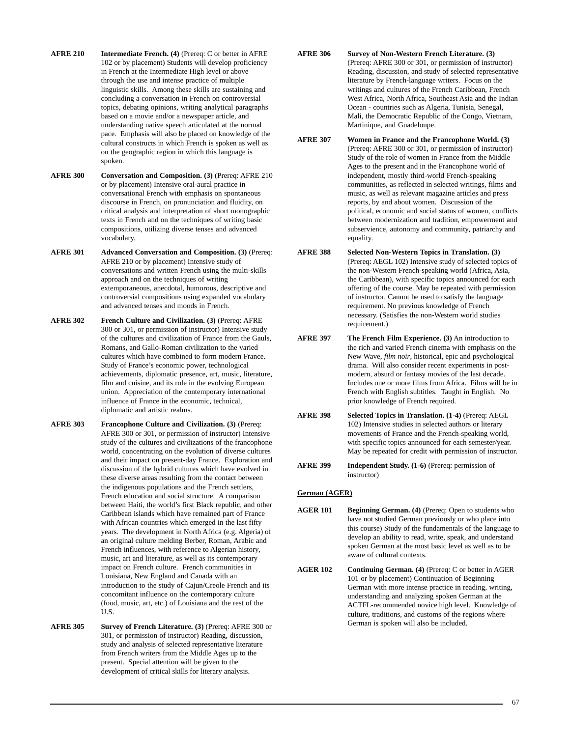**AFRE 210** **Intermediate French. (4)** (Prereq: C or better in AFRE 102 or by placement) Students will develop proficiency in French at the Intermediate High level or above through the use and intense practice of multiple linguistic skills. Among these skills are sustaining and concluding a conversation in French on controversial topics, debating opinions, writing analytical paragraphs based on a movie and/or a newspaper article, and understanding native speech articulated at the normal pace. Emphasis will also be placed on knowledge of the cultural constructs in which French is spoken as well as on the geographic region in which this language is spoken.

**AFRE 300** **Conversation and Composition. (3)** (Prereq: AFRE 210 or by placement) Intensive oral-aural practice in conversational French with emphasis on spontaneous discourse in French, on pronunciation and fluidity, on critical analysis and interpretation of short monographic texts in French and on the techniques of writing basic compositions, utilizing diverse tenses and advanced vocabulary.

**AFRE 301** **Advanced Conversation and Composition. (3)** (Prereq: AFRE 210 or by placement) Intensive study of conversations and written French using the multi-skills approach and on the techniques of writing extemporaneous, anecdotal, humorous, descriptive and controversial compositions using expanded vocabulary and advanced tenses and moods in French.

**AFRE 302** **French Culture and Civilization. (3)** (Prereq: AFRE 300 or 301, or permission of instructor) Intensive study of the cultures and civilization of France from the Gauls, Romans, and Gallo-Roman civilization to the varied cultures which have combined to form modern France. Study of France's economic power, technological achievements, diplomatic presence, art, music, literature, film and cuisine, and its role in the evolving European union. Appreciation of the contemporary international influence of France in the economic, technical, diplomatic and artistic realms.

**AFRE 303** **Francophone Culture and Civilization. (3)** (Prereq: AFRE 300 or 301, or permission of instructor) Intensive study of the cultures and civilizations of the francophone world, concentrating on the evolution of diverse cultures and their impact on present-day France. Exploration and discussion of the hybrid cultures which have evolved in these diverse areas resulting from the contact between the indigenous populations and the French settlers, French education and social structure. A comparison between Haiti, the world's first Black republic, and other Caribbean islands which have remained part of France with African countries which emerged in the last fifty years. The development in North Africa (e.g. Algeria) of an original culture melding Berber, Roman, Arabic and French influences, with reference to Algerian history, music, art and literature, as well as its contemporary impact on French culture. French communities in Louisiana, New England and Canada with an introduction to the study of Cajun/Creole French and its concomitant influence on the contemporary culture (food, music, art, etc.) of Louisiana and the rest of the U.S.

**AFRE 305** **Survey of French Literature. (3)** (Prereq: AFRE 300 or 301, or permission of instructor) Reading, discussion, study and analysis of selected representative literature from French writers from the Middle Ages up to the present. Special attention will be given to the development of critical skills for literary analysis.

**AFRE 306** **Survey of Non-Western French Literature. (3)** (Prereq: AFRE 300 or 301, or permission of instructor) Reading, discussion, and study of selected representative literature by French-language writers. Focus on the writings and cultures of the French Caribbean, French West Africa, North Africa, Southeast Asia and the Indian Ocean - countries such as Algeria, Tunisia, Senegal, Mali, the Democratic Republic of the Congo, Vietnam, Martinique, and Guadeloupe.

**AFRE 307** **Women in France and the Francophone World. (3)** (Prereq: AFRE 300 or 301, or permission of instructor) Study of the role of women in France from the Middle Ages to the present and in the Francophone world of independent, mostly third-world French-speaking communities, as reflected in selected writings, films and music, as well as relevant magazine articles and press reports, by and about women. Discussion of the political, economic and social status of women, conflicts between modernization and tradition, empowerment and subservience, autonomy and community, patriarchy and equality.

**AFRE 388** **Selected Non-Western Topics in Translation. (3)** (Prereq: AEGL 102) Intensive study of selected topics of the non-Western French-speaking world (Africa, Asia, the Caribbean), with specific topics announced for each offering of the course. May be repeated with permission of instructor. Cannot be used to satisfy the language requirement. No previous knowledge of French necessary. (Satisfies the non-Western world studies requirement.)

**AFRE 397** **The French Film Experience. (3)** An introduction to the rich and varied French cinema with emphasis on the New Wave, *film noir*, historical, epic and psychological drama. Will also consider recent experiments in post-modern, absurd or fantasy movies of the last decade. Includes one or more films from Africa. Films will be in French with English subtitles. Taught in English. No prior knowledge of French required.

**AFRE 398** **Selected Topics in Translation. (1-4)** (Prereq: AEGL 102) Intensive studies in selected authors or literary movements of France and the French-speaking world, with specific topics announced for each semester/year. May be repeated for credit with permission of instructor.

**AFRE 399** **Independent Study. (1-6)** (Prereq: permission of instructor)

## German (AGER)

**AGER 101** **Beginning German. (4)** (Prereq: Open to students who have not studied German previously or who place into this course) Study of the fundamentals of the language to develop an ability to read, write, speak, and understand spoken German at the most basic level as well as to be aware of cultural contexts.

**AGER 102** **Continuing German. (4)** (Prereq: C or better in AGER 101 or by placement) Continuation of Beginning German with more intense practice in reading, writing, understanding and analyzing spoken German at the ACTFL-recommended novice high level. Knowledge of culture, traditions, and customs of the regions where German is spoken will also be included.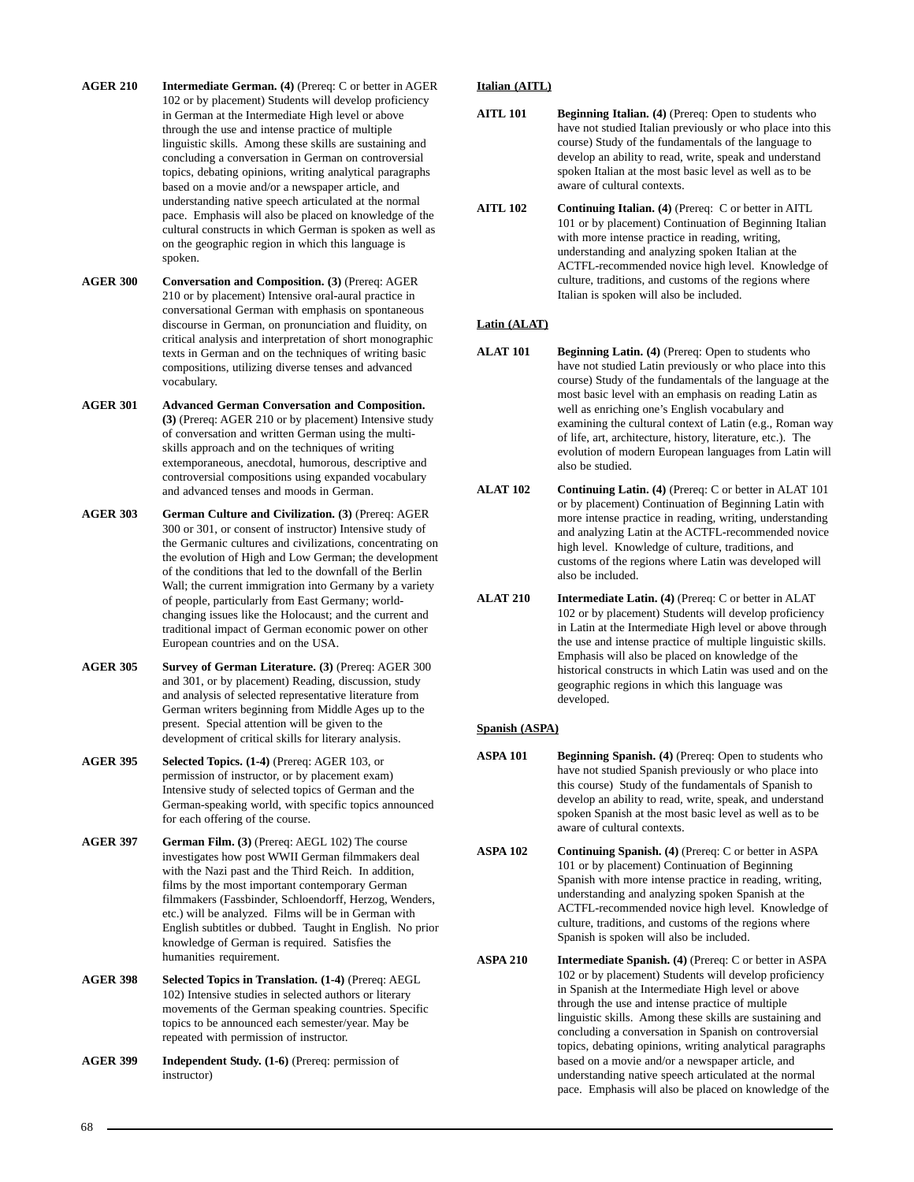**AGER 210** **Intermediate German. (4)** (Prereq: C or better in AGER 102 or by placement) Students will develop proficiency in German at the Intermediate High level or above through the use and intense practice of multiple linguistic skills. Among these skills are sustaining and concluding a conversation in German on controversial topics, debating opinions, writing analytical paragraphs based on a movie and/or a newspaper article, and understanding native speech articulated at the normal pace. Emphasis will also be placed on knowledge of the cultural constructs in which German is spoken as well as on the geographic region in which this language is spoken.

**AGER 300** **Conversation and Composition. (3)** (Prereq: AGER 210 or by placement) Intensive oral-aural practice in conversational German with emphasis on spontaneous discourse in German, on pronunciation and fluidity, on critical analysis and interpretation of short monographic texts in German and on the techniques of writing basic compositions, utilizing diverse tenses and advanced vocabulary.

**AGER 301** **Advanced German Conversation and Composition. (3)** (Prereq: AGER 210 or by placement) Intensive study of conversation and written German using the multi-skills approach and on the techniques of writing extemporaneous, anecdotal, humorous, descriptive and controversial compositions using expanded vocabulary and advanced tenses and moods in German.

**AGER 303** **German Culture and Civilization. (3)** (Prereq: AGER 300 or 301, or consent of instructor) Intensive study of the Germanic cultures and civilizations, concentrating on the evolution of High and Low German; the development of the conditions that led to the downfall of the Berlin Wall; the current immigration into Germany by a variety of people, particularly from East Germany; world-changing issues like the Holocaust; and the current and traditional impact of German economic power on other European countries and on the USA.

**AGER 305** **Survey of German Literature. (3)** (Prereq: AGER 300 and 301, or by placement) Reading, discussion, study and analysis of selected representative literature from German writers beginning from Middle Ages up to the present. Special attention will be given to the development of critical skills for literary analysis.

**AGER 395** **Selected Topics. (1-4)** (Prereq: AGER 103, or permission of instructor, or by placement exam) Intensive study of selected topics of German and the German-speaking world, with specific topics announced for each offering of the course.

**AGER 397** **German Film. (3)** (Prereq: AEGL 102) The course investigates how post WWII German filmmakers deal with the Nazi past and the Third Reich. In addition, films by the most important contemporary German filmmakers (Fassbinder, Schloendorff, Herzog, Wenders, etc.) will be analyzed. Films will be in German with English subtitles or dubbed. Taught in English. No prior knowledge of German is required. Satisfies the humanities requirement.

**AGER 398** **Selected Topics in Translation. (1-4)** (Prereq: AEGL 102) Intensive studies in selected authors or literary movements of the German speaking countries. Specific topics to be announced each semester/year. May be repeated with permission of instructor.

**AGER 399** **Independent Study. (1-6)** (Prereq: permission of instructor)

## Italian (AITL)

**AITL 101** **Beginning Italian. (4)** (Prereq: Open to students who have not studied Italian previously or who place into this course) Study of the fundamentals of the language to develop an ability to read, write, speak and understand spoken Italian at the most basic level as well as to be aware of cultural contexts.

**AITL 102** **Continuing Italian. (4)** (Prereq: C or better in AITL 101 or by placement) Continuation of Beginning Italian with more intense practice in reading, writing, understanding and analyzing spoken Italian at the ACTFL-recommended novice high level. Knowledge of culture, traditions, and customs of the regions where Italian is spoken will also be included.

## Latin (ALAT)

**ALAT 101** **Beginning Latin. (4)** (Prereq: Open to students who have not studied Latin previously or who place into this course) Study of the fundamentals of the language at the most basic level with an emphasis on reading Latin as well as enriching one's English vocabulary and examining the cultural context of Latin (e.g., Roman way of life, art, architecture, history, literature, etc.). The evolution of modern European languages from Latin will also be studied.

**ALAT 102** **Continuing Latin. (4)** (Prereq: C or better in ALAT 101 or by placement) Continuation of Beginning Latin with more intense practice in reading, writing, understanding and analyzing Latin at the ACTFL-recommended novice high level. Knowledge of culture, traditions, and customs of the regions where Latin was developed will also be included.

**ALAT 210** **Intermediate Latin. (4)** (Prereq: C or better in ALAT 102 or by placement) Students will develop proficiency in Latin at the Intermediate High level or above through the use and intense practice of multiple linguistic skills. Emphasis will also be placed on knowledge of the historical constructs in which Latin was used and on the geographic regions in which this language was developed.

## Spanish (ASPA)

**ASPA 101** **Beginning Spanish. (4)** (Prereq: Open to students who have not studied Spanish previously or who place into this course) Study of the fundamentals of Spanish to develop an ability to read, write, speak, and understand spoken Spanish at the most basic level as well as to be aware of cultural contexts.

**ASPA 102** **Continuing Spanish. (4)** (Prereq: C or better in ASPA 101 or by placement) Continuation of Beginning Spanish with more intense practice in reading, writing, understanding and analyzing spoken Spanish at the ACTFL-recommended novice high level. Knowledge of culture, traditions, and customs of the regions where Spanish is spoken will also be included.

**ASPA 210** **Intermediate Spanish. (4)** (Prereq: C or better in ASPA 102 or by placement) Students will develop proficiency in Spanish at the Intermediate High level or above through the use and intense practice of multiple linguistic skills. Among these skills are sustaining and concluding a conversation in Spanish on controversial topics, debating opinions, writing analytical paragraphs based on a movie and/or a newspaper article, and understanding native speech articulated at the normal pace. Emphasis will also be placed on knowledge of the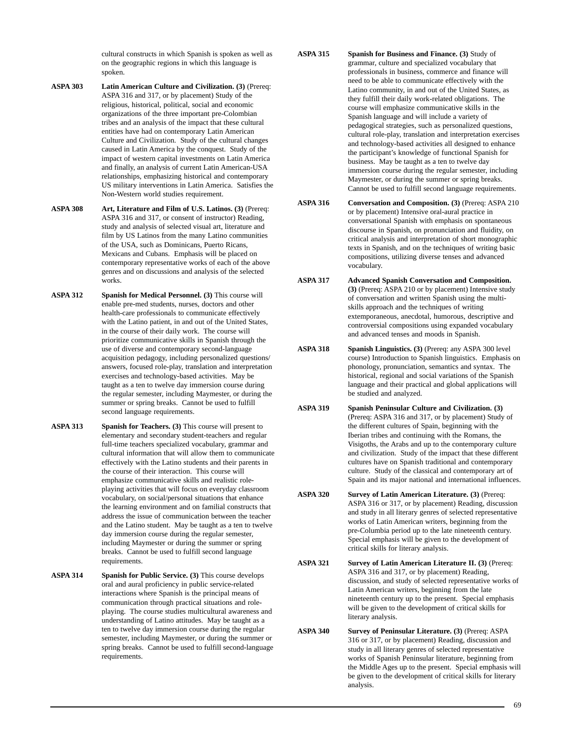cultural constructs in which Spanish is spoken as well as on the geographic regions in which this language is spoken.

**ASPA 303** **Latin American Culture and Civilization. (3)** (Prereq: ASPA 316 and 317, or by placement) Study of the religious, historical, political, social and economic organizations of the three important pre-Colombian tribes and an analysis of the impact that these cultural entities have had on contemporary Latin American Culture and Civilization. Study of the cultural changes caused in Latin America by the conquest. Study of the impact of western capital investments on Latin America and finally, an analysis of current Latin American-USA relationships, emphasizing historical and contemporary US military interventions in Latin America. Satisfies the Non-Western world studies requirement.

**ASPA 308** **Art, Literature and Film of U.S. Latinos. (3)** (Prereq: ASPA 316 and 317, or consent of instructor) Reading, study and analysis of selected visual art, literature and film by US Latinos from the many Latino communities of the USA, such as Dominicans, Puerto Ricans, Mexicans and Cubans. Emphasis will be placed on contemporary representative works of each of the above genres and on discussions and analysis of the selected works.

**ASPA 312** **Spanish for Medical Personnel. (3)** This course will enable pre-med students, nurses, doctors and other health-care professionals to communicate effectively with the Latino patient, in and out of the United States, in the course of their daily work. The course will prioritize communicative skills in Spanish through the use of diverse and contemporary second-language acquisition pedagogy, including personalized questions/answers, focused role-play, translation and interpretation exercises and technology-based activities. May be taught as a ten to twelve day immersion course during the regular semester, including Maymester, or during the summer or spring breaks. Cannot be used to fulfill second language requirements.

**ASPA 313** **Spanish for Teachers. (3)** This course will present to elementary and secondary student-teachers and regular full-time teachers specialized vocabulary, grammar and cultural information that will allow them to communicate effectively with the Latino students and their parents in the course of their interaction. This course will emphasize communicative skills and realistic role-playing activities that will focus on everyday classroom vocabulary, on social/personal situations that enhance the learning environment and on familial constructs that address the issue of communication between the teacher and the Latino student. May be taught as a ten to twelve day immersion course during the regular semester, including Maymester or during the summer or spring breaks. Cannot be used to fulfill second language requirements.

**ASPA 314** **Spanish for Public Service. (3)** This course develops oral and aural proficiency in public service-related interactions where Spanish is the principal means of communication through practical situations and role-playing. The course studies multicultural awareness and understanding of Latino attitudes. May be taught as a ten to twelve day immersion course during the regular semester, including Maymester, or during the summer or spring breaks. Cannot be used to fulfill second-language requirements.

**ASPA 315** **Spanish for Business and Finance. (3)** Study of grammar, culture and specialized vocabulary that professionals in business, commerce and finance will need to be able to communicate effectively with the Latino community, in and out of the United States, as they fulfill their daily work-related obligations. The course will emphasize communicative skills in the Spanish language and will include a variety of pedagogical strategies, such as personalized questions, cultural role-play, translation and interpretation exercises and technology-based activities all designed to enhance the participant's knowledge of functional Spanish for business. May be taught as a ten to twelve day immersion course during the regular semester, including Maymester, or during the summer or spring breaks. Cannot be used to fulfill second language requirements.

**ASPA 316** **Conversation and Composition. (3)** (Prereq: ASPA 210 or by placement) Intensive oral-aural practice in conversational Spanish with emphasis on spontaneous discourse in Spanish, on pronunciation and fluidity, on critical analysis and interpretation of short monographic texts in Spanish, and on the techniques of writing basic compositions, utilizing diverse tenses and advanced vocabulary.

**ASPA 317** **Advanced Spanish Conversation and Composition. (3)** (Prereq: ASPA 210 or by placement) Intensive study of conversation and written Spanish using the multi-skills approach and the techniques of writing extemporaneous, anecdotal, humorous, descriptive and controversial compositions using expanded vocabulary and advanced tenses and moods in Spanish.

**ASPA 318** **Spanish Linguistics. (3)** (Prereq: any ASPA 300 level course) Introduction to Spanish linguistics. Emphasis on phonology, pronunciation, semantics and syntax. The historical, regional and social variations of the Spanish language and their practical and global applications will be studied and analyzed.

**ASPA 319** **Spanish Peninsular Culture and Civilization. (3)** (Prereq: ASPA 316 and 317, or by placement) Study of the different cultures of Spain, beginning with the Iberian tribes and continuing with the Romans, the Visigoths, the Arabs and up to the contemporary culture and civilization. Study of the impact that these different cultures have on Spanish traditional and contemporary culture. Study of the classical and contemporary art of Spain and its major national and international influences.

**ASPA 320** **Survey of Latin American Literature. (3)** (Prereq: ASPA 316 or 317, or by placement) Reading, discussion and study in all literary genres of selected representative works of Latin American writers, beginning from the pre-Columbia period up to the late nineteenth century. Special emphasis will be given to the development of critical skills for literary analysis.

**ASPA 321** **Survey of Latin American Literature II. (3)** (Prereq: ASPA 316 and 317, or by placement) Reading, discussion, and study of selected representative works of Latin American writers, beginning from the late nineteenth century up to the present. Special emphasis will be given to the development of critical skills for literary analysis.

**ASPA 340** **Survey of Peninsular Literature. (3)** (Prereq: ASPA 316 or 317, or by placement) Reading, discussion and study in all literary genres of selected representative works of Spanish Peninsular literature, beginning from the Middle Ages up to the present. Special emphasis will be given to the development of critical skills for literary analysis.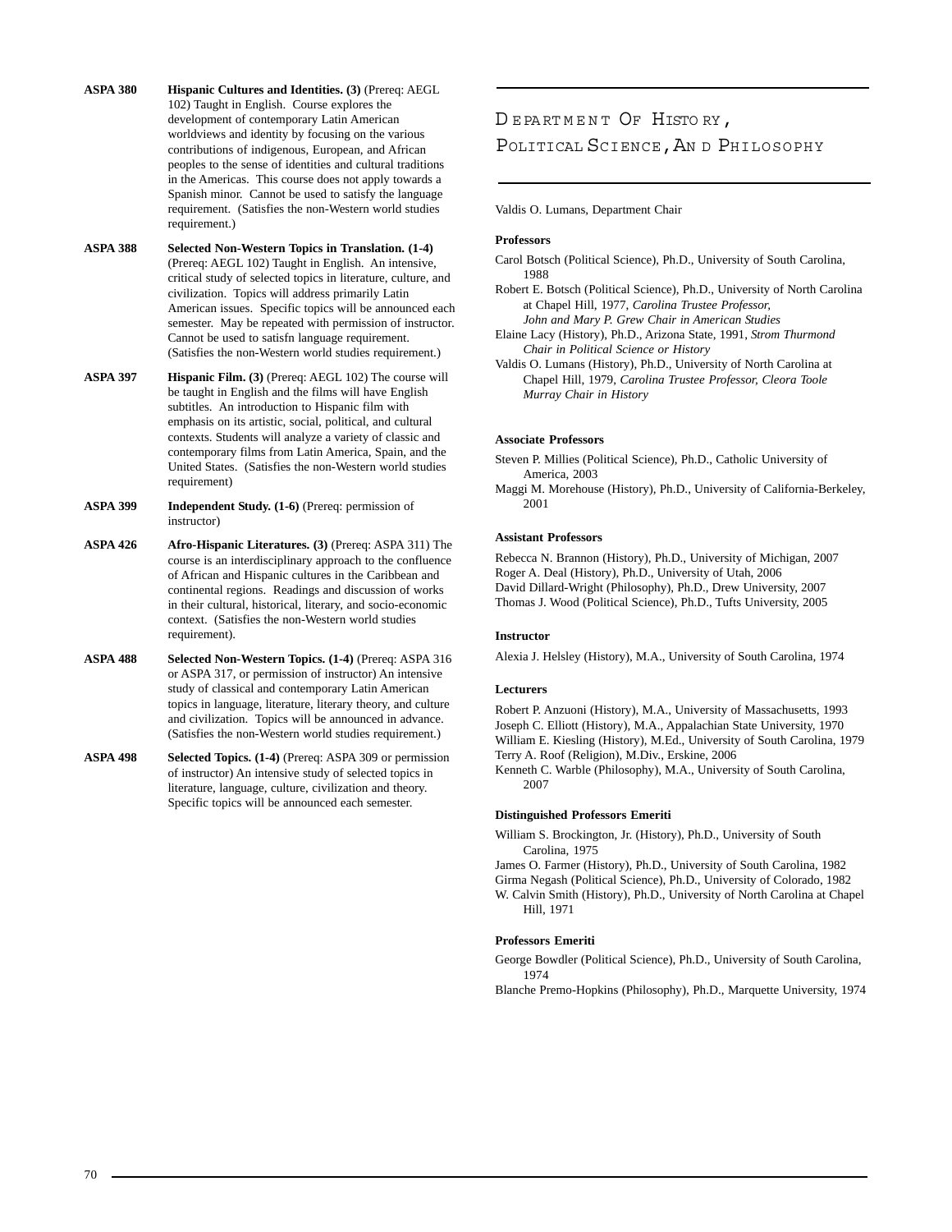**ASPA 380** **Hispanic Cultures and Identities. (3)** (Prereq: AEGL 102) Taught in English. Course explores the development of contemporary Latin American worldviews and identity by focusing on the various contributions of indigenous, European, and African peoples to the sense of identities and cultural traditions in the Americas. This course does not apply towards a Spanish minor. Cannot be used to satisfy the language requirement. (Satisfies the non-Western world studies requirement.)

**ASPA 388** **Selected Non-Western Topics in Translation. (1-4)** (Prereq: AEGL 102) Taught in English. An intensive, critical study of selected topics in literature, culture, and civilization. Topics will address primarily Latin American issues. Specific topics will be announced each semester. May be repeated with permission of instructor. Cannot be used to satisfn language requirement. (Satisfies the non-Western world studies requirement.)

**ASPA 397** **Hispanic Film. (3)** (Prereq: AEGL 102) The course will be taught in English and the films will have English subtitles. An introduction to Hispanic film with emphasis on its artistic, social, political, and cultural contexts. Students will analyze a variety of classic and contemporary films from Latin America, Spain, and the United States. (Satisfies the non-Western world studies requirement)

**ASPA 399** **Independent Study. (1-6)** (Prereq: permission of instructor)

**ASPA 426** **Afro-Hispanic Literatures. (3)** (Prereq: ASPA 311) The course is an interdisciplinary approach to the confluence of African and Hispanic cultures in the Caribbean and continental regions. Readings and discussion of works in their cultural, historical, literary, and socio-economic context. (Satisfies the non-Western world studies requirement).

**ASPA 488** **Selected Non-Western Topics. (1-4)** (Prereq: ASPA 316 or ASPA 317, or permission of instructor) An intensive study of classical and contemporary Latin American topics in language, literature, literary theory, and culture and civilization. Topics will be announced in advance. (Satisfies the non-Western world studies requirement.)

**ASPA 498** **Selected Topics. (1-4)** (Prereq: ASPA 309 or permission of instructor) An intensive study of selected topics in literature, language, culture, civilization and theory. Specific topics will be announced each semester.

# Department Of History, Political Science, And Philosophy

Valdis O. Lumans, Department Chair

**Professors**

Carol Botsch (Political Science), Ph.D., University of South Carolina, 1988

Robert E. Botsch (Political Science), Ph.D., University of North Carolina at Chapel Hill, 1977, *Carolina Trustee Professor, John and Mary P. Grew Chair in American Studies*

Elaine Lacy (History), Ph.D., Arizona State, 1991, *Strom Thurmond Chair in Political Science or History*

Valdis O. Lumans (History), Ph.D., University of North Carolina at Chapel Hill, 1979, *Carolina Trustee Professor, Cleora Toole Murray Chair in History*

**Associate Professors**

Steven P. Millies (Political Science), Ph.D., Catholic University of America, 2003

Maggi M. Morehouse (History), Ph.D., University of California-Berkeley, 2001

**Assistant Professors**

Rebecca N. Brannon (History), Ph.D., University of Michigan, 2007
Roger A. Deal (History), Ph.D., University of Utah, 2006
David Dillard-Wright (Philosophy), Ph.D., Drew University, 2007
Thomas J. Wood (Political Science), Ph.D., Tufts University, 2005

**Instructor**

Alexia J. Helsley (History), M.A., University of South Carolina, 1974

**Lecturers**

Robert P. Anzuoni (History), M.A., University of Massachusetts, 1993
Joseph C. Elliott (History), M.A., Appalachian State University, 1970
William E. Kiesling (History), M.Ed., University of South Carolina, 1979
Terry A. Roof (Religion), M.Div., Erskine, 2006
Kenneth C. Warble (Philosophy), M.A., University of South Carolina, 2007

**Distinguished Professors Emeriti**

William S. Brockington, Jr. (History), Ph.D., University of South Carolina, 1975
James O. Farmer (History), Ph.D., University of South Carolina, 1982
Girma Negash (Political Science), Ph.D., University of Colorado, 1982
W. Calvin Smith (History), Ph.D., University of North Carolina at Chapel Hill, 1971

**Professors Emeriti**

George Bowdler (Political Science), Ph.D., University of South Carolina, 1974
Blanche Premo-Hopkins (Philosophy), Ph.D., Marquette University, 1974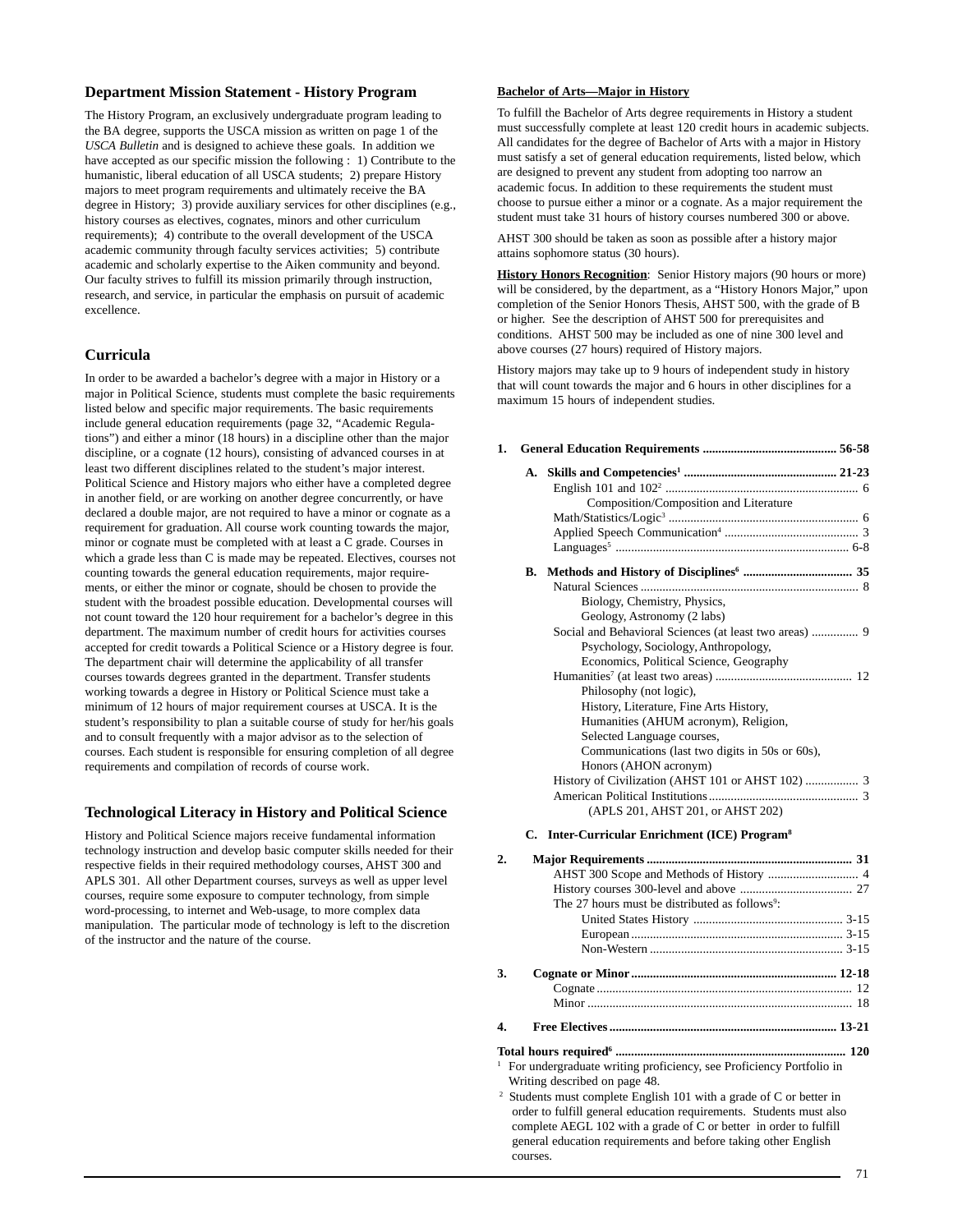## Department Mission Statement - History Program

The History Program, an exclusively undergraduate program leading to the BA degree, supports the USCA mission as written on page 1 of the *USCA Bulletin* and is designed to achieve these goals. In addition we have accepted as our specific mission the following : 1) Contribute to the humanistic, liberal education of all USCA students; 2) prepare History majors to meet program requirements and ultimately receive the BA degree in History; 3) provide auxiliary services for other disciplines (e.g., history courses as electives, cognates, minors and other curriculum requirements); 4) contribute to the overall development of the USCA academic community through faculty services activities; 5) contribute academic and scholarly expertise to the Aiken community and beyond. Our faculty strives to fulfill its mission primarily through instruction, research, and service, in particular the emphasis on pursuit of academic excellence.

## Curricula

In order to be awarded a bachelor's degree with a major in History or a major in Political Science, students must complete the basic requirements listed below and specific major requirements. The basic requirements include general education requirements (page 32, "Academic Regulations") and either a minor (18 hours) in a discipline other than the major discipline, or a cognate (12 hours), consisting of advanced courses in at least two different disciplines related to the student's major interest. Political Science and History majors who either have a completed degree in another field, or are working on another degree concurrently, or have declared a double major, are not required to have a minor or cognate as a requirement for graduation. All course work counting towards the major, minor or cognate must be completed with at least a C grade. Courses in which a grade less than C is made may be repeated. Electives, courses not counting towards the general education requirements, major requirements, or either the minor or cognate, should be chosen to provide the student with the broadest possible education. Developmental courses will not count toward the 120 hour requirement for a bachelor's degree in this department. The maximum number of credit hours for activities courses accepted for credit towards a Political Science or a History degree is four. The department chair will determine the applicability of all transfer courses towards degrees granted in the department. Transfer students working towards a degree in History or Political Science must take a minimum of 12 hours of major requirement courses at USCA. It is the student's responsibility to plan a suitable course of study for her/his goals and to consult frequently with a major advisor as to the selection of courses. Each student is responsible for ensuring completion of all degree requirements and compilation of records of course work.

## Technological Literacy in History and Political Science

History and Political Science majors receive fundamental information technology instruction and develop basic computer skills needed for their respective fields in their required methodology courses, AHST 300 and APLS 301. All other Department courses, surveys as well as upper level courses, require some exposure to computer technology, from simple word-processing, to internet and Web-usage, to more complex data manipulation. The particular mode of technology is left to the discretion of the instructor and the nature of the course.

**Bachelor of Arts—Major in History**

To fulfill the Bachelor of Arts degree requirements in History a student must successfully complete at least 120 credit hours in academic subjects. All candidates for the degree of Bachelor of Arts with a major in History must satisfy a set of general education requirements, listed below, which are designed to prevent any student from adopting too narrow an academic focus. In addition to these requirements the student must choose to pursue either a minor or a cognate. As a major requirement the student must take 31 hours of history courses numbered 300 or above.

AHST 300 should be taken as soon as possible after a history major attains sophomore status (30 hours).

**History Honors Recognition**: Senior History majors (90 hours or more) will be considered, by the department, as a "History Honors Major," upon completion of the Senior Honors Thesis, AHST 500, with the grade of B or higher. See the description of AHST 500 for prerequisites and conditions. AHST 500 may be included as one of nine 300 level and above courses (27 hours) required of History majors.

History majors may take up to 9 hours of independent study in history that will count towards the major and 6 hours in other disciplines for a maximum 15 hours of independent studies.

**1. General Education Requirements .......... 56-58**

- **A. Skills and Competencies[1] .......... 21-23**
  - English 101 and 102[2] .......... 6
    - Composition/Composition and Literature
  - Math/Statistics/Logic[3] .......... 6
  - Applied Speech Communication[4] .......... 3
  - Languages[5] .......... 6-8
- **B. Methods and History of Disciplines[6] .......... 35**
  - Natural Sciences .......... 8
    - Biology, Chemistry, Physics, Geology, Astronomy (2 labs)
  - Social and Behavioral Sciences (at least two areas) .......... 9
    - Psychology, Sociology, Anthropology, Economics, Political Science, Geography
  - Humanities[7] (at least two areas) .......... 12
    - Philosophy (not logic),
    - History, Literature, Fine Arts History,
    - Humanities (AHUM acronym), Religion,
    - Selected Language courses,
    - Communications (last two digits in 50s or 60s),
    - Honors (AHON acronym)
  - History of Civilization (AHST 101 or AHST 102) .......... 3
  - American Political Institutions .......... 3
    - (APLS 201, AHST 201, or AHST 202)
- **C. Inter-Curricular Enrichment (ICE) Program[8]**

**2. Major Requirements .......... 31**

- AHST 300 Scope and Methods of History .......... 4
- History courses 300-level and above .......... 27
- The 27 hours must be distributed as follows[9]:
  - United States History .......... 3-15
  - European .......... 3-15
  - Non-Western .......... 3-15

**3. Cognate or Minor .......... 12-18**

- Cognate .......... 12
- Minor .......... 18

**4. Free Electives .......... 13-21**

**Total hours required[6] .......... 120**

[1] For undergraduate writing proficiency, see Proficiency Portfolio in Writing described on page 48.

[2] Students must complete English 101 with a grade of C or better in order to fulfill general education requirements. Students must also complete AEGL 102 with a grade of C or better in order to fulfill general education requirements and before taking other English courses.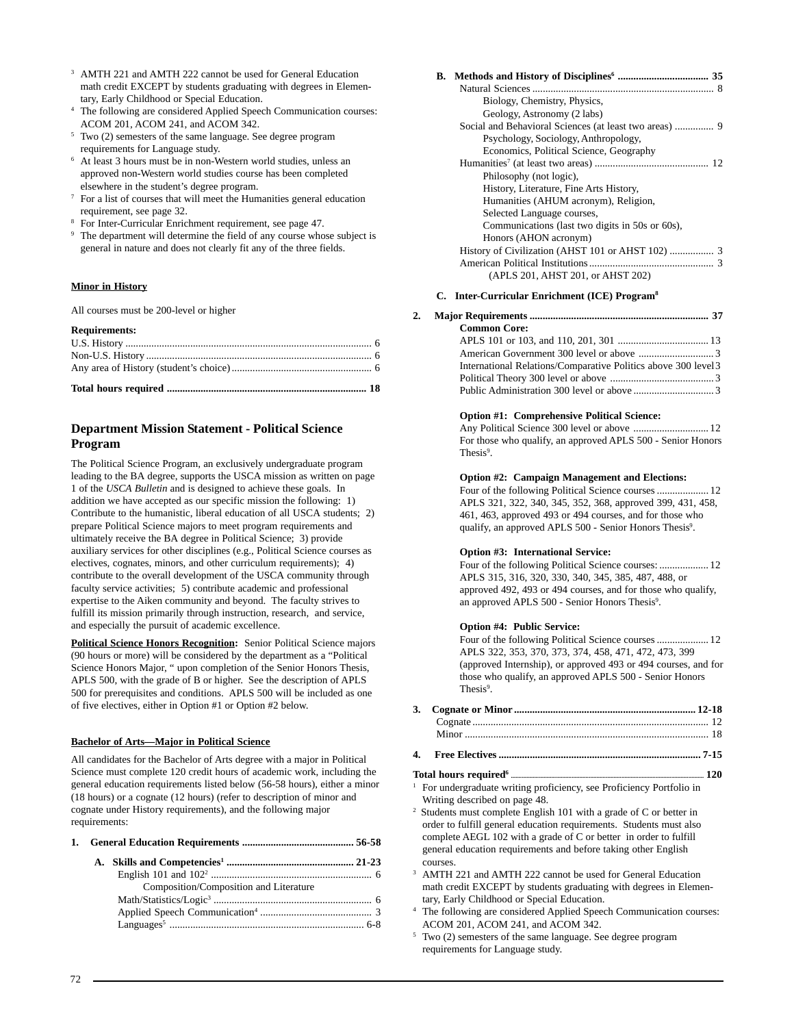[3] AMTH 221 and AMTH 222 cannot be used for General Education math credit EXCEPT by students graduating with degrees in Elementary, Early Childhood or Special Education.

[4] The following are considered Applied Speech Communication courses: ACOM 201, ACOM 241, and ACOM 342.

[5] Two (2) semesters of the same language. See degree program requirements for Language study.

[6] At least 3 hours must be in non-Western world studies, unless an approved non-Western world studies course has been completed elsewhere in the student's degree program.

[7] For a list of courses that will meet the Humanities general education requirement, see page 32.

[8] For Inter-Curricular Enrichment requirement, see page 47.

[9] The department will determine the field of any course whose subject is general in nature and does not clearly fit any of the three fields.

**Minor in History**

All courses must be 200-level or higher

**Requirements:**

U.S. History ............ 6
Non-U.S. History ............ 6
Any area of History (student's choice) ............ 6

**Total hours required ............ 18**

## Department Mission Statement - Political Science Program

The Political Science Program, an exclusively undergraduate program leading to the BA degree, supports the USCA mission as written on page 1 of the *USCA Bulletin* and is designed to achieve these goals. In addition we have accepted as our specific mission the following: 1) Contribute to the humanistic, liberal education of all USCA students; 2) prepare Political Science majors to meet program requirements and ultimately receive the BA degree in Political Science; 3) provide auxiliary services for other disciplines (e.g., Political Science courses as electives, cognates, minors, and other curriculum requirements); 4) contribute to the overall development of the USCA community through faculty service activities; 5) contribute academic and professional expertise to the Aiken community and beyond. The faculty strives to fulfill its mission primarily through instruction, research, and service, and especially the pursuit of academic excellence.

**Political Science Honors Recognition:** Senior Political Science majors (90 hours or more) will be considered by the department as a "Political Science Honors Major, " upon completion of the Senior Honors Thesis, APLS 500, with the grade of B or higher. See the description of APLS 500 for prerequisites and conditions. APLS 500 will be included as one of five electives, either in Option #1 or Option #2 below.

**Bachelor of Arts—Major in Political Science**

All candidates for the Bachelor of Arts degree with a major in Political Science must complete 120 credit hours of academic work, including the general education requirements listed below (56-58 hours), either a minor (18 hours) or a cognate (12 hours) (refer to description of minor and cognate under History requirements), and the following major requirements:

**1. General Education Requirements ............ 56-58**

**A. Skills and Competencies[1] ............ 21-23**

English 101 and 102[2] ............ 6
Composition/Composition and Literature
Math/Statistics/Logic[3] ............ 6
Applied Speech Communication[4] ............ 3
Languages[5] ............ 6-8

**B. Methods and History of Disciplines[6] ............ 35**

Natural Sciences ............ 8
Biology, Chemistry, Physics,
Geology, Astronomy (2 labs)
Social and Behavioral Sciences (at least two areas) ............ 9
Psychology, Sociology, Anthropology,
Economics, Political Science, Geography
Humanities[7] (at least two areas) ............ 12
Philosophy (not logic),
History, Literature, Fine Arts History,
Humanities (AHUM acronym), Religion,
Selected Language courses,
Communications (last two digits in 50s or 60s),
Honors (AHON acronym)
History of Civilization (AHST 101 or AHST 102) ............ 3
American Political Institutions ............ 3
(APLS 201, AHST 201, or AHST 202)

**C. Inter-Curricular Enrichment (ICE) Program[8]**

**2. Major Requirements ............ 37**

**Common Core:**

APLS 101 or 103, and 110, 201, 301 ............ 13
American Government 300 level or above ............ 3
International Relations/Comparative Politics above 300 level ............ 3
Political Theory 300 level or above ............ 3
Public Administration 300 level or above ............ 3

**Option #1: Comprehensive Political Science:**

Any Political Science 300 level or above ............ 12
For those who qualify, an approved APLS 500 - Senior Honors Thesis[9].

**Option #2: Campaign Management and Elections:**

Four of the following Political Science courses ............ 12
APLS 321, 322, 340, 345, 352, 368, approved 399, 431, 458, 461, 463, approved 493 or 494 courses, and for those who qualify, an approved APLS 500 - Senior Honors Thesis[9].

**Option #3: International Service:**

Four of the following Political Science courses: ............ 12
APLS 315, 316, 320, 330, 340, 345, 385, 487, 488, or approved 492, 493 or 494 courses, and for those who qualify, an approved APLS 500 - Senior Honors Thesis[9].

**Option #4: Public Service:**

Four of the following Political Science courses ............ 12
APLS 322, 353, 370, 373, 374, 458, 471, 472, 473, 399 (approved Internship), or approved 493 or 494 courses, and for those who qualify, an approved APLS 500 - Senior Honors Thesis[9].

**3. Cognate or Minor ............ 12-18**

Cognate ............ 12
Minor ............ 18

**4. Free Electives ............ 7-15**

**Total hours required[6] ............ 120**

[1] For undergraduate writing proficiency, see Proficiency Portfolio in Writing described on page 48.

[2] Students must complete English 101 with a grade of C or better in order to fulfill general education requirements. Students must also complete AEGL 102 with a grade of C or better in order to fulfill general education requirements and before taking other English courses.

[3] AMTH 221 and AMTH 222 cannot be used for General Education math credit EXCEPT by students graduating with degrees in Elementary, Early Childhood or Special Education.

[4] The following are considered Applied Speech Communication courses: ACOM 201, ACOM 241, and ACOM 342.

[5] Two (2) semesters of the same language. See degree program requirements for Language study.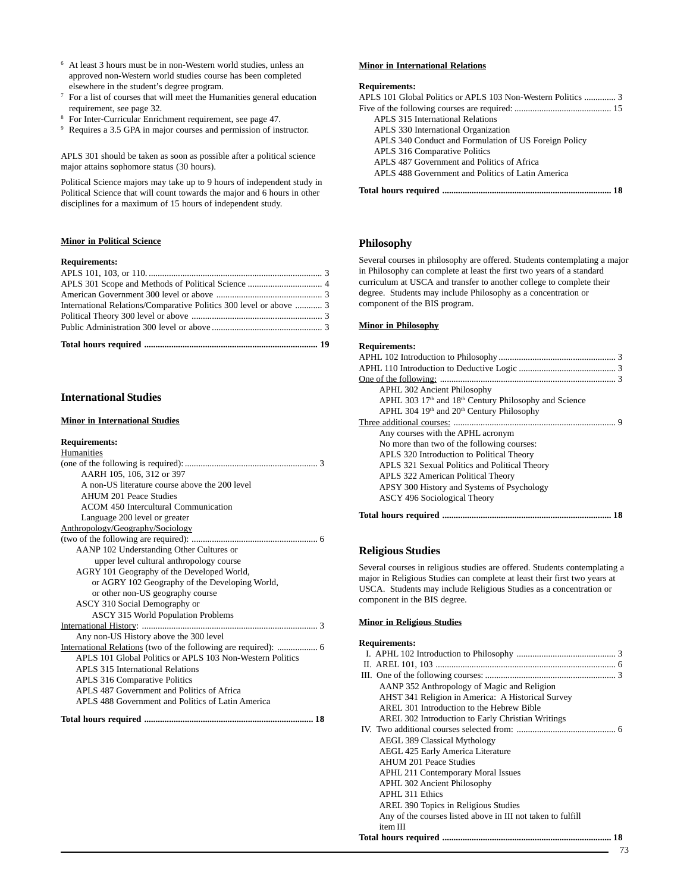[6] At least 3 hours must be in non-Western world studies, unless an approved non-Western world studies course has been completed elsewhere in the student's degree program.

[7] For a list of courses that will meet the Humanities general education requirement, see page 32.

[8] For Inter-Curricular Enrichment requirement, see page 47.

[9] Requires a 3.5 GPA in major courses and permission of instructor.

APLS 301 should be taken as soon as possible after a political science major attains sophomore status (30 hours).

Political Science majors may take up to 9 hours of independent study in Political Science that will count towards the major and 6 hours in other disciplines for a maximum of 15 hours of independent study.

**Minor in Political Science**

**Requirements:**

APLS 101, 103, or 110. .......... 3
APLS 301 Scope and Methods of Political Science .......... 4
American Government 300 level or above .......... 3
International Relations/Comparative Politics 300 level or above .......... 3
Political Theory 300 level or above .......... 3
Public Administration 300 level or above .......... 3

**Total hours required .......... 19**

## International Studies

**Minor in International Studies**

**Requirements:**

Humanities
(one of the following is required): .......... 3
- AARH 105, 106, 312 or 397
- A non-US literature course above the 200 level
- AHUM 201 Peace Studies
- ACOM 450 Intercultural Communication
- Language 200 level or greater

Anthropology/Geography/Sociology
(two of the following are required): .......... 6
- AANP 102 Understanding Other Cultures or upper level cultural anthropology course
- AGRY 101 Geography of the Developed World, or AGRY 102 Geography of the Developing World, or other non-US geography course
- ASCY 310 Social Demography or ASCY 315 World Population Problems

International History: .......... 3
- Any non-US History above the 300 level

International Relations (two of the following are required): .......... 6
- APLS 101 Global Politics or APLS 103 Non-Western Politics
- APLS 315 International Relations
- APLS 316 Comparative Politics
- APLS 487 Government and Politics of Africa
- APLS 488 Government and Politics of Latin America

**Total hours required .......... 18**

**Minor in International Relations**

**Requirements:**

APLS 101 Global Politics or APLS 103 Non-Western Politics .......... 3
Five of the following courses are required: .......... 15
- APLS 315 International Relations
- APLS 330 International Organization
- APLS 340 Conduct and Formulation of US Foreign Policy
- APLS 316 Comparative Politics
- APLS 487 Government and Politics of Africa
- APLS 488 Government and Politics of Latin America

**Total hours required .......... 18**

## Philosophy

Several courses in philosophy are offered. Students contemplating a major in Philosophy can complete at least the first two years of a standard curriculum at USCA and transfer to another college to complete their degree. Students may include Philosophy as a concentration or component of the BIS program.

**Minor in Philosophy**

**Requirements:**

APHL 102 Introduction to Philosophy .......... 3
APHL 110 Introduction to Deductive Logic .......... 3
One of the following: .......... 3
- APHL 302 Ancient Philosophy
- APHL 303 17th and 18th Century Philosophy and Science
- APHL 304 19th and 20th Century Philosophy

Three additional courses: .......... 9
- Any courses with the APHL acronym
- No more than two of the following courses:
  - APLS 320 Introduction to Political Theory
  - APLS 321 Sexual Politics and Political Theory
  - APLS 322 American Political Theory
  - APSY 300 History and Systems of Psychology
  - ASCY 496 Sociological Theory

**Total hours required .......... 18**

## Religious Studies

Several courses in religious studies are offered. Students contemplating a major in Religious Studies can complete at least their first two years at USCA. Students may include Religious Studies as a concentration or component in the BIS degree.

**Minor in Religious Studies**

**Requirements:**

I. APHL 102 Introduction to Philosophy .......... 3
II. AREL 101, 103 .......... 6
III. One of the following courses: .......... 3
- AANP 352 Anthropology of Magic and Religion
- AHST 341 Religion in America: A Historical Survey
- AREL 301 Introduction to the Hebrew Bible
- AREL 302 Introduction to Early Christian Writings

IV. Two additional courses selected from: .......... 6
- AEGL 389 Classical Mythology
- AEGL 425 Early America Literature
- AHUM 201 Peace Studies
- APHL 211 Contemporary Moral Issues
- APHL 302 Ancient Philosophy
- APHL 311 Ethics
- AREL 390 Topics in Religious Studies
- Any of the courses listed above in III not taken to fulfill item III

**Total hours required .......... 18**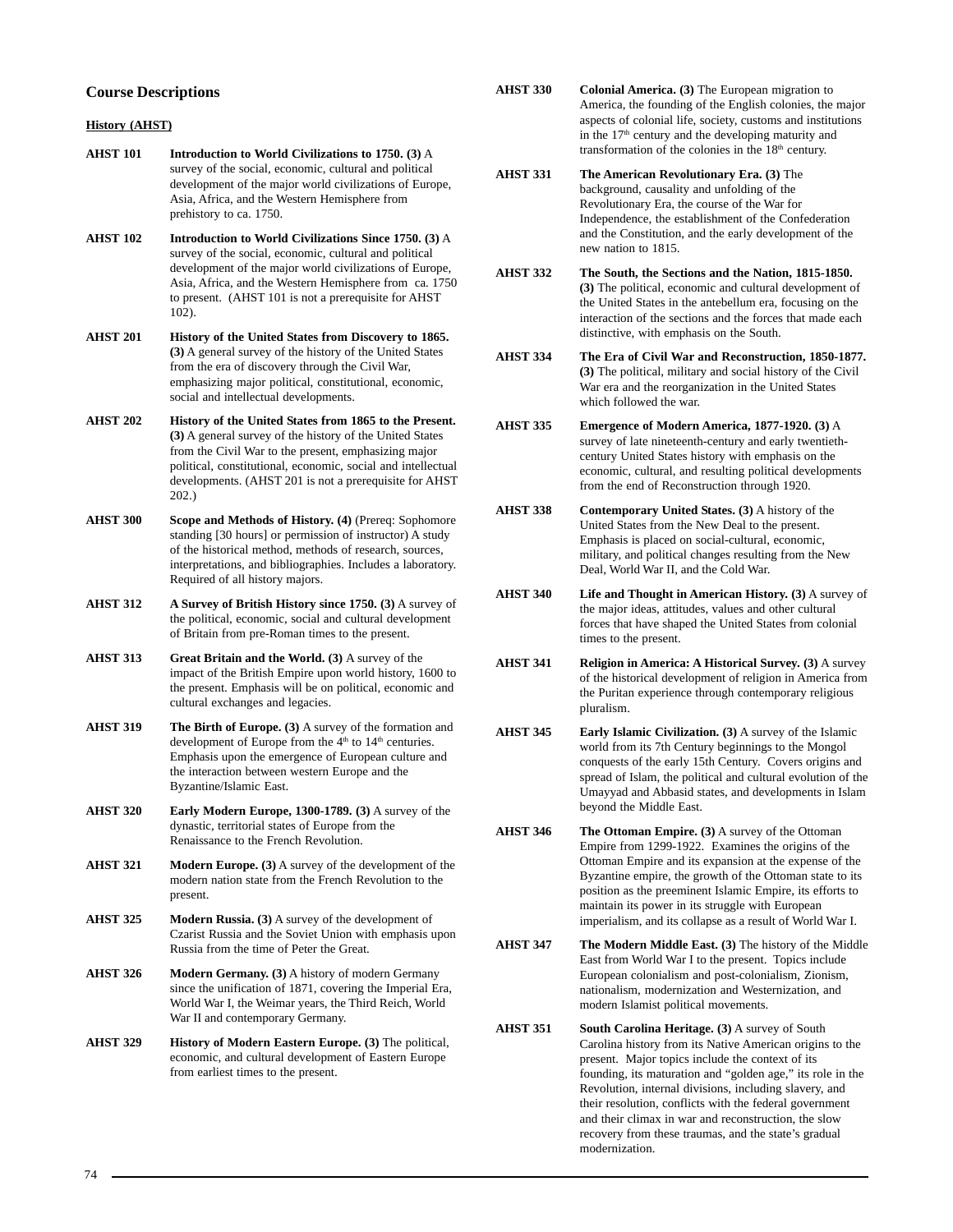## Course Descriptions

### History (AHST)

**AHST 101** **Introduction to World Civilizations to 1750. (3)** A survey of the social, economic, cultural and political development of the major world civilizations of Europe, Asia, Africa, and the Western Hemisphere from prehistory to ca. 1750.

**AHST 102** **Introduction to World Civilizations Since 1750. (3)** A survey of the social, economic, cultural and political development of the major world civilizations of Europe, Asia, Africa, and the Western Hemisphere from ca. 1750 to present. (AHST 101 is not a prerequisite for AHST 102).

**AHST 201** **History of the United States from Discovery to 1865. (3)** A general survey of the history of the United States from the era of discovery through the Civil War, emphasizing major political, constitutional, economic, social and intellectual developments.

**AHST 202** **History of the United States from 1865 to the Present. (3)** A general survey of the history of the United States from the Civil War to the present, emphasizing major political, constitutional, economic, social and intellectual developments. (AHST 201 is not a prerequisite for AHST 202.)

**AHST 300** **Scope and Methods of History. (4)** (Prereq: Sophomore standing [30 hours] or permission of instructor) A study of the historical method, methods of research, sources, interpretations, and bibliographies. Includes a laboratory. Required of all history majors.

**AHST 312** **A Survey of British History since 1750. (3)** A survey of the political, economic, social and cultural development of Britain from pre-Roman times to the present.

**AHST 313** **Great Britain and the World. (3)** A survey of the impact of the British Empire upon world history, 1600 to the present. Emphasis will be on political, economic and cultural exchanges and legacies.

**AHST 319** **The Birth of Europe. (3)** A survey of the formation and development of Europe from the 4th to 14th centuries. Emphasis upon the emergence of European culture and the interaction between western Europe and the Byzantine/Islamic East.

**AHST 320** **Early Modern Europe, 1300-1789. (3)** A survey of the dynastic, territorial states of Europe from the Renaissance to the French Revolution.

**AHST 321** **Modern Europe. (3)** A survey of the development of the modern nation state from the French Revolution to the present.

**AHST 325** **Modern Russia. (3)** A survey of the development of Czarist Russia and the Soviet Union with emphasis upon Russia from the time of Peter the Great.

**AHST 326** **Modern Germany. (3)** A history of modern Germany since the unification of 1871, covering the Imperial Era, World War I, the Weimar years, the Third Reich, World War II and contemporary Germany.

**AHST 329** **History of Modern Eastern Europe. (3)** The political, economic, and cultural development of Eastern Europe from earliest times to the present.

**AHST 330** **Colonial America. (3)** The European migration to America, the founding of the English colonies, the major aspects of colonial life, society, customs and institutions in the 17th century and the developing maturity and transformation of the colonies in the 18th century.

**AHST 331** **The American Revolutionary Era. (3)** The background, causality and unfolding of the Revolutionary Era, the course of the War for Independence, the establishment of the Confederation and the Constitution, and the early development of the new nation to 1815.

**AHST 332** **The South, the Sections and the Nation, 1815-1850. (3)** The political, economic and cultural development of the United States in the antebellum era, focusing on the interaction of the sections and the forces that made each distinctive, with emphasis on the South.

**AHST 334** **The Era of Civil War and Reconstruction, 1850-1877. (3)** The political, military and social history of the Civil War era and the reorganization in the United States which followed the war.

**AHST 335** **Emergence of Modern America, 1877-1920. (3)** A survey of late nineteenth-century and early twentieth-century United States history with emphasis on the economic, cultural, and resulting political developments from the end of Reconstruction through 1920.

**AHST 338** **Contemporary United States. (3)** A history of the United States from the New Deal to the present. Emphasis is placed on social-cultural, economic, military, and political changes resulting from the New Deal, World War II, and the Cold War.

**AHST 340** **Life and Thought in American History. (3)** A survey of the major ideas, attitudes, values and other cultural forces that have shaped the United States from colonial times to the present.

**AHST 341** **Religion in America: A Historical Survey. (3)** A survey of the historical development of religion in America from the Puritan experience through contemporary religious pluralism.

**AHST 345** **Early Islamic Civilization. (3)** A survey of the Islamic world from its 7th Century beginnings to the Mongol conquests of the early 15th Century. Covers origins and spread of Islam, the political and cultural evolution of the Umayyad and Abbasid states, and developments in Islam beyond the Middle East.

**AHST 346** **The Ottoman Empire. (3)** A survey of the Ottoman Empire from 1299-1922. Examines the origins of the Ottoman Empire and its expansion at the expense of the Byzantine empire, the growth of the Ottoman state to its position as the preeminent Islamic Empire, its efforts to maintain its power in its struggle with European imperialism, and its collapse as a result of World War I.

**AHST 347** **The Modern Middle East. (3)** The history of the Middle East from World War I to the present. Topics include European colonialism and post-colonialism, Zionism, nationalism, modernization and Westernization, and modern Islamist political movements.

**AHST 351** **South Carolina Heritage. (3)** A survey of South Carolina history from its Native American origins to the present. Major topics include the context of its founding, its maturation and "golden age," its role in the Revolution, internal divisions, including slavery, and their resolution, conflicts with the federal government and their climax in war and reconstruction, the slow recovery from these traumas, and the state's gradual modernization.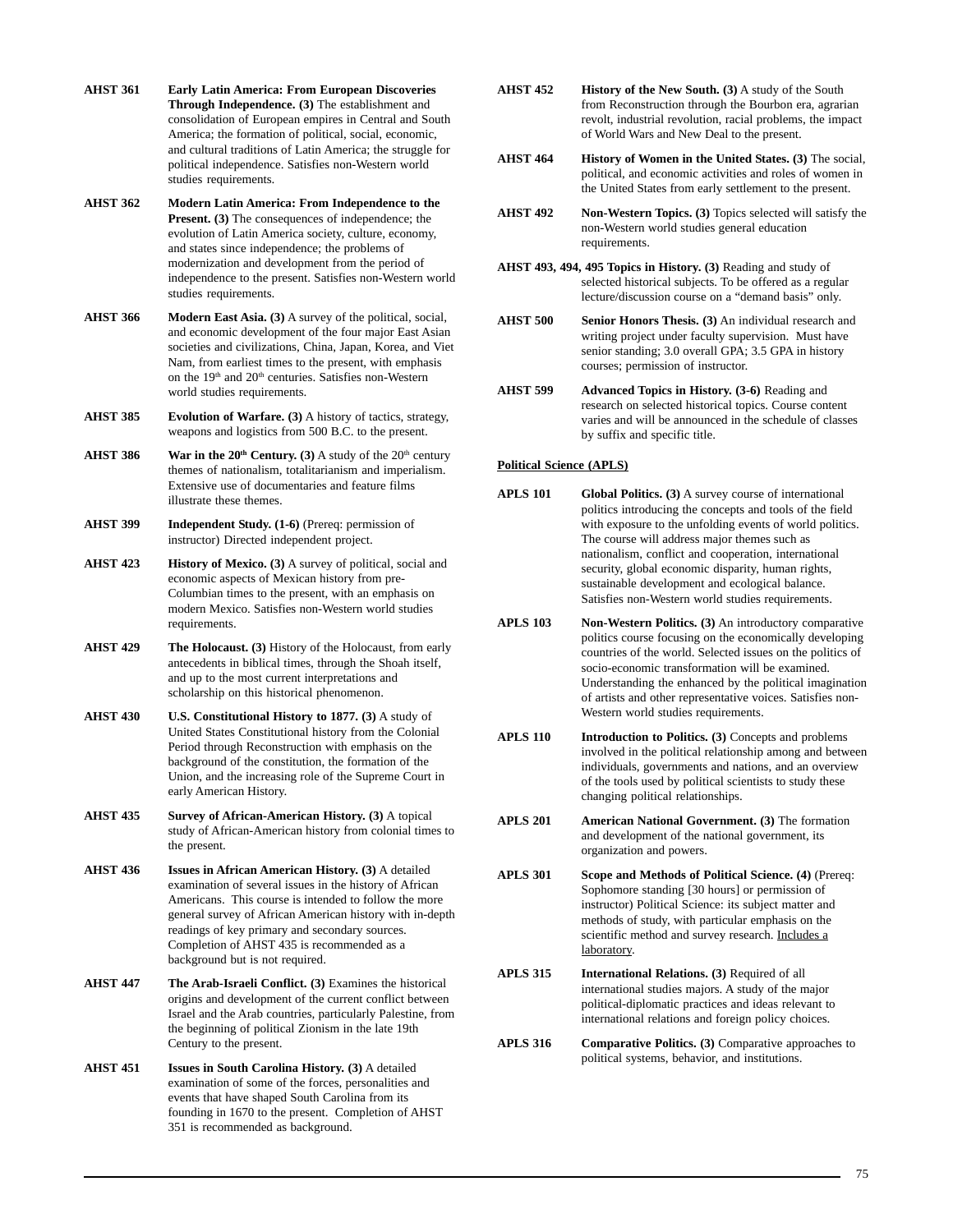**AHST 361** **Early Latin America: From European Discoveries Through Independence. (3)** The establishment and consolidation of European empires in Central and South America; the formation of political, social, economic, and cultural traditions of Latin America; the struggle for political independence. Satisfies non-Western world studies requirements.

**AHST 362** **Modern Latin America: From Independence to the Present. (3)** The consequences of independence; the evolution of Latin America society, culture, economy, and states since independence; the problems of modernization and development from the period of independence to the present. Satisfies non-Western world studies requirements.

**AHST 366** **Modern East Asia. (3)** A survey of the political, social, and economic development of the four major East Asian societies and civilizations, China, Japan, Korea, and Viet Nam, from earliest times to the present, with emphasis on the 19th and 20th centuries. Satisfies non-Western world studies requirements.

**AHST 385** **Evolution of Warfare. (3)** A history of tactics, strategy, weapons and logistics from 500 B.C. to the present.

**AHST 386** **War in the 20th Century. (3)** A study of the 20th century themes of nationalism, totalitarianism and imperialism. Extensive use of documentaries and feature films illustrate these themes.

**AHST 399** **Independent Study. (1-6)** (Prereq: permission of instructor) Directed independent project.

**AHST 423** **History of Mexico. (3)** A survey of political, social and economic aspects of Mexican history from pre-Columbian times to the present, with an emphasis on modern Mexico. Satisfies non-Western world studies requirements.

**AHST 429** **The Holocaust. (3)** History of the Holocaust, from early antecedents in biblical times, through the Shoah itself, and up to the most current interpretations and scholarship on this historical phenomenon.

**AHST 430** **U.S. Constitutional History to 1877. (3)** A study of United States Constitutional history from the Colonial Period through Reconstruction with emphasis on the background of the constitution, the formation of the Union, and the increasing role of the Supreme Court in early American History.

**AHST 435** **Survey of African-American History. (3)** A topical study of African-American history from colonial times to the present.

**AHST 436** **Issues in African American History. (3)** A detailed examination of several issues in the history of African Americans. This course is intended to follow the more general survey of African American history with in-depth readings of key primary and secondary sources. Completion of AHST 435 is recommended as a background but is not required.

**AHST 447** **The Arab-Israeli Conflict. (3)** Examines the historical origins and development of the current conflict between Israel and the Arab countries, particularly Palestine, from the beginning of political Zionism in the late 19th Century to the present.

**AHST 451** **Issues in South Carolina History. (3)** A detailed examination of some of the forces, personalities and events that have shaped South Carolina from its founding in 1670 to the present. Completion of AHST 351 is recommended as background.

**AHST 452** **History of the New South. (3)** A study of the South from Reconstruction through the Bourbon era, agrarian revolt, industrial revolution, racial problems, the impact of World Wars and New Deal to the present.

**AHST 464** **History of Women in the United States. (3)** The social, political, and economic activities and roles of women in the United States from early settlement to the present.

**AHST 492** **Non-Western Topics. (3)** Topics selected will satisfy the non-Western world studies general education requirements.

**AHST 493, 494, 495 Topics in History. (3)** Reading and study of selected historical subjects. To be offered as a regular lecture/discussion course on a "demand basis" only.

**AHST 500** **Senior Honors Thesis. (3)** An individual research and writing project under faculty supervision. Must have senior standing; 3.0 overall GPA; 3.5 GPA in history courses; permission of instructor.

**AHST 599** **Advanced Topics in History. (3-6)** Reading and research on selected historical topics. Course content varies and will be announced in the schedule of classes by suffix and specific title.

## Political Science (APLS)

**APLS 101** **Global Politics. (3)** A survey course of international politics introducing the concepts and tools of the field with exposure to the unfolding events of world politics. The course will address major themes such as nationalism, conflict and cooperation, international security, global economic disparity, human rights, sustainable development and ecological balance. Satisfies non-Western world studies requirements.

**APLS 103** **Non-Western Politics. (3)** An introductory comparative politics course focusing on the economically developing countries of the world. Selected issues on the politics of socio-economic transformation will be examined. Understanding the enhanced by the political imagination of artists and other representative voices. Satisfies non-Western world studies requirements.

**APLS 110** **Introduction to Politics. (3)** Concepts and problems involved in the political relationship among and between individuals, governments and nations, and an overview of the tools used by political scientists to study these changing political relationships.

**APLS 201** **American National Government. (3)** The formation and development of the national government, its organization and powers.

**APLS 301** **Scope and Methods of Political Science. (4)** (Prereq: Sophomore standing [30 hours] or permission of instructor) Political Science: its subject matter and methods of study, with particular emphasis on the scientific method and survey research. Includes a laboratory.

**APLS 315** **International Relations. (3)** Required of all international studies majors. A study of the major political-diplomatic practices and ideas relevant to international relations and foreign policy choices.

**APLS 316** **Comparative Politics. (3)** Comparative approaches to political systems, behavior, and institutions.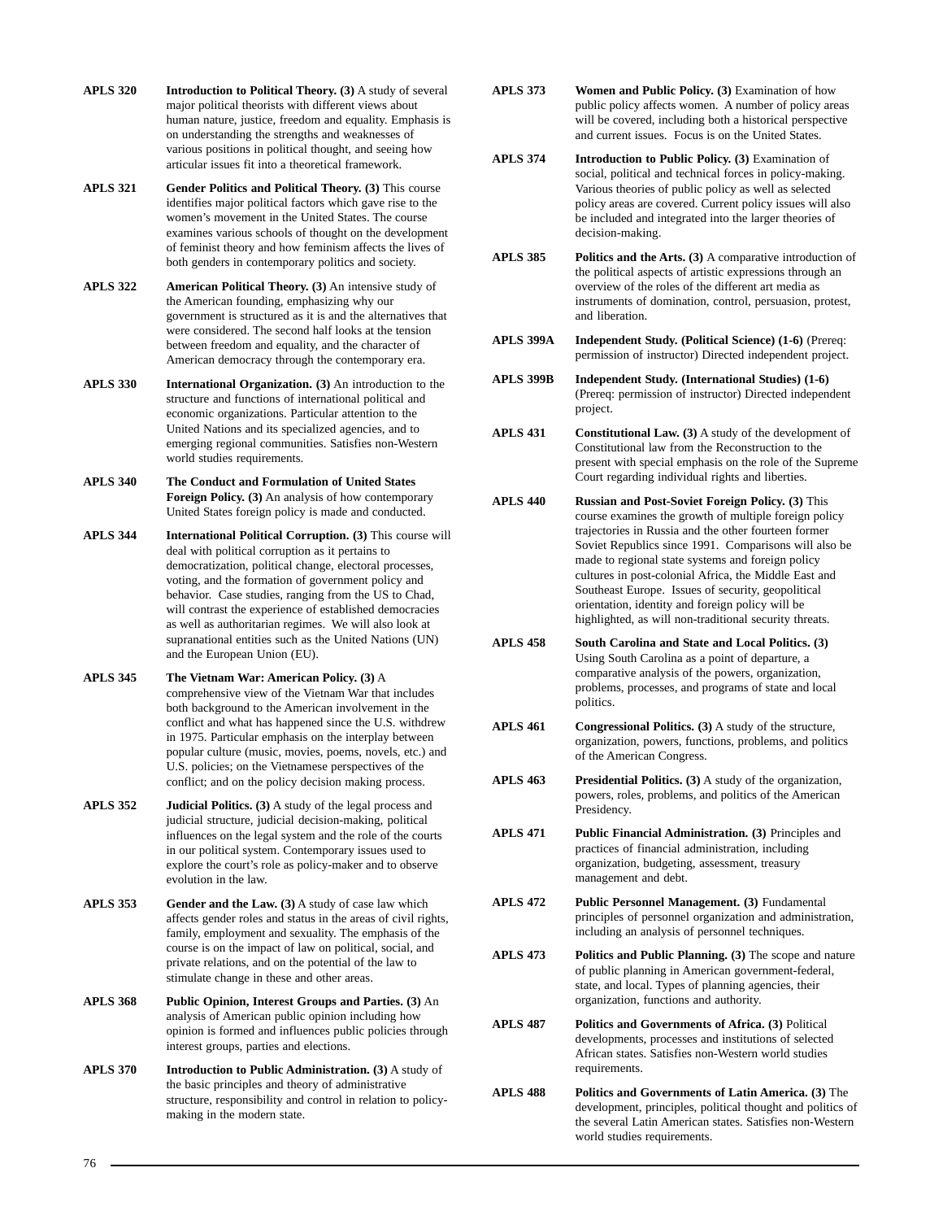**APLS 320** **Introduction to Political Theory. (3)** A study of several major political theorists with different views about human nature, justice, freedom and equality. Emphasis is on understanding the strengths and weaknesses of various positions in political thought, and seeing how articular issues fit into a theoretical framework.

**APLS 321** **Gender Politics and Political Theory. (3)** This course identifies major political factors which gave rise to the women's movement in the United States. The course examines various schools of thought on the development of feminist theory and how feminism affects the lives of both genders in contemporary politics and society.

**APLS 322** **American Political Theory. (3)** An intensive study of the American founding, emphasizing why our government is structured as it is and the alternatives that were considered. The second half looks at the tension between freedom and equality, and the character of American democracy through the contemporary era.

**APLS 330** **International Organization. (3)** An introduction to the structure and functions of international political and economic organizations. Particular attention to the United Nations and its specialized agencies, and to emerging regional communities. Satisfies non-Western world studies requirements.

**APLS 340** **The Conduct and Formulation of United States Foreign Policy. (3)** An analysis of how contemporary United States foreign policy is made and conducted.

**APLS 344** **International Political Corruption. (3)** This course will deal with political corruption as it pertains to democratization, political change, electoral processes, voting, and the formation of government policy and behavior. Case studies, ranging from the US to Chad, will contrast the experience of established democracies as well as authoritarian regimes. We will also look at supranational entities such as the United Nations (UN) and the European Union (EU).

**APLS 345** **The Vietnam War: American Policy. (3)** A comprehensive view of the Vietnam War that includes both background to the American involvement in the conflict and what has happened since the U.S. withdrew in 1975. Particular emphasis on the interplay between popular culture (music, movies, poems, novels, etc.) and U.S. policies; on the Vietnamese perspectives of the conflict; and on the policy decision making process.

**APLS 352** **Judicial Politics. (3)** A study of the legal process and judicial structure, judicial decision-making, political influences on the legal system and the role of the courts in our political system. Contemporary issues used to explore the court's role as policy-maker and to observe evolution in the law.

**APLS 353** **Gender and the Law. (3)** A study of case law which affects gender roles and status in the areas of civil rights, family, employment and sexuality. The emphasis of the course is on the impact of law on political, social, and private relations, and on the potential of the law to stimulate change in these and other areas.

**APLS 368** **Public Opinion, Interest Groups and Parties. (3)** An analysis of American public opinion including how opinion is formed and influences public policies through interest groups, parties and elections.

**APLS 370** **Introduction to Public Administration. (3)** A study of the basic principles and theory of administrative structure, responsibility and control in relation to policy-making in the modern state.

**APLS 373** **Women and Public Policy. (3)** Examination of how public policy affects women. A number of policy areas will be covered, including both a historical perspective and current issues. Focus is on the United States.

**APLS 374** **Introduction to Public Policy. (3)** Examination of social, political and technical forces in policy-making. Various theories of public policy as well as selected policy areas are covered. Current policy issues will also be included and integrated into the larger theories of decision-making.

**APLS 385** **Politics and the Arts. (3)** A comparative introduction of the political aspects of artistic expressions through an overview of the roles of the different art media as instruments of domination, control, persuasion, protest, and liberation.

**APLS 399A** **Independent Study. (Political Science) (1-6)** (Prereq: permission of instructor) Directed independent project.

**APLS 399B** **Independent Study. (International Studies) (1-6)** (Prereq: permission of instructor) Directed independent project.

**APLS 431** **Constitutional Law. (3)** A study of the development of Constitutional law from the Reconstruction to the present with special emphasis on the role of the Supreme Court regarding individual rights and liberties.

**APLS 440** **Russian and Post-Soviet Foreign Policy. (3)** This course examines the growth of multiple foreign policy trajectories in Russia and the other fourteen former Soviet Republics since 1991. Comparisons will also be made to regional state systems and foreign policy cultures in post-colonial Africa, the Middle East and Southeast Europe. Issues of security, geopolitical orientation, identity and foreign policy will be highlighted, as will non-traditional security threats.

**APLS 458** **South Carolina and State and Local Politics. (3)** Using South Carolina as a point of departure, a comparative analysis of the powers, organization, problems, processes, and programs of state and local politics.

**APLS 461** **Congressional Politics. (3)** A study of the structure, organization, powers, functions, problems, and politics of the American Congress.

**APLS 463** **Presidential Politics. (3)** A study of the organization, powers, roles, problems, and politics of the American Presidency.

**APLS 471** **Public Financial Administration. (3)** Principles and practices of financial administration, including organization, budgeting, assessment, treasury management and debt.

**APLS 472** **Public Personnel Management. (3)** Fundamental principles of personnel organization and administration, including an analysis of personnel techniques.

**APLS 473** **Politics and Public Planning. (3)** The scope and nature of public planning in American government-federal, state, and local. Types of planning agencies, their organization, functions and authority.

**APLS 487** **Politics and Governments of Africa. (3)** Political developments, processes and institutions of selected African states. Satisfies non-Western world studies requirements.

**APLS 488** **Politics and Governments of Latin America. (3)** The development, principles, political thought and politics of the several Latin American states. Satisfies non-Western world studies requirements.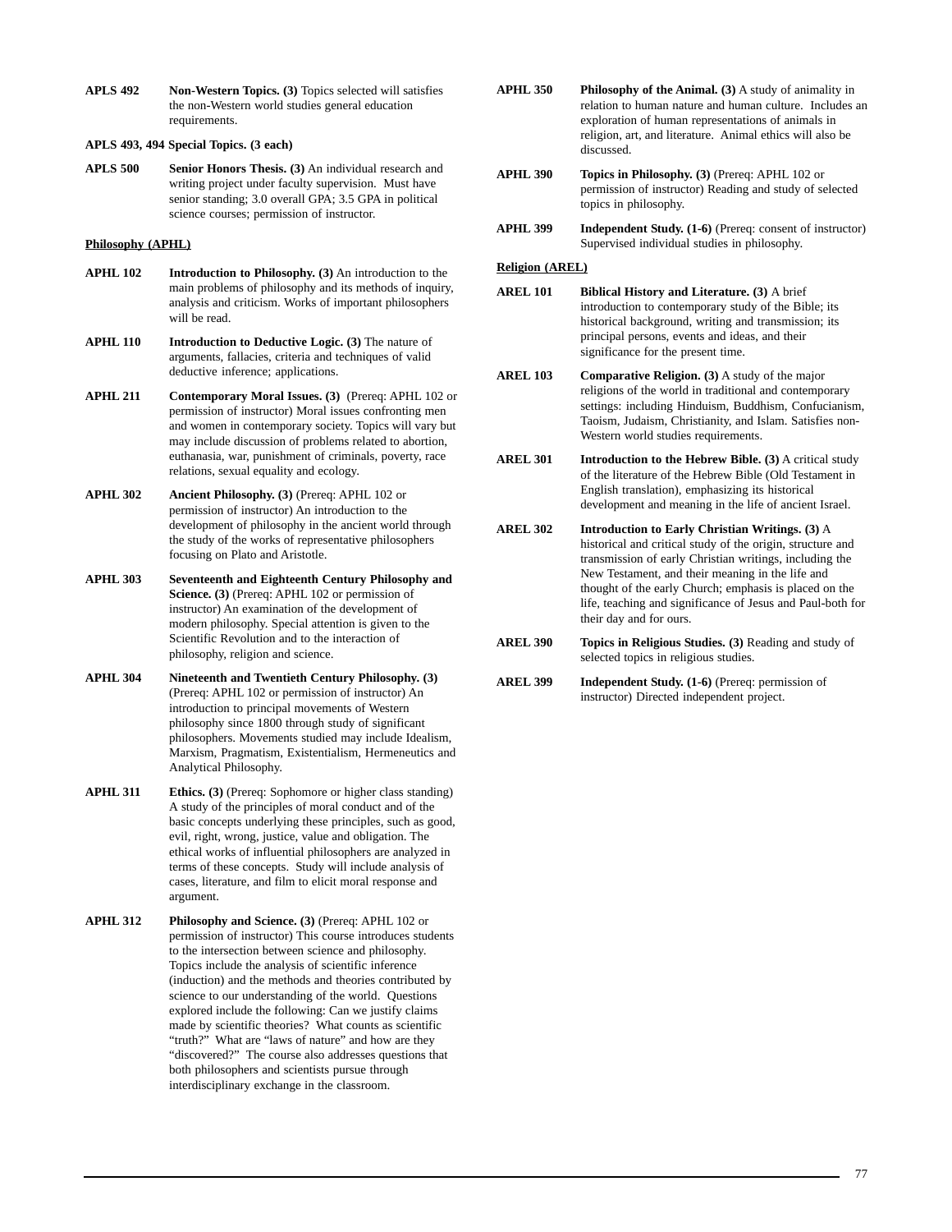**APLS 492** **Non-Western Topics. (3)** Topics selected will satisfies the non-Western world studies general education requirements.

**APLS 493, 494 Special Topics. (3 each)**

**APLS 500** **Senior Honors Thesis. (3)** An individual research and writing project under faculty supervision. Must have senior standing; 3.0 overall GPA; 3.5 GPA in political science courses; permission of instructor.

**Philosophy (APHL)**

**APHL 102** **Introduction to Philosophy. (3)** An introduction to the main problems of philosophy and its methods of inquiry, analysis and criticism. Works of important philosophers will be read.

**APHL 110** **Introduction to Deductive Logic. (3)** The nature of arguments, fallacies, criteria and techniques of valid deductive inference; applications.

**APHL 211** **Contemporary Moral Issues. (3)** (Prereq: APHL 102 or permission of instructor) Moral issues confronting men and women in contemporary society. Topics will vary but may include discussion of problems related to abortion, euthanasia, war, punishment of criminals, poverty, race relations, sexual equality and ecology.

**APHL 302** **Ancient Philosophy. (3)** (Prereq: APHL 102 or permission of instructor) An introduction to the development of philosophy in the ancient world through the study of the works of representative philosophers focusing on Plato and Aristotle.

**APHL 303** **Seventeenth and Eighteenth Century Philosophy and Science. (3)** (Prereq: APHL 102 or permission of instructor) An examination of the development of modern philosophy. Special attention is given to the Scientific Revolution and to the interaction of philosophy, religion and science.

**APHL 304** **Nineteenth and Twentieth Century Philosophy. (3)** (Prereq: APHL 102 or permission of instructor) An introduction to principal movements of Western philosophy since 1800 through study of significant philosophers. Movements studied may include Idealism, Marxism, Pragmatism, Existentialism, Hermeneutics and Analytical Philosophy.

**APHL 311** **Ethics. (3)** (Prereq: Sophomore or higher class standing) A study of the principles of moral conduct and of the basic concepts underlying these principles, such as good, evil, right, wrong, justice, value and obligation. The ethical works of influential philosophers are analyzed in terms of these concepts. Study will include analysis of cases, literature, and film to elicit moral response and argument.

**APHL 312** **Philosophy and Science. (3)** (Prereq: APHL 102 or permission of instructor) This course introduces students to the intersection between science and philosophy. Topics include the analysis of scientific inference (induction) and the methods and theories contributed by science to our understanding of the world. Questions explored include the following: Can we justify claims made by scientific theories? What counts as scientific "truth?" What are "laws of nature" and how are they "discovered?" The course also addresses questions that both philosophers and scientists pursue through interdisciplinary exchange in the classroom.

**APHL 350** **Philosophy of the Animal. (3)** A study of animality in relation to human nature and human culture. Includes an exploration of human representations of animals in religion, art, and literature. Animal ethics will also be discussed.

**APHL 390** **Topics in Philosophy. (3)** (Prereq: APHL 102 or permission of instructor) Reading and study of selected topics in philosophy.

**APHL 399** **Independent Study. (1-6)** (Prereq: consent of instructor) Supervised individual studies in philosophy.

**Religion (AREL)**

**AREL 101** **Biblical History and Literature. (3)** A brief introduction to contemporary study of the Bible; its historical background, writing and transmission; its principal persons, events and ideas, and their significance for the present time.

**AREL 103** **Comparative Religion. (3)** A study of the major religions of the world in traditional and contemporary settings: including Hinduism, Buddhism, Confucianism, Taoism, Judaism, Christianity, and Islam. Satisfies non-Western world studies requirements.

**AREL 301** **Introduction to the Hebrew Bible. (3)** A critical study of the literature of the Hebrew Bible (Old Testament in English translation), emphasizing its historical development and meaning in the life of ancient Israel.

**AREL 302** **Introduction to Early Christian Writings. (3)** A historical and critical study of the origin, structure and transmission of early Christian writings, including the New Testament, and their meaning in the life and thought of the early Church; emphasis is placed on the life, teaching and significance of Jesus and Paul-both for their day and for ours.

**AREL 390** **Topics in Religious Studies. (3)** Reading and study of selected topics in religious studies.

**AREL 399** **Independent Study. (1-6)** (Prereq: permission of instructor) Directed independent project.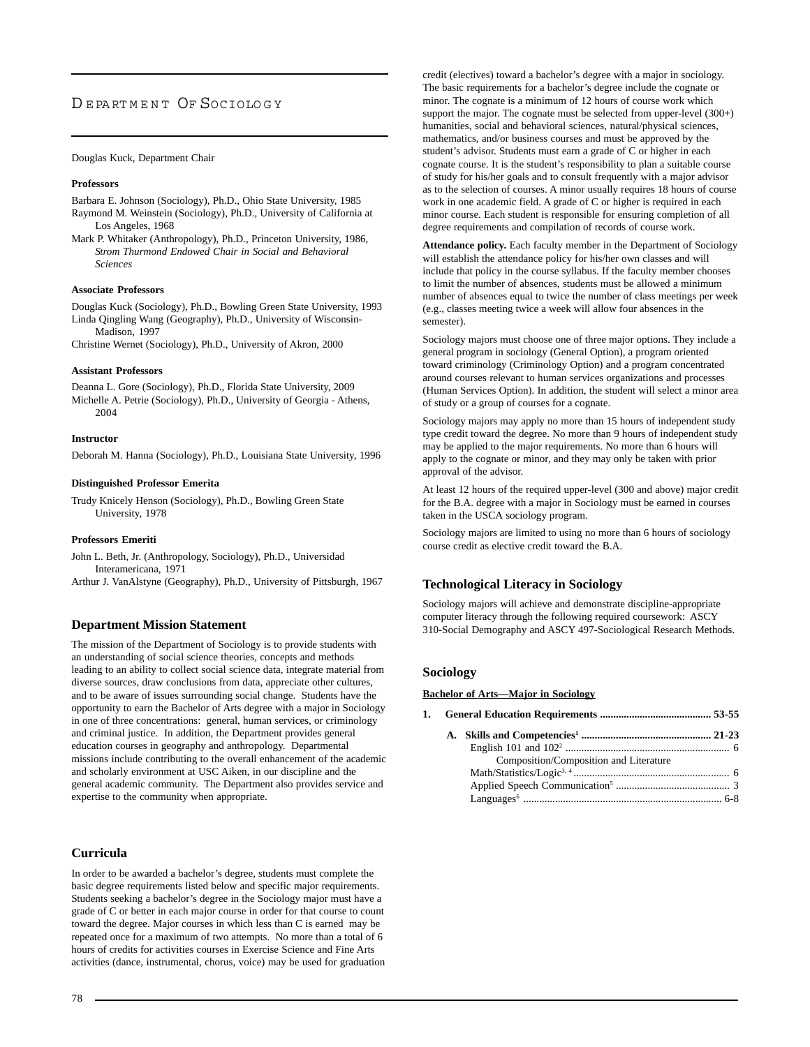# Department Of Sociology

Douglas Kuck, Department Chair

**Professors**

Barbara E. Johnson (Sociology), Ph.D., Ohio State University, 1985
Raymond M. Weinstein (Sociology), Ph.D., University of California at Los Angeles, 1968
Mark P. Whitaker (Anthropology), Ph.D., Princeton University, 1986, *Strom Thurmond Endowed Chair in Social and Behavioral Sciences*

**Associate Professors**

Douglas Kuck (Sociology), Ph.D., Bowling Green State University, 1993
Linda Qingling Wang (Geography), Ph.D., University of Wisconsin-Madison, 1997
Christine Wernet (Sociology), Ph.D., University of Akron, 2000

**Assistant Professors**

Deanna L. Gore (Sociology), Ph.D., Florida State University, 2009
Michelle A. Petrie (Sociology), Ph.D., University of Georgia - Athens, 2004

**Instructor**

Deborah M. Hanna (Sociology), Ph.D., Louisiana State University, 1996

**Distinguished Professor Emerita**

Trudy Knicely Henson (Sociology), Ph.D., Bowling Green State University, 1978

**Professors Emeriti**

John L. Beth, Jr. (Anthropology, Sociology), Ph.D., Universidad Interamericana, 1971
Arthur J. VanAlstyne (Geography), Ph.D., University of Pittsburgh, 1967

## Department Mission Statement

The mission of the Department of Sociology is to provide students with an understanding of social science theories, concepts and methods leading to an ability to collect social science data, integrate material from diverse sources, draw conclusions from data, appreciate other cultures, and to be aware of issues surrounding social change. Students have the opportunity to earn the Bachelor of Arts degree with a major in Sociology in one of three concentrations: general, human services, or criminology and criminal justice. In addition, the Department provides general education courses in geography and anthropology. Departmental missions include contributing to the overall enhancement of the academic and scholarly environment at USC Aiken, in our discipline and the general academic community. The Department also provides service and expertise to the community when appropriate.

## Curricula

In order to be awarded a bachelor's degree, students must complete the basic degree requirements listed below and specific major requirements. Students seeking a bachelor's degree in the Sociology major must have a grade of C or better in each major course in order for that course to count toward the degree. Major courses in which less than C is earned may be repeated once for a maximum of two attempts. No more than a total of 6 hours of credits for activities courses in Exercise Science and Fine Arts activities (dance, instrumental, chorus, voice) may be used for graduation credit (electives) toward a bachelor's degree with a major in sociology. The basic requirements for a bachelor's degree include the cognate or minor. The cognate is a minimum of 12 hours of course work which support the major. The cognate must be selected from upper-level (300+) humanities, social and behavioral sciences, natural/physical sciences, mathematics, and/or business courses and must be approved by the student's advisor. Students must earn a grade of C or higher in each cognate course. It is the student's responsibility to plan a suitable course of study for his/her goals and to consult frequently with a major advisor as to the selection of courses. A minor usually requires 18 hours of course work in one academic field. A grade of C or higher is required in each minor course. Each student is responsible for ensuring completion of all degree requirements and compilation of records of course work.

**Attendance policy.** Each faculty member in the Department of Sociology will establish the attendance policy for his/her own classes and will include that policy in the course syllabus. If the faculty member chooses to limit the number of absences, students must be allowed a minimum number of absences equal to twice the number of class meetings per week (e.g., classes meeting twice a week will allow four absences in the semester).

Sociology majors must choose one of three major options. They include a general program in sociology (General Option), a program oriented toward criminology (Criminology Option) and a program concentrated around courses relevant to human services organizations and processes (Human Services Option). In addition, the student will select a minor area of study or a group of courses for a cognate.

Sociology majors may apply no more than 15 hours of independent study type credit toward the degree. No more than 9 hours of independent study may be applied to the major requirements. No more than 6 hours will apply to the cognate or minor, and they may only be taken with prior approval of the advisor.

At least 12 hours of the required upper-level (300 and above) major credit for the B.A. degree with a major in Sociology must be earned in courses taken in the USCA sociology program.

Sociology majors are limited to using no more than 6 hours of sociology course credit as elective credit toward the B.A.

## Technological Literacy in Sociology

Sociology majors will achieve and demonstrate discipline-appropriate computer literacy through the following required coursework: ASCY 310-Social Demography and ASCY 497-Sociological Research Methods.

## Sociology

**Bachelor of Arts—Major in Sociology**

**1. General Education Requirements .......................................... 53-55**

**A. Skills and Competencies[1] ................................................ 21-23**

English 101 and 102[2] ............................................................. 6
Composition/Composition and Literature
Math/Statistics/Logic[3, 4] ........................................................... 6
Applied Speech Communication[5] .......................................... 3
Languages[6] ......................................................................... 6-8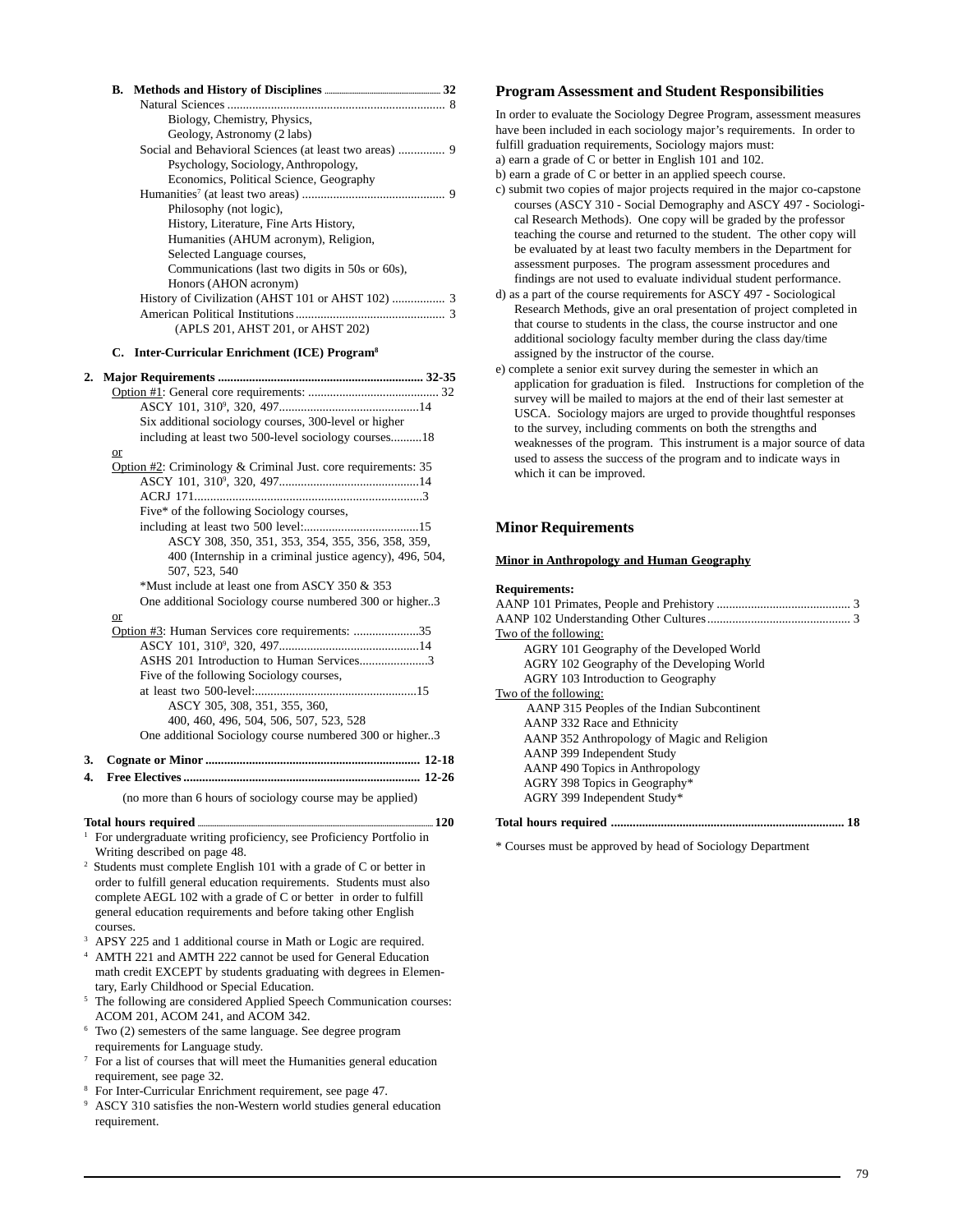**B. Methods and History of Disciplines** ........ **32**

Natural Sciences ........ 8
- Biology, Chemistry, Physics,
- Geology, Astronomy (2 labs)

Social and Behavioral Sciences (at least two areas) ........ 9
- Psychology, Sociology, Anthropology,
- Economics, Political Science, Geography

Humanities[7] (at least two areas) ........ 9
- Philosophy (not logic),
- History, Literature, Fine Arts History,
- Humanities (AHUM acronym), Religion,
- Selected Language courses,
- Communications (last two digits in 50s or 60s),
- Honors (AHON acronym)

History of Civilization (AHST 101 or AHST 102) ........ 3

American Political Institutions ........ 3
(APLS 201, AHST 201, or AHST 202)

**C. Inter-Curricular Enrichment (ICE) Program[8]**

**2. Major Requirements** ........ **32-35**

Option #1: General core requirements: ........ 32
- ASCY 101, 310[9], 320, 497........14
- Six additional sociology courses, 300-level or higher including at least two 500-level sociology courses........18

or

Option #2: Criminology & Criminal Just. core requirements: 35
- ASCY 101, 310[9], 320, 497........14
- ACRJ 171........3
- Five* of the following Sociology courses, including at least two 500 level:........15
  - ASCY 308, 350, 351, 353, 354, 355, 356, 358, 359, 400 (Internship in a criminal justice agency), 496, 504, 507, 523, 540
- *Must include at least one from ASCY 350 & 353
- One additional Sociology course numbered 300 or higher..3

or

Option #3: Human Services core requirements: ........35
- ASCY 101, 310[9], 320, 497........14
- ASHS 201 Introduction to Human Services........3
- Five of the following Sociology courses, at least two 500-level:........15
  - ASCY 305, 308, 351, 355, 360, 400, 460, 496, 504, 506, 507, 523, 528
- One additional Sociology course numbered 300 or higher..3

**3. Cognate or Minor** ........ **12-18**

**4. Free Electives** ........ **12-26**

(no more than 6 hours of sociology course may be applied)

**Total hours required** ........ **120**

[1] For undergraduate writing proficiency, see Proficiency Portfolio in Writing described on page 48.

[2] Students must complete English 101 with a grade of C or better in order to fulfill general education requirements. Students must also complete AEGL 102 with a grade of C or better in order to fulfill general education requirements and before taking other English courses.

[3] APSY 225 and 1 additional course in Math or Logic are required.

[4] AMTH 221 and AMTH 222 cannot be used for General Education math credit EXCEPT by students graduating with degrees in Elementary, Early Childhood or Special Education.

[5] The following are considered Applied Speech Communication courses: ACOM 201, ACOM 241, and ACOM 342.

[6] Two (2) semesters of the same language. See degree program requirements for Language study.

[7] For a list of courses that will meet the Humanities general education requirement, see page 32.

[8] For Inter-Curricular Enrichment requirement, see page 47.

[9] ASCY 310 satisfies the non-Western world studies general education requirement.

## Program Assessment and Student Responsibilities

In order to evaluate the Sociology Degree Program, assessment measures have been included in each sociology major's requirements. In order to fulfill graduation requirements, Sociology majors must:

a) earn a grade of C or better in English 101 and 102.

b) earn a grade of C or better in an applied speech course.

c) submit two copies of major projects required in the major co-capstone courses (ASCY 310 - Social Demography and ASCY 497 - Sociological Research Methods). One copy will be graded by the professor teaching the course and returned to the student. The other copy will be evaluated by at least two faculty members in the Department for assessment purposes. The program assessment procedures and findings are not used to evaluate individual student performance.

d) as a part of the course requirements for ASCY 497 - Sociological Research Methods, give an oral presentation of project completed in that course to students in the class, the course instructor and one additional sociology faculty member during the class day/time assigned by the instructor of the course.

e) complete a senior exit survey during the semester in which an application for graduation is filed. Instructions for completion of the survey will be mailed to majors at the end of their last semester at USCA. Sociology majors are urged to provide thoughtful responses to the survey, including comments on both the strengths and weaknesses of the program. This instrument is a major source of data used to assess the success of the program and to indicate ways in which it can be improved.

## Minor Requirements

**Minor in Anthropology and Human Geography**

**Requirements:**

AANP 101 Primates, People and Prehistory ........ 3

AANP 102 Understanding Other Cultures ........ 3

Two of the following:
- AGRY 101 Geography of the Developed World
- AGRY 102 Geography of the Developing World
- AGRY 103 Introduction to Geography

Two of the following:
- AANP 315 Peoples of the Indian Subcontinent
- AANP 332 Race and Ethnicity
- AANP 352 Anthropology of Magic and Religion
- AANP 399 Independent Study
- AANP 490 Topics in Anthropology
- AGRY 398 Topics in Geography*
- AGRY 399 Independent Study*

**Total hours required** ........ **18**

* Courses must be approved by head of Sociology Department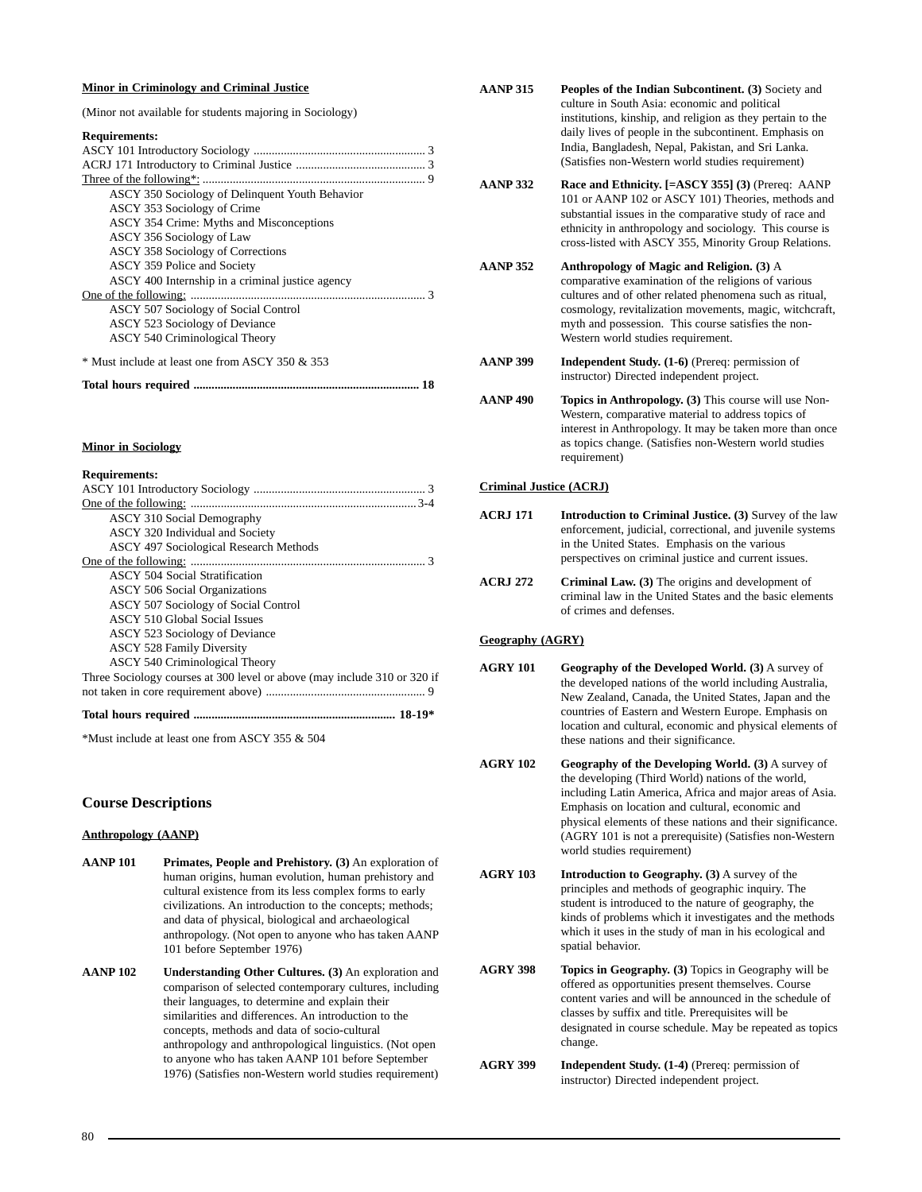**Minor in Criminology and Criminal Justice**

(Minor not available for students majoring in Sociology)

**Requirements:**

ASCY 101 Introductory Sociology ......................................................... 3
ACRJ 171 Introductory to Criminal Justice ........................................... 3
Three of the following*: .......................................................................... 9
- ASCY 350 Sociology of Delinquent Youth Behavior
- ASCY 353 Sociology of Crime
- ASCY 354 Crime: Myths and Misconceptions
- ASCY 356 Sociology of Law
- ASCY 358 Sociology of Corrections
- ASCY 359 Police and Society
- ASCY 400 Internship in a criminal justice agency

One of the following: .............................................................................. 3
- ASCY 507 Sociology of Social Control
- ASCY 523 Sociology of Deviance
- ASCY 540 Criminological Theory

* Must include at least one from ASCY 350 & 353

**Total hours required .......................................................................... 18**

**Minor in Sociology**

**Requirements:**

ASCY 101 Introductory Sociology ......................................................... 3
One of the following: ...........................................................................3-4
- ASCY 310 Social Demography
- ASCY 320 Individual and Society
- ASCY 497 Sociological Research Methods

One of the following: .............................................................................. 3
- ASCY 504 Social Stratification
- ASCY 506 Social Organizations
- ASCY 507 Sociology of Social Control
- ASCY 510 Global Social Issues
- ASCY 523 Sociology of Deviance
- ASCY 528 Family Diversity
- ASCY 540 Criminological Theory

Three Sociology courses at 300 level or above (may include 310 or 320 if not taken in core requirement above) ..................................................... 9

**Total hours required .................................................................. 18-19***

*Must include at least one from ASCY 355 & 504

## Course Descriptions

**Anthropology (AANP)**

**AANP 101** **Primates, People and Prehistory. (3)** An exploration of human origins, human evolution, human prehistory and cultural existence from its less complex forms to early civilizations. An introduction to the concepts; methods; and data of physical, biological and archaeological anthropology. (Not open to anyone who has taken AANP 101 before September 1976)

**AANP 102** **Understanding Other Cultures. (3)** An exploration and comparison of selected contemporary cultures, including their languages, to determine and explain their similarities and differences. An introduction to the concepts, methods and data of socio-cultural anthropology and anthropological linguistics. (Not open to anyone who has taken AANP 101 before September 1976) (Satisfies non-Western world studies requirement)

**AANP 315** **Peoples of the Indian Subcontinent. (3)** Society and culture in South Asia: economic and political institutions, kinship, and religion as they pertain to the daily lives of people in the subcontinent. Emphasis on India, Bangladesh, Nepal, Pakistan, and Sri Lanka. (Satisfies non-Western world studies requirement)

**AANP 332** **Race and Ethnicity. [=ASCY 355] (3)** (Prereq: AANP 101 or AANP 102 or ASCY 101) Theories, methods and substantial issues in the comparative study of race and ethnicity in anthropology and sociology. This course is cross-listed with ASCY 355, Minority Group Relations.

**AANP 352** **Anthropology of Magic and Religion. (3)** A comparative examination of the religions of various cultures and of other related phenomena such as ritual, cosmology, revitalization movements, magic, witchcraft, myth and possession. This course satisfies the non-Western world studies requirement.

**AANP 399** **Independent Study. (1-6)** (Prereq: permission of instructor) Directed independent project.

**AANP 490** **Topics in Anthropology. (3)** This course will use Non-Western, comparative material to address topics of interest in Anthropology. It may be taken more than once as topics change. (Satisfies non-Western world studies requirement)

**Criminal Justice (ACRJ)**

**ACRJ 171** **Introduction to Criminal Justice. (3)** Survey of the law enforcement, judicial, correctional, and juvenile systems in the United States. Emphasis on the various perspectives on criminal justice and current issues.

**ACRJ 272** **Criminal Law. (3)** The origins and development of criminal law in the United States and the basic elements of crimes and defenses.

**Geography (AGRY)**

**AGRY 101** **Geography of the Developed World. (3)** A survey of the developed nations of the world including Australia, New Zealand, Canada, the United States, Japan and the countries of Eastern and Western Europe. Emphasis on location and cultural, economic and physical elements of these nations and their significance.

**AGRY 102** **Geography of the Developing World. (3)** A survey of the developing (Third World) nations of the world, including Latin America, Africa and major areas of Asia. Emphasis on location and cultural, economic and physical elements of these nations and their significance. (AGRY 101 is not a prerequisite) (Satisfies non-Western world studies requirement)

**AGRY 103** **Introduction to Geography. (3)** A survey of the principles and methods of geographic inquiry. The student is introduced to the nature of geography, the kinds of problems which it investigates and the methods which it uses in the study of man in his ecological and spatial behavior.

**AGRY 398** **Topics in Geography. (3)** Topics in Geography will be offered as opportunities present themselves. Course content varies and will be announced in the schedule of classes by suffix and title. Prerequisites will be designated in course schedule. May be repeated as topics change.

**AGRY 399** **Independent Study. (1-4)** (Prereq: permission of instructor) Directed independent project.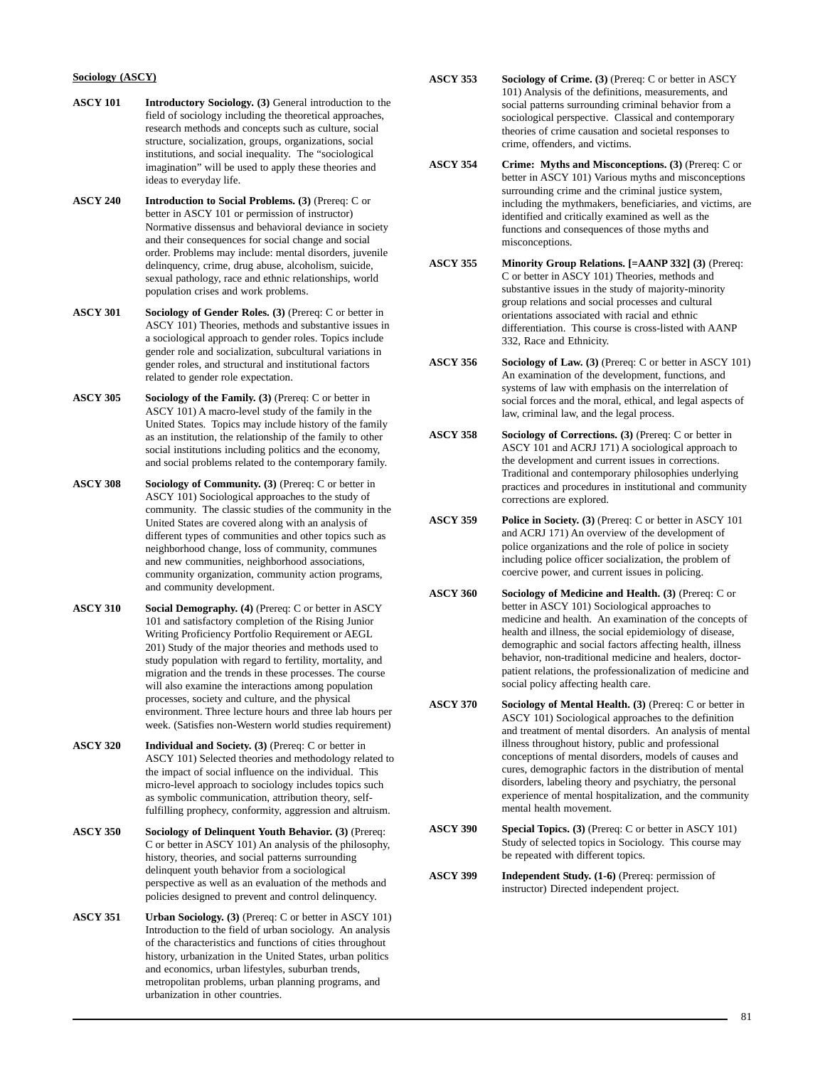**Sociology (ASCY)**

**ASCY 101** **Introductory Sociology. (3)** General introduction to the field of sociology including the theoretical approaches, research methods and concepts such as culture, social structure, socialization, groups, organizations, social institutions, and social inequality. The "sociological imagination" will be used to apply these theories and ideas to everyday life.

**ASCY 240** **Introduction to Social Problems. (3)** (Prereq: C or better in ASCY 101 or permission of instructor) Normative dissensus and behavioral deviance in society and their consequences for social change and social order. Problems may include: mental disorders, juvenile delinquency, crime, drug abuse, alcoholism, suicide, sexual pathology, race and ethnic relationships, world population crises and work problems.

**ASCY 301** **Sociology of Gender Roles. (3)** (Prereq: C or better in ASCY 101) Theories, methods and substantive issues in a sociological approach to gender roles. Topics include gender role and socialization, subcultural variations in gender roles, and structural and institutional factors related to gender role expectation.

**ASCY 305** **Sociology of the Family. (3)** (Prereq: C or better in ASCY 101) A macro-level study of the family in the United States. Topics may include history of the family as an institution, the relationship of the family to other social institutions including politics and the economy, and social problems related to the contemporary family.

**ASCY 308** **Sociology of Community. (3)** (Prereq: C or better in ASCY 101) Sociological approaches to the study of community. The classic studies of the community in the United States are covered along with an analysis of different types of communities and other topics such as neighborhood change, loss of community, communes and new communities, neighborhood associations, community organization, community action programs, and community development.

**ASCY 310** **Social Demography. (4)** (Prereq: C or better in ASCY 101 and satisfactory completion of the Rising Junior Writing Proficiency Portfolio Requirement or AEGL 201) Study of the major theories and methods used to study population with regard to fertility, mortality, and migration and the trends in these processes. The course will also examine the interactions among population processes, society and culture, and the physical environment. Three lecture hours and three lab hours per week. (Satisfies non-Western world studies requirement)

**ASCY 320** **Individual and Society. (3)** (Prereq: C or better in ASCY 101) Selected theories and methodology related to the impact of social influence on the individual. This micro-level approach to sociology includes topics such as symbolic communication, attribution theory, self-fulfilling prophecy, conformity, aggression and altruism.

**ASCY 350** **Sociology of Delinquent Youth Behavior. (3)** (Prereq: C or better in ASCY 101) An analysis of the philosophy, history, theories, and social patterns surrounding delinquent youth behavior from a sociological perspective as well as an evaluation of the methods and policies designed to prevent and control delinquency.

**ASCY 351** **Urban Sociology. (3)** (Prereq: C or better in ASCY 101) Introduction to the field of urban sociology. An analysis of the characteristics and functions of cities throughout history, urbanization in the United States, urban politics and economics, urban lifestyles, suburban trends, metropolitan problems, urban planning programs, and urbanization in other countries.

**ASCY 353** **Sociology of Crime. (3)** (Prereq: C or better in ASCY 101) Analysis of the definitions, measurements, and social patterns surrounding criminal behavior from a sociological perspective. Classical and contemporary theories of crime causation and societal responses to crime, offenders, and victims.

**ASCY 354** **Crime: Myths and Misconceptions. (3)** (Prereq: C or better in ASCY 101) Various myths and misconceptions surrounding crime and the criminal justice system, including the mythmakers, beneficiaries, and victims, are identified and critically examined as well as the functions and consequences of those myths and misconceptions.

**ASCY 355** **Minority Group Relations. [=AANP 332] (3)** (Prereq: C or better in ASCY 101) Theories, methods and substantive issues in the study of majority-minority group relations and social processes and cultural orientations associated with racial and ethnic differentiation. This course is cross-listed with AANP 332, Race and Ethnicity.

**ASCY 356** **Sociology of Law. (3)** (Prereq: C or better in ASCY 101) An examination of the development, functions, and systems of law with emphasis on the interrelation of social forces and the moral, ethical, and legal aspects of law, criminal law, and the legal process.

**ASCY 358** **Sociology of Corrections. (3)** (Prereq: C or better in ASCY 101 and ACRJ 171) A sociological approach to the development and current issues in corrections. Traditional and contemporary philosophies underlying practices and procedures in institutional and community corrections are explored.

**ASCY 359** **Police in Society. (3)** (Prereq: C or better in ASCY 101 and ACRJ 171) An overview of the development of police organizations and the role of police in society including police officer socialization, the problem of coercive power, and current issues in policing.

**ASCY 360** **Sociology of Medicine and Health. (3)** (Prereq: C or better in ASCY 101) Sociological approaches to medicine and health. An examination of the concepts of health and illness, the social epidemiology of disease, demographic and social factors affecting health, illness behavior, non-traditional medicine and healers, doctor-patient relations, the professionalization of medicine and social policy affecting health care.

**ASCY 370** **Sociology of Mental Health. (3)** (Prereq: C or better in ASCY 101) Sociological approaches to the definition and treatment of mental disorders. An analysis of mental illness throughout history, public and professional conceptions of mental disorders, models of causes and cures, demographic factors in the distribution of mental disorders, labeling theory and psychiatry, the personal experience of mental hospitalization, and the community mental health movement.

**ASCY 390** **Special Topics. (3)** (Prereq: C or better in ASCY 101) Study of selected topics in Sociology. This course may be repeated with different topics.

**ASCY 399** **Independent Study. (1-6)** (Prereq: permission of instructor) Directed independent project.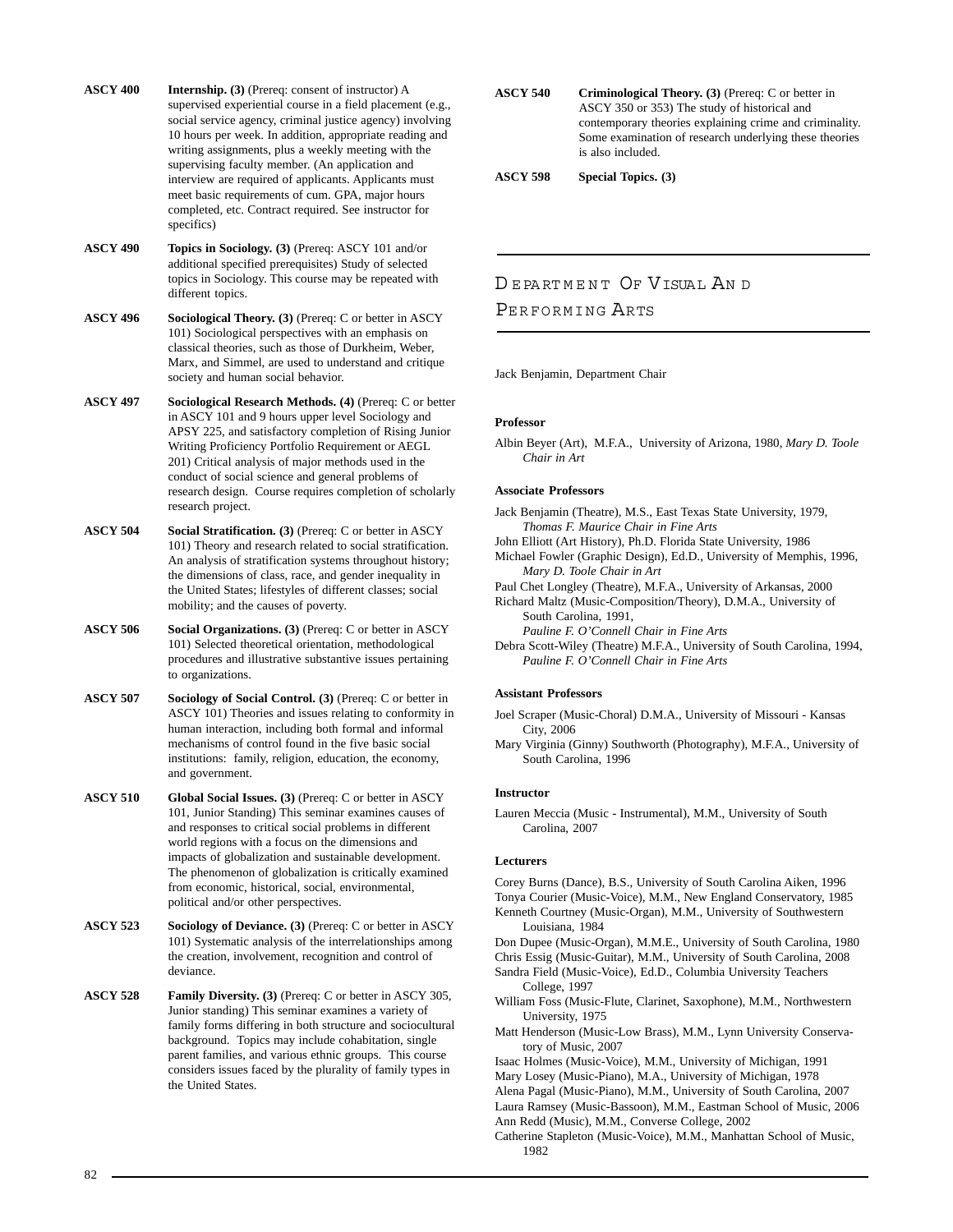**ASCY 400** **Internship. (3)** (Prereq: consent of instructor) A supervised experiential course in a field placement (e.g., social service agency, criminal justice agency) involving 10 hours per week. In addition, appropriate reading and writing assignments, plus a weekly meeting with the supervising faculty member. (An application and interview are required of applicants. Applicants must meet basic requirements of cum. GPA, major hours completed, etc. Contract required. See instructor for specifics)

**ASCY 490** **Topics in Sociology. (3)** (Prereq: ASCY 101 and/or additional specified prerequisites) Study of selected topics in Sociology. This course may be repeated with different topics.

**ASCY 496** **Sociological Theory. (3)** (Prereq: C or better in ASCY 101) Sociological perspectives with an emphasis on classical theories, such as those of Durkheim, Weber, Marx, and Simmel, are used to understand and critique society and human social behavior.

**ASCY 497** **Sociological Research Methods. (4)** (Prereq: C or better in ASCY 101 and 9 hours upper level Sociology and APSY 225, and satisfactory completion of Rising Junior Writing Proficiency Portfolio Requirement or AEGL 201) Critical analysis of major methods used in the conduct of social science and general problems of research design. Course requires completion of scholarly research project.

**ASCY 504** **Social Stratification. (3)** (Prereq: C or better in ASCY 101) Theory and research related to social stratification. An analysis of stratification systems throughout history; the dimensions of class, race, and gender inequality in the United States; lifestyles of different classes; social mobility; and the causes of poverty.

**ASCY 506** **Social Organizations. (3)** (Prereq: C or better in ASCY 101) Selected theoretical orientation, methodological procedures and illustrative substantive issues pertaining to organizations.

**ASCY 507** **Sociology of Social Control. (3)** (Prereq: C or better in ASCY 101) Theories and issues relating to conformity in human interaction, including both formal and informal mechanisms of control found in the five basic social institutions: family, religion, education, the economy, and government.

**ASCY 510** **Global Social Issues. (3)** (Prereq: C or better in ASCY 101, Junior Standing) This seminar examines causes of and responses to critical social problems in different world regions with a focus on the dimensions and impacts of globalization and sustainable development. The phenomenon of globalization is critically examined from economic, historical, social, environmental, political and/or other perspectives.

**ASCY 523** **Sociology of Deviance. (3)** (Prereq: C or better in ASCY 101) Systematic analysis of the interrelationships among the creation, involvement, recognition and control of deviance.

**ASCY 528** **Family Diversity. (3)** (Prereq: C or better in ASCY 305, Junior standing) This seminar examines a variety of family forms differing in both structure and sociocultural background. Topics may include cohabitation, single parent families, and various ethnic groups. This course considers issues faced by the plurality of family types in the United States.

**ASCY 540** **Criminological Theory. (3)** (Prereq: C or better in ASCY 350 or 353) The study of historical and contemporary theories explaining crime and criminality. Some examination of research underlying these theories is also included.

**ASCY 598** **Special Topics. (3)**

## Department Of Visual And Performing Arts

Jack Benjamin, Department Chair

### Professor

Albin Beyer (Art), M.F.A., University of Arizona, 1980, *Mary D. Toole Chair in Art*

### Associate Professors

Jack Benjamin (Theatre), M.S., East Texas State University, 1979, *Thomas F. Maurice Chair in Fine Arts*
John Elliott (Art History), Ph.D. Florida State University, 1986
Michael Fowler (Graphic Design), Ed.D., University of Memphis, 1996, *Mary D. Toole Chair in Art*
Paul Chet Longley (Theatre), M.F.A., University of Arkansas, 2000
Richard Maltz (Music-Composition/Theory), D.M.A., University of South Carolina, 1991, *Pauline F. O'Connell Chair in Fine Arts*
Debra Scott-Wiley (Theatre) M.F.A., University of South Carolina, 1994, *Pauline F. O'Connell Chair in Fine Arts*

### Assistant Professors

Joel Scraper (Music-Choral) D.M.A., University of Missouri - Kansas City, 2006
Mary Virginia (Ginny) Southworth (Photography), M.F.A., University of South Carolina, 1996

### Instructor

Lauren Meccia (Music - Instrumental), M.M., University of South Carolina, 2007

### Lecturers

Corey Burns (Dance), B.S., University of South Carolina Aiken, 1996
Tonya Courier (Music-Voice), M.M., New England Conservatory, 1985
Kenneth Courtney (Music-Organ), M.M., University of Southwestern Louisiana, 1984
Don Dupee (Music-Organ), M.M.E., University of South Carolina, 1980
Chris Essig (Music-Guitar), M.M., University of South Carolina, 2008
Sandra Field (Music-Voice), Ed.D., Columbia University Teachers College, 1997
William Foss (Music-Flute, Clarinet, Saxophone), M.M., Northwestern University, 1975
Matt Henderson (Music-Low Brass), M.M., Lynn University Conservatory of Music, 2007
Isaac Holmes (Music-Voice), M.M., University of Michigan, 1991
Mary Losey (Music-Piano), M.A., University of Michigan, 1978
Alena Pagal (Music-Piano), M.M., University of South Carolina, 2007
Laura Ramsey (Music-Bassoon), M.M., Eastman School of Music, 2006
Ann Redd (Music), M.M., Converse College, 2002
Catherine Stapleton (Music-Voice), M.M., Manhattan School of Music, 1982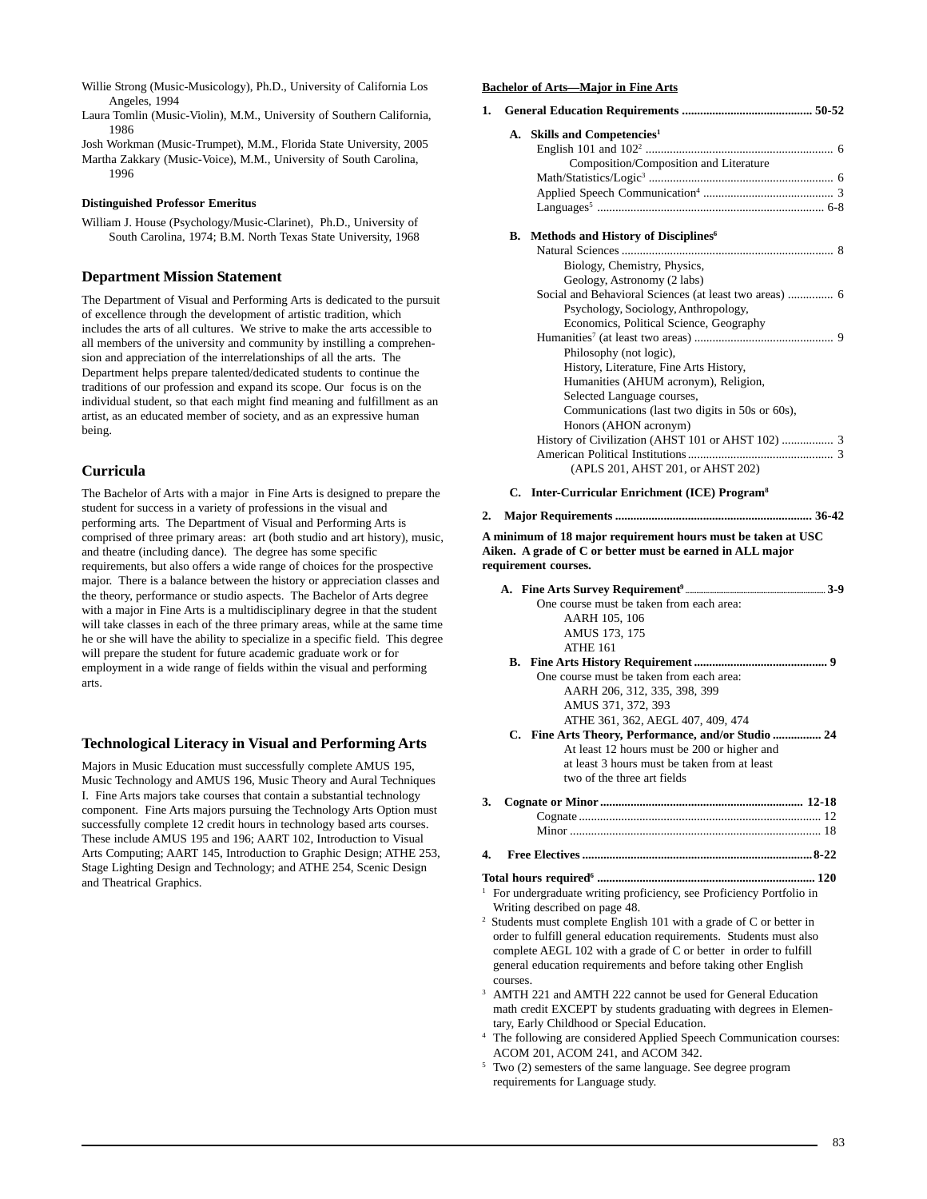Willie Strong (Music-Musicology), Ph.D., University of California Los Angeles, 1994

Laura Tomlin (Music-Violin), M.M., University of Southern California, 1986

Josh Workman (Music-Trumpet), M.M., Florida State University, 2005

Martha Zakkary (Music-Voice), M.M., University of South Carolina, 1996

**Distinguished Professor Emeritus**

William J. House (Psychology/Music-Clarinet), Ph.D., University of South Carolina, 1974; B.M. North Texas State University, 1968

## Department Mission Statement

The Department of Visual and Performing Arts is dedicated to the pursuit of excellence through the development of artistic tradition, which includes the arts of all cultures. We strive to make the arts accessible to all members of the university and community by instilling a comprehension and appreciation of the interrelationships of all the arts. The Department helps prepare talented/dedicated students to continue the traditions of our profession and expand its scope. Our focus is on the individual student, so that each might find meaning and fulfillment as an artist, as an educated member of society, and as an expressive human being.

## Curricula

The Bachelor of Arts with a major in Fine Arts is designed to prepare the student for success in a variety of professions in the visual and performing arts. The Department of Visual and Performing Arts is comprised of three primary areas: art (both studio and art history), music, and theatre (including dance). The degree has some specific requirements, but also offers a wide range of choices for the prospective major. There is a balance between the history or appreciation classes and the theory, performance or studio aspects. The Bachelor of Arts degree with a major in Fine Arts is a multidisciplinary degree in that the student will take classes in each of the three primary areas, while at the same time he or she will have the ability to specialize in a specific field. This degree will prepare the student for future academic graduate work or for employment in a wide range of fields within the visual and performing arts.

## Technological Literacy in Visual and Performing Arts

Majors in Music Education must successfully complete AMUS 195, Music Technology and AMUS 196, Music Theory and Aural Techniques I. Fine Arts majors take courses that contain a substantial technology component. Fine Arts majors pursuing the Technology Arts Option must successfully complete 12 credit hours in technology based arts courses. These include AMUS 195 and 196; AART 102, Introduction to Visual Arts Computing; AART 145, Introduction to Graphic Design; ATHE 253, Stage Lighting Design and Technology; and ATHE 254, Scenic Design and Theatrical Graphics.

**Bachelor of Arts—Major in Fine Arts**

**1. General Education Requirements .......................................... 50-52**

**A. Skills and Competencies[1]**

English 101 and 102[2] ............................................................. 6
Composition/Composition and Literature
Math/Statistics/Logic[3] ............................................................ 6
Applied Speech Communication[4] .......................................... 3
Languages[5] .......................................................................... 6-8

**B. Methods and History of Disciplines[6]**

Natural Sciences ...................................................................... 8
Biology, Chemistry, Physics, Geology, Astronomy (2 labs)
Social and Behavioral Sciences (at least two areas) ............... 6
Psychology, Sociology, Anthropology, Economics, Political Science, Geography
Humanities[7] (at least two areas) ............................................. 9
Philosophy (not logic), History, Literature, Fine Arts History, Humanities (AHUM acronym), Religion, Selected Language courses, Communications (last two digits in 50s or 60s), Honors (AHON acronym)
History of Civilization (AHST 101 or AHST 102) ................. 3
American Political Institutions ................................................ 3
(APLS 201, AHST 201, or AHST 202)

**C. Inter-Curricular Enrichment (ICE) Program[8]**

**2. Major Requirements ................................................................ 36-42**

**A minimum of 18 major requirement hours must be taken at USC Aiken. A grade of C or better must be earned in ALL major requirement courses.**

**A. Fine Arts Survey Requirement[9] ........................................ 3-9**
One course must be taken from each area:
AARH 105, 106
AMUS 173, 175
ATHE 161

**B. Fine Arts History Requirement ........................................... 9**
One course must be taken from each area:
AARH 206, 312, 335, 398, 399
AMUS 371, 372, 393
ATHE 361, 362, AEGL 407, 409, 474

**C. Fine Arts Theory, Performance, and/or Studio ................ 24**
At least 12 hours must be 200 or higher and at least 3 hours must be taken from at least two of the three art fields

**3. Cognate or Minor .................................................................. 12-18**
Cognate ............................................................................... 12
Minor .................................................................................. 18

**4. Free Electives ...........................................................................8-22**

**Total hours required[6] ....................................................................... 120**

[1] For undergraduate writing proficiency, see Proficiency Portfolio in Writing described on page 48.

[2] Students must complete English 101 with a grade of C or better in order to fulfill general education requirements. Students must also complete AEGL 102 with a grade of C or better in order to fulfill general education requirements and before taking other English courses.

[3] AMTH 221 and AMTH 222 cannot be used for General Education math credit EXCEPT by students graduating with degrees in Elementary, Early Childhood or Special Education.

[4] The following are considered Applied Speech Communication courses: ACOM 201, ACOM 241, and ACOM 342.

[5] Two (2) semesters of the same language. See degree program requirements for Language study.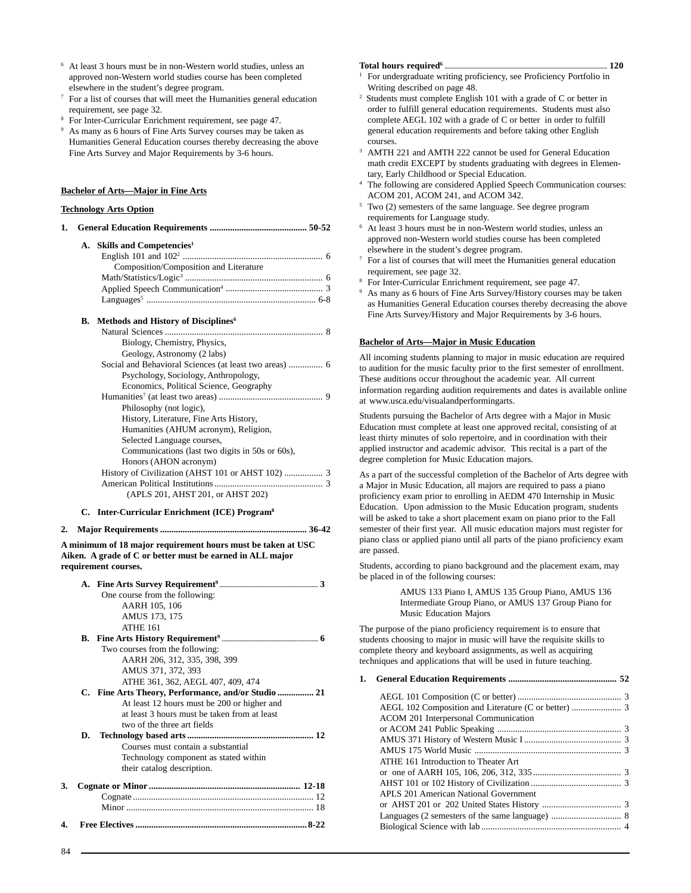[6] At least 3 hours must be in non-Western world studies, unless an approved non-Western world studies course has been completed elsewhere in the student's degree program.

[7] For a list of courses that will meet the Humanities general education requirement, see page 32.

[8] For Inter-Curricular Enrichment requirement, see page 47.

[9] As many as 6 hours of Fine Arts Survey courses may be taken as Humanities General Education courses thereby decreasing the above Fine Arts Survey and Major Requirements by 3-6 hours.

## Bachelor of Arts—Major in Fine Arts

### Technology Arts Option

**1. General Education Requirements .......... 50-52**

**A. Skills and Competencies[1]**
- English 101 and 102[2] .......... 6
  - Composition/Composition and Literature
- Math/Statistics/Logic[3] .......... 6
- Applied Speech Communication[4] .......... 3
- Languages[5] .......... 6-8

**B. Methods and History of Disciplines[6]**
- Natural Sciences .......... 8
  - Biology, Chemistry, Physics, Geology, Astronomy (2 labs)
- Social and Behavioral Sciences (at least two areas) .......... 6
  - Psychology, Sociology, Anthropology, Economics, Political Science, Geography
- Humanities[7] (at least two areas) .......... 9
  - Philosophy (not logic), History, Literature, Fine Arts History, Humanities (AHUM acronym), Religion, Selected Language courses, Communications (last two digits in 50s or 60s), Honors (AHON acronym)
- History of Civilization (AHST 101 or AHST 102) .......... 3
- American Political Institutions .......... 3
  - (APLS 201, AHST 201, or AHST 202)

**C. Inter-Curricular Enrichment (ICE) Program[8]**

**2. Major Requirements .......... 36-42**

**A minimum of 18 major requirement hours must be taken at USC Aiken. A grade of C or better must be earned in ALL major requirement courses.**

**A. Fine Arts Survey Requirement[9] .......... 3**
- One course from the following:
  - AARH 105, 106
  - AMUS 173, 175
  - ATHE 161

**B. Fine Arts History Requirement[9] .......... 6**
- Two courses from the following:
  - AARH 206, 312, 335, 398, 399
  - AMUS 371, 372, 393
  - ATHE 361, 362, AEGL 407, 409, 474

**C. Fine Arts Theory, Performance, and/or Studio .......... 21**
- At least 12 hours must be 200 or higher and at least 3 hours must be taken from at least two of the three art fields

**D. Technology based arts .......... 12**
- Courses must contain a substantial Technology component as stated within their catalog description.

**3. Cognate or Minor .......... 12-18**
- Cognate .......... 12
- Minor .......... 18

**4. Free Electives .......... 8-22**

**Total hours required[6] .......... 120**

[1] For undergraduate writing proficiency, see Proficiency Portfolio in Writing described on page 48.

[2] Students must complete English 101 with a grade of C or better in order to fulfill general education requirements. Students must also complete AEGL 102 with a grade of C or better in order to fulfill general education requirements and before taking other English courses.

[3] AMTH 221 and AMTH 222 cannot be used for General Education math credit EXCEPT by students graduating with degrees in Elementary, Early Childhood or Special Education.

[4] The following are considered Applied Speech Communication courses: ACOM 201, ACOM 241, and ACOM 342.

[5] Two (2) semesters of the same language. See degree program requirements for Language study.

[6] At least 3 hours must be in non-Western world studies, unless an approved non-Western world studies course has been completed elsewhere in the student's degree program.

[7] For a list of courses that will meet the Humanities general education requirement, see page 32.

[8] For Inter-Curricular Enrichment requirement, see page 47.

[9] As many as 6 hours of Fine Arts Survey/History courses may be taken as Humanities General Education courses thereby decreasing the above Fine Arts Survey/History and Major Requirements by 3-6 hours.

## Bachelor of Arts—Major in Music Education

All incoming students planning to major in music education are required to audition for the music faculty prior to the first semester of enrollment. These auditions occur throughout the academic year. All current information regarding audition requirements and dates is available online at www.usca.edu/visualandperformingarts.

Students pursuing the Bachelor of Arts degree with a Major in Music Education must complete at least one approved recital, consisting of at least thirty minutes of solo repertoire, and in coordination with their applied instructor and academic advisor. This recital is a part of the degree completion for Music Education majors.

As a part of the successful completion of the Bachelor of Arts degree with a Major in Music Education, all majors are required to pass a piano proficiency exam prior to enrolling in AEDM 470 Internship in Music Education. Upon admission to the Music Education program, students will be asked to take a short placement exam on piano prior to the Fall semester of their first year. All music education majors must register for piano class or applied piano until all parts of the piano proficiency exam are passed.

Students, according to piano background and the placement exam, may be placed in of the following courses:

> AMUS 133 Piano I, AMUS 135 Group Piano, AMUS 136 Intermediate Group Piano, or AMUS 137 Group Piano for Music Education Majors

The purpose of the piano proficiency requirement is to ensure that students choosing to major in music will have the requisite skills to complete theory and keyboard assignments, as well as acquiring techniques and applications that will be used in future teaching.

**1. General Education Requirements .......... 52**

- AEGL 101 Composition (C or better) .......... 3
- AEGL 102 Composition and Literature (C or better) .......... 3
- ACOM 201 Interpersonal Communication or ACOM 241 Public Speaking .......... 3
- AMUS 371 History of Western Music I .......... 3
- AMUS 175 World Music .......... 3
- ATHE 161 Introduction to Theater Art or one of AARH 105, 106, 206, 312, 335 .......... 3
- AHST 101 or 102 History of Civilization .......... 3
- APLS 201 American National Government or AHST 201 or 202 United States History .......... 3
- Languages (2 semesters of the same language) .......... 8
- Biological Science with lab .......... 4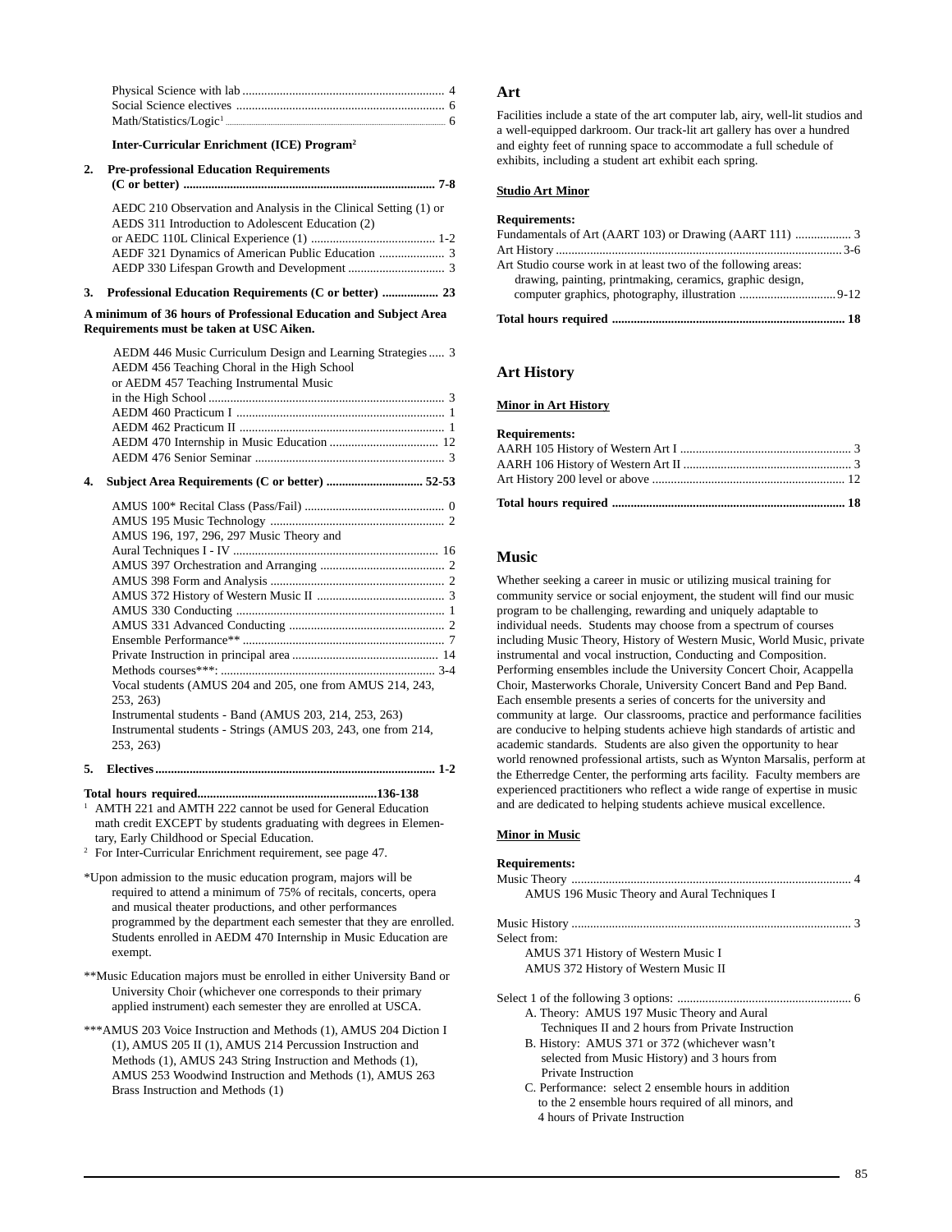Physical Science with lab ................................................................ 4
Social Science electives .................................................................. 6
Math/Statistics/Logic[1] ........................................................................ 6

**Inter-Curricular Enrichment (ICE) Program[2]**

**2. Pre-professional Education Requirements (C or better) ................................................................................ 7-8**

AEDC 210 Observation and Analysis in the Clinical Setting (1) or
AEDS 311 Introduction to Adolescent Education (2)
or AEDC 110L Clinical Experience (1) ........................................ 1-2
AEDF 321 Dynamics of American Public Education ..................... 3
AEDP 330 Lifespan Growth and Development ............................... 3

**3. Professional Education Requirements (C or better) ................. 23**

**A minimum of 36 hours of Professional Education and Subject Area Requirements must be taken at USC Aiken.**

AEDM 446 Music Curriculum Design and Learning Strategies ..... 3
AEDM 456 Teaching Choral in the High School
or AEDM 457 Teaching Instrumental Music
in the High School ........................................................................... 3
AEDM 460 Practicum I .................................................................. 1
AEDM 462 Practicum II ................................................................. 1
AEDM 470 Internship in Music Education ................................... 12
AEDM 476 Senior Seminar ............................................................ 3

**4. Subject Area Requirements (C or better) .............................. 52-53**

AMUS 100* Recital Class (Pass/Fail) ............................................ 0
AMUS 195 Music Technology ....................................................... 2
AMUS 196, 197, 296, 297 Music Theory and
Aural Techniques I - IV ................................................................. 16
AMUS 397 Orchestration and Arranging ....................................... 2
AMUS 398 Form and Analysis ....................................................... 2
AMUS 372 History of Western Music II ......................................... 3
AMUS 330 Conducting .................................................................. 1
AMUS 331 Advanced Conducting ................................................. 2
Ensemble Performance** ................................................................ 7
Private Instruction in principal area .............................................. 14
Methods courses***: .................................................................... 3-4
Vocal students (AMUS 204 and 205, one from AMUS 214, 243, 253, 263)
Instrumental students - Band (AMUS 203, 214, 253, 263)
Instrumental students - Strings (AMUS 203, 243, one from 214, 253, 263)

**5. Electives ........................................................................................ 1-2**

**Total hours required........................................................136-138**

[1] AMTH 221 and AMTH 222 cannot be used for General Education math credit EXCEPT by students graduating with degrees in Elementary, Early Childhood or Special Education.

[2] For Inter-Curricular Enrichment requirement, see page 47.

*Upon admission to the music education program, majors will be required to attend a minimum of 75% of recitals, concerts, opera and musical theater productions, and other performances programmed by the department each semester that they are enrolled. Students enrolled in AEDM 470 Internship in Music Education are exempt.

**Music Education majors must be enrolled in either University Band or University Choir (whichever one corresponds to their primary applied instrument) each semester they are enrolled at USCA.

***AMUS 203 Voice Instruction and Methods (1), AMUS 204 Diction I (1), AMUS 205 II (1), AMUS 214 Percussion Instruction and Methods (1), AMUS 243 String Instruction and Methods (1), AMUS 253 Woodwind Instruction and Methods (1), AMUS 263 Brass Instruction and Methods (1)

## Art

Facilities include a state of the art computer lab, airy, well-lit studios and a well-equipped darkroom. Our track-lit art gallery has over a hundred and eighty feet of running space to accommodate a full schedule of exhibits, including a student art exhibit each spring.

### Studio Art Minor

**Requirements:**

Fundamentals of Art (AART 103) or Drawing (AART 111) .................. 3
Art History ....................................................................................... 3-6
Art Studio course work in at least two of the following areas: drawing, painting, printmaking, ceramics, graphic design, computer graphics, photography, illustration ............................... 9-12

**Total hours required .......................................................................... 18**

## Art History

### Minor in Art History

**Requirements:**

AARH 105 History of Western Art I ....................................................... 3
AARH 106 History of Western Art II ...................................................... 3
Art History 200 level or above ............................................................. 12

**Total hours required .......................................................................... 18**

## Music

Whether seeking a career in music or utilizing musical training for community service or social enjoyment, the student will find our music program to be challenging, rewarding and uniquely adaptable to individual needs. Students may choose from a spectrum of courses including Music Theory, History of Western Music, World Music, private instrumental and vocal instruction, Conducting and Composition. Performing ensembles include the University Concert Choir, Acappella Choir, Masterworks Chorale, University Concert Band and Pep Band. Each ensemble presents a series of concerts for the university and community at large. Our classrooms, practice and performance facilities are conducive to helping students achieve high standards of artistic and academic standards. Students are also given the opportunity to hear world renowned professional artists, such as Wynton Marsalis, perform at the Etherredge Center, the performing arts facility. Faculty members are experienced practitioners who reflect a wide range of expertise in music and are dedicated to helping students achieve musical excellence.

### Minor in Music

**Requirements:**

Music Theory .......................................................................................... 4
AMUS 196 Music Theory and Aural Techniques I

Music History .......................................................................................... 3
Select from:
AMUS 371 History of Western Music I
AMUS 372 History of Western Music II

Select 1 of the following 3 options: ........................................................ 6
A. Theory: AMUS 197 Music Theory and Aural Techniques II and 2 hours from Private Instruction
B. History: AMUS 371 or 372 (whichever wasn't selected from Music History) and 3 hours from Private Instruction
C. Performance: select 2 ensemble hours in addition to the 2 ensemble hours required of all minors, and 4 hours of Private Instruction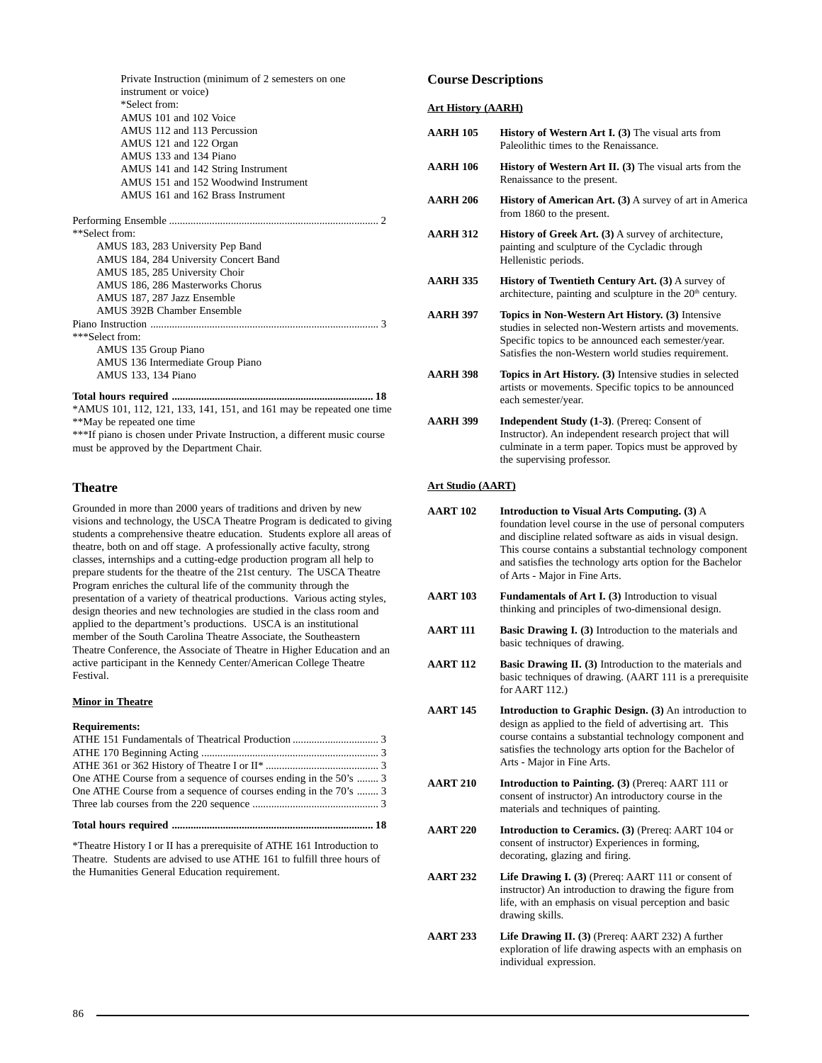Private Instruction (minimum of 2 semesters on one instrument or voice)
*Select from:
AMUS 101 and 102 Voice
AMUS 112 and 113 Percussion
AMUS 121 and 122 Organ
AMUS 133 and 134 Piano
AMUS 141 and 142 String Instrument
AMUS 151 and 152 Woodwind Instrument
AMUS 161 and 162 Brass Instrument

Performing Ensemble ............................................................................ 2
**Select from:
AMUS 183, 283 University Pep Band
AMUS 184, 284 University Concert Band
AMUS 185, 285 University Choir
AMUS 186, 286 Masterworks Chorus
AMUS 187, 287 Jazz Ensemble
AMUS 392B Chamber Ensemble
Piano Instruction ................................................................................... 3
***Select from:
AMUS 135 Group Piano
AMUS 136 Intermediate Group Piano
AMUS 133, 134 Piano

**Total hours required ......................................................................... 18**
*AMUS 101, 112, 121, 133, 141, 151, and 161 may be repeated one time
**May be repeated one time
***If piano is chosen under Private Instruction, a different music course must be approved by the Department Chair.

## Theatre

Grounded in more than 2000 years of traditions and driven by new visions and technology, the USCA Theatre Program is dedicated to giving students a comprehensive theatre education. Students explore all areas of theatre, both on and off stage. A professionally active faculty, strong classes, internships and a cutting-edge production program all help to prepare students for the theatre of the 21st century. The USCA Theatre Program enriches the cultural life of the community through the presentation of a variety of theatrical productions. Various acting styles, design theories and new technologies are studied in the class room and applied to the department's productions. USCA is an institutional member of the South Carolina Theatre Associate, the Southeastern Theatre Conference, the Associate of Theatre in Higher Education and an active participant in the Kennedy Center/American College Theatre Festival.

**Minor in Theatre**

**Requirements:**
ATHE 151 Fundamentals of Theatrical Production ................................ 3
ATHE 170 Beginning Acting .................................................................. 3
ATHE 361 or 362 History of Theatre I or II* .......................................... 3
One ATHE Course from a sequence of courses ending in the 50's ........ 3
One ATHE Course from a sequence of courses ending in the 70's ........ 3
Three lab courses from the 220 sequence .............................................. 3

**Total hours required ......................................................................... 18**

*Theatre History I or II has a prerequisite of ATHE 161 Introduction to Theatre. Students are advised to use ATHE 161 to fulfill three hours of the Humanities General Education requirement.

## Course Descriptions

**Art History (AARH)**

**AARH 105** **History of Western Art I. (3)** The visual arts from Paleolithic times to the Renaissance.

**AARH 106** **History of Western Art II. (3)** The visual arts from the Renaissance to the present.

**AARH 206** **History of American Art. (3)** A survey of art in America from 1860 to the present.

**AARH 312** **History of Greek Art. (3)** A survey of architecture, painting and sculpture of the Cycladic through Hellenistic periods.

**AARH 335** **History of Twentieth Century Art. (3)** A survey of architecture, painting and sculpture in the 20th century.

**AARH 397** **Topics in Non-Western Art History. (3)** Intensive studies in selected non-Western artists and movements. Specific topics to be announced each semester/year. Satisfies the non-Western world studies requirement.

**AARH 398** **Topics in Art History. (3)** Intensive studies in selected artists or movements. Specific topics to be announced each semester/year.

**AARH 399** **Independent Study (1-3)**. (Prereq: Consent of Instructor). An independent research project that will culminate in a term paper. Topics must be approved by the supervising professor.

**Art Studio (AART)**

**AART 102** **Introduction to Visual Arts Computing. (3)** A foundation level course in the use of personal computers and discipline related software as aids in visual design. This course contains a substantial technology component and satisfies the technology arts option for the Bachelor of Arts - Major in Fine Arts.

**AART 103** **Fundamentals of Art I. (3)** Introduction to visual thinking and principles of two-dimensional design.

**AART 111** **Basic Drawing I. (3)** Introduction to the materials and basic techniques of drawing.

**AART 112** **Basic Drawing II. (3)** Introduction to the materials and basic techniques of drawing. (AART 111 is a prerequisite for AART 112.)

**AART 145** **Introduction to Graphic Design. (3)** An introduction to design as applied to the field of advertising art. This course contains a substantial technology component and satisfies the technology arts option for the Bachelor of Arts - Major in Fine Arts.

**AART 210** **Introduction to Painting. (3)** (Prereq: AART 111 or consent of instructor) An introductory course in the materials and techniques of painting.

**AART 220** **Introduction to Ceramics. (3)** (Prereq: AART 104 or consent of instructor) Experiences in forming, decorating, glazing and firing.

**AART 232** **Life Drawing I. (3)** (Prereq: AART 111 or consent of instructor) An introduction to drawing the figure from life, with an emphasis on visual perception and basic drawing skills.

**AART 233** **Life Drawing II. (3)** (Prereq: AART 232) A further exploration of life drawing aspects with an emphasis on individual expression.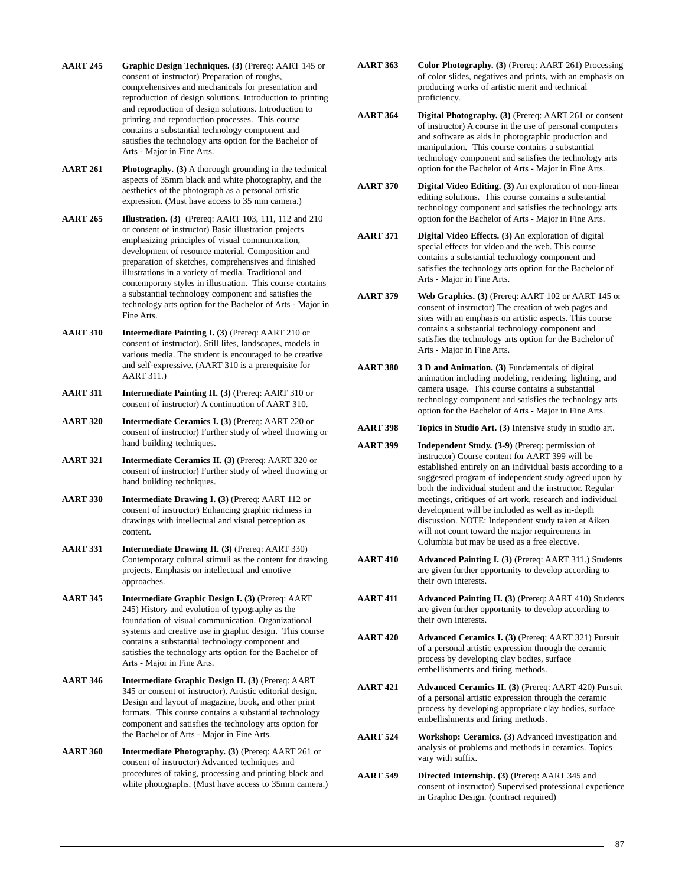**AART 245** **Graphic Design Techniques. (3)** (Prereq: AART 145 or consent of instructor) Preparation of roughs, comprehensives and mechanicals for presentation and reproduction of design solutions. Introduction to printing and reproduction of design solutions. Introduction to printing and reproduction processes. This course contains a substantial technology component and satisfies the technology arts option for the Bachelor of Arts - Major in Fine Arts.

**AART 261** **Photography. (3)** A thorough grounding in the technical aspects of 35mm black and white photography, and the aesthetics of the photograph as a personal artistic expression. (Must have access to 35 mm camera.)

**AART 265** **Illustration. (3)** (Prereq: AART 103, 111, 112 and 210 or consent of instructor) Basic illustration projects emphasizing principles of visual communication, development of resource material. Composition and preparation of sketches, comprehensives and finished illustrations in a variety of media. Traditional and contemporary styles in illustration. This course contains a substantial technology component and satisfies the technology arts option for the Bachelor of Arts - Major in Fine Arts.

**AART 310** **Intermediate Painting I. (3)** (Prereq: AART 210 or consent of instructor). Still lifes, landscapes, models in various media. The student is encouraged to be creative and self-expressive. (AART 310 is a prerequisite for AART 311.)

**AART 311** **Intermediate Painting II. (3)** (Prereq: AART 310 or consent of instructor) A continuation of AART 310.

**AART 320** **Intermediate Ceramics I. (3)** (Prereq: AART 220 or consent of instructor) Further study of wheel throwing or hand building techniques.

**AART 321** **Intermediate Ceramics II. (3)** (Prereq: AART 320 or consent of instructor) Further study of wheel throwing or hand building techniques.

**AART 330** **Intermediate Drawing I. (3)** (Prereq: AART 112 or consent of instructor) Enhancing graphic richness in drawings with intellectual and visual perception as content.

**AART 331** **Intermediate Drawing II. (3)** (Prereq: AART 330) Contemporary cultural stimuli as the content for drawing projects. Emphasis on intellectual and emotive approaches.

**AART 345** **Intermediate Graphic Design I. (3)** (Prereq: AART 245) History and evolution of typography as the foundation of visual communication. Organizational systems and creative use in graphic design. This course contains a substantial technology component and satisfies the technology arts option for the Bachelor of Arts - Major in Fine Arts.

**AART 346** **Intermediate Graphic Design II. (3)** (Prereq: AART 345 or consent of instructor). Artistic editorial design. Design and layout of magazine, book, and other print formats. This course contains a substantial technology component and satisfies the technology arts option for the Bachelor of Arts - Major in Fine Arts.

**AART 360** **Intermediate Photography. (3)** (Prereq: AART 261 or consent of instructor) Advanced techniques and procedures of taking, processing and printing black and white photographs. (Must have access to 35mm camera.)

**AART 363** **Color Photography. (3)** (Prereq: AART 261) Processing of color slides, negatives and prints, with an emphasis on producing works of artistic merit and technical proficiency.

**AART 364** **Digital Photography. (3)** (Prereq: AART 261 or consent of instructor) A course in the use of personal computers and software as aids in photographic production and manipulation. This course contains a substantial technology component and satisfies the technology arts option for the Bachelor of Arts - Major in Fine Arts.

**AART 370** **Digital Video Editing. (3)** An exploration of non-linear editing solutions. This course contains a substantial technology component and satisfies the technology arts option for the Bachelor of Arts - Major in Fine Arts.

**AART 371** **Digital Video Effects. (3)** An exploration of digital special effects for video and the web. This course contains a substantial technology component and satisfies the technology arts option for the Bachelor of Arts - Major in Fine Arts.

**AART 379** **Web Graphics. (3)** (Prereq: AART 102 or AART 145 or consent of instructor) The creation of web pages and sites with an emphasis on artistic aspects. This course contains a substantial technology component and satisfies the technology arts option for the Bachelor of Arts - Major in Fine Arts.

**AART 380** **3 D and Animation. (3)** Fundamentals of digital animation including modeling, rendering, lighting, and camera usage. This course contains a substantial technology component and satisfies the technology arts option for the Bachelor of Arts - Major in Fine Arts.

**AART 398** **Topics in Studio Art. (3)** Intensive study in studio art.

**AART 399** **Independent Study. (3-9)** (Prereq: permission of instructor) Course content for AART 399 will be established entirely on an individual basis according to a suggested program of independent study agreed upon by both the individual student and the instructor. Regular meetings, critiques of art work, research and individual development will be included as well as in-depth discussion. NOTE: Independent study taken at Aiken will not count toward the major requirements in Columbia but may be used as a free elective.

**AART 410** **Advanced Painting I. (3)** (Prereq: AART 311.) Students are given further opportunity to develop according to their own interests.

**AART 411** **Advanced Painting II. (3)** (Prereq: AART 410) Students are given further opportunity to develop according to their own interests.

**AART 420** **Advanced Ceramics I. (3)** (Prereq; AART 321) Pursuit of a personal artistic expression through the ceramic process by developing clay bodies, surface embellishments and firing methods.

**AART 421** **Advanced Ceramics II. (3)** (Prereq: AART 420) Pursuit of a personal artistic expression through the ceramic process by developing appropriate clay bodies, surface embellishments and firing methods.

**AART 524** **Workshop: Ceramics. (3)** Advanced investigation and analysis of problems and methods in ceramics. Topics vary with suffix.

**AART 549** **Directed Internship. (3)** (Prereq: AART 345 and consent of instructor) Supervised professional experience in Graphic Design. (contract required)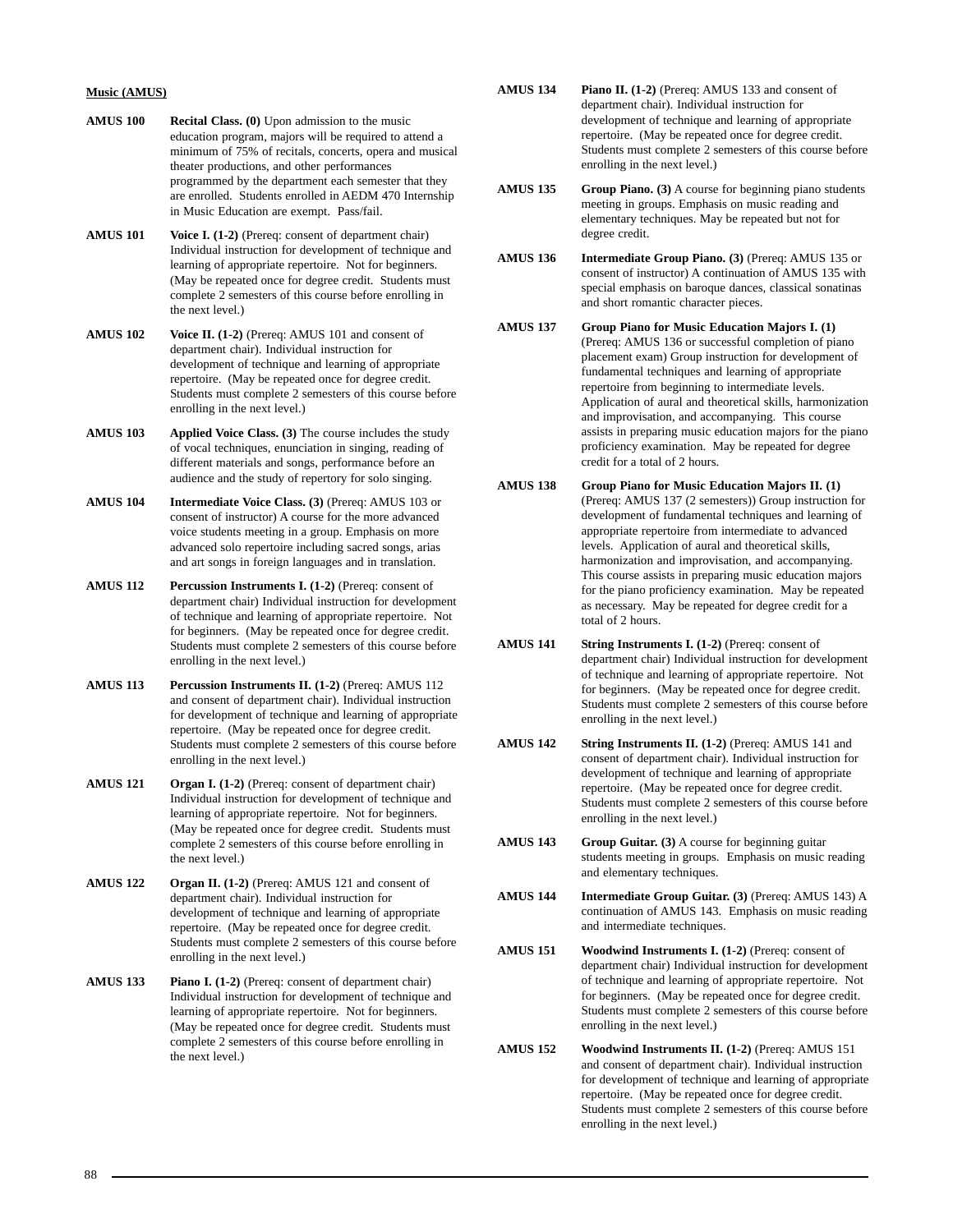**Music (AMUS)**

**AMUS 100** **Recital Class. (0)** Upon admission to the music education program, majors will be required to attend a minimum of 75% of recitals, concerts, opera and musical theater productions, and other performances programmed by the department each semester that they are enrolled. Students enrolled in AEDM 470 Internship in Music Education are exempt. Pass/fail.

**AMUS 101** **Voice I. (1-2)** (Prereq: consent of department chair) Individual instruction for development of technique and learning of appropriate repertoire. Not for beginners. (May be repeated once for degree credit. Students must complete 2 semesters of this course before enrolling in the next level.)

**AMUS 102** **Voice II. (1-2)** (Prereq: AMUS 101 and consent of department chair). Individual instruction for development of technique and learning of appropriate repertoire. (May be repeated once for degree credit. Students must complete 2 semesters of this course before enrolling in the next level.)

**AMUS 103** **Applied Voice Class. (3)** The course includes the study of vocal techniques, enunciation in singing, reading of different materials and songs, performance before an audience and the study of repertory for solo singing.

**AMUS 104** **Intermediate Voice Class. (3)** (Prereq: AMUS 103 or consent of instructor) A course for the more advanced voice students meeting in a group. Emphasis on more advanced solo repertoire including sacred songs, arias and art songs in foreign languages and in translation.

**AMUS 112** **Percussion Instruments I. (1-2)** (Prereq: consent of department chair) Individual instruction for development of technique and learning of appropriate repertoire. Not for beginners. (May be repeated once for degree credit. Students must complete 2 semesters of this course before enrolling in the next level.)

**AMUS 113** **Percussion Instruments II. (1-2)** (Prereq: AMUS 112 and consent of department chair). Individual instruction for development of technique and learning of appropriate repertoire. (May be repeated once for degree credit. Students must complete 2 semesters of this course before enrolling in the next level.)

**AMUS 121** **Organ I. (1-2)** (Prereq: consent of department chair) Individual instruction for development of technique and learning of appropriate repertoire. Not for beginners. (May be repeated once for degree credit. Students must complete 2 semesters of this course before enrolling in the next level.)

**AMUS 122** **Organ II. (1-2)** (Prereq: AMUS 121 and consent of department chair). Individual instruction for development of technique and learning of appropriate repertoire. (May be repeated once for degree credit. Students must complete 2 semesters of this course before enrolling in the next level.)

**AMUS 133** **Piano I. (1-2)** (Prereq: consent of department chair) Individual instruction for development of technique and learning of appropriate repertoire. Not for beginners. (May be repeated once for degree credit. Students must complete 2 semesters of this course before enrolling in the next level.)

**AMUS 134** **Piano II. (1-2)** (Prereq: AMUS 133 and consent of department chair). Individual instruction for development of technique and learning of appropriate repertoire. (May be repeated once for degree credit. Students must complete 2 semesters of this course before enrolling in the next level.)

**AMUS 135** **Group Piano. (3)** A course for beginning piano students meeting in groups. Emphasis on music reading and elementary techniques. May be repeated but not for degree credit.

**AMUS 136** **Intermediate Group Piano. (3)** (Prereq: AMUS 135 or consent of instructor) A continuation of AMUS 135 with special emphasis on baroque dances, classical sonatinas and short romantic character pieces.

**AMUS 137** **Group Piano for Music Education Majors I. (1)** (Prereq: AMUS 136 or successful completion of piano placement exam) Group instruction for development of fundamental techniques and learning of appropriate repertoire from beginning to intermediate levels. Application of aural and theoretical skills, harmonization and improvisation, and accompanying. This course assists in preparing music education majors for the piano proficiency examination. May be repeated for degree credit for a total of 2 hours.

**AMUS 138** **Group Piano for Music Education Majors II. (1)** (Prereq: AMUS 137 (2 semesters)) Group instruction for development of fundamental techniques and learning of appropriate repertoire from intermediate to advanced levels. Application of aural and theoretical skills, harmonization and improvisation, and accompanying. This course assists in preparing music education majors for the piano proficiency examination. May be repeated as necessary. May be repeated for degree credit for a total of 2 hours.

**AMUS 141** **String Instruments I. (1-2)** (Prereq: consent of department chair) Individual instruction for development of technique and learning of appropriate repertoire. Not for beginners. (May be repeated once for degree credit. Students must complete 2 semesters of this course before enrolling in the next level.)

**AMUS 142** **String Instruments II. (1-2)** (Prereq: AMUS 141 and consent of department chair). Individual instruction for development of technique and learning of appropriate repertoire. (May be repeated once for degree credit. Students must complete 2 semesters of this course before enrolling in the next level.)

**AMUS 143** **Group Guitar. (3)** A course for beginning guitar students meeting in groups. Emphasis on music reading and elementary techniques.

**AMUS 144** **Intermediate Group Guitar. (3)** (Prereq: AMUS 143) A continuation of AMUS 143. Emphasis on music reading and intermediate techniques.

**AMUS 151** **Woodwind Instruments I. (1-2)** (Prereq: consent of department chair) Individual instruction for development of technique and learning of appropriate repertoire. Not for beginners. (May be repeated once for degree credit. Students must complete 2 semesters of this course before enrolling in the next level.)

**AMUS 152** **Woodwind Instruments II. (1-2)** (Prereq: AMUS 151 and consent of department chair). Individual instruction for development of technique and learning of appropriate repertoire. (May be repeated once for degree credit. Students must complete 2 semesters of this course before enrolling in the next level.)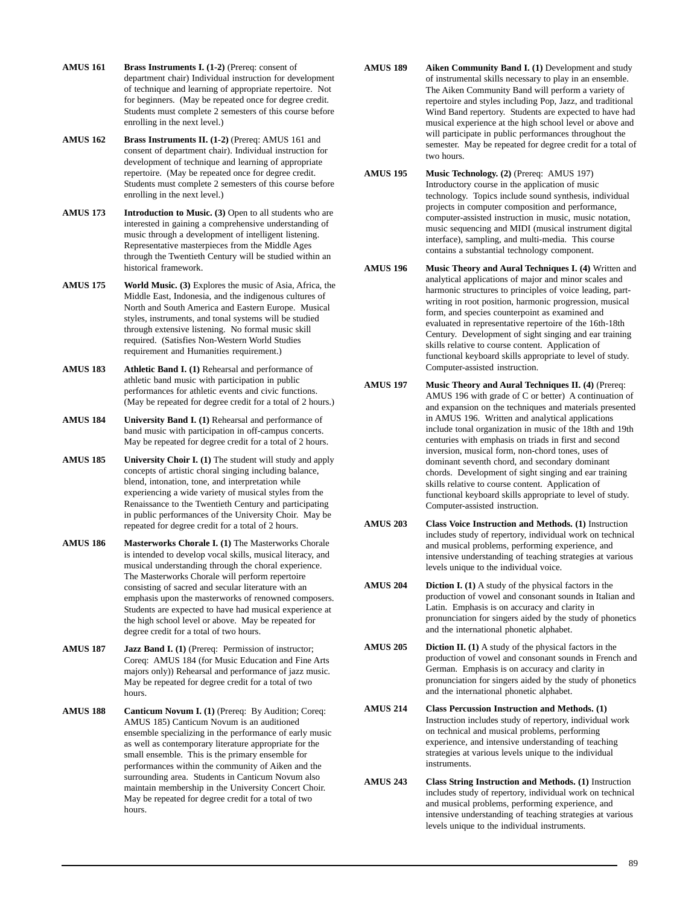**AMUS 161** **Brass Instruments I. (1-2)** (Prereq: consent of department chair) Individual instruction for development of technique and learning of appropriate repertoire. Not for beginners. (May be repeated once for degree credit. Students must complete 2 semesters of this course before enrolling in the next level.)

**AMUS 162** **Brass Instruments II. (1-2)** (Prereq: AMUS 161 and consent of department chair). Individual instruction for development of technique and learning of appropriate repertoire. (May be repeated once for degree credit. Students must complete 2 semesters of this course before enrolling in the next level.)

**AMUS 173** **Introduction to Music. (3)** Open to all students who are interested in gaining a comprehensive understanding of music through a development of intelligent listening. Representative masterpieces from the Middle Ages through the Twentieth Century will be studied within an historical framework.

**AMUS 175** **World Music. (3)** Explores the music of Asia, Africa, the Middle East, Indonesia, and the indigenous cultures of North and South America and Eastern Europe. Musical styles, instruments, and tonal systems will be studied through extensive listening. No formal music skill required. (Satisfies Non-Western World Studies requirement and Humanities requirement.)

**AMUS 183** **Athletic Band I. (1)** Rehearsal and performance of athletic band music with participation in public performances for athletic events and civic functions. (May be repeated for degree credit for a total of 2 hours.)

**AMUS 184** **University Band I. (1)** Rehearsal and performance of band music with participation in off-campus concerts. May be repeated for degree credit for a total of 2 hours.

**AMUS 185** **University Choir I. (1)** The student will study and apply concepts of artistic choral singing including balance, blend, intonation, tone, and interpretation while experiencing a wide variety of musical styles from the Renaissance to the Twentieth Century and participating in public performances of the University Choir. May be repeated for degree credit for a total of 2 hours.

**AMUS 186** **Masterworks Chorale I. (1)** The Masterworks Chorale is intended to develop vocal skills, musical literacy, and musical understanding through the choral experience. The Masterworks Chorale will perform repertoire consisting of sacred and secular literature with an emphasis upon the masterworks of renowned composers. Students are expected to have had musical experience at the high school level or above. May be repeated for degree credit for a total of two hours.

**AMUS 187** **Jazz Band I. (1)** (Prereq: Permission of instructor; Coreq: AMUS 184 (for Music Education and Fine Arts majors only)) Rehearsal and performance of jazz music. May be repeated for degree credit for a total of two hours.

**AMUS 188** **Canticum Novum I. (1)** (Prereq: By Audition; Coreq: AMUS 185) Canticum Novum is an auditioned ensemble specializing in the performance of early music as well as contemporary literature appropriate for the small ensemble. This is the primary ensemble for performances within the community of Aiken and the surrounding area. Students in Canticum Novum also maintain membership in the University Concert Choir. May be repeated for degree credit for a total of two hours.

**AMUS 189** **Aiken Community Band I. (1)** Development and study of instrumental skills necessary to play in an ensemble. The Aiken Community Band will perform a variety of repertoire and styles including Pop, Jazz, and traditional Wind Band repertory. Students are expected to have had musical experience at the high school level or above and will participate in public performances throughout the semester. May be repeated for degree credit for a total of two hours.

**AMUS 195** **Music Technology. (2)** (Prereq: AMUS 197) Introductory course in the application of music technology. Topics include sound synthesis, individual projects in computer composition and performance, computer-assisted instruction in music, music notation, music sequencing and MIDI (musical instrument digital interface), sampling, and multi-media. This course contains a substantial technology component.

**AMUS 196** **Music Theory and Aural Techniques I. (4)** Written and analytical applications of major and minor scales and harmonic structures to principles of voice leading, part-writing in root position, harmonic progression, musical form, and species counterpoint as examined and evaluated in representative repertoire of the 16th-18th Century. Development of sight singing and ear training skills relative to course content. Application of functional keyboard skills appropriate to level of study. Computer-assisted instruction.

**AMUS 197** **Music Theory and Aural Techniques II. (4)** (Prereq: AMUS 196 with grade of C or better) A continuation of and expansion on the techniques and materials presented in AMUS 196. Written and analytical applications include tonal organization in music of the 18th and 19th centuries with emphasis on triads in first and second inversion, musical form, non-chord tones, uses of dominant seventh chord, and secondary dominant chords. Development of sight singing and ear training skills relative to course content. Application of functional keyboard skills appropriate to level of study. Computer-assisted instruction.

**AMUS 203** **Class Voice Instruction and Methods. (1)** Instruction includes study of repertory, individual work on technical and musical problems, performing experience, and intensive understanding of teaching strategies at various levels unique to the individual voice.

**AMUS 204** **Diction I. (1)** A study of the physical factors in the production of vowel and consonant sounds in Italian and Latin. Emphasis is on accuracy and clarity in pronunciation for singers aided by the study of phonetics and the international phonetic alphabet.

**AMUS 205** **Diction II. (1)** A study of the physical factors in the production of vowel and consonant sounds in French and German. Emphasis is on accuracy and clarity in pronunciation for singers aided by the study of phonetics and the international phonetic alphabet.

**AMUS 214** **Class Percussion Instruction and Methods. (1)** Instruction includes study of repertory, individual work on technical and musical problems, performing experience, and intensive understanding of teaching strategies at various levels unique to the individual instruments.

**AMUS 243** **Class String Instruction and Methods. (1)** Instruction includes study of repertory, individual work on technical and musical problems, performing experience, and intensive understanding of teaching strategies at various levels unique to the individual instruments.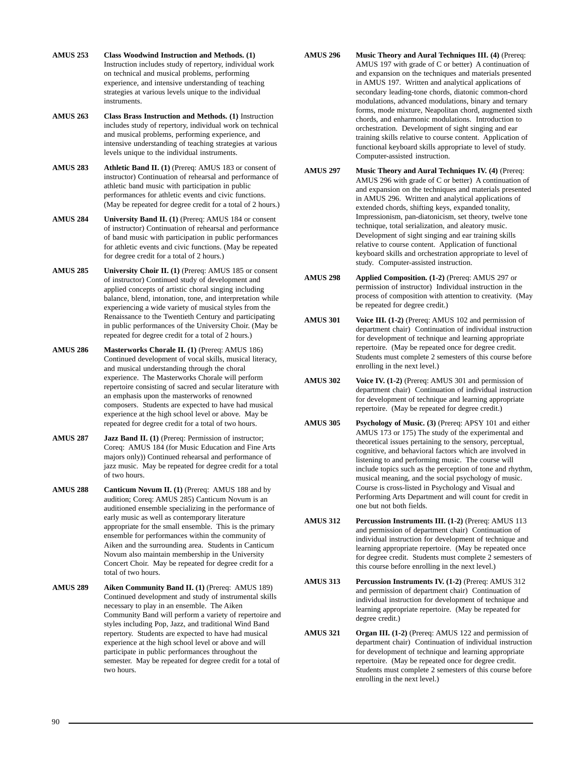**AMUS 253** **Class Woodwind Instruction and Methods. (1)** Instruction includes study of repertory, individual work on technical and musical problems, performing experience, and intensive understanding of teaching strategies at various levels unique to the individual instruments.

**AMUS 263** **Class Brass Instruction and Methods. (1)** Instruction includes study of repertory, individual work on technical and musical problems, performing experience, and intensive understanding of teaching strategies at various levels unique to the individual instruments.

**AMUS 283** **Athletic Band II. (1)** (Prereq: AMUS 183 or consent of instructor) Continuation of rehearsal and performance of athletic band music with participation in public performances for athletic events and civic functions. (May be repeated for degree credit for a total of 2 hours.)

**AMUS 284** **University Band II. (1)** (Prereq: AMUS 184 or consent of instructor) Continuation of rehearsal and performance of band music with participation in public performances for athletic events and civic functions. (May be repeated for degree credit for a total of 2 hours.)

**AMUS 285** **University Choir II. (1)** (Prereq: AMUS 185 or consent of instructor) Continued study of development and applied concepts of artistic choral singing including balance, blend, intonation, tone, and interpretation while experiencing a wide variety of musical styles from the Renaissance to the Twentieth Century and participating in public performances of the University Choir. (May be repeated for degree credit for a total of 2 hours.)

**AMUS 286** **Masterworks Chorale II. (1)** (Prereq: AMUS 186) Continued development of vocal skills, musical literacy, and musical understanding through the choral experience. The Masterworks Chorale will perform repertoire consisting of sacred and secular literature with an emphasis upon the masterworks of renowned composers. Students are expected to have had musical experience at the high school level or above. May be repeated for degree credit for a total of two hours.

**AMUS 287** **Jazz Band II. (1)** (Prereq: Permission of instructor; Coreq: AMUS 184 (for Music Education and Fine Arts majors only)) Continued rehearsal and performance of jazz music. May be repeated for degree credit for a total of two hours.

**AMUS 288** **Canticum Novum II. (1)** (Prereq: AMUS 188 and by audition; Coreq: AMUS 285) Canticum Novum is an auditioned ensemble specializing in the performance of early music as well as contemporary literature appropriate for the small ensemble. This is the primary ensemble for performances within the community of Aiken and the surrounding area. Students in Canticum Novum also maintain membership in the University Concert Choir. May be repeated for degree credit for a total of two hours.

**AMUS 289** **Aiken Community Band II. (1)** (Prereq: AMUS 189) Continued development and study of instrumental skills necessary to play in an ensemble. The Aiken Community Band will perform a variety of repertoire and styles including Pop, Jazz, and traditional Wind Band repertory. Students are expected to have had musical experience at the high school level or above and will participate in public performances throughout the semester. May be repeated for degree credit for a total of two hours.

**AMUS 296** **Music Theory and Aural Techniques III. (4)** (Prereq: AMUS 197 with grade of C or better) A continuation of and expansion on the techniques and materials presented in AMUS 197. Written and analytical applications of secondary leading-tone chords, diatonic common-chord modulations, advanced modulations, binary and ternary forms, mode mixture, Neapolitan chord, augmented sixth chords, and enharmonic modulations. Introduction to orchestration. Development of sight singing and ear training skills relative to course content. Application of functional keyboard skills appropriate to level of study. Computer-assisted instruction.

**AMUS 297** **Music Theory and Aural Techniques IV. (4)** (Prereq: AMUS 296 with grade of C or better) A continuation of and expansion on the techniques and materials presented in AMUS 296. Written and analytical applications of extended chords, shifting keys, expanded tonality, Impressionism, pan-diatonicism, set theory, twelve tone technique, total serialization, and aleatory music. Development of sight singing and ear training skills relative to course content. Application of functional keyboard skills and orchestration appropriate to level of study. Computer-assisted instruction.

**AMUS 298** **Applied Composition. (1-2)** (Prereq: AMUS 297 or permission of instructor) Individual instruction in the process of composition with attention to creativity. (May be repeated for degree credit.)

**AMUS 301** **Voice III. (1-2)** (Prereq: AMUS 102 and permission of department chair) Continuation of individual instruction for development of technique and learning appropriate repertoire. (May be repeated once for degree credit. Students must complete 2 semesters of this course before enrolling in the next level.)

**AMUS 302** **Voice IV. (1-2)** (Prereq: AMUS 301 and permission of department chair) Continuation of individual instruction for development of technique and learning appropriate repertoire. (May be repeated for degree credit.)

**AMUS 305** **Psychology of Music. (3)** (Prereq: APSY 101 and either AMUS 173 or 175) The study of the experimental and theoretical issues pertaining to the sensory, perceptual, cognitive, and behavioral factors which are involved in listening to and performing music. The course will include topics such as the perception of tone and rhythm, musical meaning, and the social psychology of music. Course is cross-listed in Psychology and Visual and Performing Arts Department and will count for credit in one but not both fields.

**AMUS 312** **Percussion Instruments III. (1-2)** (Prereq: AMUS 113 and permission of department chair) Continuation of individual instruction for development of technique and learning appropriate repertoire. (May be repeated once for degree credit. Students must complete 2 semesters of this course before enrolling in the next level.)

**AMUS 313** **Percussion Instruments IV. (1-2)** (Prereq: AMUS 312 and permission of department chair) Continuation of individual instruction for development of technique and learning appropriate repertoire. (May be repeated for degree credit.)

**AMUS 321** **Organ III. (1-2)** (Prereq: AMUS 122 and permission of department chair) Continuation of individual instruction for development of technique and learning appropriate repertoire. (May be repeated once for degree credit. Students must complete 2 semesters of this course before enrolling in the next level.)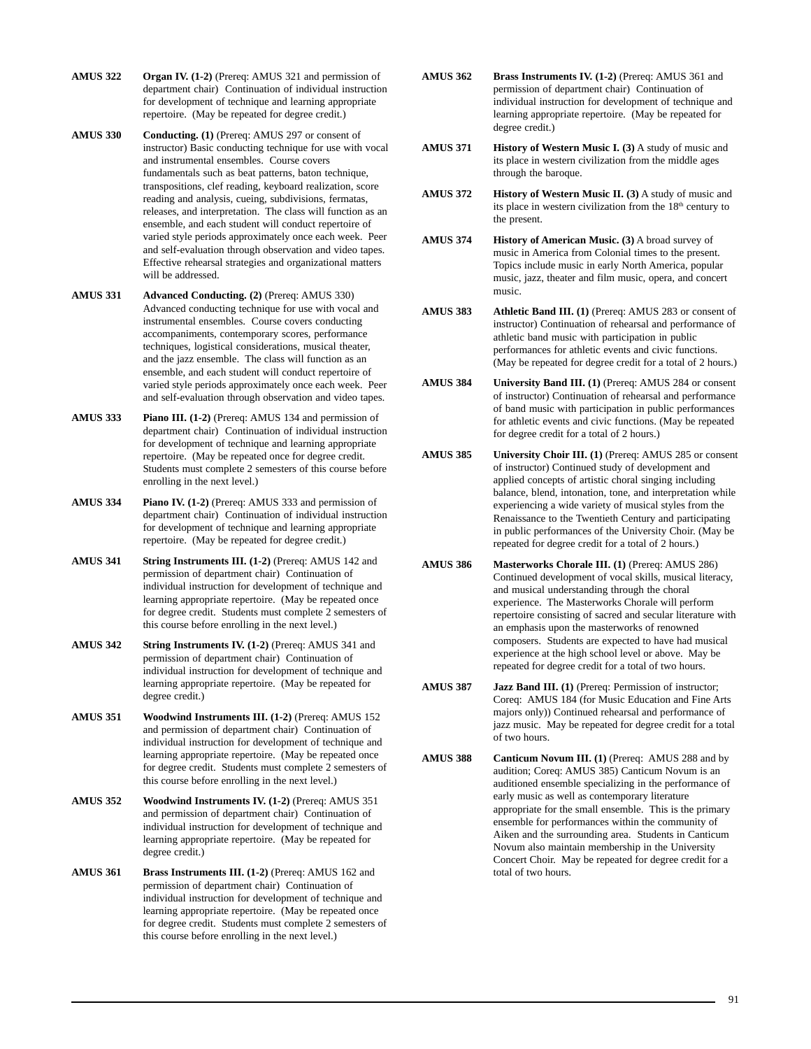**AMUS 322** **Organ IV. (1-2)** (Prereq: AMUS 321 and permission of department chair) Continuation of individual instruction for development of technique and learning appropriate repertoire. (May be repeated for degree credit.)

**AMUS 330** **Conducting. (1)** (Prereq: AMUS 297 or consent of instructor) Basic conducting technique for use with vocal and instrumental ensembles. Course covers fundamentals such as beat patterns, baton technique, transpositions, clef reading, keyboard realization, score reading and analysis, cueing, subdivisions, fermatas, releases, and interpretation. The class will function as an ensemble, and each student will conduct repertoire of varied style periods approximately once each week. Peer and self-evaluation through observation and video tapes. Effective rehearsal strategies and organizational matters will be addressed.

**AMUS 331** **Advanced Conducting. (2)** (Prereq: AMUS 330) Advanced conducting technique for use with vocal and instrumental ensembles. Course covers conducting accompaniments, contemporary scores, performance techniques, logistical considerations, musical theater, and the jazz ensemble. The class will function as an ensemble, and each student will conduct repertoire of varied style periods approximately once each week. Peer and self-evaluation through observation and video tapes.

**AMUS 333** **Piano III. (1-2)** (Prereq: AMUS 134 and permission of department chair) Continuation of individual instruction for development of technique and learning appropriate repertoire. (May be repeated once for degree credit. Students must complete 2 semesters of this course before enrolling in the next level.)

**AMUS 334** **Piano IV. (1-2)** (Prereq: AMUS 333 and permission of department chair) Continuation of individual instruction for development of technique and learning appropriate repertoire. (May be repeated for degree credit.)

**AMUS 341** **String Instruments III. (1-2)** (Prereq: AMUS 142 and permission of department chair) Continuation of individual instruction for development of technique and learning appropriate repertoire. (May be repeated once for degree credit. Students must complete 2 semesters of this course before enrolling in the next level.)

**AMUS 342** **String Instruments IV. (1-2)** (Prereq: AMUS 341 and permission of department chair) Continuation of individual instruction for development of technique and learning appropriate repertoire. (May be repeated for degree credit.)

**AMUS 351** **Woodwind Instruments III. (1-2)** (Prereq: AMUS 152 and permission of department chair) Continuation of individual instruction for development of technique and learning appropriate repertoire. (May be repeated once for degree credit. Students must complete 2 semesters of this course before enrolling in the next level.)

**AMUS 352** **Woodwind Instruments IV. (1-2)** (Prereq: AMUS 351 and permission of department chair) Continuation of individual instruction for development of technique and learning appropriate repertoire. (May be repeated for degree credit.)

**AMUS 361** **Brass Instruments III. (1-2)** (Prereq: AMUS 162 and permission of department chair) Continuation of individual instruction for development of technique and learning appropriate repertoire. (May be repeated once for degree credit. Students must complete 2 semesters of this course before enrolling in the next level.)

**AMUS 362** **Brass Instruments IV. (1-2)** (Prereq: AMUS 361 and permission of department chair) Continuation of individual instruction for development of technique and learning appropriate repertoire. (May be repeated for degree credit.)

**AMUS 371** **History of Western Music I. (3)** A study of music and its place in western civilization from the middle ages through the baroque.

**AMUS 372** **History of Western Music II. (3)** A study of music and its place in western civilization from the 18th century to the present.

**AMUS 374** **History of American Music. (3)** A broad survey of music in America from Colonial times to the present. Topics include music in early North America, popular music, jazz, theater and film music, opera, and concert music.

**AMUS 383** **Athletic Band III. (1)** (Prereq: AMUS 283 or consent of instructor) Continuation of rehearsal and performance of athletic band music with participation in public performances for athletic events and civic functions. (May be repeated for degree credit for a total of 2 hours.)

**AMUS 384** **University Band III. (1)** (Prereq: AMUS 284 or consent of instructor) Continuation of rehearsal and performance of band music with participation in public performances for athletic events and civic functions. (May be repeated for degree credit for a total of 2 hours.)

**AMUS 385** **University Choir III. (1)** (Prereq: AMUS 285 or consent of instructor) Continued study of development and applied concepts of artistic choral singing including balance, blend, intonation, tone, and interpretation while experiencing a wide variety of musical styles from the Renaissance to the Twentieth Century and participating in public performances of the University Choir. (May be repeated for degree credit for a total of 2 hours.)

**AMUS 386** **Masterworks Chorale III. (1)** (Prereq: AMUS 286) Continued development of vocal skills, musical literacy, and musical understanding through the choral experience. The Masterworks Chorale will perform repertoire consisting of sacred and secular literature with an emphasis upon the masterworks of renowned composers. Students are expected to have had musical experience at the high school level or above. May be repeated for degree credit for a total of two hours.

**AMUS 387** **Jazz Band III. (1)** (Prereq: Permission of instructor; Coreq: AMUS 184 (for Music Education and Fine Arts majors only)) Continued rehearsal and performance of jazz music. May be repeated for degree credit for a total of two hours.

**AMUS 388** **Canticum Novum III. (1)** (Prereq: AMUS 288 and by audition; Coreq: AMUS 385) Canticum Novum is an auditioned ensemble specializing in the performance of early music as well as contemporary literature appropriate for the small ensemble. This is the primary ensemble for performances within the community of Aiken and the surrounding area. Students in Canticum Novum also maintain membership in the University Concert Choir. May be repeated for degree credit for a total of two hours.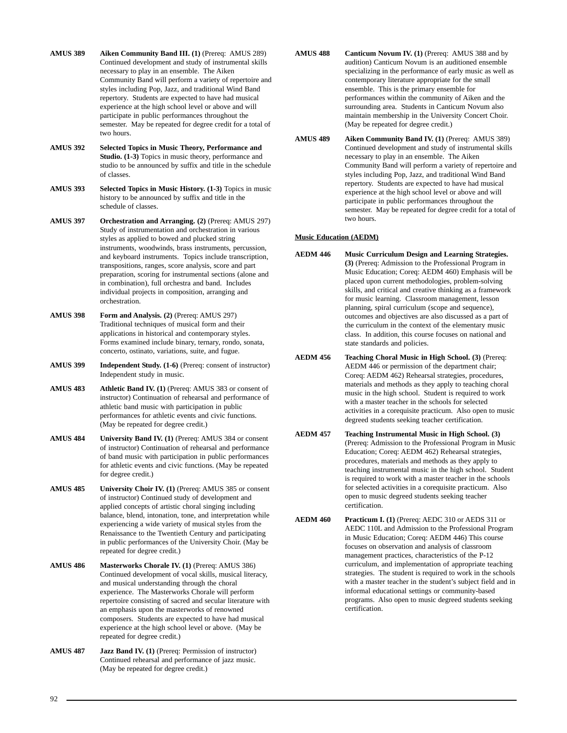**AMUS 389** **Aiken Community Band III. (1)** (Prereq: AMUS 289) Continued development and study of instrumental skills necessary to play in an ensemble. The Aiken Community Band will perform a variety of repertoire and styles including Pop, Jazz, and traditional Wind Band repertory. Students are expected to have had musical experience at the high school level or above and will participate in public performances throughout the semester. May be repeated for degree credit for a total of two hours.

**AMUS 392** **Selected Topics in Music Theory, Performance and Studio. (1-3)** Topics in music theory, performance and studio to be announced by suffix and title in the schedule of classes.

**AMUS 393** **Selected Topics in Music History. (1-3)** Topics in music history to be announced by suffix and title in the schedule of classes.

**AMUS 397** **Orchestration and Arranging. (2)** (Prereq: AMUS 297) Study of instrumentation and orchestration in various styles as applied to bowed and plucked string instruments, woodwinds, brass instruments, percussion, and keyboard instruments. Topics include transcription, transpositions, ranges, score analysis, score and part preparation, scoring for instrumental sections (alone and in combination), full orchestra and band. Includes individual projects in composition, arranging and orchestration.

**AMUS 398** **Form and Analysis. (2)** (Prereq: AMUS 297) Traditional techniques of musical form and their applications in historical and contemporary styles. Forms examined include binary, ternary, rondo, sonata, concerto, ostinato, variations, suite, and fugue.

**AMUS 399** **Independent Study. (1-6)** (Prereq: consent of instructor) Independent study in music.

**AMUS 483** **Athletic Band IV. (1)** (Prereq: AMUS 383 or consent of instructor) Continuation of rehearsal and performance of athletic band music with participation in public performances for athletic events and civic functions. (May be repeated for degree credit.)

**AMUS 484** **University Band IV. (1)** (Prereq: AMUS 384 or consent of instructor) Continuation of rehearsal and performance of band music with participation in public performances for athletic events and civic functions. (May be repeated for degree credit.)

**AMUS 485** **University Choir IV. (1)** (Prereq: AMUS 385 or consent of instructor) Continued study of development and applied concepts of artistic choral singing including balance, blend, intonation, tone, and interpretation while experiencing a wide variety of musical styles from the Renaissance to the Twentieth Century and participating in public performances of the University Choir. (May be repeated for degree credit.)

**AMUS 486** **Masterworks Chorale IV. (1)** (Prereq: AMUS 386) Continued development of vocal skills, musical literacy, and musical understanding through the choral experience. The Masterworks Chorale will perform repertoire consisting of sacred and secular literature with an emphasis upon the masterworks of renowned composers. Students are expected to have had musical experience at the high school level or above. (May be repeated for degree credit.)

**AMUS 487** **Jazz Band IV. (1)** (Prereq: Permission of instructor) Continued rehearsal and performance of jazz music. (May be repeated for degree credit.)

**AMUS 488** **Canticum Novum IV. (1)** (Prereq: AMUS 388 and by audition) Canticum Novum is an auditioned ensemble specializing in the performance of early music as well as contemporary literature appropriate for the small ensemble. This is the primary ensemble for performances within the community of Aiken and the surrounding area. Students in Canticum Novum also maintain membership in the University Concert Choir. (May be repeated for degree credit.)

**AMUS 489** **Aiken Community Band IV. (1)** (Prereq: AMUS 389) Continued development and study of instrumental skills necessary to play in an ensemble. The Aiken Community Band will perform a variety of repertoire and styles including Pop, Jazz, and traditional Wind Band repertory. Students are expected to have had musical experience at the high school level or above and will participate in public performances throughout the semester. May be repeated for degree credit for a total of two hours.

**Music Education (AEDM)**

**AEDM 446** **Music Curriculum Design and Learning Strategies. (3)** (Prereq: Admission to the Professional Program in Music Education; Coreq: AEDM 460) Emphasis will be placed upon current methodologies, problem-solving skills, and critical and creative thinking as a framework for music learning. Classroom management, lesson planning, spiral curriculum (scope and sequence), outcomes and objectives are also discussed as a part of the curriculum in the context of the elementary music class. In addition, this course focuses on national and state standards and policies.

**AEDM 456** **Teaching Choral Music in High School. (3)** (Prereq: AEDM 446 or permission of the department chair; Coreq: AEDM 462) Rehearsal strategies, procedures, materials and methods as they apply to teaching choral music in the high school. Student is required to work with a master teacher in the schools for selected activities in a corequisite practicum. Also open to music degreed students seeking teacher certification.

**AEDM 457** **Teaching Instrumental Music in High School. (3)** (Prereq: Admission to the Professional Program in Music Education; Coreq: AEDM 462) Rehearsal strategies, procedures, materials and methods as they apply to teaching instrumental music in the high school. Student is required to work with a master teacher in the schools for selected activities in a corequisite practicum. Also open to music degreed students seeking teacher certification.

**AEDM 460** **Practicum I. (1)** (Prereq: AEDC 310 or AEDS 311 or AEDC 110L and Admission to the Professional Program in Music Education; Coreq: AEDM 446) This course focuses on observation and analysis of classroom management practices, characteristics of the P-12 curriculum, and implementation of appropriate teaching strategies. The student is required to work in the schools with a master teacher in the student's subject field and in informal educational settings or community-based programs. Also open to music degreed students seeking certification.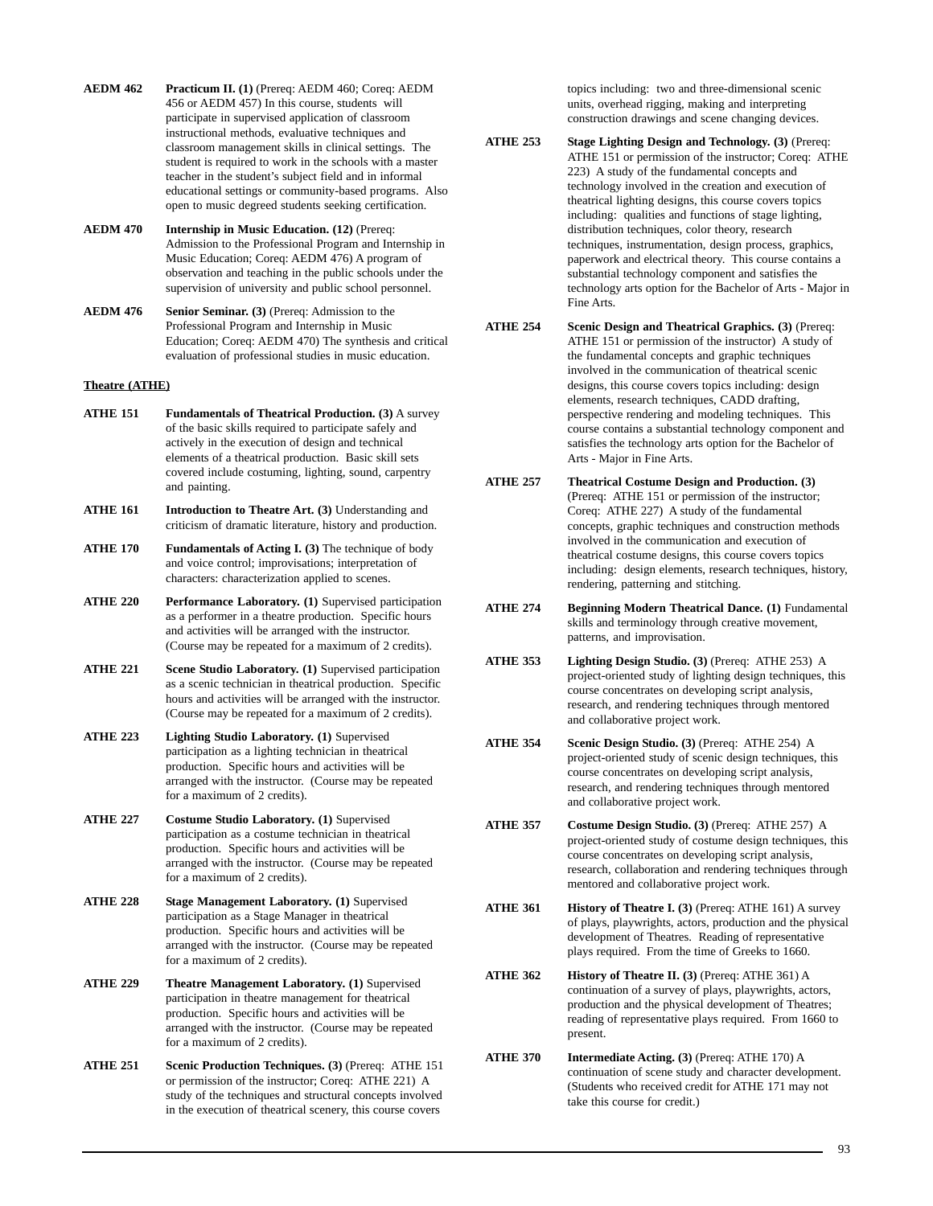**AEDM 462** **Practicum II. (1)** (Prereq: AEDM 460; Coreq: AEDM 456 or AEDM 457) In this course, students will participate in supervised application of classroom instructional methods, evaluative techniques and classroom management skills in clinical settings. The student is required to work in the schools with a master teacher in the student's subject field and in informal educational settings or community-based programs. Also open to music degreed students seeking certification.

**AEDM 470** **Internship in Music Education. (12)** (Prereq: Admission to the Professional Program and Internship in Music Education; Coreq: AEDM 476) A program of observation and teaching in the public schools under the supervision of university and public school personnel.

**AEDM 476** **Senior Seminar. (3)** (Prereq: Admission to the Professional Program and Internship in Music Education; Coreq: AEDM 470) The synthesis and critical evaluation of professional studies in music education.

**Theatre (ATHE)**

**ATHE 151** **Fundamentals of Theatrical Production. (3)** A survey of the basic skills required to participate safely and actively in the execution of design and technical elements of a theatrical production. Basic skill sets covered include costuming, lighting, sound, carpentry and painting.

**ATHE 161** **Introduction to Theatre Art. (3)** Understanding and criticism of dramatic literature, history and production.

**ATHE 170** **Fundamentals of Acting I. (3)** The technique of body and voice control; improvisations; interpretation of characters: characterization applied to scenes.

**ATHE 220** **Performance Laboratory. (1)** Supervised participation as a performer in a theatre production. Specific hours and activities will be arranged with the instructor. (Course may be repeated for a maximum of 2 credits).

**ATHE 221** **Scene Studio Laboratory. (1)** Supervised participation as a scenic technician in theatrical production. Specific hours and activities will be arranged with the instructor. (Course may be repeated for a maximum of 2 credits).

**ATHE 223** **Lighting Studio Laboratory. (1)** Supervised participation as a lighting technician in theatrical production. Specific hours and activities will be arranged with the instructor. (Course may be repeated for a maximum of 2 credits).

**ATHE 227** **Costume Studio Laboratory. (1)** Supervised participation as a costume technician in theatrical production. Specific hours and activities will be arranged with the instructor. (Course may be repeated for a maximum of 2 credits).

**ATHE 228** **Stage Management Laboratory. (1)** Supervised participation as a Stage Manager in theatrical production. Specific hours and activities will be arranged with the instructor. (Course may be repeated for a maximum of 2 credits).

**ATHE 229** **Theatre Management Laboratory. (1)** Supervised participation in theatre management for theatrical production. Specific hours and activities will be arranged with the instructor. (Course may be repeated for a maximum of 2 credits).

**ATHE 251** **Scenic Production Techniques. (3)** (Prereq: ATHE 151 or permission of the instructor; Coreq: ATHE 221) A study of the techniques and structural concepts involved in the execution of theatrical scenery, this course covers topics including: two and three-dimensional scenic units, overhead rigging, making and interpreting construction drawings and scene changing devices.

**ATHE 253** **Stage Lighting Design and Technology. (3)** (Prereq: ATHE 151 or permission of the instructor; Coreq: ATHE 223) A study of the fundamental concepts and technology involved in the creation and execution of theatrical lighting designs, this course covers topics including: qualities and functions of stage lighting, distribution techniques, color theory, research techniques, instrumentation, design process, graphics, paperwork and electrical theory. This course contains a substantial technology component and satisfies the technology arts option for the Bachelor of Arts - Major in Fine Arts.

**ATHE 254** **Scenic Design and Theatrical Graphics. (3)** (Prereq: ATHE 151 or permission of the instructor) A study of the fundamental concepts and graphic techniques involved in the communication of theatrical scenic designs, this course covers topics including: design elements, research techniques, CADD drafting, perspective rendering and modeling techniques. This course contains a substantial technology component and satisfies the technology arts option for the Bachelor of Arts - Major in Fine Arts.

**ATHE 257** **Theatrical Costume Design and Production. (3)** (Prereq: ATHE 151 or permission of the instructor; Coreq: ATHE 227) A study of the fundamental concepts, graphic techniques and construction methods involved in the communication and execution of theatrical costume designs, this course covers topics including: design elements, research techniques, history, rendering, patterning and stitching.

**ATHE 274** **Beginning Modern Theatrical Dance. (1)** Fundamental skills and terminology through creative movement, patterns, and improvisation.

**ATHE 353** **Lighting Design Studio. (3)** (Prereq: ATHE 253) A project-oriented study of lighting design techniques, this course concentrates on developing script analysis, research, and rendering techniques through mentored and collaborative project work.

**ATHE 354** **Scenic Design Studio. (3)** (Prereq: ATHE 254) A project-oriented study of scenic design techniques, this course concentrates on developing script analysis, research, and rendering techniques through mentored and collaborative project work.

**ATHE 357** **Costume Design Studio. (3)** (Prereq: ATHE 257) A project-oriented study of costume design techniques, this course concentrates on developing script analysis, research, collaboration and rendering techniques through mentored and collaborative project work.

**ATHE 361** **History of Theatre I. (3)** (Prereq: ATHE 161) A survey of plays, playwrights, actors, production and the physical development of Theatres. Reading of representative plays required. From the time of Greeks to 1660.

**ATHE 362** **History of Theatre II. (3)** (Prereq: ATHE 361) A continuation of a survey of plays, playwrights, actors, production and the physical development of Theatres; reading of representative plays required. From 1660 to present.

**ATHE 370** **Intermediate Acting. (3)** (Prereq: ATHE 170) A continuation of scene study and character development. (Students who received credit for ATHE 171 may not take this course for credit.)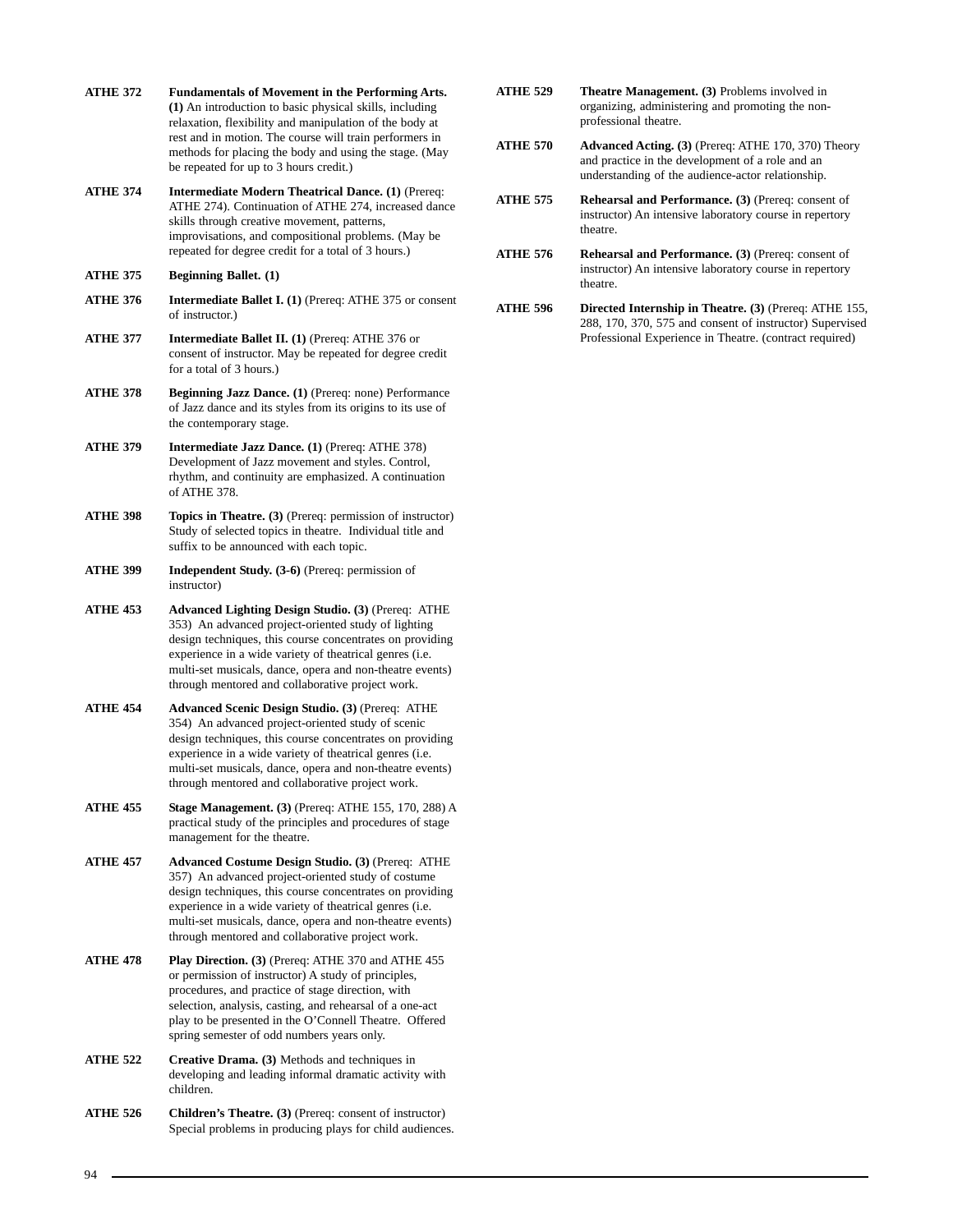**ATHE 372** **Fundamentals of Movement in the Performing Arts. (1)** An introduction to basic physical skills, including relaxation, flexibility and manipulation of the body at rest and in motion. The course will train performers in methods for placing the body and using the stage. (May be repeated for up to 3 hours credit.)

**ATHE 374** **Intermediate Modern Theatrical Dance. (1)** (Prereq: ATHE 274). Continuation of ATHE 274, increased dance skills through creative movement, patterns, improvisations, and compositional problems. (May be repeated for degree credit for a total of 3 hours.)

**ATHE 375** **Beginning Ballet. (1)**

**ATHE 376** **Intermediate Ballet I. (1)** (Prereq: ATHE 375 or consent of instructor.)

**ATHE 377** **Intermediate Ballet II. (1)** (Prereq: ATHE 376 or consent of instructor. May be repeated for degree credit for a total of 3 hours.)

**ATHE 378** **Beginning Jazz Dance. (1)** (Prereq: none) Performance of Jazz dance and its styles from its origins to its use of the contemporary stage.

**ATHE 379** **Intermediate Jazz Dance. (1)** (Prereq: ATHE 378) Development of Jazz movement and styles. Control, rhythm, and continuity are emphasized. A continuation of ATHE 378.

**ATHE 398** **Topics in Theatre. (3)** (Prereq: permission of instructor) Study of selected topics in theatre. Individual title and suffix to be announced with each topic.

**ATHE 399** **Independent Study. (3-6)** (Prereq: permission of instructor)

**ATHE 453** **Advanced Lighting Design Studio. (3)** (Prereq: ATHE 353) An advanced project-oriented study of lighting design techniques, this course concentrates on providing experience in a wide variety of theatrical genres (i.e. multi-set musicals, dance, opera and non-theatre events) through mentored and collaborative project work.

**ATHE 454** **Advanced Scenic Design Studio. (3)** (Prereq: ATHE 354) An advanced project-oriented study of scenic design techniques, this course concentrates on providing experience in a wide variety of theatrical genres (i.e. multi-set musicals, dance, opera and non-theatre events) through mentored and collaborative project work.

**ATHE 455** **Stage Management. (3)** (Prereq: ATHE 155, 170, 288) A practical study of the principles and procedures of stage management for the theatre.

**ATHE 457** **Advanced Costume Design Studio. (3)** (Prereq: ATHE 357) An advanced project-oriented study of costume design techniques, this course concentrates on providing experience in a wide variety of theatrical genres (i.e. multi-set musicals, dance, opera and non-theatre events) through mentored and collaborative project work.

**ATHE 478** **Play Direction. (3)** (Prereq: ATHE 370 and ATHE 455 or permission of instructor) A study of principles, procedures, and practice of stage direction, with selection, analysis, casting, and rehearsal of a one-act play to be presented in the O'Connell Theatre. Offered spring semester of odd numbers years only.

**ATHE 522** **Creative Drama. (3)** Methods and techniques in developing and leading informal dramatic activity with children.

**ATHE 526** **Children's Theatre. (3)** (Prereq: consent of instructor) Special problems in producing plays for child audiences.

**ATHE 529** **Theatre Management. (3)** Problems involved in organizing, administering and promoting the non-professional theatre.

**ATHE 570** **Advanced Acting. (3)** (Prereq: ATHE 170, 370) Theory and practice in the development of a role and an understanding of the audience-actor relationship.

**ATHE 575** **Rehearsal and Performance. (3)** (Prereq: consent of instructor) An intensive laboratory course in repertory theatre.

**ATHE 576** **Rehearsal and Performance. (3)** (Prereq: consent of instructor) An intensive laboratory course in repertory theatre.

**ATHE 596** **Directed Internship in Theatre. (3)** (Prereq: ATHE 155, 288, 170, 370, 575 and consent of instructor) Supervised Professional Experience in Theatre. (contract required)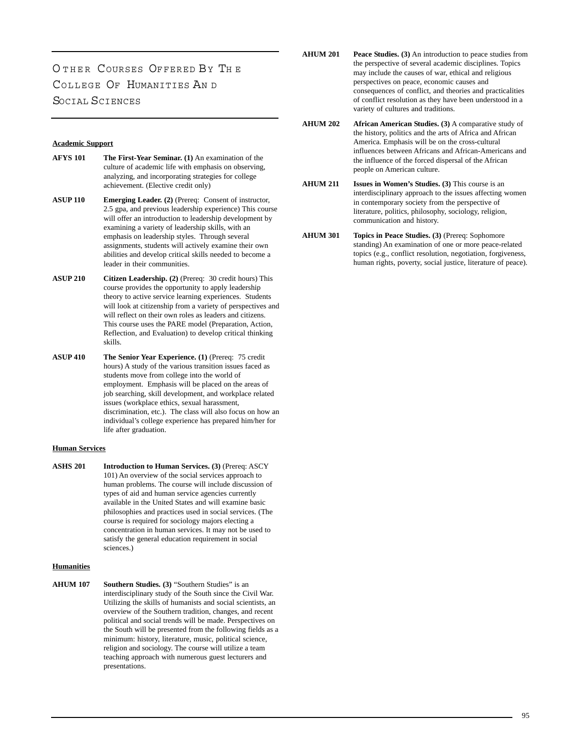# Other Courses Offered By The College Of Humanities And Social Sciences

**Academic Support**

**AFYS 101** **The First-Year Seminar. (1)** An examination of the culture of academic life with emphasis on observing, analyzing, and incorporating strategies for college achievement. (Elective credit only)

**ASUP 110** **Emerging Leader. (2)** (Prereq: Consent of instructor, 2.5 gpa, and previous leadership experience) This course will offer an introduction to leadership development by examining a variety of leadership skills, with an emphasis on leadership styles. Through several assignments, students will actively examine their own abilities and develop critical skills needed to become a leader in their communities.

**ASUP 210** **Citizen Leadership. (2)** (Prereq: 30 credit hours) This course provides the opportunity to apply leadership theory to active service learning experiences. Students will look at citizenship from a variety of perspectives and will reflect on their own roles as leaders and citizens. This course uses the PARE model (Preparation, Action, Reflection, and Evaluation) to develop critical thinking skills.

**ASUP 410** **The Senior Year Experience. (1)** (Prereq: 75 credit hours) A study of the various transition issues faced as students move from college into the world of employment. Emphasis will be placed on the areas of job searching, skill development, and workplace related issues (workplace ethics, sexual harassment, discrimination, etc.). The class will also focus on how an individual's college experience has prepared him/her for life after graduation.

**Human Services**

**ASHS 201** **Introduction to Human Services. (3)** (Prereq: ASCY 101) An overview of the social services approach to human problems. The course will include discussion of types of aid and human service agencies currently available in the United States and will examine basic philosophies and practices used in social services. (The course is required for sociology majors electing a concentration in human services. It may not be used to satisfy the general education requirement in social sciences.)

**Humanities**

**AHUM 107** **Southern Studies. (3)** "Southern Studies" is an interdisciplinary study of the South since the Civil War. Utilizing the skills of humanists and social scientists, an overview of the Southern tradition, changes, and recent political and social trends will be made. Perspectives on the South will be presented from the following fields as a minimum: history, literature, music, political science, religion and sociology. The course will utilize a team teaching approach with numerous guest lecturers and presentations.

**AHUM 201** **Peace Studies. (3)** An introduction to peace studies from the perspective of several academic disciplines. Topics may include the causes of war, ethical and religious perspectives on peace, economic causes and consequences of conflict, and theories and practicalities of conflict resolution as they have been understood in a variety of cultures and traditions.

**AHUM 202** **African American Studies. (3)** A comparative study of the history, politics and the arts of Africa and African America. Emphasis will be on the cross-cultural influences between Africans and African-Americans and the influence of the forced dispersal of the African people on American culture.

**AHUM 211** **Issues in Women's Studies. (3)** This course is an interdisciplinary approach to the issues affecting women in contemporary society from the perspective of literature, politics, philosophy, sociology, religion, communication and history.

**AHUM 301** **Topics in Peace Studies. (3)** (Prereq: Sophomore standing) An examination of one or more peace-related topics (e.g., conflict resolution, negotiation, forgiveness, human rights, poverty, social justice, literature of peace).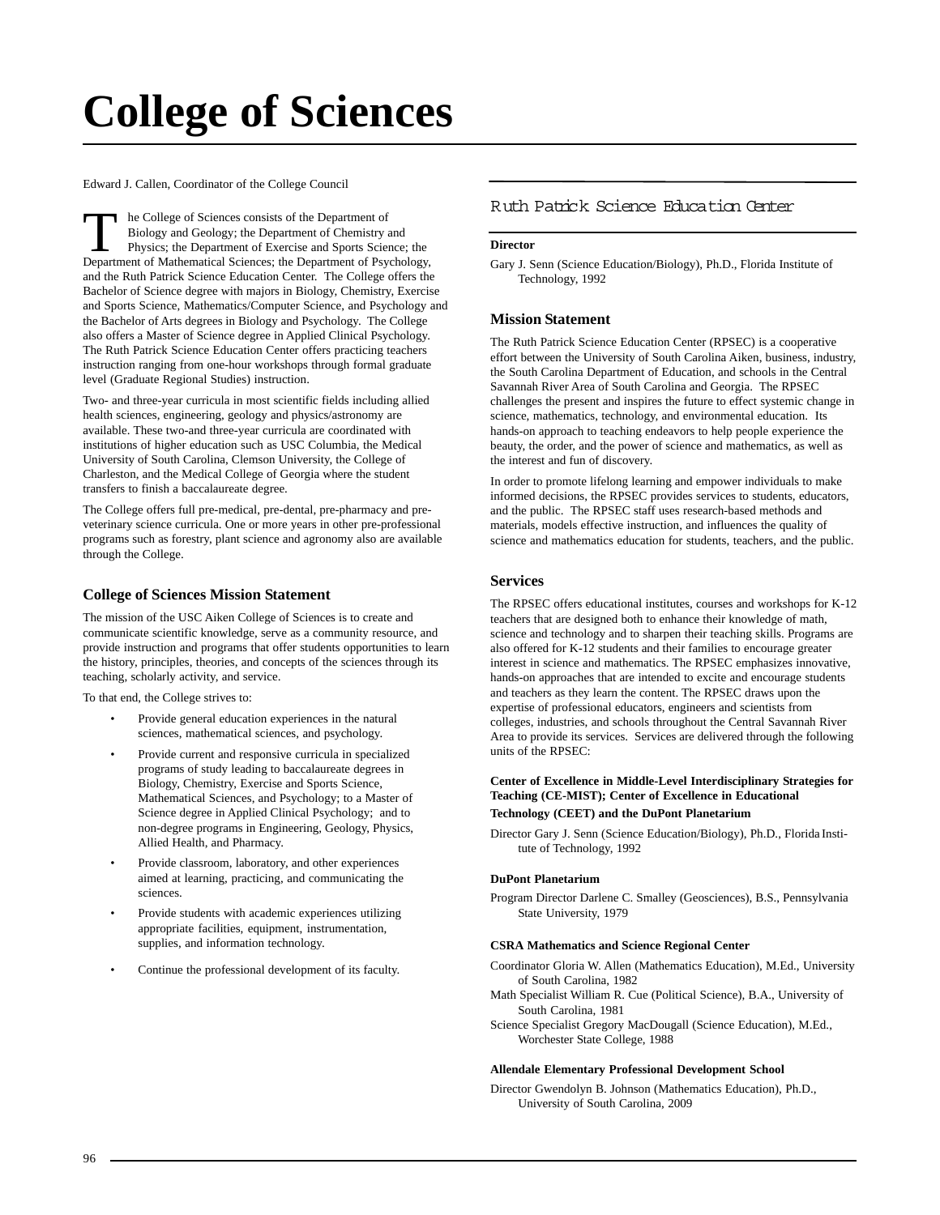# College of Sciences

Edward J. Callen, Coordinator of the College Council

The College of Sciences consists of the Department of Biology and Geology; the Department of Chemistry and Physics; the Department of Exercise and Sports Science; the Department of Mathematical Sciences; the Department of Psychology, and the Ruth Patrick Science Education Center. The College offers the Bachelor of Science degree with majors in Biology, Chemistry, Exercise and Sports Science, Mathematics/Computer Science, and Psychology and the Bachelor of Arts degrees in Biology and Psychology. The College also offers a Master of Science degree in Applied Clinical Psychology. The Ruth Patrick Science Education Center offers practicing teachers instruction ranging from one-hour workshops through formal graduate level (Graduate Regional Studies) instruction.

Two- and three-year curricula in most scientific fields including allied health sciences, engineering, geology and physics/astronomy are available. These two-and three-year curricula are coordinated with institutions of higher education such as USC Columbia, the Medical University of South Carolina, Clemson University, the College of Charleston, and the Medical College of Georgia where the student transfers to finish a baccalaureate degree.

The College offers full pre-medical, pre-dental, pre-pharmacy and pre-veterinary science curricula. One or more years in other pre-professional programs such as forestry, plant science and agronomy also are available through the College.

### College of Sciences Mission Statement

The mission of the USC Aiken College of Sciences is to create and communicate scientific knowledge, serve as a community resource, and provide instruction and programs that offer students opportunities to learn the history, principles, theories, and concepts of the sciences through its teaching, scholarly activity, and service.

To that end, the College strives to:

- Provide general education experiences in the natural sciences, mathematical sciences, and psychology.
- Provide current and responsive curricula in specialized programs of study leading to baccalaureate degrees in Biology, Chemistry, Exercise and Sports Science, Mathematical Sciences, and Psychology; to a Master of Science degree in Applied Clinical Psychology; and to non-degree programs in Engineering, Geology, Physics, Allied Health, and Pharmacy.
- Provide classroom, laboratory, and other experiences aimed at learning, practicing, and communicating the sciences.
- Provide students with academic experiences utilizing appropriate facilities, equipment, instrumentation, supplies, and information technology.
- Continue the professional development of its faculty.

## Ruth Patrick Science Education Center

**Director**

Gary J. Senn (Science Education/Biology), Ph.D., Florida Institute of Technology, 1992

### Mission Statement

The Ruth Patrick Science Education Center (RPSEC) is a cooperative effort between the University of South Carolina Aiken, business, industry, the South Carolina Department of Education, and schools in the Central Savannah River Area of South Carolina and Georgia. The RPSEC challenges the present and inspires the future to effect systemic change in science, mathematics, technology, and environmental education. Its hands-on approach to teaching endeavors to help people experience the beauty, the order, and the power of science and mathematics, as well as the interest and fun of discovery.

In order to promote lifelong learning and empower individuals to make informed decisions, the RPSEC provides services to students, educators, and the public. The RPSEC staff uses research-based methods and materials, models effective instruction, and influences the quality of science and mathematics education for students, teachers, and the public.

### Services

The RPSEC offers educational institutes, courses and workshops for K-12 teachers that are designed both to enhance their knowledge of math, science and technology and to sharpen their teaching skills. Programs are also offered for K-12 students and their families to encourage greater interest in science and mathematics. The RPSEC emphasizes innovative, hands-on approaches that are intended to excite and encourage students and teachers as they learn the content. The RPSEC draws upon the expertise of professional educators, engineers and scientists from colleges, industries, and schools throughout the Central Savannah River Area to provide its services. Services are delivered through the following units of the RPSEC:

**Center of Excellence in Middle-Level Interdisciplinary Strategies for Teaching (CE-MIST); Center of Excellence in Educational Technology (CEET) and the DuPont Planetarium**

Director Gary J. Senn (Science Education/Biology), Ph.D., Florida Institute of Technology, 1992

**DuPont Planetarium**

Program Director Darlene C. Smalley (Geosciences), B.S., Pennsylvania State University, 1979

**CSRA Mathematics and Science Regional Center**

Coordinator Gloria W. Allen (Mathematics Education), M.Ed., University of South Carolina, 1982

Math Specialist William R. Cue (Political Science), B.A., University of South Carolina, 1981

Science Specialist Gregory MacDougall (Science Education), M.Ed., Worchester State College, 1988

**Allendale Elementary Professional Development School**

Director Gwendolyn B. Johnson (Mathematics Education), Ph.D., University of South Carolina, 2009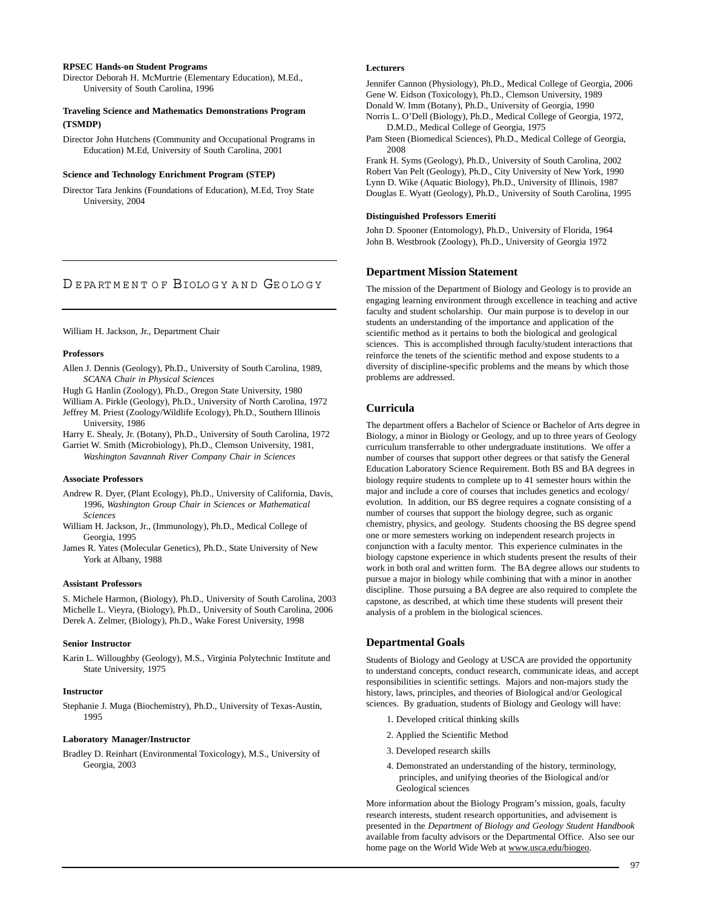**RPSEC Hands-on Student Programs**

Director Deborah H. McMurtrie (Elementary Education), M.Ed., University of South Carolina, 1996

**Traveling Science and Mathematics Demonstrations Program (TSMDP)**

Director John Hutchens (Community and Occupational Programs in Education) M.Ed, University of South Carolina, 2001

**Science and Technology Enrichment Program (STEP)**

Director Tara Jenkins (Foundations of Education), M.Ed, Troy State University, 2004

## Department of Biology and Geology

William H. Jackson, Jr., Department Chair

**Professors**

Allen J. Dennis (Geology), Ph.D., University of South Carolina, 1989, *SCANA Chair in Physical Sciences*
Hugh G. Hanlin (Zoology), Ph.D., Oregon State University, 1980
William A. Pirkle (Geology), Ph.D., University of North Carolina, 1972
Jeffrey M. Priest (Zoology/Wildlife Ecology), Ph.D., Southern Illinois University, 1986
Harry E. Shealy, Jr. (Botany), Ph.D., University of South Carolina, 1972
Garriet W. Smith (Microbiology), Ph.D., Clemson University, 1981, *Washington Savannah River Company Chair in Sciences*

**Associate Professors**

Andrew R. Dyer, (Plant Ecology), Ph.D., University of California, Davis, 1996, *Washington Group Chair in Sciences or Mathematical Sciences*
William H. Jackson, Jr., (Immunology), Ph.D., Medical College of Georgia, 1995
James R. Yates (Molecular Genetics), Ph.D., State University of New York at Albany, 1988

**Assistant Professors**

S. Michele Harmon, (Biology), Ph.D., University of South Carolina, 2003
Michelle L. Vieyra, (Biology), Ph.D., University of South Carolina, 2006
Derek A. Zelmer, (Biology), Ph.D., Wake Forest University, 1998

**Senior Instructor**

Karin L. Willoughby (Geology), M.S., Virginia Polytechnic Institute and State University, 1975

**Instructor**

Stephanie J. Muga (Biochemistry), Ph.D., University of Texas-Austin, 1995

**Laboratory Manager/Instructor**

Bradley D. Reinhart (Environmental Toxicology), M.S., University of Georgia, 2003

**Lecturers**

Jennifer Cannon (Physiology), Ph.D., Medical College of Georgia, 2006
Gene W. Eidson (Toxicology), Ph.D., Clemson University, 1989
Donald W. Imm (Botany), Ph.D., University of Georgia, 1990
Norris L. O'Dell (Biology), Ph.D., Medical College of Georgia, 1972, D.M.D., Medical College of Georgia, 1975
Pam Steen (Biomedical Sciences), Ph.D., Medical College of Georgia, 2008
Frank H. Syms (Geology), Ph.D., University of South Carolina, 2002
Robert Van Pelt (Geology), Ph.D., City University of New York, 1990
Lynn D. Wike (Aquatic Biology), Ph.D., University of Illinois, 1987
Douglas E. Wyatt (Geology), Ph.D., University of South Carolina, 1995

**Distinguished Professors Emeriti**

John D. Spooner (Entomology), Ph.D., University of Florida, 1964
John B. Westbrook (Zoology), Ph.D., University of Georgia 1972

### Department Mission Statement

The mission of the Department of Biology and Geology is to provide an engaging learning environment through excellence in teaching and active faculty and student scholarship. Our main purpose is to develop in our students an understanding of the importance and application of the scientific method as it pertains to both the biological and geological sciences. This is accomplished through faculty/student interactions that reinforce the tenets of the scientific method and expose students to a diversity of discipline-specific problems and the means by which those problems are addressed.

### Curricula

The department offers a Bachelor of Science or Bachelor of Arts degree in Biology, a minor in Biology or Geology, and up to three years of Geology curriculum transferrable to other undergraduate institutions. We offer a number of courses that support other degrees or that satisfy the General Education Laboratory Science Requirement. Both BS and BA degrees in biology require students to complete up to 41 semester hours within the major and include a core of courses that includes genetics and ecology/evolution. In addition, our BS degree requires a cognate consisting of a number of courses that support the biology degree, such as organic chemistry, physics, and geology. Students choosing the BS degree spend one or more semesters working on independent research projects in conjunction with a faculty mentor. This experience culminates in the biology capstone experience in which students present the results of their work in both oral and written form. The BA degree allows our students to pursue a major in biology while combining that with a minor in another discipline. Those pursuing a BA degree are also required to complete the capstone, as described, at which time these students will present their analysis of a problem in the biological sciences.

### Departmental Goals

Students of Biology and Geology at USCA are provided the opportunity to understand concepts, conduct research, communicate ideas, and accept responsibilities in scientific settings. Majors and non-majors study the history, laws, principles, and theories of Biological and/or Geological sciences. By graduation, students of Biology and Geology will have:

1. Developed critical thinking skills
2. Applied the Scientific Method
3. Developed research skills
4. Demonstrated an understanding of the history, terminology, principles, and unifying theories of the Biological and/or Geological sciences

More information about the Biology Program's mission, goals, faculty research interests, student research opportunities, and advisement is presented in the *Department of Biology and Geology Student Handbook* available from faculty advisors or the Departmental Office. Also see our home page on the World Wide Web at www.usca.edu/biogeo.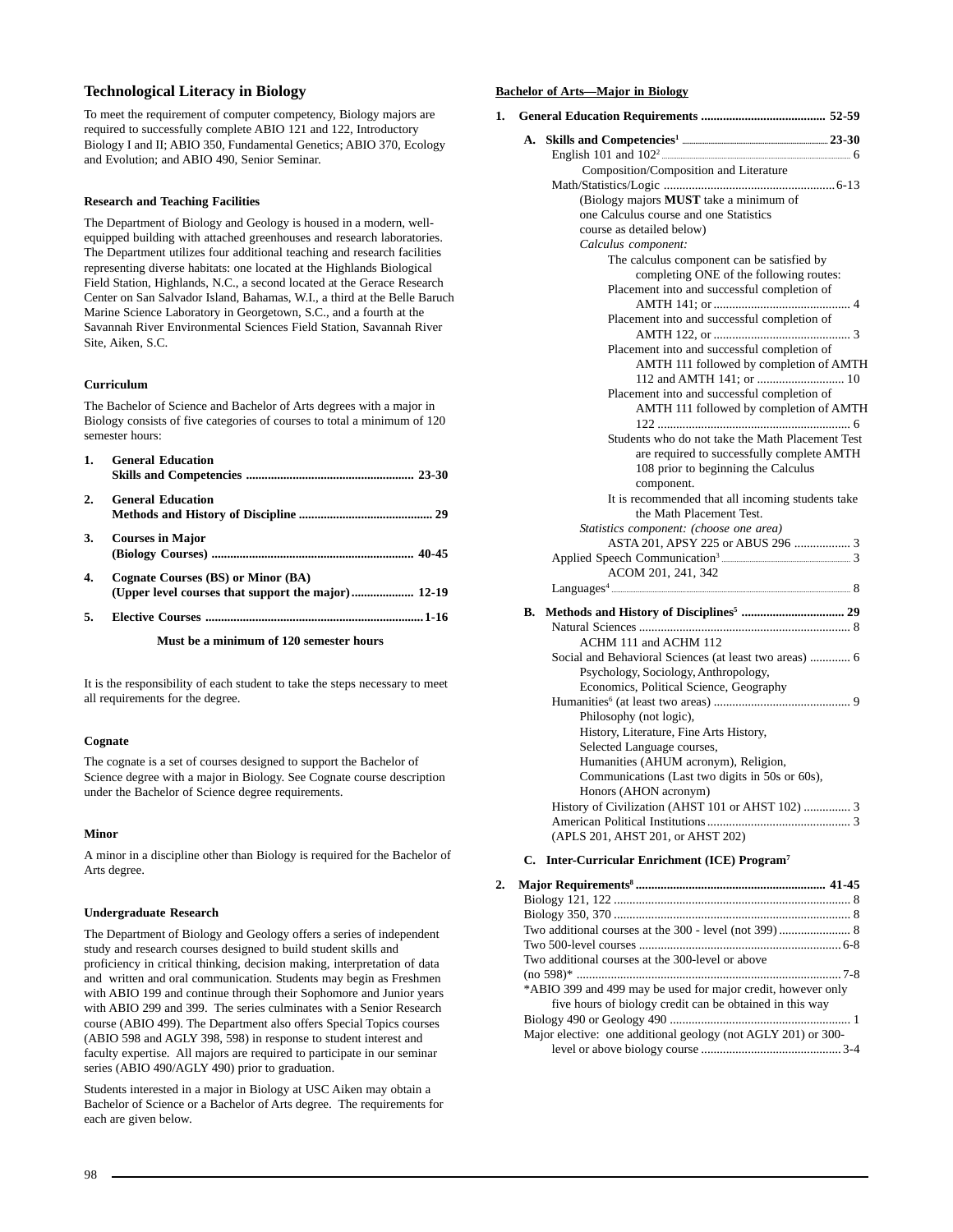## Technological Literacy in Biology

To meet the requirement of computer competency, Biology majors are required to successfully complete ABIO 121 and 122, Introductory Biology I and II; ABIO 350, Fundamental Genetics; ABIO 370, Ecology and Evolution; and ABIO 490, Senior Seminar.

### Research and Teaching Facilities

The Department of Biology and Geology is housed in a modern, well-equipped building with attached greenhouses and research laboratories. The Department utilizes four additional teaching and research facilities representing diverse habitats: one located at the Highlands Biological Field Station, Highlands, N.C., a second located at the Gerace Research Center on San Salvador Island, Bahamas, W.I., a third at the Belle Baruch Marine Science Laboratory in Georgetown, S.C., and a fourth at the Savannah River Environmental Sciences Field Station, Savannah River Site, Aiken, S.C.

### Curriculum

The Bachelor of Science and Bachelor of Arts degrees with a major in Biology consists of five categories of courses to total a minimum of 120 semester hours:

1. **General Education Skills and Competencies ..... 23-30**
2. **General Education Methods and History of Discipline ..... 29**
3. **Courses in Major (Biology Courses) ..... 40-45**
4. **Cognate Courses (BS) or Minor (BA) (Upper level courses that support the major) ..... 12-19**
5. **Elective Courses ..... 1-16**

**Must be a minimum of 120 semester hours**

It is the responsibility of each student to take the steps necessary to meet all requirements for the degree.

### Cognate

The cognate is a set of courses designed to support the Bachelor of Science degree with a major in Biology. See Cognate course description under the Bachelor of Science degree requirements.

### Minor

A minor in a discipline other than Biology is required for the Bachelor of Arts degree.

### Undergraduate Research

The Department of Biology and Geology offers a series of independent study and research courses designed to build student skills and proficiency in critical thinking, decision making, interpretation of data and written and oral communication. Students may begin as Freshmen with ABIO 199 and continue through their Sophomore and Junior years with ABIO 299 and 399. The series culminates with a Senior Research course (ABIO 499). The Department also offers Special Topics courses (ABIO 598 and AGLY 398, 598) in response to student interest and faculty expertise. All majors are required to participate in our seminar series (ABIO 490/AGLY 490) prior to graduation.

Students interested in a major in Biology at USC Aiken may obtain a Bachelor of Science or a Bachelor of Arts degree. The requirements for each are given below.

### Bachelor of Arts—Major in Biology

**1. General Education Requirements ..... 52-59**

**A. Skills and Competencies[1] ..... 23-30**

English 101 and 102[2] ..... 6
 Composition/Composition and Literature

Math/Statistics/Logic ..... 6-13
 (Biology majors **MUST** take a minimum of one Calculus course and one Statistics course as detailed below)

*Calculus component:*

The calculus component can be satisfied by completing ONE of the following routes:
- Placement into and successful completion of AMTH 141; or ..... 4
- Placement into and successful completion of AMTH 122, or ..... 3
- Placement into and successful completion of AMTH 111 followed by completion of AMTH 112 and AMTH 141; or ..... 10
- Placement into and successful completion of AMTH 111 followed by completion of AMTH 122 ..... 6

Students who do not take the Math Placement Test are required to successfully complete AMTH 108 prior to beginning the Calculus component.

It is recommended that all incoming students take the Math Placement Test.

*Statistics component: (choose one area)*
 ASTA 201, APSY 225 or ABUS 296 ..... 3

Applied Speech Communication[3] ..... 3
 ACOM 201, 241, 342

Languages[4] ..... 8

**B. Methods and History of Disciplines[5] ..... 29**

Natural Sciences ..... 8
 ACHM 111 and ACHM 112

Social and Behavioral Sciences (at least two areas) ..... 6
 Psychology, Sociology, Anthropology, Economics, Political Science, Geography

Humanities[6] (at least two areas) ..... 9
 Philosophy (not logic), History, Literature, Fine Arts History, Selected Language courses, Humanities (AHUM acronym), Religion, Communications (Last two digits in 50s or 60s), Honors (AHON acronym)

History of Civilization (AHST 101 or AHST 102) ..... 3

American Political Institutions ..... 3
 (APLS 201, AHST 201, or AHST 202)

**C. Inter-Curricular Enrichment (ICE) Program[7]**

**2. Major Requirements[8] ..... 41-45**

Biology 121, 122 ..... 8
Biology 350, 370 ..... 8
Two additional courses at the 300 - level (not 399) ..... 8
Two 500-level courses ..... 6-8
Two additional courses at the 300-level or above (no 598)* ..... 7-8
 *ABIO 399 and 499 may be used for major credit, however only five hours of biology credit can be obtained in this way
Biology 490 or Geology 490 ..... 1
Major elective: one additional geology (not AGLY 201) or 300-level or above biology course ..... 3-4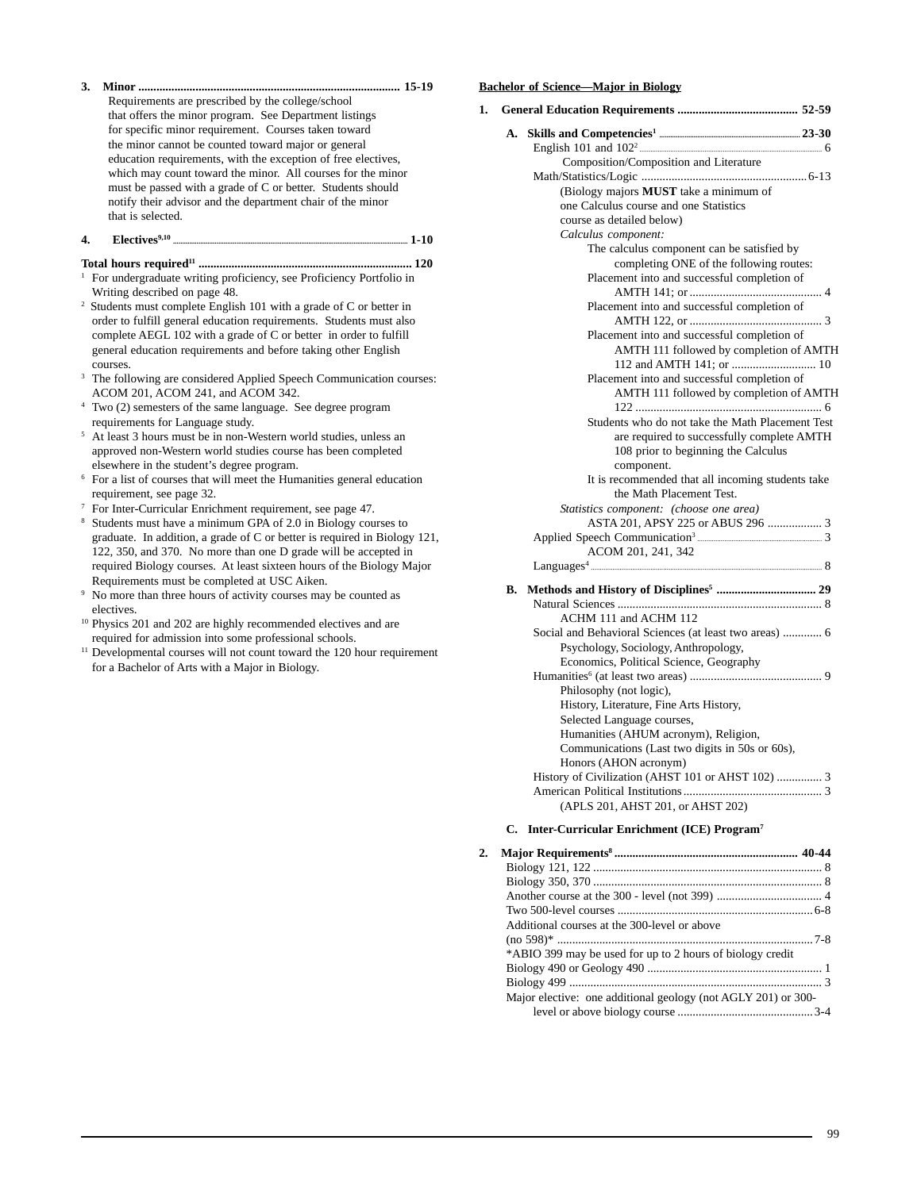**3. Minor ........................................................................................ 15-19**

Requirements are prescribed by the college/school that offers the minor program. See Department listings for specific minor requirement. Courses taken toward the minor cannot be counted toward major or general education requirements, with the exception of free electives, which may count toward the minor. All courses for the minor must be passed with a grade of C or better. Students should notify their advisor and the department chair of the minor that is selected.

**4. Electives[9,10] ........................................................................................ 1-10**

**Total hours required[11] ........................................................................ 120**

[1] For undergraduate writing proficiency, see Proficiency Portfolio in Writing described on page 48.

[2] Students must complete English 101 with a grade of C or better in order to fulfill general education requirements. Students must also complete AEGL 102 with a grade of C or better in order to fulfill general education requirements and before taking other English courses.

[3] The following are considered Applied Speech Communication courses: ACOM 201, ACOM 241, and ACOM 342.

[4] Two (2) semesters of the same language. See degree program requirements for Language study.

[5] At least 3 hours must be in non-Western world studies, unless an approved non-Western world studies course has been completed elsewhere in the student's degree program.

[6] For a list of courses that will meet the Humanities general education requirement, see page 32.

[7] For Inter-Curricular Enrichment requirement, see page 47.

[8] Students must have a minimum GPA of 2.0 in Biology courses to graduate. In addition, a grade of C or better is required in Biology 121, 122, 350, and 370. No more than one D grade will be accepted in required Biology courses. At least sixteen hours of the Biology Major Requirements must be completed at USC Aiken.

[9] No more than three hours of activity courses may be counted as electives.

[10] Physics 201 and 202 are highly recommended electives and are required for admission into some professional schools.

[11] Developmental courses will not count toward the 120 hour requirement for a Bachelor of Arts with a Major in Biology.

## Bachelor of Science—Major in Biology

**1. General Education Requirements ........................................ 52-59**

**A. Skills and Competencies[1] ........................................ 23-30**

English 101 and 102[2] ........................................ 6
Composition/Composition and Literature

Math/Statistics/Logic ........................................ 6-13
(Biology majors **MUST** take a minimum of one Calculus course and one Statistics course as detailed below)

*Calculus component:*

The calculus component can be satisfied by completing ONE of the following routes:

Placement into and successful completion of AMTH 141; or ........................................ 4

Placement into and successful completion of AMTH 122, or ........................................ 3

Placement into and successful completion of AMTH 111 followed by completion of AMTH 112 and AMTH 141; or ........................................ 10

Placement into and successful completion of AMTH 111 followed by completion of AMTH 122 ........................................ 6

Students who do not take the Math Placement Test are required to successfully complete AMTH 108 prior to beginning the Calculus component.

It is recommended that all incoming students take the Math Placement Test.

*Statistics component: (choose one area)*

ASTA 201, APSY 225 or ABUS 296 ........................................ 3

Applied Speech Communication[3] ........................................ 3
ACOM 201, 241, 342

Languages[4] ........................................ 8

**B. Methods and History of Disciplines[5] ........................................ 29**

Natural Sciences ........................................ 8
ACHM 111 and ACHM 112

Social and Behavioral Sciences (at least two areas) ........................................ 6
Psychology, Sociology, Anthropology, Economics, Political Science, Geography

Humanities[6] (at least two areas) ........................................ 9
Philosophy (not logic), History, Literature, Fine Arts History, Selected Language courses, Humanities (AHUM acronym), Religion, Communications (Last two digits in 50s or 60s), Honors (AHON acronym)

History of Civilization (AHST 101 or AHST 102) ........................................ 3

American Political Institutions ........................................ 3
(APLS 201, AHST 201, or AHST 202)

**C. Inter-Curricular Enrichment (ICE) Program[7]**

**2. Major Requirements[8] ........................................ 40-44**

Biology 121, 122 ........................................ 8
Biology 350, 370 ........................................ 8
Another course at the 300 - level (not 399) ........................................ 4
Two 500-level courses ........................................ 6-8
Additional courses at the 300-level or above (no 598)* ........................................ 7-8
*ABIO 399 may be used for up to 2 hours of biology credit
Biology 490 or Geology 490 ........................................ 1
Biology 499 ........................................ 3
Major elective: one additional geology (not AGLY 201) or 300-level or above biology course ........................................ 3-4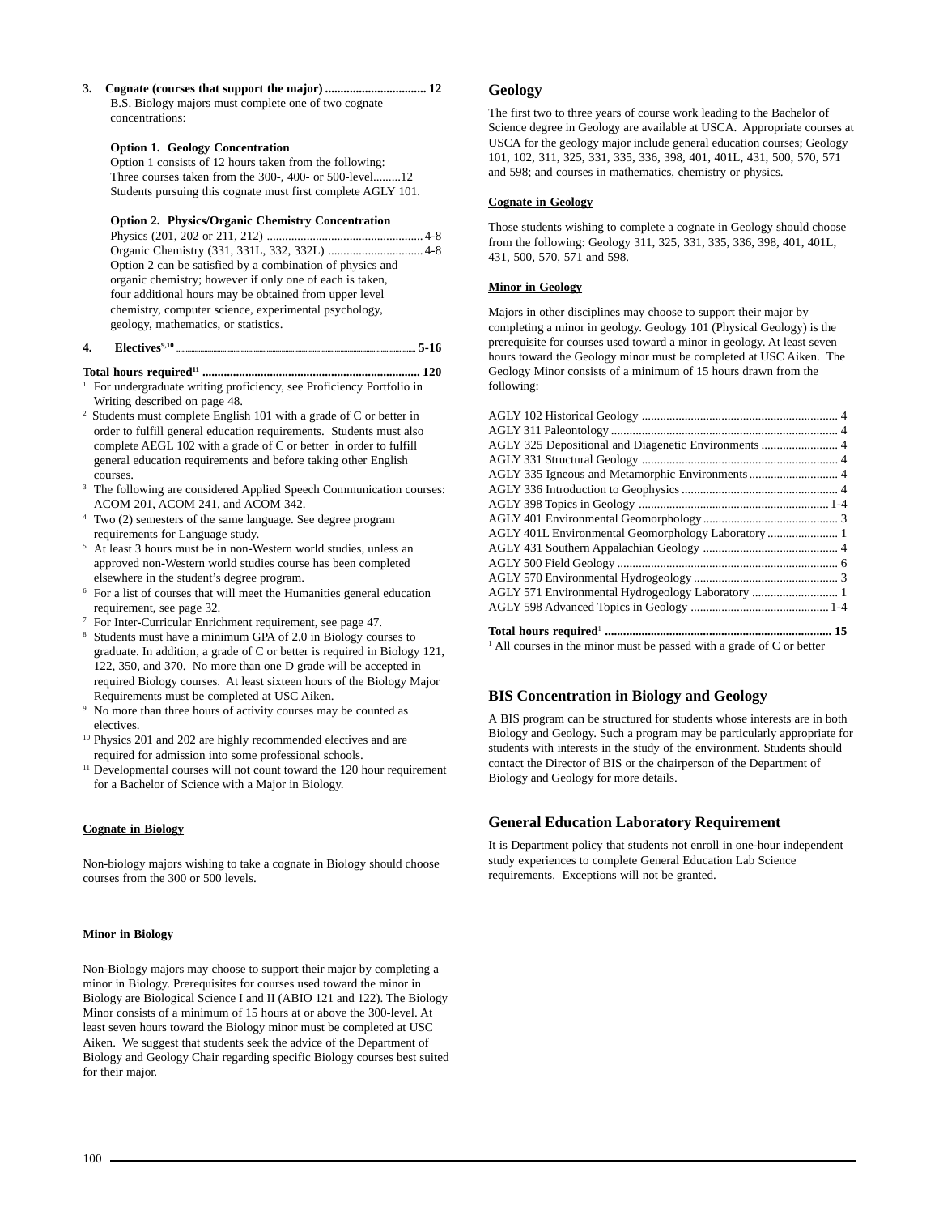3. **Cognate (courses that support the major) ................................ 12**

B.S. Biology majors must complete one of two cognate concentrations:

**Option 1. Geology Concentration**

Option 1 consists of 12 hours taken from the following:
Three courses taken from the 300-, 400- or 500-level.........12
Students pursuing this cognate must first complete AGLY 101.

**Option 2. Physics/Organic Chemistry Concentration**

Physics (201, 202 or 211, 212) .................................................. 4-8
Organic Chemistry (331, 331L, 332, 332L) .............................. 4-8
Option 2 can be satisfied by a combination of physics and organic chemistry; however if only one of each is taken, four additional hours may be obtained from upper level chemistry, computer science, experimental psychology, geology, mathematics, or statistics.

4. **Electives[9,10] ........ 5-16**

**Total hours required[11] ...................................................................... 120**

[1] For undergraduate writing proficiency, see Proficiency Portfolio in Writing described on page 48.
[2] Students must complete English 101 with a grade of C or better in order to fulfill general education requirements. Students must also complete AEGL 102 with a grade of C or better in order to fulfill general education requirements and before taking other English courses.
[3] The following are considered Applied Speech Communication courses: ACOM 201, ACOM 241, and ACOM 342.
[4] Two (2) semesters of the same language. See degree program requirements for Language study.
[5] At least 3 hours must be in non-Western world studies, unless an approved non-Western world studies course has been completed elsewhere in the student's degree program.
[6] For a list of courses that will meet the Humanities general education requirement, see page 32.
[7] For Inter-Curricular Enrichment requirement, see page 47.
[8] Students must have a minimum GPA of 2.0 in Biology courses to graduate. In addition, a grade of C or better is required in Biology 121, 122, 350, and 370. No more than one D grade will be accepted in required Biology courses. At least sixteen hours of the Biology Major Requirements must be completed at USC Aiken.
[9] No more than three hours of activity courses may be counted as electives.
[10] Physics 201 and 202 are highly recommended electives and are required for admission into some professional schools.
[11] Developmental courses will not count toward the 120 hour requirement for a Bachelor of Science with a Major in Biology.

### Cognate in Biology

Non-biology majors wishing to take a cognate in Biology should choose courses from the 300 or 500 levels.

### Minor in Biology

Non-Biology majors may choose to support their major by completing a minor in Biology. Prerequisites for courses used toward the minor in Biology are Biological Science I and II (ABIO 121 and 122). The Biology Minor consists of a minimum of 15 hours at or above the 300-level. At least seven hours toward the Biology minor must be completed at USC Aiken. We suggest that students seek the advice of the Department of Biology and Geology Chair regarding specific Biology courses best suited for their major.

## Geology

The first two to three years of course work leading to the Bachelor of Science degree in Geology are available at USCA. Appropriate courses at USCA for the geology major include general education courses; Geology 101, 102, 311, 325, 331, 335, 336, 398, 401, 401L, 431, 500, 570, 571 and 598; and courses in mathematics, chemistry or physics.

### Cognate in Geology

Those students wishing to complete a cognate in Geology should choose from the following: Geology 311, 325, 331, 335, 336, 398, 401, 401L, 431, 500, 570, 571 and 598.

### Minor in Geology

Majors in other disciplines may choose to support their major by completing a minor in geology. Geology 101 (Physical Geology) is the prerequisite for courses used toward a minor in geology. At least seven hours toward the Geology minor must be completed at USC Aiken. The Geology Minor consists of a minimum of 15 hours drawn from the following:

AGLY 102 Historical Geology ................................................................ 4
AGLY 311 Paleontology ......................................................................... 4
AGLY 325 Depositional and Diagenetic Environments ......................... 4
AGLY 331 Structural Geology ................................................................ 4
AGLY 335 Igneous and Metamorphic Environments ............................ 4
AGLY 336 Introduction to Geophysics .................................................. 4
AGLY 398 Topics in Geology ............................................................. 1-4
AGLY 401 Environmental Geomorphology ........................................... 3
AGLY 401L Environmental Geomorphology Laboratory ....................... 1
AGLY 431 Southern Appalachian Geology ............................................ 4
AGLY 500 Field Geology ....................................................................... 6
AGLY 570 Environmental Hydrogeology ............................................... 3
AGLY 571 Environmental Hydrogeology Laboratory ............................ 1
AGLY 598 Advanced Topics in Geology ............................................ 1-4

**Total hours required[1] ........................................................................ 15**

[1] All courses in the minor must be passed with a grade of C or better

## BIS Concentration in Biology and Geology

A BIS program can be structured for students whose interests are in both Biology and Geology. Such a program may be particularly appropriate for students with interests in the study of the environment. Students should contact the Director of BIS or the chairperson of the Department of Biology and Geology for more details.

## General Education Laboratory Requirement

It is Department policy that students not enroll in one-hour independent study experiences to complete General Education Lab Science requirements. Exceptions will not be granted.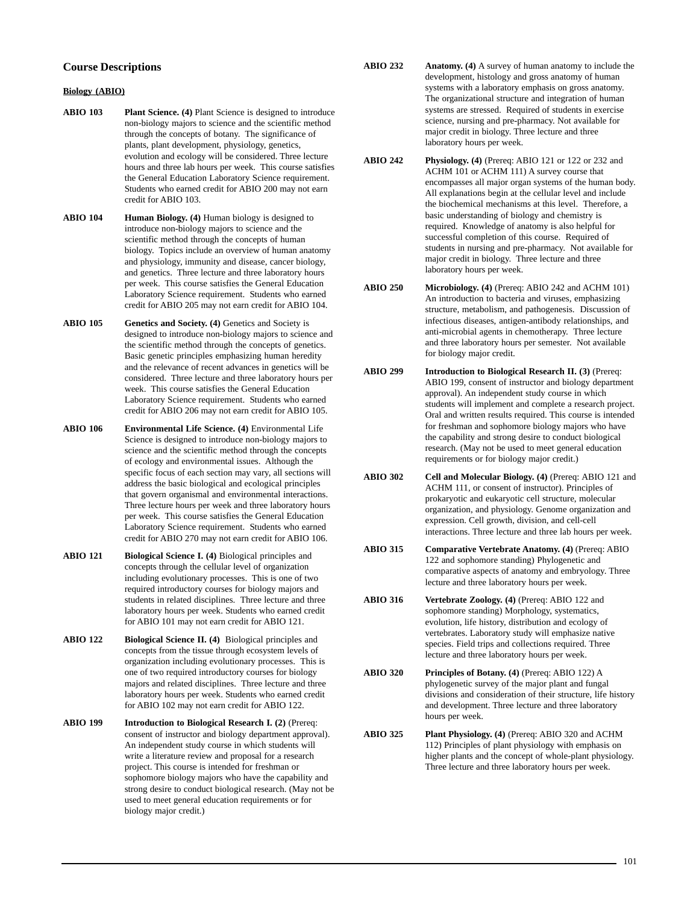## Course Descriptions

### Biology (ABIO)

**ABIO 103** **Plant Science. (4)** Plant Science is designed to introduce non-biology majors to science and the scientific method through the concepts of botany. The significance of plants, plant development, physiology, genetics, evolution and ecology will be considered. Three lecture hours and three lab hours per week. This course satisfies the General Education Laboratory Science requirement. Students who earned credit for ABIO 200 may not earn credit for ABIO 103.

**ABIO 104** **Human Biology. (4)** Human biology is designed to introduce non-biology majors to science and the scientific method through the concepts of human biology. Topics include an overview of human anatomy and physiology, immunity and disease, cancer biology, and genetics. Three lecture and three laboratory hours per week. This course satisfies the General Education Laboratory Science requirement. Students who earned credit for ABIO 205 may not earn credit for ABIO 104.

**ABIO 105** **Genetics and Society. (4)** Genetics and Society is designed to introduce non-biology majors to science and the scientific method through the concepts of genetics. Basic genetic principles emphasizing human heredity and the relevance of recent advances in genetics will be considered. Three lecture and three laboratory hours per week. This course satisfies the General Education Laboratory Science requirement. Students who earned credit for ABIO 206 may not earn credit for ABIO 105.

**ABIO 106** **Environmental Life Science. (4)** Environmental Life Science is designed to introduce non-biology majors to science and the scientific method through the concepts of ecology and environmental issues. Although the specific focus of each section may vary, all sections will address the basic biological and ecological principles that govern organismal and environmental interactions. Three lecture hours per week and three laboratory hours per week. This course satisfies the General Education Laboratory Science requirement. Students who earned credit for ABIO 270 may not earn credit for ABIO 106.

**ABIO 121** **Biological Science I. (4)** Biological principles and concepts through the cellular level of organization including evolutionary processes. This is one of two required introductory courses for biology majors and students in related disciplines. Three lecture and three laboratory hours per week. Students who earned credit for ABIO 101 may not earn credit for ABIO 121.

**ABIO 122** **Biological Science II. (4)** Biological principles and concepts from the tissue through ecosystem levels of organization including evolutionary processes. This is one of two required introductory courses for biology majors and related disciplines. Three lecture and three laboratory hours per week. Students who earned credit for ABIO 102 may not earn credit for ABIO 122.

**ABIO 199** **Introduction to Biological Research I. (2)** (Prereq: consent of instructor and biology department approval). An independent study course in which students will write a literature review and proposal for a research project. This course is intended for freshman or sophomore biology majors who have the capability and strong desire to conduct biological research. (May not be used to meet general education requirements or for biology major credit.)

**ABIO 232** **Anatomy. (4)** A survey of human anatomy to include the development, histology and gross anatomy of human systems with a laboratory emphasis on gross anatomy. The organizational structure and integration of human systems are stressed. Required of students in exercise science, nursing and pre-pharmacy. Not available for major credit in biology. Three lecture and three laboratory hours per week.

**ABIO 242** **Physiology. (4)** (Prereq: ABIO 121 or 122 or 232 and ACHM 101 or ACHM 111) A survey course that encompasses all major organ systems of the human body. All explanations begin at the cellular level and include the biochemical mechanisms at this level. Therefore, a basic understanding of biology and chemistry is required. Knowledge of anatomy is also helpful for successful completion of this course. Required of students in nursing and pre-pharmacy. Not available for major credit in biology. Three lecture and three laboratory hours per week.

**ABIO 250** **Microbiology. (4)** (Prereq: ABIO 242 and ACHM 101) An introduction to bacteria and viruses, emphasizing structure, metabolism, and pathogenesis. Discussion of infectious diseases, antigen-antibody relationships, and anti-microbial agents in chemotherapy. Three lecture and three laboratory hours per semester. Not available for biology major credit.

**ABIO 299** **Introduction to Biological Research II. (3)** (Prereq: ABIO 199, consent of instructor and biology department approval). An independent study course in which students will implement and complete a research project. Oral and written results required. This course is intended for freshman and sophomore biology majors who have the capability and strong desire to conduct biological research. (May not be used to meet general education requirements or for biology major credit.)

**ABIO 302** **Cell and Molecular Biology. (4)** (Prereq: ABIO 121 and ACHM 111, or consent of instructor). Principles of prokaryotic and eukaryotic cell structure, molecular organization, and physiology. Genome organization and expression. Cell growth, division, and cell-cell interactions. Three lecture and three lab hours per week.

**ABIO 315** **Comparative Vertebrate Anatomy. (4)** (Prereq: ABIO 122 and sophomore standing) Phylogenetic and comparative aspects of anatomy and embryology. Three lecture and three laboratory hours per week.

**ABIO 316** **Vertebrate Zoology. (4)** (Prereq: ABIO 122 and sophomore standing) Morphology, systematics, evolution, life history, distribution and ecology of vertebrates. Laboratory study will emphasize native species. Field trips and collections required. Three lecture and three laboratory hours per week.

**ABIO 320** **Principles of Botany. (4)** (Prereq: ABIO 122) A phylogenetic survey of the major plant and fungal divisions and consideration of their structure, life history and development. Three lecture and three laboratory hours per week.

**ABIO 325** **Plant Physiology. (4)** (Prereq: ABIO 320 and ACHM 112) Principles of plant physiology with emphasis on higher plants and the concept of whole-plant physiology. Three lecture and three laboratory hours per week.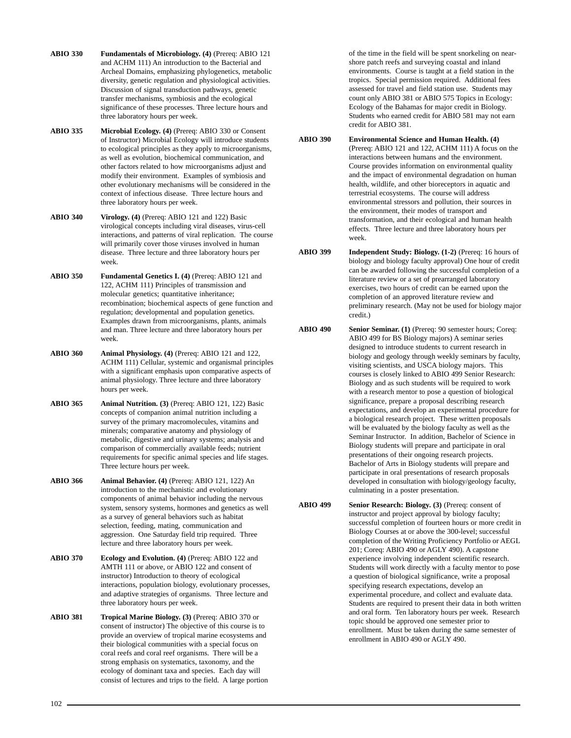**ABIO 330** **Fundamentals of Microbiology. (4)** (Prereq: ABIO 121 and ACHM 111) An introduction to the Bacterial and Archeal Domains, emphasizing phylogenetics, metabolic diversity, genetic regulation and physiological activities. Discussion of signal transduction pathways, genetic transfer mechanisms, symbiosis and the ecological significance of these processes. Three lecture hours and three laboratory hours per week.

**ABIO 335** **Microbial Ecology. (4)** (Prereq: ABIO 330 or Consent of Instructor) Microbial Ecology will introduce students to ecological principles as they apply to microorganisms, as well as evolution, biochemical communication, and other factors related to how microorganisms adjust and modify their environment. Examples of symbiosis and other evolutionary mechanisms will be considered in the context of infectious disease. Three lecture hours and three laboratory hours per week.

**ABIO 340** **Virology. (4)** (Prereq: ABIO 121 and 122) Basic virological concepts including viral diseases, virus-cell interactions, and patterns of viral replication. The course will primarily cover those viruses involved in human disease. Three lecture and three laboratory hours per week.

**ABIO 350** **Fundamental Genetics I. (4)** (Prereq: ABIO 121 and 122, ACHM 111) Principles of transmission and molecular genetics; quantitative inheritance; recombination; biochemical aspects of gene function and regulation; developmental and population genetics. Examples drawn from microorganisms, plants, animals and man. Three lecture and three laboratory hours per week.

**ABIO 360** **Animal Physiology. (4)** (Prereq: ABIO 121 and 122, ACHM 111) Cellular, systemic and organismal principles with a significant emphasis upon comparative aspects of animal physiology. Three lecture and three laboratory hours per week.

**ABIO 365** **Animal Nutrition. (3)** (Prereq: ABIO 121, 122) Basic concepts of companion animal nutrition including a survey of the primary macromolecules, vitamins and minerals; comparative anatomy and physiology of metabolic, digestive and urinary systems; analysis and comparison of commercially available feeds; nutrient requirements for specific animal species and life stages. Three lecture hours per week.

**ABIO 366** **Animal Behavior. (4)** (Prereq: ABIO 121, 122) An introduction to the mechanistic and evolutionary components of animal behavior including the nervous system, sensory systems, hormones and genetics as well as a survey of general behaviors such as habitat selection, feeding, mating, communication and aggression. One Saturday field trip required. Three lecture and three laboratory hours per week.

**ABIO 370** **Ecology and Evolution. (4)** (Prereq: ABIO 122 and AMTH 111 or above, or ABIO 122 and consent of instructor) Introduction to theory of ecological interactions, population biology, evolutionary processes, and adaptive strategies of organisms. Three lecture and three laboratory hours per week.

**ABIO 381** **Tropical Marine Biology. (3)** (Prereq: ABIO 370 or consent of instructor) The objective of this course is to provide an overview of tropical marine ecosystems and their biological communities with a special focus on coral reefs and coral reef organisms. There will be a strong emphasis on systematics, taxonomy, and the ecology of dominant taxa and species. Each day will consist of lectures and trips to the field. A large portion of the time in the field will be spent snorkeling on near-shore patch reefs and surveying coastal and inland environments. Course is taught at a field station in the tropics. Special permission required. Additional fees assessed for travel and field station use. Students may count only ABIO 381 or ABIO 575 Topics in Ecology: Ecology of the Bahamas for major credit in Biology. Students who earned credit for ABIO 581 may not earn credit for ABIO 381.

**ABIO 390** **Environmental Science and Human Health. (4)** (Prereq: ABIO 121 and 122, ACHM 111) A focus on the interactions between humans and the environment. Course provides information on environmental quality and the impact of environmental degradation on human health, wildlife, and other bioreceptors in aquatic and terrestrial ecosystems. The course will address environmental stressors and pollution, their sources in the environment, their modes of transport and transformation, and their ecological and human health effects. Three lecture and three laboratory hours per week.

**ABIO 399** **Independent Study: Biology. (1-2)** (Prereq: 16 hours of biology and biology faculty approval) One hour of credit can be awarded following the successful completion of a literature review or a set of prearranged laboratory exercises, two hours of credit can be earned upon the completion of an approved literature review and preliminary research. (May not be used for biology major credit.)

**ABIO 490** **Senior Seminar. (1)** (Prereq: 90 semester hours; Coreq: ABIO 499 for BS Biology majors) A seminar series designed to introduce students to current research in biology and geology through weekly seminars by faculty, visiting scientists, and USCA biology majors. This courses is closely linked to ABIO 499 Senior Research: Biology and as such students will be required to work with a research mentor to pose a question of biological significance, prepare a proposal describing research expectations, and develop an experimental procedure for a biological research project. These written proposals will be evaluated by the biology faculty as well as the Seminar Instructor. In addition, Bachelor of Science in Biology students will prepare and participate in oral presentations of their ongoing research projects. Bachelor of Arts in Biology students will prepare and participate in oral presentations of research proposals developed in consultation with biology/geology faculty, culminating in a poster presentation.

**ABIO 499** **Senior Research: Biology. (3)** (Prereq: consent of instructor and project approval by biology faculty; successful completion of fourteen hours or more credit in Biology Courses at or above the 300-level; successful completion of the Writing Proficiency Portfolio or AEGL 201; Coreq: ABIO 490 or AGLY 490). A capstone experience involving independent scientific research. Students will work directly with a faculty mentor to pose a question of biological significance, write a proposal specifying research expectations, develop an experimental procedure, and collect and evaluate data. Students are required to present their data in both written and oral form. Ten laboratory hours per week. Research topic should be approved one semester prior to enrollment. Must be taken during the same semester of enrollment in ABIO 490 or AGLY 490.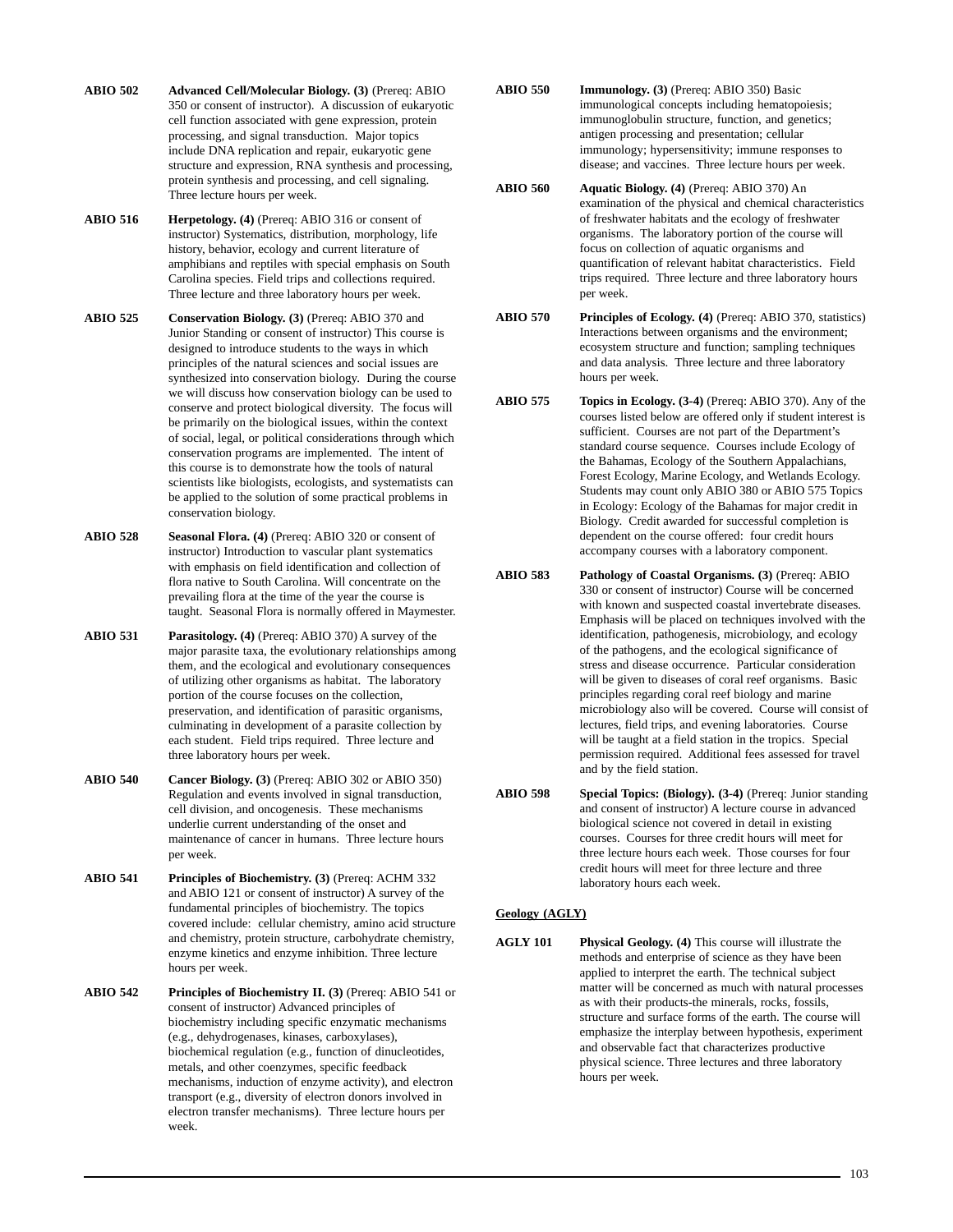**ABIO 502** **Advanced Cell/Molecular Biology. (3)** (Prereq: ABIO 350 or consent of instructor). A discussion of eukaryotic cell function associated with gene expression, protein processing, and signal transduction. Major topics include DNA replication and repair, eukaryotic gene structure and expression, RNA synthesis and processing, protein synthesis and processing, and cell signaling. Three lecture hours per week.

**ABIO 516** **Herpetology. (4)** (Prereq: ABIO 316 or consent of instructor) Systematics, distribution, morphology, life history, behavior, ecology and current literature of amphibians and reptiles with special emphasis on South Carolina species. Field trips and collections required. Three lecture and three laboratory hours per week.

**ABIO 525** **Conservation Biology. (3)** (Prereq: ABIO 370 and Junior Standing or consent of instructor) This course is designed to introduce students to the ways in which principles of the natural sciences and social issues are synthesized into conservation biology. During the course we will discuss how conservation biology can be used to conserve and protect biological diversity. The focus will be primarily on the biological issues, within the context of social, legal, or political considerations through which conservation programs are implemented. The intent of this course is to demonstrate how the tools of natural scientists like biologists, ecologists, and systematists can be applied to the solution of some practical problems in conservation biology.

**ABIO 528** **Seasonal Flora. (4)** (Prereq: ABIO 320 or consent of instructor) Introduction to vascular plant systematics with emphasis on field identification and collection of flora native to South Carolina. Will concentrate on the prevailing flora at the time of the year the course is taught. Seasonal Flora is normally offered in Maymester.

**ABIO 531** **Parasitology. (4)** (Prereq: ABIO 370) A survey of the major parasite taxa, the evolutionary relationships among them, and the ecological and evolutionary consequences of utilizing other organisms as habitat. The laboratory portion of the course focuses on the collection, preservation, and identification of parasitic organisms, culminating in development of a parasite collection by each student. Field trips required. Three lecture and three laboratory hours per week.

**ABIO 540** **Cancer Biology. (3)** (Prereq: ABIO 302 or ABIO 350) Regulation and events involved in signal transduction, cell division, and oncogenesis. These mechanisms underlie current understanding of the onset and maintenance of cancer in humans. Three lecture hours per week.

**ABIO 541** **Principles of Biochemistry. (3)** (Prereq: ACHM 332 and ABIO 121 or consent of instructor) A survey of the fundamental principles of biochemistry. The topics covered include: cellular chemistry, amino acid structure and chemistry, protein structure, carbohydrate chemistry, enzyme kinetics and enzyme inhibition. Three lecture hours per week.

**ABIO 542** **Principles of Biochemistry II. (3)** (Prereq: ABIO 541 or consent of instructor) Advanced principles of biochemistry including specific enzymatic mechanisms (e.g., dehydrogenases, kinases, carboxylases), biochemical regulation (e.g., function of dinucleotides, metals, and other coenzymes, specific feedback mechanisms, induction of enzyme activity), and electron transport (e.g., diversity of electron donors involved in electron transfer mechanisms). Three lecture hours per week.

**ABIO 550** **Immunology. (3)** (Prereq: ABIO 350) Basic immunological concepts including hematopoiesis; immunoglobulin structure, function, and genetics; antigen processing and presentation; cellular immunology; hypersensitivity; immune responses to disease; and vaccines. Three lecture hours per week.

**ABIO 560** **Aquatic Biology. (4)** (Prereq: ABIO 370) An examination of the physical and chemical characteristics of freshwater habitats and the ecology of freshwater organisms. The laboratory portion of the course will focus on collection of aquatic organisms and quantification of relevant habitat characteristics. Field trips required. Three lecture and three laboratory hours per week.

**ABIO 570** **Principles of Ecology. (4)** (Prereq: ABIO 370, statistics) Interactions between organisms and the environment; ecosystem structure and function; sampling techniques and data analysis. Three lecture and three laboratory hours per week.

**ABIO 575** **Topics in Ecology. (3-4)** (Prereq: ABIO 370). Any of the courses listed below are offered only if student interest is sufficient. Courses are not part of the Department's standard course sequence. Courses include Ecology of the Bahamas, Ecology of the Southern Appalachians, Forest Ecology, Marine Ecology, and Wetlands Ecology. Students may count only ABIO 380 or ABIO 575 Topics in Ecology: Ecology of the Bahamas for major credit in Biology. Credit awarded for successful completion is dependent on the course offered: four credit hours accompany courses with a laboratory component.

**ABIO 583** **Pathology of Coastal Organisms. (3)** (Prereq: ABIO 330 or consent of instructor) Course will be concerned with known and suspected coastal invertebrate diseases. Emphasis will be placed on techniques involved with the identification, pathogenesis, microbiology, and ecology of the pathogens, and the ecological significance of stress and disease occurrence. Particular consideration will be given to diseases of coral reef organisms. Basic principles regarding coral reef biology and marine microbiology also will be covered. Course will consist of lectures, field trips, and evening laboratories. Course will be taught at a field station in the tropics. Special permission required. Additional fees assessed for travel and by the field station.

**ABIO 598** **Special Topics: (Biology). (3-4)** (Prereq: Junior standing and consent of instructor) A lecture course in advanced biological science not covered in detail in existing courses. Courses for three credit hours will meet for three lecture hours each week. Those courses for four credit hours will meet for three lecture and three laboratory hours each week.

## Geology (AGLY)

**AGLY 101** **Physical Geology. (4)** This course will illustrate the methods and enterprise of science as they have been applied to interpret the earth. The technical subject matter will be concerned as much with natural processes as with their products-the minerals, rocks, fossils, structure and surface forms of the earth. The course will emphasize the interplay between hypothesis, experiment and observable fact that characterizes productive physical science. Three lectures and three laboratory hours per week.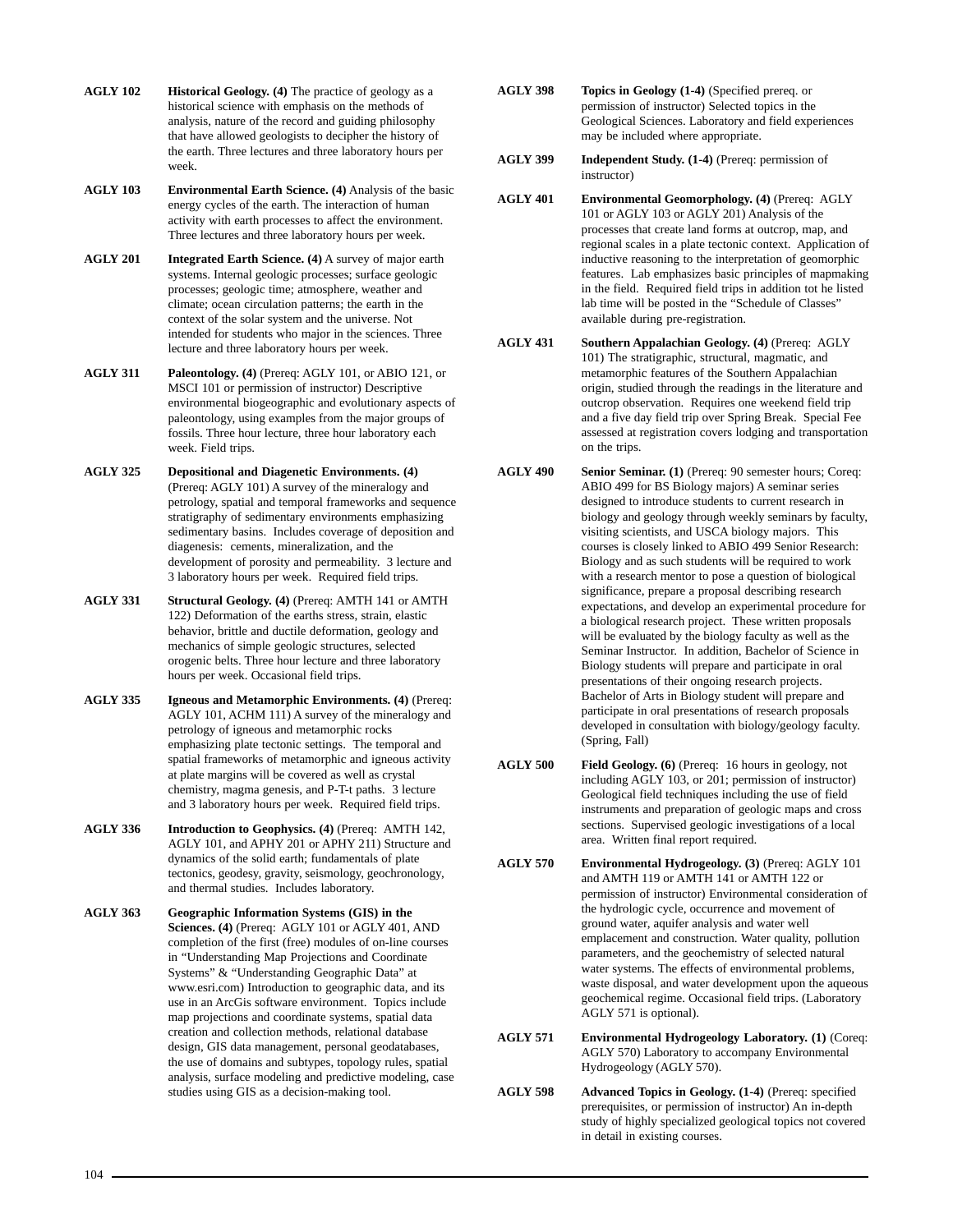**AGLY 102** **Historical Geology. (4)** The practice of geology as a historical science with emphasis on the methods of analysis, nature of the record and guiding philosophy that have allowed geologists to decipher the history of the earth. Three lectures and three laboratory hours per week.

**AGLY 103** **Environmental Earth Science. (4)** Analysis of the basic energy cycles of the earth. The interaction of human activity with earth processes to affect the environment. Three lectures and three laboratory hours per week.

**AGLY 201** **Integrated Earth Science. (4)** A survey of major earth systems. Internal geologic processes; surface geologic processes; geologic time; atmosphere, weather and climate; ocean circulation patterns; the earth in the context of the solar system and the universe. Not intended for students who major in the sciences. Three lecture and three laboratory hours per week.

**AGLY 311** **Paleontology. (4)** (Prereq: AGLY 101, or ABIO 121, or MSCI 101 or permission of instructor) Descriptive environmental biogeographic and evolutionary aspects of paleontology, using examples from the major groups of fossils. Three hour lecture, three hour laboratory each week. Field trips.

**AGLY 325** **Depositional and Diagenetic Environments. (4)** (Prereq: AGLY 101) A survey of the mineralogy and petrology, spatial and temporal frameworks and sequence stratigraphy of sedimentary environments emphasizing sedimentary basins. Includes coverage of deposition and diagenesis: cements, mineralization, and the development of porosity and permeability. 3 lecture and 3 laboratory hours per week. Required field trips.

**AGLY 331** **Structural Geology. (4)** (Prereq: AMTH 141 or AMTH 122) Deformation of the earths stress, strain, elastic behavior, brittle and ductile deformation, geology and mechanics of simple geologic structures, selected orogenic belts. Three hour lecture and three laboratory hours per week. Occasional field trips.

**AGLY 335** **Igneous and Metamorphic Environments. (4)** (Prereq: AGLY 101, ACHM 111) A survey of the mineralogy and petrology of igneous and metamorphic rocks emphasizing plate tectonic settings. The temporal and spatial frameworks of metamorphic and igneous activity at plate margins will be covered as well as crystal chemistry, magma genesis, and P-T-t paths. 3 lecture and 3 laboratory hours per week. Required field trips.

**AGLY 336** **Introduction to Geophysics. (4)** (Prereq: AMTH 142, AGLY 101, and APHY 201 or APHY 211) Structure and dynamics of the solid earth; fundamentals of plate tectonics, geodesy, gravity, seismology, geochronology, and thermal studies. Includes laboratory.

**AGLY 363** **Geographic Information Systems (GIS) in the Sciences. (4)** (Prereq: AGLY 101 or AGLY 401, AND completion of the first (free) modules of on-line courses in "Understanding Map Projections and Coordinate Systems" & "Understanding Geographic Data" at www.esri.com) Introduction to geographic data, and its use in an ArcGis software environment. Topics include map projections and coordinate systems, spatial data creation and collection methods, relational database design, GIS data management, personal geodatabases, the use of domains and subtypes, topology rules, spatial analysis, surface modeling and predictive modeling, case studies using GIS as a decision-making tool.

**AGLY 398** **Topics in Geology (1-4)** (Specified prereq. or permission of instructor) Selected topics in the Geological Sciences. Laboratory and field experiences may be included where appropriate.

**AGLY 399** **Independent Study. (1-4)** (Prereq: permission of instructor)

**AGLY 401** **Environmental Geomorphology. (4)** (Prereq: AGLY 101 or AGLY 103 or AGLY 201) Analysis of the processes that create land forms at outcrop, map, and regional scales in a plate tectonic context. Application of inductive reasoning to the interpretation of geomorphic features. Lab emphasizes basic principles of mapmaking in the field. Required field trips in addition tot he listed lab time will be posted in the "Schedule of Classes" available during pre-registration.

**AGLY 431** **Southern Appalachian Geology. (4)** (Prereq: AGLY 101) The stratigraphic, structural, magmatic, and metamorphic features of the Southern Appalachian origin, studied through the readings in the literature and outcrop observation. Requires one weekend field trip and a five day field trip over Spring Break. Special Fee assessed at registration covers lodging and transportation on the trips.

**AGLY 490** **Senior Seminar. (1)** (Prereq: 90 semester hours; Coreq: ABIO 499 for BS Biology majors) A seminar series designed to introduce students to current research in biology and geology through weekly seminars by faculty, visiting scientists, and USCA biology majors. This courses is closely linked to ABIO 499 Senior Research: Biology and as such students will be required to work with a research mentor to pose a question of biological significance, prepare a proposal describing research expectations, and develop an experimental procedure for a biological research project. These written proposals will be evaluated by the biology faculty as well as the Seminar Instructor. In addition, Bachelor of Science in Biology students will prepare and participate in oral presentations of their ongoing research projects. Bachelor of Arts in Biology student will prepare and participate in oral presentations of research proposals developed in consultation with biology/geology faculty. (Spring, Fall)

**AGLY 500** **Field Geology. (6)** (Prereq: 16 hours in geology, not including AGLY 103, or 201; permission of instructor) Geological field techniques including the use of field instruments and preparation of geologic maps and cross sections. Supervised geologic investigations of a local area. Written final report required.

**AGLY 570** **Environmental Hydrogeology. (3)** (Prereq: AGLY 101 and AMTH 119 or AMTH 141 or AMTH 122 or permission of instructor) Environmental consideration of the hydrologic cycle, occurrence and movement of ground water, aquifer analysis and water well emplacement and construction. Water quality, pollution parameters, and the geochemistry of selected natural water systems. The effects of environmental problems, waste disposal, and water development upon the aqueous geochemical regime. Occasional field trips. (Laboratory AGLY 571 is optional).

**AGLY 571** **Environmental Hydrogeology Laboratory. (1)** (Coreq: AGLY 570) Laboratory to accompany Environmental Hydrogeology (AGLY 570).

**AGLY 598** **Advanced Topics in Geology. (1-4)** (Prereq: specified prerequisites, or permission of instructor) An in-depth study of highly specialized geological topics not covered in detail in existing courses.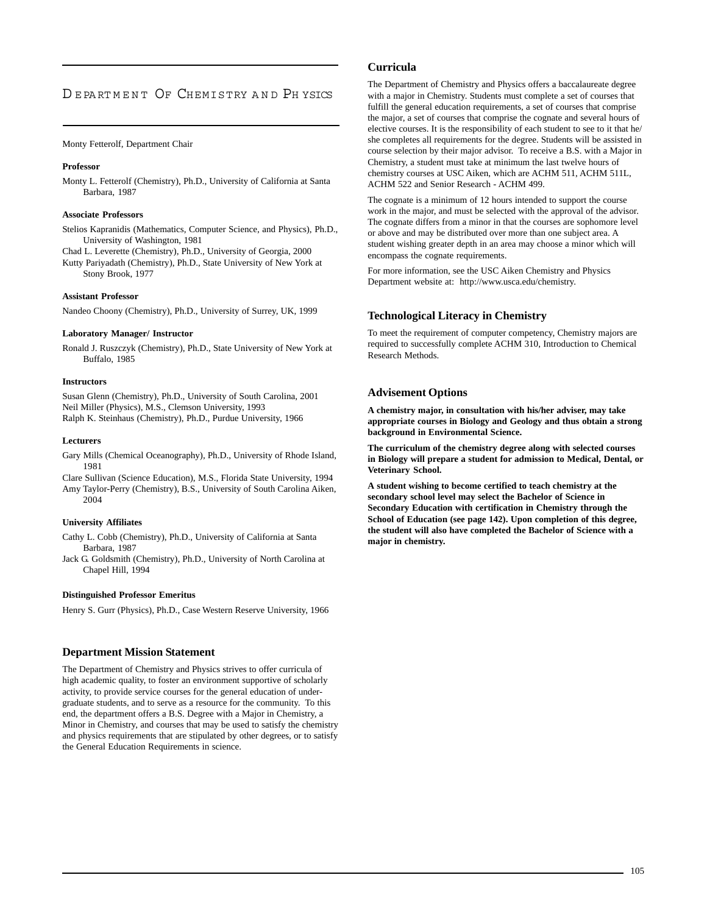# Department Of Chemistry and Physics

Monty Fetterolf, Department Chair

**Professor**

Monty L. Fetterolf (Chemistry), Ph.D., University of California at Santa Barbara, 1987

**Associate Professors**

Stelios Kapranidis (Mathematics, Computer Science, and Physics), Ph.D., University of Washington, 1981

Chad L. Leverette (Chemistry), Ph.D., University of Georgia, 2000

Kutty Pariyadath (Chemistry), Ph.D., State University of New York at Stony Brook, 1977

**Assistant Professor**

Nandeo Choony (Chemistry), Ph.D., University of Surrey, UK, 1999

**Laboratory Manager/ Instructor**

Ronald J. Ruszczyk (Chemistry), Ph.D., State University of New York at Buffalo, 1985

**Instructors**

Susan Glenn (Chemistry), Ph.D., University of South Carolina, 2001

Neil Miller (Physics), M.S., Clemson University, 1993

Ralph K. Steinhaus (Chemistry), Ph.D., Purdue University, 1966

**Lecturers**

Gary Mills (Chemical Oceanography), Ph.D., University of Rhode Island, 1981

Clare Sullivan (Science Education), M.S., Florida State University, 1994

Amy Taylor-Perry (Chemistry), B.S., University of South Carolina Aiken, 2004

**University Affiliates**

Cathy L. Cobb (Chemistry), Ph.D., University of California at Santa Barbara, 1987

Jack G. Goldsmith (Chemistry), Ph.D., University of North Carolina at Chapel Hill, 1994

**Distinguished Professor Emeritus**

Henry S. Gurr (Physics), Ph.D., Case Western Reserve University, 1966

## Department Mission Statement

The Department of Chemistry and Physics strives to offer curricula of high academic quality, to foster an environment supportive of scholarly activity, to provide service courses for the general education of undergraduate students, and to serve as a resource for the community. To this end, the department offers a B.S. Degree with a Major in Chemistry, a Minor in Chemistry, and courses that may be used to satisfy the chemistry and physics requirements that are stipulated by other degrees, or to satisfy the General Education Requirements in science.

## Curricula

The Department of Chemistry and Physics offers a baccalaureate degree with a major in Chemistry. Students must complete a set of courses that fulfill the general education requirements, a set of courses that comprise the major, a set of courses that comprise the cognate and several hours of elective courses. It is the responsibility of each student to see to it that he/she completes all requirements for the degree. Students will be assisted in course selection by their major advisor. To receive a B.S. with a Major in Chemistry, a student must take at minimum the last twelve hours of chemistry courses at USC Aiken, which are ACHM 511, ACHM 511L, ACHM 522 and Senior Research - ACHM 499.

The cognate is a minimum of 12 hours intended to support the course work in the major, and must be selected with the approval of the advisor. The cognate differs from a minor in that the courses are sophomore level or above and may be distributed over more than one subject area. A student wishing greater depth in an area may choose a minor which will encompass the cognate requirements.

For more information, see the USC Aiken Chemistry and Physics Department website at: http://www.usca.edu/chemistry.

## Technological Literacy in Chemistry

To meet the requirement of computer competency, Chemistry majors are required to successfully complete ACHM 310, Introduction to Chemical Research Methods.

## Advisement Options

**A chemistry major, in consultation with his/her adviser, may take appropriate courses in Biology and Geology and thus obtain a strong background in Environmental Science.**

**The curriculum of the chemistry degree along with selected courses in Biology will prepare a student for admission to Medical, Dental, or Veterinary School.**

**A student wishing to become certified to teach chemistry at the secondary school level may select the Bachelor of Science in Secondary Education with certification in Chemistry through the School of Education (see page 142). Upon completion of this degree, the student will also have completed the Bachelor of Science with a major in chemistry.**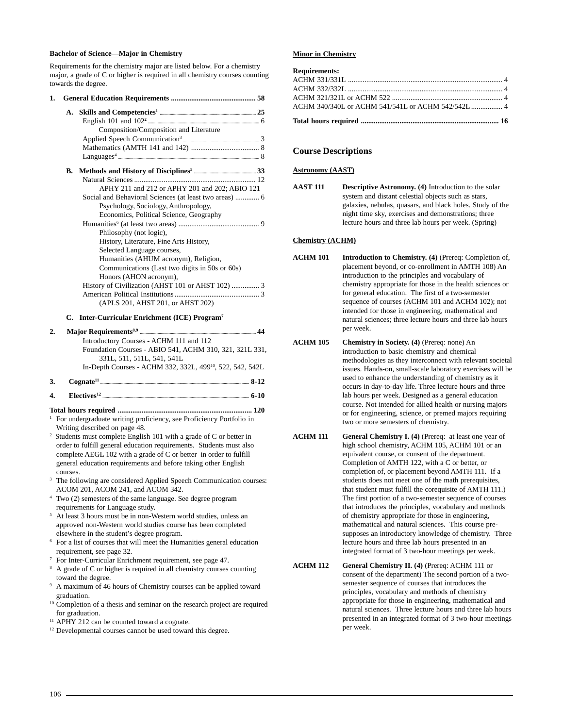## Bachelor of Science—Major in Chemistry

Requirements for the chemistry major are listed below. For a chemistry major, a grade of C or higher is required in all chemistry courses counting towards the degree.

**1. General Education Requirements ............................................ 58**

**A. Skills and Competencies[1] ........ 25**

English 101 and 102[2] ........ 6
Composition/Composition and Literature
Applied Speech Communication[3] ........ 3
Mathematics (AMTH 141 and 142) ..................................... 8
Languages[4] ........ 8

**B. Methods and History of Disciplines[5] ........ 33**

Natural Sciences .................................................................. 12
APHY 211 and 212 or APHY 201 and 202; ABIO 121
Social and Behavioral Sciences (at least two areas) ............. 6
Psychology, Sociology, Anthropology, Economics, Political Science, Geography
Humanities[6] (at least two areas) ........................................... 9
Philosophy (not logic), History, Literature, Fine Arts History, Selected Language courses, Humanities (AHUM acronym), Religion, Communications (Last two digits in 50s or 60s) Honors (AHON acronym),
History of Civilization (AHST 101 or AHST 102) ............... 3
American Political Institutions ............................................. 3
(APLS 201, AHST 201, or AHST 202)

**C. Inter-Curricular Enrichment (ICE) Program[7]**

**2. Major Requirements[8,9] ........ 44**

Introductory Courses - ACHM 111 and 112
Foundation Courses - ABIO 541, ACHM 310, 321, 321L 331, 331L, 511, 511L, 541, 541L
In-Depth Courses - ACHM 332, 332L, 499[10], 522, 542, 542L

**3. Cognate[11] ........ 8-12**

**4. Electives[12] ........ 6-10**

**Total hours required ......................................................................... 120**

[1] For undergraduate writing proficiency, see Proficiency Portfolio in Writing described on page 48.
[2] Students must complete English 101 with a grade of C or better in order to fulfill general education requirements. Students must also complete AEGL 102 with a grade of C or better in order to fulfill general education requirements and before taking other English courses.
[3] The following are considered Applied Speech Communication courses: ACOM 201, ACOM 241, and ACOM 342.
[4] Two (2) semesters of the same language. See degree program requirements for Language study.
[5] At least 3 hours must be in non-Western world studies, unless an approved non-Western world studies course has been completed elsewhere in the student's degree program.
[6] For a list of courses that will meet the Humanities general education requirement, see page 32.
[7] For Inter-Curricular Enrichment requirement, see page 47.
[8] A grade of C or higher is required in all chemistry courses counting toward the degree.
[9] A maximum of 46 hours of Chemistry courses can be applied toward graduation.
[10] Completion of a thesis and seminar on the research project are required for graduation.
[11] APHY 212 can be counted toward a cognate.
[12] Developmental courses cannot be used toward this degree.

## Minor in Chemistry

**Requirements:**

ACHM 331/331L .................................................................................. 4
ACHM 332/332L .................................................................................. 4
ACHM 321/321L or ACHM 522 ........................................................... 4
ACHM 340/340L or ACHM 541/541L or ACHM 542/542L ................. 4

**Total hours required .......................................................................... 16**

## Course Descriptions

### Astronomy (AAST)

**AAST 111 Descriptive Astronomy. (4)** Introduction to the solar system and distant celestial objects such as stars, galaxies, nebulas, quasars, and black holes. Study of the night time sky, exercises and demonstrations; three lecture hours and three lab hours per week. (Spring)

### Chemistry (ACHM)

**ACHM 101 Introduction to Chemistry. (4)** (Prereq: Completion of, placement beyond, or co-enrollment in AMTH 108) An introduction to the principles and vocabulary of chemistry appropriate for those in the health sciences or for general education. The first of a two-semester sequence of courses (ACHM 101 and ACHM 102); not intended for those in engineering, mathematical and natural sciences; three lecture hours and three lab hours per week.

**ACHM 105 Chemistry in Society. (4)** (Prereq: none) An introduction to basic chemistry and chemical methodologies as they interconnect with relevant societal issues. Hands-on, small-scale laboratory exercises will be used to enhance the understanding of chemistry as it occurs in day-to-day life. Three lecture hours and three lab hours per week. Designed as a general education course. Not intended for allied health or nursing majors or for engineering, science, or premed majors requiring two or more semesters of chemistry.

**ACHM 111 General Chemistry I. (4)** (Prereq: at least one year of high school chemistry, ACHM 105, ACHM 101 or an equivalent course, or consent of the department. Completion of AMTH 122, with a C or better, or completion of, or placement beyond AMTH 111. If a students does not meet one of the math prerequisites, that student must fulfill the corequisite of AMTH 111.) The first portion of a two-semester sequence of courses that introduces the principles, vocabulary and methods of chemistry appropriate for those in engineering, mathematical and natural sciences. This course presupposes an introductory knowledge of chemistry. Three lecture hours and three lab hours presented in an integrated format of 3 two-hour meetings per week.

**ACHM 112 General Chemistry II. (4)** (Prereq: ACHM 111 or consent of the department) The second portion of a two-semester sequence of courses that introduces the principles, vocabulary and methods of chemistry appropriate for those in engineering, mathematical and natural sciences. Three lecture hours and three lab hours presented in an integrated format of 3 two-hour meetings per week.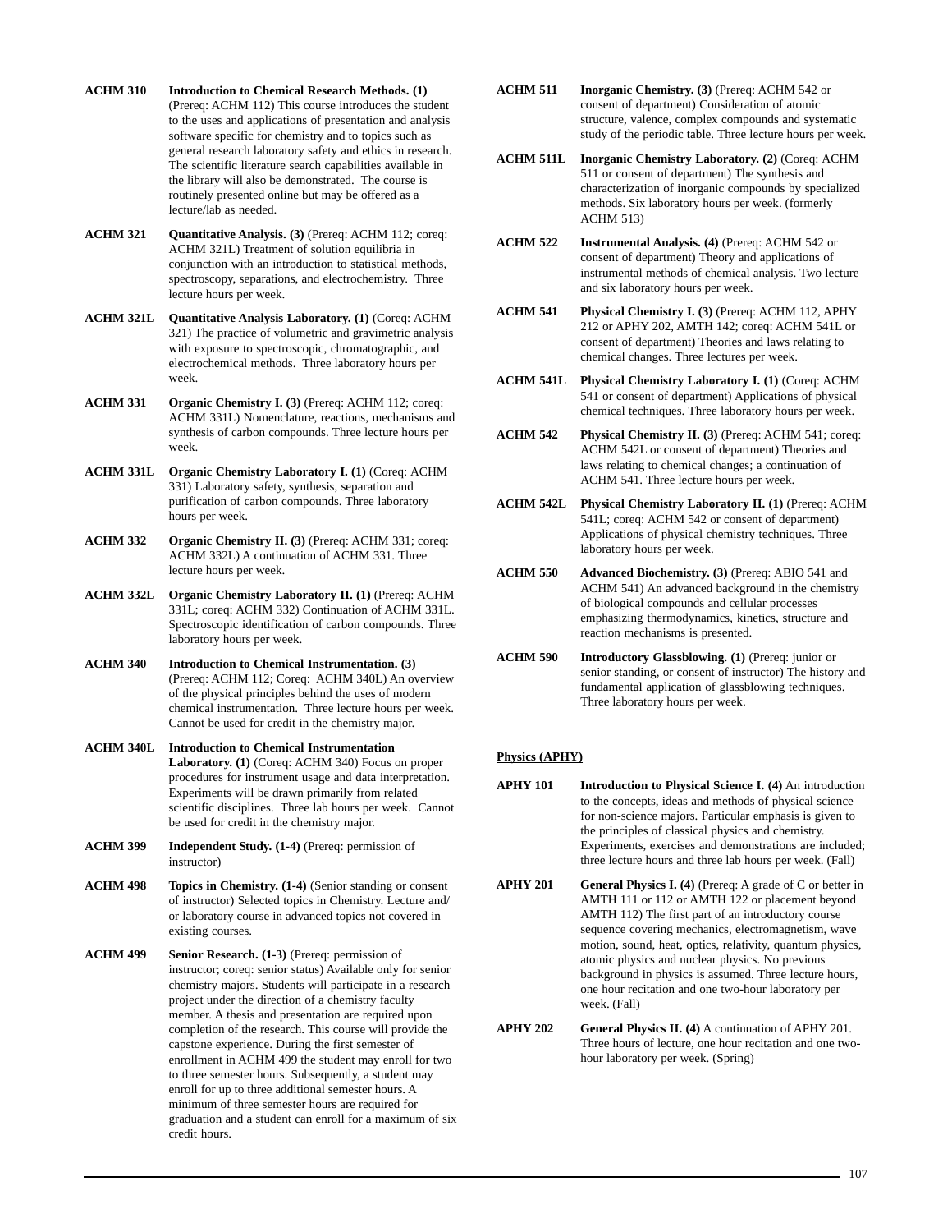**ACHM 310** **Introduction to Chemical Research Methods. (1)** (Prereq: ACHM 112) This course introduces the student to the uses and applications of presentation and analysis software specific for chemistry and to topics such as general research laboratory safety and ethics in research. The scientific literature search capabilities available in the library will also be demonstrated. The course is routinely presented online but may be offered as a lecture/lab as needed.

**ACHM 321** **Quantitative Analysis. (3)** (Prereq: ACHM 112; coreq: ACHM 321L) Treatment of solution equilibria in conjunction with an introduction to statistical methods, spectroscopy, separations, and electrochemistry. Three lecture hours per week.

**ACHM 321L** **Quantitative Analysis Laboratory. (1)** (Coreq: ACHM 321) The practice of volumetric and gravimetric analysis with exposure to spectroscopic, chromatographic, and electrochemical methods. Three laboratory hours per week.

**ACHM 331** **Organic Chemistry I. (3)** (Prereq: ACHM 112; coreq: ACHM 331L) Nomenclature, reactions, mechanisms and synthesis of carbon compounds. Three lecture hours per week.

**ACHM 331L** **Organic Chemistry Laboratory I. (1)** (Coreq: ACHM 331) Laboratory safety, synthesis, separation and purification of carbon compounds. Three laboratory hours per week.

**ACHM 332** **Organic Chemistry II. (3)** (Prereq: ACHM 331; coreq: ACHM 332L) A continuation of ACHM 331. Three lecture hours per week.

**ACHM 332L** **Organic Chemistry Laboratory II. (1)** (Prereq: ACHM 331L; coreq: ACHM 332) Continuation of ACHM 331L. Spectroscopic identification of carbon compounds. Three laboratory hours per week.

**ACHM 340** **Introduction to Chemical Instrumentation. (3)** (Prereq: ACHM 112; Coreq: ACHM 340L) An overview of the physical principles behind the uses of modern chemical instrumentation. Three lecture hours per week. Cannot be used for credit in the chemistry major.

**ACHM 340L** **Introduction to Chemical Instrumentation Laboratory. (1)** (Coreq: ACHM 340) Focus on proper procedures for instrument usage and data interpretation. Experiments will be drawn primarily from related scientific disciplines. Three lab hours per week. Cannot be used for credit in the chemistry major.

**ACHM 399** **Independent Study. (1-4)** (Prereq: permission of instructor)

**ACHM 498** **Topics in Chemistry. (1-4)** (Senior standing or consent of instructor) Selected topics in Chemistry. Lecture and/ or laboratory course in advanced topics not covered in existing courses.

**ACHM 499** **Senior Research. (1-3)** (Prereq: permission of instructor; coreq: senior status) Available only for senior chemistry majors. Students will participate in a research project under the direction of a chemistry faculty member. A thesis and presentation are required upon completion of the research. This course will provide the capstone experience. During the first semester of enrollment in ACHM 499 the student may enroll for two to three semester hours. Subsequently, a student may enroll for up to three additional semester hours. A minimum of three semester hours are required for graduation and a student can enroll for a maximum of six credit hours.

**ACHM 511** **Inorganic Chemistry. (3)** (Prereq: ACHM 542 or consent of department) Consideration of atomic structure, valence, complex compounds and systematic study of the periodic table. Three lecture hours per week.

**ACHM 511L** **Inorganic Chemistry Laboratory. (2)** (Coreq: ACHM 511 or consent of department) The synthesis and characterization of inorganic compounds by specialized methods. Six laboratory hours per week. (formerly ACHM 513)

**ACHM 522** **Instrumental Analysis. (4)** (Prereq: ACHM 542 or consent of department) Theory and applications of instrumental methods of chemical analysis. Two lecture and six laboratory hours per week.

**ACHM 541** **Physical Chemistry I. (3)** (Prereq: ACHM 112, APHY 212 or APHY 202, AMTH 142; coreq: ACHM 541L or consent of department) Theories and laws relating to chemical changes. Three lectures per week.

**ACHM 541L** **Physical Chemistry Laboratory I. (1)** (Coreq: ACHM 541 or consent of department) Applications of physical chemical techniques. Three laboratory hours per week.

**ACHM 542** **Physical Chemistry II. (3)** (Prereq: ACHM 541; coreq: ACHM 542L or consent of department) Theories and laws relating to chemical changes; a continuation of ACHM 541. Three lecture hours per week.

**ACHM 542L** **Physical Chemistry Laboratory II. (1)** (Prereq: ACHM 541L; coreq: ACHM 542 or consent of department) Applications of physical chemistry techniques. Three laboratory hours per week.

**ACHM 550** **Advanced Biochemistry. (3)** (Prereq: ABIO 541 and ACHM 541) An advanced background in the chemistry of biological compounds and cellular processes emphasizing thermodynamics, kinetics, structure and reaction mechanisms is presented.

**ACHM 590** **Introductory Glassblowing. (1)** (Prereq: junior or senior standing, or consent of instructor) The history and fundamental application of glassblowing techniques. Three laboratory hours per week.

## Physics (APHY)

**APHY 101** **Introduction to Physical Science I. (4)** An introduction to the concepts, ideas and methods of physical science for non-science majors. Particular emphasis is given to the principles of classical physics and chemistry. Experiments, exercises and demonstrations are included; three lecture hours and three lab hours per week. (Fall)

**APHY 201** **General Physics I. (4)** (Prereq: A grade of C or better in AMTH 111 or 112 or AMTH 122 or placement beyond AMTH 112) The first part of an introductory course sequence covering mechanics, electromagnetism, wave motion, sound, heat, optics, relativity, quantum physics, atomic physics and nuclear physics. No previous background in physics is assumed. Three lecture hours, one hour recitation and one two-hour laboratory per week. (Fall)

**APHY 202** **General Physics II. (4)** A continuation of APHY 201. Three hours of lecture, one hour recitation and one two-hour laboratory per week. (Spring)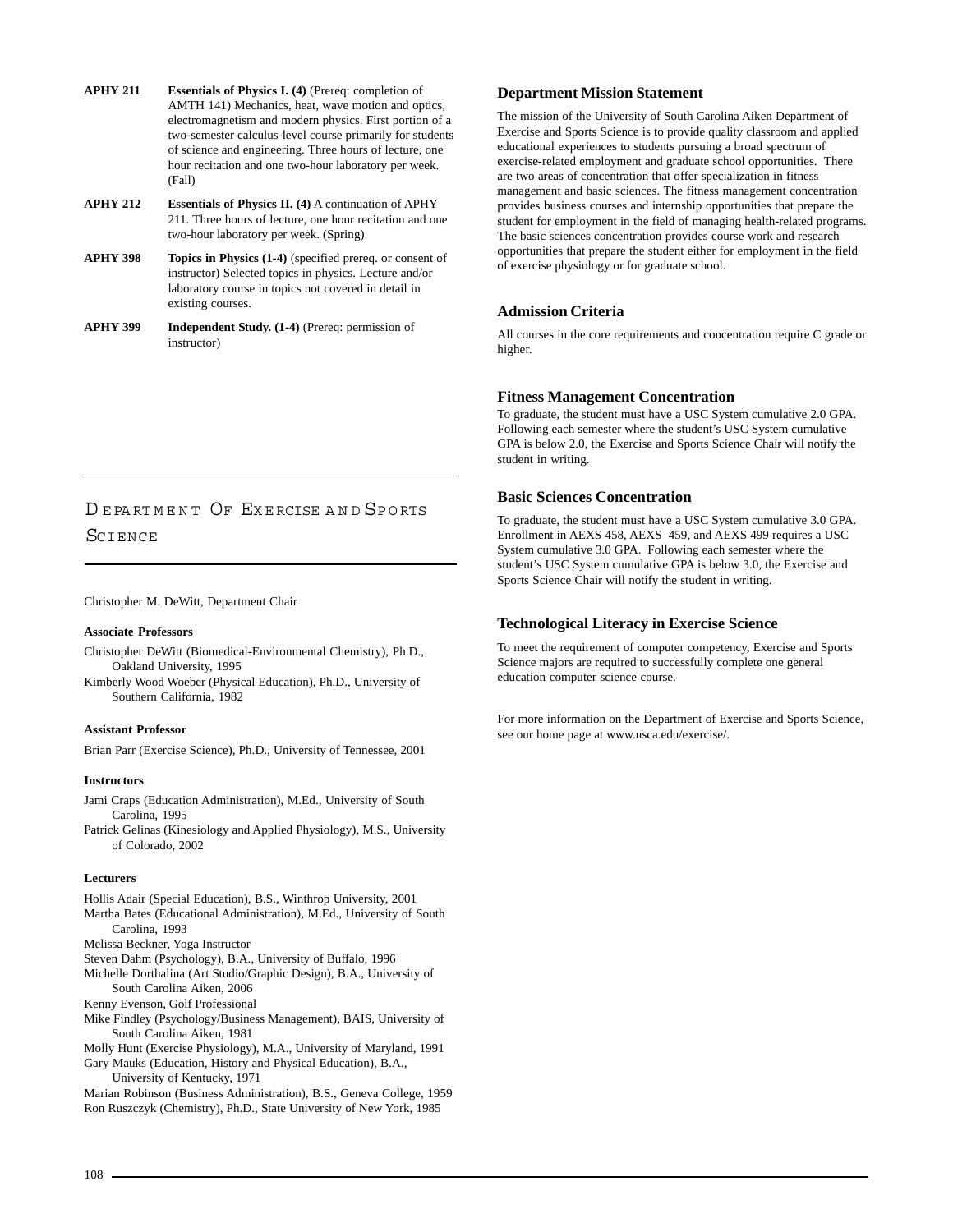**APHY 211** **Essentials of Physics I. (4)** (Prereq: completion of AMTH 141) Mechanics, heat, wave motion and optics, electromagnetism and modern physics. First portion of a two-semester calculus-level course primarily for students of science and engineering. Three hours of lecture, one hour recitation and one two-hour laboratory per week. (Fall)

**APHY 212** **Essentials of Physics II. (4)** A continuation of APHY 211. Three hours of lecture, one hour recitation and one two-hour laboratory per week. (Spring)

**APHY 398** **Topics in Physics (1-4)** (specified prereq. or consent of instructor) Selected topics in physics. Lecture and/or laboratory course in topics not covered in detail in existing courses.

**APHY 399** **Independent Study. (1-4)** (Prereq: permission of instructor)

# Department Of Exercise and Sports Science

Christopher M. DeWitt, Department Chair

**Associate Professors**

Christopher DeWitt (Biomedical-Environmental Chemistry), Ph.D., Oakland University, 1995
Kimberly Wood Woeber (Physical Education), Ph.D., University of Southern California, 1982

**Assistant Professor**

Brian Parr (Exercise Science), Ph.D., University of Tennessee, 2001

**Instructors**

Jami Craps (Education Administration), M.Ed., University of South Carolina, 1995
Patrick Gelinas (Kinesiology and Applied Physiology), M.S., University of Colorado, 2002

**Lecturers**

Hollis Adair (Special Education), B.S., Winthrop University, 2001
Martha Bates (Educational Administration), M.Ed., University of South Carolina, 1993
Melissa Beckner, Yoga Instructor
Steven Dahm (Psychology), B.A., University of Buffalo, 1996
Michelle Dorthalina (Art Studio/Graphic Design), B.A., University of South Carolina Aiken, 2006
Kenny Evenson, Golf Professional
Mike Findley (Psychology/Business Management), BAIS, University of South Carolina Aiken, 1981
Molly Hunt (Exercise Physiology), M.A., University of Maryland, 1991
Gary Mauks (Education, History and Physical Education), B.A., University of Kentucky, 1971
Marian Robinson (Business Administration), B.S., Geneva College, 1959
Ron Ruszczyk (Chemistry), Ph.D., State University of New York, 1985

## Department Mission Statement

The mission of the University of South Carolina Aiken Department of Exercise and Sports Science is to provide quality classroom and applied educational experiences to students pursuing a broad spectrum of exercise-related employment and graduate school opportunities. There are two areas of concentration that offer specialization in fitness management and basic sciences. The fitness management concentration provides business courses and internship opportunities that prepare the student for employment in the field of managing health-related programs. The basic sciences concentration provides course work and research opportunities that prepare the student either for employment in the field of exercise physiology or for graduate school.

## Admission Criteria

All courses in the core requirements and concentration require C grade or higher.

## Fitness Management Concentration

To graduate, the student must have a USC System cumulative 2.0 GPA. Following each semester where the student's USC System cumulative GPA is below 2.0, the Exercise and Sports Science Chair will notify the student in writing.

## Basic Sciences Concentration

To graduate, the student must have a USC System cumulative 3.0 GPA. Enrollment in AEXS 458, AEXS 459, and AEXS 499 requires a USC System cumulative 3.0 GPA. Following each semester where the student's USC System cumulative GPA is below 3.0, the Exercise and Sports Science Chair will notify the student in writing.

## Technological Literacy in Exercise Science

To meet the requirement of computer competency, Exercise and Sports Science majors are required to successfully complete one general education computer science course.

For more information on the Department of Exercise and Sports Science, see our home page at www.usca.edu/exercise/.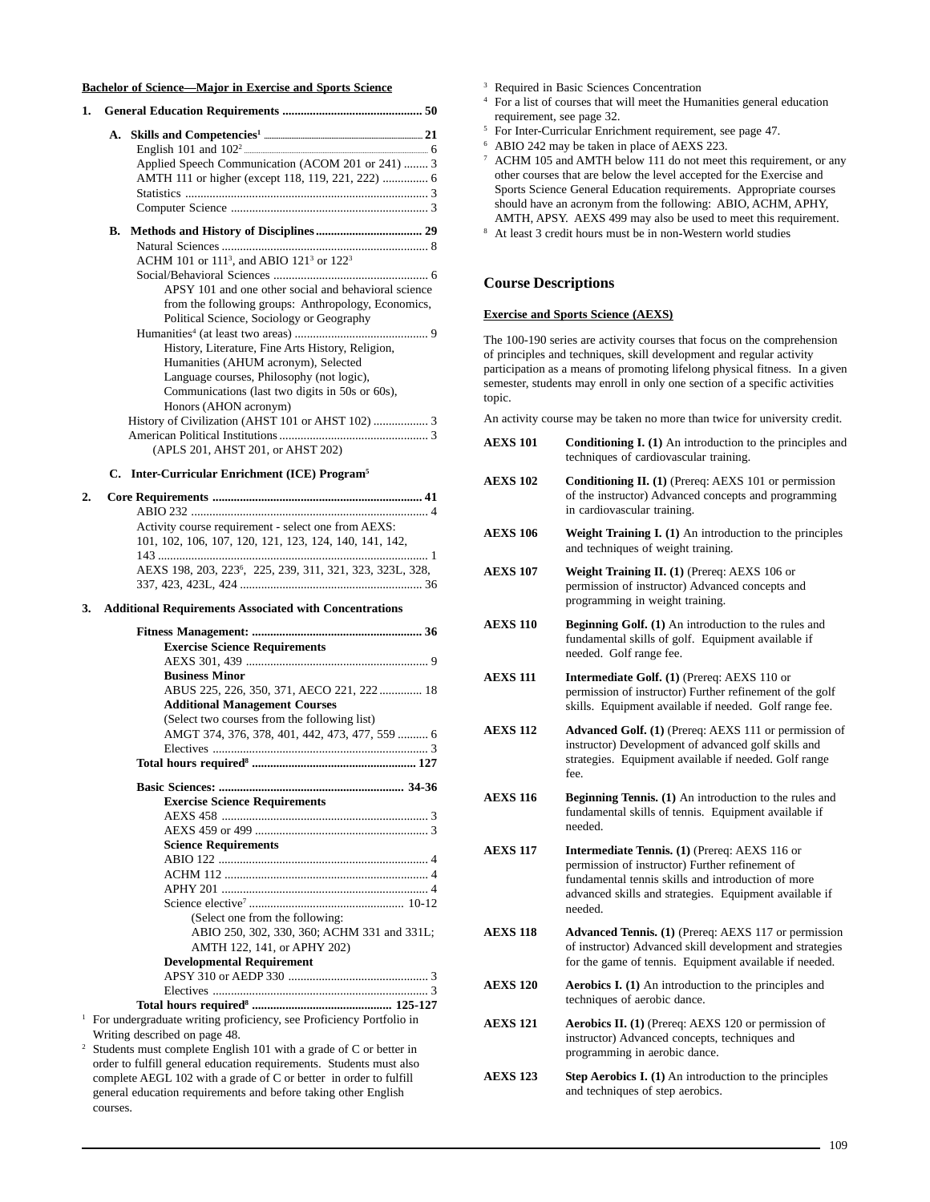**Bachelor of Science—Major in Exercise and Sports Science**

1. **General Education Requirements ............................................ 50**

   A. **Skills and Competencies[1] ............................................ 21**
   - English 101 and 102[2] ............................................ 6
   - Applied Speech Communication (ACOM 201 or 241) ........ 3
   - AMTH 111 or higher (except 118, 119, 221, 222) ............... 6
   - Statistics ............................................ 3
   - Computer Science ............................................ 3

   B. **Methods and History of Disciplines .................................. 29**
   - Natural Sciences ............................................ 8
     - ACHM 101 or 111[3], and ABIO 121[3] or 122[3]
   - Social/Behavioral Sciences ............................................ 6
     - APSY 101 and one other social and behavioral science from the following groups: Anthropology, Economics, Political Science, Sociology or Geography
   - Humanities[4] (at least two areas) ............................................ 9
     - History, Literature, Fine Arts History, Religion, Humanities (AHUM acronym), Selected Language courses, Philosophy (not logic), Communications (last two digits in 50s or 60s), Honors (AHON acronym)
   - History of Civilization (AHST 101 or AHST 102) .................. 3
   - American Political Institutions ............................................ 3
     - (APLS 201, AHST 201, or AHST 202)

   C. **Inter-Curricular Enrichment (ICE) Program[5]**

2. **Core Requirements ............................................ 41**
   - ABIO 232 ............................................ 4
   - Activity course requirement - select one from AEXS: 101, 102, 106, 107, 120, 121, 123, 124, 140, 141, 142, 143 ............................................ 1
   - AEXS 198, 203, 223[6], 225, 239, 311, 321, 323, 323L, 328, 337, 423, 423L, 424 ............................................ 36

3. **Additional Requirements Associated with Concentrations**

   **Fitness Management: ............................................ 36**
   - **Exercise Science Requirements**
     - AEXS 301, 439 ............................................ 9
   - **Business Minor**
     - ABUS 225, 226, 350, 371, AECO 221, 222 .............. 18
   - **Additional Management Courses**
     - (Select two courses from the following list)
     - AMGT 374, 376, 378, 401, 442, 473, 477, 559 .......... 6
   - Electives ............................................ 3

   **Total hours required[8] ............................................ 127**

   **Basic Sciences: ............................................ 34-36**
   - **Exercise Science Requirements**
     - AEXS 458 ............................................ 3
     - AEXS 459 or 499 ............................................ 3
   - **Science Requirements**
     - ABIO 122 ............................................ 4
     - ACHM 112 ............................................ 4
     - APHY 201 ............................................ 4
     - Science elective[7] ............................................ 10-12
       - (Select one from the following: ABIO 250, 302, 330, 360; ACHM 331 and 331L; AMTH 122, 141, or APHY 202)
   - **Developmental Requirement**
     - APSY 310 or AEDP 330 ............................................ 3
   - Electives ............................................ 3

   **Total hours required[8] ............................................ 125-127**

[1] For undergraduate writing proficiency, see Proficiency Portfolio in Writing described on page 48.

[2] Students must complete English 101 with a grade of C or better in order to fulfill general education requirements. Students must also complete AEGL 102 with a grade of C or better in order to fulfill general education requirements and before taking other English courses.

[3] Required in Basic Sciences Concentration

[4] For a list of courses that will meet the Humanities general education requirement, see page 32.

[5] For Inter-Curricular Enrichment requirement, see page 47.

[6] ABIO 242 may be taken in place of AEXS 223.

[7] ACHM 105 and AMTH below 111 do not meet this requirement, or any other courses that are below the level accepted for the Exercise and Sports Science General Education requirements. Appropriate courses should have an acronym from the following: ABIO, ACHM, APHY, AMTH, APSY. AEXS 499 may also be used to meet this requirement.

[8] At least 3 credit hours must be in non-Western world studies

## Course Descriptions

### Exercise and Sports Science (AEXS)

The 100-190 series are activity courses that focus on the comprehension of principles and techniques, skill development and regular activity participation as a means of promoting lifelong physical fitness. In a given semester, students may enroll in only one section of a specific activities topic.

An activity course may be taken no more than twice for university credit.

**AEXS 101** — **Conditioning I. (1)** An introduction to the principles and techniques of cardiovascular training.

**AEXS 102** — **Conditioning II. (1)** (Prereq: AEXS 101 or permission of the instructor) Advanced concepts and programming in cardiovascular training.

**AEXS 106** — **Weight Training I. (1)** An introduction to the principles and techniques of weight training.

**AEXS 107** — **Weight Training II. (1)** (Prereq: AEXS 106 or permission of instructor) Advanced concepts and programming in weight training.

**AEXS 110** — **Beginning Golf. (1)** An introduction to the rules and fundamental skills of golf. Equipment available if needed. Golf range fee.

**AEXS 111** — **Intermediate Golf. (1)** (Prereq: AEXS 110 or permission of instructor) Further refinement of the golf skills. Equipment available if needed. Golf range fee.

**AEXS 112** — **Advanced Golf. (1)** (Prereq: AEXS 111 or permission of instructor) Development of advanced golf skills and strategies. Equipment available if needed. Golf range fee.

**AEXS 116** — **Beginning Tennis. (1)** An introduction to the rules and fundamental skills of tennis. Equipment available if needed.

**AEXS 117** — **Intermediate Tennis. (1)** (Prereq: AEXS 116 or permission of instructor) Further refinement of fundamental tennis skills and introduction of more advanced skills and strategies. Equipment available if needed.

**AEXS 118** — **Advanced Tennis. (1)** (Prereq: AEXS 117 or permission of instructor) Advanced skill development and strategies for the game of tennis. Equipment available if needed.

**AEXS 120** — **Aerobics I. (1)** An introduction to the principles and techniques of aerobic dance.

**AEXS 121** — **Aerobics II. (1)** (Prereq: AEXS 120 or permission of instructor) Advanced concepts, techniques and programming in aerobic dance.

**AEXS 123** — **Step Aerobics I. (1)** An introduction to the principles and techniques of step aerobics.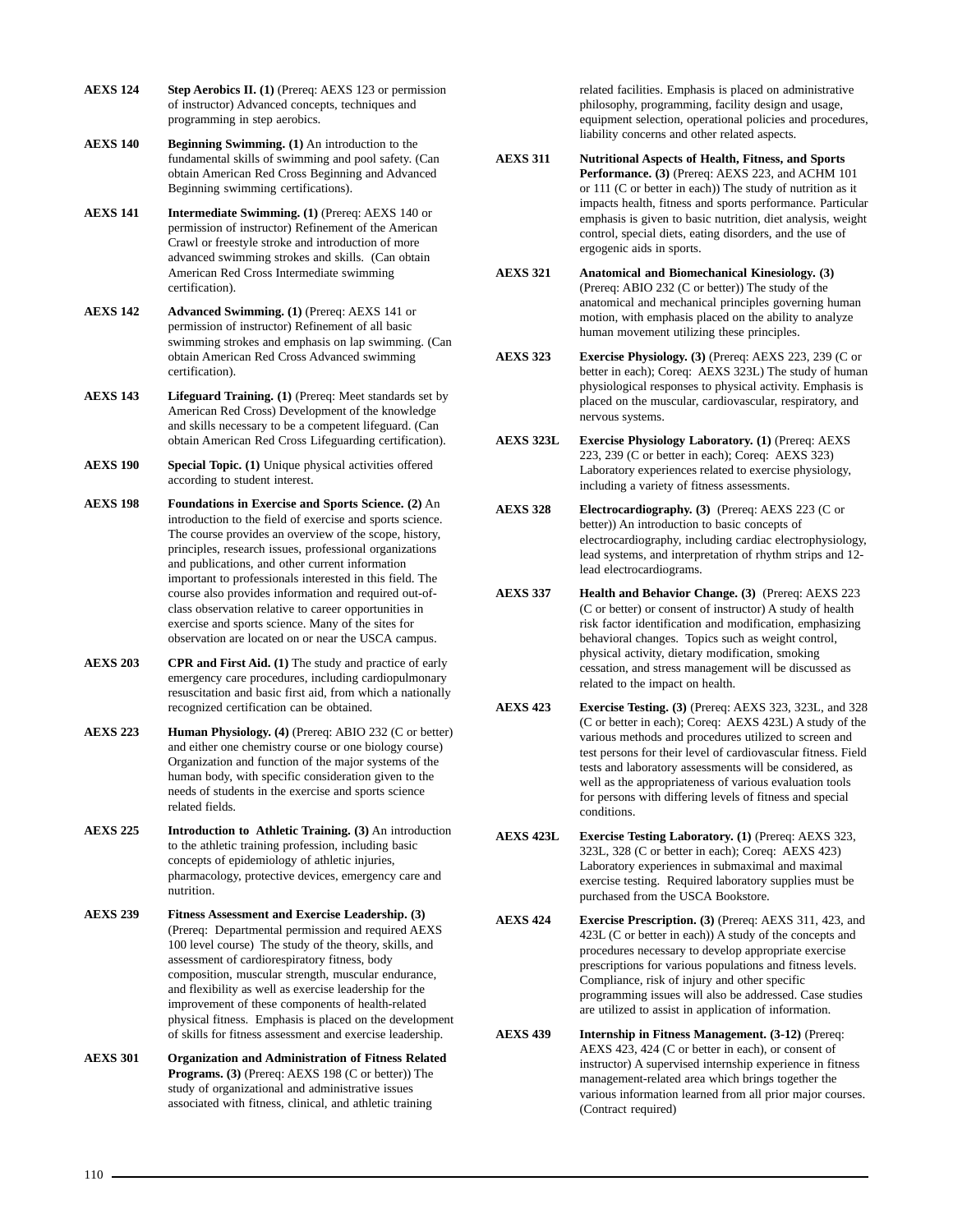**AEXS 124** **Step Aerobics II. (1)** (Prereq: AEXS 123 or permission of instructor) Advanced concepts, techniques and programming in step aerobics.

**AEXS 140** **Beginning Swimming. (1)** An introduction to the fundamental skills of swimming and pool safety. (Can obtain American Red Cross Beginning and Advanced Beginning swimming certifications).

**AEXS 141** **Intermediate Swimming. (1)** (Prereq: AEXS 140 or permission of instructor) Refinement of the American Crawl or freestyle stroke and introduction of more advanced swimming strokes and skills. (Can obtain American Red Cross Intermediate swimming certification).

**AEXS 142** **Advanced Swimming. (1)** (Prereq: AEXS 141 or permission of instructor) Refinement of all basic swimming strokes and emphasis on lap swimming. (Can obtain American Red Cross Advanced swimming certification).

**AEXS 143** **Lifeguard Training. (1)** (Prereq: Meet standards set by American Red Cross) Development of the knowledge and skills necessary to be a competent lifeguard. (Can obtain American Red Cross Lifeguarding certification).

**AEXS 190** **Special Topic. (1)** Unique physical activities offered according to student interest.

**AEXS 198** **Foundations in Exercise and Sports Science. (2)** An introduction to the field of exercise and sports science. The course provides an overview of the scope, history, principles, research issues, professional organizations and publications, and other current information important to professionals interested in this field. The course also provides information and required out-of-class observation relative to career opportunities in exercise and sports science. Many of the sites for observation are located on or near the USCA campus.

**AEXS 203** **CPR and First Aid. (1)** The study and practice of early emergency care procedures, including cardiopulmonary resuscitation and basic first aid, from which a nationally recognized certification can be obtained.

**AEXS 223** **Human Physiology. (4)** (Prereq: ABIO 232 (C or better) and either one chemistry course or one biology course) Organization and function of the major systems of the human body, with specific consideration given to the needs of students in the exercise and sports science related fields.

**AEXS 225** **Introduction to Athletic Training. (3)** An introduction to the athletic training profession, including basic concepts of epidemiology of athletic injuries, pharmacology, protective devices, emergency care and nutrition.

**AEXS 239** **Fitness Assessment and Exercise Leadership. (3)** (Prereq: Departmental permission and required AEXS 100 level course) The study of the theory, skills, and assessment of cardiorespiratory fitness, body composition, muscular strength, muscular endurance, and flexibility as well as exercise leadership for the improvement of these components of health-related physical fitness. Emphasis is placed on the development of skills for fitness assessment and exercise leadership.

**AEXS 301** **Organization and Administration of Fitness Related Programs. (3)** (Prereq: AEXS 198 (C or better)) The study of organizational and administrative issues associated with fitness, clinical, and athletic training related facilities. Emphasis is placed on administrative philosophy, programming, facility design and usage, equipment selection, operational policies and procedures, liability concerns and other related aspects.

**AEXS 311** **Nutritional Aspects of Health, Fitness, and Sports Performance. (3)** (Prereq: AEXS 223, and ACHM 101 or 111 (C or better in each)) The study of nutrition as it impacts health, fitness and sports performance. Particular emphasis is given to basic nutrition, diet analysis, weight control, special diets, eating disorders, and the use of ergogenic aids in sports.

**AEXS 321** **Anatomical and Biomechanical Kinesiology. (3)** (Prereq: ABIO 232 (C or better)) The study of the anatomical and mechanical principles governing human motion, with emphasis placed on the ability to analyze human movement utilizing these principles.

**AEXS 323** **Exercise Physiology. (3)** (Prereq: AEXS 223, 239 (C or better in each); Coreq: AEXS 323L) The study of human physiological responses to physical activity. Emphasis is placed on the muscular, cardiovascular, respiratory, and nervous systems.

**AEXS 323L** **Exercise Physiology Laboratory. (1)** (Prereq: AEXS 223, 239 (C or better in each); Coreq: AEXS 323) Laboratory experiences related to exercise physiology, including a variety of fitness assessments.

**AEXS 328** **Electrocardiography. (3)** (Prereq: AEXS 223 (C or better)) An introduction to basic concepts of electrocardiography, including cardiac electrophysiology, lead systems, and interpretation of rhythm strips and 12-lead electrocardiograms.

**AEXS 337** **Health and Behavior Change. (3)** (Prereq: AEXS 223 (C or better) or consent of instructor) A study of health risk factor identification and modification, emphasizing behavioral changes. Topics such as weight control, physical activity, dietary modification, smoking cessation, and stress management will be discussed as related to the impact on health.

**AEXS 423** **Exercise Testing. (3)** (Prereq: AEXS 323, 323L, and 328 (C or better in each); Coreq: AEXS 423L) A study of the various methods and procedures utilized to screen and test persons for their level of cardiovascular fitness. Field tests and laboratory assessments will be considered, as well as the appropriateness of various evaluation tools for persons with differing levels of fitness and special conditions.

**AEXS 423L** **Exercise Testing Laboratory. (1)** (Prereq: AEXS 323, 323L, 328 (C or better in each); Coreq: AEXS 423) Laboratory experiences in submaximal and maximal exercise testing. Required laboratory supplies must be purchased from the USCA Bookstore.

**AEXS 424** **Exercise Prescription. (3)** (Prereq: AEXS 311, 423, and 423L (C or better in each)) A study of the concepts and procedures necessary to develop appropriate exercise prescriptions for various populations and fitness levels. Compliance, risk of injury and other specific programming issues will also be addressed. Case studies are utilized to assist in application of information.

**AEXS 439** **Internship in Fitness Management. (3-12)** (Prereq: AEXS 423, 424 (C or better in each), or consent of instructor) A supervised internship experience in fitness management-related area which brings together the various information learned from all prior major courses. (Contract required)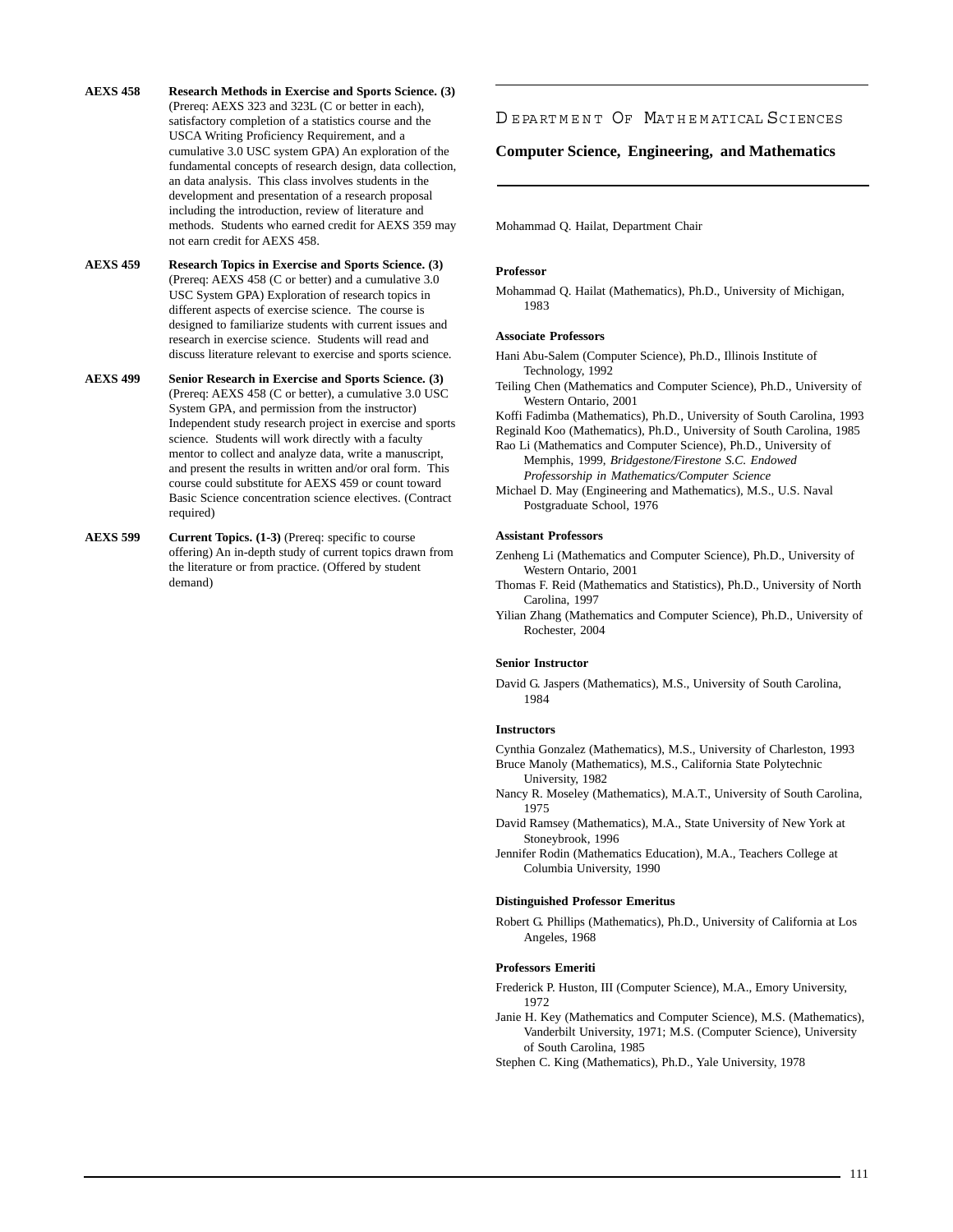**AEXS 458** **Research Methods in Exercise and Sports Science. (3)** (Prereq: AEXS 323 and 323L (C or better in each), satisfactory completion of a statistics course and the USCA Writing Proficiency Requirement, and a cumulative 3.0 USC system GPA) An exploration of the fundamental concepts of research design, data collection, an data analysis. This class involves students in the development and presentation of a research proposal including the introduction, review of literature and methods. Students who earned credit for AEXS 359 may not earn credit for AEXS 458.

**AEXS 459** **Research Topics in Exercise and Sports Science. (3)** (Prereq: AEXS 458 (C or better) and a cumulative 3.0 USC System GPA) Exploration of research topics in different aspects of exercise science. The course is designed to familiarize students with current issues and research in exercise science. Students will read and discuss literature relevant to exercise and sports science.

**AEXS 499** **Senior Research in Exercise and Sports Science. (3)** (Prereq: AEXS 458 (C or better), a cumulative 3.0 USC System GPA, and permission from the instructor) Independent study research project in exercise and sports science. Students will work directly with a faculty mentor to collect and analyze data, write a manuscript, and present the results in written and/or oral form. This course could substitute for AEXS 459 or count toward Basic Science concentration science electives. (Contract required)

**AEXS 599** **Current Topics. (1-3)** (Prereq: specific to course offering) An in-depth study of current topics drawn from the literature or from practice. (Offered by student demand)

# Department Of Mathematical Sciences

## Computer Science, Engineering, and Mathematics

Mohammad Q. Hailat, Department Chair

**Professor**

Mohammad Q. Hailat (Mathematics), Ph.D., University of Michigan, 1983

**Associate Professors**

Hani Abu-Salem (Computer Science), Ph.D., Illinois Institute of Technology, 1992

Teiling Chen (Mathematics and Computer Science), Ph.D., University of Western Ontario, 2001

Koffi Fadimba (Mathematics), Ph.D., University of South Carolina, 1993

Reginald Koo (Mathematics), Ph.D., University of South Carolina, 1985

Rao Li (Mathematics and Computer Science), Ph.D., University of Memphis, 1999, *Bridgestone/Firestone S.C. Endowed Professorship in Mathematics/Computer Science*

Michael D. May (Engineering and Mathematics), M.S., U.S. Naval Postgraduate School, 1976

**Assistant Professors**

Zenheng Li (Mathematics and Computer Science), Ph.D., University of Western Ontario, 2001

Thomas F. Reid (Mathematics and Statistics), Ph.D., University of North Carolina, 1997

Yilian Zhang (Mathematics and Computer Science), Ph.D., University of Rochester, 2004

**Senior Instructor**

David G. Jaspers (Mathematics), M.S., University of South Carolina, 1984

**Instructors**

Cynthia Gonzalez (Mathematics), M.S., University of Charleston, 1993

Bruce Manoly (Mathematics), M.S., California State Polytechnic University, 1982

Nancy R. Moseley (Mathematics), M.A.T., University of South Carolina, 1975

David Ramsey (Mathematics), M.A., State University of New York at Stoneybrook, 1996

Jennifer Rodin (Mathematics Education), M.A., Teachers College at Columbia University, 1990

**Distinguished Professor Emeritus**

Robert G. Phillips (Mathematics), Ph.D., University of California at Los Angeles, 1968

**Professors Emeriti**

Frederick P. Huston, III (Computer Science), M.A., Emory University, 1972

Janie H. Key (Mathematics and Computer Science), M.S. (Mathematics), Vanderbilt University, 1971; M.S. (Computer Science), University of South Carolina, 1985

Stephen C. King (Mathematics), Ph.D., Yale University, 1978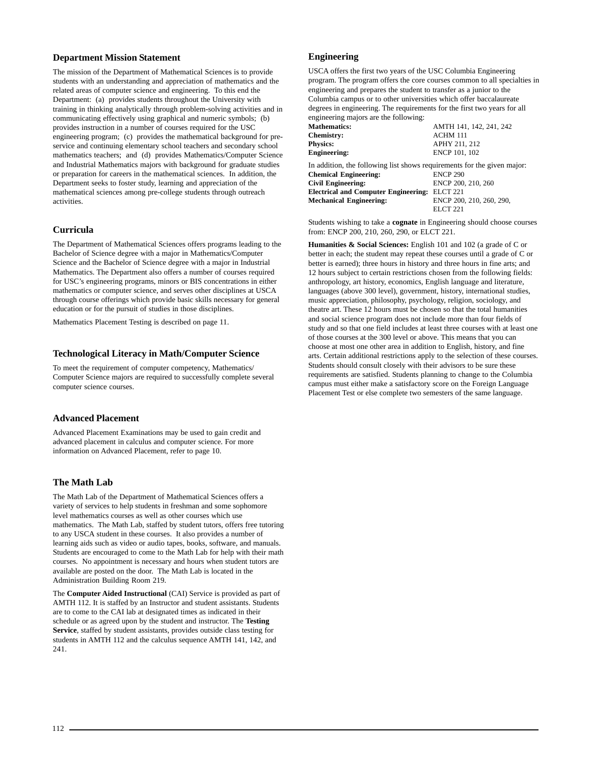## Department Mission Statement

The mission of the Department of Mathematical Sciences is to provide students with an understanding and appreciation of mathematics and the related areas of computer science and engineering. To this end the Department: (a) provides students throughout the University with training in thinking analytically through problem-solving activities and in communicating effectively using graphical and numeric symbols; (b) provides instruction in a number of courses required for the USC engineering program; (c) provides the mathematical background for pre-service and continuing elementary school teachers and secondary school mathematics teachers; and (d) provides Mathematics/Computer Science and Industrial Mathematics majors with background for graduate studies or preparation for careers in the mathematical sciences. In addition, the Department seeks to foster study, learning and appreciation of the mathematical sciences among pre-college students through outreach activities.

## Curricula

The Department of Mathematical Sciences offers programs leading to the Bachelor of Science degree with a major in Mathematics/Computer Science and the Bachelor of Science degree with a major in Industrial Mathematics. The Department also offers a number of courses required for USC's engineering programs, minors or BIS concentrations in either mathematics or computer science, and serves other disciplines at USCA through course offerings which provide basic skills necessary for general education or for the pursuit of studies in those disciplines.

Mathematics Placement Testing is described on page 11.

## Technological Literacy in Math/Computer Science

To meet the requirement of computer competency, Mathematics/Computer Science majors are required to successfully complete several computer science courses.

## Advanced Placement

Advanced Placement Examinations may be used to gain credit and advanced placement in calculus and computer science. For more information on Advanced Placement, refer to page 10.

## The Math Lab

The Math Lab of the Department of Mathematical Sciences offers a variety of services to help students in freshman and some sophomore level mathematics courses as well as other courses which use mathematics. The Math Lab, staffed by student tutors, offers free tutoring to any USCA student in these courses. It also provides a number of learning aids such as video or audio tapes, books, software, and manuals. Students are encouraged to come to the Math Lab for help with their math courses. No appointment is necessary and hours when student tutors are available are posted on the door. The Math Lab is located in the Administration Building Room 219.

The **Computer Aided Instructional** (CAI) Service is provided as part of AMTH 112. It is staffed by an Instructor and student assistants. Students are to come to the CAI lab at designated times as indicated in their schedule or as agreed upon by the student and instructor. The **Testing Service**, staffed by student assistants, provides outside class testing for students in AMTH 112 and the calculus sequence AMTH 141, 142, and 241.

## Engineering

USCA offers the first two years of the USC Columbia Engineering program. The program offers the core courses common to all specialties in engineering and prepares the student to transfer as a junior to the Columbia campus or to other universities which offer baccalaureate degrees in engineering. The requirements for the first two years for all engineering majors are the following:

| | |
|---|---|
| **Mathematics:** | AMTH 141, 142, 241, 242 |
| **Chemistry:** | ACHM 111 |
| **Physics:** | APHY 211, 212 |
| **Engineering:** | ENCP 101, 102 |

In addition, the following list shows requirements for the given major:

| | |
|---|---|
| **Chemical Engineering:** | ENCP 290 |
| **Civil Engineering:** | ENCP 200, 210, 260 |
| **Electrical and Computer Engineering:** | ELCT 221 |
| **Mechanical Engineering:** | ENCP 200, 210, 260, 290, ELCT 221 |

Students wishing to take a **cognate** in Engineering should choose courses from: ENCP 200, 210, 260, 290, or ELCT 221.

**Humanities & Social Sciences:** English 101 and 102 (a grade of C or better in each; the student may repeat these courses until a grade of C or better is earned); three hours in history and three hours in fine arts; and 12 hours subject to certain restrictions chosen from the following fields: anthropology, art history, economics, English language and literature, languages (above 300 level), government, history, international studies, music appreciation, philosophy, psychology, religion, sociology, and theatre art. These 12 hours must be chosen so that the total humanities and social science program does not include more than four fields of study and so that one field includes at least three courses with at least one of those courses at the 300 level or above. This means that you can choose at most one other area in addition to English, history, and fine arts. Certain additional restrictions apply to the selection of these courses. Students should consult closely with their advisors to be sure these requirements are satisfied. Students planning to change to the Columbia campus must either make a satisfactory score on the Foreign Language Placement Test or else complete two semesters of the same language.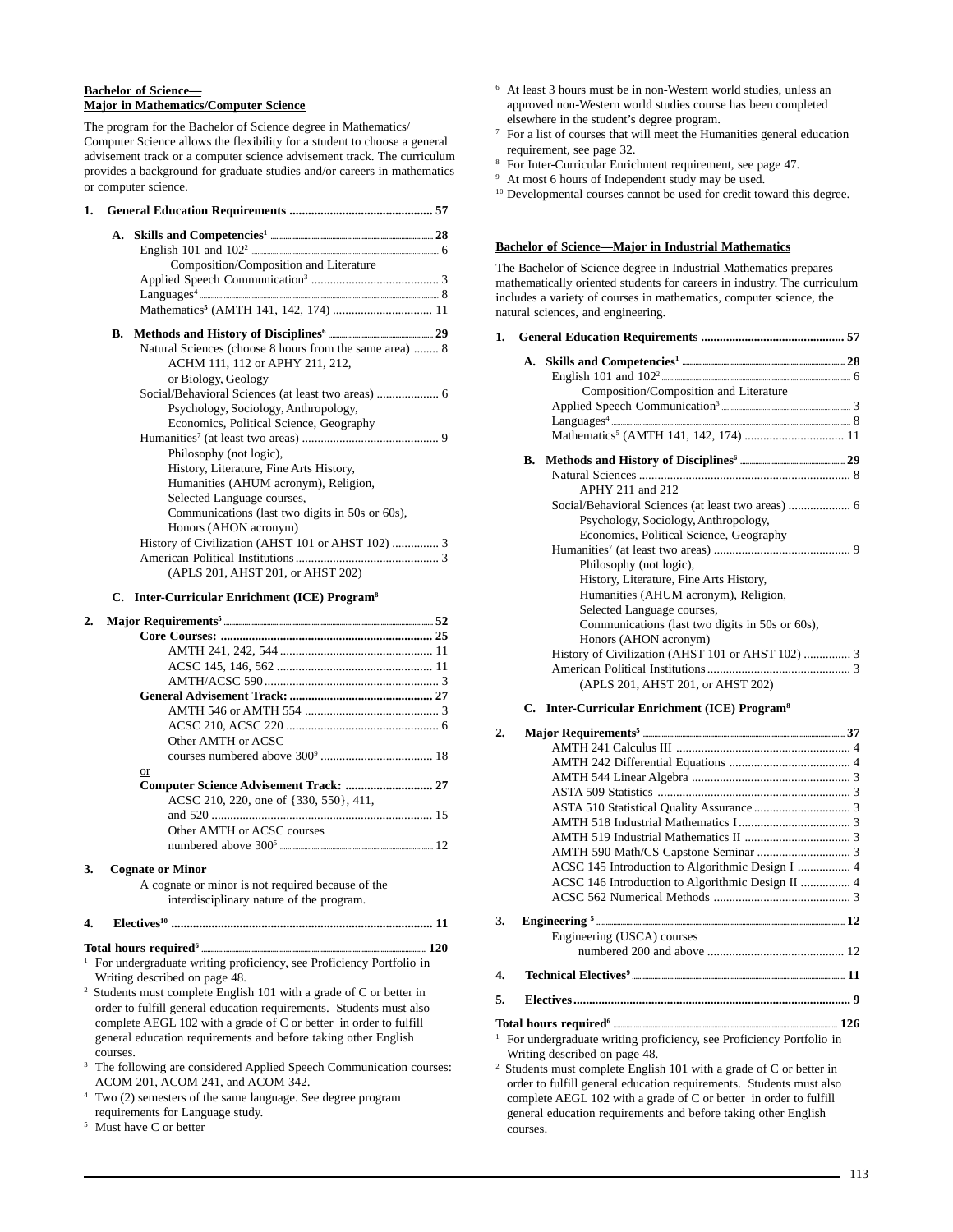**Bachelor of Science—**
**Major in Mathematics/Computer Science**

The program for the Bachelor of Science degree in Mathematics/ Computer Science allows the flexibility for a student to choose a general advisement track or a computer science advisement track. The curriculum provides a background for graduate studies and/or careers in mathematics or computer science.

**1. General Education Requirements .............................................. 57**

**A. Skills and Competencies[1] .............................................. 28**

English 101 and 102[2] .............................................. 6
Composition/Composition and Literature
Applied Speech Communication[3] .............................................. 3
Languages[4] .............................................. 8
Mathematics[5] (AMTH 141, 142, 174) .............................................. 11

**B. Methods and History of Disciplines[6] .............................................. 29**

Natural Sciences (choose 8 hours from the same area) ........ 8
ACHM 111, 112 or APHY 211, 212,
or Biology, Geology
Social/Behavioral Sciences (at least two areas) .................... 6
Psychology, Sociology, Anthropology,
Economics, Political Science, Geography
Humanities[7] (at least two areas) .............................................. 9
Philosophy (not logic),
History, Literature, Fine Arts History,
Humanities (AHUM acronym), Religion,
Selected Language courses,
Communications (last two digits in 50s or 60s),
Honors (AHON acronym)
History of Civilization (AHST 101 or AHST 102) ............... 3
American Political Institutions .............................................. 3
(APLS 201, AHST 201, or AHST 202)

**C. Inter-Curricular Enrichment (ICE) Program[8]**

**2. Major Requirements[5] .............................................. 52**

**Core Courses: .............................................. 25**
AMTH 241, 242, 544 .............................................. 11
ACSC 145, 146, 562 .............................................. 11
AMTH/ACSC 590 .............................................. 3

**General Advisement Track: .............................................. 27**
AMTH 546 or AMTH 554 .............................................. 3
ACSC 210, ACSC 220 .............................................. 6
Other AMTH or ACSC
courses numbered above 300[9] .............................................. 18

or

**Computer Science Advisement Track: .............................................. 27**
ACSC 210, 220, one of {330, 550}, 411,
and 520 .............................................. 15
Other AMTH or ACSC courses
numbered above 300[5] .............................................. 12

**3. Cognate or Minor**

A cognate or minor is not required because of the interdisciplinary nature of the program.

**4. Electives[10] .............................................. 11**

**Total hours required[6] .............................................. 120**

[1] For undergraduate writing proficiency, see Proficiency Portfolio in Writing described on page 48.
[2] Students must complete English 101 with a grade of C or better in order to fulfill general education requirements. Students must also complete AEGL 102 with a grade of C or better in order to fulfill general education requirements and before taking other English courses.
[3] The following are considered Applied Speech Communication courses: ACOM 201, ACOM 241, and ACOM 342.
[4] Two (2) semesters of the same language. See degree program requirements for Language study.
[5] Must have C or better
[6] At least 3 hours must be in non-Western world studies, unless an approved non-Western world studies course has been completed elsewhere in the student's degree program.
[7] For a list of courses that will meet the Humanities general education requirement, see page 32.
[8] For Inter-Curricular Enrichment requirement, see page 47.
[9] At most 6 hours of Independent study may be used.
[10] Developmental courses cannot be used for credit toward this degree.

**Bachelor of Science—Major in Industrial Mathematics**

The Bachelor of Science degree in Industrial Mathematics prepares mathematically oriented students for careers in industry. The curriculum includes a variety of courses in mathematics, computer science, the natural sciences, and engineering.

**1. General Education Requirements .............................................. 57**

**A. Skills and Competencies[1] .............................................. 28**

English 101 and 102[2] .............................................. 6
Composition/Composition and Literature
Applied Speech Communication[3] .............................................. 3
Languages[4] .............................................. 8
Mathematics[5] (AMTH 141, 142, 174) .............................................. 11

**B. Methods and History of Disciplines[6] .............................................. 29**

Natural Sciences .............................................. 8
APHY 211 and 212
Social/Behavioral Sciences (at least two areas) .................... 6
Psychology, Sociology, Anthropology,
Economics, Political Science, Geography
Humanities[7] (at least two areas) .............................................. 9
Philosophy (not logic),
History, Literature, Fine Arts History,
Humanities (AHUM acronym), Religion,
Selected Language courses,
Communications (last two digits in 50s or 60s),
Honors (AHON acronym)
History of Civilization (AHST 101 or AHST 102) ............... 3
American Political Institutions .............................................. 3
(APLS 201, AHST 201, or AHST 202)

**C. Inter-Curricular Enrichment (ICE) Program[8]**

**2. Major Requirements[5] .............................................. 37**

AMTH 241 Calculus III .............................................. 4
AMTH 242 Differential Equations .............................................. 4
AMTH 544 Linear Algebra .............................................. 3
ASTA 509 Statistics .............................................. 3
ASTA 510 Statistical Quality Assurance .............................................. 3
AMTH 518 Industrial Mathematics I .............................................. 3
AMTH 519 Industrial Mathematics II .............................................. 3
AMTH 590 Math/CS Capstone Seminar .............................................. 3
ACSC 145 Introduction to Algorithmic Design I ................. 4
ACSC 146 Introduction to Algorithmic Design II ................ 4
ACSC 562 Numerical Methods .............................................. 3

**3. Engineering [5] .............................................. 12**

Engineering (USCA) courses
numbered 200 and above .............................................. 12

**4. Technical Electives[9] .............................................. 11**

**5. Electives .............................................. 9**

**Total hours required[6] .............................................. 126**

[1] For undergraduate writing proficiency, see Proficiency Portfolio in Writing described on page 48.
[2] Students must complete English 101 with a grade of C or better in order to fulfill general education requirements. Students must also complete AEGL 102 with a grade of C or better in order to fulfill general education requirements and before taking other English courses.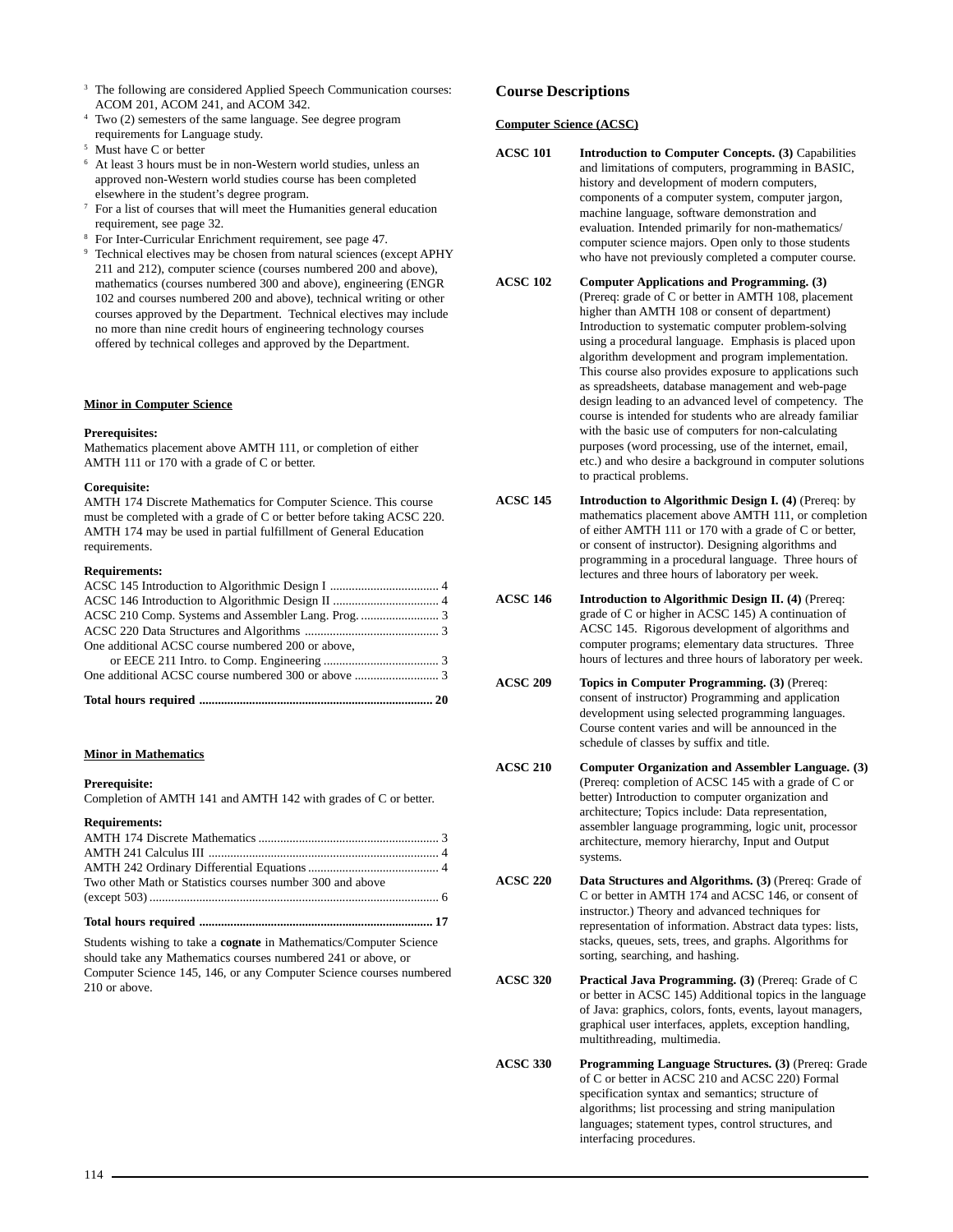[3] The following are considered Applied Speech Communication courses: ACOM 201, ACOM 241, and ACOM 342.

[4] Two (2) semesters of the same language. See degree program requirements for Language study.

[5] Must have C or better

[6] At least 3 hours must be in non-Western world studies, unless an approved non-Western world studies course has been completed elsewhere in the student's degree program.

[7] For a list of courses that will meet the Humanities general education requirement, see page 32.

[8] For Inter-Curricular Enrichment requirement, see page 47.

[9] Technical electives may be chosen from natural sciences (except APHY 211 and 212), computer science (courses numbered 200 and above), mathematics (courses numbered 300 and above), engineering (ENGR 102 and courses numbered 200 and above), technical writing or other courses approved by the Department. Technical electives may include no more than nine credit hours of engineering technology courses offered by technical colleges and approved by the Department.

## Minor in Computer Science

**Prerequisites:**
Mathematics placement above AMTH 111, or completion of either AMTH 111 or 170 with a grade of C or better.

**Corequisite:**
AMTH 174 Discrete Mathematics for Computer Science. This course must be completed with a grade of C or better before taking ACSC 220. AMTH 174 may be used in partial fulfillment of General Education requirements.

**Requirements:**

| Course | Hours |
|---|---|
| ACSC 145 Introduction to Algorithmic Design I | 4 |
| ACSC 146 Introduction to Algorithmic Design II | 4 |
| ACSC 210 Comp. Systems and Assembler Lang. Prog. | 3 |
| ACSC 220 Data Structures and Algorithms | 3 |
| One additional ACSC course numbered 200 or above, or EECE 211 Intro. to Comp. Engineering | 3 |
| One additional ACSC course numbered 300 or above | 3 |
| **Total hours required** | **20** |

## Minor in Mathematics

**Prerequisite:**
Completion of AMTH 141 and AMTH 142 with grades of C or better.

**Requirements:**

| Course | Hours |
|---|---|
| AMTH 174 Discrete Mathematics | 3 |
| AMTH 241 Calculus III | 4 |
| AMTH 242 Ordinary Differential Equations | 4 |
| Two other Math or Statistics courses number 300 and above (except 503) | 6 |
| **Total hours required** | **17** |

Students wishing to take a **cognate** in Mathematics/Computer Science should take any Mathematics courses numbered 241 or above, or Computer Science 145, 146, or any Computer Science courses numbered 210 or above.

# Course Descriptions

## Computer Science (ACSC)

**ACSC 101** **Introduction to Computer Concepts. (3)** Capabilities and limitations of computers, programming in BASIC, history and development of modern computers, components of a computer system, computer jargon, machine language, software demonstration and evaluation. Intended primarily for non-mathematics/computer science majors. Open only to those students who have not previously completed a computer course.

**ACSC 102** **Computer Applications and Programming. (3)** (Prereq: grade of C or better in AMTH 108, placement higher than AMTH 108 or consent of department) Introduction to systematic computer problem-solving using a procedural language. Emphasis is placed upon algorithm development and program implementation. This course also provides exposure to applications such as spreadsheets, database management and web-page design leading to an advanced level of competency. The course is intended for students who are already familiar with the basic use of computers for non-calculating purposes (word processing, use of the internet, email, etc.) and who desire a background in computer solutions to practical problems.

**ACSC 145** **Introduction to Algorithmic Design I. (4)** (Prereq: by mathematics placement above AMTH 111, or completion of either AMTH 111 or 170 with a grade of C or better, or consent of instructor). Designing algorithms and programming in a procedural language. Three hours of lectures and three hours of laboratory per week.

**ACSC 146** **Introduction to Algorithmic Design II. (4)** (Prereq: grade of C or higher in ACSC 145) A continuation of ACSC 145. Rigorous development of algorithms and computer programs; elementary data structures. Three hours of lectures and three hours of laboratory per week.

**ACSC 209** **Topics in Computer Programming. (3)** (Prereq: consent of instructor) Programming and application development using selected programming languages. Course content varies and will be announced in the schedule of classes by suffix and title.

**ACSC 210** **Computer Organization and Assembler Language. (3)** (Prereq: completion of ACSC 145 with a grade of C or better) Introduction to computer organization and architecture; Topics include: Data representation, assembler language programming, logic unit, processor architecture, memory hierarchy, Input and Output systems.

**ACSC 220** **Data Structures and Algorithms. (3)** (Prereq: Grade of C or better in AMTH 174 and ACSC 146, or consent of instructor.) Theory and advanced techniques for representation of information. Abstract data types: lists, stacks, queues, sets, trees, and graphs. Algorithms for sorting, searching, and hashing.

**ACSC 320** **Practical Java Programming. (3)** (Prereq: Grade of C or better in ACSC 145) Additional topics in the language of Java: graphics, colors, fonts, events, layout managers, graphical user interfaces, applets, exception handling, multithreading, multimedia.

**ACSC 330** **Programming Language Structures. (3)** (Prereq: Grade of C or better in ACSC 210 and ACSC 220) Formal specification syntax and semantics; structure of algorithms; list processing and string manipulation languages; statement types, control structures, and interfacing procedures.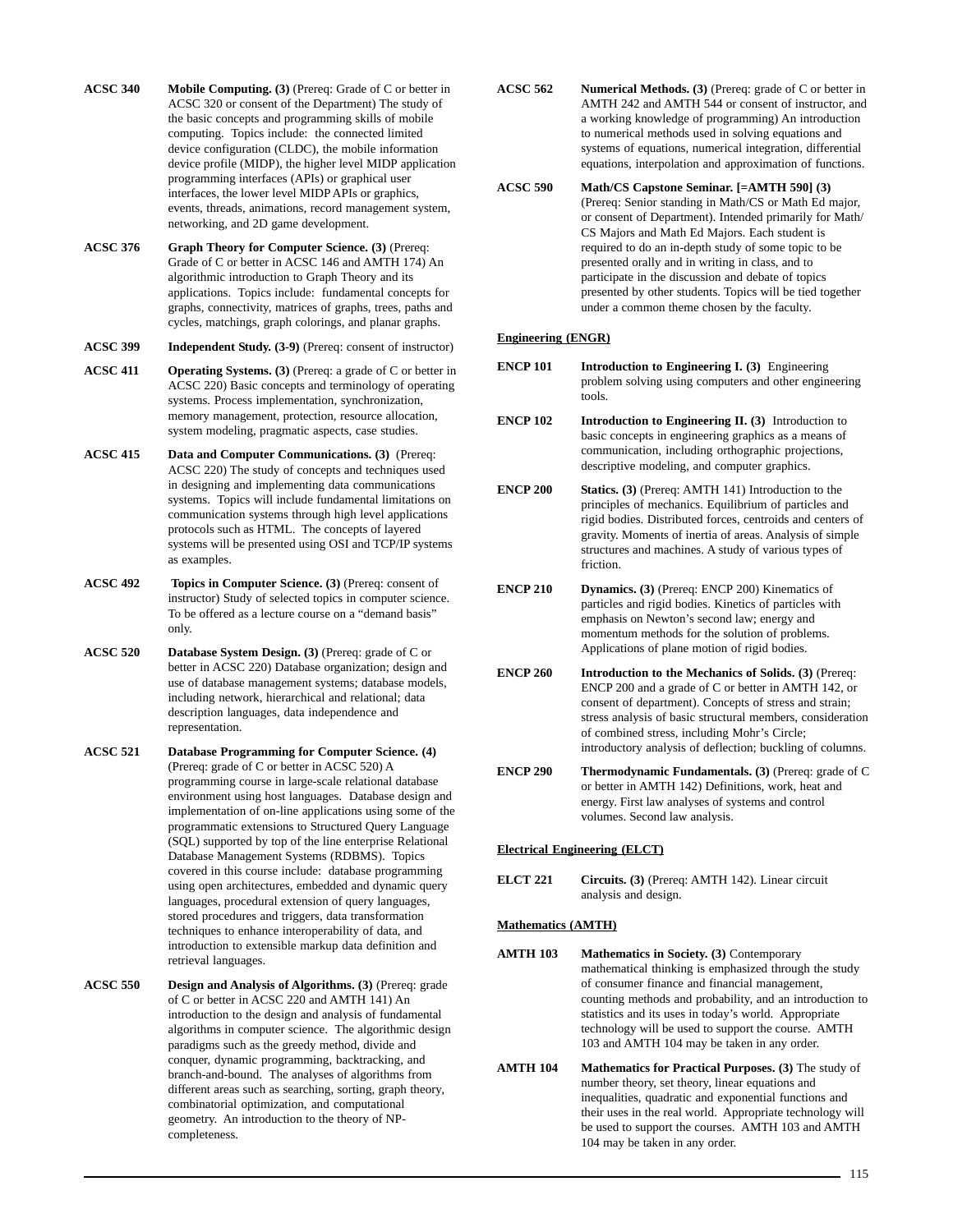**ACSC 340** **Mobile Computing. (3)** (Prereq: Grade of C or better in ACSC 320 or consent of the Department) The study of the basic concepts and programming skills of mobile computing. Topics include: the connected limited device configuration (CLDC), the mobile information device profile (MIDP), the higher level MIDP application programming interfaces (APIs) or graphical user interfaces, the lower level MIDP APIs or graphics, events, threads, animations, record management system, networking, and 2D game development.

**ACSC 376** **Graph Theory for Computer Science. (3)** (Prereq: Grade of C or better in ACSC 146 and AMTH 174) An algorithmic introduction to Graph Theory and its applications. Topics include: fundamental concepts for graphs, connectivity, matrices of graphs, trees, paths and cycles, matchings, graph colorings, and planar graphs.

**ACSC 399** **Independent Study. (3-9)** (Prereq: consent of instructor)

**ACSC 411** **Operating Systems. (3)** (Prereq: a grade of C or better in ACSC 220) Basic concepts and terminology of operating systems. Process implementation, synchronization, memory management, protection, resource allocation, system modeling, pragmatic aspects, case studies.

**ACSC 415** **Data and Computer Communications. (3)** (Prereq: ACSC 220) The study of concepts and techniques used in designing and implementing data communications systems. Topics will include fundamental limitations on communication systems through high level applications protocols such as HTML. The concepts of layered systems will be presented using OSI and TCP/IP systems as examples.

**ACSC 492** **Topics in Computer Science. (3)** (Prereq: consent of instructor) Study of selected topics in computer science. To be offered as a lecture course on a "demand basis" only.

**ACSC 520** **Database System Design. (3)** (Prereq: grade of C or better in ACSC 220) Database organization; design and use of database management systems; database models, including network, hierarchical and relational; data description languages, data independence and representation.

**ACSC 521** **Database Programming for Computer Science. (4)** (Prereq: grade of C or better in ACSC 520) A programming course in large-scale relational database environment using host languages. Database design and implementation of on-line applications using some of the programmatic extensions to Structured Query Language (SQL) supported by top of the line enterprise Relational Database Management Systems (RDBMS). Topics covered in this course include: database programming using open architectures, embedded and dynamic query languages, procedural extension of query languages, stored procedures and triggers, data transformation techniques to enhance interoperability of data, and introduction to extensible markup data definition and retrieval languages.

**ACSC 550** **Design and Analysis of Algorithms. (3)** (Prereq: grade of C or better in ACSC 220 and AMTH 141) An introduction to the design and analysis of fundamental algorithms in computer science. The algorithmic design paradigms such as the greedy method, divide and conquer, dynamic programming, backtracking, and branch-and-bound. The analyses of algorithms from different areas such as searching, sorting, graph theory, combinatorial optimization, and computational geometry. An introduction to the theory of NP-completeness.

**ACSC 562** **Numerical Methods. (3)** (Prereq: grade of C or better in AMTH 242 and AMTH 544 or consent of instructor, and a working knowledge of programming) An introduction to numerical methods used in solving equations and systems of equations, numerical integration, differential equations, interpolation and approximation of functions.

**ACSC 590** **Math/CS Capstone Seminar. [=AMTH 590] (3)** (Prereq: Senior standing in Math/CS or Math Ed major, or consent of Department). Intended primarily for Math/CS Majors and Math Ed Majors. Each student is required to do an in-depth study of some topic to be presented orally and in writing in class, and to participate in the discussion and debate of topics presented by other students. Topics will be tied together under a common theme chosen by the faculty.

**Engineering (ENGR)**

**ENCP 101** **Introduction to Engineering I. (3)** Engineering problem solving using computers and other engineering tools.

**ENCP 102** **Introduction to Engineering II. (3)** Introduction to basic concepts in engineering graphics as a means of communication, including orthographic projections, descriptive modeling, and computer graphics.

**ENCP 200** **Statics. (3)** (Prereq: AMTH 141) Introduction to the principles of mechanics. Equilibrium of particles and rigid bodies. Distributed forces, centroids and centers of gravity. Moments of inertia of areas. Analysis of simple structures and machines. A study of various types of friction.

**ENCP 210** **Dynamics. (3)** (Prereq: ENCP 200) Kinematics of particles and rigid bodies. Kinetics of particles with emphasis on Newton's second law; energy and momentum methods for the solution of problems. Applications of plane motion of rigid bodies.

**ENCP 260** **Introduction to the Mechanics of Solids. (3)** (Prereq: ENCP 200 and a grade of C or better in AMTH 142, or consent of department). Concepts of stress and strain; stress analysis of basic structural members, consideration of combined stress, including Mohr's Circle; introductory analysis of deflection; buckling of columns.

**ENCP 290** **Thermodynamic Fundamentals. (3)** (Prereq: grade of C or better in AMTH 142) Definitions, work, heat and energy. First law analyses of systems and control volumes. Second law analysis.

**Electrical Engineering (ELCT)**

**ELCT 221** **Circuits. (3)** (Prereq: AMTH 142). Linear circuit analysis and design.

**Mathematics (AMTH)**

**AMTH 103** **Mathematics in Society. (3)** Contemporary mathematical thinking is emphasized through the study of consumer finance and financial management, counting methods and probability, and an introduction to statistics and its uses in today's world. Appropriate technology will be used to support the course. AMTH 103 and AMTH 104 may be taken in any order.

**AMTH 104** **Mathematics for Practical Purposes. (3)** The study of number theory, set theory, linear equations and inequalities, quadratic and exponential functions and their uses in the real world. Appropriate technology will be used to support the courses. AMTH 103 and AMTH 104 may be taken in any order.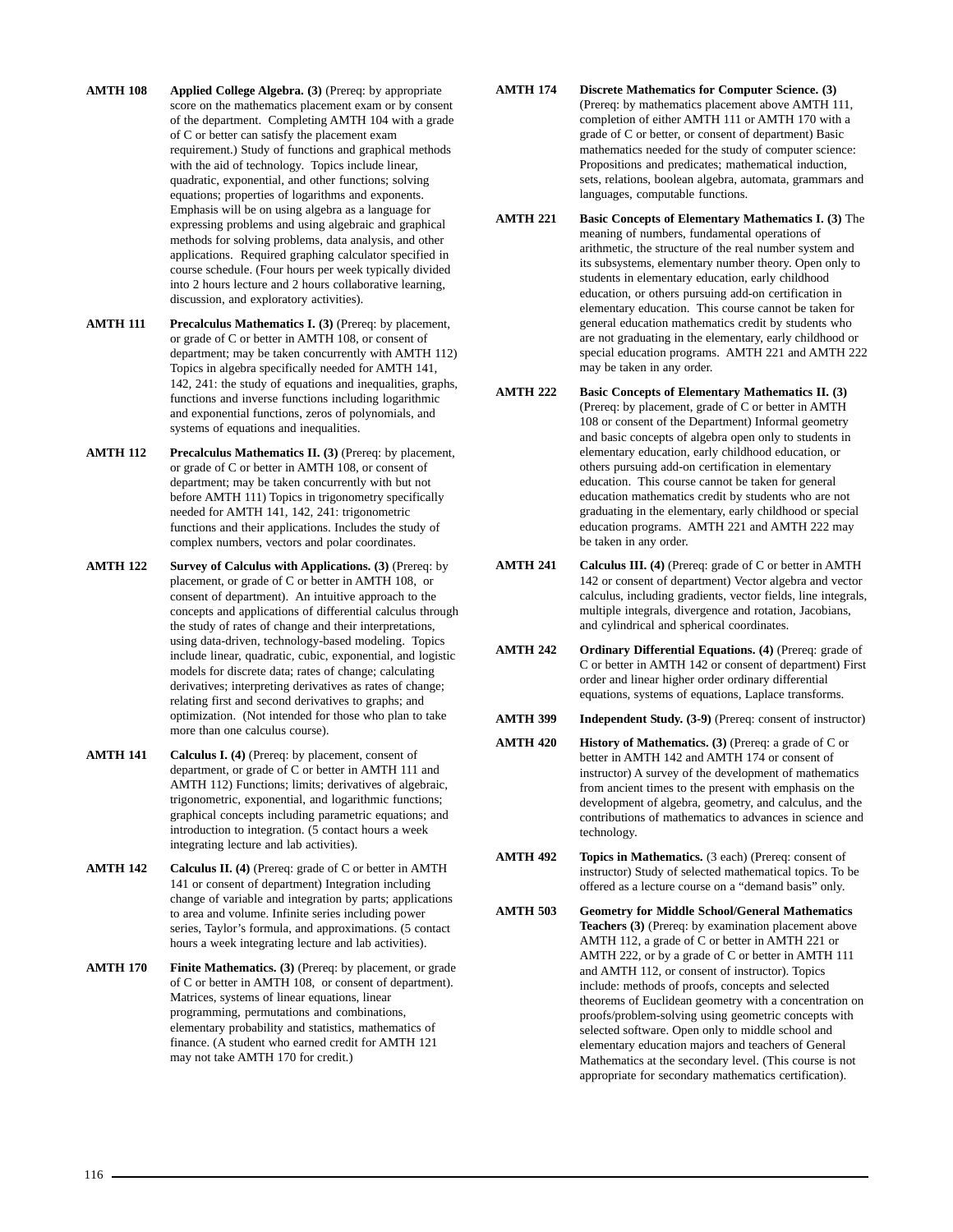**AMTH 108** **Applied College Algebra. (3)** (Prereq: by appropriate score on the mathematics placement exam or by consent of the department. Completing AMTH 104 with a grade of C or better can satisfy the placement exam requirement.) Study of functions and graphical methods with the aid of technology. Topics include linear, quadratic, exponential, and other functions; solving equations; properties of logarithms and exponents. Emphasis will be on using algebra as a language for expressing problems and using algebraic and graphical methods for solving problems, data analysis, and other applications. Required graphing calculator specified in course schedule. (Four hours per week typically divided into 2 hours lecture and 2 hours collaborative learning, discussion, and exploratory activities).

**AMTH 111** **Precalculus Mathematics I. (3)** (Prereq: by placement, or grade of C or better in AMTH 108, or consent of department; may be taken concurrently with AMTH 112) Topics in algebra specifically needed for AMTH 141, 142, 241: the study of equations and inequalities, graphs, functions and inverse functions including logarithmic and exponential functions, zeros of polynomials, and systems of equations and inequalities.

**AMTH 112** **Precalculus Mathematics II. (3)** (Prereq: by placement, or grade of C or better in AMTH 108, or consent of department; may be taken concurrently with but not before AMTH 111) Topics in trigonometry specifically needed for AMTH 141, 142, 241: trigonometric functions and their applications. Includes the study of complex numbers, vectors and polar coordinates.

**AMTH 122** **Survey of Calculus with Applications. (3)** (Prereq: by placement, or grade of C or better in AMTH 108, or consent of department). An intuitive approach to the concepts and applications of differential calculus through the study of rates of change and their interpretations, using data-driven, technology-based modeling. Topics include linear, quadratic, cubic, exponential, and logistic models for discrete data; rates of change; calculating derivatives; interpreting derivatives as rates of change; relating first and second derivatives to graphs; and optimization. (Not intended for those who plan to take more than one calculus course).

**AMTH 141** **Calculus I. (4)** (Prereq: by placement, consent of department, or grade of C or better in AMTH 111 and AMTH 112) Functions; limits; derivatives of algebraic, trigonometric, exponential, and logarithmic functions; graphical concepts including parametric equations; and introduction to integration. (5 contact hours a week integrating lecture and lab activities).

**AMTH 142** **Calculus II. (4)** (Prereq: grade of C or better in AMTH 141 or consent of department) Integration including change of variable and integration by parts; applications to area and volume. Infinite series including power series, Taylor's formula, and approximations. (5 contact hours a week integrating lecture and lab activities).

**AMTH 170** **Finite Mathematics. (3)** (Prereq: by placement, or grade of C or better in AMTH 108, or consent of department). Matrices, systems of linear equations, linear programming, permutations and combinations, elementary probability and statistics, mathematics of finance. (A student who earned credit for AMTH 121 may not take AMTH 170 for credit.)

**AMTH 174** **Discrete Mathematics for Computer Science. (3)** (Prereq: by mathematics placement above AMTH 111, completion of either AMTH 111 or AMTH 170 with a grade of C or better, or consent of department) Basic mathematics needed for the study of computer science: Propositions and predicates; mathematical induction, sets, relations, boolean algebra, automata, grammars and languages, computable functions.

**AMTH 221** **Basic Concepts of Elementary Mathematics I. (3)** The meaning of numbers, fundamental operations of arithmetic, the structure of the real number system and its subsystems, elementary number theory. Open only to students in elementary education, early childhood education, or others pursuing add-on certification in elementary education. This course cannot be taken for general education mathematics credit by students who are not graduating in the elementary, early childhood or special education programs. AMTH 221 and AMTH 222 may be taken in any order.

**AMTH 222** **Basic Concepts of Elementary Mathematics II. (3)** (Prereq: by placement, grade of C or better in AMTH 108 or consent of the Department) Informal geometry and basic concepts of algebra open only to students in elementary education, early childhood education, or others pursuing add-on certification in elementary education. This course cannot be taken for general education mathematics credit by students who are not graduating in the elementary, early childhood or special education programs. AMTH 221 and AMTH 222 may be taken in any order.

**AMTH 241** **Calculus III. (4)** (Prereq: grade of C or better in AMTH 142 or consent of department) Vector algebra and vector calculus, including gradients, vector fields, line integrals, multiple integrals, divergence and rotation, Jacobians, and cylindrical and spherical coordinates.

**AMTH 242** **Ordinary Differential Equations. (4)** (Prereq: grade of C or better in AMTH 142 or consent of department) First order and linear higher order ordinary differential equations, systems of equations, Laplace transforms.

**AMTH 399** **Independent Study. (3-9)** (Prereq: consent of instructor)

**AMTH 420** **History of Mathematics. (3)** (Prereq: a grade of C or better in AMTH 142 and AMTH 174 or consent of instructor) A survey of the development of mathematics from ancient times to the present with emphasis on the development of algebra, geometry, and calculus, and the contributions of mathematics to advances in science and technology.

**AMTH 492** **Topics in Mathematics.** (3 each) (Prereq: consent of instructor) Study of selected mathematical topics. To be offered as a lecture course on a "demand basis" only.

**AMTH 503** **Geometry for Middle School/General Mathematics Teachers (3)** (Prereq: by examination placement above AMTH 112, a grade of C or better in AMTH 221 or AMTH 222, or by a grade of C or better in AMTH 111 and AMTH 112, or consent of instructor). Topics include: methods of proofs, concepts and selected theorems of Euclidean geometry with a concentration on proofs/problem-solving using geometric concepts with selected software. Open only to middle school and elementary education majors and teachers of General Mathematics at the secondary level. (This course is not appropriate for secondary mathematics certification).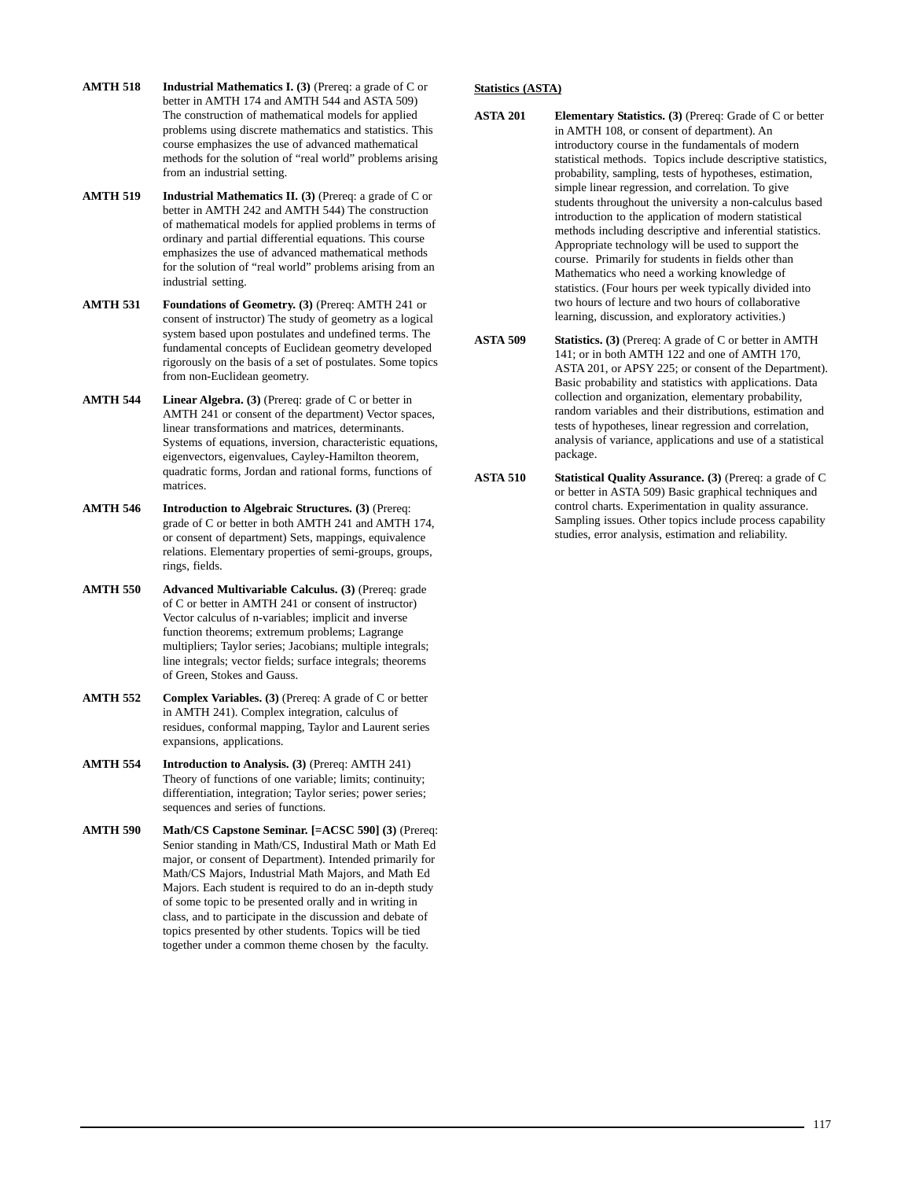**AMTH 518** **Industrial Mathematics I. (3)** (Prereq: a grade of C or better in AMTH 174 and AMTH 544 and ASTA 509) The construction of mathematical models for applied problems using discrete mathematics and statistics. This course emphasizes the use of advanced mathematical methods for the solution of "real world" problems arising from an industrial setting.

**AMTH 519** **Industrial Mathematics II. (3)** (Prereq: a grade of C or better in AMTH 242 and AMTH 544) The construction of mathematical models for applied problems in terms of ordinary and partial differential equations. This course emphasizes the use of advanced mathematical methods for the solution of "real world" problems arising from an industrial setting.

**AMTH 531** **Foundations of Geometry. (3)** (Prereq: AMTH 241 or consent of instructor) The study of geometry as a logical system based upon postulates and undefined terms. The fundamental concepts of Euclidean geometry developed rigorously on the basis of a set of postulates. Some topics from non-Euclidean geometry.

**AMTH 544** **Linear Algebra. (3)** (Prereq: grade of C or better in AMTH 241 or consent of the department) Vector spaces, linear transformations and matrices, determinants. Systems of equations, inversion, characteristic equations, eigenvectors, eigenvalues, Cayley-Hamilton theorem, quadratic forms, Jordan and rational forms, functions of matrices.

**AMTH 546** **Introduction to Algebraic Structures. (3)** (Prereq: grade of C or better in both AMTH 241 and AMTH 174, or consent of department) Sets, mappings, equivalence relations. Elementary properties of semi-groups, groups, rings, fields.

**AMTH 550** **Advanced Multivariable Calculus. (3)** (Prereq: grade of C or better in AMTH 241 or consent of instructor) Vector calculus of n-variables; implicit and inverse function theorems; extremum problems; Lagrange multipliers; Taylor series; Jacobians; multiple integrals; line integrals; vector fields; surface integrals; theorems of Green, Stokes and Gauss.

**AMTH 552** **Complex Variables. (3)** (Prereq: A grade of C or better in AMTH 241). Complex integration, calculus of residues, conformal mapping, Taylor and Laurent series expansions, applications.

**AMTH 554** **Introduction to Analysis. (3)** (Prereq: AMTH 241) Theory of functions of one variable; limits; continuity; differentiation, integration; Taylor series; power series; sequences and series of functions.

**AMTH 590** **Math/CS Capstone Seminar. [=ACSC 590] (3)** (Prereq: Senior standing in Math/CS, Industiral Math or Math Ed major, or consent of Department). Intended primarily for Math/CS Majors, Industrial Math Majors, and Math Ed Majors. Each student is required to do an in-depth study of some topic to be presented orally and in writing in class, and to participate in the discussion and debate of topics presented by other students. Topics will be tied together under a common theme chosen by the faculty.

## Statistics (ASTA)

**ASTA 201** **Elementary Statistics. (3)** (Prereq: Grade of C or better in AMTH 108, or consent of department). An introductory course in the fundamentals of modern statistical methods. Topics include descriptive statistics, probability, sampling, tests of hypotheses, estimation, simple linear regression, and correlation. To give students throughout the university a non-calculus based introduction to the application of modern statistical methods including descriptive and inferential statistics. Appropriate technology will be used to support the course. Primarily for students in fields other than Mathematics who need a working knowledge of statistics. (Four hours per week typically divided into two hours of lecture and two hours of collaborative learning, discussion, and exploratory activities.)

**ASTA 509** **Statistics. (3)** (Prereq: A grade of C or better in AMTH 141; or in both AMTH 122 and one of AMTH 170, ASTA 201, or APSY 225; or consent of the Department). Basic probability and statistics with applications. Data collection and organization, elementary probability, random variables and their distributions, estimation and tests of hypotheses, linear regression and correlation, analysis of variance, applications and use of a statistical package.

**ASTA 510** **Statistical Quality Assurance. (3)** (Prereq: a grade of C or better in ASTA 509) Basic graphical techniques and control charts. Experimentation in quality assurance. Sampling issues. Other topics include process capability studies, error analysis, estimation and reliability.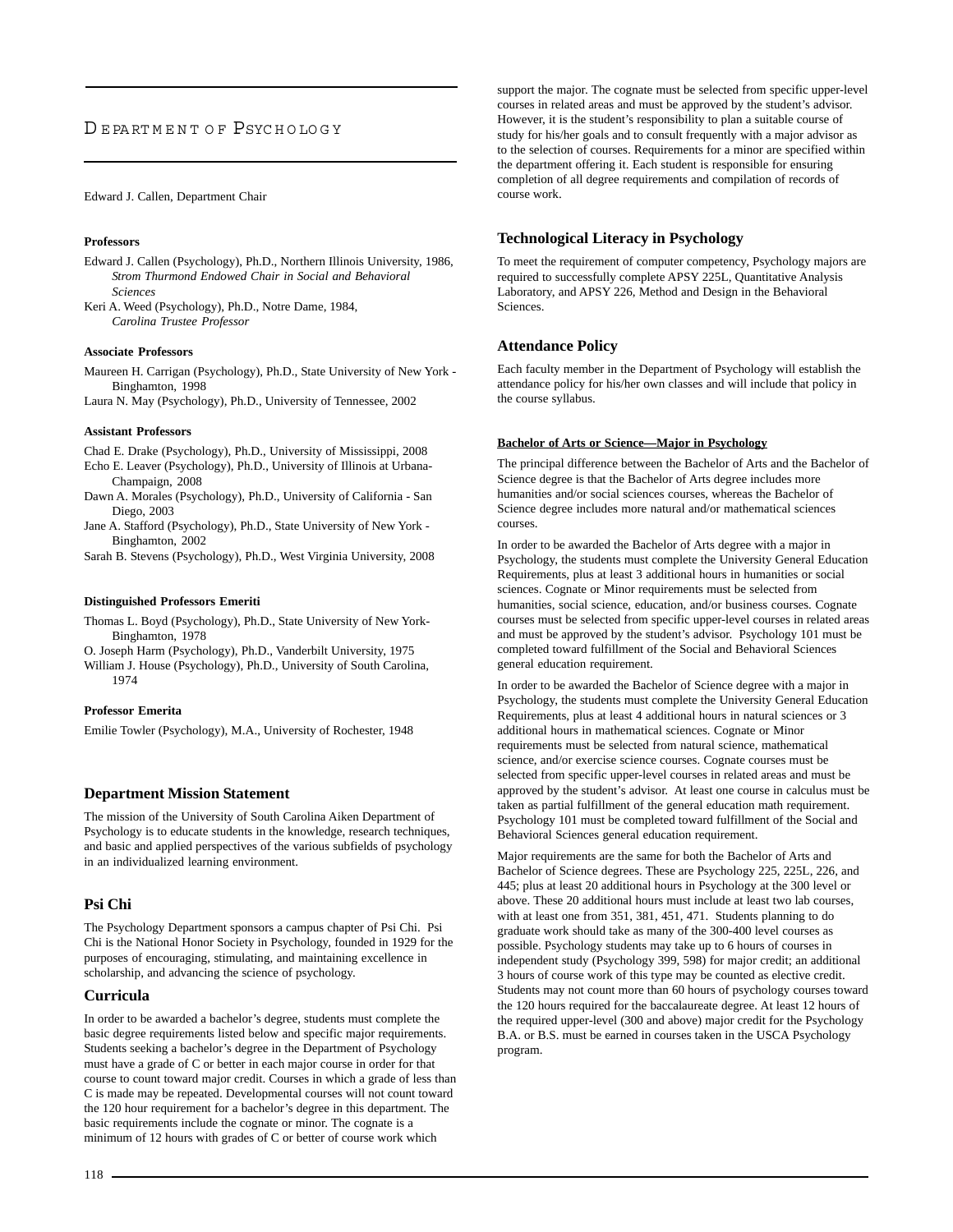# Department of Psychology

Edward J. Callen, Department Chair

#### Professors

Edward J. Callen (Psychology), Ph.D., Northern Illinois University, 1986, *Strom Thurmond Endowed Chair in Social and Behavioral Sciences*

Keri A. Weed (Psychology), Ph.D., Notre Dame, 1984, *Carolina Trustee Professor*

#### Associate Professors

Maureen H. Carrigan (Psychology), Ph.D., State University of New York - Binghamton, 1998

Laura N. May (Psychology), Ph.D., University of Tennessee, 2002

#### Assistant Professors

Chad E. Drake (Psychology), Ph.D., University of Mississippi, 2008

Echo E. Leaver (Psychology), Ph.D., University of Illinois at Urbana-Champaign, 2008

Dawn A. Morales (Psychology), Ph.D., University of California - San Diego, 2003

Jane A. Stafford (Psychology), Ph.D., State University of New York - Binghamton, 2002

Sarah B. Stevens (Psychology), Ph.D., West Virginia University, 2008

#### Distinguished Professors Emeriti

Thomas L. Boyd (Psychology), Ph.D., State University of New York-Binghamton, 1978

O. Joseph Harm (Psychology), Ph.D., Vanderbilt University, 1975

William J. House (Psychology), Ph.D., University of South Carolina, 1974

#### Professor Emerita

Emilie Towler (Psychology), M.A., University of Rochester, 1948

## Department Mission Statement

The mission of the University of South Carolina Aiken Department of Psychology is to educate students in the knowledge, research techniques, and basic and applied perspectives of the various subfields of psychology in an individualized learning environment.

## Psi Chi

The Psychology Department sponsors a campus chapter of Psi Chi. Psi Chi is the National Honor Society in Psychology, founded in 1929 for the purposes of encouraging, stimulating, and maintaining excellence in scholarship, and advancing the science of psychology.

## Curricula

In order to be awarded a bachelor's degree, students must complete the basic degree requirements listed below and specific major requirements. Students seeking a bachelor's degree in the Department of Psychology must have a grade of C or better in each major course in order for that course to count toward major credit. Courses in which a grade of less than C is made may be repeated. Developmental courses will not count toward the 120 hour requirement for a bachelor's degree in this department. The basic requirements include the cognate or minor. The cognate is a minimum of 12 hours with grades of C or better of course work which support the major. The cognate must be selected from specific upper-level courses in related areas and must be approved by the student's advisor. However, it is the student's responsibility to plan a suitable course of study for his/her goals and to consult frequently with a major advisor as to the selection of courses. Requirements for a minor are specified within the department offering it. Each student is responsible for ensuring completion of all degree requirements and compilation of records of course work.

## Technological Literacy in Psychology

To meet the requirement of computer competency, Psychology majors are required to successfully complete APSY 225L, Quantitative Analysis Laboratory, and APSY 226, Method and Design in the Behavioral Sciences.

## Attendance Policy

Each faculty member in the Department of Psychology will establish the attendance policy for his/her own classes and will include that policy in the course syllabus.

#### Bachelor of Arts or Science—Major in Psychology

The principal difference between the Bachelor of Arts and the Bachelor of Science degree is that the Bachelor of Arts degree includes more humanities and/or social sciences courses, whereas the Bachelor of Science degree includes more natural and/or mathematical sciences courses.

In order to be awarded the Bachelor of Arts degree with a major in Psychology, the students must complete the University General Education Requirements, plus at least 3 additional hours in humanities or social sciences. Cognate or Minor requirements must be selected from humanities, social science, education, and/or business courses. Cognate courses must be selected from specific upper-level courses in related areas and must be approved by the student's advisor. Psychology 101 must be completed toward fulfillment of the Social and Behavioral Sciences general education requirement.

In order to be awarded the Bachelor of Science degree with a major in Psychology, the students must complete the University General Education Requirements, plus at least 4 additional hours in natural sciences or 3 additional hours in mathematical sciences. Cognate or Minor requirements must be selected from natural science, mathematical science, and/or exercise science courses. Cognate courses must be selected from specific upper-level courses in related areas and must be approved by the student's advisor. At least one course in calculus must be taken as partial fulfillment of the general education math requirement. Psychology 101 must be completed toward fulfillment of the Social and Behavioral Sciences general education requirement.

Major requirements are the same for both the Bachelor of Arts and Bachelor of Science degrees. These are Psychology 225, 225L, 226, and 445; plus at least 20 additional hours in Psychology at the 300 level or above. These 20 additional hours must include at least two lab courses, with at least one from 351, 381, 451, 471. Students planning to do graduate work should take as many of the 300-400 level courses as possible. Psychology students may take up to 6 hours of courses in independent study (Psychology 399, 598) for major credit; an additional 3 hours of course work of this type may be counted as elective credit. Students may not count more than 60 hours of psychology courses toward the 120 hours required for the baccalaureate degree. At least 12 hours of the required upper-level (300 and above) major credit for the Psychology B.A. or B.S. must be earned in courses taken in the USCA Psychology program.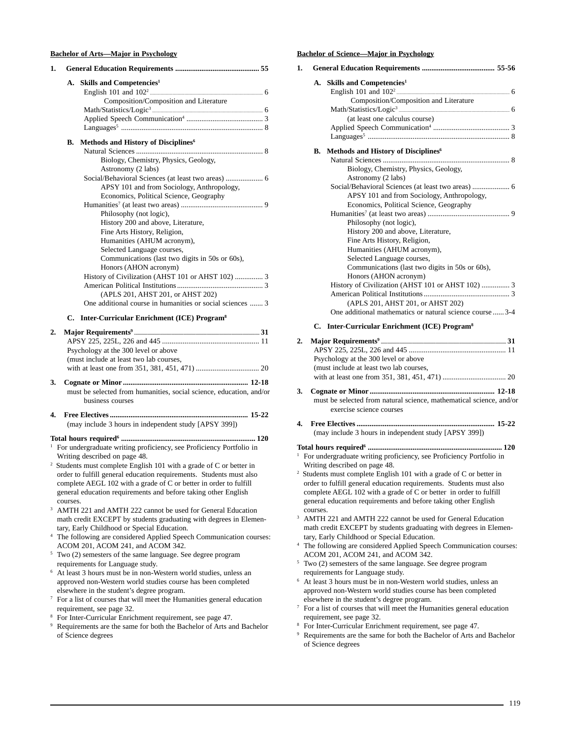## Bachelor of Arts—Major in Psychology

**1. General Education Requirements ............................................ 55**

**A. Skills and Competencies[1]**

English 101 and 102[2] .......... 6
Composition/Composition and Literature
Math/Statistics/Logic[3] .......... 6
Applied Speech Communication[4] .......... 3
Languages[5] .......... 8

**B. Methods and History of Disciplines[6]**

Natural Sciences .......... 8
Biology, Chemistry, Physics, Geology, Astronomy (2 labs)
Social/Behavioral Sciences (at least two areas) .......... 6
APSY 101 and from Sociology, Anthropology, Economics, Political Science, Geography
Humanities[7] (at least two areas) .......... 9
Philosophy (not logic),
History 200 and above, Literature,
Fine Arts History, Religion,
Humanities (AHUM acronym),
Selected Language courses,
Communications (last two digits in 50s or 60s),
Honors (AHON acronym)
History of Civilization (AHST 101 or AHST 102) .......... 3
American Political Institutions .......... 3
(APLS 201, AHST 201, or AHST 202)
One additional course in humanities or social sciences .......... 3

**C. Inter-Curricular Enrichment (ICE) Program[8]**

**2. Major Requirements[9] .......... 31**

APSY 225, 225L, 226 and 445 .......... 11
Psychology at the 300 level or above (must include at least two lab courses, with at least one from 351, 381, 451, 471) .......... 20

**3. Cognate or Minor .......... 12-18**

must be selected from humanities, social science, education, and/or business courses

**4. Free Electives .......... 15-22**

(may include 3 hours in independent study [APSY 399])

**Total hours required[6] .......... 120**

[1] For undergraduate writing proficiency, see Proficiency Portfolio in Writing described on page 48.

[2] Students must complete English 101 with a grade of C or better in order to fulfill general education requirements. Students must also complete AEGL 102 with a grade of C or better in order to fulfill general education requirements and before taking other English courses.

[3] AMTH 221 and AMTH 222 cannot be used for General Education math credit EXCEPT by students graduating with degrees in Elementary, Early Childhood or Special Education.

[4] The following are considered Applied Speech Communication courses: ACOM 201, ACOM 241, and ACOM 342.

[5] Two (2) semesters of the same language. See degree program requirements for Language study.

[6] At least 3 hours must be in non-Western world studies, unless an approved non-Western world studies course has been completed elsewhere in the student's degree program.

[7] For a list of courses that will meet the Humanities general education requirement, see page 32.

[8] For Inter-Curricular Enrichment requirement, see page 47.

[9] Requirements are the same for both the Bachelor of Arts and Bachelor of Science degrees

## Bachelor of Science—Major in Psychology

**1. General Education Requirements .......... 55-56**

**A. Skills and Competencies[1]**

English 101 and 102[2] .......... 6
Composition/Composition and Literature
Math/Statistics/Logic[3] .......... 6
(at least one calculus course)
Applied Speech Communication[4] .......... 3
Languages[5] .......... 8

**B. Methods and History of Disciplines[6]**

Natural Sciences .......... 8
Biology, Chemistry, Physics, Geology, Astronomy (2 labs)
Social/Behavioral Sciences (at least two areas) .......... 6
APSY 101 and from Sociology, Anthropology, Economics, Political Science, Geography
Humanities[7] (at least two areas) .......... 9
Philosophy (not logic),
History 200 and above, Literature,
Fine Arts History, Religion,
Humanities (AHUM acronym),
Selected Language courses,
Communications (last two digits in 50s or 60s),
Honors (AHON acronym)
History of Civilization (AHST 101 or AHST 102) .......... 3
American Political Institutions .......... 3
(APLS 201, AHST 201, or AHST 202)
One additional mathematics or natural science course .......... 3-4

**C. Inter-Curricular Enrichment (ICE) Program[8]**

**2. Major Requirements[9] .......... 31**

APSY 225, 225L, 226 and 445 .......... 11
Psychology at the 300 level or above (must include at least two lab courses, with at least one from 351, 381, 451, 471) .......... 20

**3. Cognate or Minor .......... 12-18**

must be selected from natural science, mathematical science, and/or exercise science courses

**4. Free Electives .......... 15-22**

(may include 3 hours in independent study [APSY 399])

**Total hours required[6] .......... 120**

[1] For undergraduate writing proficiency, see Proficiency Portfolio in Writing described on page 48.

[2] Students must complete English 101 with a grade of C or better in order to fulfill general education requirements. Students must also complete AEGL 102 with a grade of C or better in order to fulfill general education requirements and before taking other English courses.

[3] AMTH 221 and AMTH 222 cannot be used for General Education math credit EXCEPT by students graduating with degrees in Elementary, Early Childhood or Special Education.

[4] The following are considered Applied Speech Communication courses: ACOM 201, ACOM 241, and ACOM 342.

[5] Two (2) semesters of the same language. See degree program requirements for Language study.

[6] At least 3 hours must be in non-Western world studies, unless an approved non-Western world studies course has been completed elsewhere in the student's degree program.

[7] For a list of courses that will meet the Humanities general education requirement, see page 32.

[8] For Inter-Curricular Enrichment requirement, see page 47.

[9] Requirements are the same for both the Bachelor of Arts and Bachelor of Science degrees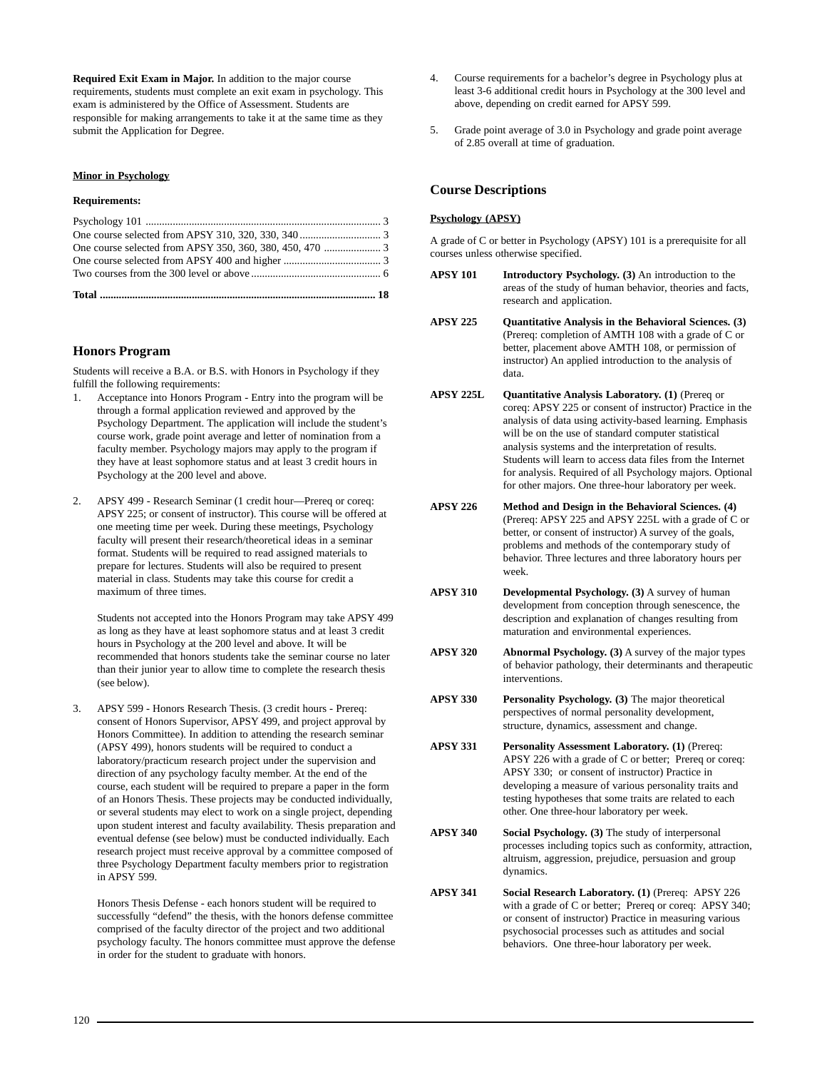**Required Exit Exam in Major.** In addition to the major course requirements, students must complete an exit exam in psychology. This exam is administered by the Office of Assessment. Students are responsible for making arrangements to take it at the same time as they submit the Application for Degree.

### Minor in Psychology

**Requirements:**

| | |
|---|---|
| Psychology 101 | 3 |
| One course selected from APSY 310, 320, 330, 340 | 3 |
| One course selected from APSY 350, 360, 380, 450, 470 | 3 |
| One course selected from APSY 400 and higher | 3 |
| Two courses from the 300 level or above | 6 |
| **Total** | **18** |

## Honors Program

Students will receive a B.A. or B.S. with Honors in Psychology if they fulfill the following requirements:

1. Acceptance into Honors Program - Entry into the program will be through a formal application reviewed and approved by the Psychology Department. The application will include the student's course work, grade point average and letter of nomination from a faculty member. Psychology majors may apply to the program if they have at least sophomore status and at least 3 credit hours in Psychology at the 200 level and above.

2. APSY 499 - Research Seminar (1 credit hour—Prereq or coreq: APSY 225; or consent of instructor). This course will be offered at one meeting time per week. During these meetings, Psychology faculty will present their research/theoretical ideas in a seminar format. Students will be required to read assigned materials to prepare for lectures. Students will also be required to present material in class. Students may take this course for credit a maximum of three times.

   Students not accepted into the Honors Program may take APSY 499 as long as they have at least sophomore status and at least 3 credit hours in Psychology at the 200 level and above. It will be recommended that honors students take the seminar course no later than their junior year to allow time to complete the research thesis (see below).

3. APSY 599 - Honors Research Thesis. (3 credit hours - Prereq: consent of Honors Supervisor, APSY 499, and project approval by Honors Committee). In addition to attending the research seminar (APSY 499), honors students will be required to conduct a laboratory/practicum research project under the supervision and direction of any psychology faculty member. At the end of the course, each student will be required to prepare a paper in the form of an Honors Thesis. These projects may be conducted individually, or several students may elect to work on a single project, depending upon student interest and faculty availability. Thesis preparation and eventual defense (see below) must be conducted individually. Each research project must receive approval by a committee composed of three Psychology Department faculty members prior to registration in APSY 599.

   Honors Thesis Defense - each honors student will be required to successfully "defend" the thesis, with the honors defense committee comprised of the faculty director of the project and two additional psychology faculty. The honors committee must approve the defense in order for the student to graduate with honors.

4. Course requirements for a bachelor's degree in Psychology plus at least 3-6 additional credit hours in Psychology at the 300 level and above, depending on credit earned for APSY 599.

5. Grade point average of 3.0 in Psychology and grade point average of 2.85 overall at time of graduation.

## Course Descriptions

### Psychology (APSY)

A grade of C or better in Psychology (APSY) 101 is a prerequisite for all courses unless otherwise specified.

**APSY 101** — **Introductory Psychology. (3)** An introduction to the areas of the study of human behavior, theories and facts, research and application.

**APSY 225** — **Quantitative Analysis in the Behavioral Sciences. (3)** (Prereq: completion of AMTH 108 with a grade of C or better, placement above AMTH 108, or permission of instructor) An applied introduction to the analysis of data.

**APSY 225L** — **Quantitative Analysis Laboratory. (1)** (Prereq or coreq: APSY 225 or consent of instructor) Practice in the analysis of data using activity-based learning. Emphasis will be on the use of standard computer statistical analysis systems and the interpretation of results. Students will learn to access data files from the Internet for analysis. Required of all Psychology majors. Optional for other majors. One three-hour laboratory per week.

**APSY 226** — **Method and Design in the Behavioral Sciences. (4)** (Prereq: APSY 225 and APSY 225L with a grade of C or better, or consent of instructor) A survey of the goals, problems and methods of the contemporary study of behavior. Three lectures and three laboratory hours per week.

**APSY 310** — **Developmental Psychology. (3)** A survey of human development from conception through senescence, the description and explanation of changes resulting from maturation and environmental experiences.

**APSY 320** — **Abnormal Psychology. (3)** A survey of the major types of behavior pathology, their determinants and therapeutic interventions.

**APSY 330** — **Personality Psychology. (3)** The major theoretical perspectives of normal personality development, structure, dynamics, assessment and change.

**APSY 331** — **Personality Assessment Laboratory. (1)** (Prereq: APSY 226 with a grade of C or better; Prereq or coreq: APSY 330; or consent of instructor) Practice in developing a measure of various personality traits and testing hypotheses that some traits are related to each other. One three-hour laboratory per week.

**APSY 340** — **Social Psychology. (3)** The study of interpersonal processes including topics such as conformity, attraction, altruism, aggression, prejudice, persuasion and group dynamics.

**APSY 341** — **Social Research Laboratory. (1)** (Prereq: APSY 226 with a grade of C or better; Prereq or coreq: APSY 340; or consent of instructor) Practice in measuring various psychosocial processes such as attitudes and social behaviors. One three-hour laboratory per week.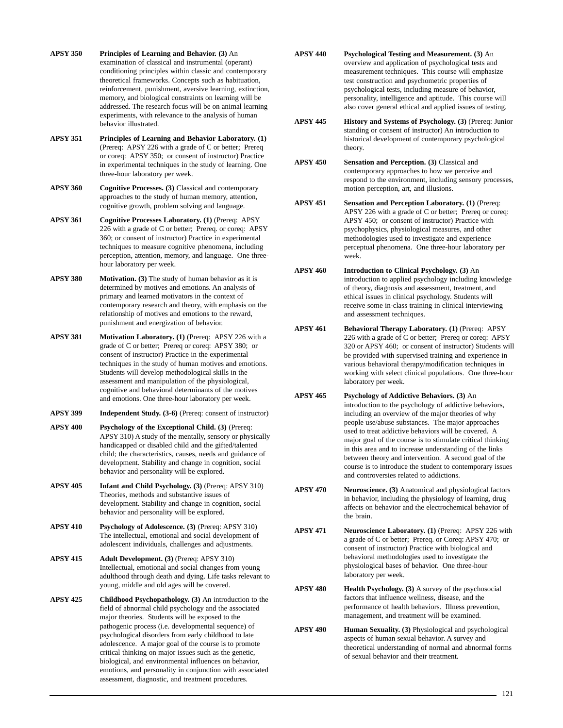**APSY 350** **Principles of Learning and Behavior. (3)** An examination of classical and instrumental (operant) conditioning principles within classic and contemporary theoretical frameworks. Concepts such as habituation, reinforcement, punishment, aversive learning, extinction, memory, and biological constraints on learning will be addressed. The research focus will be on animal learning experiments, with relevance to the analysis of human behavior illustrated.

**APSY 351** **Principles of Learning and Behavior Laboratory. (1)** (Prereq: APSY 226 with a grade of C or better; Prereq or coreq: APSY 350; or consent of instructor) Practice in experimental techniques in the study of learning. One three-hour laboratory per week.

**APSY 360** **Cognitive Processes. (3)** Classical and contemporary approaches to the study of human memory, attention, cognitive growth, problem solving and language.

**APSY 361** **Cognitive Processes Laboratory. (1)** (Prereq: APSY 226 with a grade of C or better; Prereq. or coreq: APSY 360; or consent of instructor) Practice in experimental techniques to measure cognitive phenomena, including perception, attention, memory, and language. One three-hour laboratory per week.

**APSY 380** **Motivation. (3)** The study of human behavior as it is determined by motives and emotions. An analysis of primary and learned motivators in the context of contemporary research and theory, with emphasis on the relationship of motives and emotions to the reward, punishment and energization of behavior.

**APSY 381** **Motivation Laboratory. (1)** (Prereq: APSY 226 with a grade of C or better; Prereq or coreq: APSY 380; or consent of instructor) Practice in the experimental techniques in the study of human motives and emotions. Students will develop methodological skills in the assessment and manipulation of the physiological, cognitive and behavioral determinants of the motives and emotions. One three-hour laboratory per week.

**APSY 399** **Independent Study. (3-6)** (Prereq: consent of instructor)

**APSY 400** **Psychology of the Exceptional Child. (3)** (Prereq: APSY 310) A study of the mentally, sensory or physically handicapped or disabled child and the gifted/talented child; the characteristics, causes, needs and guidance of development. Stability and change in cognition, social behavior and personality will be explored.

**APSY 405** **Infant and Child Psychology. (3)** (Prereq: APSY 310) Theories, methods and substantive issues of development. Stability and change in cognition, social behavior and personality will be explored.

**APSY 410** **Psychology of Adolescence. (3)** (Prereq: APSY 310) The intellectual, emotional and social development of adolescent individuals, challenges and adjustments.

**APSY 415** **Adult Development. (3)** (Prereq: APSY 310) Intellectual, emotional and social changes from young adulthood through death and dying. Life tasks relevant to young, middle and old ages will be covered.

**APSY 425** **Childhood Psychopathology. (3)** An introduction to the field of abnormal child psychology and the associated major theories. Students will be exposed to the pathogenic process (i.e. developmental sequence) of psychological disorders from early childhood to late adolescence. A major goal of the course is to promote critical thinking on major issues such as the genetic, biological, and environmental influences on behavior, emotions, and personality in conjunction with associated assessment, diagnostic, and treatment procedures.

**APSY 440** **Psychological Testing and Measurement. (3)** An overview and application of psychological tests and measurement techniques. This course will emphasize test construction and psychometric properties of psychological tests, including measure of behavior, personality, intelligence and aptitude. This course will also cover general ethical and applied issues of testing.

**APSY 445** **History and Systems of Psychology. (3)** (Prereq: Junior standing or consent of instructor) An introduction to historical development of contemporary psychological theory.

**APSY 450** **Sensation and Perception. (3)** Classical and contemporary approaches to how we perceive and respond to the environment, including sensory processes, motion perception, art, and illusions.

**APSY 451** **Sensation and Perception Laboratory. (1)** (Prereq: APSY 226 with a grade of C or better; Prereq or coreq: APSY 450; or consent of instructor) Practice with psychophysics, physiological measures, and other methodologies used to investigate and experience perceptual phenomena. One three-hour laboratory per week.

**APSY 460** **Introduction to Clinical Psychology. (3)** An introduction to applied psychology including knowledge of theory, diagnosis and assessment, treatment, and ethical issues in clinical psychology. Students will receive some in-class training in clinical interviewing and assessment techniques.

**APSY 461** **Behavioral Therapy Laboratory. (1)** (Prereq: APSY 226 with a grade of C or better; Prereq or coreq: APSY 320 or APSY 460; or consent of instructor) Students will be provided with supervised training and experience in various behavioral therapy/modification techniques in working with select clinical populations. One three-hour laboratory per week.

**APSY 465** **Psychology of Addictive Behaviors. (3)** An introduction to the psychology of addictive behaviors, including an overview of the major theories of why people use/abuse substances. The major approaches used to treat addictive behaviors will be covered. A major goal of the course is to stimulate critical thinking in this area and to increase understanding of the links between theory and intervention. A second goal of the course is to introduce the student to contemporary issues and controversies related to addictions.

**APSY 470** **Neuroscience. (3)** Anatomical and physiological factors in behavior, including the physiology of learning, drug affects on behavior and the electrochemical behavior of the brain.

**APSY 471** **Neuroscience Laboratory. (1)** (Prereq: APSY 226 with a grade of C or better; Prereq. or Coreq: APSY 470; or consent of instructor) Practice with biological and behavioral methodologies used to investigate the physiological bases of behavior. One three-hour laboratory per week.

**APSY 480** **Health Psychology. (3)** A survey of the psychosocial factors that influence wellness, disease, and the performance of health behaviors. Illness prevention, management, and treatment will be examined.

**APSY 490** **Human Sexuality. (3)** Physiological and psychological aspects of human sexual behavior. A survey and theoretical understanding of normal and abnormal forms of sexual behavior and their treatment.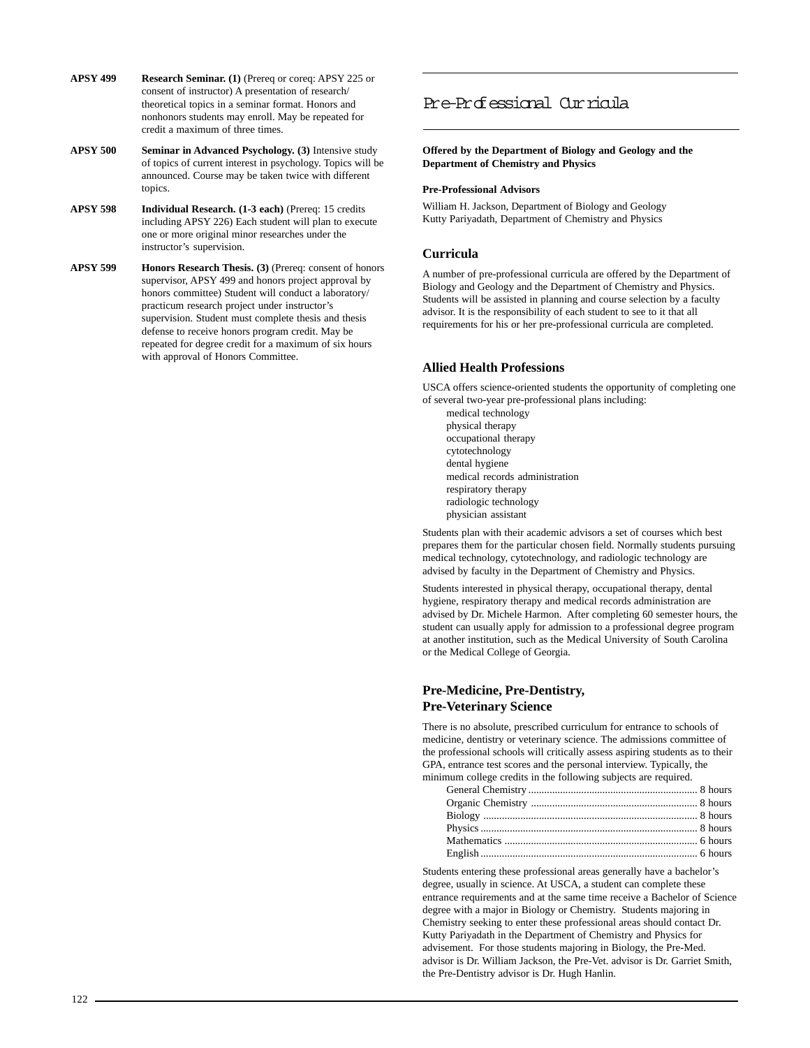**APSY 499** **Research Seminar. (1)** (Prereq or coreq: APSY 225 or consent of instructor) A presentation of research/theoretical topics in a seminar format. Honors and nonhonors students may enroll. May be repeated for credit a maximum of three times.

**APSY 500** **Seminar in Advanced Psychology. (3)** Intensive study of topics of current interest in psychology. Topics will be announced. Course may be taken twice with different topics.

**APSY 598** **Individual Research. (1-3 each)** (Prereq: 15 credits including APSY 226) Each student will plan to execute one or more original minor researches under the instructor's supervision.

**APSY 599** **Honors Research Thesis. (3)** (Prereq: consent of honors supervisor, APSY 499 and honors project approval by honors committee) Student will conduct a laboratory/practicum research project under instructor's supervision. Student must complete thesis and thesis defense to receive honors program credit. May be repeated for degree credit for a maximum of six hours with approval of Honors Committee.

# Pre-Professional Curricula

**Offered by the Department of Biology and Geology and the Department of Chemistry and Physics**

**Pre-Professional Advisors**

William H. Jackson, Department of Biology and Geology
Kutty Pariyadath, Department of Chemistry and Physics

## Curricula

A number of pre-professional curricula are offered by the Department of Biology and Geology and the Department of Chemistry and Physics. Students will be assisted in planning and course selection by a faculty advisor. It is the responsibility of each student to see to it that all requirements for his or her pre-professional curricula are completed.

## Allied Health Professions

USCA offers science-oriented students the opportunity of completing one of several two-year pre-professional plans including:

- medical technology
- physical therapy
- occupational therapy
- cytotechnology
- dental hygiene
- medical records administration
- respiratory therapy
- radiologic technology
- physician assistant

Students plan with their academic advisors a set of courses which best prepares them for the particular chosen field. Normally students pursuing medical technology, cytotechnology, and radiologic technology are advised by faculty in the Department of Chemistry and Physics.

Students interested in physical therapy, occupational therapy, dental hygiene, respiratory therapy and medical records administration are advised by Dr. Michele Harmon. After completing 60 semester hours, the student can usually apply for admission to a professional degree program at another institution, such as the Medical University of South Carolina or the Medical College of Georgia.

## Pre-Medicine, Pre-Dentistry, Pre-Veterinary Science

There is no absolute, prescribed curriculum for entrance to schools of medicine, dentistry or veterinary science. The admissions committee of the professional schools will critically assess aspiring students as to their GPA, entrance test scores and the personal interview. Typically, the minimum college credits in the following subjects are required.

| Subject | Hours |
|---|---|
| General Chemistry | 8 hours |
| Organic Chemistry | 8 hours |
| Biology | 8 hours |
| Physics | 8 hours |
| Mathematics | 6 hours |
| English | 6 hours |

Students entering these professional areas generally have a bachelor's degree, usually in science. At USCA, a student can complete these entrance requirements and at the same time receive a Bachelor of Science degree with a major in Biology or Chemistry. Students majoring in Chemistry seeking to enter these professional areas should contact Dr. Kutty Pariyadath in the Department of Chemistry and Physics for advisement. For those students majoring in Biology, the Pre-Med. advisor is Dr. William Jackson, the Pre-Vet. advisor is Dr. Garriet Smith, the Pre-Dentistry advisor is Dr. Hugh Hanlin.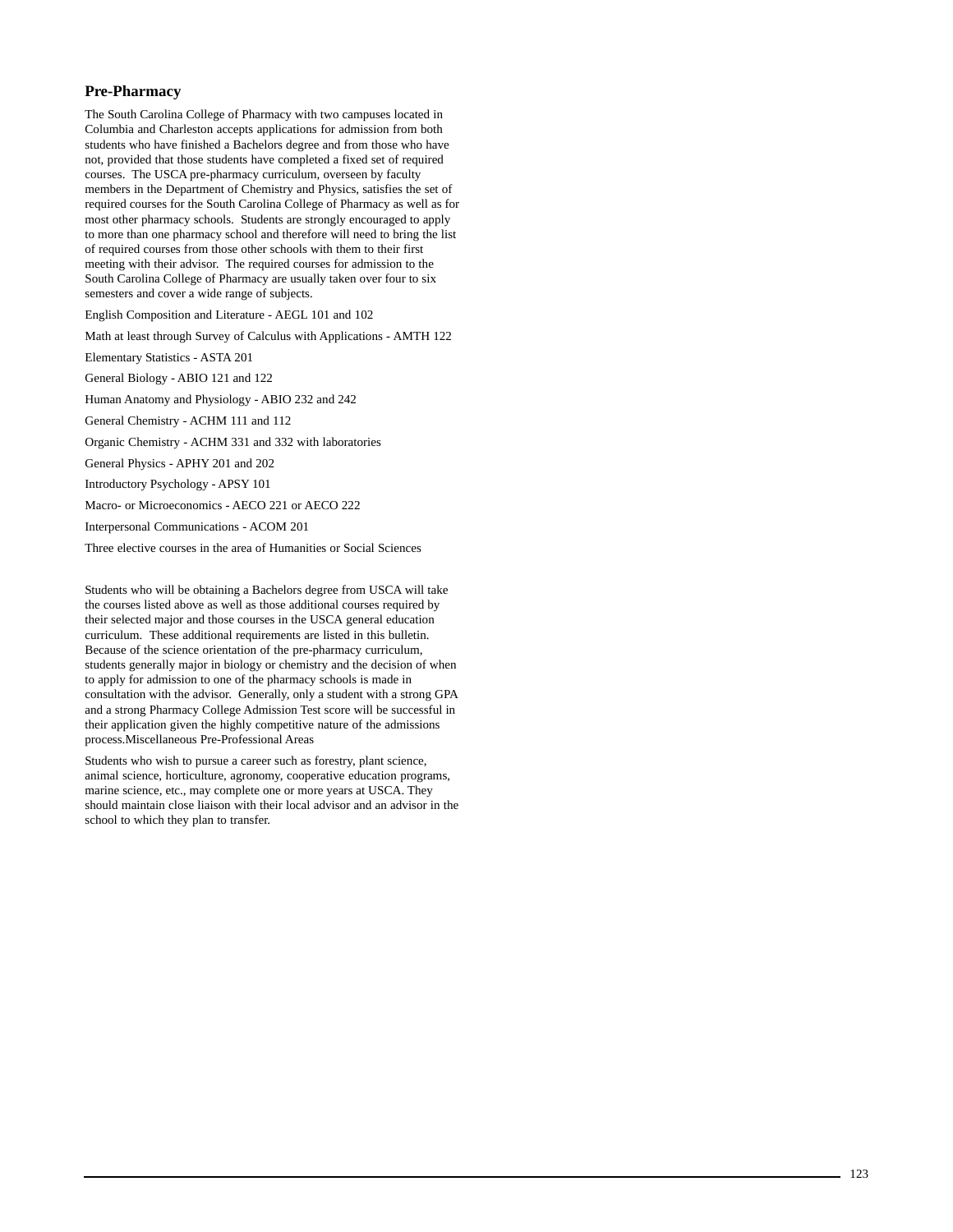## Pre-Pharmacy

The South Carolina College of Pharmacy with two campuses located in Columbia and Charleston accepts applications for admission from both students who have finished a Bachelors degree and from those who have not, provided that those students have completed a fixed set of required courses. The USCA pre-pharmacy curriculum, overseen by faculty members in the Department of Chemistry and Physics, satisfies the set of required courses for the South Carolina College of Pharmacy as well as for most other pharmacy schools. Students are strongly encouraged to apply to more than one pharmacy school and therefore will need to bring the list of required courses from those other schools with them to their first meeting with their advisor. The required courses for admission to the South Carolina College of Pharmacy are usually taken over four to six semesters and cover a wide range of subjects.

English Composition and Literature - AEGL 101 and 102

Math at least through Survey of Calculus with Applications - AMTH 122

Elementary Statistics - ASTA 201

General Biology - ABIO 121 and 122

Human Anatomy and Physiology - ABIO 232 and 242

General Chemistry - ACHM 111 and 112

Organic Chemistry - ACHM 331 and 332 with laboratories

General Physics - APHY 201 and 202

Introductory Psychology - APSY 101

Macro- or Microeconomics - AECO 221 or AECO 222

Interpersonal Communications - ACOM 201

Three elective courses in the area of Humanities or Social Sciences

Students who will be obtaining a Bachelors degree from USCA will take the courses listed above as well as those additional courses required by their selected major and those courses in the USCA general education curriculum. These additional requirements are listed in this bulletin. Because of the science orientation of the pre-pharmacy curriculum, students generally major in biology or chemistry and the decision of when to apply for admission to one of the pharmacy schools is made in consultation with the advisor. Generally, only a student with a strong GPA and a strong Pharmacy College Admission Test score will be successful in their application given the highly competitive nature of the admissions process.Miscellaneous Pre-Professional Areas

Students who wish to pursue a career such as forestry, plant science, animal science, horticulture, agronomy, cooperative education programs, marine science, etc., may complete one or more years at USCA. They should maintain close liaison with their local advisor and an advisor in the school to which they plan to transfer.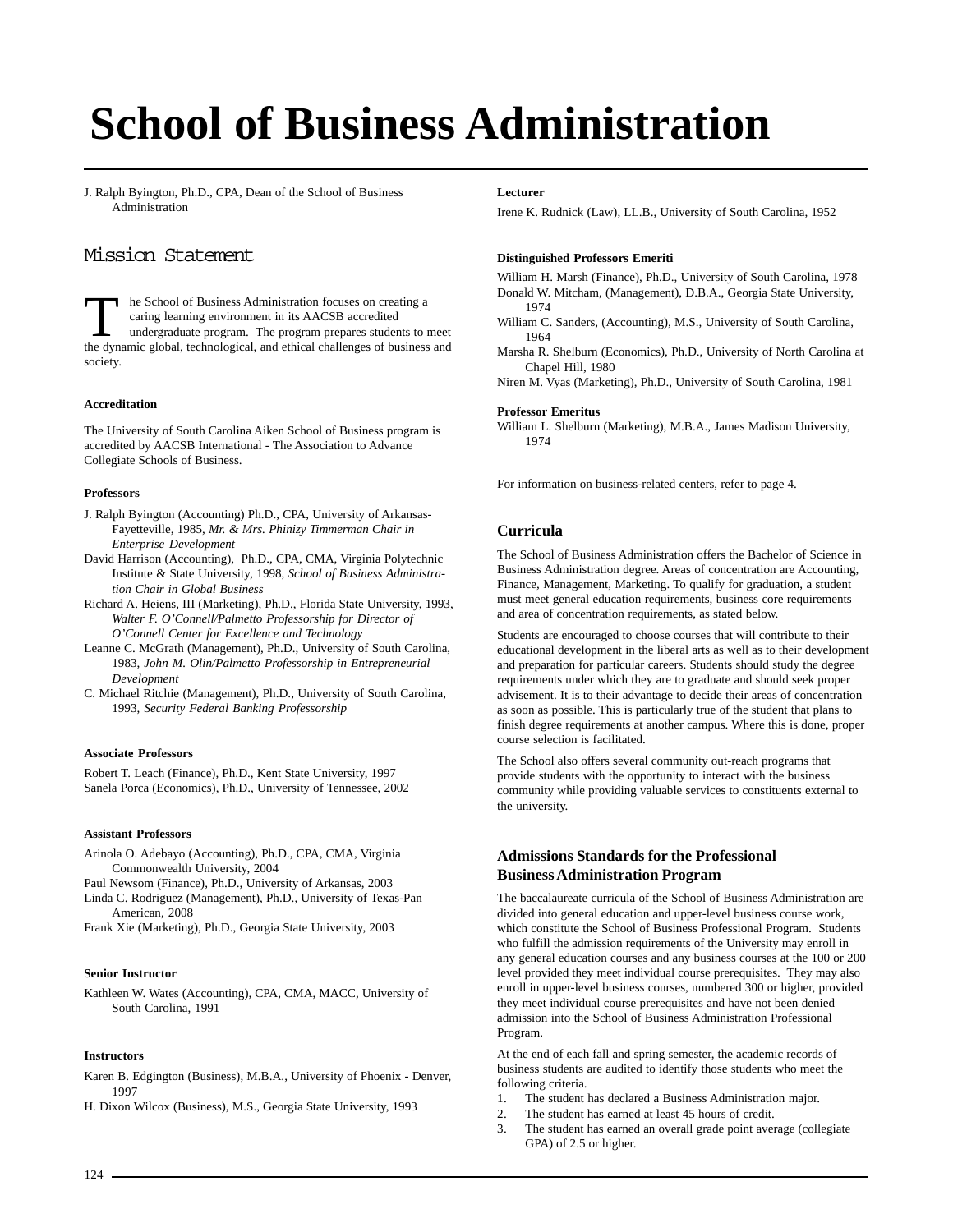# School of Business Administration

J. Ralph Byington, Ph.D., CPA, Dean of the School of Business Administration

## Mission Statement

The School of Business Administration focuses on creating a caring learning environment in its AACSB accredited undergraduate program. The program prepares students to meet the dynamic global, technological, and ethical challenges of business and society.

**Accreditation**

The University of South Carolina Aiken School of Business program is accredited by AACSB International - The Association to Advance Collegiate Schools of Business.

**Professors**

J. Ralph Byington (Accounting) Ph.D., CPA, University of Arkansas-Fayetteville, 1985, *Mr. & Mrs. Phinizy Timmerman Chair in Enterprise Development*
David Harrison (Accounting), Ph.D., CPA, CMA, Virginia Polytechnic Institute & State University, 1998, *School of Business Administration Chair in Global Business*
Richard A. Heiens, III (Marketing), Ph.D., Florida State University, 1993, *Walter F. O'Connell/Palmetto Professorship for Director of O'Connell Center for Excellence and Technology*
Leanne C. McGrath (Management), Ph.D., University of South Carolina, 1983, *John M. Olin/Palmetto Professorship in Entrepreneurial Development*
C. Michael Ritchie (Management), Ph.D., University of South Carolina, 1993, *Security Federal Banking Professorship*

**Associate Professors**

Robert T. Leach (Finance), Ph.D., Kent State University, 1997
Sanela Porca (Economics), Ph.D., University of Tennessee, 2002

**Assistant Professors**

Arinola O. Adebayo (Accounting), Ph.D., CPA, CMA, Virginia Commonwealth University, 2004
Paul Newsom (Finance), Ph.D., University of Arkansas, 2003
Linda C. Rodriguez (Management), Ph.D., University of Texas-Pan American, 2008
Frank Xie (Marketing), Ph.D., Georgia State University, 2003

**Senior Instructor**

Kathleen W. Wates (Accounting), CPA, CMA, MACC, University of South Carolina, 1991

**Instructors**

Karen B. Edgington (Business), M.B.A., University of Phoenix - Denver, 1997
H. Dixon Wilcox (Business), M.S., Georgia State University, 1993

**Lecturer**

Irene K. Rudnick (Law), LL.B., University of South Carolina, 1952

**Distinguished Professors Emeriti**

William H. Marsh (Finance), Ph.D., University of South Carolina, 1978
Donald W. Mitcham, (Management), D.B.A., Georgia State University, 1974
William C. Sanders, (Accounting), M.S., University of South Carolina, 1964
Marsha R. Shelburn (Economics), Ph.D., University of North Carolina at Chapel Hill, 1980
Niren M. Vyas (Marketing), Ph.D., University of South Carolina, 1981

**Professor Emeritus**

William L. Shelburn (Marketing), M.B.A., James Madison University, 1974

For information on business-related centers, refer to page 4.

### Curricula

The School of Business Administration offers the Bachelor of Science in Business Administration degree. Areas of concentration are Accounting, Finance, Management, Marketing. To qualify for graduation, a student must meet general education requirements, business core requirements and area of concentration requirements, as stated below.

Students are encouraged to choose courses that will contribute to their educational development in the liberal arts as well as to their development and preparation for particular careers. Students should study the degree requirements under which they are to graduate and should seek proper advisement. It is to their advantage to decide their areas of concentration as soon as possible. This is particularly true of the student that plans to finish degree requirements at another campus. Where this is done, proper course selection is facilitated.

The School also offers several community out-reach programs that provide students with the opportunity to interact with the business community while providing valuable services to constituents external to the university.

### Admissions Standards for the Professional Business Administration Program

The baccalaureate curricula of the School of Business Administration are divided into general education and upper-level business course work, which constitute the School of Business Professional Program. Students who fulfill the admission requirements of the University may enroll in any general education courses and any business courses at the 100 or 200 level provided they meet individual course prerequisites. They may also enroll in upper-level business courses, numbered 300 or higher, provided they meet individual course prerequisites and have not been denied admission into the School of Business Administration Professional Program.

At the end of each fall and spring semester, the academic records of business students are audited to identify those students who meet the following criteria.

1. The student has declared a Business Administration major.
2. The student has earned at least 45 hours of credit.
3. The student has earned an overall grade point average (collegiate GPA) of 2.5 or higher.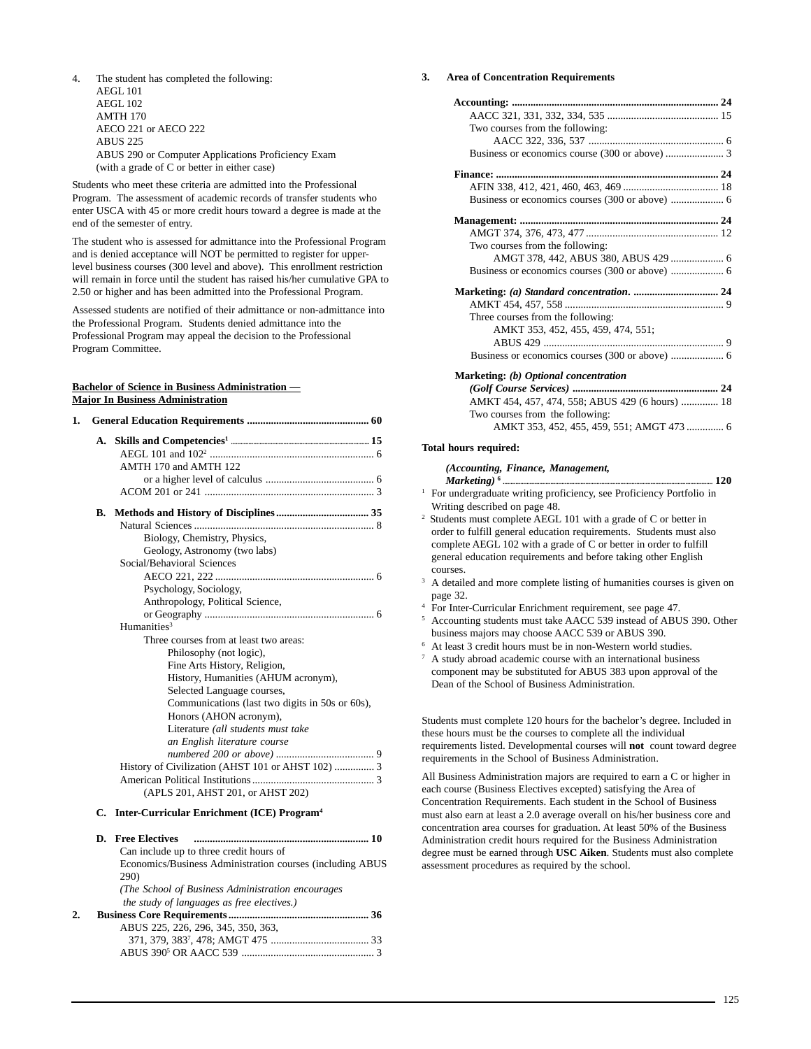4. The student has completed the following:
   AEGL 101
   AEGL 102
   AMTH 170
   AECO 221 or AECO 222
   ABUS 225
   ABUS 290 or Computer Applications Proficiency Exam
   (with a grade of C or better in either case)

Students who meet these criteria are admitted into the Professional Program. The assessment of academic records of transfer students who enter USCA with 45 or more credit hours toward a degree is made at the end of the semester of entry.

The student who is assessed for admittance into the Professional Program and is denied acceptance will NOT be permitted to register for upper-level business courses (300 level and above). This enrollment restriction will remain in force until the student has raised his/her cumulative GPA to 2.50 or higher and has been admitted into the Professional Program.

Assessed students are notified of their admittance or non-admittance into the Professional Program. Students denied admittance into the Professional Program may appeal the decision to the Professional Program Committee.

**Bachelor of Science in Business Administration — Major In Business Administration**

**1. General Education Requirements ............................................. 60**

**A. Skills and Competencies[1] ............................................. 15**
- AEGL 101 and 102[2] ............................................. 6
- AMTH 170 and AMTH 122 or a higher level of calculus ............................................. 6
- ACOM 201 or 241 ............................................. 3

**B. Methods and History of Disciplines ............................................. 35**
- Natural Sciences ............................................. 8
  - Biology, Chemistry, Physics, Geology, Astronomy (two labs)
- Social/Behavioral Sciences
  - AECO 221, 222 ............................................. 6
  - Psychology, Sociology, Anthropology, Political Science, or Geography ............................................. 6
- Humanities[3]
  - Three courses from at least two areas:
    - Philosophy (not logic),
    - Fine Arts History, Religion,
    - History, Humanities (AHUM acronym),
    - Selected Language courses,
    - Communications (last two digits in 50s or 60s),
    - Honors (AHON acronym),
    - Literature *(all students must take an English literature course numbered 200 or above)* ............................................. 9
- History of Civilization (AHST 101 or AHST 102) ............................................. 3
- American Political Institutions ............................................. 3
  - (APLS 201, AHST 201, or AHST 202)

**C. Inter-Curricular Enrichment (ICE) Program[4]**

**D. Free Electives ............................................. 10**

Can include up to three credit hours of Economics/Business Administration courses (including ABUS 290)

*(The School of Business Administration encourages the study of languages as free electives.)*

**2. Business Core Requirements ............................................. 36**
- ABUS 225, 226, 296, 345, 350, 363, 371, 379, 383[7], 478; AMGT 475 ............................................. 33
- ABUS 390[5] OR AACC 539 ............................................. 3

**3. Area of Concentration Requirements**

**Accounting: ............................................. 24**
- AACC 321, 331, 332, 334, 535 ............................................. 15
- Two courses from the following:
  - AACC 322, 336, 537 ............................................. 6
- Business or economics course (300 or above) ............................................. 3

**Finance: ............................................. 24**
- AFIN 338, 412, 421, 460, 463, 469 ............................................. 18
- Business or economics courses (300 or above) ............................................. 6

**Management: ............................................. 24**
- AMGT 374, 376, 473, 477 ............................................. 12
- Two courses from the following:
  - AMGT 378, 442, ABUS 380, ABUS 429 ............................................. 6
- Business or economics courses (300 or above) ............................................. 6

**Marketing: *(a) Standard concentration*. ............................................. 24**
- AMKT 454, 457, 558 ............................................. 9
- Three courses from the following:
  - AMKT 353, 452, 455, 459, 474, 551; ABUS 429 ............................................. 9
- Business or economics courses (300 or above) ............................................. 6

**Marketing: *(b) Optional concentration (Golf Course Services)* ............................................. 24**
- AMKT 454, 457, 474, 558; ABUS 429 (6 hours) ............................................. 18
- Two courses from the following:
  - AMKT 353, 452, 455, 459, 551; AMGT 473 ............................................. 6

**Total hours required:**

***(Accounting, Finance, Management, Marketing)* [6] ............................................. 120**

[1] For undergraduate writing proficiency, see Proficiency Portfolio in Writing described on page 48.

[2] Students must complete AEGL 101 with a grade of C or better in order to fulfill general education requirements. Students must also complete AEGL 102 with a grade of C or better in order to fulfill general education requirements and before taking other English courses.

[3] A detailed and more complete listing of humanities courses is given on page 32.

[4] For Inter-Curricular Enrichment requirement, see page 47.

[5] Accounting students must take AACC 539 instead of ABUS 390. Other business majors may choose AACC 539 or ABUS 390.

[6] At least 3 credit hours must be in non-Western world studies.

[7] A study abroad academic course with an international business component may be substituted for ABUS 383 upon approval of the Dean of the School of Business Administration.

Students must complete 120 hours for the bachelor's degree. Included in these hours must be the courses to complete all the individual requirements listed. Developmental courses will **not** count toward degree requirements in the School of Business Administration.

All Business Administration majors are required to earn a C or higher in each course (Business Electives excepted) satisfying the Area of Concentration Requirements. Each student in the School of Business must also earn at least a 2.0 average overall on his/her business core and concentration area courses for graduation. At least 50% of the Business Administration credit hours required for the Business Administration degree must be earned through **USC Aiken**. Students must also complete assessment procedures as required by the school.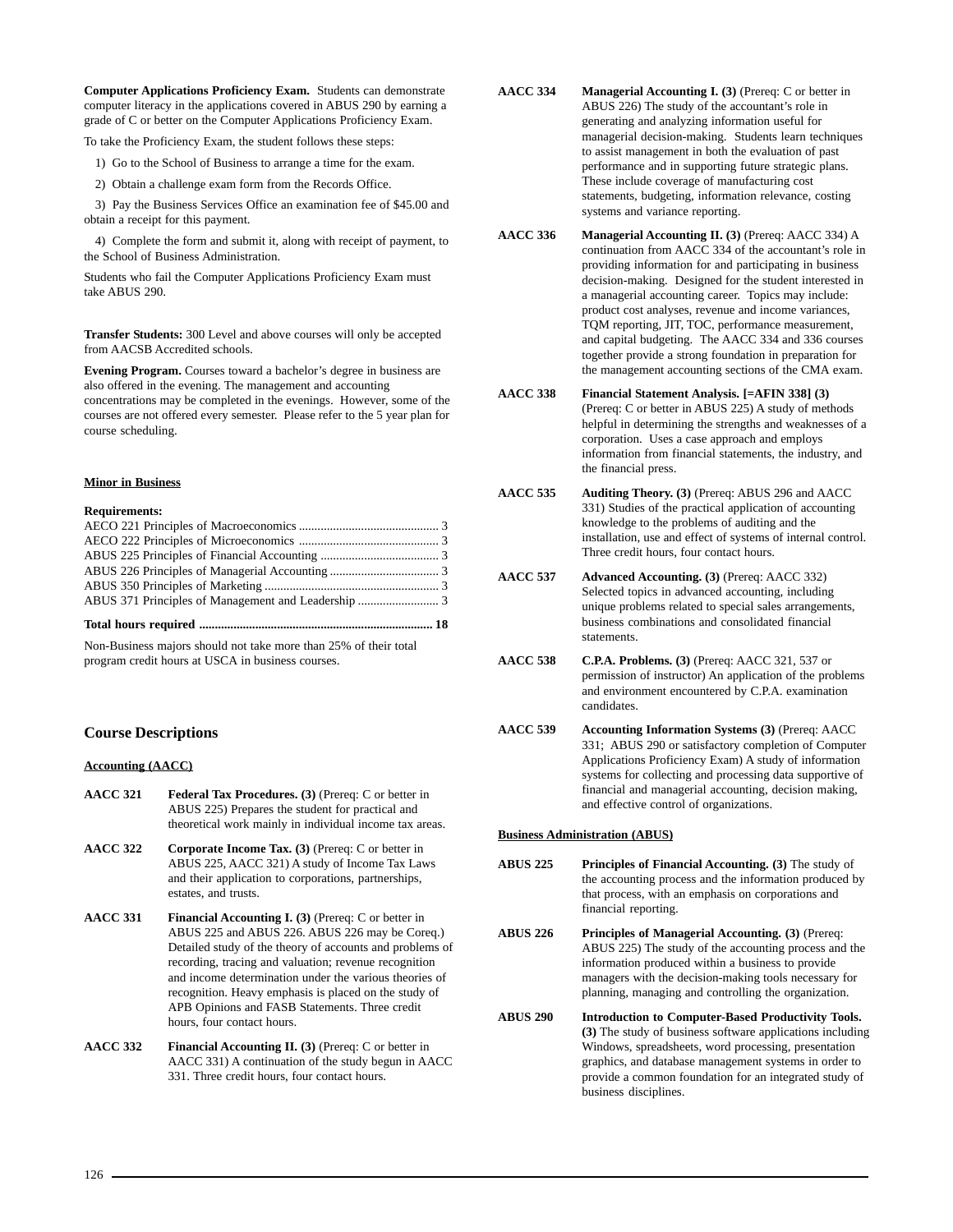**Computer Applications Proficiency Exam.** Students can demonstrate computer literacy in the applications covered in ABUS 290 by earning a grade of C or better on the Computer Applications Proficiency Exam.

To take the Proficiency Exam, the student follows these steps:

1) Go to the School of Business to arrange a time for the exam.

2) Obtain a challenge exam form from the Records Office.

3) Pay the Business Services Office an examination fee of $45.00 and obtain a receipt for this payment.

4) Complete the form and submit it, along with receipt of payment, to the School of Business Administration.

Students who fail the Computer Applications Proficiency Exam must take ABUS 290.

**Transfer Students:** 300 Level and above courses will only be accepted from AACSB Accredited schools.

**Evening Program.** Courses toward a bachelor's degree in business are also offered in the evening. The management and accounting concentrations may be completed in the evenings. However, some of the courses are not offered every semester. Please refer to the 5 year plan for course scheduling.

**Minor in Business**

**Requirements:**

| Course | Hours |
|---|---|
| AECO 221 Principles of Macroeconomics | 3 |
| AECO 222 Principles of Microeconomics | 3 |
| ABUS 225 Principles of Financial Accounting | 3 |
| ABUS 226 Principles of Managerial Accounting | 3 |
| ABUS 350 Principles of Marketing | 3 |
| ABUS 371 Principles of Management and Leadership | 3 |
| **Total hours required** | **18** |

Non-Business majors should not take more than 25% of their total program credit hours at USCA in business courses.

## Course Descriptions

### Accounting (AACC)

**AACC 321** **Federal Tax Procedures. (3)** (Prereq: C or better in ABUS 225) Prepares the student for practical and theoretical work mainly in individual income tax areas.

**AACC 322** **Corporate Income Tax. (3)** (Prereq: C or better in ABUS 225, AACC 321) A study of Income Tax Laws and their application to corporations, partnerships, estates, and trusts.

**AACC 331** **Financial Accounting I. (3)** (Prereq: C or better in ABUS 225 and ABUS 226. ABUS 226 may be Coreq.) Detailed study of the theory of accounts and problems of recording, tracing and valuation; revenue recognition and income determination under the various theories of recognition. Heavy emphasis is placed on the study of APB Opinions and FASB Statements. Three credit hours, four contact hours.

**AACC 332** **Financial Accounting II. (3)** (Prereq: C or better in AACC 331) A continuation of the study begun in AACC 331. Three credit hours, four contact hours.

**AACC 334** **Managerial Accounting I. (3)** (Prereq: C or better in ABUS 226) The study of the accountant's role in generating and analyzing information useful for managerial decision-making. Students learn techniques to assist management in both the evaluation of past performance and in supporting future strategic plans. These include coverage of manufacturing cost statements, budgeting, information relevance, costing systems and variance reporting.

**AACC 336** **Managerial Accounting II. (3)** (Prereq: AACC 334) A continuation from AACC 334 of the accountant's role in providing information for and participating in business decision-making. Designed for the student interested in a managerial accounting career. Topics may include: product cost analyses, revenue and income variances, TQM reporting, JIT, TOC, performance measurement, and capital budgeting. The AACC 334 and 336 courses together provide a strong foundation in preparation for the management accounting sections of the CMA exam.

**AACC 338** **Financial Statement Analysis. [=AFIN 338] (3)** (Prereq: C or better in ABUS 225) A study of methods helpful in determining the strengths and weaknesses of a corporation. Uses a case approach and employs information from financial statements, the industry, and the financial press.

**AACC 535** **Auditing Theory. (3)** (Prereq: ABUS 296 and AACC 331) Studies of the practical application of accounting knowledge to the problems of auditing and the installation, use and effect of systems of internal control. Three credit hours, four contact hours.

**AACC 537** **Advanced Accounting. (3)** (Prereq: AACC 332) Selected topics in advanced accounting, including unique problems related to special sales arrangements, business combinations and consolidated financial statements.

**AACC 538** **C.P.A. Problems. (3)** (Prereq: AACC 321, 537 or permission of instructor) An application of the problems and environment encountered by C.P.A. examination candidates.

**AACC 539** **Accounting Information Systems (3)** (Prereq: AACC 331; ABUS 290 or satisfactory completion of Computer Applications Proficiency Exam) A study of information systems for collecting and processing data supportive of financial and managerial accounting, decision making, and effective control of organizations.

### Business Administration (ABUS)

**ABUS 225** **Principles of Financial Accounting. (3)** The study of the accounting process and the information produced by that process, with an emphasis on corporations and financial reporting.

**ABUS 226** **Principles of Managerial Accounting. (3)** (Prereq: ABUS 225) The study of the accounting process and the information produced within a business to provide managers with the decision-making tools necessary for planning, managing and controlling the organization.

**ABUS 290** **Introduction to Computer-Based Productivity Tools. (3)** The study of business software applications including Windows, spreadsheets, word processing, presentation graphics, and database management systems in order to provide a common foundation for an integrated study of business disciplines.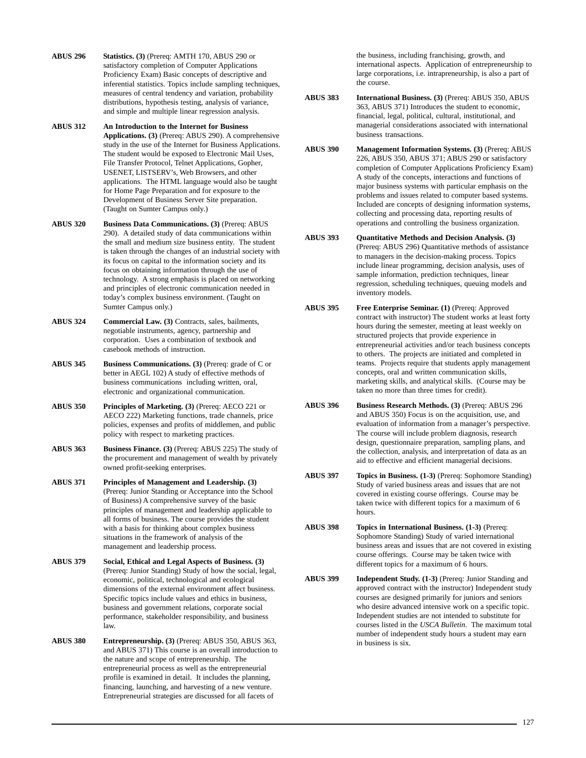**ABUS 296** **Statistics. (3)** (Prereq: AMTH 170, ABUS 290 or satisfactory completion of Computer Applications Proficiency Exam) Basic concepts of descriptive and inferential statistics. Topics include sampling techniques, measures of central tendency and variation, probability distributions, hypothesis testing, analysis of variance, and simple and multiple linear regression analysis.

**ABUS 312** **An Introduction to the Internet for Business Applications. (3)** (Prereq: ABUS 290). A comprehensive study in the use of the Internet for Business Applications. The student would be exposed to Electronic Mail Uses, File Transfer Protocol, Telnet Applications, Gopher, USENET, LISTSERV's, Web Browsers, and other applications. The HTML language would also be taught for Home Page Preparation and for exposure to the Development of Business Server Site preparation. (Taught on Sumter Campus only.)

**ABUS 320** **Business Data Communications. (3)** (Prereq: ABUS 290). A detailed study of data communications within the small and medium size business entity. The student is taken through the changes of an industrial society with its focus on capital to the information society and its focus on obtaining information through the use of technology. A strong emphasis is placed on networking and principles of electronic communication needed in today's complex business environment. (Taught on Sumter Campus only.)

**ABUS 324** **Commercial Law. (3)** Contracts, sales, bailments, negotiable instruments, agency, partnership and corporation. Uses a combination of textbook and casebook methods of instruction.

**ABUS 345** **Business Communications. (3)** (Prereq: grade of C or better in AEGL 102) A study of effective methods of business communications including written, oral, electronic and organizational communication.

**ABUS 350** **Principles of Marketing. (3)** (Prereq: AECO 221 or AECO 222) Marketing functions, trade channels, price policies, expenses and profits of middlemen, and public policy with respect to marketing practices.

**ABUS 363** **Business Finance. (3)** (Prereq: ABUS 225) The study of the procurement and management of wealth by privately owned profit-seeking enterprises.

**ABUS 371** **Principles of Management and Leadership. (3)** (Prereq: Junior Standing or Acceptance into the School of Business) A comprehensive survey of the basic principles of management and leadership applicable to all forms of business. The course provides the student with a basis for thinking about complex business situations in the framework of analysis of the management and leadership process.

**ABUS 379** **Social, Ethical and Legal Aspects of Business. (3)** (Prereq: Junior Standing) Study of how the social, legal, economic, political, technological and ecological dimensions of the external environment affect business. Specific topics include values and ethics in business, business and government relations, corporate social performance, stakeholder responsibility, and business law.

**ABUS 380** **Entrepreneurship. (3)** (Prereq: ABUS 350, ABUS 363, and ABUS 371) This course is an overall introduction to the nature and scope of entrepreneurship. The entrepreneurial process as well as the entrepreneurial profile is examined in detail. It includes the planning, financing, launching, and harvesting of a new venture. Entrepreneurial strategies are discussed for all facets of the business, including franchising, growth, and international aspects. Application of entrepreneurship to large corporations, i.e. intrapreneurship, is also a part of the course.

**ABUS 383** **International Business. (3)** (Prereq: ABUS 350, ABUS 363, ABUS 371) Introduces the student to economic, financial, legal, political, cultural, institutional, and managerial considerations associated with international business transactions.

**ABUS 390** **Management Information Systems. (3)** (Prereq: ABUS 226, ABUS 350, ABUS 371; ABUS 290 or satisfactory completion of Computer Applications Proficiency Exam) A study of the concepts, interactions and functions of major business systems with particular emphasis on the problems and issues related to computer based systems. Included are concepts of designing information systems, collecting and processing data, reporting results of operations and controlling the business organization.

**ABUS 393** **Quantitative Methods and Decision Analysis. (3)** (Prereq: ABUS 296) Quantitative methods of assistance to managers in the decision-making process. Topics include linear programming, decision analysis, uses of sample information, prediction techniques, linear regression, scheduling techniques, queuing models and inventory models.

**ABUS 395** **Free Enterprise Seminar. (1)** (Prereq: Approved contract with instructor) The student works at least forty hours during the semester, meeting at least weekly on structured projects that provide experience in entrepreneurial activities and/or teach business concepts to others. The projects are initiated and completed in teams. Projects require that students apply management concepts, oral and written communication skills, marketing skills, and analytical skills. (Course may be taken no more than three times for credit).

**ABUS 396** **Business Research Methods. (3)** (Prereq: ABUS 296 and ABUS 350) Focus is on the acquisition, use, and evaluation of information from a manager's perspective. The course will include problem diagnosis, research design, questionnaire preparation, sampling plans, and the collection, analysis, and interpretation of data as an aid to effective and efficient managerial decisions.

**ABUS 397** **Topics in Business. (1-3)** (Prereq: Sophomore Standing) Study of varied business areas and issues that are not covered in existing course offerings. Course may be taken twice with different topics for a maximum of 6 hours.

**ABUS 398** **Topics in International Business. (1-3)** (Prereq: Sophomore Standing) Study of varied international business areas and issues that are not covered in existing course offerings. Course may be taken twice with different topics for a maximum of 6 hours.

**ABUS 399** **Independent Study. (1-3)** (Prereq: Junior Standing and approved contract with the instructor) Independent study courses are designed primarily for juniors and seniors who desire advanced intensive work on a specific topic. Independent studies are not intended to substitute for courses listed in the *USCA Bulletin*. The maximum total number of independent study hours a student may earn in business is six.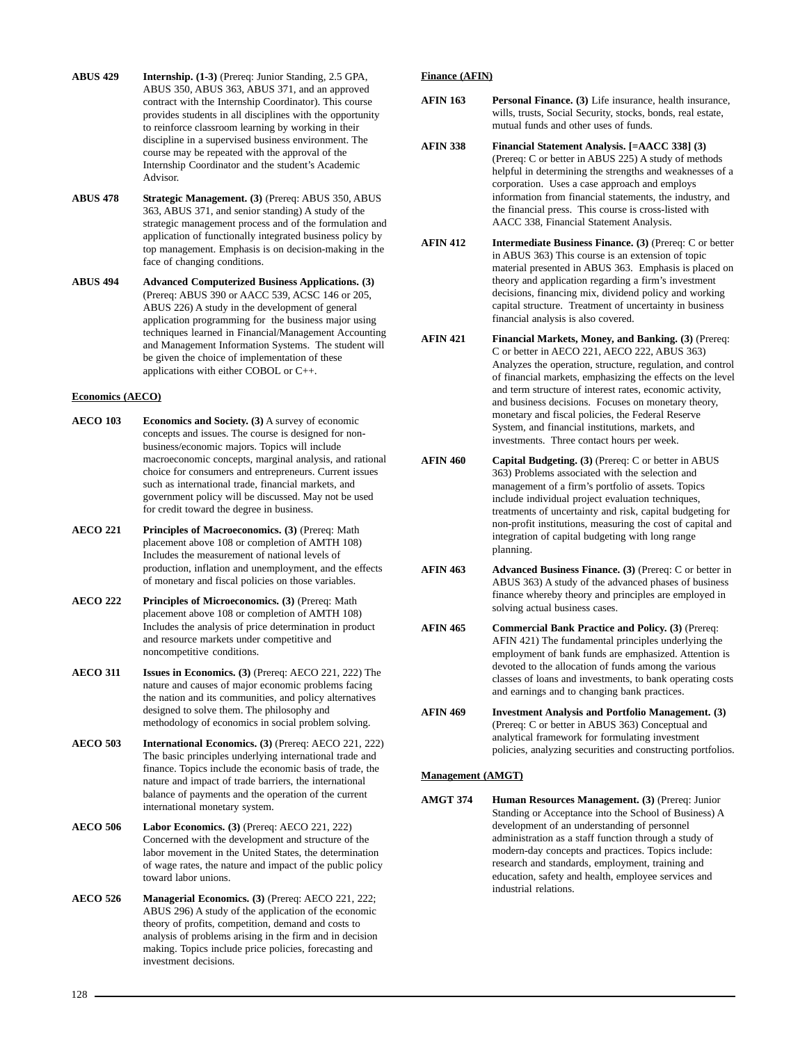**ABUS 429** **Internship. (1-3)** (Prereq: Junior Standing, 2.5 GPA, ABUS 350, ABUS 363, ABUS 371, and an approved contract with the Internship Coordinator). This course provides students in all disciplines with the opportunity to reinforce classroom learning by working in their discipline in a supervised business environment. The course may be repeated with the approval of the Internship Coordinator and the student's Academic Advisor.

**ABUS 478** **Strategic Management. (3)** (Prereq: ABUS 350, ABUS 363, ABUS 371, and senior standing) A study of the strategic management process and of the formulation and application of functionally integrated business policy by top management. Emphasis is on decision-making in the face of changing conditions.

**ABUS 494** **Advanced Computerized Business Applications. (3)** (Prereq: ABUS 390 or AACC 539, ACSC 146 or 205, ABUS 226) A study in the development of general application programming for the business major using techniques learned in Financial/Management Accounting and Management Information Systems. The student will be given the choice of implementation of these applications with either COBOL or C++.

## Economics (AECO)

**AECO 103** **Economics and Society. (3)** A survey of economic concepts and issues. The course is designed for non-business/economic majors. Topics will include macroeconomic concepts, marginal analysis, and rational choice for consumers and entrepreneurs. Current issues such as international trade, financial markets, and government policy will be discussed. May not be used for credit toward the degree in business.

**AECO 221** **Principles of Macroeconomics. (3)** (Prereq: Math placement above 108 or completion of AMTH 108) Includes the measurement of national levels of production, inflation and unemployment, and the effects of monetary and fiscal policies on those variables.

**AECO 222** **Principles of Microeconomics. (3)** (Prereq: Math placement above 108 or completion of AMTH 108) Includes the analysis of price determination in product and resource markets under competitive and noncompetitive conditions.

**AECO 311** **Issues in Economics. (3)** (Prereq: AECO 221, 222) The nature and causes of major economic problems facing the nation and its communities, and policy alternatives designed to solve them. The philosophy and methodology of economics in social problem solving.

**AECO 503** **International Economics. (3)** (Prereq: AECO 221, 222) The basic principles underlying international trade and finance. Topics include the economic basis of trade, the nature and impact of trade barriers, the international balance of payments and the operation of the current international monetary system.

**AECO 506** **Labor Economics. (3)** (Prereq: AECO 221, 222) Concerned with the development and structure of the labor movement in the United States, the determination of wage rates, the nature and impact of the public policy toward labor unions.

**AECO 526** **Managerial Economics. (3)** (Prereq: AECO 221, 222; ABUS 296) A study of the application of the economic theory of profits, competition, demand and costs to analysis of problems arising in the firm and in decision making. Topics include price policies, forecasting and investment decisions.

## Finance (AFIN)

**AFIN 163** **Personal Finance. (3)** Life insurance, health insurance, wills, trusts, Social Security, stocks, bonds, real estate, mutual funds and other uses of funds.

**AFIN 338** **Financial Statement Analysis. [=AACC 338] (3)** (Prereq: C or better in ABUS 225) A study of methods helpful in determining the strengths and weaknesses of a corporation. Uses a case approach and employs information from financial statements, the industry, and the financial press. This course is cross-listed with AACC 338, Financial Statement Analysis.

**AFIN 412** **Intermediate Business Finance. (3)** (Prereq: C or better in ABUS 363) This course is an extension of topic material presented in ABUS 363. Emphasis is placed on theory and application regarding a firm's investment decisions, financing mix, dividend policy and working capital structure. Treatment of uncertainty in business financial analysis is also covered.

**AFIN 421** **Financial Markets, Money, and Banking. (3)** (Prereq: C or better in AECO 221, AECO 222, ABUS 363) Analyzes the operation, structure, regulation, and control of financial markets, emphasizing the effects on the level and term structure of interest rates, economic activity, and business decisions. Focuses on monetary theory, monetary and fiscal policies, the Federal Reserve System, and financial institutions, markets, and investments. Three contact hours per week.

**AFIN 460** **Capital Budgeting. (3)** (Prereq: C or better in ABUS 363) Problems associated with the selection and management of a firm's portfolio of assets. Topics include individual project evaluation techniques, treatments of uncertainty and risk, capital budgeting for non-profit institutions, measuring the cost of capital and integration of capital budgeting with long range planning.

**AFIN 463** **Advanced Business Finance. (3)** (Prereq: C or better in ABUS 363) A study of the advanced phases of business finance whereby theory and principles are employed in solving actual business cases.

**AFIN 465** **Commercial Bank Practice and Policy. (3)** (Prereq: AFIN 421) The fundamental principles underlying the employment of bank funds are emphasized. Attention is devoted to the allocation of funds among the various classes of loans and investments, to bank operating costs and earnings and to changing bank practices.

**AFIN 469** **Investment Analysis and Portfolio Management. (3)** (Prereq: C or better in ABUS 363) Conceptual and analytical framework for formulating investment policies, analyzing securities and constructing portfolios.

## Management (AMGT)

**AMGT 374** **Human Resources Management. (3)** (Prereq: Junior Standing or Acceptance into the School of Business) A development of an understanding of personnel administration as a staff function through a study of modern-day concepts and practices. Topics include: research and standards, employment, training and education, safety and health, employee services and industrial relations.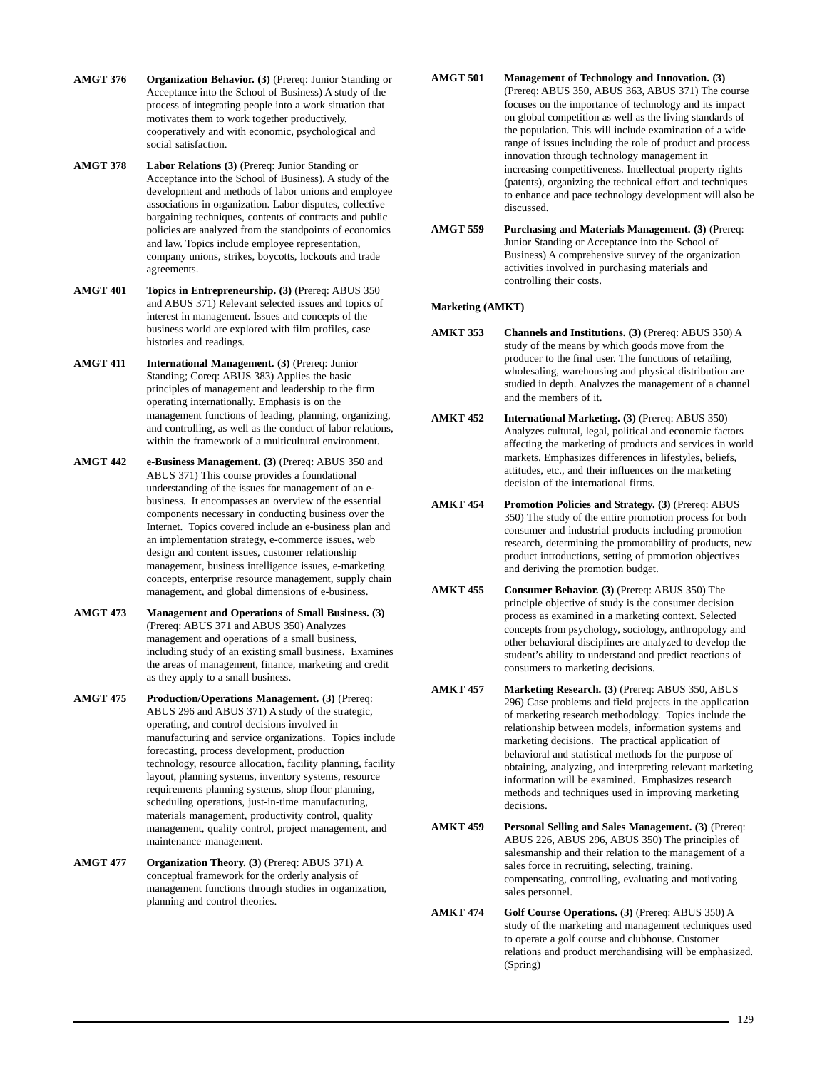**AMGT 376** **Organization Behavior. (3)** (Prereq: Junior Standing or Acceptance into the School of Business) A study of the process of integrating people into a work situation that motivates them to work together productively, cooperatively and with economic, psychological and social satisfaction.

**AMGT 378** **Labor Relations (3)** (Prereq: Junior Standing or Acceptance into the School of Business). A study of the development and methods of labor unions and employee associations in organization. Labor disputes, collective bargaining techniques, contents of contracts and public policies are analyzed from the standpoints of economics and law. Topics include employee representation, company unions, strikes, boycotts, lockouts and trade agreements.

**AMGT 401** **Topics in Entrepreneurship. (3)** (Prereq: ABUS 350 and ABUS 371) Relevant selected issues and topics of interest in management. Issues and concepts of the business world are explored with film profiles, case histories and readings.

**AMGT 411** **International Management. (3)** (Prereq: Junior Standing; Coreq: ABUS 383) Applies the basic principles of management and leadership to the firm operating internationally. Emphasis is on the management functions of leading, planning, organizing, and controlling, as well as the conduct of labor relations, within the framework of a multicultural environment.

**AMGT 442** **e-Business Management. (3)** (Prereq: ABUS 350 and ABUS 371) This course provides a foundational understanding of the issues for management of an e-business. It encompasses an overview of the essential components necessary in conducting business over the Internet. Topics covered include an e-business plan and an implementation strategy, e-commerce issues, web design and content issues, customer relationship management, business intelligence issues, e-marketing concepts, enterprise resource management, supply chain management, and global dimensions of e-business.

**AMGT 473** **Management and Operations of Small Business. (3)** (Prereq: ABUS 371 and ABUS 350) Analyzes management and operations of a small business, including study of an existing small business. Examines the areas of management, finance, marketing and credit as they apply to a small business.

**AMGT 475** **Production/Operations Management. (3)** (Prereq: ABUS 296 and ABUS 371) A study of the strategic, operating, and control decisions involved in manufacturing and service organizations. Topics include forecasting, process development, production technology, resource allocation, facility planning, facility layout, planning systems, inventory systems, resource requirements planning systems, shop floor planning, scheduling operations, just-in-time manufacturing, materials management, productivity control, quality management, quality control, project management, and maintenance management.

**AMGT 477** **Organization Theory. (3)** (Prereq: ABUS 371) A conceptual framework for the orderly analysis of management functions through studies in organization, planning and control theories.

**AMGT 501** **Management of Technology and Innovation. (3)** (Prereq: ABUS 350, ABUS 363, ABUS 371) The course focuses on the importance of technology and its impact on global competition as well as the living standards of the population. This will include examination of a wide range of issues including the role of product and process innovation through technology management in increasing competitiveness. Intellectual property rights (patents), organizing the technical effort and techniques to enhance and pace technology development will also be discussed.

**AMGT 559** **Purchasing and Materials Management. (3)** (Prereq: Junior Standing or Acceptance into the School of Business) A comprehensive survey of the organization activities involved in purchasing materials and controlling their costs.

**Marketing (AMKT)**

**AMKT 353** **Channels and Institutions. (3)** (Prereq: ABUS 350) A study of the means by which goods move from the producer to the final user. The functions of retailing, wholesaling, warehousing and physical distribution are studied in depth. Analyzes the management of a channel and the members of it.

**AMKT 452** **International Marketing. (3)** (Prereq: ABUS 350) Analyzes cultural, legal, political and economic factors affecting the marketing of products and services in world markets. Emphasizes differences in lifestyles, beliefs, attitudes, etc., and their influences on the marketing decision of the international firms.

**AMKT 454** **Promotion Policies and Strategy. (3)** (Prereq: ABUS 350) The study of the entire promotion process for both consumer and industrial products including promotion research, determining the promotability of products, new product introductions, setting of promotion objectives and deriving the promotion budget.

**AMKT 455** **Consumer Behavior. (3)** (Prereq: ABUS 350) The principle objective of study is the consumer decision process as examined in a marketing context. Selected concepts from psychology, sociology, anthropology and other behavioral disciplines are analyzed to develop the student's ability to understand and predict reactions of consumers to marketing decisions.

**AMKT 457** **Marketing Research. (3)** (Prereq: ABUS 350, ABUS 296) Case problems and field projects in the application of marketing research methodology. Topics include the relationship between models, information systems and marketing decisions. The practical application of behavioral and statistical methods for the purpose of obtaining, analyzing, and interpreting relevant marketing information will be examined. Emphasizes research methods and techniques used in improving marketing decisions.

**AMKT 459** **Personal Selling and Sales Management. (3)** (Prereq: ABUS 226, ABUS 296, ABUS 350) The principles of salesmanship and their relation to the management of a sales force in recruiting, selecting, training, compensating, controlling, evaluating and motivating sales personnel.

**AMKT 474** **Golf Course Operations. (3)** (Prereq: ABUS 350) A study of the marketing and management techniques used to operate a golf course and clubhouse. Customer relations and product merchandising will be emphasized. (Spring)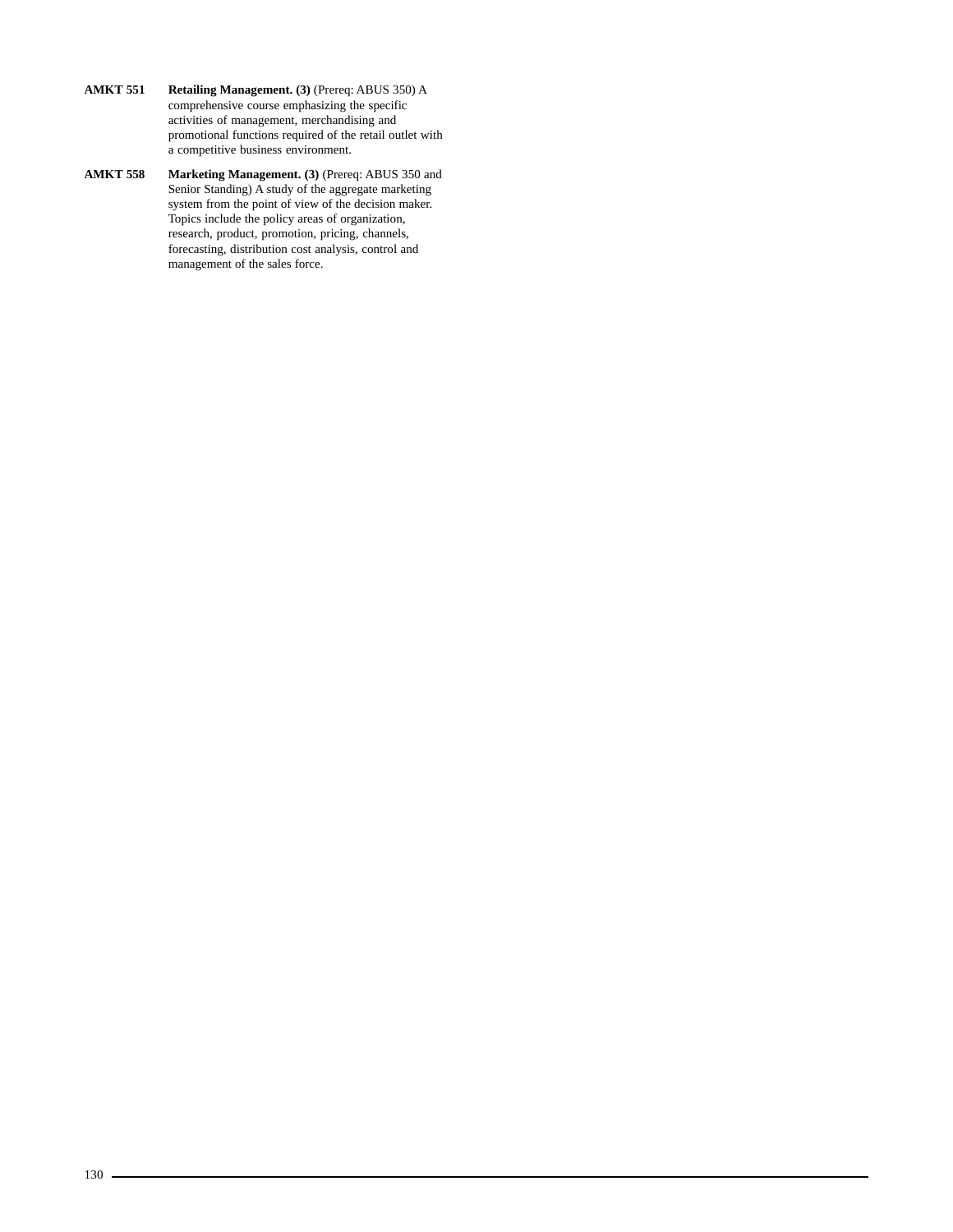**AMKT 551** **Retailing Management. (3)** (Prereq: ABUS 350) A comprehensive course emphasizing the specific activities of management, merchandising and promotional functions required of the retail outlet with a competitive business environment.

**AMKT 558** **Marketing Management. (3)** (Prereq: ABUS 350 and Senior Standing) A study of the aggregate marketing system from the point of view of the decision maker. Topics include the policy areas of organization, research, product, promotion, pricing, channels, forecasting, distribution cost analysis, control and management of the sales force.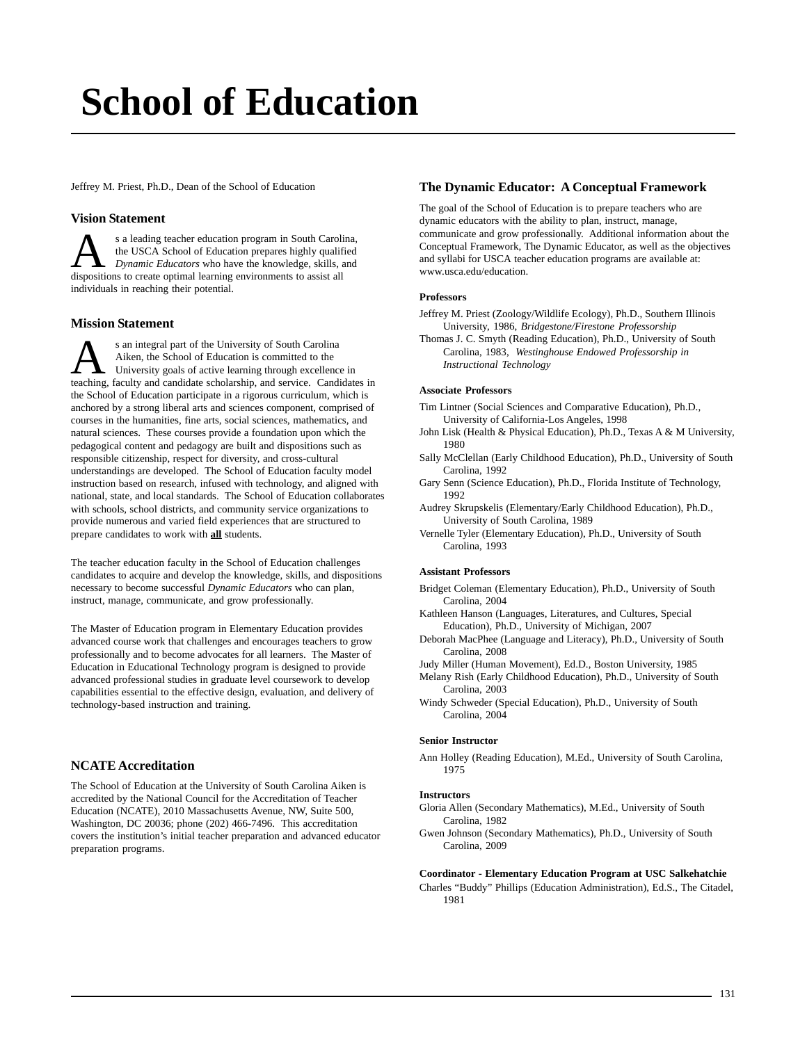// School of Education

Jeffrey M. Priest, Ph.D., Dean of the School of Education

## Vision Statement

As a leading teacher education program in South Carolina, the USCA School of Education prepares highly qualified *Dynamic Educators* who have the knowledge, skills, and dispositions to create optimal learning environments to assist all individuals in reaching their potential.

## Mission Statement

As an integral part of the University of South Carolina Aiken, the School of Education is committed to the University goals of active learning through excellence in teaching, faculty and candidate scholarship, and service. Candidates in the School of Education participate in a rigorous curriculum, which is anchored by a strong liberal arts and sciences component, comprised of courses in the humanities, fine arts, social sciences, mathematics, and natural sciences. These courses provide a foundation upon which the pedagogical content and pedagogy are built and dispositions such as responsible citizenship, respect for diversity, and cross-cultural understandings are developed. The School of Education faculty model instruction based on research, infused with technology, and aligned with national, state, and local standards. The School of Education collaborates with schools, school districts, and community service organizations to provide numerous and varied field experiences that are structured to prepare candidates to work with **all** students.

The teacher education faculty in the School of Education challenges candidates to acquire and develop the knowledge, skills, and dispositions necessary to become successful *Dynamic Educators* who can plan, instruct, manage, communicate, and grow professionally.

The Master of Education program in Elementary Education provides advanced course work that challenges and encourages teachers to grow professionally and to become advocates for all learners. The Master of Education in Educational Technology program is designed to provide advanced professional studies in graduate level coursework to develop capabilities essential to the effective design, evaluation, and delivery of technology-based instruction and training.

## NCATE Accreditation

The School of Education at the University of South Carolina Aiken is accredited by the National Council for the Accreditation of Teacher Education (NCATE), 2010 Massachusetts Avenue, NW, Suite 500, Washington, DC 20036; phone (202) 466-7496. This accreditation covers the institution's initial teacher preparation and advanced educator preparation programs.

## The Dynamic Educator: A Conceptual Framework

The goal of the School of Education is to prepare teachers who are dynamic educators with the ability to plan, instruct, manage, communicate and grow professionally. Additional information about the Conceptual Framework, The Dynamic Educator, as well as the objectives and syllabi for USCA teacher education programs are available at: www.usca.edu/education.

#### Professors

Jeffrey M. Priest (Zoology/Wildlife Ecology), Ph.D., Southern Illinois University, 1986, *Bridgestone/Firestone Professorship*

Thomas J. C. Smyth (Reading Education), Ph.D., University of South Carolina, 1983, *Westinghouse Endowed Professorship in Instructional Technology*

#### Associate Professors

Tim Lintner (Social Sciences and Comparative Education), Ph.D., University of California-Los Angeles, 1998

John Lisk (Health & Physical Education), Ph.D., Texas A & M University, 1980

Sally McClellan (Early Childhood Education), Ph.D., University of South Carolina, 1992

Gary Senn (Science Education), Ph.D., Florida Institute of Technology, 1992

Audrey Skrupskelis (Elementary/Early Childhood Education), Ph.D., University of South Carolina, 1989

Vernelle Tyler (Elementary Education), Ph.D., University of South Carolina, 1993

#### Assistant Professors

Bridget Coleman (Elementary Education), Ph.D., University of South Carolina, 2004

Kathleen Hanson (Languages, Literatures, and Cultures, Special Education), Ph.D., University of Michigan, 2007

Deborah MacPhee (Language and Literacy), Ph.D., University of South Carolina, 2008

Judy Miller (Human Movement), Ed.D., Boston University, 1985

Melany Rish (Early Childhood Education), Ph.D., University of South Carolina, 2003

Windy Schweder (Special Education), Ph.D., University of South Carolina, 2004

#### Senior Instructor

Ann Holley (Reading Education), M.Ed., University of South Carolina, 1975

#### Instructors

Gloria Allen (Secondary Mathematics), M.Ed., University of South Carolina, 1982

Gwen Johnson (Secondary Mathematics), Ph.D., University of South Carolina, 2009

#### Coordinator - Elementary Education Program at USC Salkehatchie

Charles "Buddy" Phillips (Education Administration), Ed.S., The Citadel, 1981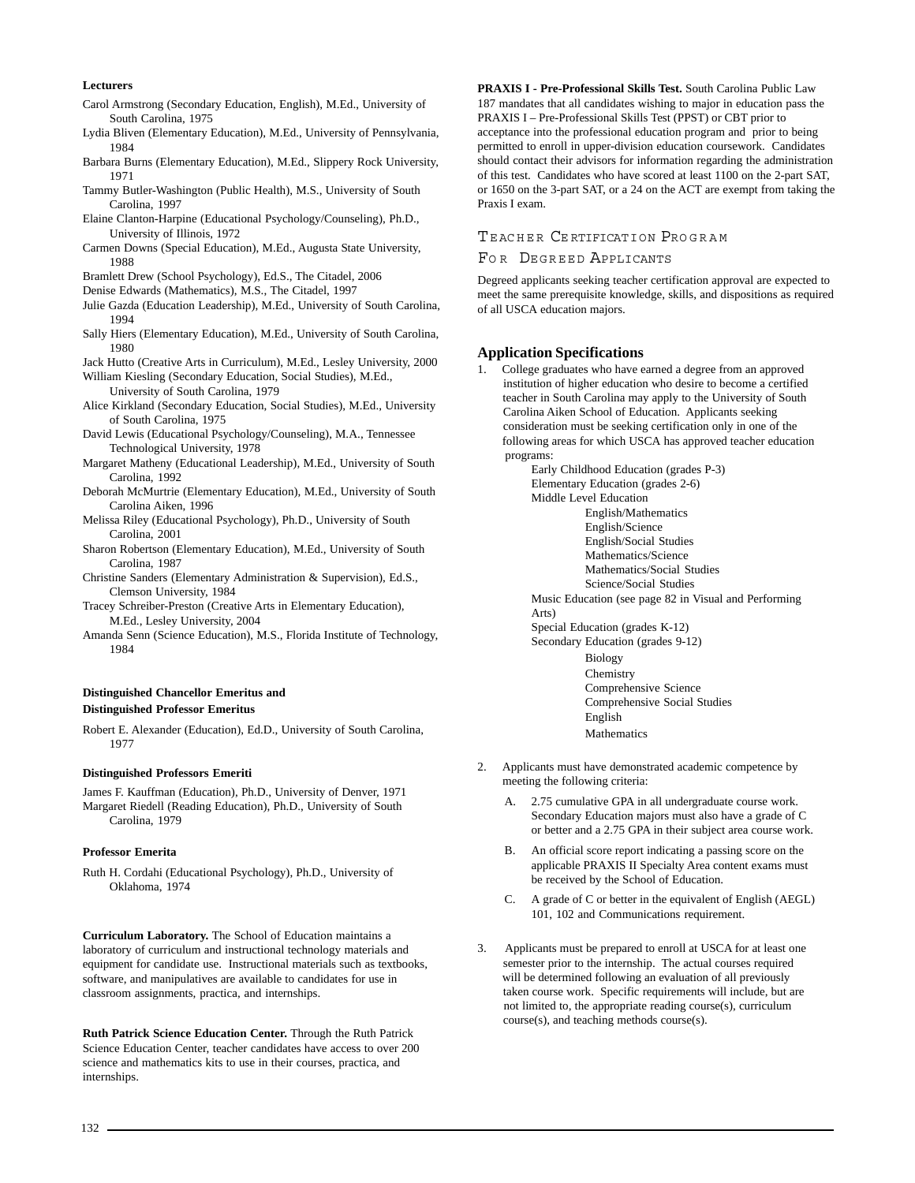**Lecturers**

Carol Armstrong (Secondary Education, English), M.Ed., University of South Carolina, 1975

Lydia Bliven (Elementary Education), M.Ed., University of Pennsylvania, 1984

Barbara Burns (Elementary Education), M.Ed., Slippery Rock University, 1971

Tammy Butler-Washington (Public Health), M.S., University of South Carolina, 1997

Elaine Clanton-Harpine (Educational Psychology/Counseling), Ph.D., University of Illinois, 1972

Carmen Downs (Special Education), M.Ed., Augusta State University, 1988

Bramlett Drew (School Psychology), Ed.S., The Citadel, 2006

Denise Edwards (Mathematics), M.S., The Citadel, 1997

Julie Gazda (Education Leadership), M.Ed., University of South Carolina, 1994

Sally Hiers (Elementary Education), M.Ed., University of South Carolina, 1980

Jack Hutto (Creative Arts in Curriculum), M.Ed., Lesley University, 2000

William Kiesling (Secondary Education, Social Studies), M.Ed., University of South Carolina, 1979

Alice Kirkland (Secondary Education, Social Studies), M.Ed., University of South Carolina, 1975

David Lewis (Educational Psychology/Counseling), M.A., Tennessee Technological University, 1978

Margaret Matheny (Educational Leadership), M.Ed., University of South Carolina, 1992

Deborah McMurtrie (Elementary Education), M.Ed., University of South Carolina Aiken, 1996

Melissa Riley (Educational Psychology), Ph.D., University of South Carolina, 2001

Sharon Robertson (Elementary Education), M.Ed., University of South Carolina, 1987

Christine Sanders (Elementary Administration & Supervision), Ed.S., Clemson University, 1984

Tracey Schreiber-Preston (Creative Arts in Elementary Education), M.Ed., Lesley University, 2004

Amanda Senn (Science Education), M.S., Florida Institute of Technology, 1984

**Distinguished Chancellor Emeritus and Distinguished Professor Emeritus**

Robert E. Alexander (Education), Ed.D., University of South Carolina, 1977

**Distinguished Professors Emeriti**

James F. Kauffman (Education), Ph.D., University of Denver, 1971

Margaret Riedell (Reading Education), Ph.D., University of South Carolina, 1979

**Professor Emerita**

Ruth H. Cordahi (Educational Psychology), Ph.D., University of Oklahoma, 1974

**Curriculum Laboratory.** The School of Education maintains a laboratory of curriculum and instructional technology materials and equipment for candidate use. Instructional materials such as textbooks, software, and manipulatives are available to candidates for use in classroom assignments, practica, and internships.

**Ruth Patrick Science Education Center.** Through the Ruth Patrick Science Education Center, teacher candidates have access to over 200 science and mathematics kits to use in their courses, practica, and internships.

**PRAXIS I - Pre-Professional Skills Test.** South Carolina Public Law 187 mandates that all candidates wishing to major in education pass the PRAXIS I – Pre-Professional Skills Test (PPST) or CBT prior to acceptance into the professional education program and prior to being permitted to enroll in upper-division education coursework. Candidates should contact their advisors for information regarding the administration of this test. Candidates who have scored at least 1100 on the 2-part SAT, or 1650 on the 3-part SAT, or a 24 on the ACT are exempt from taking the Praxis I exam.

## Teacher Certification Program For Degreed Applicants

Degreed applicants seeking teacher certification approval are expected to meet the same prerequisite knowledge, skills, and dispositions as required of all USCA education majors.

### Application Specifications

1. College graduates who have earned a degree from an approved institution of higher education who desire to become a certified teacher in South Carolina may apply to the University of South Carolina Aiken School of Education. Applicants seeking consideration must be seeking certification only in one of the following areas for which USCA has approved teacher education programs:
   - Early Childhood Education (grades P-3)
   - Elementary Education (grades 2-6)
   - Middle Level Education
     - English/Mathematics
     - English/Science
     - English/Social Studies
     - Mathematics/Science
     - Mathematics/Social Studies
     - Science/Social Studies
   - Music Education (see page 82 in Visual and Performing Arts)
   - Special Education (grades K-12)
   - Secondary Education (grades 9-12)
     - Biology
     - Chemistry
     - Comprehensive Science
     - Comprehensive Social Studies
     - English
     - Mathematics

2. Applicants must have demonstrated academic competence by meeting the following criteria:
   - A. 2.75 cumulative GPA in all undergraduate course work. Secondary Education majors must also have a grade of C or better and a 2.75 GPA in their subject area course work.
   - B. An official score report indicating a passing score on the applicable PRAXIS II Specialty Area content exams must be received by the School of Education.
   - C. A grade of C or better in the equivalent of English (AEGL) 101, 102 and Communications requirement.

3. Applicants must be prepared to enroll at USCA for at least one semester prior to the internship. The actual courses required will be determined following an evaluation of all previously taken course work. Specific requirements will include, but are not limited to, the appropriate reading course(s), curriculum course(s), and teaching methods course(s).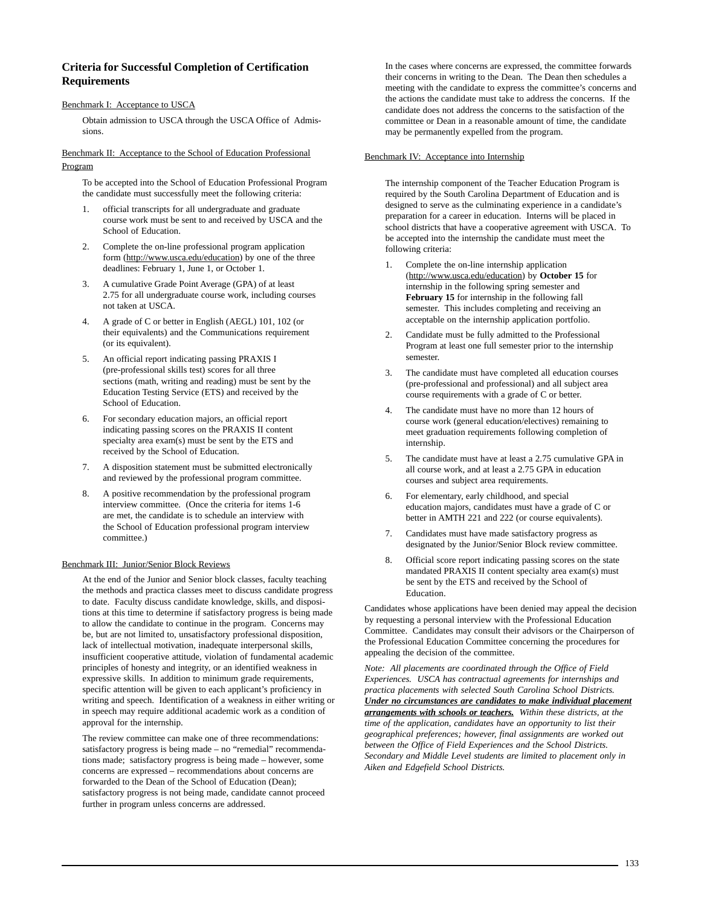## Criteria for Successful Completion of Certification Requirements

Benchmark I: Acceptance to USCA

Obtain admission to USCA through the USCA Office of Admissions.

Benchmark II: Acceptance to the School of Education Professional Program

To be accepted into the School of Education Professional Program the candidate must successfully meet the following criteria:

1. official transcripts for all undergraduate and graduate course work must be sent to and received by USCA and the School of Education.
2. Complete the on-line professional program application form (http://www.usca.edu/education) by one of the three deadlines: February 1, June 1, or October 1.
3. A cumulative Grade Point Average (GPA) of at least 2.75 for all undergraduate course work, including courses not taken at USCA.
4. A grade of C or better in English (AEGL) 101, 102 (or their equivalents) and the Communications requirement (or its equivalent).
5. An official report indicating passing PRAXIS I (pre-professional skills test) scores for all three sections (math, writing and reading) must be sent by the Education Testing Service (ETS) and received by the School of Education.
6. For secondary education majors, an official report indicating passing scores on the PRAXIS II content specialty area exam(s) must be sent by the ETS and received by the School of Education.
7. A disposition statement must be submitted electronically and reviewed by the professional program committee.
8. A positive recommendation by the professional program interview committee. (Once the criteria for items 1-6 are met, the candidate is to schedule an interview with the School of Education professional program interview committee.)

Benchmark III: Junior/Senior Block Reviews

At the end of the Junior and Senior block classes, faculty teaching the methods and practica classes meet to discuss candidate progress to date. Faculty discuss candidate knowledge, skills, and dispositions at this time to determine if satisfactory progress is being made to allow the candidate to continue in the program. Concerns may be, but are not limited to, unsatisfactory professional disposition, lack of intellectual motivation, inadequate interpersonal skills, insufficient cooperative attitude, violation of fundamental academic principles of honesty and integrity, or an identified weakness in expressive skills. In addition to minimum grade requirements, specific attention will be given to each applicant's proficiency in writing and speech. Identification of a weakness in either writing or in speech may require additional academic work as a condition of approval for the internship.

The review committee can make one of three recommendations: satisfactory progress is being made – no "remedial" recommendations made; satisfactory progress is being made – however, some concerns are expressed – recommendations about concerns are forwarded to the Dean of the School of Education (Dean); satisfactory progress is not being made, candidate cannot proceed further in program unless concerns are addressed.

In the cases where concerns are expressed, the committee forwards their concerns in writing to the Dean. The Dean then schedules a meeting with the candidate to express the committee's concerns and the actions the candidate must take to address the concerns. If the candidate does not address the concerns to the satisfaction of the committee or Dean in a reasonable amount of time, the candidate may be permanently expelled from the program.

Benchmark IV: Acceptance into Internship

The internship component of the Teacher Education Program is required by the South Carolina Department of Education and is designed to serve as the culminating experience in a candidate's preparation for a career in education. Interns will be placed in school districts that have a cooperative agreement with USCA. To be accepted into the internship the candidate must meet the following criteria:

1. Complete the on-line internship application (http://www.usca.edu/education) by **October 15** for internship in the following spring semester and **February 15** for internship in the following fall semester. This includes completing and receiving an acceptable on the internship application portfolio.
2. Candidate must be fully admitted to the Professional Program at least one full semester prior to the internship semester.
3. The candidate must have completed all education courses (pre-professional and professional) and all subject area course requirements with a grade of C or better.
4. The candidate must have no more than 12 hours of course work (general education/electives) remaining to meet graduation requirements following completion of internship.
5. The candidate must have at least a 2.75 cumulative GPA in all course work, and at least a 2.75 GPA in education courses and subject area requirements.
6. For elementary, early childhood, and special education majors, candidates must have a grade of C or better in AMTH 221 and 222 (or course equivalents).
7. Candidates must have made satisfactory progress as designated by the Junior/Senior Block review committee.
8. Official score report indicating passing scores on the state mandated PRAXIS II content specialty area exam(s) must be sent by the ETS and received by the School of Education.

Candidates whose applications have been denied may appeal the decision by requesting a personal interview with the Professional Education Committee. Candidates may consult their advisors or the Chairperson of the Professional Education Committee concerning the procedures for appealing the decision of the committee.

*Note: All placements are coordinated through the Office of Field Experiences. USCA has contractual agreements for internships and practica placements with selected South Carolina School Districts.* ***Under no circumstances are candidates to make individual placement arrangements with schools or teachers.*** *Within these districts, at the time of the application, candidates have an opportunity to list their geographical preferences; however, final assignments are worked out between the Office of Field Experiences and the School Districts. Secondary and Middle Level students are limited to placement only in Aiken and Edgefield School Districts.*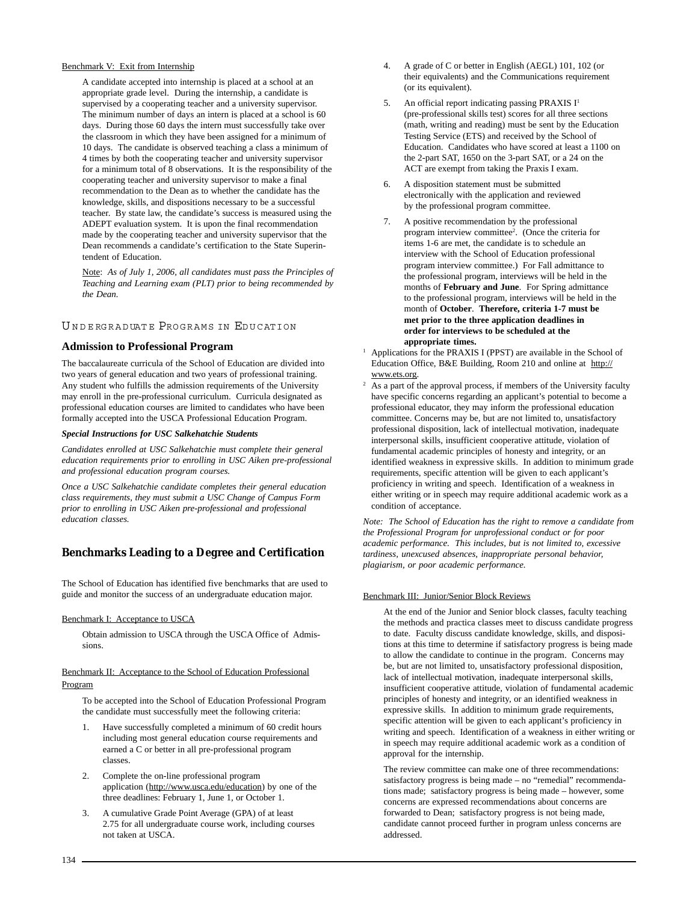Benchmark V: Exit from Internship

A candidate accepted into internship is placed at a school at an appropriate grade level. During the internship, a candidate is supervised by a cooperating teacher and a university supervisor. The minimum number of days an intern is placed at a school is 60 days. During those 60 days the intern must successfully take over the classroom in which they have been assigned for a minimum of 10 days. The candidate is observed teaching a class a minimum of 4 times by both the cooperating teacher and university supervisor for a minimum total of 8 observations. It is the responsibility of the cooperating teacher and university supervisor to make a final recommendation to the Dean as to whether the candidate has the knowledge, skills, and dispositions necessary to be a successful teacher. By state law, the candidate's success is measured using the ADEPT evaluation system. It is upon the final recommendation made by the cooperating teacher and university supervisor that the Dean recommends a candidate's certification to the State Superintendent of Education.

Note: *As of July 1, 2006, all candidates must pass the Principles of Teaching and Learning exam (PLT) prior to being recommended by the Dean.*

## Undergraduate Programs in Education

### Admission to Professional Program

The baccalaureate curricula of the School of Education are divided into two years of general education and two years of professional training. Any student who fulfills the admission requirements of the University may enroll in the pre-professional curriculum. Curricula designated as professional education courses are limited to candidates who have been formally accepted into the USCA Professional Education Program.

***Special Instructions for USC Salkehatchie Students***

*Candidates enrolled at USC Salkehatchie must complete their general education requirements prior to enrolling in USC Aiken pre-professional and professional education program courses.*

*Once a USC Salkehatchie candidate completes their general education class requirements, they must submit a USC Change of Campus Form prior to enrolling in USC Aiken pre-professional and professional education classes.*

### Benchmarks Leading to a Degree and Certification

The School of Education has identified five benchmarks that are used to guide and monitor the success of an undergraduate education major.

Benchmark I: Acceptance to USCA

Obtain admission to USCA through the USCA Office of Admissions.

Benchmark II: Acceptance to the School of Education Professional Program

To be accepted into the School of Education Professional Program the candidate must successfully meet the following criteria:

1. Have successfully completed a minimum of 60 credit hours including most general education course requirements and earned a C or better in all pre-professional program classes.
2. Complete the on-line professional program application (http://www.usca.edu/education) by one of the three deadlines: February 1, June 1, or October 1.
3. A cumulative Grade Point Average (GPA) of at least 2.75 for all undergraduate course work, including courses not taken at USCA.
4. A grade of C or better in English (AEGL) 101, 102 (or their equivalents) and the Communications requirement (or its equivalent).
5. An official report indicating passing PRAXIS I[1] (pre-professional skills test) scores for all three sections (math, writing and reading) must be sent by the Education Testing Service (ETS) and received by the School of Education. Candidates who have scored at least a 1100 on the 2-part SAT, 1650 on the 3-part SAT, or a 24 on the ACT are exempt from taking the Praxis I exam.
6. A disposition statement must be submitted electronically with the application and reviewed by the professional program committee.
7. A positive recommendation by the professional program interview committee[2]. (Once the criteria for items 1-6 are met, the candidate is to schedule an interview with the School of Education professional program interview committee.) For Fall admittance to the professional program, interviews will be held in the months of **February and June**. For Spring admittance to the professional program, interviews will be held in the month of **October**. **Therefore, criteria 1-7 must be met prior to the three application deadlines in order for interviews to be scheduled at the appropriate times.**

[1] Applications for the PRAXIS I (PPST) are available in the School of Education Office, B&E Building, Room 210 and online at http://www.ets.org.

[2] As a part of the approval process, if members of the University faculty have specific concerns regarding an applicant's potential to become a professional educator, they may inform the professional education committee. Concerns may be, but are not limited to, unsatisfactory professional disposition, lack of intellectual motivation, inadequate interpersonal skills, insufficient cooperative attitude, violation of fundamental academic principles of honesty and integrity, or an identified weakness in expressive skills. In addition to minimum grade requirements, specific attention will be given to each applicant's proficiency in writing and speech. Identification of a weakness in either writing or in speech may require additional academic work as a condition of acceptance.

*Note: The School of Education has the right to remove a candidate from the Professional Program for unprofessional conduct or for poor academic performance. This includes, but is not limited to, excessive tardiness, unexcused absences, inappropriate personal behavior, plagiarism, or poor academic performance.*

Benchmark III: Junior/Senior Block Reviews

At the end of the Junior and Senior block classes, faculty teaching the methods and practica classes meet to discuss candidate progress to date. Faculty discuss candidate knowledge, skills, and dispositions at this time to determine if satisfactory progress is being made to allow the candidate to continue in the program. Concerns may be, but are not limited to, unsatisfactory professional disposition, lack of intellectual motivation, inadequate interpersonal skills, insufficient cooperative attitude, violation of fundamental academic principles of honesty and integrity, or an identified weakness in expressive skills. In addition to minimum grade requirements, specific attention will be given to each applicant's proficiency in writing and speech. Identification of a weakness in either writing or in speech may require additional academic work as a condition of approval for the internship.

The review committee can make one of three recommendations: satisfactory progress is being made – no "remedial" recommendations made; satisfactory progress is being made – however, some concerns are expressed recommendations about concerns are forwarded to Dean; satisfactory progress is not being made, candidate cannot proceed further in program unless concerns are addressed.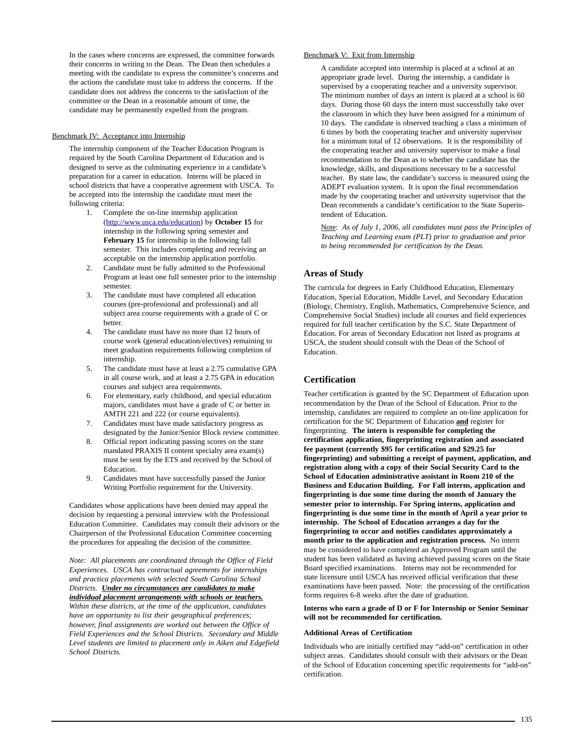In the cases where concerns are expressed, the committee forwards their concerns in writing to the Dean. The Dean then schedules a meeting with the candidate to express the committee's concerns and the actions the candidate must take to address the concerns. If the candidate does not address the concerns to the satisfaction of the committee or the Dean in a reasonable amount of time, the candidate may be permanently expelled from the program.

Benchmark IV: Acceptance into Internship

The internship component of the Teacher Education Program is required by the South Carolina Department of Education and is designed to serve as the culminating experience in a candidate's preparation for a career in education. Interns will be placed in school districts that have a cooperative agreement with USCA. To be accepted into the internship the candidate must meet the following criteria:

1. Complete the on-line internship application (http://www.usca.edu/education) by **October 15** for internship in the following spring semester and **February 15** for internship in the following fall semester. This includes completing and receiving an acceptable on the internship application portfolio.
2. Candidate must be fully admitted to the Professional Program at least one full semester prior to the internship semester.
3. The candidate must have completed all education courses (pre-professional and professional) and all subject area course requirements with a grade of C or better.
4. The candidate must have no more than 12 hours of course work (general education/electives) remaining to meet graduation requirements following completion of internship.
5. The candidate must have at least a 2.75 cumulative GPA in all course work, and at least a 2.75 GPA in education courses and subject area requirements.
6. For elementary, early childhood, and special education majors, candidates must have a grade of C or better in AMTH 221 and 222 (or course equivalents).
7. Candidates must have made satisfactory progress as designated by the Junior/Senior Block review committee.
8. Official report indicating passing scores on the state mandated PRAXIS II content specialty area exam(s) must be sent by the ETS and received by the School of Education.
9. Candidates must have successfully passed the Junior Writing Portfolio requirement for the University.

Candidates whose applications have been denied may appeal the decision by requesting a personal interview with the Professional Education Committee. Candidates may consult their advisors or the Chairperson of the Professional Education Committee concerning the procedures for appealing the decision of the committee.

*Note: All placements are coordinated through the Office of Field Experiences. USCA has contractual agreements for internships and practica placements with selected South Carolina School Districts.* ***Under no circumstances are candidates to make individual placement arrangements with schools or teachers.*** *Within these districts, at the time of the application, candidates have an opportunity to list their geographical preferences; however, final assignments are worked out between the Office of Field Experiences and the School Districts. Secondary and Middle Level students are limited to placement only in Aiken and Edgefield School Districts.*

Benchmark V: Exit from Internship

A candidate accepted into internship is placed at a school at an appropriate grade level. During the internship, a candidate is supervised by a cooperating teacher and a university supervisor. The minimum number of days an intern is placed at a school is 60 days. During those 60 days the intern must successfully take over the classroom in which they have been assigned for a minimum of 10 days. The candidate is observed teaching a class a minimum of 6 times by both the cooperating teacher and university supervisor for a minimum total of 12 observations. It is the responsibility of the cooperating teacher and university supervisor to make a final recommendation to the Dean as to whether the candidate has the knowledge, skills, and dispositions necessary to be a successful teacher. By state law, the candidate's success is measured using the ADEPT evaluation system. It is upon the final recommendation made by the cooperating teacher and university supervisor that the Dean recommends a candidate's certification to the State Superintendent of Education.

Note: *As of July 1, 2006, all candidates must pass the Principles of Teaching and Learning exam (PLT) prior to graduation and prior to being recommended for certification by the Dean.*

## Areas of Study

The curricula for degrees in Early Childhood Education, Elementary Education, Special Education, Middle Level, and Secondary Education (Biology, Chemistry, English, Mathematics, Comprehensive Science, and Comprehensive Social Studies) include all courses and field experiences required for full teacher certification by the S.C. State Department of Education. For areas of Secondary Education not listed as programs at USCA, the student should consult with the Dean of the School of Education.

## Certification

Teacher certification is granted by the SC Department of Education upon recommendation by the Dean of the School of Education. Prior to the internship, candidates are required to complete an on-line application for certification for the SC Department of Education **and** register for fingerprinting. **The intern is responsible for completing the certification application, fingerprinting registration and associated fee payment (currently $95 for certification and $29.25 for fingerprinting) and submitting a receipt of payment, application, and registration along with a copy of their Social Security Card to the School of Education administrative assistant in Room 210 of the Business and Education Building. For Fall interns, application and fingerprinting is due some time during the month of January the semester prior to internship. For Spring interns, application and fingerprinting is due some time in the month of April a year prior to internship. The School of Education arranges a day for the fingerprinting to occur and notifies candidates approximately a month prior to the application and registration process.** No intern may be considered to have completed an Approved Program until the student has been validated as having achieved passing scores on the State Board specified examinations. Interns may not be recommended for state licensure until USCA has received official verification that these examinations have been passed. Note: the processing of the certification forms requires 6-8 weeks after the date of graduation.

**Interns who earn a grade of D or F for Internship or Senior Seminar will not be recommended for certification.**

#### Additional Areas of Certification

Individuals who are initially certified may "add-on" certification in other subject areas. Candidates should consult with their advisors or the Dean of the School of Education concerning specific requirements for "add-on" certification.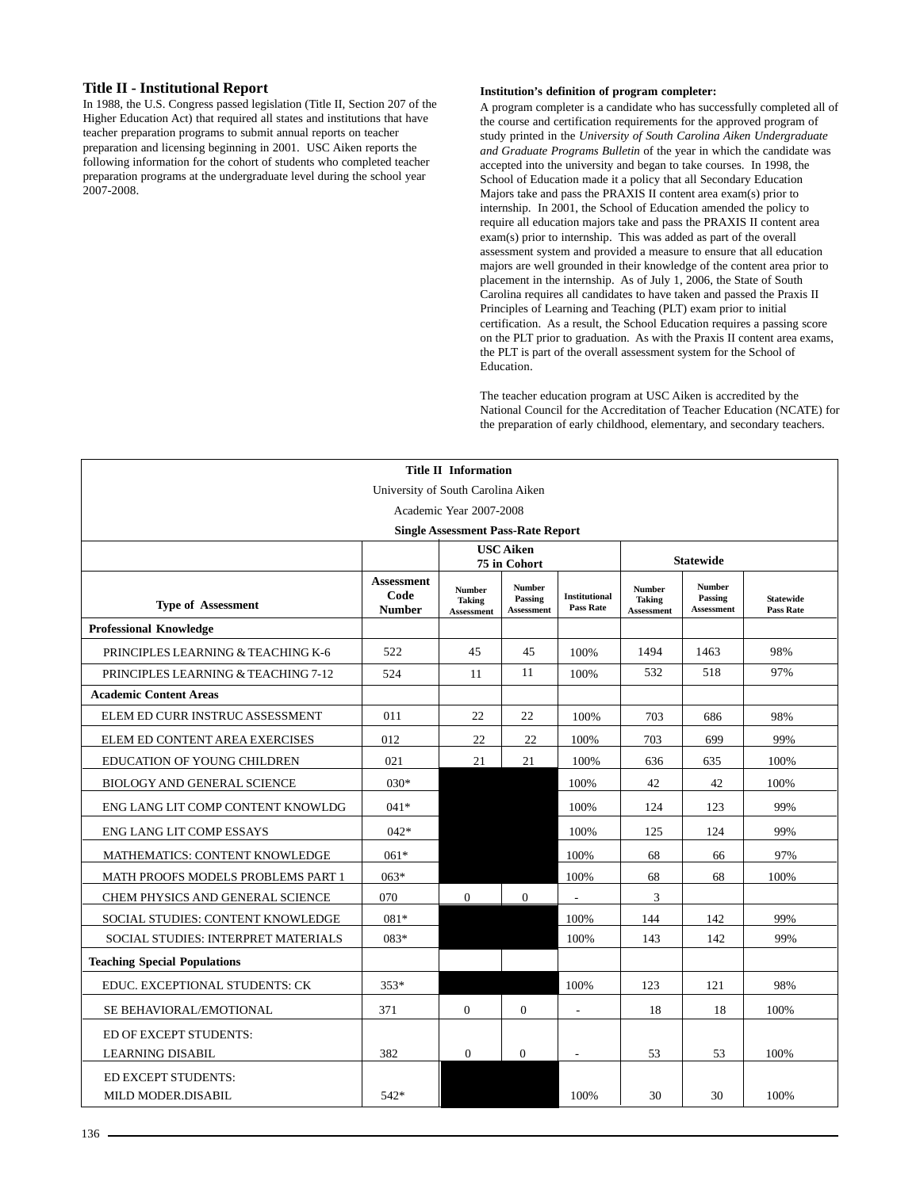## Title II - Institutional Report

In 1988, the U.S. Congress passed legislation (Title II, Section 207 of the Higher Education Act) that required all states and institutions that have teacher preparation programs to submit annual reports on teacher preparation and licensing beginning in 2001. USC Aiken reports the following information for the cohort of students who completed teacher preparation programs at the undergraduate level during the school year 2007-2008.

**Institution's definition of program completer:**

A program completer is a candidate who has successfully completed all of the course and certification requirements for the approved program of study printed in the *University of South Carolina Aiken Undergraduate and Graduate Programs Bulletin* of the year in which the candidate was accepted into the university and began to take courses. In 1998, the School of Education made it a policy that all Secondary Education Majors take and pass the PRAXIS II content area exam(s) prior to internship. In 2001, the School of Education amended the policy to require all education majors take and pass the PRAXIS II content area exam(s) prior to internship. This was added as part of the overall assessment system and provided a measure to ensure that all education majors are well grounded in their knowledge of the content area prior to placement in the internship. As of July 1, 2006, the State of South Carolina requires all candidates to have taken and passed the Praxis II Principles of Learning and Teaching (PLT) exam prior to initial certification. As a result, the School Education requires a passing score on the PLT prior to graduation. As with the Praxis II content area exams, the PLT is part of the overall assessment system for the School of Education.

The teacher education program at USC Aiken is accredited by the National Council for the Accreditation of Teacher Education (NCATE) for the preparation of early childhood, elementary, and secondary teachers.

**Title II Information**

University of South Carolina Aiken

Academic Year 2007-2008

**Single Assessment Pass-Rate Report**

| | | USC Aiken 75 in Cohort | | | Statewide | | |
|---|---|---|---|---|---|---|---|
| **Type of Assessment** | **Assessment Code Number** | **Number Taking Assessment** | **Number Passing Assessment** | **Institutional Pass Rate** | **Number Taking Assessment** | **Number Passing Assessment** | **Statewide Pass Rate** |
| **Professional Knowledge** | | | | | | | |
| PRINCIPLES LEARNING & TEACHING K-6 | 522 | 45 | 45 | 100% | 1494 | 1463 | 98% |
| PRINCIPLES LEARNING & TEACHING 7-12 | 524 | 11 | 11 | 100% | 532 | 518 | 97% |
| **Academic Content Areas** | | | | | | | |
| ELEM ED CURR INSTRUC ASSESSMENT | 011 | 22 | 22 | 100% | 703 | 686 | 98% |
| ELEM ED CONTENT AREA EXERCISES | 012 | 22 | 22 | 100% | 703 | 699 | 99% |
| EDUCATION OF YOUNG CHILDREN | 021 | 21 | 21 | 100% | 636 | 635 | 100% |
| BIOLOGY AND GENERAL SCIENCE | 030* | | | 100% | 42 | 42 | 100% |
| ENG LANG LIT COMP CONTENT KNOWLDG | 041* | | | 100% | 124 | 123 | 99% |
| ENG LANG LIT COMP ESSAYS | 042* | | | 100% | 125 | 124 | 99% |
| MATHEMATICS: CONTENT KNOWLEDGE | 061* | | | 100% | 68 | 66 | 97% |
| MATH PROOFS MODELS PROBLEMS PART 1 | 063* | | | 100% | 68 | 68 | 100% |
| CHEM PHYSICS AND GENERAL SCIENCE | 070 | 0 | 0 | - | 3 | | |
| SOCIAL STUDIES: CONTENT KNOWLEDGE | 081* | | | 100% | 144 | 142 | 99% |
| SOCIAL STUDIES: INTERPRET MATERIALS | 083* | | | 100% | 143 | 142 | 99% |
| **Teaching Special Populations** | | | | | | | |
| EDUC. EXCEPTIONAL STUDENTS: CK | 353* | | | 100% | 123 | 121 | 98% |
| SE BEHAVIORAL/EMOTIONAL | 371 | 0 | 0 | - | 18 | 18 | 100% |
| ED OF EXCEPT STUDENTS: LEARNING DISABIL | 382 | 0 | 0 | - | 53 | 53 | 100% |
| ED EXCEPT STUDENTS: MILD MODER.DISABIL | 542* | | | 100% | 30 | 30 | 100% |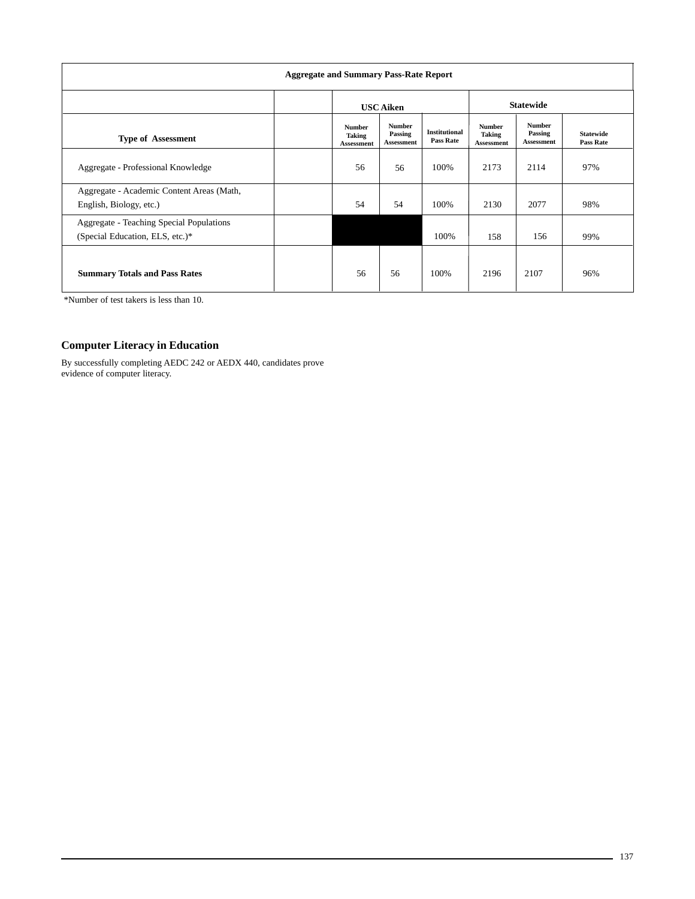| Aggregate and Summary Pass-Rate Report | | | | | | | |
|---|---|---|---|---|---|---|---|
| | | USC Aiken | | | Statewide | | |
| Type of Assessment | | Number Taking Assessment | Number Passing Assessment | Institutional Pass Rate | Number Taking Assessment | Number Passing Assessment | Statewide Pass Rate |
| Aggregate - Professional Knowledge | | 56 | 56 | 100% | 2173 | 2114 | 97% |
| Aggregate - Academic Content Areas (Math, English, Biology, etc.) | | 54 | 54 | 100% | 2130 | 2077 | 98% |
| Aggregate - Teaching Special Populations (Special Education, ELS, etc.)* | | | | 100% | 158 | 156 | 99% |
| **Summary Totals and Pass Rates** | | 56 | 56 | 100% | 2196 | 2107 | 96% |

*Number of test takers is less than 10.

## Computer Literacy in Education

By successfully completing AEDC 242 or AEDX 440, candidates prove evidence of computer literacy.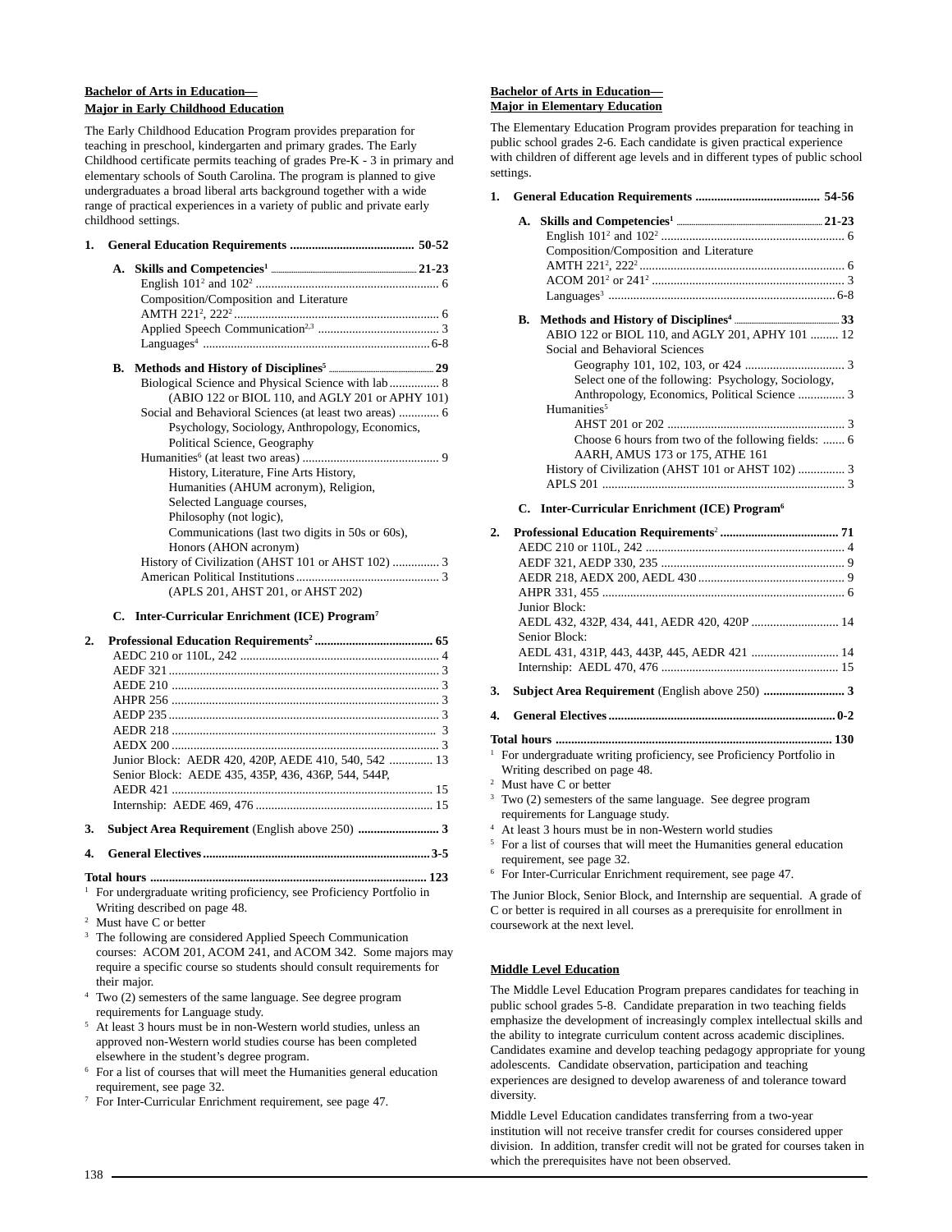**Bachelor of Arts in Education—**
**Major in Early Childhood Education**

The Early Childhood Education Program provides preparation for teaching in preschool, kindergarten and primary grades. The Early Childhood certificate permits teaching of grades Pre-K - 3 in primary and elementary schools of South Carolina. The program is planned to give undergraduates a broad liberal arts background together with a wide range of practical experiences in a variety of public and private early childhood settings.

**1. General Education Requirements ........................................ 50-52**

**A. Skills and Competencies[1] ........ 21-23**
English 101[2] and 102[2] ........ 6
Composition/Composition and Literature
AMTH 221[2], 222[2] ........ 6
Applied Speech Communication[2,3] ........ 3
Languages[4] ........ 6-8

**B. Methods and History of Disciplines[5] ........ 29**
Biological Science and Physical Science with lab ........ 8
(ABIO 122 or BIOL 110, and AGLY 201 or APHY 101)
Social and Behavioral Sciences (at least two areas) ........ 6
Psychology, Sociology, Anthropology, Economics, Political Science, Geography
Humanities[6] (at least two areas) ........ 9
History, Literature, Fine Arts History, Humanities (AHUM acronym), Religion, Selected Language courses, Philosophy (not logic), Communications (last two digits in 50s or 60s), Honors (AHON acronym)
History of Civilization (AHST 101 or AHST 102) ........ 3
American Political Institutions ........ 3
(APLS 201, AHST 201, or AHST 202)

**C. Inter-Curricular Enrichment (ICE) Program[7]**

**2. Professional Education Requirements[2] ........ 65**
AEDC 210 or 110L, 242 ........ 4
AEDF 321 ........ 3
AEDE 210 ........ 3
AHPR 256 ........ 3
AEDP 235 ........ 3
AEDR 218 ........ 3
AEDX 200 ........ 3
Junior Block: AEDR 420, 420P, AEDE 410, 540, 542 ........ 13
Senior Block: AEDE 435, 435P, 436, 436P, 544, 544P, AEDR 421 ........ 15
Internship: AEDE 469, 476 ........ 15

**3. Subject Area Requirement** (English above 250) **........ 3**

**4. General Electives ........ 3-5**

**Total hours ........ 123**

[1] For undergraduate writing proficiency, see Proficiency Portfolio in Writing described on page 48.
[2] Must have C or better
[3] The following are considered Applied Speech Communication courses: ACOM 201, ACOM 241, and ACOM 342. Some majors may require a specific course so students should consult requirements for their major.
[4] Two (2) semesters of the same language. See degree program requirements for Language study.
[5] At least 3 hours must be in non-Western world studies, unless an approved non-Western world studies course has been completed elsewhere in the student's degree program.
[6] For a list of courses that will meet the Humanities general education requirement, see page 32.
[7] For Inter-Curricular Enrichment requirement, see page 47.

**Bachelor of Arts in Education—**
**Major in Elementary Education**

The Elementary Education Program provides preparation for teaching in public school grades 2-6. Each candidate is given practical experience with children of different age levels and in different types of public school settings.

**1. General Education Requirements ........................................ 54-56**

**A. Skills and Competencies[1] ........ 21-23**
English 101[2] and 102[2] ........ 6
Composition/Composition and Literature
AMTH 221[2], 222[2] ........ 6
ACOM 201[2] or 241[2] ........ 3
Languages[3] ........ 6-8

**B. Methods and History of Disciplines[4] ........ 33**
ABIO 122 or BIOL 110, and AGLY 201, APHY 101 ........ 12
Social and Behavioral Sciences
Geography 101, 102, 103, or 424 ........ 3
Select one of the following: Psychology, Sociology, Anthropology, Economics, Political Science ........ 3
Humanities[5]
AHST 201 or 202 ........ 3
Choose 6 hours from two of the following fields: ........ 6
AARH, AMUS 173 or 175, ATHE 161
History of Civilization (AHST 101 or AHST 102) ........ 3
APLS 201 ........ 3

**C. Inter-Curricular Enrichment (ICE) Program[6]**

**2. Professional Education Requirements[2] ........ 71**
AEDC 210 or 110L, 242 ........ 4
AEDF 321, AEDP 330, 235 ........ 9
AEDR 218, AEDX 200, AEDL 430 ........ 9
AHPR 331, 455 ........ 6
Junior Block:
AEDL 432, 432P, 434, 441, AEDR 420, 420P ........ 14
Senior Block:
AEDL 431, 431P, 443, 443P, 445, AEDR 421 ........ 14
Internship: AEDL 470, 476 ........ 15

**3. Subject Area Requirement** (English above 250) **........ 3**

**4. General Electives ........ 0-2**

**Total hours ........ 130**

[1] For undergraduate writing proficiency, see Proficiency Portfolio in Writing described on page 48.
[2] Must have C or better
[3] Two (2) semesters of the same language. See degree program requirements for Language study.
[4] At least 3 hours must be in non-Western world studies
[5] For a list of courses that will meet the Humanities general education requirement, see page 32.
[6] For Inter-Curricular Enrichment requirement, see page 47.

The Junior Block, Senior Block, and Internship are sequential. A grade of C or better is required in all courses as a prerequisite for enrollment in coursework at the next level.

**Middle Level Education**

The Middle Level Education Program prepares candidates for teaching in public school grades 5-8. Candidate preparation in two teaching fields emphasize the development of increasingly complex intellectual skills and the ability to integrate curriculum content across academic disciplines. Candidates examine and develop teaching pedagogy appropriate for young adolescents. Candidate observation, participation and teaching experiences are designed to develop awareness of and tolerance toward diversity.

Middle Level Education candidates transferring from a two-year institution will not receive transfer credit for courses considered upper division. In addition, transfer credit will not be grated for courses taken in which the prerequisites have not been observed.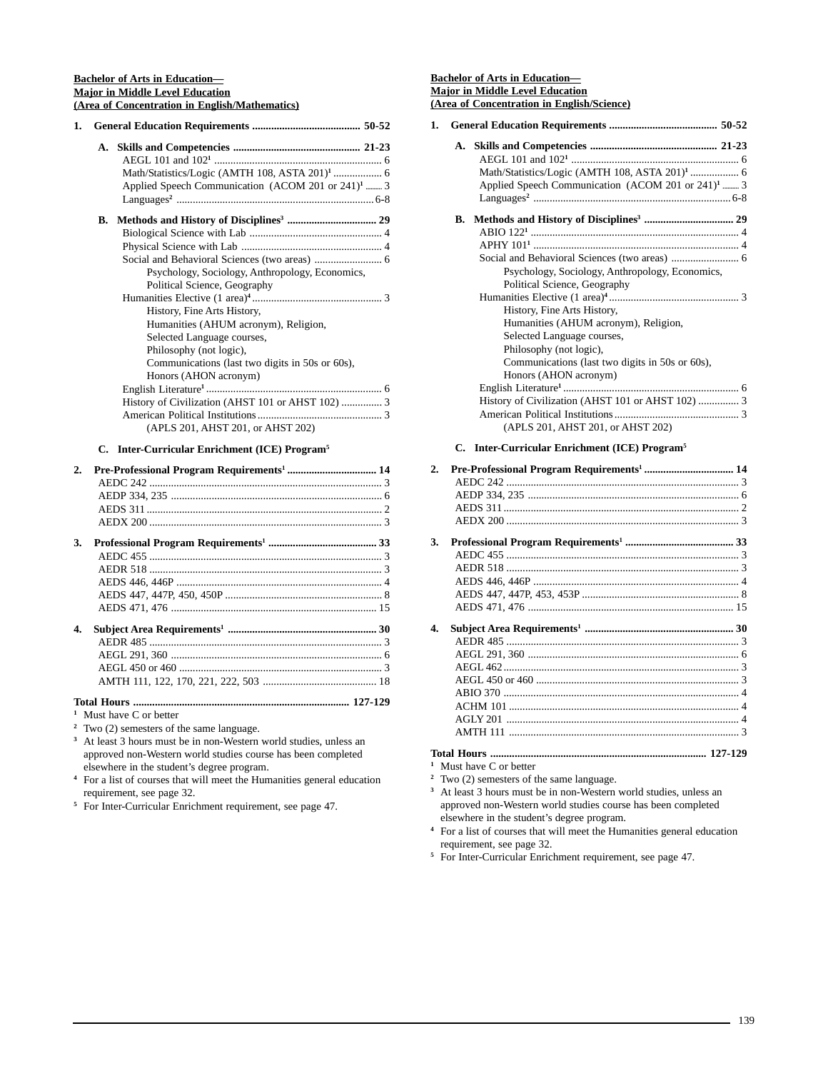**Bachelor of Arts in Education—**
**Major in Middle Level Education**
**(Area of Concentration in English/Mathematics)**

1. **General Education Requirements ........................................ 50-52**

   A. **Skills and Competencies ............................................... 21-23**
      - AEGL 101 and 102[1] ............................................................... 6
      - Math/Statistics/Logic (AMTH 108, ASTA 201)[1] .................. 6
      - Applied Speech Communication (ACOM 201 or 241)[1] .......... 3
      - Languages[2] .......................................................................... 6-8

   B. **Methods and History of Disciplines[3] ................................ 29**
      - Biological Science with Lab ................................................. 4
      - Physical Science with Lab .................................................... 4
      - Social and Behavioral Sciences (two areas) ......................... 6
        - Psychology, Sociology, Anthropology, Economics, Political Science, Geography
      - Humanities Elective (1 area)[4] ................................................ 3
        - History, Fine Arts History, Humanities (AHUM acronym), Religion, Selected Language courses, Philosophy (not logic), Communications (last two digits in 50s or 60s), Honors (AHON acronym)
      - English Literature[1] ................................................................. 6
      - History of Civilization (AHST 101 or AHST 102) ............... 3
      - American Political Institutions .............................................. 3
        - (APLS 201, AHST 201, or AHST 202)

   C. **Inter-Curricular Enrichment (ICE) Program[5]**

2. **Pre-Professional Program Requirements[1] ................................. 14**
   - AEDC 242 ..................................................................................... 3
   - AEDP 334, 235 ............................................................................. 6
   - AEDS 311 ...................................................................................... 2
   - AEDX 200 ..................................................................................... 3

3. **Professional Program Requirements[1] ........................................ 33**
   - AEDC 455 ..................................................................................... 3
   - AEDR 518 ..................................................................................... 3
   - AEDS 446, 446P ............................................................................ 4
   - AEDS 447, 447P, 450, 450P .......................................................... 8
   - AEDS 471, 476 ............................................................................ 15

4. **Subject Area Requirements[1] ....................................................... 30**
   - AEDR 485 ..................................................................................... 3
   - AEGL 291, 360 ............................................................................. 6
   - AEGL 450 or 460 ........................................................................... 3
   - AMTH 111, 122, 170, 221, 222, 503 .......................................... 18

**Total Hours ............................................................................... 127-129**

[1] Must have C or better

[2] Two (2) semesters of the same language.

[3] At least 3 hours must be in non-Western world studies, unless an approved non-Western world studies course has been completed elsewhere in the student's degree program.

[4] For a list of courses that will meet the Humanities general education requirement, see page 32.

[5] For Inter-Curricular Enrichment requirement, see page 47.

**Bachelor of Arts in Education—**
**Major in Middle Level Education**
**(Area of Concentration in English/Science)**

1. **General Education Requirements ........................................ 50-52**

   A. **Skills and Competencies ............................................... 21-23**
      - AEGL 101 and 102[1] ............................................................... 6
      - Math/Statistics/Logic (AMTH 108, ASTA 201)[1] .................. 6
      - Applied Speech Communication (ACOM 201 or 241)[1] .......... 3
      - Languages[2] .......................................................................... 6-8

   B. **Methods and History of Disciplines[3] ................................ 29**
      - ABIO 122[1] ............................................................................. 4
      - APHY 101[1] ............................................................................ 4
      - Social and Behavioral Sciences (two areas) ......................... 6
        - Psychology, Sociology, Anthropology, Economics, Political Science, Geography
      - Humanities Elective (1 area)[4] ................................................ 3
        - History, Fine Arts History, Humanities (AHUM acronym), Religion, Selected Language courses, Philosophy (not logic), Communications (last two digits in 50s or 60s), Honors (AHON acronym)
      - English Literature[1] ................................................................. 6
      - History of Civilization (AHST 101 or AHST 102) ............... 3
      - American Political Institutions .............................................. 3
        - (APLS 201, AHST 201, or AHST 202)

   C. **Inter-Curricular Enrichment (ICE) Program[5]**

2. **Pre-Professional Program Requirements[1] ................................. 14**
   - AEDC 242 ..................................................................................... 3
   - AEDP 334, 235 ............................................................................. 6
   - AEDS 311 ...................................................................................... 2
   - AEDX 200 ..................................................................................... 3

3. **Professional Program Requirements[1] ........................................ 33**
   - AEDC 455 ..................................................................................... 3
   - AEDR 518 ..................................................................................... 3
   - AEDS 446, 446P ............................................................................ 4
   - AEDS 447, 447P, 453, 453P .......................................................... 8
   - AEDS 471, 476 ............................................................................ 15

4. **Subject Area Requirements[1] ....................................................... 30**
   - AEDR 485 ..................................................................................... 3
   - AEGL 291, 360 ............................................................................. 6
   - AEGL 462 ...................................................................................... 3
   - AEGL 450 or 460 ........................................................................... 3
   - ABIO 370 ...................................................................................... 4
   - ACHM 101 .................................................................................... 4
   - AGLY 201 ..................................................................................... 4
   - AMTH 111 ..................................................................................... 3

**Total Hours ............................................................................... 127-129**

[1] Must have C or better

[2] Two (2) semesters of the same language.

[3] At least 3 hours must be in non-Western world studies, unless an approved non-Western world studies course has been completed elsewhere in the student's degree program.

[4] For a list of courses that will meet the Humanities general education requirement, see page 32.

[5] For Inter-Curricular Enrichment requirement, see page 47.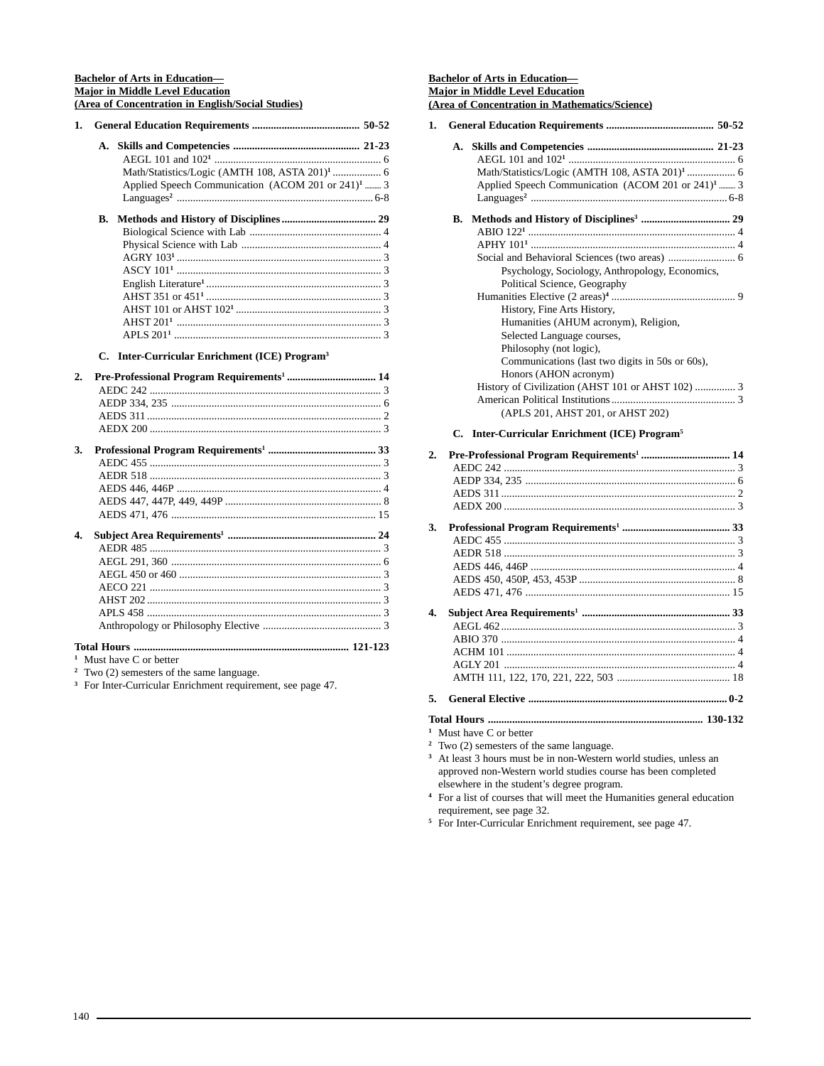**Bachelor of Arts in Education—**
**Major in Middle Level Education**
**(Area of Concentration in English/Social Studies)**

**1. General Education Requirements .......................................... 50-52**

**A. Skills and Competencies .............................................. 21-23**

AEGL 101 and 102[1] ............................................................ 6
Math/Statistics/Logic (AMTH 108, ASTA 201)[1] .................. 6
Applied Speech Communication (ACOM 201 or 241)[1] ......... 3
Languages[2] ........................................................................ 6-8

**B. Methods and History of Disciplines .................................. 29**

Biological Science with Lab ................................................. 4
Physical Science with Lab .................................................... 4
AGRY 103[1] ......................................................................... 3
ASCY 101[1] ......................................................................... 3
English Literature[1] ............................................................. 3
AHST 351 or 451[1] ............................................................... 3
AHST 101 or AHST 102[1] ..................................................... 3
AHST 201[1] ......................................................................... 3
APLS 201[1] ......................................................................... 3

**C. Inter-Curricular Enrichment (ICE) Program[3]**

**2. Pre-Professional Program Requirements[1] ................................ 14**

AEDC 242 ............................................................................ 3
AEDP 334, 235 ..................................................................... 6
AEDS 311 ............................................................................ 2
AEDX 200 ............................................................................ 3

**3. Professional Program Requirements[1] ....................................... 33**

AEDC 455 ............................................................................ 3
AEDR 518 ............................................................................ 3
AEDS 446, 446P ................................................................... 4
AEDS 447, 447P, 449, 449P ................................................. 8
AEDS 471, 476 .................................................................... 15

**4. Subject Area Requirements[1] ...................................................... 24**

AEDR 485 ............................................................................ 3
AEGL 291, 360 ..................................................................... 6
AEGL 450 or 460 .................................................................. 3
AECO 221 ............................................................................ 3
AHST 202 ............................................................................ 3
APLS 458 ............................................................................. 3
Anthropology or Philosophy Elective ................................... 3

**Total Hours ............................................................................... 121-123**

[1] Must have C or better
[2] Two (2) semesters of the same language.
[3] For Inter-Curricular Enrichment requirement, see page 47.

**Bachelor of Arts in Education—**
**Major in Middle Level Education**
**(Area of Concentration in Mathematics/Science)**

**1. General Education Requirements .......................................... 50-52**

**A. Skills and Competencies .............................................. 21-23**

AEGL 101 and 102[1] ............................................................ 6
Math/Statistics/Logic (AMTH 108, ASTA 201)[1] .................. 6
Applied Speech Communication (ACOM 201 or 241)[1] ......... 3
Languages[2] ........................................................................ 6-8

**B. Methods and History of Disciplines[3] ................................ 29**

ABIO 122[1] .......................................................................... 4
APHY 101[1] ......................................................................... 4
Social and Behavioral Sciences (two areas) ......................... 6
  Psychology, Sociology, Anthropology, Economics,
  Political Science, Geography
Humanities Elective (2 areas)[4] ............................................ 9
  History, Fine Arts History,
  Humanities (AHUM acronym), Religion,
  Selected Language courses,
  Philosophy (not logic),
  Communications (last two digits in 50s or 60s),
  Honors (AHON acronym)
History of Civilization (AHST 101 or AHST 102) ............... 3
American Political Institutions ............................................. 3
  (APLS 201, AHST 201, or AHST 202)

**C. Inter-Curricular Enrichment (ICE) Program[5]**

**2. Pre-Professional Program Requirements[1] ................................ 14**

AEDC 242 ............................................................................ 3
AEDP 334, 235 ..................................................................... 6
AEDS 311 ............................................................................ 2
AEDX 200 ............................................................................ 3

**3. Professional Program Requirements[1] ....................................... 33**

AEDC 455 ............................................................................ 3
AEDR 518 ............................................................................ 3
AEDS 446, 446P ................................................................... 4
AEDS 450, 450P, 453, 453P ................................................. 8
AEDS 471, 476 .................................................................... 15

**4. Subject Area Requirements[1] ...................................................... 33**

AEGL 462 ............................................................................ 3
ABIO 370 ............................................................................. 4
ACHM 101 ........................................................................... 4
AGLY 201 ............................................................................ 4
AMTH 111, 122, 170, 221, 222, 503 .................................. 18

**5. General Elective ............................................................................ 0-2**

**Total Hours ............................................................................... 130-132**

[1] Must have C or better
[2] Two (2) semesters of the same language.
[3] At least 3 hours must be in non-Western world studies, unless an approved non-Western world studies course has been completed elsewhere in the student's degree program.
[4] For a list of courses that will meet the Humanities general education requirement, see page 32.
[5] For Inter-Curricular Enrichment requirement, see page 47.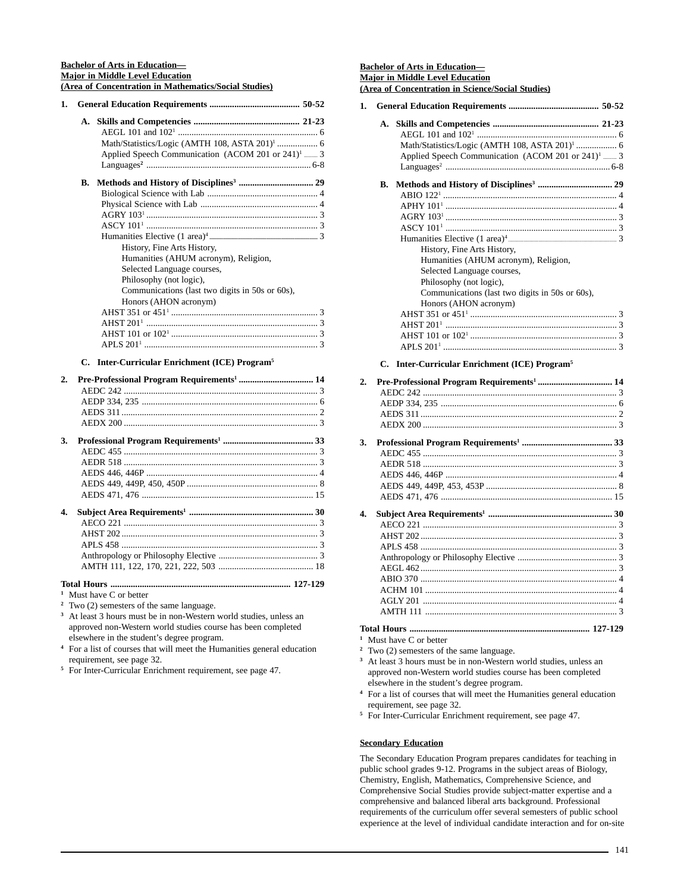**Bachelor of Arts in Education—**
**Major in Middle Level Education**
**(Area of Concentration in Mathematics/Social Studies)**

**1. General Education Requirements ........................................ 50-52**

**A. Skills and Competencies .............................................. 21-23**

AEGL 101 and 102[1] .............................................................. 6
Math/Statistics/Logic (AMTH 108, ASTA 201)[1] .................. 6
Applied Speech Communication (ACOM 201 or 241)[1] ......... 3
Languages[2] ......................................................................... 6-8

**B. Methods and History of Disciplines[3] ................................ 29**

Biological Science with Lab ................................................. 4
Physical Science with Lab .................................................... 4
AGRY 103[1] ............................................................................ 3
ASCY 101[1] ............................................................................ 3
Humanities Elective (1 area)[4] ............................................... 3

- History, Fine Arts History,
- Humanities (AHUM acronym), Religion,
- Selected Language courses,
- Philosophy (not logic),
- Communications (last two digits in 50s or 60s),
- Honors (AHON acronym)

AHST 351 or 451[1] ................................................................. 3
AHST 201[1] ............................................................................ 3
AHST 101 or 102[1] ................................................................. 3
APLS 201[1] ............................................................................. 3

**C. Inter-Curricular Enrichment (ICE) Program[5]**

**2. Pre-Professional Program Requirements[1] ................................. 14**

AEDC 242 ...................................................................... 3
AEDP 334, 235 .............................................................. 6
AEDS 311 ...................................................................... 2
AEDX 200 ...................................................................... 3

**3. Professional Program Requirements[1] ........................................ 33**

AEDC 455 ...................................................................... 3
AEDR 518 ...................................................................... 3
AEDS 446, 446P ............................................................. 4
AEDS 449, 449P, 450, 450P ........................................... 8
AEDS 471, 476 ............................................................. 15

**4. Subject Area Requirements[1] ....................................................... 30**

AECO 221 ...................................................................... 3
AHST 202 ...................................................................... 3
APLS 458 ....................................................................... 3
Anthropology or Philosophy Elective ............................ 3
AMTH 111, 122, 170, 221, 222, 503 ........................... 18

**Total Hours ............................................................................... 127-129**

[1] Must have C or better
[2] Two (2) semesters of the same language.
[3] At least 3 hours must be in non-Western world studies, unless an approved non-Western world studies course has been completed elsewhere in the student's degree program.
[4] For a list of courses that will meet the Humanities general education requirement, see page 32.
[5] For Inter-Curricular Enrichment requirement, see page 47.

**Bachelor of Arts in Education—**
**Major in Middle Level Education**
**(Area of Concentration in Science/Social Studies)**

**1. General Education Requirements ........................................ 50-52**

**A. Skills and Competencies .............................................. 21-23**

AEGL 101 and 102[1] .............................................................. 6
Math/Statistics/Logic (AMTH 108, ASTA 201)[1] .................. 6
Applied Speech Communication (ACOM 201 or 241)[1] ......... 3
Languages[2] ......................................................................... 6-8

**B. Methods and History of Disciplines[3] ................................ 29**

ABIO 122[1] ............................................................................ 4
APHY 101[1] ............................................................................ 4
AGRY 103[1] ............................................................................ 3
ASCY 101[1] ............................................................................ 3
Humanities Elective (1 area)[4] ............................................... 3

- History, Fine Arts History,
- Humanities (AHUM acronym), Religion,
- Selected Language courses,
- Philosophy (not logic),
- Communications (last two digits in 50s or 60s),
- Honors (AHON acronym)

AHST 351 or 451[1] ................................................................. 3
AHST 201[1] ............................................................................ 3
AHST 101 or 102[1] ................................................................. 3
APLS 201[1] ............................................................................. 3

**C. Inter-Curricular Enrichment (ICE) Program[5]**

**2. Pre-Professional Program Requirements[1] ................................. 14**

AEDC 242 ...................................................................... 3
AEDP 334, 235 .............................................................. 6
AEDS 311 ...................................................................... 2
AEDX 200 ...................................................................... 3

**3. Professional Program Requirements[1] ........................................ 33**

AEDC 455 ...................................................................... 3
AEDR 518 ...................................................................... 3
AEDS 446, 446P ............................................................. 4
AEDS 449, 449P, 453, 453P ........................................... 8
AEDS 471, 476 ............................................................. 15

**4. Subject Area Requirements[1] ....................................................... 30**

AECO 221 ...................................................................... 3
AHST 202 ...................................................................... 3
APLS 458 ....................................................................... 3
Anthropology or Philosophy Elective ............................ 3
AEGL 462 ...................................................................... 3
ABIO 370 ....................................................................... 4
ACHM 101 ..................................................................... 4
AGLY 201 ...................................................................... 4
AMTH 111 ..................................................................... 3

**Total Hours ............................................................................... 127-129**

[1] Must have C or better
[2] Two (2) semesters of the same language.
[3] At least 3 hours must be in non-Western world studies, unless an approved non-Western world studies course has been completed elsewhere in the student's degree program.
[4] For a list of courses that will meet the Humanities general education requirement, see page 32.
[5] For Inter-Curricular Enrichment requirement, see page 47.

**Secondary Education**

The Secondary Education Program prepares candidates for teaching in public school grades 9-12. Programs in the subject areas of Biology, Chemistry, English, Mathematics, Comprehensive Science, and Comprehensive Social Studies provide subject-matter expertise and a comprehensive and balanced liberal arts background. Professional requirements of the curriculum offer several semesters of public school experience at the level of individual candidate interaction and for on-site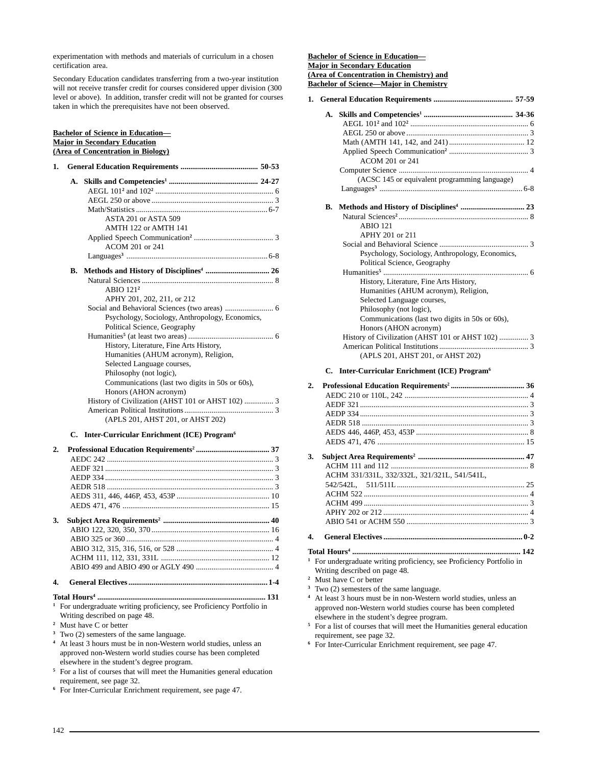experimentation with methods and materials of curriculum in a chosen certification area.

Secondary Education candidates transferring from a two-year institution will not receive transfer credit for courses considered upper division (300 level or above). In addition, transfer credit will not be granted for courses taken in which the prerequisites have not been observed.

**Bachelor of Science in Education—**
**Major in Secondary Education**
**(Area of Concentration in Biology)**

**1. General Education Requirements ........................................ 50-53**

**A. Skills and Competencies[1] ............................................. 24-27**

AEGL 101[2] and 102[2] ............................................................ 6
AEGL 250 or above ............................................................... 3
Math/Statistics ................................................................... 6-7
 ASTA 201 or ASTA 509
 AMTH 122 or AMTH 141
Applied Speech Communication[2] ......................................... 3
 ACOM 201 or 241
Languages[3] ....................................................................... 6-8

**B. Methods and History of Disciplines[4] ................................. 26**

Natural Sciences .................................................................. 8
 ABIO 121[2]
 APHY 201, 202, 211, or 212
Social and Behavioral Sciences (two areas) ......................... 6
 Psychology, Sociology, Anthropology, Economics, Political Science, Geography
Humanities[5] (at least two areas) ........................................... 6
 History, Literature, Fine Arts History, Humanities (AHUM acronym), Religion, Selected Language courses, Philosophy (not logic), Communications (last two digits in 50s or 60s), Honors (AHON acronym)
History of Civilization (AHST 101 or AHST 102) ............... 3
American Political Institutions ............................................. 3
 (APLS 201, AHST 201, or AHST 202)

**C. Inter-Curricular Enrichment (ICE) Program[6]**

**2. Professional Education Requirements[2] ..................................... 37**

AEDC 242 ..................................................................... 3
AEDF 321 ..................................................................... 3
AEDP 334 ..................................................................... 3
AEDR 518 ..................................................................... 3
AEDS 311, 446, 446P, 453, 453P ........................................ 10
AEDS 471, 476 ............................................................... 15

**3. Subject Area Requirements[2] ...................................................... 40**

ABIO 122, 320, 350, 370 ................................................... 16
ABIO 325 or 360 .............................................................. 4
ABIO 312, 315, 316, 516, or 528 ........................................ 4
ACHM 111, 112, 331, 331L ................................................ 12
ABIO 499 and ABIO 490 or AGLY 490 ................................ 4

**4. General Electives ......................................................................... 1-4**

**Total Hours[4] ................................................................................. 131**

[1] For undergraduate writing proficiency, see Proficiency Portfolio in Writing described on page 48.
[2] Must have C or better
[3] Two (2) semesters of the same language.
[4] At least 3 hours must be in non-Western world studies, unless an approved non-Western world studies course has been completed elsewhere in the student's degree program.
[5] For a list of courses that will meet the Humanities general education requirement, see page 32.
[6] For Inter-Curricular Enrichment requirement, see page 47.

**Bachelor of Science in Education—**
**Major in Secondary Education**
**(Area of Concentration in Chemistry) and**
**Bachelor of Science—Major in Chemistry**

**1. General Education Requirements ........................................ 57-59**

**A. Skills and Competencies[1] ............................................. 34-36**

AEGL 101[2] and 102[2] ............................................................ 6
AEGL 250 or above ............................................................... 3
Math (AMTH 141, 142, and 241) ....................................... 12
Applied Speech Communication[2] ......................................... 3
 ACOM 201 or 241
Computer Science ................................................................ 4
 (ACSC 145 or equivalent programming language)
Languages[3] ....................................................................... 6-8

**B. Methods and History of Disciplines[4] ................................. 23**

Natural Sciences[2] ................................................................ 8
 ABIO 121
 APHY 201 or 211
Social and Behavioral Science ............................................. 3
 Psychology, Sociology, Anthropology, Economics, Political Science, Geography
Humanities[5] ......................................................................... 6
 History, Literature, Fine Arts History, Humanities (AHUM acronym), Religion, Selected Language courses, Philosophy (not logic), Communications (last two digits in 50s or 60s), Honors (AHON acronym)
History of Civilization (AHST 101 or AHST 102) ............... 3
American Political Institutions ............................................. 3
 (APLS 201, AHST 201, or AHST 202)

**C. Inter-Curricular Enrichment (ICE) Program[6]**

**2. Professional Education Requirements[2] ..................................... 36**

AEDC 210 or 110L, 242 .................................................... 4
AEDF 321 ..................................................................... 3
AEDP 334 ..................................................................... 3
AEDR 518 ..................................................................... 3
AEDS 446, 446P, 453, 453P ................................................ 8
AEDS 471, 476 ............................................................... 15

**3. Subject Area Requirements[2] ...................................................... 47**

ACHM 111 and 112 ........................................................... 8
ACHM 331/331L, 332/332L, 321/321L, 541/541L, 542/542L, 511/511L ................................................................ 25
ACHM 522 ..................................................................... 4
ACHM 499 ..................................................................... 3
APHY 202 or 212 ............................................................ 4
ABIO 541 or ACHM 550 .................................................. 3

**4. General Electives ......................................................................... 0-2**

**Total Hours[4] ................................................................................. 142**

[1] For undergraduate writing proficiency, see Proficiency Portfolio in Writing described on page 48.
[2] Must have C or better
[3] Two (2) semesters of the same language.
[4] At least 3 hours must be in non-Western world studies, unless an approved non-Western world studies course has been completed elsewhere in the student's degree program.
[5] For a list of courses that will meet the Humanities general education requirement, see page 32.
[6] For Inter-Curricular Enrichment requirement, see page 47.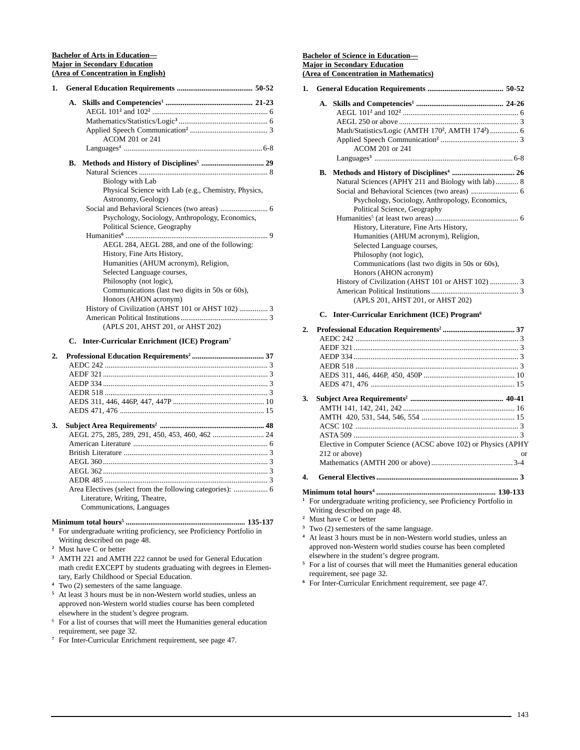**Bachelor of Arts in Education—**
**Major in Secondary Education**
**(Area of Concentration in English)**

**1. General Education Requirements ........................................ 50-52**

**A. Skills and Competencies[1] ............................................. 21-23**

AEGL 101[2] and 102[2] ............................................................. 6
Mathematics/Statistics/Logic[3] ............................................... 6
Applied Speech Communication[2] ......................................... 3
ACOM 201 or 241
Languages[4] ......................................................................... 6-8

**B. Methods and History of Disciplines[5] ................................. 29**

Natural Sciences .................................................................... 8
Biology with Lab
Physical Science with Lab (e.g., Chemistry, Physics, Astronomy, Geology)
Social and Behavioral Sciences (two areas) ......................... 6
Psychology, Sociology, Anthropology, Economics, Political Science, Geography
Humanities[6] ........................................................................... 9
AEGL 284, AEGL 288, and one of the following:
History, Fine Arts History,
Humanities (AHUM acronym), Religion,
Selected Language courses,
Philosophy (not logic),
Communications (last two digits in 50s or 60s),
Honors (AHON acronym)
History of Civilization (AHST 101 or AHST 102) ............... 3
American Political Institutions ............................................. 3
(APLS 201, AHST 201, or AHST 202)

**C. Inter-Curricular Enrichment (ICE) Program[7]**

**2. Professional Education Requirements[2] ...................................... 37**

AEDC 242 ...................................................................................... 3
AEDF 321 ....................................................................................... 3
AEDP 334 ....................................................................................... 3
AEDR 518 ...................................................................................... 3
AEDS 311, 446, 446P, 447, 447P ................................................ 10
AEDS 471, 476 ............................................................................ 15

**3. Subject Area Requirements[2] ....................................................... 48**

AEGL 275, 285, 289, 291, 450, 453, 460, 462 ........................... 24
American Literature ....................................................................... 6
British Literature ............................................................................ 3
AEGL 360 ....................................................................................... 3
AEGL 362 ....................................................................................... 3
AEDR 485 ...................................................................................... 3
Area Electives (select from the following categories): .................. 6
Literature, Writing, Theatre,
Communications, Languages

**Minimum total hours[5] ............................................................... 135-137**

[1] For undergraduate writing proficiency, see Proficiency Portfolio in Writing described on page 48.
[2] Must have C or better
[3] AMTH 221 and AMTH 222 cannot be used for General Education math credit EXCEPT by students graduating with degrees in Elementary, Early Childhood or Special Education.
[4] Two (2) semesters of the same language.
[5] At least 3 hours must be in non-Western world studies, unless an approved non-Western world studies course has been completed elsewhere in the student's degree program.
[6] For a list of courses that will meet the Humanities general education requirement, see page 32.
[7] For Inter-Curricular Enrichment requirement, see page 47.

**Bachelor of Science in Education—**
**Major in Secondary Education**
**(Area of Concentration in Mathematics)**

**1. General Education Requirements ........................................ 50-52**

**A. Skills and Competencies[1] ............................................. 24-26**

AEGL 101[2] and 102[2] ............................................................. 6
AEGL 250 or above ............................................................... 3
Math/Statistics/Logic (AMTH 170[2], AMTH 174[2]) ............... 6
Applied Speech Communication[2] ......................................... 3
ACOM 201 or 241
Languages[3] ......................................................................... 6-8

**B. Methods and History of Disciplines[4] ................................. 26**

Natural Sciences (APHY 211 and Biology with lab) ............ 8
Social and Behavioral Sciences (two areas) ......................... 6
Psychology, Sociology, Anthropology, Economics, Political Science, Geography
Humanities[5] (at least two areas) ............................................ 6
History, Literature, Fine Arts History,
Humanities (AHUM acronym), Religion,
Selected Language courses,
Philosophy (not logic),
Communications (last two digits in 50s or 60s),
Honors (AHON acronym)
History of Civilization (AHST 101 or AHST 102) ............... 3
American Political Institutions ............................................. 3
(APLS 201, AHST 201, or AHST 202)

**C. Inter-Curricular Enrichment (ICE) Program[6]**

**2. Professional Education Requirements[2] ...................................... 37**

AEDC 242 ...................................................................................... 3
AEDF 321 ....................................................................................... 3
AEDP 334 ....................................................................................... 3
AEDR 518 ...................................................................................... 3
AEDS 311, 446, 446P, 450, 450P ................................................ 10
AEDS 471, 476 ............................................................................ 15

**3. Subject Area Requirements[2] ................................................. 40-41**

AMTH 141, 142, 241, 242 ........................................................... 16
AMTH 420, 531, 544, 546, 554 ................................................. 15
ACSC 102 ...................................................................................... 3
ASTA 509 ...................................................................................... 3
Elective in Computer Science (ACSC above 102) or Physics (APHY 212 or above) or Mathematics (AMTH 200 or above) ........................................... 3-4

**4. General Electives ........................................................................... 3**

**Minimum total hours[4] ............................................................... 130-133**

[1] For undergraduate writing proficiency, see Proficiency Portfolio in Writing described on page 48.
[2] Must have C or better
[3] Two (2) semesters of the same language.
[4] At least 3 hours must be in non-Western world studies, unless an approved non-Western world studies course has been completed elsewhere in the student's degree program.
[5] For a list of courses that will meet the Humanities general education requirement, see page 32.
[6] For Inter-Curricular Enrichment requirement, see page 47.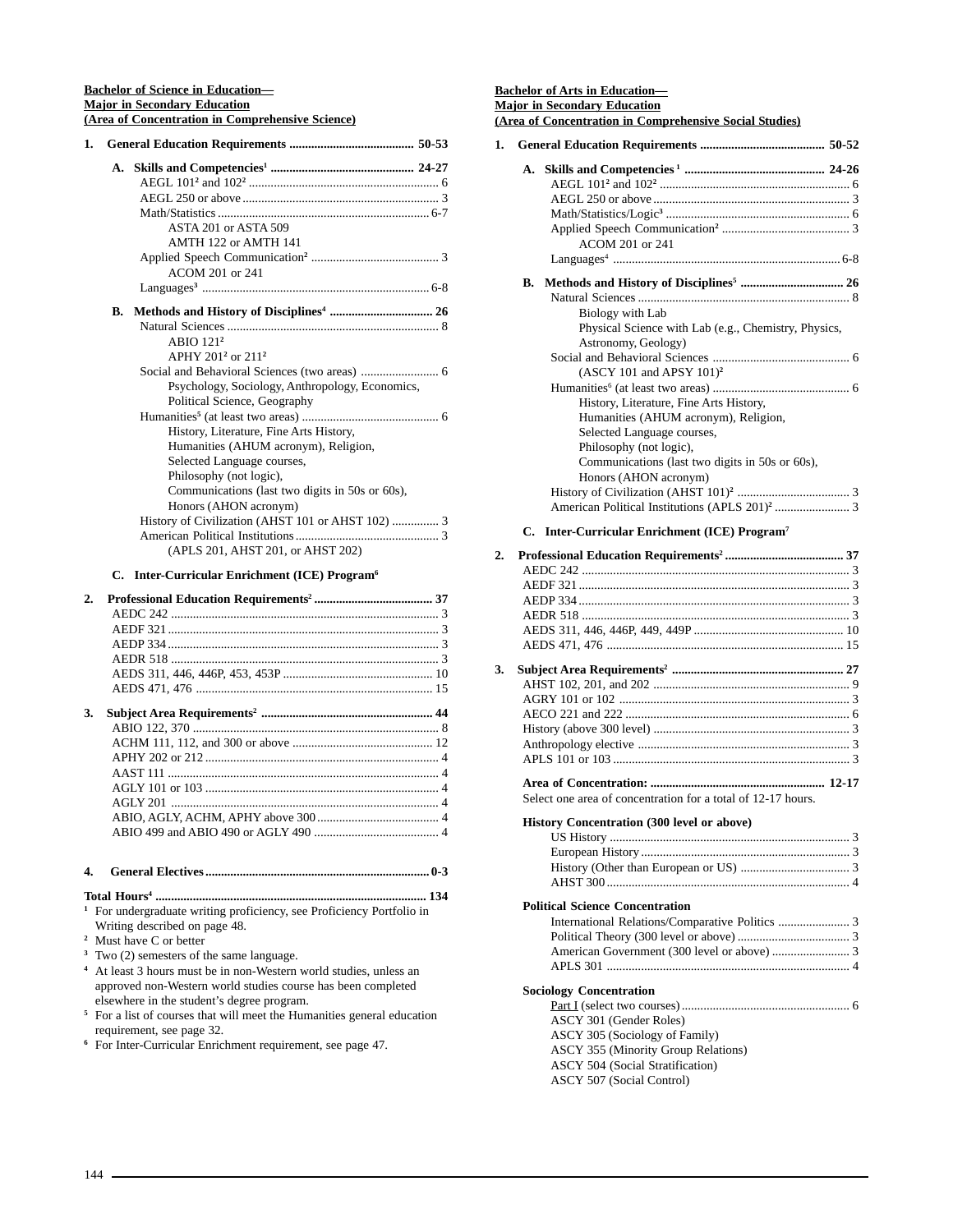**Bachelor of Science in Education—**
**Major in Secondary Education**
**(Area of Concentration in Comprehensive Science)**

**1. General Education Requirements ........................................ 50-53**

**A. Skills and Competencies[1] ............................................. 24-27**

- AEGL 101[2] and 102[2] ............................................................. 6
- AEGL 250 or above ............................................................... 3
- Math/Statistics .................................................................... 6-7
  - ASTA 201 or ASTA 509
  - AMTH 122 or AMTH 141
- Applied Speech Communication[2] ......................................... 3
  - ACOM 201 or 241
- Languages[3] ........................................................................ 6-8

**B. Methods and History of Disciplines[4] ................................. 26**

- Natural Sciences .................................................................... 8
  - ABIO 121[2]
  - APHY 201[2] or 211[2]
- Social and Behavioral Sciences (two areas) ......................... 6
  - Psychology, Sociology, Anthropology, Economics, Political Science, Geography
- Humanities[5] (at least two areas) ........................................... 6
  - History, Literature, Fine Arts History,
  - Humanities (AHUM acronym), Religion,
  - Selected Language courses,
  - Philosophy (not logic),
  - Communications (last two digits in 50s or 60s),
  - Honors (AHON acronym)
- History of Civilization (AHST 101 or AHST 102) ............... 3
- American Political Institutions ............................................. 3
  - (APLS 201, AHST 201, or AHST 202)

**C. Inter-Curricular Enrichment (ICE) Program[6]**

**2. Professional Education Requirements[2] ...................................... 37**

- AEDC 242 ...................................................................................... 3
- AEDF 321 ....................................................................................... 3
- AEDP 334 ....................................................................................... 3
- AEDR 518 ...................................................................................... 3
- AEDS 311, 446, 446P, 453, 453P ................................................ 10
- AEDS 471, 476 ............................................................................ 15

**3. Subject Area Requirements[2] ....................................................... 44**

- ABIO 122, 370 ............................................................................... 8
- ACHM 111, 112, and 300 or above ............................................. 12
- APHY 202 or 212 ........................................................................... 4
- AAST 111 ....................................................................................... 4
- AGLY 101 or 103 ........................................................................... 4
- AGLY 201 ...................................................................................... 4
- ABIO, AGLY, ACHM, APHY above 300 ....................................... 4
- ABIO 499 and ABIO 490 or AGLY 490 ........................................ 4

**4. General Electives ........................................................................ 0-3**

**Total Hours[4] ....................................................................................... 134**

[1] For undergraduate writing proficiency, see Proficiency Portfolio in Writing described on page 48.
[2] Must have C or better
[3] Two (2) semesters of the same language.
[4] At least 3 hours must be in non-Western world studies, unless an approved non-Western world studies course has been completed elsewhere in the student's degree program.
[5] For a list of courses that will meet the Humanities general education requirement, see page 32.
[6] For Inter-Curricular Enrichment requirement, see page 47.

**Bachelor of Arts in Education—**
**Major in Secondary Education**
**(Area of Concentration in Comprehensive Social Studies)**

**1. General Education Requirements ........................................ 50-52**

**A. Skills and Competencies[1] ............................................. 24-26**

- AEGL 101[2] and 102[2] ............................................................. 6
- AEGL 250 or above ............................................................... 3
- Math/Statistics/Logic[3] ........................................................... 6
- Applied Speech Communication[2] ......................................... 3
  - ACOM 201 or 241
- Languages[4] ......................................................................... 6-8

**B. Methods and History of Disciplines[5] ................................. 26**

- Natural Sciences .................................................................... 8
  - Biology with Lab
  - Physical Science with Lab (e.g., Chemistry, Physics, Astronomy, Geology)
- Social and Behavioral Sciences ............................................ 6
  - (ASCY 101 and APSY 101)[2]
- Humanities[6] (at least two areas) ........................................... 6
  - History, Literature, Fine Arts History,
  - Humanities (AHUM acronym), Religion,
  - Selected Language courses,
  - Philosophy (not logic),
  - Communications (last two digits in 50s or 60s),
  - Honors (AHON acronym)
- History of Civilization (AHST 101)[2] .................................... 3
- American Political Institutions (APLS 201)[2] ........................ 3

**C. Inter-Curricular Enrichment (ICE) Program[7]**

**2. Professional Education Requirements[2] ...................................... 37**

- AEDC 242 ...................................................................................... 3
- AEDF 321 ....................................................................................... 3
- AEDP 334 ....................................................................................... 3
- AEDR 518 ...................................................................................... 3
- AEDS 311, 446, 446P, 449, 449P ................................................ 10
- AEDS 471, 476 ............................................................................ 15

**3. Subject Area Requirements[2] ....................................................... 27**

- AHST 102, 201, and 202 ............................................................... 9
- AGRY 101 or 102 .......................................................................... 3
- AECO 221 and 222 ........................................................................ 6
- History (above 300 level) .............................................................. 3
- Anthropology elective .................................................................... 3
- APLS 101 or 103 ............................................................................ 3

**Area of Concentration: ........................................................ 12-17**

Select one area of concentration for a total of 12-17 hours.

**History Concentration (300 level or above)**

- US History ...................................................................................... 3
- European History ........................................................................... 3
- History (Other than European or US) ........................................... 3
- AHST 300 ....................................................................................... 4

**Political Science Concentration**

- International Relations/Comparative Politics ............................... 3
- Political Theory (300 level or above) ............................................ 3
- American Government (300 level or above) ................................. 3
- APLS 301 ....................................................................................... 4

**Sociology Concentration**

Part I (select two courses) ...................................................... 6

- ASCY 301 (Gender Roles)
- ASCY 305 (Sociology of Family)
- ASCY 355 (Minority Group Relations)
- ASCY 504 (Social Stratification)
- ASCY 507 (Social Control)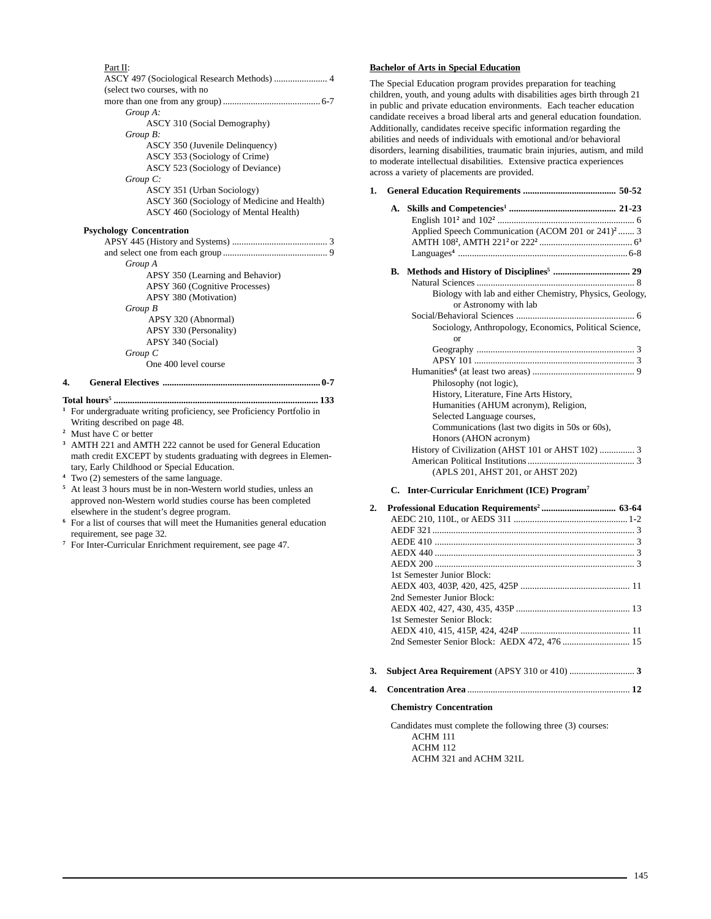Part II:

ASCY 497 (Sociological Research Methods) ....................... 4

(select two courses, with no more than one from any group) ............................................ 6-7

*Group A:*

ASCY 310 (Social Demography)

*Group B:*

ASCY 350 (Juvenile Delinquency)

ASCY 353 (Sociology of Crime)

ASCY 523 (Sociology of Deviance)

*Group C:*

ASCY 351 (Urban Sociology)

ASCY 360 (Sociology of Medicine and Health)

ASCY 460 (Sociology of Mental Health)

**Psychology Concentration**

APSY 445 (History and Systems) ......................................... 3

and select one from each group ............................................ 9

*Group A*

APSY 350 (Learning and Behavior)

APSY 360 (Cognitive Processes)

APSY 380 (Motivation)

*Group B*

APSY 320 (Abnormal)

APSY 330 (Personality)

APSY 340 (Social)

*Group C*

One 400 level course

**4. General Electives ................................................................... 0-7**

**Total hours[5] ........................................................................................ 133**

[1] For undergraduate writing proficiency, see Proficiency Portfolio in Writing described on page 48.

[2] Must have C or better

[3] AMTH 221 and AMTH 222 cannot be used for General Education math credit EXCEPT by students graduating with degrees in Elementary, Early Childhood or Special Education.

[4] Two (2) semesters of the same language.

[5] At least 3 hours must be in non-Western world studies, unless an approved non-Western world studies course has been completed elsewhere in the student's degree program.

[6] For a list of courses that will meet the Humanities general education requirement, see page 32.

[7] For Inter-Curricular Enrichment requirement, see page 47.

## Bachelor of Arts in Special Education

The Special Education program provides preparation for teaching children, youth, and young adults with disabilities ages birth through 21 in public and private education environments. Each teacher education candidate receives a broad liberal arts and general education foundation. Additionally, candidates receive specific information regarding the abilities and needs of individuals with emotional and/or behavioral disorders, learning disabilities, traumatic brain injuries, autism, and mild to moderate intellectual disabilities. Extensive practica experiences across a variety of placements are provided.

**1. General Education Requirements ........................................ 50-52**

**A. Skills and Competencies[1] ............................................. 21-23**

English 101[2] and 102[2] ........................................................... 6

Applied Speech Communication (ACOM 201 or 241)[2] ....... 3

AMTH 108[2], AMTH 221[2] or 222[2] ......................................... 6[3]

Languages[4] ......................................................................... 6-8

**B. Methods and History of Disciplines[5] ................................ 29**

Natural Sciences .................................................................... 8

Biology with lab and either Chemistry, Physics, Geology, or Astronomy with lab

Social/Behavioral Sciences ................................................... 6

Sociology, Anthropology, Economics, Political Science, or

Geography ................................................................... 3

APSY 101 .................................................................... 3

Humanities[6] (at least two areas) ............................................ 9

Philosophy (not logic),
History, Literature, Fine Arts History,
Humanities (AHUM acronym), Religion,
Selected Language courses,
Communications (last two digits in 50s or 60s),
Honors (AHON acronym)

History of Civilization (AHST 101 or AHST 102) ............... 3

American Political Institutions .............................................. 3

(APLS 201, AHST 201, or AHST 202)

**C. Inter-Curricular Enrichment (ICE) Program[7]**

**2. Professional Education Requirements[2] ................................ 63-64**

AEDC 210, 110L, or AEDS 311 ................................................. 1-2

AEDF 321 ....................................................................................... 3

AEDE 410 ...................................................................................... 3

AEDX 440 ...................................................................................... 3

AEDX 200 ...................................................................................... 3

1st Semester Junior Block:

AEDX 403, 403P, 420, 425, 425P ............................................... 11

2nd Semester Junior Block:

AEDX 402, 427, 430, 435, 435P ................................................. 13

1st Semester Senior Block:

AEDX 410, 415, 415P, 424, 424P ............................................... 11

2nd Semester Senior Block: AEDX 472, 476 ............................. 15

**3. Subject Area Requirement** (APSY 310 or 410) ............................ **3**

**4. Concentration Area** ...................................................................... **12**

**Chemistry Concentration**

Candidates must complete the following three (3) courses:

ACHM 111

ACHM 112

ACHM 321 and ACHM 321L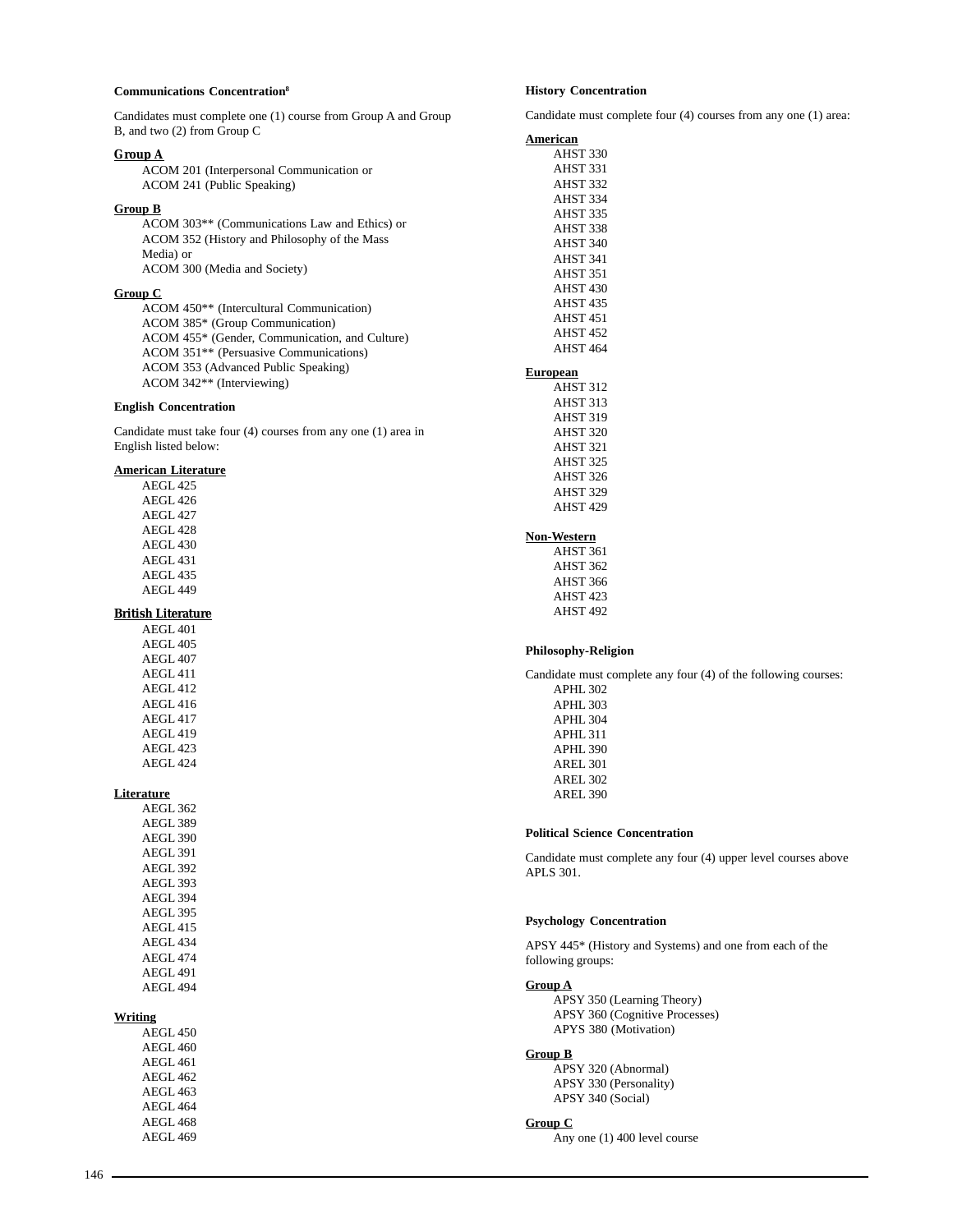### Communications Concentration[8]

Candidates must complete one (1) course from Group A and Group B, and two (2) from Group C

**Group A**

ACOM 201 (Interpersonal Communication or
ACOM 241 (Public Speaking)

**Group B**

ACOM 303** (Communications Law and Ethics) or
ACOM 352 (History and Philosophy of the Mass Media) or
ACOM 300 (Media and Society)

**Group C**

ACOM 450** (Intercultural Communication)
ACOM 385* (Group Communication)
ACOM 455* (Gender, Communication, and Culture)
ACOM 351** (Persuasive Communications)
ACOM 353 (Advanced Public Speaking)
ACOM 342** (Interviewing)

### English Concentration

Candidate must take four (4) courses from any one (1) area in English listed below:

**American Literature**

AEGL 425
AEGL 426
AEGL 427
AEGL 428
AEGL 430
AEGL 431
AEGL 435
AEGL 449

**British Literature**

AEGL 401
AEGL 405
AEGL 407
AEGL 411
AEGL 412
AEGL 416
AEGL 417
AEGL 419
AEGL 423
AEGL 424

**Literature**

AEGL 362
AEGL 389
AEGL 390
AEGL 391
AEGL 392
AEGL 393
AEGL 394
AEGL 395
AEGL 415
AEGL 434
AEGL 474
AEGL 491
AEGL 494

**Writing**

AEGL 450
AEGL 460
AEGL 461
AEGL 462
AEGL 463
AEGL 464
AEGL 468
AEGL 469

### History Concentration

Candidate must complete four (4) courses from any one (1) area:

**American**

AHST 330
AHST 331
AHST 332
AHST 334
AHST 335
AHST 338
AHST 340
AHST 341
AHST 351
AHST 430
AHST 435
AHST 451
AHST 452
AHST 464

**European**

AHST 312
AHST 313
AHST 319
AHST 320
AHST 321
AHST 325
AHST 326
AHST 329
AHST 429

**Non-Western**

AHST 361
AHST 362
AHST 366
AHST 423
AHST 492

### Philosophy-Religion

Candidate must complete any four (4) of the following courses:

APHL 302
APHL 303
APHL 304
APHL 311
APHL 390
AREL 301
AREL 302
AREL 390

### Political Science Concentration

Candidate must complete any four (4) upper level courses above APLS 301.

### Psychology Concentration

APSY 445* (History and Systems) and one from each of the following groups:

**Group A**

APSY 350 (Learning Theory)
APSY 360 (Cognitive Processes)
APYS 380 (Motivation)

**Group B**

APSY 320 (Abnormal)
APSY 330 (Personality)
APSY 340 (Social)

**Group C**

Any one (1) 400 level course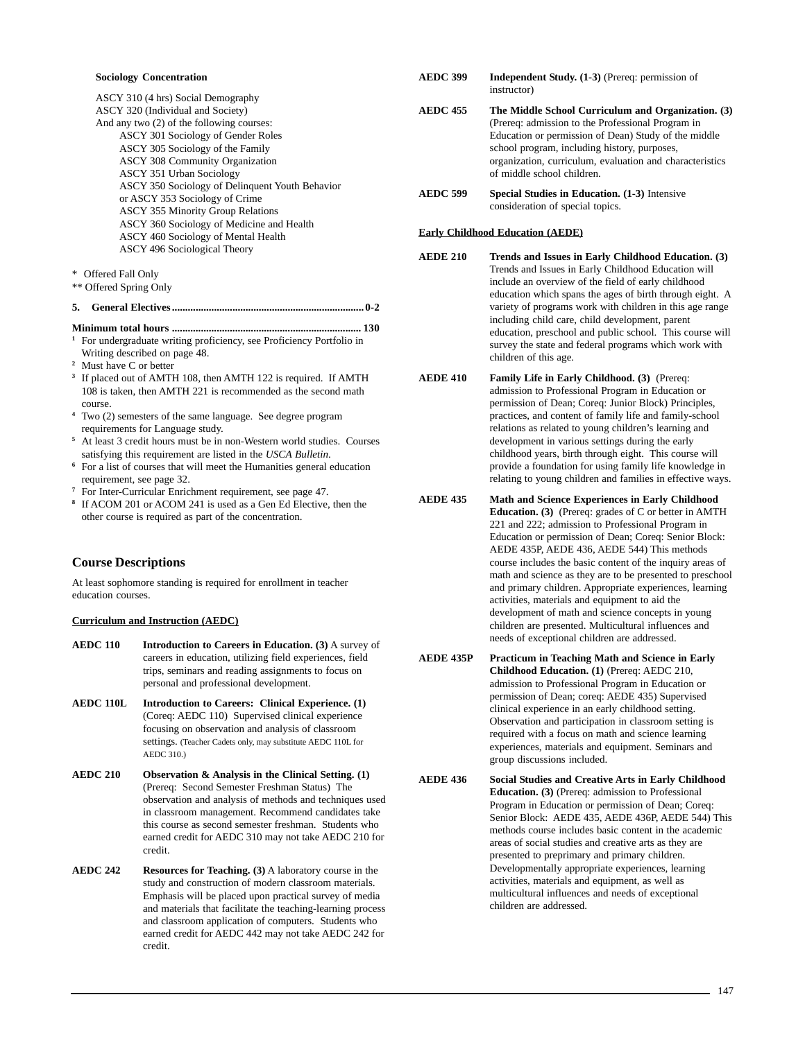**Sociology Concentration**

ASCY 310 (4 hrs) Social Demography
ASCY 320 (Individual and Society)
And any two (2) of the following courses:

- ASCY 301 Sociology of Gender Roles
- ASCY 305 Sociology of the Family
- ASCY 308 Community Organization
- ASCY 351 Urban Sociology
- ASCY 350 Sociology of Delinquent Youth Behavior or ASCY 353 Sociology of Crime
- ASCY 355 Minority Group Relations
- ASCY 360 Sociology of Medicine and Health
- ASCY 460 Sociology of Mental Health
- ASCY 496 Sociological Theory

\* Offered Fall Only
\*\* Offered Spring Only

**5. General Electives .......................................................... 0-2**

**Minimum total hours ........................................................ 130**

[1] For undergraduate writing proficiency, see Proficiency Portfolio in Writing described on page 48.
[2] Must have C or better
[3] If placed out of AMTH 108, then AMTH 122 is required. If AMTH 108 is taken, then AMTH 221 is recommended as the second math course.
[4] Two (2) semesters of the same language. See degree program requirements for Language study.
[5] At least 3 credit hours must be in non-Western world studies. Courses satisfying this requirement are listed in the *USCA Bulletin*.
[6] For a list of courses that will meet the Humanities general education requirement, see page 32.
[7] For Inter-Curricular Enrichment requirement, see page 47.
[8] If ACOM 201 or ACOM 241 is used as a Gen Ed Elective, then the other course is required as part of the concentration.

## Course Descriptions

At least sophomore standing is required for enrollment in teacher education courses.

### Curriculum and Instruction (AEDC)

**AEDC 110** **Introduction to Careers in Education. (3)** A survey of careers in education, utilizing field experiences, field trips, seminars and reading assignments to focus on personal and professional development.

**AEDC 110L** **Introduction to Careers: Clinical Experience. (1)** (Coreq: AEDC 110) Supervised clinical experience focusing on observation and analysis of classroom settings. (Teacher Cadets only, may substitute AEDC 110L for AEDC 310.)

**AEDC 210** **Observation & Analysis in the Clinical Setting. (1)** (Prereq: Second Semester Freshman Status) The observation and analysis of methods and techniques used in classroom management. Recommend candidates take this course as second semester freshman. Students who earned credit for AEDC 310 may not take AEDC 210 for credit.

**AEDC 242** **Resources for Teaching. (3)** A laboratory course in the study and construction of modern classroom materials. Emphasis will be placed upon practical survey of media and materials that facilitate the teaching-learning process and classroom application of computers. Students who earned credit for AEDC 442 may not take AEDC 242 for credit.

**AEDC 399** **Independent Study. (1-3)** (Prereq: permission of instructor)

**AEDC 455** **The Middle School Curriculum and Organization. (3)** (Prereq: admission to the Professional Program in Education or permission of Dean) Study of the middle school program, including history, purposes, organization, curriculum, evaluation and characteristics of middle school children.

**AEDC 599** **Special Studies in Education. (1-3)** Intensive consideration of special topics.

### Early Childhood Education (AEDE)

**AEDE 210** **Trends and Issues in Early Childhood Education. (3)** Trends and Issues in Early Childhood Education will include an overview of the field of early childhood education which spans the ages of birth through eight. A variety of programs work with children in this age range including child care, child development, parent education, preschool and public school. This course will survey the state and federal programs which work with children of this age.

**AEDE 410** **Family Life in Early Childhood. (3)** (Prereq: admission to Professional Program in Education or permission of Dean; Coreq: Junior Block) Principles, practices, and content of family life and family-school relations as related to young children's learning and development in various settings during the early childhood years, birth through eight. This course will provide a foundation for using family life knowledge in relating to young children and families in effective ways.

**AEDE 435** **Math and Science Experiences in Early Childhood Education. (3)** (Prereq: grades of C or better in AMTH 221 and 222; admission to Professional Program in Education or permission of Dean; Coreq: Senior Block: AEDE 435P, AEDE 436, AEDE 544) This methods course includes the basic content of the inquiry areas of math and science as they are to be presented to preschool and primary children. Appropriate experiences, learning activities, materials and equipment to aid the development of math and science concepts in young children are presented. Multicultural influences and needs of exceptional children are addressed.

**AEDE 435P** **Practicum in Teaching Math and Science in Early Childhood Education. (1)** (Prereq: AEDC 210, admission to Professional Program in Education or permission of Dean; coreq: AEDE 435) Supervised clinical experience in an early childhood setting. Observation and participation in classroom setting is required with a focus on math and science learning experiences, materials and equipment. Seminars and group discussions included.

**AEDE 436** **Social Studies and Creative Arts in Early Childhood Education. (3)** (Prereq: admission to Professional Program in Education or permission of Dean; Coreq: Senior Block: AEDE 435, AEDE 436P, AEDE 544) This methods course includes basic content in the academic areas of social studies and creative arts as they are presented to preprimary and primary children. Developmentally appropriate experiences, learning activities, materials and equipment, as well as multicultural influences and needs of exceptional children are addressed.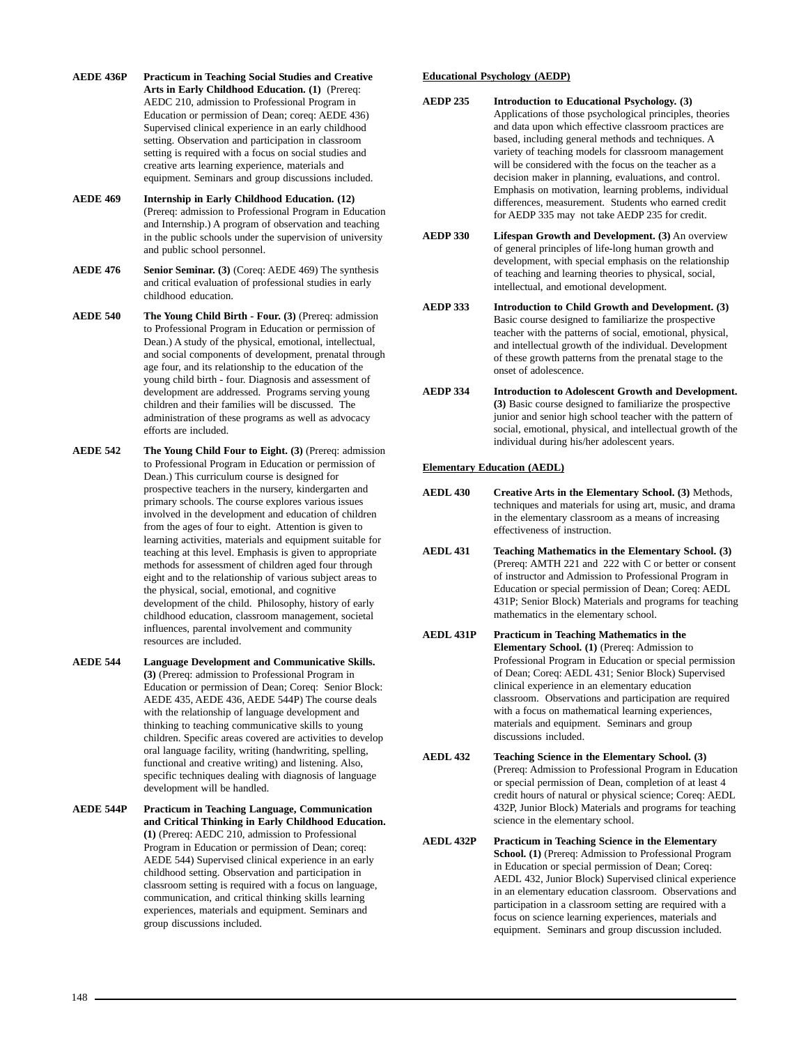**AEDE 436P** **Practicum in Teaching Social Studies and Creative Arts in Early Childhood Education. (1)** (Prereq: AEDC 210, admission to Professional Program in Education or permission of Dean; coreq: AEDE 436) Supervised clinical experience in an early childhood setting. Observation and participation in classroom setting is required with a focus on social studies and creative arts learning experience, materials and equipment. Seminars and group discussions included.

**AEDE 469** **Internship in Early Childhood Education. (12)** (Prereq: admission to Professional Program in Education and Internship.) A program of observation and teaching in the public schools under the supervision of university and public school personnel.

**AEDE 476** **Senior Seminar. (3)** (Coreq: AEDE 469) The synthesis and critical evaluation of professional studies in early childhood education.

**AEDE 540** **The Young Child Birth - Four. (3)** (Prereq: admission to Professional Program in Education or permission of Dean.) A study of the physical, emotional, intellectual, and social components of development, prenatal through age four, and its relationship to the education of the young child birth - four. Diagnosis and assessment of development are addressed. Programs serving young children and their families will be discussed. The administration of these programs as well as advocacy efforts are included.

**AEDE 542** **The Young Child Four to Eight. (3)** (Prereq: admission to Professional Program in Education or permission of Dean.) This curriculum course is designed for prospective teachers in the nursery, kindergarten and primary schools. The course explores various issues involved in the development and education of children from the ages of four to eight. Attention is given to learning activities, materials and equipment suitable for teaching at this level. Emphasis is given to appropriate methods for assessment of children aged four through eight and to the relationship of various subject areas to the physical, social, emotional, and cognitive development of the child. Philosophy, history of early childhood education, classroom management, societal influences, parental involvement and community resources are included.

**AEDE 544** **Language Development and Communicative Skills. (3)** (Prereq: admission to Professional Program in Education or permission of Dean; Coreq: Senior Block: AEDE 435, AEDE 436, AEDE 544P) The course deals with the relationship of language development and thinking to teaching communicative skills to young children. Specific areas covered are activities to develop oral language facility, writing (handwriting, spelling, functional and creative writing) and listening. Also, specific techniques dealing with diagnosis of language development will be handled.

**AEDE 544P** **Practicum in Teaching Language, Communication and Critical Thinking in Early Childhood Education. (1)** (Prereq: AEDC 210, admission to Professional Program in Education or permission of Dean; coreq: AEDE 544) Supervised clinical experience in an early childhood setting. Observation and participation in classroom setting is required with a focus on language, communication, and critical thinking skills learning experiences, materials and equipment. Seminars and group discussions included.

**Educational Psychology (AEDP)**

**AEDP 235** **Introduction to Educational Psychology. (3)** Applications of those psychological principles, theories and data upon which effective classroom practices are based, including general methods and techniques. A variety of teaching models for classroom management will be considered with the focus on the teacher as a decision maker in planning, evaluations, and control. Emphasis on motivation, learning problems, individual differences, measurement. Students who earned credit for AEDP 335 may not take AEDP 235 for credit.

**AEDP 330** **Lifespan Growth and Development. (3)** An overview of general principles of life-long human growth and development, with special emphasis on the relationship of teaching and learning theories to physical, social, intellectual, and emotional development.

**AEDP 333** **Introduction to Child Growth and Development. (3)** Basic course designed to familiarize the prospective teacher with the patterns of social, emotional, physical, and intellectual growth of the individual. Development of these growth patterns from the prenatal stage to the onset of adolescence.

**AEDP 334** **Introduction to Adolescent Growth and Development. (3)** Basic course designed to familiarize the prospective junior and senior high school teacher with the pattern of social, emotional, physical, and intellectual growth of the individual during his/her adolescent years.

**Elementary Education (AEDL)**

**AEDL 430** **Creative Arts in the Elementary School. (3)** Methods, techniques and materials for using art, music, and drama in the elementary classroom as a means of increasing effectiveness of instruction.

**AEDL 431** **Teaching Mathematics in the Elementary School. (3)** (Prereq: AMTH 221 and 222 with C or better or consent of instructor and Admission to Professional Program in Education or special permission of Dean; Coreq: AEDL 431P; Senior Block) Materials and programs for teaching mathematics in the elementary school.

**AEDL 431P** **Practicum in Teaching Mathematics in the Elementary School. (1)** (Prereq: Admission to Professional Program in Education or special permission of Dean; Coreq: AEDL 431; Senior Block) Supervised clinical experience in an elementary education classroom. Observations and participation are required with a focus on mathematical learning experiences, materials and equipment. Seminars and group discussions included.

**AEDL 432** **Teaching Science in the Elementary School. (3)** (Prereq: Admission to Professional Program in Education or special permission of Dean, completion of at least 4 credit hours of natural or physical science; Coreq: AEDL 432P, Junior Block) Materials and programs for teaching science in the elementary school.

**AEDL 432P** **Practicum in Teaching Science in the Elementary School. (1)** (Prereq: Admission to Professional Program in Education or special permission of Dean; Coreq: AEDL 432, Junior Block) Supervised clinical experience in an elementary education classroom. Observations and participation in a classroom setting are required with a focus on science learning experiences, materials and equipment. Seminars and group discussion included.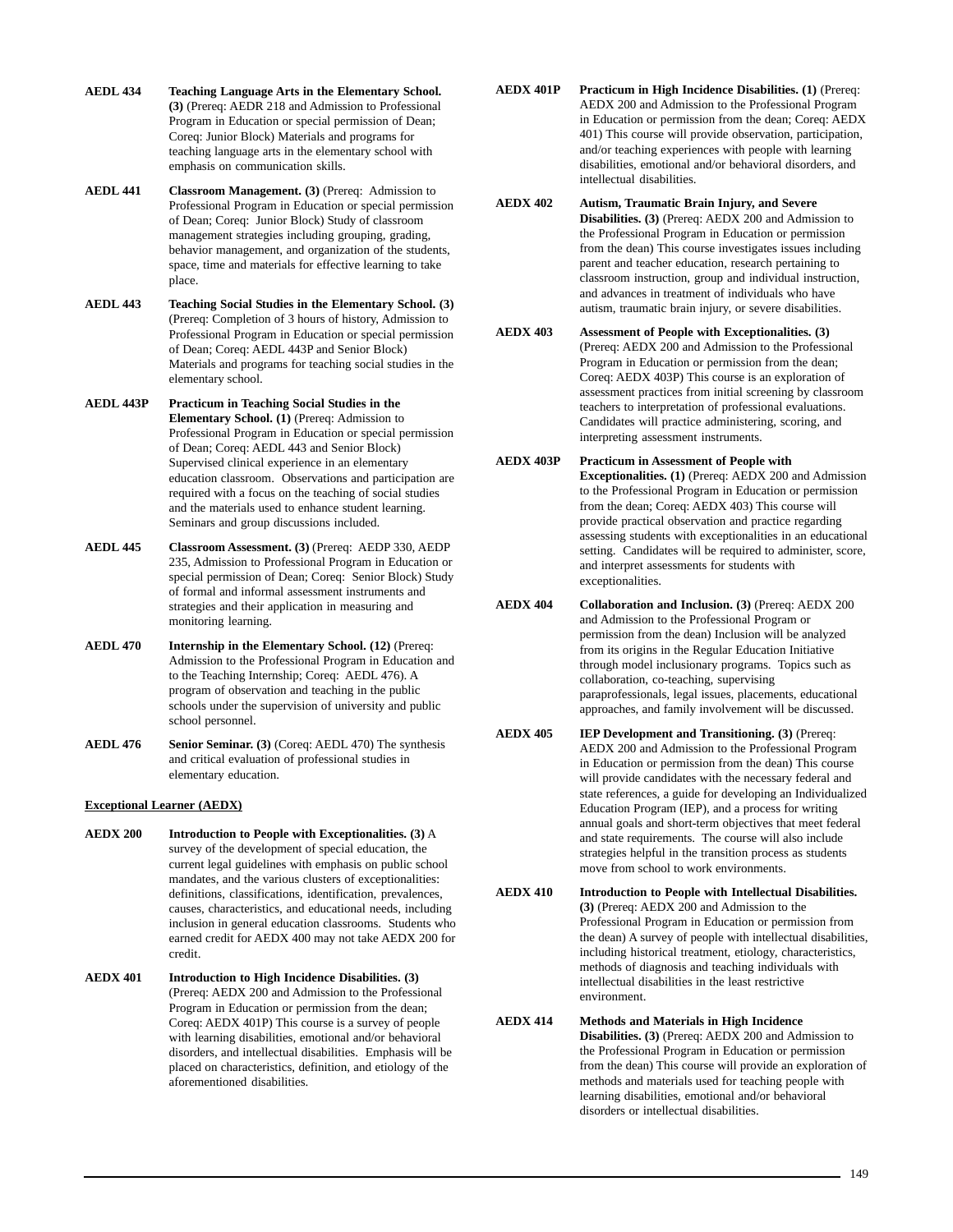**AEDL 434** **Teaching Language Arts in the Elementary School. (3)** (Prereq: AEDR 218 and Admission to Professional Program in Education or special permission of Dean; Coreq: Junior Block) Materials and programs for teaching language arts in the elementary school with emphasis on communication skills.

**AEDL 441** **Classroom Management. (3)** (Prereq: Admission to Professional Program in Education or special permission of Dean; Coreq: Junior Block) Study of classroom management strategies including grouping, grading, behavior management, and organization of the students, space, time and materials for effective learning to take place.

**AEDL 443** **Teaching Social Studies in the Elementary School. (3)** (Prereq: Completion of 3 hours of history, Admission to Professional Program in Education or special permission of Dean; Coreq: AEDL 443P and Senior Block) Materials and programs for teaching social studies in the elementary school.

**AEDL 443P** **Practicum in Teaching Social Studies in the Elementary School. (1)** (Prereq: Admission to Professional Program in Education or special permission of Dean; Coreq: AEDL 443 and Senior Block) Supervised clinical experience in an elementary education classroom. Observations and participation are required with a focus on the teaching of social studies and the materials used to enhance student learning. Seminars and group discussions included.

**AEDL 445** **Classroom Assessment. (3)** (Prereq: AEDP 330, AEDP 235, Admission to Professional Program in Education or special permission of Dean; Coreq: Senior Block) Study of formal and informal assessment instruments and strategies and their application in measuring and monitoring learning.

**AEDL 470** **Internship in the Elementary School. (12)** (Prereq: Admission to the Professional Program in Education and to the Teaching Internship; Coreq: AEDL 476). A program of observation and teaching in the public schools under the supervision of university and public school personnel.

**AEDL 476** **Senior Seminar. (3)** (Coreq: AEDL 470) The synthesis and critical evaluation of professional studies in elementary education.

**Exceptional Learner (AEDX)**

**AEDX 200** **Introduction to People with Exceptionalities. (3)** A survey of the development of special education, the current legal guidelines with emphasis on public school mandates, and the various clusters of exceptionalities: definitions, classifications, identification, prevalences, causes, characteristics, and educational needs, including inclusion in general education classrooms. Students who earned credit for AEDX 400 may not take AEDX 200 for credit.

**AEDX 401** **Introduction to High Incidence Disabilities. (3)** (Prereq: AEDX 200 and Admission to the Professional Program in Education or permission from the dean; Coreq: AEDX 401P) This course is a survey of people with learning disabilities, emotional and/or behavioral disorders, and intellectual disabilities. Emphasis will be placed on characteristics, definition, and etiology of the aforementioned disabilities.

**AEDX 401P** **Practicum in High Incidence Disabilities. (1)** (Prereq: AEDX 200 and Admission to the Professional Program in Education or permission from the dean; Coreq: AEDX 401) This course will provide observation, participation, and/or teaching experiences with people with learning disabilities, emotional and/or behavioral disorders, and intellectual disabilities.

**AEDX 402** **Autism, Traumatic Brain Injury, and Severe Disabilities. (3)** (Prereq: AEDX 200 and Admission to the Professional Program in Education or permission from the dean) This course investigates issues including parent and teacher education, research pertaining to classroom instruction, group and individual instruction, and advances in treatment of individuals who have autism, traumatic brain injury, or severe disabilities.

**AEDX 403** **Assessment of People with Exceptionalities. (3)** (Prereq: AEDX 200 and Admission to the Professional Program in Education or permission from the dean; Coreq: AEDX 403P) This course is an exploration of assessment practices from initial screening by classroom teachers to interpretation of professional evaluations. Candidates will practice administering, scoring, and interpreting assessment instruments.

**AEDX 403P** **Practicum in Assessment of People with Exceptionalities. (1)** (Prereq: AEDX 200 and Admission to the Professional Program in Education or permission from the dean; Coreq: AEDX 403) This course will provide practical observation and practice regarding assessing students with exceptionalities in an educational setting. Candidates will be required to administer, score, and interpret assessments for students with exceptionalities.

**AEDX 404** **Collaboration and Inclusion. (3)** (Prereq: AEDX 200 and Admission to the Professional Program or permission from the dean) Inclusion will be analyzed from its origins in the Regular Education Initiative through model inclusionary programs. Topics such as collaboration, co-teaching, supervising paraprofessionals, legal issues, placements, educational approaches, and family involvement will be discussed.

**AEDX 405** **IEP Development and Transitioning. (3)** (Prereq: AEDX 200 and Admission to the Professional Program in Education or permission from the dean) This course will provide candidates with the necessary federal and state references, a guide for developing an Individualized Education Program (IEP), and a process for writing annual goals and short-term objectives that meet federal and state requirements. The course will also include strategies helpful in the transition process as students move from school to work environments.

**AEDX 410** **Introduction to People with Intellectual Disabilities. (3)** (Prereq: AEDX 200 and Admission to the Professional Program in Education or permission from the dean) A survey of people with intellectual disabilities, including historical treatment, etiology, characteristics, methods of diagnosis and teaching individuals with intellectual disabilities in the least restrictive environment.

**AEDX 414** **Methods and Materials in High Incidence Disabilities. (3)** (Prereq: AEDX 200 and Admission to the Professional Program in Education or permission from the dean) This course will provide an exploration of methods and materials used for teaching people with learning disabilities, emotional and/or behavioral disorders or intellectual disabilities.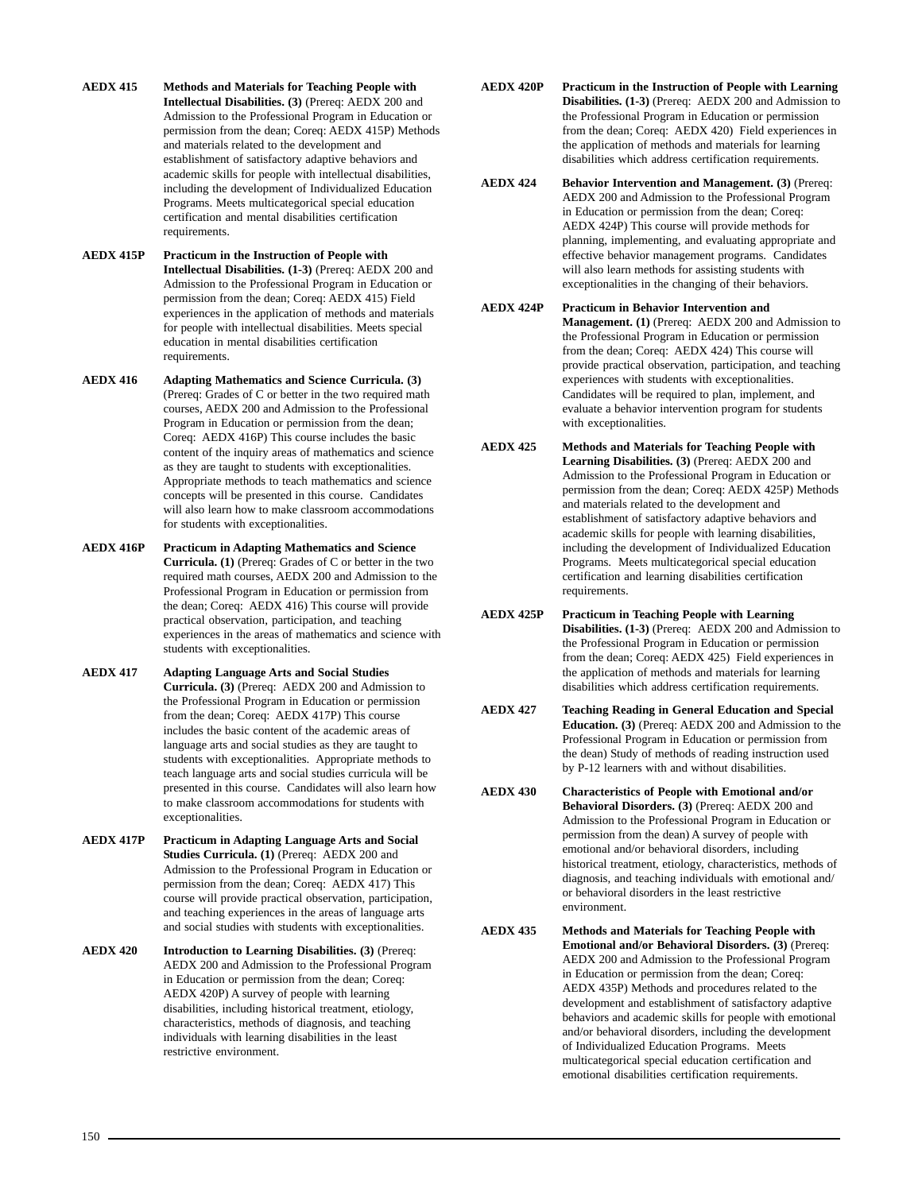**AEDX 415** **Methods and Materials for Teaching People with Intellectual Disabilities. (3)** (Prereq: AEDX 200 and Admission to the Professional Program in Education or permission from the dean; Coreq: AEDX 415P) Methods and materials related to the development and establishment of satisfactory adaptive behaviors and academic skills for people with intellectual disabilities, including the development of Individualized Education Programs. Meets multicategorical special education certification and mental disabilities certification requirements.

**AEDX 415P** **Practicum in the Instruction of People with Intellectual Disabilities. (1-3)** (Prereq: AEDX 200 and Admission to the Professional Program in Education or permission from the dean; Coreq: AEDX 415) Field experiences in the application of methods and materials for people with intellectual disabilities. Meets special education in mental disabilities certification requirements.

**AEDX 416** **Adapting Mathematics and Science Curricula. (3)** (Prereq: Grades of C or better in the two required math courses, AEDX 200 and Admission to the Professional Program in Education or permission from the dean; Coreq: AEDX 416P) This course includes the basic content of the inquiry areas of mathematics and science as they are taught to students with exceptionalities. Appropriate methods to teach mathematics and science concepts will be presented in this course. Candidates will also learn how to make classroom accommodations for students with exceptionalities.

**AEDX 416P** **Practicum in Adapting Mathematics and Science Curricula. (1)** (Prereq: Grades of C or better in the two required math courses, AEDX 200 and Admission to the Professional Program in Education or permission from the dean; Coreq: AEDX 416) This course will provide practical observation, participation, and teaching experiences in the areas of mathematics and science with students with exceptionalities.

**AEDX 417** **Adapting Language Arts and Social Studies Curricula. (3)** (Prereq: AEDX 200 and Admission to the Professional Program in Education or permission from the dean; Coreq: AEDX 417P) This course includes the basic content of the academic areas of language arts and social studies as they are taught to students with exceptionalities. Appropriate methods to teach language arts and social studies curricula will be presented in this course. Candidates will also learn how to make classroom accommodations for students with exceptionalities.

**AEDX 417P** **Practicum in Adapting Language Arts and Social Studies Curricula. (1)** (Prereq: AEDX 200 and Admission to the Professional Program in Education or permission from the dean; Coreq: AEDX 417) This course will provide practical observation, participation, and teaching experiences in the areas of language arts and social studies with students with exceptionalities.

**AEDX 420** **Introduction to Learning Disabilities. (3)** (Prereq: AEDX 200 and Admission to the Professional Program in Education or permission from the dean; Coreq: AEDX 420P) A survey of people with learning disabilities, including historical treatment, etiology, characteristics, methods of diagnosis, and teaching individuals with learning disabilities in the least restrictive environment.

**AEDX 420P** **Practicum in the Instruction of People with Learning Disabilities. (1-3)** (Prereq: AEDX 200 and Admission to the Professional Program in Education or permission from the dean; Coreq: AEDX 420) Field experiences in the application of methods and materials for learning disabilities which address certification requirements.

**AEDX 424** **Behavior Intervention and Management. (3)** (Prereq: AEDX 200 and Admission to the Professional Program in Education or permission from the dean; Coreq: AEDX 424P) This course will provide methods for planning, implementing, and evaluating appropriate and effective behavior management programs. Candidates will also learn methods for assisting students with exceptionalities in the changing of their behaviors.

**AEDX 424P** **Practicum in Behavior Intervention and Management. (1)** (Prereq: AEDX 200 and Admission to the Professional Program in Education or permission from the dean; Coreq: AEDX 424) This course will provide practical observation, participation, and teaching experiences with students with exceptionalities. Candidates will be required to plan, implement, and evaluate a behavior intervention program for students with exceptionalities.

**AEDX 425** **Methods and Materials for Teaching People with Learning Disabilities. (3)** (Prereq: AEDX 200 and Admission to the Professional Program in Education or permission from the dean; Coreq: AEDX 425P) Methods and materials related to the development and establishment of satisfactory adaptive behaviors and academic skills for people with learning disabilities, including the development of Individualized Education Programs. Meets multicategorical special education certification and learning disabilities certification requirements.

**AEDX 425P** **Practicum in Teaching People with Learning Disabilities. (1-3)** (Prereq: AEDX 200 and Admission to the Professional Program in Education or permission from the dean; Coreq: AEDX 425) Field experiences in the application of methods and materials for learning disabilities which address certification requirements.

**AEDX 427** **Teaching Reading in General Education and Special Education. (3)** (Prereq: AEDX 200 and Admission to the Professional Program in Education or permission from the dean) Study of methods of reading instruction used by P-12 learners with and without disabilities.

**AEDX 430** **Characteristics of People with Emotional and/or Behavioral Disorders. (3)** (Prereq: AEDX 200 and Admission to the Professional Program in Education or permission from the dean) A survey of people with emotional and/or behavioral disorders, including historical treatment, etiology, characteristics, methods of diagnosis, and teaching individuals with emotional and/or behavioral disorders in the least restrictive environment.

**AEDX 435** **Methods and Materials for Teaching People with Emotional and/or Behavioral Disorders. (3)** (Prereq: AEDX 200 and Admission to the Professional Program in Education or permission from the dean; Coreq: AEDX 435P) Methods and procedures related to the development and establishment of satisfactory adaptive behaviors and academic skills for people with emotional and/or behavioral disorders, including the development of Individualized Education Programs. Meets multicategorical special education certification and emotional disabilities certification requirements.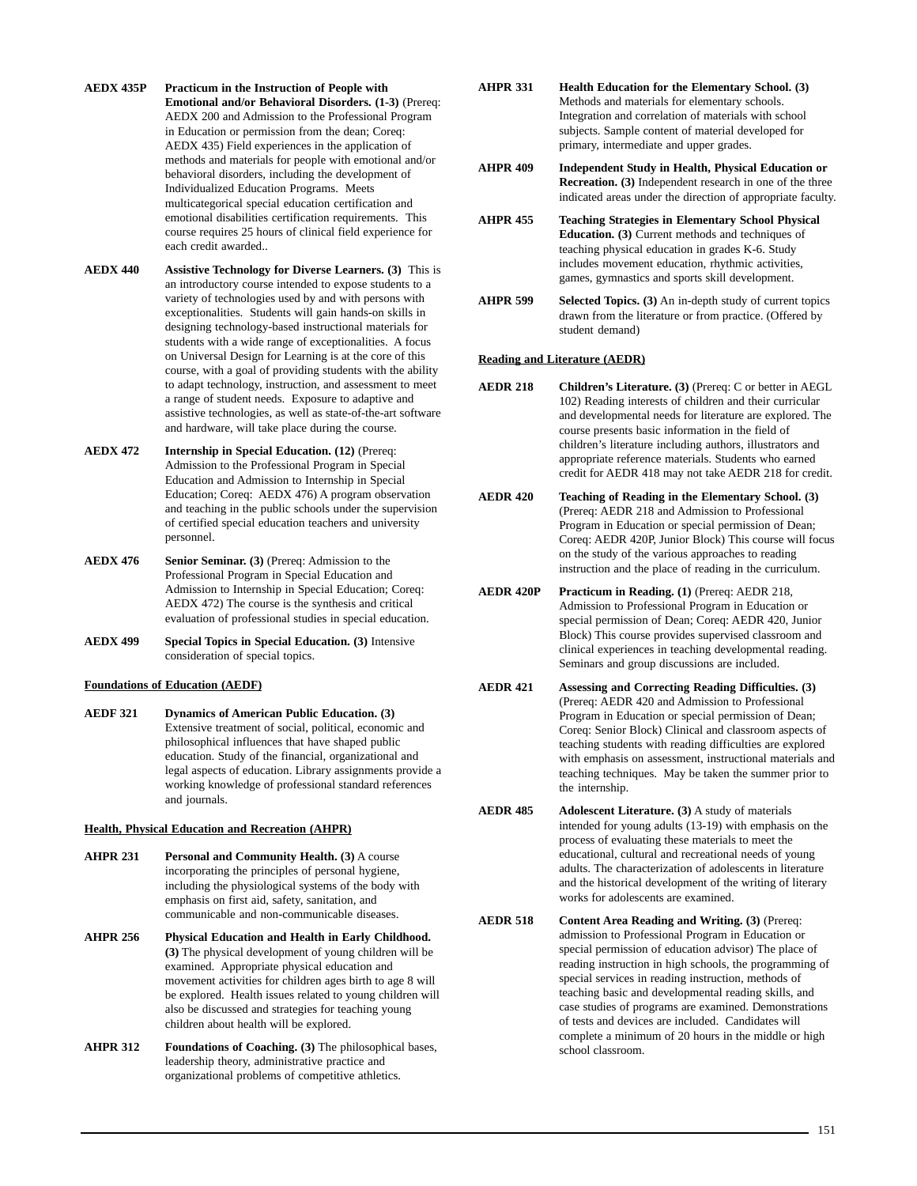**AEDX 435P** **Practicum in the Instruction of People with Emotional and/or Behavioral Disorders. (1-3)** (Prereq: AEDX 200 and Admission to the Professional Program in Education or permission from the dean; Coreq: AEDX 435) Field experiences in the application of methods and materials for people with emotional and/or behavioral disorders, including the development of Individualized Education Programs. Meets multicategorical special education certification and emotional disabilities certification requirements. This course requires 25 hours of clinical field experience for each credit awarded..

**AEDX 440** **Assistive Technology for Diverse Learners. (3)** This is an introductory course intended to expose students to a variety of technologies used by and with persons with exceptionalities. Students will gain hands-on skills in designing technology-based instructional materials for students with a wide range of exceptionalities. A focus on Universal Design for Learning is at the core of this course, with a goal of providing students with the ability to adapt technology, instruction, and assessment to meet a range of student needs. Exposure to adaptive and assistive technologies, as well as state-of-the-art software and hardware, will take place during the course.

**AEDX 472** **Internship in Special Education. (12)** (Prereq: Admission to the Professional Program in Special Education and Admission to Internship in Special Education; Coreq: AEDX 476) A program observation and teaching in the public schools under the supervision of certified special education teachers and university personnel.

**AEDX 476** **Senior Seminar. (3)** (Prereq: Admission to the Professional Program in Special Education and Admission to Internship in Special Education; Coreq: AEDX 472) The course is the synthesis and critical evaluation of professional studies in special education.

**AEDX 499** **Special Topics in Special Education. (3)** Intensive consideration of special topics.

**Foundations of Education (AEDF)**

**AEDF 321** **Dynamics of American Public Education. (3)** Extensive treatment of social, political, economic and philosophical influences that have shaped public education. Study of the financial, organizational and legal aspects of education. Library assignments provide a working knowledge of professional standard references and journals.

**Health, Physical Education and Recreation (AHPR)**

**AHPR 231** **Personal and Community Health. (3)** A course incorporating the principles of personal hygiene, including the physiological systems of the body with emphasis on first aid, safety, sanitation, and communicable and non-communicable diseases.

**AHPR 256** **Physical Education and Health in Early Childhood. (3)** The physical development of young children will be examined. Appropriate physical education and movement activities for children ages birth to age 8 will be explored. Health issues related to young children will also be discussed and strategies for teaching young children about health will be explored.

**AHPR 312** **Foundations of Coaching. (3)** The philosophical bases, leadership theory, administrative practice and organizational problems of competitive athletics.

**AHPR 331** **Health Education for the Elementary School. (3)** Methods and materials for elementary schools. Integration and correlation of materials with school subjects. Sample content of material developed for primary, intermediate and upper grades.

**AHPR 409** **Independent Study in Health, Physical Education or Recreation. (3)** Independent research in one of the three indicated areas under the direction of appropriate faculty.

**AHPR 455** **Teaching Strategies in Elementary School Physical Education. (3)** Current methods and techniques of teaching physical education in grades K-6. Study includes movement education, rhythmic activities, games, gymnastics and sports skill development.

**AHPR 599** **Selected Topics. (3)** An in-depth study of current topics drawn from the literature or from practice. (Offered by student demand)

**Reading and Literature (AEDR)**

**AEDR 218** **Children's Literature. (3)** (Prereq: C or better in AEGL 102) Reading interests of children and their curricular and developmental needs for literature are explored. The course presents basic information in the field of children's literature including authors, illustrators and appropriate reference materials. Students who earned credit for AEDR 418 may not take AEDR 218 for credit.

**AEDR 420** **Teaching of Reading in the Elementary School. (3)** (Prereq: AEDR 218 and Admission to Professional Program in Education or special permission of Dean; Coreq: AEDR 420P, Junior Block) This course will focus on the study of the various approaches to reading instruction and the place of reading in the curriculum.

**AEDR 420P** **Practicum in Reading. (1)** (Prereq: AEDR 218, Admission to Professional Program in Education or special permission of Dean; Coreq: AEDR 420, Junior Block) This course provides supervised classroom and clinical experiences in teaching developmental reading. Seminars and group discussions are included.

**AEDR 421** **Assessing and Correcting Reading Difficulties. (3)** (Prereq: AEDR 420 and Admission to Professional Program in Education or special permission of Dean; Coreq: Senior Block) Clinical and classroom aspects of teaching students with reading difficulties are explored with emphasis on assessment, instructional materials and teaching techniques. May be taken the summer prior to the internship.

**AEDR 485** **Adolescent Literature. (3)** A study of materials intended for young adults (13-19) with emphasis on the process of evaluating these materials to meet the educational, cultural and recreational needs of young adults. The characterization of adolescents in literature and the historical development of the writing of literary works for adolescents are examined.

**AEDR 518** **Content Area Reading and Writing. (3)** (Prereq: admission to Professional Program in Education or special permission of education advisor) The place of reading instruction in high schools, the programming of special services in reading instruction, methods of teaching basic and developmental reading skills, and case studies of programs are examined. Demonstrations of tests and devices are included. Candidates will complete a minimum of 20 hours in the middle or high school classroom.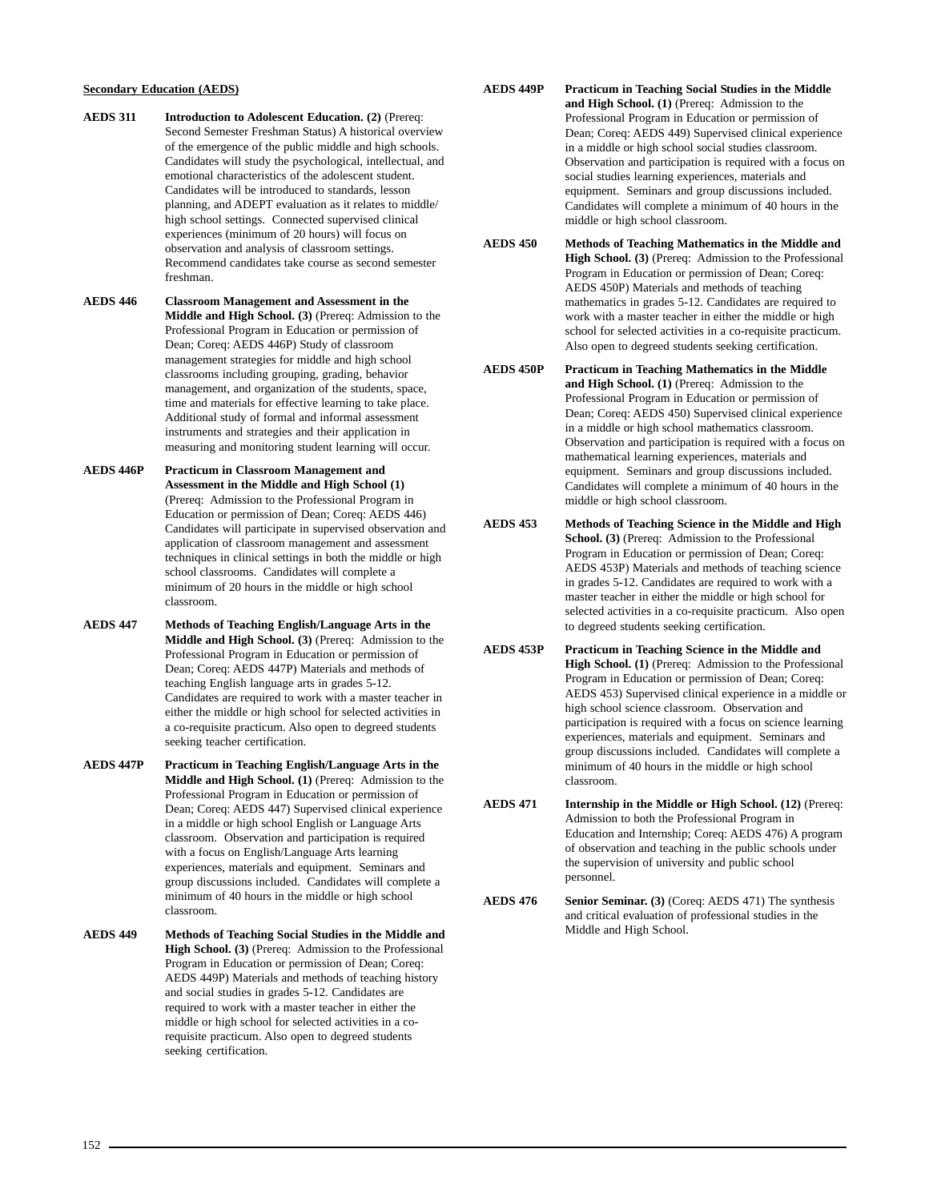**Secondary Education (AEDS)**

**AEDS 311** **Introduction to Adolescent Education. (2)** (Prereq: Second Semester Freshman Status) A historical overview of the emergence of the public middle and high schools. Candidates will study the psychological, intellectual, and emotional characteristics of the adolescent student. Candidates will be introduced to standards, lesson planning, and ADEPT evaluation as it relates to middle/high school settings. Connected supervised clinical experiences (minimum of 20 hours) will focus on observation and analysis of classroom settings. Recommend candidates take course as second semester freshman.

**AEDS 446** **Classroom Management and Assessment in the Middle and High School. (3)** (Prereq: Admission to the Professional Program in Education or permission of Dean; Coreq: AEDS 446P) Study of classroom management strategies for middle and high school classrooms including grouping, grading, behavior management, and organization of the students, space, time and materials for effective learning to take place. Additional study of formal and informal assessment instruments and strategies and their application in measuring and monitoring student learning will occur.

**AEDS 446P** **Practicum in Classroom Management and Assessment in the Middle and High School (1)** (Prereq: Admission to the Professional Program in Education or permission of Dean; Coreq: AEDS 446) Candidates will participate in supervised observation and application of classroom management and assessment techniques in clinical settings in both the middle or high school classrooms. Candidates will complete a minimum of 20 hours in the middle or high school classroom.

**AEDS 447** **Methods of Teaching English/Language Arts in the Middle and High School. (3)** (Prereq: Admission to the Professional Program in Education or permission of Dean; Coreq: AEDS 447P) Materials and methods of teaching English language arts in grades 5-12. Candidates are required to work with a master teacher in either the middle or high school for selected activities in a co-requisite practicum. Also open to degreed students seeking teacher certification.

**AEDS 447P** **Practicum in Teaching English/Language Arts in the Middle and High School. (1)** (Prereq: Admission to the Professional Program in Education or permission of Dean; Coreq: AEDS 447) Supervised clinical experience in a middle or high school English or Language Arts classroom. Observation and participation is required with a focus on English/Language Arts learning experiences, materials and equipment. Seminars and group discussions included. Candidates will complete a minimum of 40 hours in the middle or high school classroom.

**AEDS 449** **Methods of Teaching Social Studies in the Middle and High School. (3)** (Prereq: Admission to the Professional Program in Education or permission of Dean; Coreq: AEDS 449P) Materials and methods of teaching history and social studies in grades 5-12. Candidates are required to work with a master teacher in either the middle or high school for selected activities in a co-requisite practicum. Also open to degreed students seeking certification.

**AEDS 449P** **Practicum in Teaching Social Studies in the Middle and High School. (1)** (Prereq: Admission to the Professional Program in Education or permission of Dean; Coreq: AEDS 449) Supervised clinical experience in a middle or high school social studies classroom. Observation and participation is required with a focus on social studies learning experiences, materials and equipment. Seminars and group discussions included. Candidates will complete a minimum of 40 hours in the middle or high school classroom.

**AEDS 450** **Methods of Teaching Mathematics in the Middle and High School. (3)** (Prereq: Admission to the Professional Program in Education or permission of Dean; Coreq: AEDS 450P) Materials and methods of teaching mathematics in grades 5-12. Candidates are required to work with a master teacher in either the middle or high school for selected activities in a co-requisite practicum. Also open to degreed students seeking certification.

**AEDS 450P** **Practicum in Teaching Mathematics in the Middle and High School. (1)** (Prereq: Admission to the Professional Program in Education or permission of Dean; Coreq: AEDS 450) Supervised clinical experience in a middle or high school mathematics classroom. Observation and participation is required with a focus on mathematical learning experiences, materials and equipment. Seminars and group discussions included. Candidates will complete a minimum of 40 hours in the middle or high school classroom.

**AEDS 453** **Methods of Teaching Science in the Middle and High School. (3)** (Prereq: Admission to the Professional Program in Education or permission of Dean; Coreq: AEDS 453P) Materials and methods of teaching science in grades 5-12. Candidates are required to work with a master teacher in either the middle or high school for selected activities in a co-requisite practicum. Also open to degreed students seeking certification.

**AEDS 453P** **Practicum in Teaching Science in the Middle and High School. (1)** (Prereq: Admission to the Professional Program in Education or permission of Dean; Coreq: AEDS 453) Supervised clinical experience in a middle or high school science classroom. Observation and participation is required with a focus on science learning experiences, materials and equipment. Seminars and group discussions included. Candidates will complete a minimum of 40 hours in the middle or high school classroom.

**AEDS 471** **Internship in the Middle or High School. (12)** (Prereq: Admission to both the Professional Program in Education and Internship; Coreq: AEDS 476) A program of observation and teaching in the public schools under the supervision of university and public school personnel.

**AEDS 476** **Senior Seminar. (3)** (Coreq: AEDS 471) The synthesis and critical evaluation of professional studies in the Middle and High School.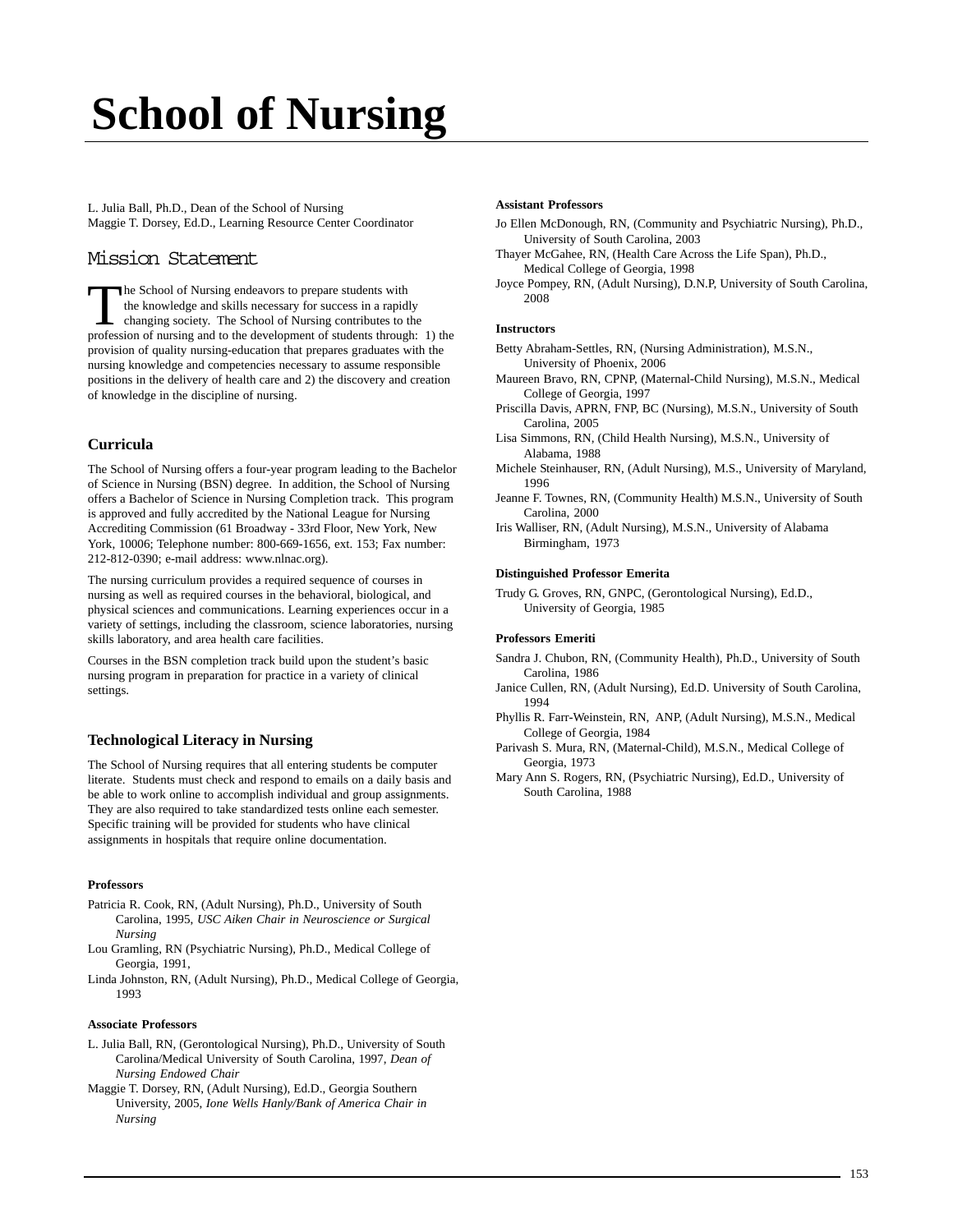# School of Nursing

L. Julia Ball, Ph.D., Dean of the School of Nursing
Maggie T. Dorsey, Ed.D., Learning Resource Center Coordinator

## Mission Statement

The School of Nursing endeavors to prepare students with the knowledge and skills necessary for success in a rapidly changing society. The School of Nursing contributes to the profession of nursing and to the development of students through: 1) the provision of quality nursing-education that prepares graduates with the nursing knowledge and competencies necessary to assume responsible positions in the delivery of health care and 2) the discovery and creation of knowledge in the discipline of nursing.

### Curricula

The School of Nursing offers a four-year program leading to the Bachelor of Science in Nursing (BSN) degree. In addition, the School of Nursing offers a Bachelor of Science in Nursing Completion track. This program is approved and fully accredited by the National League for Nursing Accrediting Commission (61 Broadway - 33rd Floor, New York, New York, 10006; Telephone number: 800-669-1656, ext. 153; Fax number: 212-812-0390; e-mail address: www.nlnac.org).

The nursing curriculum provides a required sequence of courses in nursing as well as required courses in the behavioral, biological, and physical sciences and communications. Learning experiences occur in a variety of settings, including the classroom, science laboratories, nursing skills laboratory, and area health care facilities.

Courses in the BSN completion track build upon the student's basic nursing program in preparation for practice in a variety of clinical settings.

### Technological Literacy in Nursing

The School of Nursing requires that all entering students be computer literate. Students must check and respond to emails on a daily basis and be able to work online to accomplish individual and group assignments. They are also required to take standardized tests online each semester. Specific training will be provided for students who have clinical assignments in hospitals that require online documentation.

#### Professors

Patricia R. Cook, RN, (Adult Nursing), Ph.D., University of South Carolina, 1995, *USC Aiken Chair in Neuroscience or Surgical Nursing*
Lou Gramling, RN (Psychiatric Nursing), Ph.D., Medical College of Georgia, 1991,
Linda Johnston, RN, (Adult Nursing), Ph.D., Medical College of Georgia, 1993

#### Associate Professors

L. Julia Ball, RN, (Gerontological Nursing), Ph.D., University of South Carolina/Medical University of South Carolina, 1997, *Dean of Nursing Endowed Chair*
Maggie T. Dorsey, RN, (Adult Nursing), Ed.D., Georgia Southern University, 2005, *Ione Wells Hanly/Bank of America Chair in Nursing*

#### Assistant Professors

Jo Ellen McDonough, RN, (Community and Psychiatric Nursing), Ph.D., University of South Carolina, 2003
Thayer McGahee, RN, (Health Care Across the Life Span), Ph.D., Medical College of Georgia, 1998
Joyce Pompey, RN, (Adult Nursing), D.N.P, University of South Carolina, 2008

#### Instructors

Betty Abraham-Settles, RN, (Nursing Administration), M.S.N., University of Phoenix, 2006
Maureen Bravo, RN, CPNP, (Maternal-Child Nursing), M.S.N., Medical College of Georgia, 1997
Priscilla Davis, APRN, FNP, BC (Nursing), M.S.N., University of South Carolina, 2005
Lisa Simmons, RN, (Child Health Nursing), M.S.N., University of Alabama, 1988
Michele Steinhauser, RN, (Adult Nursing), M.S., University of Maryland, 1996
Jeanne F. Townes, RN, (Community Health) M.S.N., University of South Carolina, 2000
Iris Walliser, RN, (Adult Nursing), M.S.N., University of Alabama Birmingham, 1973

#### Distinguished Professor Emerita

Trudy G. Groves, RN, GNPC, (Gerontological Nursing), Ed.D., University of Georgia, 1985

#### Professors Emeriti

Sandra J. Chubon, RN, (Community Health), Ph.D., University of South Carolina, 1986
Janice Cullen, RN, (Adult Nursing), Ed.D. University of South Carolina, 1994
Phyllis R. Farr-Weinstein, RN, ANP, (Adult Nursing), M.S.N., Medical College of Georgia, 1984
Parivash S. Mura, RN, (Maternal-Child), M.S.N., Medical College of Georgia, 1973
Mary Ann S. Rogers, RN, (Psychiatric Nursing), Ed.D., University of South Carolina, 1988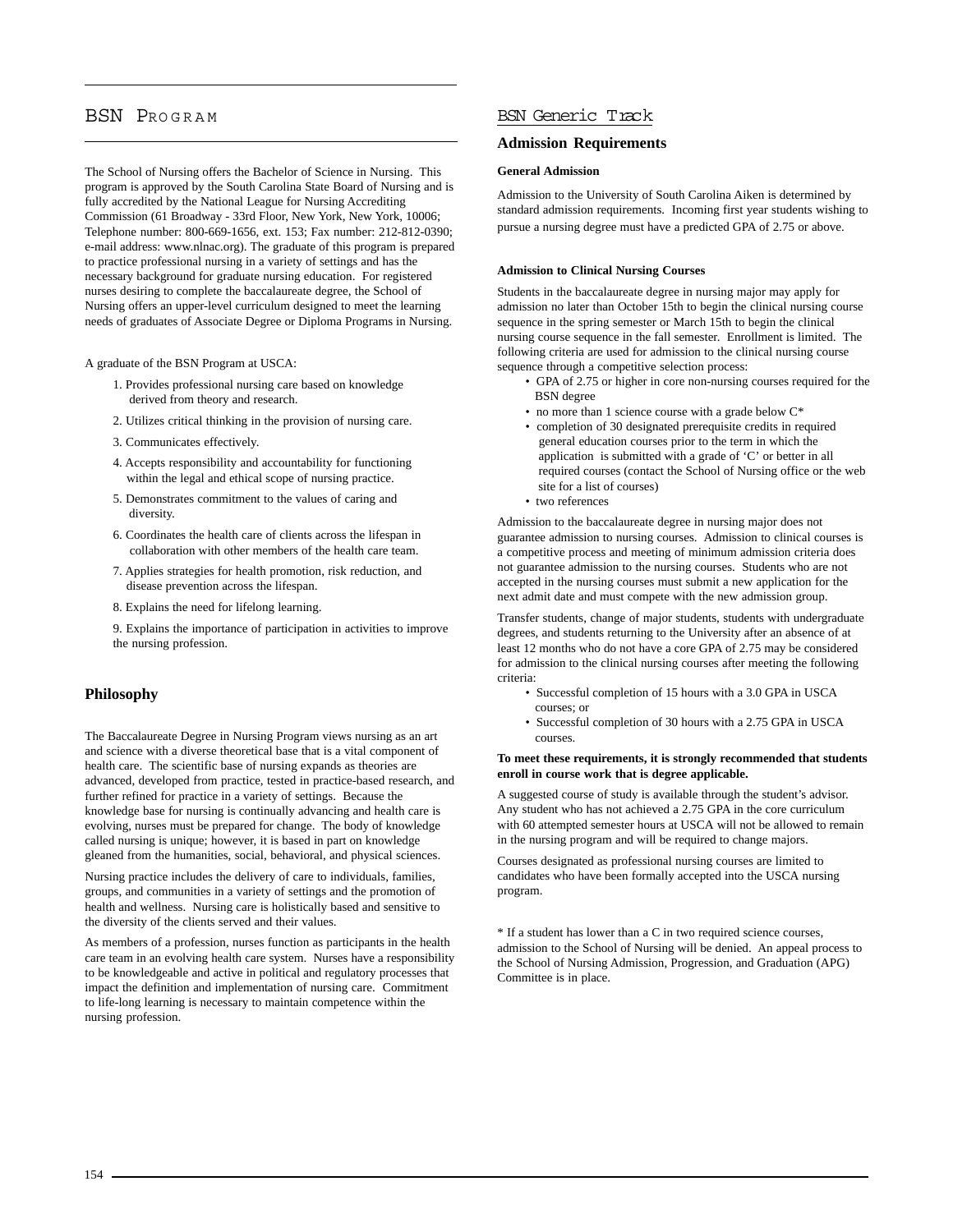# BSN PROGRAM

The School of Nursing offers the Bachelor of Science in Nursing. This program is approved by the South Carolina State Board of Nursing and is fully accredited by the National League for Nursing Accrediting Commission (61 Broadway - 33rd Floor, New York, New York, 10006; Telephone number: 800-669-1656, ext. 153; Fax number: 212-812-0390; e-mail address: www.nlnac.org). The graduate of this program is prepared to practice professional nursing in a variety of settings and has the necessary background for graduate nursing education. For registered nurses desiring to complete the baccalaureate degree, the School of Nursing offers an upper-level curriculum designed to meet the learning needs of graduates of Associate Degree or Diploma Programs in Nursing.

A graduate of the BSN Program at USCA:

1. Provides professional nursing care based on knowledge derived from theory and research.
2. Utilizes critical thinking in the provision of nursing care.
3. Communicates effectively.
4. Accepts responsibility and accountability for functioning within the legal and ethical scope of nursing practice.
5. Demonstrates commitment to the values of caring and diversity.
6. Coordinates the health care of clients across the lifespan in collaboration with other members of the health care team.
7. Applies strategies for health promotion, risk reduction, and disease prevention across the lifespan.
8. Explains the need for lifelong learning.
9. Explains the importance of participation in activities to improve the nursing profession.

## Philosophy

The Baccalaureate Degree in Nursing Program views nursing as an art and science with a diverse theoretical base that is a vital component of health care. The scientific base of nursing expands as theories are advanced, developed from practice, tested in practice-based research, and further refined for practice in a variety of settings. Because the knowledge base for nursing is continually advancing and health care is evolving, nurses must be prepared for change. The body of knowledge called nursing is unique; however, it is based in part on knowledge gleaned from the humanities, social, behavioral, and physical sciences.

Nursing practice includes the delivery of care to individuals, families, groups, and communities in a variety of settings and the promotion of health and wellness. Nursing care is holistically based and sensitive to the diversity of the clients served and their values.

As members of a profession, nurses function as participants in the health care team in an evolving health care system. Nurses have a responsibility to be knowledgeable and active in political and regulatory processes that impact the definition and implementation of nursing care. Commitment to life-long learning is necessary to maintain competence within the nursing profession.

# BSN Generic Track

## Admission Requirements

### General Admission

Admission to the University of South Carolina Aiken is determined by standard admission requirements. Incoming first year students wishing to pursue a nursing degree must have a predicted GPA of 2.75 or above.

### Admission to Clinical Nursing Courses

Students in the baccalaureate degree in nursing major may apply for admission no later than October 15th to begin the clinical nursing course sequence in the spring semester or March 15th to begin the clinical nursing course sequence in the fall semester. Enrollment is limited. The following criteria are used for admission to the clinical nursing course sequence through a competitive selection process:

- GPA of 2.75 or higher in core non-nursing courses required for the BSN degree
- no more than 1 science course with a grade below C*
- completion of 30 designated prerequisite credits in required general education courses prior to the term in which the application is submitted with a grade of 'C' or better in all required courses (contact the School of Nursing office or the web site for a list of courses)
- two references

Admission to the baccalaureate degree in nursing major does not guarantee admission to nursing courses. Admission to clinical courses is a competitive process and meeting of minimum admission criteria does not guarantee admission to the nursing courses. Students who are not accepted in the nursing courses must submit a new application for the next admit date and must compete with the new admission group.

Transfer students, change of major students, students with undergraduate degrees, and students returning to the University after an absence of at least 12 months who do not have a core GPA of 2.75 may be considered for admission to the clinical nursing courses after meeting the following criteria:

- Successful completion of 15 hours with a 3.0 GPA in USCA courses; or
- Successful completion of 30 hours with a 2.75 GPA in USCA courses.

**To meet these requirements, it is strongly recommended that students enroll in course work that is degree applicable.**

A suggested course of study is available through the student's advisor. Any student who has not achieved a 2.75 GPA in the core curriculum with 60 attempted semester hours at USCA will not be allowed to remain in the nursing program and will be required to change majors.

Courses designated as professional nursing courses are limited to candidates who have been formally accepted into the USCA nursing program.

* If a student has lower than a C in two required science courses, admission to the School of Nursing will be denied. An appeal process to the School of Nursing Admission, Progression, and Graduation (APG) Committee is in place.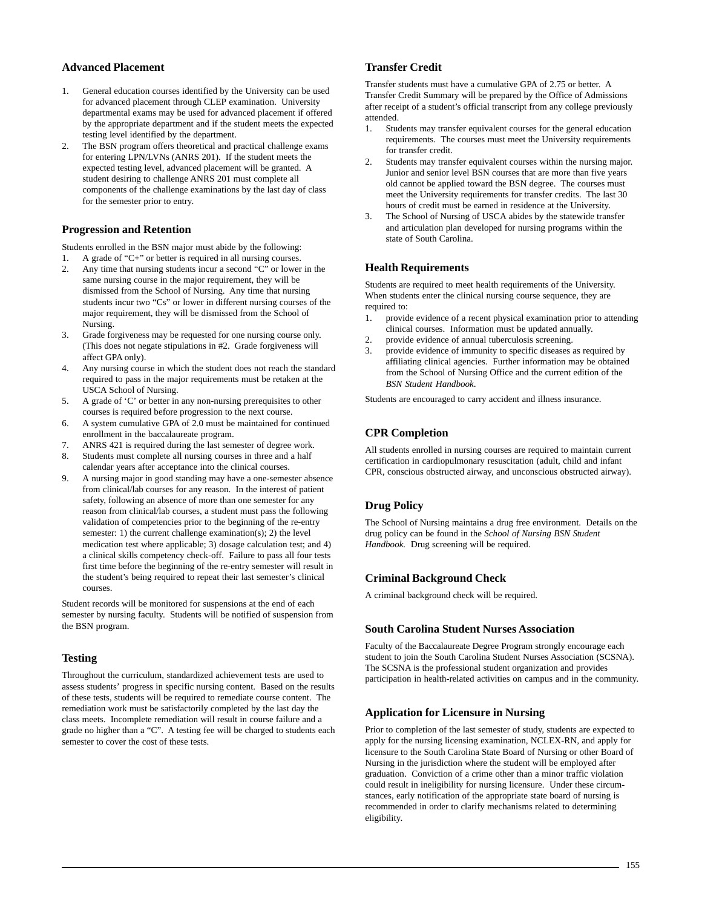## Advanced Placement

1. General education courses identified by the University can be used for advanced placement through CLEP examination. University departmental exams may be used for advanced placement if offered by the appropriate department and if the student meets the expected testing level identified by the department.
2. The BSN program offers theoretical and practical challenge exams for entering LPN/LVNs (ANRS 201). If the student meets the expected testing level, advanced placement will be granted. A student desiring to challenge ANRS 201 must complete all components of the challenge examinations by the last day of class for the semester prior to entry.

## Progression and Retention

Students enrolled in the BSN major must abide by the following:

1. A grade of "C+" or better is required in all nursing courses.
2. Any time that nursing students incur a second "C" or lower in the same nursing course in the major requirement, they will be dismissed from the School of Nursing. Any time that nursing students incur two "Cs" or lower in different nursing courses of the major requirement, they will be dismissed from the School of Nursing.
3. Grade forgiveness may be requested for one nursing course only. (This does not negate stipulations in #2. Grade forgiveness will affect GPA only).
4. Any nursing course in which the student does not reach the standard required to pass in the major requirements must be retaken at the USCA School of Nursing.
5. A grade of 'C' or better in any non-nursing prerequisites to other courses is required before progression to the next course.
6. A system cumulative GPA of 2.0 must be maintained for continued enrollment in the baccalaureate program.
7. ANRS 421 is required during the last semester of degree work.
8. Students must complete all nursing courses in three and a half calendar years after acceptance into the clinical courses.
9. A nursing major in good standing may have a one-semester absence from clinical/lab courses for any reason. In the interest of patient safety, following an absence of more than one semester for any reason from clinical/lab courses, a student must pass the following validation of competencies prior to the beginning of the re-entry semester: 1) the current challenge examination(s); 2) the level medication test where applicable; 3) dosage calculation test; and 4) a clinical skills competency check-off. Failure to pass all four tests first time before the beginning of the re-entry semester will result in the student's being required to repeat their last semester's clinical courses.

Student records will be monitored for suspensions at the end of each semester by nursing faculty. Students will be notified of suspension from the BSN program.

## Testing

Throughout the curriculum, standardized achievement tests are used to assess students' progress in specific nursing content. Based on the results of these tests, students will be required to remediate course content. The remediation work must be satisfactorily completed by the last day the class meets. Incomplete remediation will result in course failure and a grade no higher than a "C". A testing fee will be charged to students each semester to cover the cost of these tests.

## Transfer Credit

Transfer students must have a cumulative GPA of 2.75 or better. A Transfer Credit Summary will be prepared by the Office of Admissions after receipt of a student's official transcript from any college previously attended.

1. Students may transfer equivalent courses for the general education requirements. The courses must meet the University requirements for transfer credit.
2. Students may transfer equivalent courses within the nursing major. Junior and senior level BSN courses that are more than five years old cannot be applied toward the BSN degree. The courses must meet the University requirements for transfer credits. The last 30 hours of credit must be earned in residence at the University.
3. The School of Nursing of USCA abides by the statewide transfer and articulation plan developed for nursing programs within the state of South Carolina.

## Health Requirements

Students are required to meet health requirements of the University. When students enter the clinical nursing course sequence, they are required to:

1. provide evidence of a recent physical examination prior to attending clinical courses. Information must be updated annually.
2. provide evidence of annual tuberculosis screening.
3. provide evidence of immunity to specific diseases as required by affiliating clinical agencies. Further information may be obtained from the School of Nursing Office and the current edition of the *BSN Student Handbook*.

Students are encouraged to carry accident and illness insurance.

## CPR Completion

All students enrolled in nursing courses are required to maintain current certification in cardiopulmonary resuscitation (adult, child and infant CPR, conscious obstructed airway, and unconscious obstructed airway).

## Drug Policy

The School of Nursing maintains a drug free environment. Details on the drug policy can be found in the *School of Nursing BSN Student Handbook.* Drug screening will be required.

## Criminal Background Check

A criminal background check will be required.

## South Carolina Student Nurses Association

Faculty of the Baccalaureate Degree Program strongly encourage each student to join the South Carolina Student Nurses Association (SCSNA). The SCSNA is the professional student organization and provides participation in health-related activities on campus and in the community.

## Application for Licensure in Nursing

Prior to completion of the last semester of study, students are expected to apply for the nursing licensing examination, NCLEX-RN, and apply for licensure to the South Carolina State Board of Nursing or other Board of Nursing in the jurisdiction where the student will be employed after graduation. Conviction of a crime other than a minor traffic violation could result in ineligibility for nursing licensure. Under these circumstances, early notification of the appropriate state board of nursing is recommended in order to clarify mechanisms related to determining eligibility.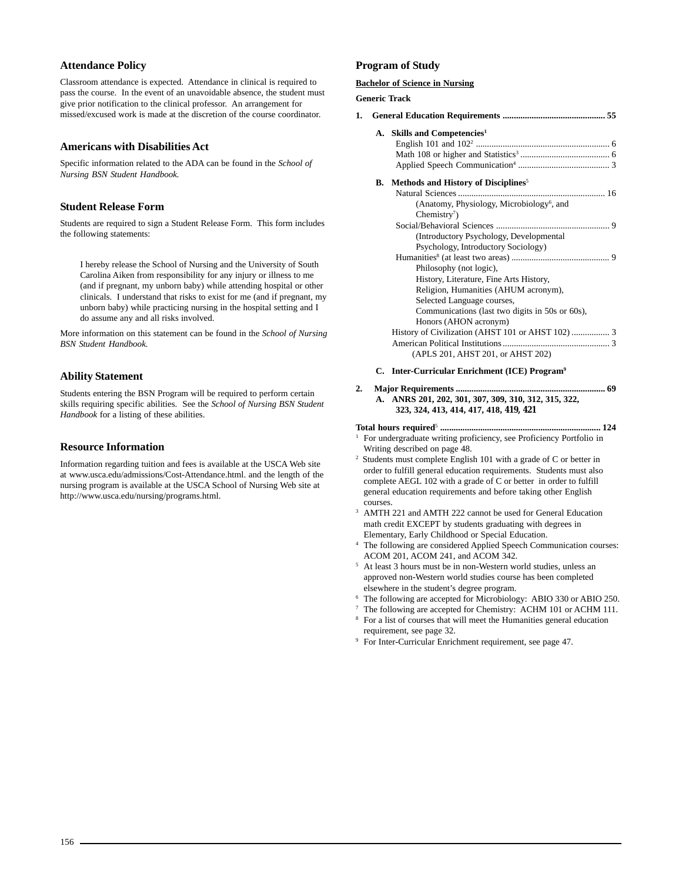## Attendance Policy

Classroom attendance is expected. Attendance in clinical is required to pass the course. In the event of an unavoidable absence, the student must give prior notification to the clinical professor. An arrangement for missed/excused work is made at the discretion of the course coordinator.

## Americans with Disabilities Act

Specific information related to the ADA can be found in the *School of Nursing BSN Student Handbook.*

## Student Release Form

Students are required to sign a Student Release Form. This form includes the following statements:

> I hereby release the School of Nursing and the University of South Carolina Aiken from responsibility for any injury or illness to me (and if pregnant, my unborn baby) while attending hospital or other clinicals. I understand that risks to exist for me (and if pregnant, my unborn baby) while practicing nursing in the hospital setting and I do assume any and all risks involved.

More information on this statement can be found in the *School of Nursing BSN Student Handbook.*

## Ability Statement

Students entering the BSN Program will be required to perform certain skills requiring specific abilities. See the *School of Nursing BSN Student Handbook* for a listing of these abilities.

## Resource Information

Information regarding tuition and fees is available at the USCA Web site at www.usca.edu/admissions/Cost-Attendance.html. and the length of the nursing program is available at the USCA School of Nursing Web site at http://www.usca.edu/nursing/programs.html.

## Program of Study

**Bachelor of Science in Nursing**

**Generic Track**

**1. General Education Requirements ............................................ 55**

**A. Skills and Competencies[1]**

- English 101 and 102[2] ............................................................ 6
- Math 108 or higher and Statistics[3] ........................................ 6
- Applied Speech Communication[4] ......................................... 3

**B. Methods and History of Disciplines[5]**

- Natural Sciences ................................................................. 16
  - (Anatomy, Physiology, Microbiology[6], and Chemistry[7])
- Social/Behavioral Sciences .................................................. 9
  - (Introductory Psychology, Developmental Psychology, Introductory Sociology)
- Humanities[8] (at least two areas) ........................................... 9
  - Philosophy (not logic),
  - History, Literature, Fine Arts History,
  - Religion, Humanities (AHUM acronym),
  - Selected Language courses,
  - Communications (last two digits in 50s or 60s),
  - Honors (AHON acronym)
- History of Civilization (AHST 101 or AHST 102) ................. 3
- American Political Institutions ................................................ 3
  - (APLS 201, AHST 201, or AHST 202)

**C. Inter-Curricular Enrichment (ICE) Program[9]**

**2. Major Requirements .................................................................. 69**

**A. ANRS 201, 202, 301, 307, 309, 310, 312, 315, 322, 323, 324, 413, 414, 417, 418, 419, 421**

**Total hours required**[5] ...................................................................... **124**

[1] For undergraduate writing proficiency, see Proficiency Portfolio in Writing described on page 48.

[2] Students must complete English 101 with a grade of C or better in order to fulfill general education requirements. Students must also complete AEGL 102 with a grade of C or better in order to fulfill general education requirements and before taking other English courses.

[3] AMTH 221 and AMTH 222 cannot be used for General Education math credit EXCEPT by students graduating with degrees in Elementary, Early Childhood or Special Education.

[4] The following are considered Applied Speech Communication courses: ACOM 201, ACOM 241, and ACOM 342.

[5] At least 3 hours must be in non-Western world studies, unless an approved non-Western world studies course has been completed elsewhere in the student's degree program.

[6] The following are accepted for Microbiology: ABIO 330 or ABIO 250.

[7] The following are accepted for Chemistry: ACHM 101 or ACHM 111.

[8] For a list of courses that will meet the Humanities general education requirement, see page 32.

[9] For Inter-Curricular Enrichment requirement, see page 47.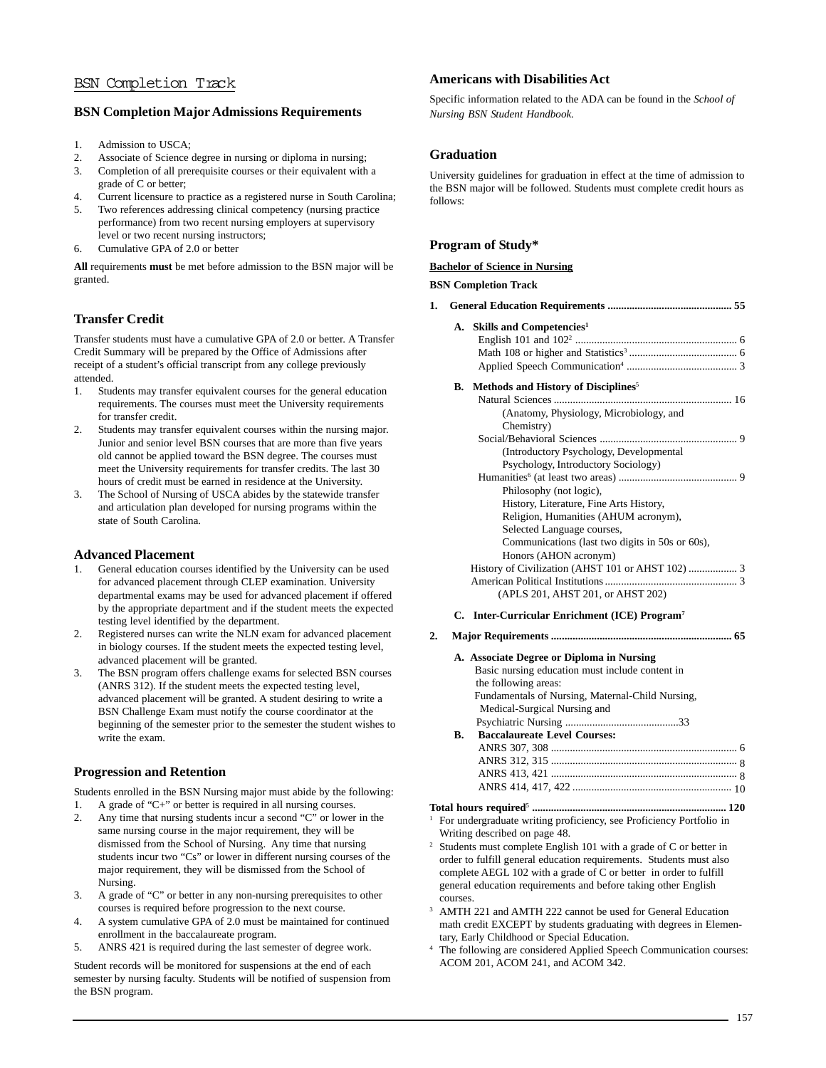## BSN Completion Track

### BSN Completion Major Admissions Requirements

1. Admission to USCA;
2. Associate of Science degree in nursing or diploma in nursing;
3. Completion of all prerequisite courses or their equivalent with a grade of C or better;
4. Current licensure to practice as a registered nurse in South Carolina;
5. Two references addressing clinical competency (nursing practice performance) from two recent nursing employers at supervisory level or two recent nursing instructors;
6. Cumulative GPA of 2.0 or better

**All** requirements **must** be met before admission to the BSN major will be granted.

### Transfer Credit

Transfer students must have a cumulative GPA of 2.0 or better. A Transfer Credit Summary will be prepared by the Office of Admissions after receipt of a student's official transcript from any college previously attended.

1. Students may transfer equivalent courses for the general education requirements. The courses must meet the University requirements for transfer credit.
2. Students may transfer equivalent courses within the nursing major. Junior and senior level BSN courses that are more than five years old cannot be applied toward the BSN degree. The courses must meet the University requirements for transfer credits. The last 30 hours of credit must be earned in residence at the University.
3. The School of Nursing of USCA abides by the statewide transfer and articulation plan developed for nursing programs within the state of South Carolina.

### Advanced Placement

1. General education courses identified by the University can be used for advanced placement through CLEP examination. University departmental exams may be used for advanced placement if offered by the appropriate department and if the student meets the expected testing level identified by the department.
2. Registered nurses can write the NLN exam for advanced placement in biology courses. If the student meets the expected testing level, advanced placement will be granted.
3. The BSN program offers challenge exams for selected BSN courses (ANRS 312). If the student meets the expected testing level, advanced placement will be granted. A student desiring to write a BSN Challenge Exam must notify the course coordinator at the beginning of the semester prior to the semester the student wishes to write the exam.

### Progression and Retention

Students enrolled in the BSN Nursing major must abide by the following:

1. A grade of "C+" or better is required in all nursing courses.
2. Any time that nursing students incur a second "C" or lower in the same nursing course in the major requirement, they will be dismissed from the School of Nursing. Any time that nursing students incur two "Cs" or lower in different nursing courses of the major requirement, they will be dismissed from the School of Nursing.
3. A grade of "C" or better in any non-nursing prerequisites to other courses is required before progression to the next course.
4. A system cumulative GPA of 2.0 must be maintained for continued enrollment in the baccalaureate program.
5. ANRS 421 is required during the last semester of degree work.

Student records will be monitored for suspensions at the end of each semester by nursing faculty. Students will be notified of suspension from the BSN program.

### Americans with Disabilities Act

Specific information related to the ADA can be found in the *School of Nursing BSN Student Handbook.*

### Graduation

University guidelines for graduation in effect at the time of admission to the BSN major will be followed. Students must complete credit hours as follows:

### Program of Study*

**Bachelor of Science in Nursing**

**BSN Completion Track**

**1. General Education Requirements ............................................. 55**

**A. Skills and Competencies**[1]
- English 101 and 102[2] ............................................................ 6
- Math 108 or higher and Statistics[3] ........................................ 6
- Applied Speech Communication[4] ......................................... 3

**B. Methods and History of Disciplines**[5]
- Natural Sciences ................................................................. 16
  (Anatomy, Physiology, Microbiology, and Chemistry)
- Social/Behavioral Sciences .................................................. 9
  (Introductory Psychology, Developmental Psychology, Introductory Sociology)
- Humanities[6] (at least two areas) ........................................... 9
  Philosophy (not logic),
  History, Literature, Fine Arts History,
  Religion, Humanities (AHUM acronym),
  Selected Language courses,
  Communications (last two digits in 50s or 60s),
  Honors (AHON acronym)
- History of Civilization (AHST 101 or AHST 102) .................. 3
- American Political Institutions ................................................ 3
  (APLS 201, AHST 201, or AHST 202)

**C. Inter-Curricular Enrichment (ICE) Program**[7]

**2. Major Requirements .................................................................. 65**

**A. Associate Degree or Diploma in Nursing**
Basic nursing education must include content in the following areas:
Fundamentals of Nursing, Maternal-Child Nursing, Medical-Surgical Nursing and Psychiatric Nursing ..........................................33

**B. Baccalaureate Level Courses:**
- ANRS 307, 308 .................................................................... 6
- ANRS 312, 315 .................................................................... 8
- ANRS 413, 421 .................................................................... 8
- ANRS 414, 417, 422 ............................................................ 10

**Total hours required**[5] **...................................................................... 120**

[1] For undergraduate writing proficiency, see Proficiency Portfolio in Writing described on page 48.

[2] Students must complete English 101 with a grade of C or better in order to fulfill general education requirements. Students must also complete AEGL 102 with a grade of C or better in order to fulfill general education requirements and before taking other English courses.

[3] AMTH 221 and AMTH 222 cannot be used for General Education math credit EXCEPT by students graduating with degrees in Elementary, Early Childhood or Special Education.

[4] The following are considered Applied Speech Communication courses: ACOM 201, ACOM 241, and ACOM 342.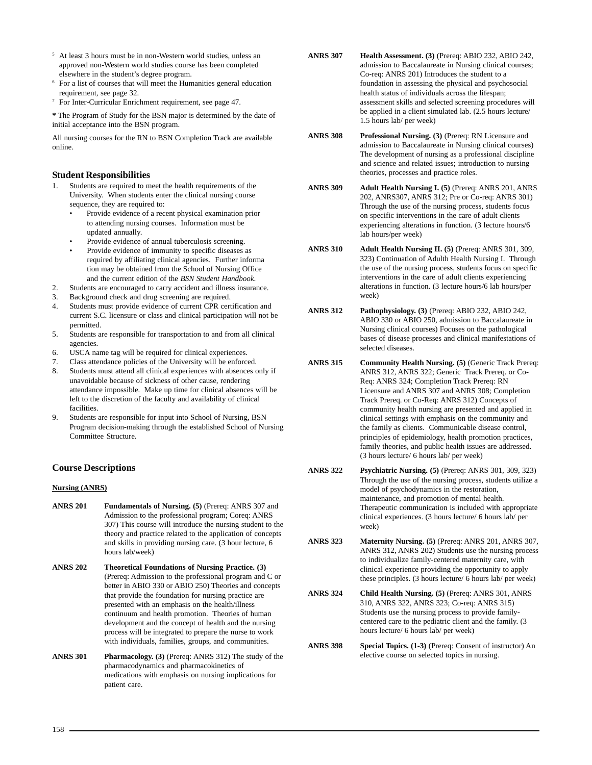[5] At least 3 hours must be in non-Western world studies, unless an approved non-Western world studies course has been completed elsewhere in the student's degree program.

[6] For a list of courses that will meet the Humanities general education requirement, see page 32.

[7] For Inter-Curricular Enrichment requirement, see page 47.

**\*** The Program of Study for the BSN major is determined by the date of initial acceptance into the BSN program.

All nursing courses for the RN to BSN Completion Track are available online.

## Student Responsibilities

1. Students are required to meet the health requirements of the University. When students enter the clinical nursing course sequence, they are required to:
   - Provide evidence of a recent physical examination prior to attending nursing courses. Information must be updated annually.
   - Provide evidence of annual tuberculosis screening.
   - Provide evidence of immunity to specific diseases as required by affiliating clinical agencies. Further informa tion may be obtained from the School of Nursing Office and the current edition of the *BSN Student Handbook*.
2. Students are encouraged to carry accident and illness insurance.
3. Background check and drug screening are required.
4. Students must provide evidence of current CPR certification and current S.C. licensure or class and clinical participation will not be permitted.
5. Students are responsible for transportation to and from all clinical agencies.
6. USCA name tag will be required for clinical experiences.
7. Class attendance policies of the University will be enforced.
8. Students must attend all clinical experiences with absences only if unavoidable because of sickness of other cause, rendering attendance impossible. Make up time for clinical absences will be left to the discretion of the faculty and availability of clinical facilities.
9. Students are responsible for input into School of Nursing, BSN Program decision-making through the established School of Nursing Committee Structure.

## Course Descriptions

**Nursing (ANRS)**

**ANRS 201** **Fundamentals of Nursing. (5)** (Prereq: ANRS 307 and Admission to the professional program; Coreq: ANRS 307) This course will introduce the nursing student to the theory and practice related to the application of concepts and skills in providing nursing care. (3 hour lecture, 6 hours lab/week)

**ANRS 202** **Theoretical Foundations of Nursing Practice. (3)** (Prereq: Admission to the professional program and C or better in ABIO 330 or ABIO 250) Theories and concepts that provide the foundation for nursing practice are presented with an emphasis on the health/illness continuum and health promotion. Theories of human development and the concept of health and the nursing process will be integrated to prepare the nurse to work with individuals, families, groups, and communities.

**ANRS 301** **Pharmacology. (3)** (Prereq: ANRS 312) The study of the pharmacodynamics and pharmacokinetics of medications with emphasis on nursing implications for patient care.

**ANRS 307** **Health Assessment. (3)** (Prereq: ABIO 232, ABIO 242, admission to Baccalaureate in Nursing clinical courses; Co-req: ANRS 201) Introduces the student to a foundation in assessing the physical and psychosocial health status of individuals across the lifespan; assessment skills and selected screening procedures will be applied in a client simulated lab. (2.5 hours lecture/ 1.5 hours lab/ per week)

**ANRS 308** **Professional Nursing. (3)** (Prereq: RN Licensure and admission to Baccalaureate in Nursing clinical courses) The development of nursing as a professional discipline and science and related issues; introduction to nursing theories, processes and practice roles.

**ANRS 309** **Adult Health Nursing I. (5)** (Prereq: ANRS 201, ANRS 202, ANRS307, ANRS 312; Pre or Co-req: ANRS 301) Through the use of the nursing process, students focus on specific interventions in the care of adult clients experiencing alterations in function. (3 lecture hours/6 lab hours/per week)

**ANRS 310** **Adult Health Nursing II. (5)** (Prereq: ANRS 301, 309, 323) Continuation of Adulth Health Nursing I. Through the use of the nursing process, students focus on specific interventions in the care of adult clients experiencing alterations in function. (3 lecture hours/6 lab hours/per week)

**ANRS 312** **Pathophysiology. (3)** (Prereq: ABIO 232, ABIO 242, ABIO 330 or ABIO 250, admission to Baccalaureate in Nursing clinical courses) Focuses on the pathological bases of disease processes and clinical manifestations of selected diseases.

**ANRS 315** **Community Health Nursing. (5)** (Generic Track Prereq: ANRS 312, ANRS 322; Generic Track Prereq. or Co-Req: ANRS 324; Completion Track Prereq: RN Licensure and ANRS 307 and ANRS 308; Completion Track Prereq. or Co-Req: ANRS 312) Concepts of community health nursing are presented and applied in clinical settings with emphasis on the community and the family as clients. Communicable disease control, principles of epidemiology, health promotion practices, family theories, and public health issues are addressed. (3 hours lecture/ 6 hours lab/ per week)

**ANRS 322** **Psychiatric Nursing. (5)** (Prereq: ANRS 301, 309, 323) Through the use of the nursing process, students utilize a model of psychodynamics in the restoration, maintenance, and promotion of mental health. Therapeutic communication is included with appropriate clinical experiences. (3 hours lecture/ 6 hours lab/ per week)

**ANRS 323** **Maternity Nursing. (5)** (Prereq: ANRS 201, ANRS 307, ANRS 312, ANRS 202) Students use the nursing process to individualize family-centered maternity care, with clinical experience providing the opportunity to apply these principles. (3 hours lecture/ 6 hours lab/ per week)

**ANRS 324** **Child Health Nursing. (5)** (Prereq: ANRS 301, ANRS 310, ANRS 322, ANRS 323; Co-req: ANRS 315) Students use the nursing process to provide family-centered care to the pediatric client and the family. (3 hours lecture/ 6 hours lab/ per week)

**ANRS 398** **Special Topics. (1-3)** (Prereq: Consent of instructor) An elective course on selected topics in nursing.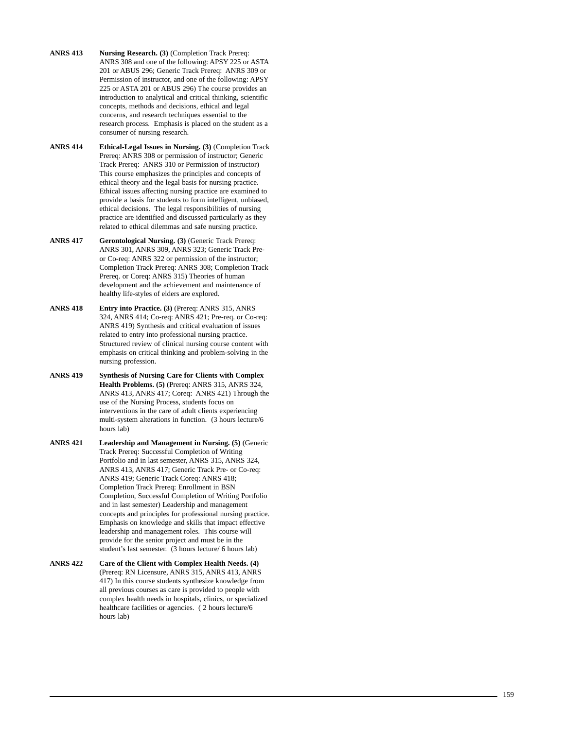**ANRS 413** **Nursing Research. (3)** (Completion Track Prereq: ANRS 308 and one of the following: APSY 225 or ASTA 201 or ABUS 296; Generic Track Prereq: ANRS 309 or Permission of instructor, and one of the following: APSY 225 or ASTA 201 or ABUS 296) The course provides an introduction to analytical and critical thinking, scientific concepts, methods and decisions, ethical and legal concerns, and research techniques essential to the research process. Emphasis is placed on the student as a consumer of nursing research.

**ANRS 414** **Ethical-Legal Issues in Nursing. (3)** (Completion Track Prereq: ANRS 308 or permission of instructor; Generic Track Prereq: ANRS 310 or Permission of instructor) This course emphasizes the principles and concepts of ethical theory and the legal basis for nursing practice. Ethical issues affecting nursing practice are examined to provide a basis for students to form intelligent, unbiased, ethical decisions. The legal responsibilities of nursing practice are identified and discussed particularly as they related to ethical dilemmas and safe nursing practice.

**ANRS 417** **Gerontological Nursing. (3)** (Generic Track Prereq: ANRS 301, ANRS 309, ANRS 323; Generic Track Pre- or Co-req: ANRS 322 or permission of the instructor; Completion Track Prereq: ANRS 308; Completion Track Prereq. or Coreq: ANRS 315) Theories of human development and the achievement and maintenance of healthy life-styles of elders are explored.

**ANRS 418** **Entry into Practice. (3)** (Prereq: ANRS 315, ANRS 324, ANRS 414; Co-req: ANRS 421; Pre-req. or Co-req: ANRS 419) Synthesis and critical evaluation of issues related to entry into professional nursing practice. Structured review of clinical nursing course content with emphasis on critical thinking and problem-solving in the nursing profession.

**ANRS 419** **Synthesis of Nursing Care for Clients with Complex Health Problems. (5)** (Prereq: ANRS 315, ANRS 324, ANRS 413, ANRS 417; Coreq: ANRS 421) Through the use of the Nursing Process, students focus on interventions in the care of adult clients experiencing multi-system alterations in function. (3 hours lecture/6 hours lab)

**ANRS 421** **Leadership and Management in Nursing. (5)** (Generic Track Prereq: Successful Completion of Writing Portfolio and in last semester, ANRS 315, ANRS 324, ANRS 413, ANRS 417; Generic Track Pre- or Co-req: ANRS 419; Generic Track Coreq: ANRS 418; Completion Track Prereq: Enrollment in BSN Completion, Successful Completion of Writing Portfolio and in last semester) Leadership and management concepts and principles for professional nursing practice. Emphasis on knowledge and skills that impact effective leadership and management roles. This course will provide for the senior project and must be in the student's last semester. (3 hours lecture/ 6 hours lab)

**ANRS 422** **Care of the Client with Complex Health Needs. (4)** (Prereq: RN Licensure, ANRS 315, ANRS 413, ANRS 417) In this course students synthesize knowledge from all previous courses as care is provided to people with complex health needs in hospitals, clinics, or specialized healthcare facilities or agencies. ( 2 hours lecture/6 hours lab)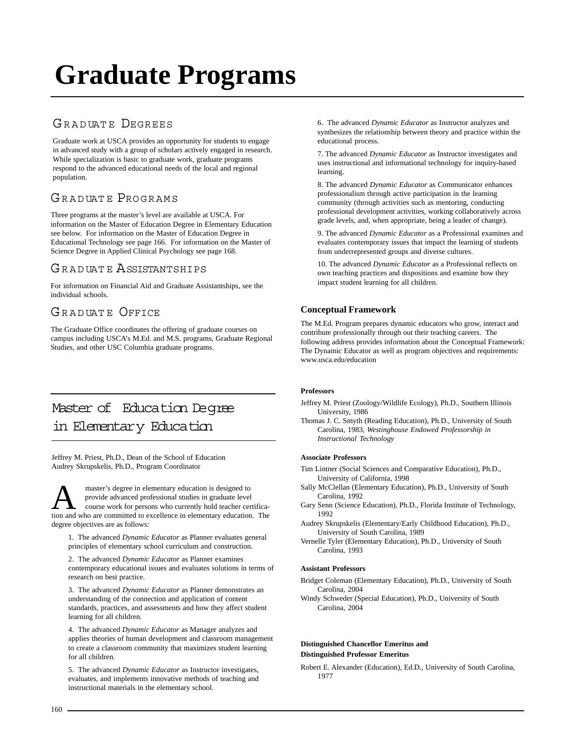# Graduate Programs

## Graduate Degrees

Graduate work at USCA provides an opportunity for students to engage in advanced study with a group of scholars actively engaged in research. While specialization is basic to graduate work, graduate programs respond to the advanced educational needs of the local and regional population.

## Graduate Programs

Three programs at the master's level are available at USCA. For information on the Master of Education Degree in Elementary Education see below. For information on the Master of Education Degree in Educational Technology see page 166. For information on the Master of Science Degree in Applied Clinical Psychology see page 168.

## Graduate Assistantships

For information on Financial Aid and Graduate Assistantships, see the individual schools.

## Graduate Office

The Graduate Office coordinates the offering of graduate courses on campus including USCA's M.Ed. and M.S. programs, Graduate Regional Studies, and other USC Columbia graduate programs.

## Master of Education Degree in Elementary Education

Jeffrey M. Priest, Ph.D., Dean of the School of Education
Audrey Skrupskelis, Ph.D., Program Coordinator

A master's degree in elementary education is designed to provide advanced professional studies in graduate level course work for persons who currently hold teacher certification and who are committed to excellence in elementary education. The degree objectives are as follows:

1. The advanced *Dynamic Educator* as Planner evaluates general principles of elementary school curriculum and construction.

2. The advanced *Dynamic Educator* as Planner examines contemporary educational issues and evaluates solutions in terms of research on best practice.

3. The advanced *Dynamic Educator* as Planner demonstrates an understanding of the connection and application of content standards, practices, and assessments and how they affect student learning for all children.

4. The advanced *Dynamic Educator* as Manager analyzes and applies theories of human development and classroom management to create a classroom community that maximizes student learning for all children.

5. The advanced *Dynamic Educator* as Instructor investigates, evaluates, and implements innovative methods of teaching and instructional materials in the elementary school.

6. The advanced *Dynamic Educator* as Instructor analyzes and synthesizes the relationship between theory and practice within the educational process.

7. The advanced *Dynamic Educator* as Instructor investigates and uses instructional and informational technology for inquiry-based learning.

8. The advanced *Dynamic Educator* as Communicator enhances professionalism through active participation in the learning community (through activities such as mentoring, conducting professional development activities, working collaboratively across grade levels, and, when appropriate, being a leader of change).

9. The advanced *Dynamic Educator* as a Professional examines and evaluates contemporary issues that impact the learning of students from underrepresented groups and diverse cultures.

10. The advanced *Dynamic Educator* as a Professional reflects on own teaching practices and dispositions and examine how they impact student learning for all children.

### Conceptual Framework

The M.Ed. Program prepares dynamic educators who grow, interact and contribute professionally through out their teaching careers. The following address provides information about the Conceptual Framework: The Dynamic Educator as well as program objectives and requirements: www.usca.edu/education

#### Professors

Jeffrey M. Priest (Zoology/Wildlife Ecology), Ph.D., Southern Illinois University, 1986

Thomas J. C. Smyth (Reading Education), Ph.D., University of South Carolina, 1983, *Westinghouse Endowed Professorship in Instructional Technology*

#### Associate Professors

Tim Lintner (Social Sciences and Comparative Education), Ph.D., University of California, 1998

Sally McClellan (Elementary Education), Ph.D., University of South Carolina, 1992

Gary Senn (Science Education), Ph.D., Florida Institute of Technology, 1992

Audrey Skrupskelis (Elementary/Early Childhood Education), Ph.D., University of South Carolina, 1989

Vernelle Tyler (Elementary Education), Ph.D., University of South Carolina, 1993

#### Assistant Professors

Bridget Coleman (Elementary Education), Ph.D., University of South Carolina, 2004

Windy Schweder (Special Education), Ph.D., University of South Carolina, 2004

#### Distinguished Chancellor Emeritus and Distinguished Professor Emeritus

Robert E. Alexander (Education), Ed.D., University of South Carolina, 1977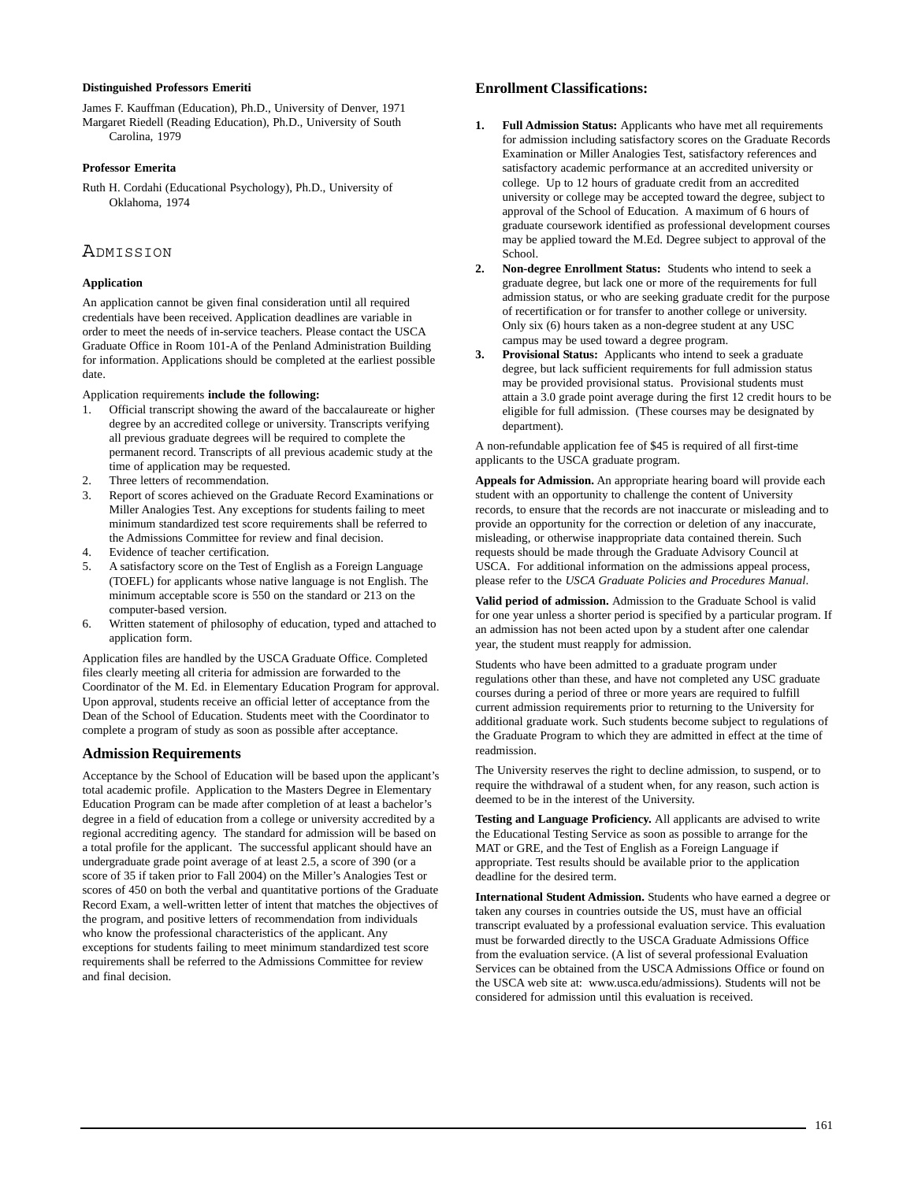**Distinguished Professors Emeriti**

James F. Kauffman (Education), Ph.D., University of Denver, 1971
Margaret Riedell (Reading Education), Ph.D., University of South Carolina, 1979

**Professor Emerita**

Ruth H. Cordahi (Educational Psychology), Ph.D., University of Oklahoma, 1974

## Admission

**Application**

An application cannot be given final consideration until all required credentials have been received. Application deadlines are variable in order to meet the needs of in-service teachers. Please contact the USCA Graduate Office in Room 101-A of the Penland Administration Building for information. Applications should be completed at the earliest possible date.

Application requirements **include the following:**

1. Official transcript showing the award of the baccalaureate or higher degree by an accredited college or university. Transcripts verifying all previous graduate degrees will be required to complete the permanent record. Transcripts of all previous academic study at the time of application may be requested.
2. Three letters of recommendation.
3. Report of scores achieved on the Graduate Record Examinations or Miller Analogies Test. Any exceptions for students failing to meet minimum standardized test score requirements shall be referred to the Admissions Committee for review and final decision.
4. Evidence of teacher certification.
5. A satisfactory score on the Test of English as a Foreign Language (TOEFL) for applicants whose native language is not English. The minimum acceptable score is 550 on the standard or 213 on the computer-based version.
6. Written statement of philosophy of education, typed and attached to application form.

Application files are handled by the USCA Graduate Office. Completed files clearly meeting all criteria for admission are forwarded to the Coordinator of the M. Ed. in Elementary Education Program for approval. Upon approval, students receive an official letter of acceptance from the Dean of the School of Education. Students meet with the Coordinator to complete a program of study as soon as possible after acceptance.

### Admission Requirements

Acceptance by the School of Education will be based upon the applicant's total academic profile. Application to the Masters Degree in Elementary Education Program can be made after completion of at least a bachelor's degree in a field of education from a college or university accredited by a regional accrediting agency. The standard for admission will be based on a total profile for the applicant. The successful applicant should have an undergraduate grade point average of at least 2.5, a score of 390 (or a score of 35 if taken prior to Fall 2004) on the Miller's Analogies Test or scores of 450 on both the verbal and quantitative portions of the Graduate Record Exam, a well-written letter of intent that matches the objectives of the program, and positive letters of recommendation from individuals who know the professional characteristics of the applicant. Any exceptions for students failing to meet minimum standardized test score requirements shall be referred to the Admissions Committee for review and final decision.

### Enrollment Classifications:

1. **Full Admission Status:** Applicants who have met all requirements for admission including satisfactory scores on the Graduate Records Examination or Miller Analogies Test, satisfactory references and satisfactory academic performance at an accredited university or college. Up to 12 hours of graduate credit from an accredited university or college may be accepted toward the degree, subject to approval of the School of Education. A maximum of 6 hours of graduate coursework identified as professional development courses may be applied toward the M.Ed. Degree subject to approval of the School.
2. **Non-degree Enrollment Status:** Students who intend to seek a graduate degree, but lack one or more of the requirements for full admission status, or who are seeking graduate credit for the purpose of recertification or for transfer to another college or university. Only six (6) hours taken as a non-degree student at any USC campus may be used toward a degree program.
3. **Provisional Status:** Applicants who intend to seek a graduate degree, but lack sufficient requirements for full admission status may be provided provisional status. Provisional students must attain a 3.0 grade point average during the first 12 credit hours to be eligible for full admission. (These courses may be designated by department).

A non-refundable application fee of $45 is required of all first-time applicants to the USCA graduate program.

**Appeals for Admission.** An appropriate hearing board will provide each student with an opportunity to challenge the content of University records, to ensure that the records are not inaccurate or misleading and to provide an opportunity for the correction or deletion of any inaccurate, misleading, or otherwise inappropriate data contained therein. Such requests should be made through the Graduate Advisory Council at USCA. For additional information on the admissions appeal process, please refer to the *USCA Graduate Policies and Procedures Manual*.

**Valid period of admission.** Admission to the Graduate School is valid for one year unless a shorter period is specified by a particular program. If an admission has not been acted upon by a student after one calendar year, the student must reapply for admission.

Students who have been admitted to a graduate program under regulations other than these, and have not completed any USC graduate courses during a period of three or more years are required to fulfill current admission requirements prior to returning to the University for additional graduate work. Such students become subject to regulations of the Graduate Program to which they are admitted in effect at the time of readmission.

The University reserves the right to decline admission, to suspend, or to require the withdrawal of a student when, for any reason, such action is deemed to be in the interest of the University.

**Testing and Language Proficiency.** All applicants are advised to write the Educational Testing Service as soon as possible to arrange for the MAT or GRE, and the Test of English as a Foreign Language if appropriate. Test results should be available prior to the application deadline for the desired term.

**International Student Admission.** Students who have earned a degree or taken any courses in countries outside the US, must have an official transcript evaluated by a professional evaluation service. This evaluation must be forwarded directly to the USCA Graduate Admissions Office from the evaluation service. (A list of several professional Evaluation Services can be obtained from the USCA Admissions Office or found on the USCA web site at: www.usca.edu/admissions). Students will not be considered for admission until this evaluation is received.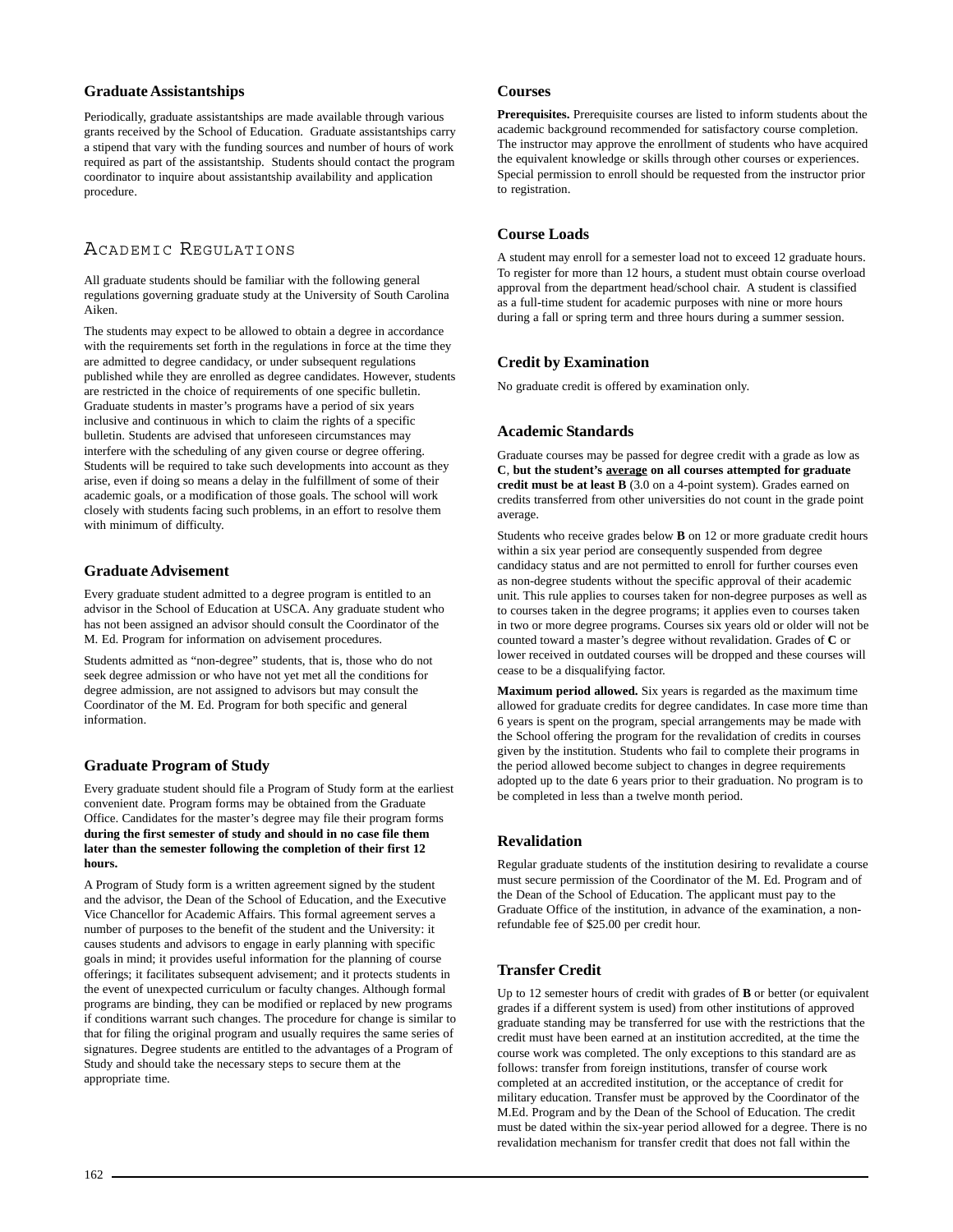### Graduate Assistantships

Periodically, graduate assistantships are made available through various grants received by the School of Education. Graduate assistantships carry a stipend that vary with the funding sources and number of hours of work required as part of the assistantship. Students should contact the program coordinator to inquire about assistantship availability and application procedure.

## Academic Regulations

All graduate students should be familiar with the following general regulations governing graduate study at the University of South Carolina Aiken.

The students may expect to be allowed to obtain a degree in accordance with the requirements set forth in the regulations in force at the time they are admitted to degree candidacy, or under subsequent regulations published while they are enrolled as degree candidates. However, students are restricted in the choice of requirements of one specific bulletin. Graduate students in master's programs have a period of six years inclusive and continuous in which to claim the rights of a specific bulletin. Students are advised that unforeseen circumstances may interfere with the scheduling of any given course or degree offering. Students will be required to take such developments into account as they arise, even if doing so means a delay in the fulfillment of some of their academic goals, or a modification of those goals. The school will work closely with students facing such problems, in an effort to resolve them with minimum of difficulty.

### Graduate Advisement

Every graduate student admitted to a degree program is entitled to an advisor in the School of Education at USCA. Any graduate student who has not been assigned an advisor should consult the Coordinator of the M. Ed. Program for information on advisement procedures.

Students admitted as "non-degree" students, that is, those who do not seek degree admission or who have not yet met all the conditions for degree admission, are not assigned to advisors but may consult the Coordinator of the M. Ed. Program for both specific and general information.

### Graduate Program of Study

Every graduate student should file a Program of Study form at the earliest convenient date. Program forms may be obtained from the Graduate Office. Candidates for the master's degree may file their program forms **during the first semester of study and should in no case file them later than the semester following the completion of their first 12 hours.**

A Program of Study form is a written agreement signed by the student and the advisor, the Dean of the School of Education, and the Executive Vice Chancellor for Academic Affairs. This formal agreement serves a number of purposes to the benefit of the student and the University: it causes students and advisors to engage in early planning with specific goals in mind; it provides useful information for the planning of course offerings; it facilitates subsequent advisement; and it protects students in the event of unexpected curriculum or faculty changes. Although formal programs are binding, they can be modified or replaced by new programs if conditions warrant such changes. The procedure for change is similar to that for filing the original program and usually requires the same series of signatures. Degree students are entitled to the advantages of a Program of Study and should take the necessary steps to secure them at the appropriate time.

### Courses

**Prerequisites.** Prerequisite courses are listed to inform students about the academic background recommended for satisfactory course completion. The instructor may approve the enrollment of students who have acquired the equivalent knowledge or skills through other courses or experiences. Special permission to enroll should be requested from the instructor prior to registration.

### Course Loads

A student may enroll for a semester load not to exceed 12 graduate hours. To register for more than 12 hours, a student must obtain course overload approval from the department head/school chair. A student is classified as a full-time student for academic purposes with nine or more hours during a fall or spring term and three hours during a summer session.

### Credit by Examination

No graduate credit is offered by examination only.

### Academic Standards

Graduate courses may be passed for degree credit with a grade as low as **C**, **but the student's <u>average</u> on all courses attempted for graduate credit must be at least B** (3.0 on a 4-point system). Grades earned on credits transferred from other universities do not count in the grade point average.

Students who receive grades below **B** on 12 or more graduate credit hours within a six year period are consequently suspended from degree candidacy status and are not permitted to enroll for further courses even as non-degree students without the specific approval of their academic unit. This rule applies to courses taken for non-degree purposes as well as to courses taken in the degree programs; it applies even to courses taken in two or more degree programs. Courses six years old or older will not be counted toward a master's degree without revalidation. Grades of **C** or lower received in outdated courses will be dropped and these courses will cease to be a disqualifying factor.

**Maximum period allowed.** Six years is regarded as the maximum time allowed for graduate credits for degree candidates. In case more time than 6 years is spent on the program, special arrangements may be made with the School offering the program for the revalidation of credits in courses given by the institution. Students who fail to complete their programs in the period allowed become subject to changes in degree requirements adopted up to the date 6 years prior to their graduation. No program is to be completed in less than a twelve month period.

### Revalidation

Regular graduate students of the institution desiring to revalidate a course must secure permission of the Coordinator of the M. Ed. Program and of the Dean of the School of Education. The applicant must pay to the Graduate Office of the institution, in advance of the examination, a non-refundable fee of $25.00 per credit hour.

### Transfer Credit

Up to 12 semester hours of credit with grades of **B** or better (or equivalent grades if a different system is used) from other institutions of approved graduate standing may be transferred for use with the restrictions that the credit must have been earned at an institution accredited, at the time the course work was completed. The only exceptions to this standard are as follows: transfer from foreign institutions, transfer of course work completed at an accredited institution, or the acceptance of credit for military education. Transfer must be approved by the Coordinator of the M.Ed. Program and by the Dean of the School of Education. The credit must be dated within the six-year period allowed for a degree. There is no revalidation mechanism for transfer credit that does not fall within the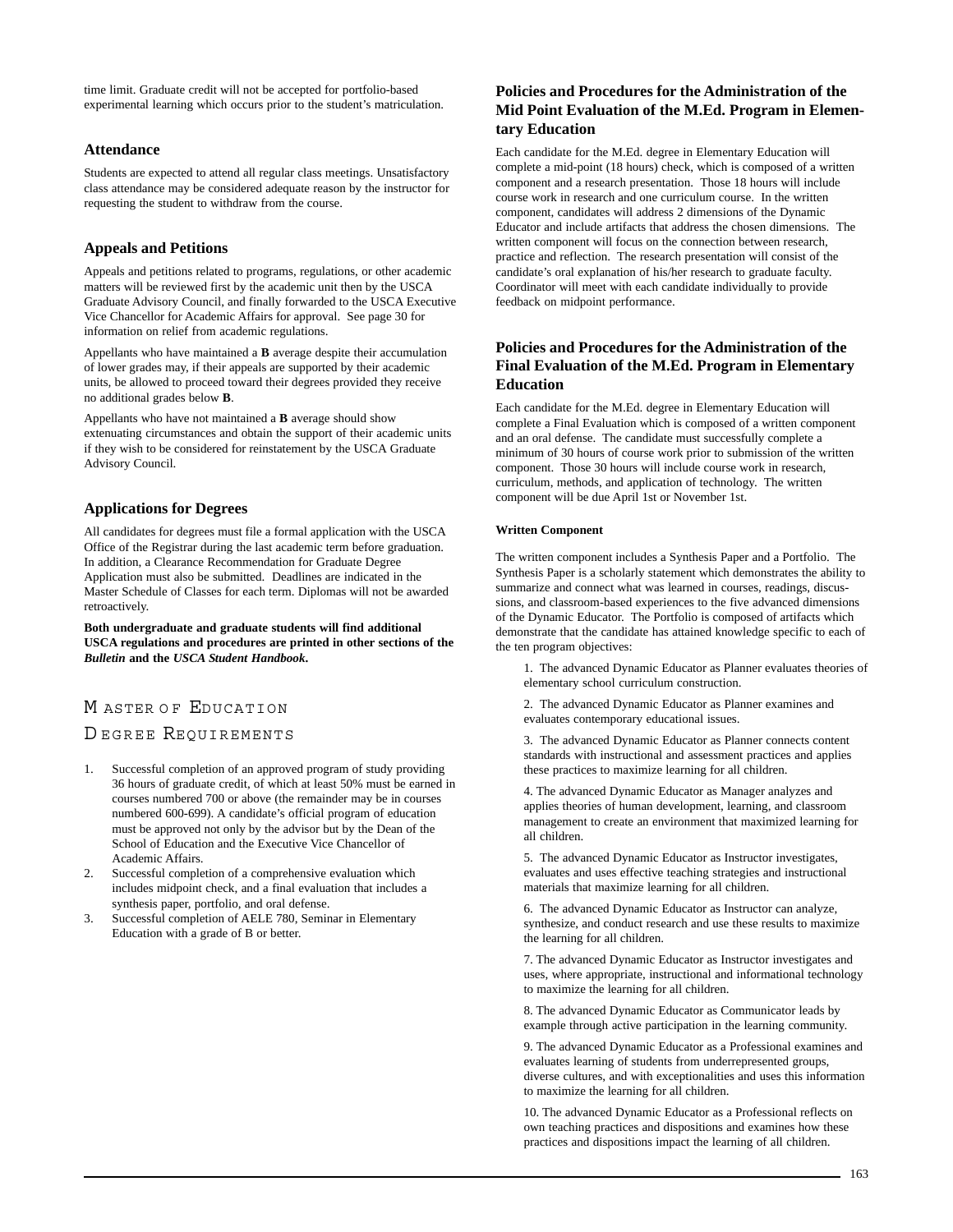time limit. Graduate credit will not be accepted for portfolio-based experimental learning which occurs prior to the student's matriculation.

### Attendance

Students are expected to attend all regular class meetings. Unsatisfactory class attendance may be considered adequate reason by the instructor for requesting the student to withdraw from the course.

### Appeals and Petitions

Appeals and petitions related to programs, regulations, or other academic matters will be reviewed first by the academic unit then by the USCA Graduate Advisory Council, and finally forwarded to the USCA Executive Vice Chancellor for Academic Affairs for approval. See page 30 for information on relief from academic regulations.

Appellants who have maintained a **B** average despite their accumulation of lower grades may, if their appeals are supported by their academic units, be allowed to proceed toward their degrees provided they receive no additional grades below **B**.

Appellants who have not maintained a **B** average should show extenuating circumstances and obtain the support of their academic units if they wish to be considered for reinstatement by the USCA Graduate Advisory Council.

### Applications for Degrees

All candidates for degrees must file a formal application with the USCA Office of the Registrar during the last academic term before graduation. In addition, a Clearance Recommendation for Graduate Degree Application must also be submitted. Deadlines are indicated in the Master Schedule of Classes for each term. Diplomas will not be awarded retroactively.

**Both undergraduate and graduate students will find additional USCA regulations and procedures are printed in other sections of the *Bulletin* and the *USCA Student Handbook*.**

## Master of Education Degree Requirements

1. Successful completion of an approved program of study providing 36 hours of graduate credit, of which at least 50% must be earned in courses numbered 700 or above (the remainder may be in courses numbered 600-699). A candidate's official program of education must be approved not only by the advisor but by the Dean of the School of Education and the Executive Vice Chancellor of Academic Affairs.
2. Successful completion of a comprehensive evaluation which includes midpoint check, and a final evaluation that includes a synthesis paper, portfolio, and oral defense.
3. Successful completion of AELE 780, Seminar in Elementary Education with a grade of B or better.

### Policies and Procedures for the Administration of the Mid Point Evaluation of the M.Ed. Program in Elementary Education

Each candidate for the M.Ed. degree in Elementary Education will complete a mid-point (18 hours) check, which is composed of a written component and a research presentation. Those 18 hours will include course work in research and one curriculum course. In the written component, candidates will address 2 dimensions of the Dynamic Educator and include artifacts that address the chosen dimensions. The written component will focus on the connection between research, practice and reflection. The research presentation will consist of the candidate's oral explanation of his/her research to graduate faculty. Coordinator will meet with each candidate individually to provide feedback on midpoint performance.

### Policies and Procedures for the Administration of the Final Evaluation of the M.Ed. Program in Elementary Education

Each candidate for the M.Ed. degree in Elementary Education will complete a Final Evaluation which is composed of a written component and an oral defense. The candidate must successfully complete a minimum of 30 hours of course work prior to submission of the written component. Those 30 hours will include course work in research, curriculum, methods, and application of technology. The written component will be due April 1st or November 1st.

#### Written Component

The written component includes a Synthesis Paper and a Portfolio. The Synthesis Paper is a scholarly statement which demonstrates the ability to summarize and connect what was learned in courses, readings, discussions, and classroom-based experiences to the five advanced dimensions of the Dynamic Educator. The Portfolio is composed of artifacts which demonstrate that the candidate has attained knowledge specific to each of the ten program objectives:

1. The advanced Dynamic Educator as Planner evaluates theories of elementary school curriculum construction.
2. The advanced Dynamic Educator as Planner examines and evaluates contemporary educational issues.
3. The advanced Dynamic Educator as Planner connects content standards with instructional and assessment practices and applies these practices to maximize learning for all children.
4. The advanced Dynamic Educator as Manager analyzes and applies theories of human development, learning, and classroom management to create an environment that maximized learning for all children.
5. The advanced Dynamic Educator as Instructor investigates, evaluates and uses effective teaching strategies and instructional materials that maximize learning for all children.
6. The advanced Dynamic Educator as Instructor can analyze, synthesize, and conduct research and use these results to maximize the learning for all children.
7. The advanced Dynamic Educator as Instructor investigates and uses, where appropriate, instructional and informational technology to maximize the learning for all children.
8. The advanced Dynamic Educator as Communicator leads by example through active participation in the learning community.
9. The advanced Dynamic Educator as a Professional examines and evaluates learning of students from underrepresented groups, diverse cultures, and with exceptionalities and uses this information to maximize the learning for all children.
10. The advanced Dynamic Educator as a Professional reflects on own teaching practices and dispositions and examines how these practices and dispositions impact the learning of all children.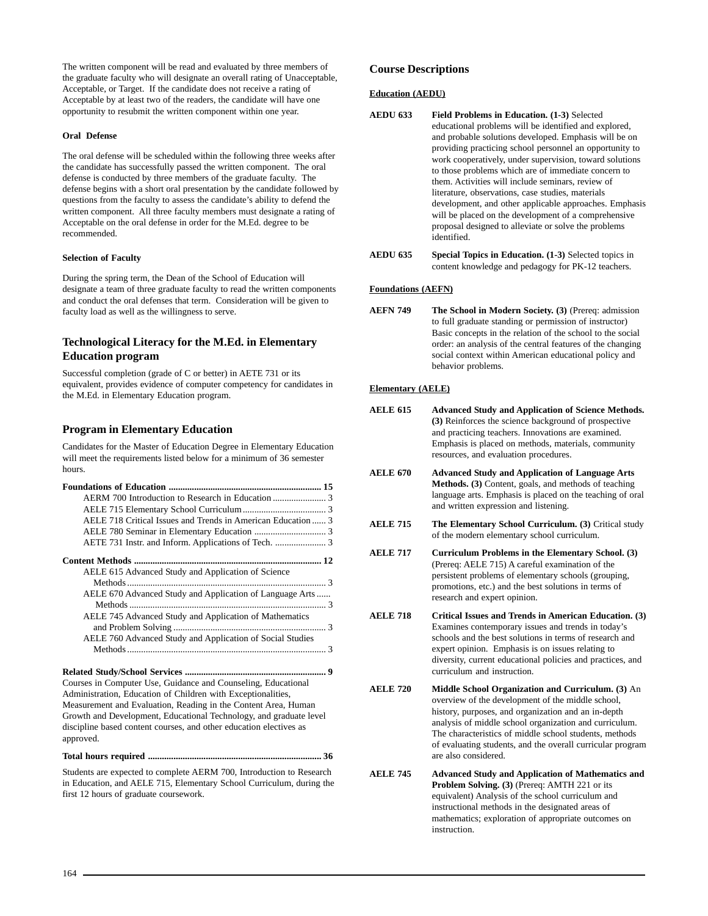The written component will be read and evaluated by three members of the graduate faculty who will designate an overall rating of Unacceptable, Acceptable, or Target. If the candidate does not receive a rating of Acceptable by at least two of the readers, the candidate will have one opportunity to resubmit the written component within one year.

#### Oral Defense

The oral defense will be scheduled within the following three weeks after the candidate has successfully passed the written component. The oral defense is conducted by three members of the graduate faculty. The defense begins with a short oral presentation by the candidate followed by questions from the faculty to assess the candidate's ability to defend the written component. All three faculty members must designate a rating of Acceptable on the oral defense in order for the M.Ed. degree to be recommended.

#### Selection of Faculty

During the spring term, the Dean of the School of Education will designate a team of three graduate faculty to read the written components and conduct the oral defenses that term. Consideration will be given to faculty load as well as the willingness to serve.

## Technological Literacy for the M.Ed. in Elementary Education program

Successful completion (grade of C or better) in AETE 731 or its equivalent, provides evidence of computer competency for candidates in the M.Ed. in Elementary Education program.

## Program in Elementary Education

Candidates for the Master of Education Degree in Elementary Education will meet the requirements listed below for a minimum of 36 semester hours.

**Foundations of Education ..... 15**

- AERM 700 Introduction to Research in Education ..... 3
- AELE 715 Elementary School Curriculum ..... 3
- AELE 718 Critical Issues and Trends in American Education ..... 3
- AELE 780 Seminar in Elementary Education ..... 3
- AETE 731 Instr. and Inform. Applications of Tech. ..... 3

**Content Methods ..... 12**

- AELE 615 Advanced Study and Application of Science Methods ..... 3
- AELE 670 Advanced Study and Application of Language Arts Methods ..... 3
- AELE 745 Advanced Study and Application of Mathematics and Problem Solving ..... 3
- AELE 760 Advanced Study and Application of Social Studies Methods ..... 3

**Related Study/School Services ..... 9**

Courses in Computer Use, Guidance and Counseling, Educational Administration, Education of Children with Exceptionalities, Measurement and Evaluation, Reading in the Content Area, Human Growth and Development, Educational Technology, and graduate level discipline based content courses, and other education electives as approved.

**Total hours required ..... 36**

Students are expected to complete AERM 700, Introduction to Research in Education, and AELE 715, Elementary School Curriculum, during the first 12 hours of graduate coursework.

## Course Descriptions

**Education (AEDU)**

**AEDU 633** **Field Problems in Education. (1-3)** Selected educational problems will be identified and explored, and probable solutions developed. Emphasis will be on providing practicing school personnel an opportunity to work cooperatively, under supervision, toward solutions to those problems which are of immediate concern to them. Activities will include seminars, review of literature, observations, case studies, materials development, and other applicable approaches. Emphasis will be placed on the development of a comprehensive proposal designed to alleviate or solve the problems identified.

**AEDU 635** **Special Topics in Education. (1-3)** Selected topics in content knowledge and pedagogy for PK-12 teachers.

**Foundations (AEFN)**

**AEFN 749** **The School in Modern Society. (3)** (Prereq: admission to full graduate standing or permission of instructor) Basic concepts in the relation of the school to the social order: an analysis of the central features of the changing social context within American educational policy and behavior problems.

**Elementary (AELE)**

**AELE 615** **Advanced Study and Application of Science Methods. (3)** Reinforces the science background of prospective and practicing teachers. Innovations are examined. Emphasis is placed on methods, materials, community resources, and evaluation procedures.

**AELE 670** **Advanced Study and Application of Language Arts Methods. (3)** Content, goals, and methods of teaching language arts. Emphasis is placed on the teaching of oral and written expression and listening.

**AELE 715** **The Elementary School Curriculum. (3)** Critical study of the modern elementary school curriculum.

**AELE 717** **Curriculum Problems in the Elementary School. (3)** (Prereq: AELE 715) A careful examination of the persistent problems of elementary schools (grouping, promotions, etc.) and the best solutions in terms of research and expert opinion.

**AELE 718** **Critical Issues and Trends in American Education. (3)** Examines contemporary issues and trends in today's schools and the best solutions in terms of research and expert opinion. Emphasis is on issues relating to diversity, current educational policies and practices, and curriculum and instruction.

**AELE 720** **Middle School Organization and Curriculum. (3)** An overview of the development of the middle school, history, purposes, and organization and an in-depth analysis of middle school organization and curriculum. The characteristics of middle school students, methods of evaluating students, and the overall curricular program are also considered.

**AELE 745** **Advanced Study and Application of Mathematics and Problem Solving. (3)** (Prereq: AMTH 221 or its equivalent) Analysis of the school curriculum and instructional methods in the designated areas of mathematics; exploration of appropriate outcomes on instruction.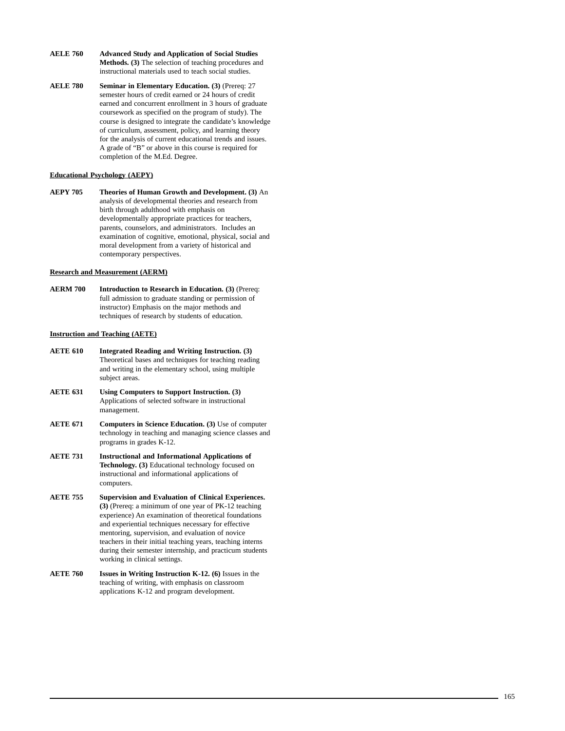**AELE 760** **Advanced Study and Application of Social Studies Methods. (3)** The selection of teaching procedures and instructional materials used to teach social studies.

**AELE 780** **Seminar in Elementary Education. (3)** (Prereq: 27 semester hours of credit earned or 24 hours of credit earned and concurrent enrollment in 3 hours of graduate coursework as specified on the program of study). The course is designed to integrate the candidate's knowledge of curriculum, assessment, policy, and learning theory for the analysis of current educational trends and issues. A grade of "B" or above in this course is required for completion of the M.Ed. Degree.

**Educational Psychology (AEPY)**

**AEPY 705** **Theories of Human Growth and Development. (3)** An analysis of developmental theories and research from birth through adulthood with emphasis on developmentally appropriate practices for teachers, parents, counselors, and administrators. Includes an examination of cognitive, emotional, physical, social and moral development from a variety of historical and contemporary perspectives.

**Research and Measurement (AERM)**

**AERM 700** **Introduction to Research in Education. (3)** (Prereq: full admission to graduate standing or permission of instructor) Emphasis on the major methods and techniques of research by students of education.

**Instruction and Teaching (AETE)**

**AETE 610** **Integrated Reading and Writing Instruction. (3)** Theoretical bases and techniques for teaching reading and writing in the elementary school, using multiple subject areas.

**AETE 631** **Using Computers to Support Instruction. (3)** Applications of selected software in instructional management.

**AETE 671** **Computers in Science Education. (3)** Use of computer technology in teaching and managing science classes and programs in grades K-12.

**AETE 731** **Instructional and Informational Applications of Technology. (3)** Educational technology focused on instructional and informational applications of computers.

**AETE 755** **Supervision and Evaluation of Clinical Experiences. (3)** (Prereq: a minimum of one year of PK-12 teaching experience) An examination of theoretical foundations and experiential techniques necessary for effective mentoring, supervision, and evaluation of novice teachers in their initial teaching years, teaching interns during their semester internship, and practicum students working in clinical settings.

**AETE 760** **Issues in Writing Instruction K-12. (6)** Issues in the teaching of writing, with emphasis on classroom applications K-12 and program development.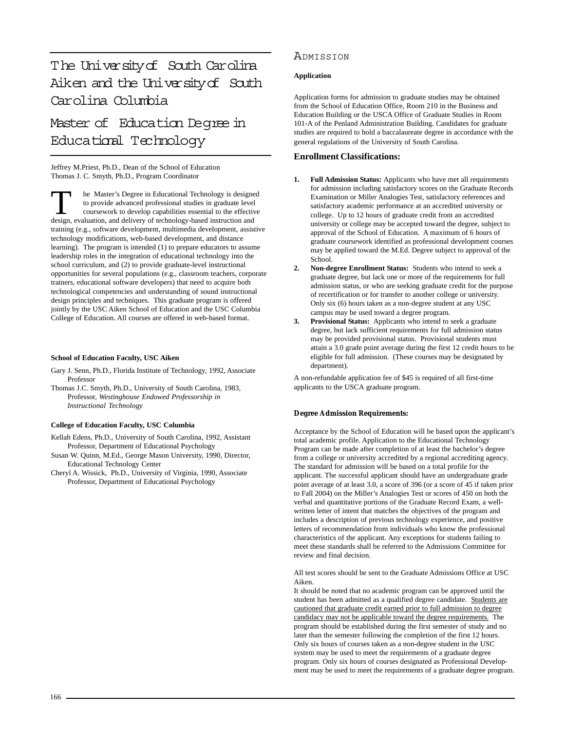# The University of South Carolina Aiken and the University of South Carolina Columbia

# Master of Education Degree in Educational Technology

Jeffrey M.Priest, Ph.D., Dean of the School of Education
Thomas J. C. Smyth, Ph.D., Program Coordinator

The Master's Degree in Educational Technology is designed to provide advanced professional studies in graduate level coursework to develop capabilities essential to the effective design, evaluation, and delivery of technology-based instruction and training (e.g., software development, multimedia development, assistive technology modifications, web-based development, and distance learning). The program is intended (1) to prepare educators to assume leadership roles in the integration of educational technology into the school curriculum, and (2) to provide graduate-level instructional opportunities for several populations (e.g., classroom teachers, corporate trainers, educational software developers) that need to acquire both technological competencies and understanding of sound instructional design principles and techniques. This graduate program is offered jointly by the USC Aiken School of Education and the USC Columbia College of Education. All courses are offered in web-based format.

**School of Education Faculty, USC Aiken**

Gary J. Senn, Ph.D., Florida Institute of Technology, 1992, Associate Professor

Thomas J.C. Smyth, Ph.D., University of South Carolina, 1983, Professor, *Westinghouse Endowed Professorship in Instructional Technology*

**College of Education Faculty, USC Columbia**

Kellah Edens, Ph.D., University of South Carolina, 1992, Assistant Professor, Department of Educational Psychology

Susan W. Quinn, M.Ed., George Mason University, 1990, Director, Educational Technology Center

Cheryl A. Wissick, Ph.D., University of Virginia, 1990, Associate Professor, Department of Educational Psychology

## Admission

**Application**

Application forms for admission to graduate studies may be obtained from the School of Education Office, Room 210 in the Business and Education Building or the USCA Office of Graduate Studies in Room 101-A of the Penland Administration Building. Candidates for graduate studies are required to hold a baccalaureate degree in accordance with the general regulations of the University of South Carolina.

### Enrollment Classifications:

1. **Full Admission Status:** Applicants who have met all requirements for admission including satisfactory scores on the Graduate Records Examination or Miller Analogies Test, satisfactory references and satisfactory academic performance at an accredited university or college. Up to 12 hours of graduate credit from an accredited university or college may be accepted toward the degree, subject to approval of the School of Education. A maximum of 6 hours of graduate coursework identified as professional development courses may be applied toward the M.Ed. Degree subject to approval of the School.
2. **Non-degree Enrollment Status:** Students who intend to seek a graduate degree, but lack one or more of the requirements for full admission status, or who are seeking graduate credit for the purpose of recertification or for transfer to another college or university. Only six (6) hours taken as a non-degree student at any USC campus may be used toward a degree program.
3. **Provisional Status:** Applicants who intend to seek a graduate degree, but lack sufficient requirements for full admission status may be provided provisional status. Provisional students must attain a 3.0 grade point average during the first 12 credit hours to be eligible for full admission. (These courses may be designated by department).

A non-refundable application fee of $45 is required of all first-time applicants to the USCA graduate program.

**Degree Admission Requirements:**

Acceptance by the School of Education will be based upon the applicant's total academic profile. Application to the Educational Technology Program can be made after completion of at least the bachelor's degree from a college or university accredited by a regional accrediting agency. The standard for admission will be based on a total profile for the applicant. The successful applicant should have an undergraduate grade point average of at least 3.0, a score of 396 (or a score of 45 if taken prior to Fall 2004) on the Miller's Analogies Test or scores of 450 on both the verbal and quantitative portions of the Graduate Record Exam, a well-written letter of intent that matches the objectives of the program and includes a description of previous technology experience, and positive letters of recommendation from individuals who know the professional characteristics of the applicant. Any exceptions for students failing to meet these standards shall be referred to the Admissions Committee for review and final decision.

All test scores should be sent to the Graduate Admissions Office at USC Aiken.

It should be noted that no academic program can be approved until the student has been admitted as a qualified degree candidate. <u>Students are cautioned that graduate credit earned prior to full admission to degree candidacy may not be applicable toward the degree requirements.</u> The program should be established during the first semester of study and no later than the semester following the completion of the first 12 hours. Only six hours of courses taken as a non-degree student in the USC system may be used to meet the requirements of a graduate degree program. Only six hours of courses designated as Professional Development may be used to meet the requirements of a graduate degree program.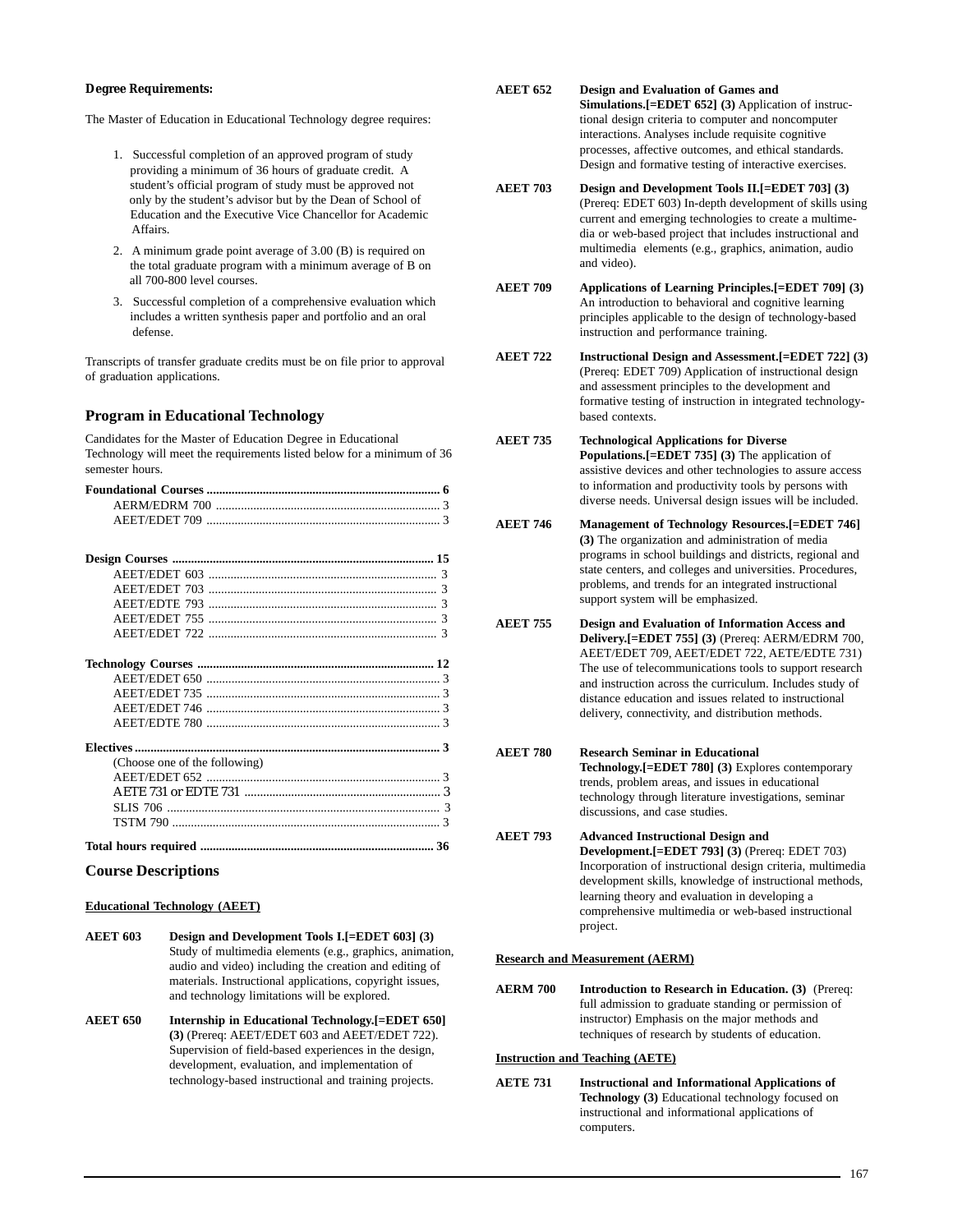**Degree Requirements:**

The Master of Education in Educational Technology degree requires:

1. Successful completion of an approved program of study providing a minimum of 36 hours of graduate credit. A student's official program of study must be approved not only by the student's advisor but by the Dean of School of Education and the Executive Vice Chancellor for Academic Affairs.
2. A minimum grade point average of 3.00 (B) is required on the total graduate program with a minimum average of B on all 700-800 level courses.
3. Successful completion of a comprehensive evaluation which includes a written synthesis paper and portfolio and an oral defense.

Transcripts of transfer graduate credits must be on file prior to approval of graduation applications.

## Program in Educational Technology

Candidates for the Master of Education Degree in Educational Technology will meet the requirements listed below for a minimum of 36 semester hours.

**Foundational Courses .......................................................................... 6**
- AERM/EDRM 700 ........................................................................ 3
- AEET/EDET 709 ........................................................................... 3

**Design Courses ................................................................................... 15**
- AEET/EDET 603 ......................................................................... 3
- AEET/EDET 703 ......................................................................... 3
- AEET/EDTE 793 ......................................................................... 3
- AEET/EDET 755 ......................................................................... 3
- AEET/EDET 722 ......................................................................... 3

**Technology Courses ........................................................................... 12**
- AEET/EDET 650 ........................................................................... 3
- AEET/EDET 735 ........................................................................... 3
- AEET/EDET 746 ........................................................................... 3
- AEET/EDTE 780 ........................................................................... 3

**Electives ................................................................................................. 3**

(Choose one of the following)
- AEET/EDET 652 ........................................................................... 3
- AETE 731 or EDTE 731 ............................................................... 3
- SLIS 706 ....................................................................................... 3
- TSTM 790 ..................................................................................... 3

**Total hours required .......................................................................... 36**

## Course Descriptions

### Educational Technology (AEET)

**AEET 603 Design and Development Tools I.[=EDET 603] (3)** Study of multimedia elements (e.g., graphics, animation, audio and video) including the creation and editing of materials. Instructional applications, copyright issues, and technology limitations will be explored.

**AEET 650 Internship in Educational Technology.[=EDET 650] (3)** (Prereq: AEET/EDET 603 and AEET/EDET 722). Supervision of field-based experiences in the design, development, evaluation, and implementation of technology-based instructional and training projects.

**AEET 652 Design and Evaluation of Games and Simulations.[=EDET 652] (3)** Application of instructional design criteria to computer and noncomputer interactions. Analyses include requisite cognitive processes, affective outcomes, and ethical standards. Design and formative testing of interactive exercises.

**AEET 703 Design and Development Tools II.[=EDET 703] (3)** (Prereq: EDET 603) In-depth development of skills using current and emerging technologies to create a multimedia or web-based project that includes instructional and multimedia elements (e.g., graphics, animation, audio and video).

**AEET 709 Applications of Learning Principles.[=EDET 709] (3)** An introduction to behavioral and cognitive learning principles applicable to the design of technology-based instruction and performance training.

**AEET 722 Instructional Design and Assessment.[=EDET 722] (3)** (Prereq: EDET 709) Application of instructional design and assessment principles to the development and formative testing of instruction in integrated technology-based contexts.

**AEET 735 Technological Applications for Diverse Populations.[=EDET 735] (3)** The application of assistive devices and other technologies to assure access to information and productivity tools by persons with diverse needs. Universal design issues will be included.

**AEET 746 Management of Technology Resources.[=EDET 746] (3)** The organization and administration of media programs in school buildings and districts, regional and state centers, and colleges and universities. Procedures, problems, and trends for an integrated instructional support system will be emphasized.

**AEET 755 Design and Evaluation of Information Access and Delivery.[=EDET 755] (3)** (Prereq: AERM/EDRM 700, AEET/EDET 709, AEET/EDET 722, AETE/EDTE 731) The use of telecommunications tools to support research and instruction across the curriculum. Includes study of distance education and issues related to instructional delivery, connectivity, and distribution methods.

**AEET 780 Research Seminar in Educational Technology.[=EDET 780] (3)** Explores contemporary trends, problem areas, and issues in educational technology through literature investigations, seminar discussions, and case studies.

**AEET 793 Advanced Instructional Design and Development.[=EDET 793] (3)** (Prereq: EDET 703) Incorporation of instructional design criteria, multimedia development skills, knowledge of instructional methods, learning theory and evaluation in developing a comprehensive multimedia or web-based instructional project.

### Research and Measurement (AERM)

**AERM 700 Introduction to Research in Education. (3)** (Prereq: full admission to graduate standing or permission of instructor) Emphasis on the major methods and techniques of research by students of education.

### Instruction and Teaching (AETE)

**AETE 731 Instructional and Informational Applications of Technology (3)** Educational technology focused on instructional and informational applications of computers.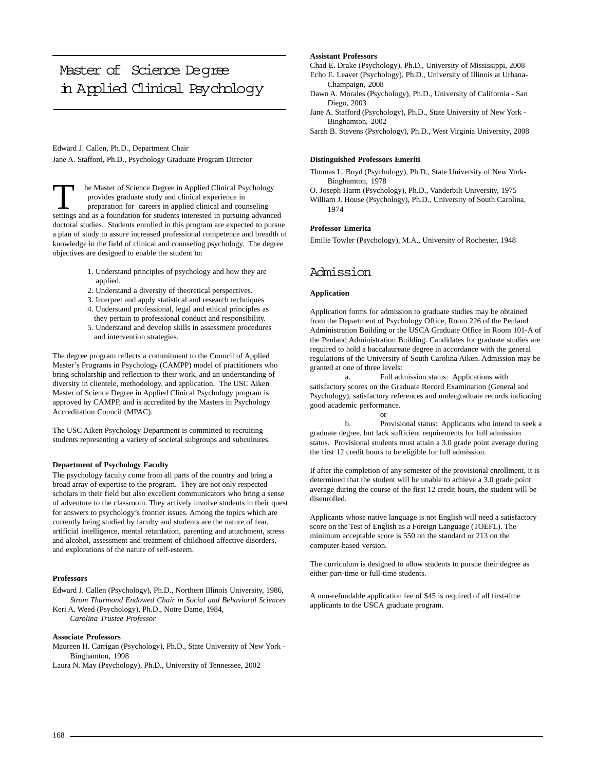# Master of Science Degree in Applied Clinical Psychology

Edward J. Callen, Ph.D., Department Chair
Jane A. Stafford, Ph.D., Psychology Graduate Program Director

The Master of Science Degree in Applied Clinical Psychology provides graduate study and clinical experience in preparation for careers in applied clinical and counseling settings and as a foundation for students interested in pursuing advanced doctoral studies. Students enrolled in this program are expected to pursue a plan of study to assure increased professional competence and breadth of knowledge in the field of clinical and counseling psychology. The degree objectives are designed to enable the student to:

1. Understand principles of psychology and how they are applied.
2. Understand a diversity of theoretical perspectives.
3. Interpret and apply statistical and research techniques
4. Understand professional, legal and ethical principles as they pertain to professional conduct and responsibility.
5. Understand and develop skills in assessment procedures and intervention strategies.

The degree program reflects a commitment to the Council of Applied Master's Programs in Psychology (CAMPP) model of practitioners who bring scholarship and reflection to their work, and an understanding of diversity in clientele, methodology, and application. The USC Aiken Master of Science Degree in Applied Clinical Psychology program is approved by CAMPP, and is accredited by the Masters in Psychology Accreditation Council (MPAC).

The USC Aiken Psychology Department is committed to recruiting students representing a variety of societal subgroups and subcultures.

**Department of Psychology Faculty**

The psychology faculty come from all parts of the country and bring a broad array of expertise to the program. They are not only respected scholars in their field but also excellent communicators who bring a sense of adventure to the classroom. They actively involve students in their quest for answers to psychology's frontier issues. Among the topics which are currently being studied by faculty and students are the nature of fear, artificial intelligence, mental retardation, parenting and attachment, stress and alcohol, assessment and treatment of childhood affective disorders, and explorations of the nature of self-esteem.

**Professors**

Edward J. Callen (Psychology), Ph.D., Northern Illinois University, 1986,
*Strom Thurmond Endowed Chair in Social and Behavioral Sciences*
Keri A. Weed (Psychology), Ph.D., Notre Dame, 1984,
*Carolina Trustee Professor*

**Associate Professors**

Maureen H. Carrigan (Psychology), Ph.D., State University of New York - Binghamton, 1998
Laura N. May (Psychology), Ph.D., University of Tennessee, 2002

**Assistant Professors**

Chad E. Drake (Psychology), Ph.D., University of Mississippi, 2008
Echo E. Leaver (Psychology), Ph.D., University of Illinois at Urbana-Champaign, 2008
Dawn A. Morales (Psychology), Ph.D., University of California - San Diego, 2003
Jane A. Stafford (Psychology), Ph.D., State University of New York - Binghamton, 2002
Sarah B. Stevens (Psychology), Ph.D., West Virginia University, 2008

**Distinguished Professors Emeriti**

Thomas L. Boyd (Psychology), Ph.D., State University of New York-Binghamton, 1978
O. Joseph Harm (Psychology), Ph.D., Vanderbilt University, 1975
William J. House (Psychology), Ph.D., University of South Carolina, 1974

**Professor Emerita**

Emilie Towler (Psychology), M.A., University of Rochester, 1948

## Admission

**Application**

Application forms for admission to graduate studies may be obtained from the Department of Psychology Office, Room 226 of the Penland Administration Building or the USCA Graduate Office in Room 101-A of the Penland Administration Building. Candidates for graduate studies are required to hold a baccalaureate degree in accordance with the general regulations of the University of South Carolina Aiken. Admission may be granted at one of three levels:

a. Full admission status: Applications with satisfactory scores on the Graduate Record Examination (General and Psychology), satisfactory references and undergraduate records indicating good academic performance.

or

b. Provisional status: Applicants who intend to seek a graduate degree, but lack sufficient requirements for full admission status. Provisional students must attain a 3.0 grade point average during the first 12 credit hours to be eligible for full admission.

If after the completion of any semester of the provisional enrollment, it is determined that the student will be unable to achieve a 3.0 grade point average during the course of the first 12 credit hours, the student will be disenrolled.

Applicants whose native language is not English will need a satisfactory score on the Test of English as a Foreign Language (TOEFL). The minimum acceptable score is 550 on the standard or 213 on the computer-based version.

The curriculum is designed to allow students to pursue their degree as either part-time or full-time students.

A non-refundable application fee of $45 is required of all first-time applicants to the USCA graduate program.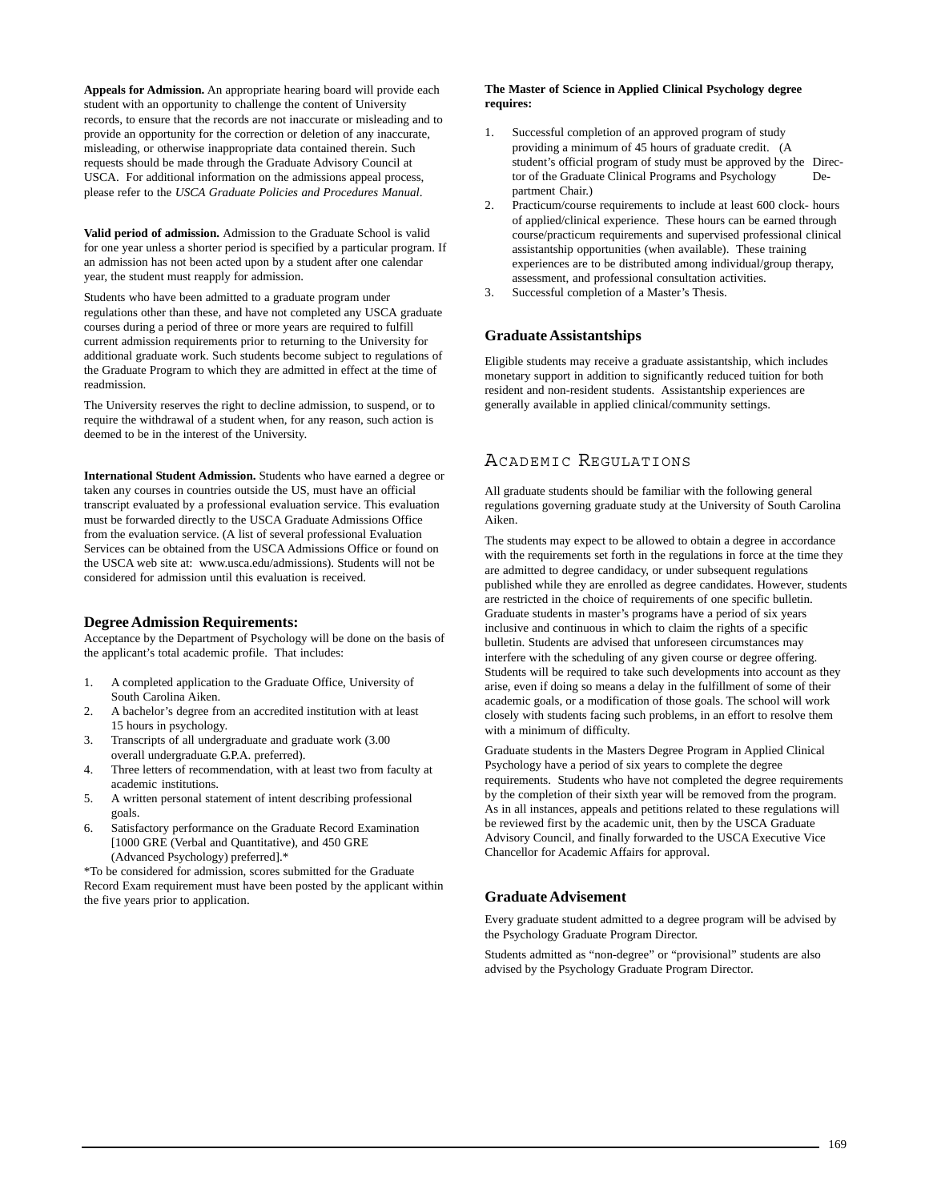**Appeals for Admission.** An appropriate hearing board will provide each student with an opportunity to challenge the content of University records, to ensure that the records are not inaccurate or misleading and to provide an opportunity for the correction or deletion of any inaccurate, misleading, or otherwise inappropriate data contained therein. Such requests should be made through the Graduate Advisory Council at USCA. For additional information on the admissions appeal process, please refer to the *USCA Graduate Policies and Procedures Manual*.

**Valid period of admission.** Admission to the Graduate School is valid for one year unless a shorter period is specified by a particular program. If an admission has not been acted upon by a student after one calendar year, the student must reapply for admission.

Students who have been admitted to a graduate program under regulations other than these, and have not completed any USCA graduate courses during a period of three or more years are required to fulfill current admission requirements prior to returning to the University for additional graduate work. Such students become subject to regulations of the Graduate Program to which they are admitted in effect at the time of readmission.

The University reserves the right to decline admission, to suspend, or to require the withdrawal of a student when, for any reason, such action is deemed to be in the interest of the University.

**International Student Admission.** Students who have earned a degree or taken any courses in countries outside the US, must have an official transcript evaluated by a professional evaluation service. This evaluation must be forwarded directly to the USCA Graduate Admissions Office from the evaluation service. (A list of several professional Evaluation Services can be obtained from the USCA Admissions Office or found on the USCA web site at: www.usca.edu/admissions). Students will not be considered for admission until this evaluation is received.

### Degree Admission Requirements:

Acceptance by the Department of Psychology will be done on the basis of the applicant's total academic profile. That includes:

1. A completed application to the Graduate Office, University of South Carolina Aiken.
2. A bachelor's degree from an accredited institution with at least 15 hours in psychology.
3. Transcripts of all undergraduate and graduate work (3.00 overall undergraduate G.P.A. preferred).
4. Three letters of recommendation, with at least two from faculty at academic institutions.
5. A written personal statement of intent describing professional goals.
6. Satisfactory performance on the Graduate Record Examination [1000 GRE (Verbal and Quantitative), and 450 GRE (Advanced Psychology) preferred].*

*To be considered for admission, scores submitted for the Graduate Record Exam requirement must have been posted by the applicant within the five years prior to application.

**The Master of Science in Applied Clinical Psychology degree requires:**

1. Successful completion of an approved program of study providing a minimum of 45 hours of graduate credit. (A student's official program of study must be approved by the Director of the Graduate Clinical Programs and Psychology Department Chair.)
2. Practicum/course requirements to include at least 600 clock- hours of applied/clinical experience. These hours can be earned through course/practicum requirements and supervised professional clinical assistantship opportunities (when available). These training experiences are to be distributed among individual/group therapy, assessment, and professional consultation activities.
3. Successful completion of a Master's Thesis.

### Graduate Assistantships

Eligible students may receive a graduate assistantship, which includes monetary support in addition to significantly reduced tuition for both resident and non-resident students. Assistantship experiences are generally available in applied clinical/community settings.

## Academic Regulations

All graduate students should be familiar with the following general regulations governing graduate study at the University of South Carolina Aiken.

The students may expect to be allowed to obtain a degree in accordance with the requirements set forth in the regulations in force at the time they are admitted to degree candidacy, or under subsequent regulations published while they are enrolled as degree candidates. However, students are restricted in the choice of requirements of one specific bulletin. Graduate students in master's programs have a period of six years inclusive and continuous in which to claim the rights of a specific bulletin. Students are advised that unforeseen circumstances may interfere with the scheduling of any given course or degree offering. Students will be required to take such developments into account as they arise, even if doing so means a delay in the fulfillment of some of their academic goals, or a modification of those goals. The school will work closely with students facing such problems, in an effort to resolve them with a minimum of difficulty.

Graduate students in the Masters Degree Program in Applied Clinical Psychology have a period of six years to complete the degree requirements. Students who have not completed the degree requirements by the completion of their sixth year will be removed from the program. As in all instances, appeals and petitions related to these regulations will be reviewed first by the academic unit, then by the USCA Graduate Advisory Council, and finally forwarded to the USCA Executive Vice Chancellor for Academic Affairs for approval.

### Graduate Advisement

Every graduate student admitted to a degree program will be advised by the Psychology Graduate Program Director.

Students admitted as "non-degree" or "provisional" students are also advised by the Psychology Graduate Program Director.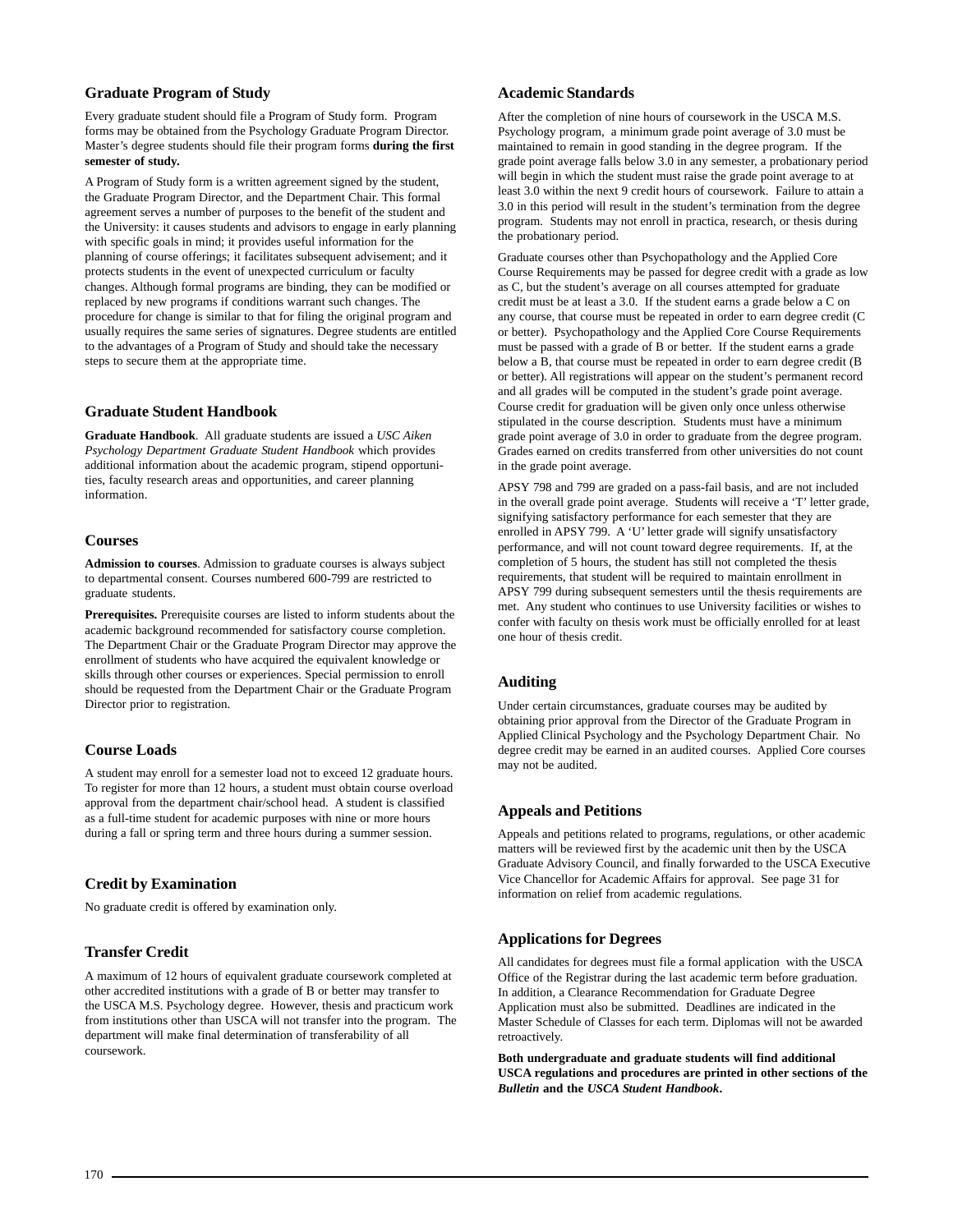## Graduate Program of Study

Every graduate student should file a Program of Study form. Program forms may be obtained from the Psychology Graduate Program Director. Master's degree students should file their program forms **during the first semester of study.**

A Program of Study form is a written agreement signed by the student, the Graduate Program Director, and the Department Chair. This formal agreement serves a number of purposes to the benefit of the student and the University: it causes students and advisors to engage in early planning with specific goals in mind; it provides useful information for the planning of course offerings; it facilitates subsequent advisement; and it protects students in the event of unexpected curriculum or faculty changes. Although formal programs are binding, they can be modified or replaced by new programs if conditions warrant such changes. The procedure for change is similar to that for filing the original program and usually requires the same series of signatures. Degree students are entitled to the advantages of a Program of Study and should take the necessary steps to secure them at the appropriate time.

## Graduate Student Handbook

**Graduate Handbook**. All graduate students are issued a *USC Aiken Psychology Department Graduate Student Handbook* which provides additional information about the academic program, stipend opportunities, faculty research areas and opportunities, and career planning information.

## Courses

**Admission to courses**. Admission to graduate courses is always subject to departmental consent. Courses numbered 600-799 are restricted to graduate students.

**Prerequisites.** Prerequisite courses are listed to inform students about the academic background recommended for satisfactory course completion. The Department Chair or the Graduate Program Director may approve the enrollment of students who have acquired the equivalent knowledge or skills through other courses or experiences. Special permission to enroll should be requested from the Department Chair or the Graduate Program Director prior to registration.

## Course Loads

A student may enroll for a semester load not to exceed 12 graduate hours. To register for more than 12 hours, a student must obtain course overload approval from the department chair/school head. A student is classified as a full-time student for academic purposes with nine or more hours during a fall or spring term and three hours during a summer session.

## Credit by Examination

No graduate credit is offered by examination only.

## Transfer Credit

A maximum of 12 hours of equivalent graduate coursework completed at other accredited institutions with a grade of B or better may transfer to the USCA M.S. Psychology degree. However, thesis and practicum work from institutions other than USCA will not transfer into the program. The department will make final determination of transferability of all coursework.

## Academic Standards

After the completion of nine hours of coursework in the USCA M.S. Psychology program, a minimum grade point average of 3.0 must be maintained to remain in good standing in the degree program. If the grade point average falls below 3.0 in any semester, a probationary period will begin in which the student must raise the grade point average to at least 3.0 within the next 9 credit hours of coursework. Failure to attain a 3.0 in this period will result in the student's termination from the degree program. Students may not enroll in practica, research, or thesis during the probationary period.

Graduate courses other than Psychopathology and the Applied Core Course Requirements may be passed for degree credit with a grade as low as C, but the student's average on all courses attempted for graduate credit must be at least a 3.0. If the student earns a grade below a C on any course, that course must be repeated in order to earn degree credit (C or better). Psychopathology and the Applied Core Course Requirements must be passed with a grade of B or better. If the student earns a grade below a B, that course must be repeated in order to earn degree credit (B or better). All registrations will appear on the student's permanent record and all grades will be computed in the student's grade point average. Course credit for graduation will be given only once unless otherwise stipulated in the course description. Students must have a minimum grade point average of 3.0 in order to graduate from the degree program. Grades earned on credits transferred from other universities do not count in the grade point average.

APSY 798 and 799 are graded on a pass-fail basis, and are not included in the overall grade point average. Students will receive a 'T' letter grade, signifying satisfactory performance for each semester that they are enrolled in APSY 799. A 'U' letter grade will signify unsatisfactory performance, and will not count toward degree requirements. If, at the completion of 5 hours, the student has still not completed the thesis requirements, that student will be required to maintain enrollment in APSY 799 during subsequent semesters until the thesis requirements are met. Any student who continues to use University facilities or wishes to confer with faculty on thesis work must be officially enrolled for at least one hour of thesis credit.

## Auditing

Under certain circumstances, graduate courses may be audited by obtaining prior approval from the Director of the Graduate Program in Applied Clinical Psychology and the Psychology Department Chair. No degree credit may be earned in an audited courses. Applied Core courses may not be audited.

## Appeals and Petitions

Appeals and petitions related to programs, regulations, or other academic matters will be reviewed first by the academic unit then by the USCA Graduate Advisory Council, and finally forwarded to the USCA Executive Vice Chancellor for Academic Affairs for approval. See page 31 for information on relief from academic regulations.

## Applications for Degrees

All candidates for degrees must file a formal application with the USCA Office of the Registrar during the last academic term before graduation. In addition, a Clearance Recommendation for Graduate Degree Application must also be submitted. Deadlines are indicated in the Master Schedule of Classes for each term. Diplomas will not be awarded retroactively.

**Both undergraduate and graduate students will find additional USCA regulations and procedures are printed in other sections of the *Bulletin* and the *USCA Student Handbook*.**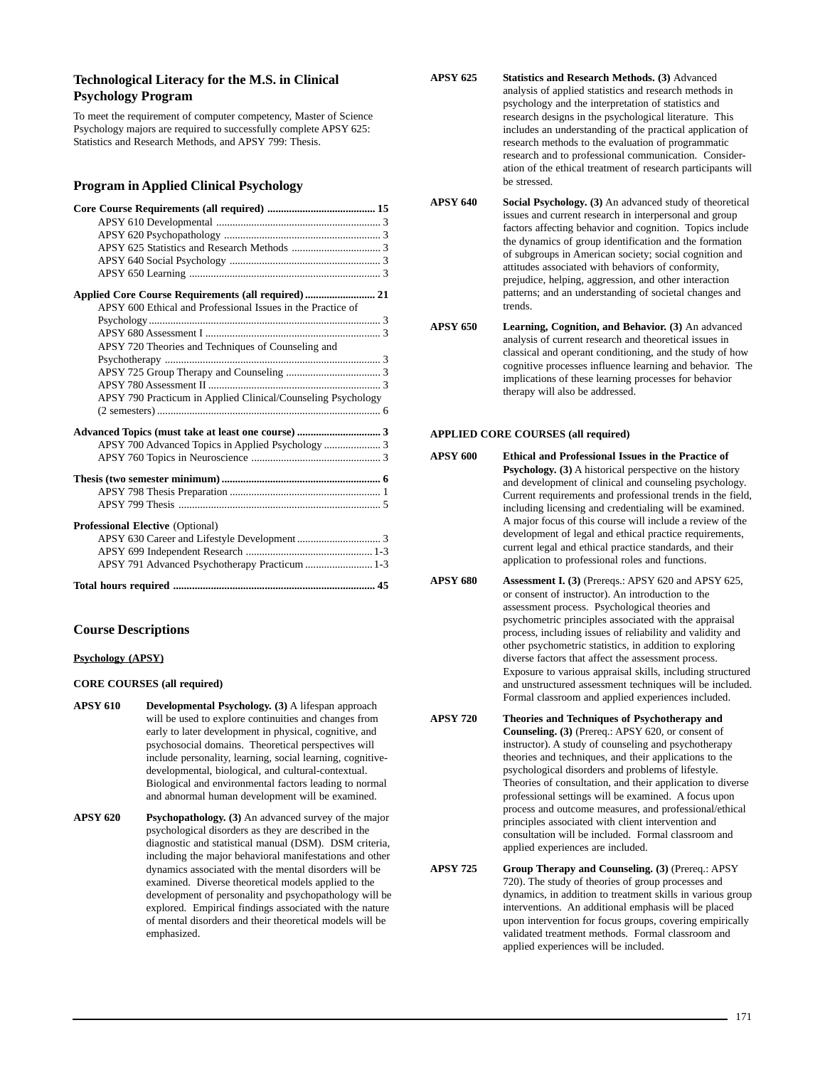## Technological Literacy for the M.S. in Clinical Psychology Program

To meet the requirement of computer competency, Master of Science Psychology majors are required to successfully complete APSY 625: Statistics and Research Methods, and APSY 799: Thesis.

## Program in Applied Clinical Psychology

**Core Course Requirements (all required) ........................................ 15**
- APSY 610 Developmental ............................................................. 3
- APSY 620 Psychopathology .......................................................... 3
- APSY 625 Statistics and Research Methods ................................. 3
- APSY 640 Social Psychology ........................................................ 3
- APSY 650 Learning ....................................................................... 3

**Applied Core Course Requirements (all required) .......................... 21**
- APSY 600 Ethical and Professional Issues in the Practice of Psychology ..................................................................................... 3
- APSY 680 Assessment I ................................................................ 3
- APSY 720 Theories and Techniques of Counseling and Psychotherapy ................................................................................ 3
- APSY 725 Group Therapy and Counseling ................................... 3
- APSY 780 Assessment II ............................................................... 3
- APSY 790 Practicum in Applied Clinical/Counseling Psychology (2 semesters) .................................................................................. 6

**Advanced Topics (must take at least one course) ............................... 3**
- APSY 700 Advanced Topics in Applied Psychology ..................... 3
- APSY 760 Topics in Neuroscience ................................................ 3

**Thesis (two semester minimum) .......................................................... 6**
- APSY 798 Thesis Preparation ........................................................ 1
- APSY 799 Thesis ........................................................................... 5

**Professional Elective** (Optional)
- APSY 630 Career and Lifestyle Development ............................... 3
- APSY 699 Independent Research ............................................... 1-3
- APSY 791 Advanced Psychotherapy Practicum ......................... 1-3

**Total hours required .......................................................................... 45**

## Course Descriptions

**Psychology (APSY)**

**CORE COURSES (all required)**

**APSY 610** **Developmental Psychology. (3)** A lifespan approach will be used to explore continuities and changes from early to later development in physical, cognitive, and psychosocial domains. Theoretical perspectives will include personality, learning, social learning, cognitive-developmental, biological, and cultural-contextual. Biological and environmental factors leading to normal and abnormal human development will be examined.

**APSY 620** **Psychopathology. (3)** An advanced survey of the major psychological disorders as they are described in the diagnostic and statistical manual (DSM). DSM criteria, including the major behavioral manifestations and other dynamics associated with the mental disorders will be examined. Diverse theoretical models applied to the development of personality and psychopathology will be explored. Empirical findings associated with the nature of mental disorders and their theoretical models will be emphasized.

**APSY 625** **Statistics and Research Methods. (3)** Advanced analysis of applied statistics and research methods in psychology and the interpretation of statistics and research designs in the psychological literature. This includes an understanding of the practical application of research methods to the evaluation of programmatic research and to professional communication. Consideration of the ethical treatment of research participants will be stressed.

**APSY 640** **Social Psychology. (3)** An advanced study of theoretical issues and current research in interpersonal and group factors affecting behavior and cognition. Topics include the dynamics of group identification and the formation of subgroups in American society; social cognition and attitudes associated with behaviors of conformity, prejudice, helping, aggression, and other interaction patterns; and an understanding of societal changes and trends.

**APSY 650** **Learning, Cognition, and Behavior. (3)** An advanced analysis of current research and theoretical issues in classical and operant conditioning, and the study of how cognitive processes influence learning and behavior. The implications of these learning processes for behavior therapy will also be addressed.

**APPLIED CORE COURSES (all required)**

**APSY 600** **Ethical and Professional Issues in the Practice of Psychology. (3)** A historical perspective on the history and development of clinical and counseling psychology. Current requirements and professional trends in the field, including licensing and credentialing will be examined. A major focus of this course will include a review of the development of legal and ethical practice requirements, current legal and ethical practice standards, and their application to professional roles and functions.

**APSY 680** **Assessment I. (3)** (Prereqs.: APSY 620 and APSY 625, or consent of instructor). An introduction to the assessment process. Psychological theories and psychometric principles associated with the appraisal process, including issues of reliability and validity and other psychometric statistics, in addition to exploring diverse factors that affect the assessment process. Exposure to various appraisal skills, including structured and unstructured assessment techniques will be included. Formal classroom and applied experiences included.

**APSY 720** **Theories and Techniques of Psychotherapy and Counseling. (3)** (Prereq.: APSY 620, or consent of instructor). A study of counseling and psychotherapy theories and techniques, and their applications to the psychological disorders and problems of lifestyle. Theories of consultation, and their application to diverse professional settings will be examined. A focus upon process and outcome measures, and professional/ethical principles associated with client intervention and consultation will be included. Formal classroom and applied experiences are included.

**APSY 725** **Group Therapy and Counseling. (3)** (Prereq.: APSY 720). The study of theories of group processes and dynamics, in addition to treatment skills in various group interventions. An additional emphasis will be placed upon intervention for focus groups, covering empirically validated treatment methods. Formal classroom and applied experiences will be included.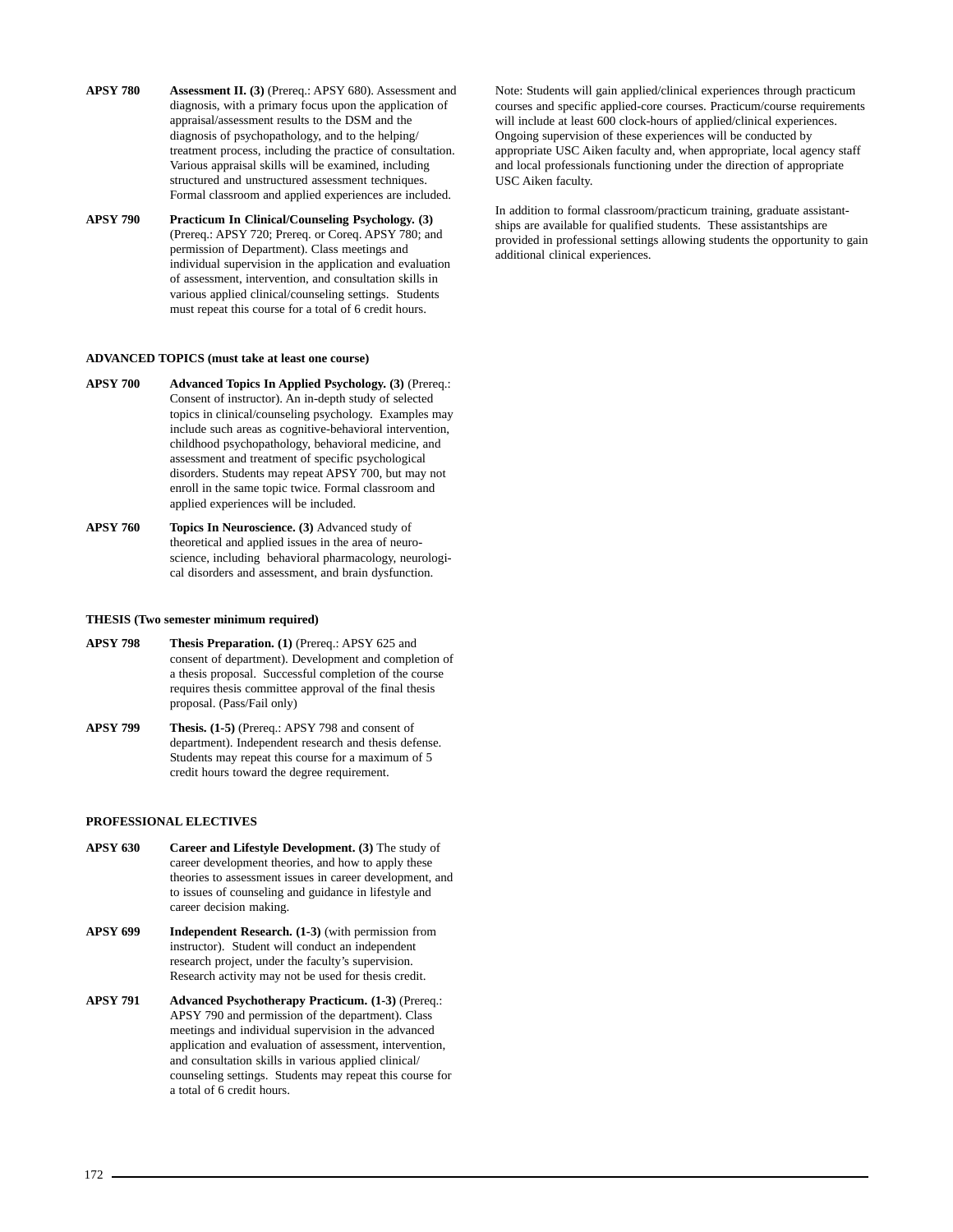**APSY 780** **Assessment II. (3)** (Prereq.: APSY 680). Assessment and diagnosis, with a primary focus upon the application of appraisal/assessment results to the DSM and the diagnosis of psychopathology, and to the helping/treatment process, including the practice of consultation. Various appraisal skills will be examined, including structured and unstructured assessment techniques. Formal classroom and applied experiences are included.

**APSY 790** **Practicum In Clinical/Counseling Psychology. (3)** (Prereq.: APSY 720; Prereq. or Coreq. APSY 780; and permission of Department). Class meetings and individual supervision in the application and evaluation of assessment, intervention, and consultation skills in various applied clinical/counseling settings. Students must repeat this course for a total of 6 credit hours.

**ADVANCED TOPICS (must take at least one course)**

**APSY 700** **Advanced Topics In Applied Psychology. (3)** (Prereq.: Consent of instructor). An in-depth study of selected topics in clinical/counseling psychology. Examples may include such areas as cognitive-behavioral intervention, childhood psychopathology, behavioral medicine, and assessment and treatment of specific psychological disorders. Students may repeat APSY 700, but may not enroll in the same topic twice. Formal classroom and applied experiences will be included.

**APSY 760** **Topics In Neuroscience. (3)** Advanced study of theoretical and applied issues in the area of neuroscience, including behavioral pharmacology, neurological disorders and assessment, and brain dysfunction.

**THESIS (Two semester minimum required)**

**APSY 798** **Thesis Preparation. (1)** (Prereq.: APSY 625 and consent of department). Development and completion of a thesis proposal. Successful completion of the course requires thesis committee approval of the final thesis proposal. (Pass/Fail only)

**APSY 799** **Thesis. (1-5)** (Prereq.: APSY 798 and consent of department). Independent research and thesis defense. Students may repeat this course for a maximum of 5 credit hours toward the degree requirement.

**PROFESSIONAL ELECTIVES**

**APSY 630** **Career and Lifestyle Development. (3)** The study of career development theories, and how to apply these theories to assessment issues in career development, and to issues of counseling and guidance in lifestyle and career decision making.

**APSY 699** **Independent Research. (1-3)** (with permission from instructor). Student will conduct an independent research project, under the faculty's supervision. Research activity may not be used for thesis credit.

**APSY 791** **Advanced Psychotherapy Practicum. (1-3)** (Prereq.: APSY 790 and permission of the department). Class meetings and individual supervision in the advanced application and evaluation of assessment, intervention, and consultation skills in various applied clinical/counseling settings. Students may repeat this course for a total of 6 credit hours.

Note: Students will gain applied/clinical experiences through practicum courses and specific applied-core courses. Practicum/course requirements will include at least 600 clock-hours of applied/clinical experiences. Ongoing supervision of these experiences will be conducted by appropriate USC Aiken faculty and, when appropriate, local agency staff and local professionals functioning under the direction of appropriate USC Aiken faculty.

In addition to formal classroom/practicum training, graduate assistantships are available for qualified students. These assistantships are provided in professional settings allowing students the opportunity to gain additional clinical experiences.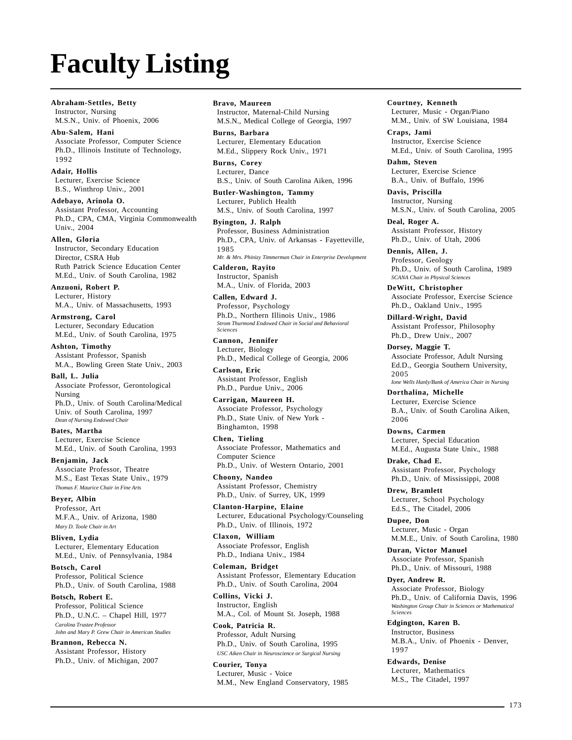# Faculty Listing

**Abraham-Settles, Betty**
Instructor, Nursing
M.S.N., Univ. of Phoenix, 2006

**Abu-Salem, Hani**
Associate Professor, Computer Science
Ph.D., Illinois Institute of Technology, 1992

**Adair, Hollis**
Lecturer, Exercise Science
B.S., Winthrop Univ., 2001

**Adebayo, Arinola O.**
Assistant Professor, Accounting
Ph.D., CPA, CMA, Virginia Commonwealth Univ., 2004

**Allen, Gloria**
Instructor, Secondary Education
Director, CSRA Hub
Ruth Patrick Science Education Center
M.Ed., Univ. of South Carolina, 1982

**Anzuoni, Robert P.**
Lecturer, History
M.A., Univ. of Massachusetts, 1993

**Armstrong, Carol**
Lecturer, Secondary Education
M.Ed., Univ. of South Carolina, 1975

**Ashton, Timothy**
Assistant Professor, Spanish
M.A., Bowling Green State Univ., 2003

**Ball, L. Julia**
Associate Professor, Gerontological Nursing
Ph.D., Univ. of South Carolina/Medical Univ. of South Carolina, 1997
*Dean of Nursing Endowed Chair*

**Bates, Martha**
Lecturer, Exercise Science
M.Ed., Univ. of South Carolina, 1993

**Benjamin, Jack**
Associate Professor, Theatre
M.S., East Texas State Univ., 1979
*Thomas F. Maurice Chair in Fine Arts*

**Beyer, Albin**
Professor, Art
M.F.A., Univ. of Arizona, 1980
*Mary D. Toole Chair in Art*

**Bliven, Lydia**
Lecturer, Elementary Education
M.Ed., Univ. of Pennsylvania, 1984

**Botsch, Carol**
Professor, Political Science
Ph.D., Univ. of South Carolina, 1988

**Botsch, Robert E.**
Professor, Political Science
Ph.D., U.N.C. – Chapel Hill, 1977
*Carolina Trustee Professor*
*John and Mary P. Grew Chair in American Studies*

**Brannon, Rebecca N.**
Assistant Professor, History
Ph.D., Univ. of Michigan, 2007

**Bravo, Maureen**
Instructor, Maternal-Child Nursing
M.S.N., Medical College of Georgia, 1997

**Burns, Barbara**
Lecturer, Elementary Education
M.Ed., Slippery Rock Univ., 1971

**Burns, Corey**
Lecturer, Dance
B.S., Univ. of South Carolina Aiken, 1996

**Butler-Washington, Tammy**
Lecturer, Publich Health
M.S., Univ. of South Carolina, 1997

**Byington, J. Ralph**
Professor, Business Administration
Ph.D., CPA, Univ. of Arkansas - Fayetteville, 1985
*Mr. & Mrs. Phinizy Timmerman Chair in Enterprise Development*

**Calderon, Rayito**
Instructor, Spanish
M.A., Univ. of Florida, 2003

**Callen, Edward J.**
Professor, Psychology
Ph.D., Northern Illinois Univ., 1986
*Strom Thurmond Endowed Chair in Social and Behavioral Sciences*

**Cannon, Jennifer**
Lecturer, Biology
Ph.D., Medical College of Georgia, 2006

**Carlson, Eric**
Assistant Professor, English
Ph.D., Purdue Univ., 2006

**Carrigan, Maureen H.**
Associate Professor, Psychology
Ph.D., State Univ. of New York - Binghamton, 1998

**Chen, Tieling**
Associate Professor, Mathematics and Computer Science
Ph.D., Univ. of Western Ontario, 2001

**Choony, Nandeo**
Assistant Professor, Chemistry
Ph.D., Univ. of Surrey, UK, 1999

**Clanton-Harpine, Elaine**
Lecturer, Educational Psychology/Counseling
Ph.D., Univ. of Illinois, 1972

**Claxon, William**
Associate Professor, English
Ph.D., Indiana Univ., 1984

**Coleman, Bridget**
Assistant Professor, Elementary Education
Ph.D., Univ. of South Carolina, 2004

**Collins, Vicki J.**
Instructor, English
M.A., Col. of Mount St. Joseph, 1988

**Cook, Patricia R.**
Professor, Adult Nursing
Ph.D., Univ. of South Carolina, 1995
*USC Aiken Chair in Neuroscience or Surgical Nursing*

**Courier, Tonya**
Lecturer, Music - Voice
M.M., New England Conservatory, 1985

**Courtney, Kenneth**
Lecturer, Music - Organ/Piano
M.M., Univ. of SW Louisiana, 1984

**Craps, Jami**
Instructor, Exercise Science
M.Ed., Univ. of South Carolina, 1995

**Dahm, Steven**
Lecturer, Exercise Science
B.A., Univ. of Buffalo, 1996

**Davis, Priscilla**
Instructor, Nursing
M.S.N., Univ. of South Carolina, 2005

**Deal, Roger A.**
Assistant Professor, History
Ph.D., Univ. of Utah, 2006

**Dennis, Allen, J.**
Professor, Geology
Ph.D., Univ. of South Carolina, 1989
*SCANA Chair in Physical Sciences*

**DeWitt, Christopher**
Associate Professor, Exercise Science
Ph.D., Oakland Univ., 1995

**Dillard-Wright, David**
Assistant Professor, Philosophy
Ph.D., Drew Univ., 2007

**Dorsey, Maggie T.**
Associate Professor, Adult Nursing
Ed.D., Georgia Southern University, 2005
*Ione Wells Hanly/Bank of America Chair in Nursing*

**Dorthalina, Michelle**
Lecturer, Exercise Science
B.A., Univ. of South Carolina Aiken, 2006

**Downs, Carmen**
Lecturer, Special Education
M.Ed., Augusta State Univ., 1988

**Drake, Chad E.**
Assistant Professor, Psychology
Ph.D., Univ. of Mississippi, 2008

**Drew, Bramlett**
Lecturer, School Psychology
Ed.S., The Citadel, 2006

**Dupee, Don**
Lecturer, Music - Organ
M.M.E., Univ. of South Carolina, 1980

**Duran, Victor Manuel**
Associate Professor, Spanish
Ph.D., Univ. of Missouri, 1988

**Dyer, Andrew R.**
Associate Professor, Biology
Ph.D., Univ. of California Davis, 1996
*Washington Group Chair in Sciences or Mathematical Sciences*

**Edgington, Karen B.**
Instructor, Business
M.B.A., Univ. of Phoenix - Denver, 1997

**Edwards, Denise**
Lecturer, Mathematics
M.S., The Citadel, 1997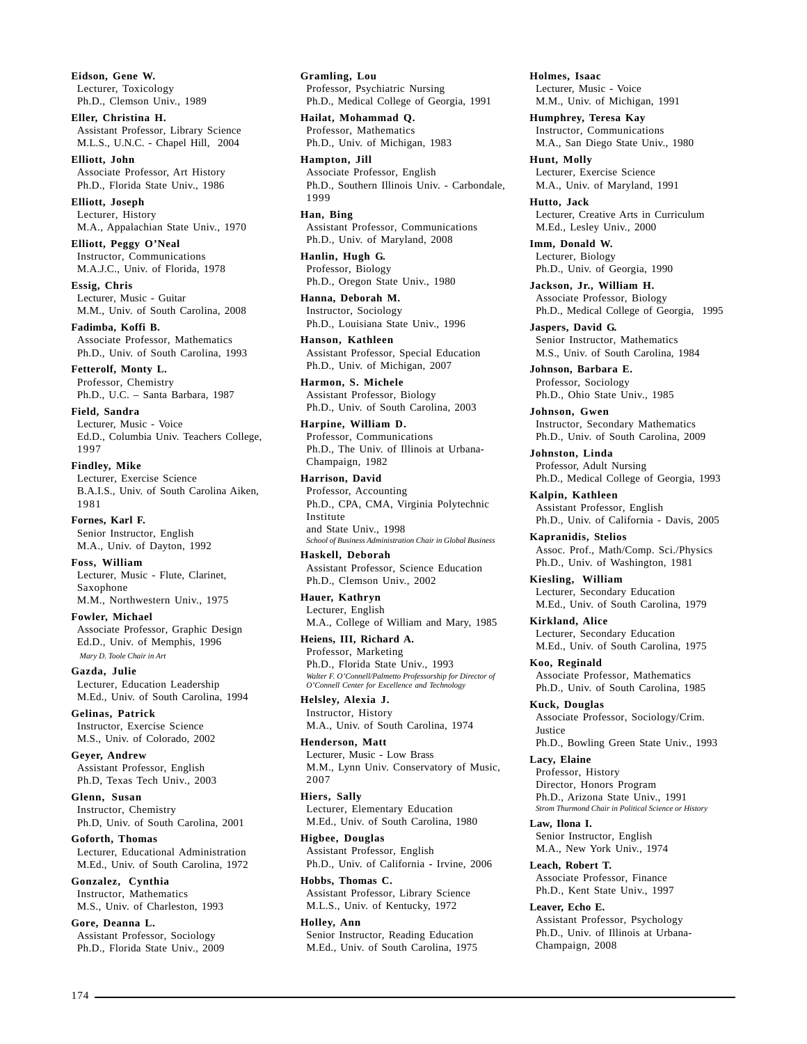**Eidson, Gene W.**
Lecturer, Toxicology
Ph.D., Clemson Univ., 1989

**Eller, Christina H.**
Assistant Professor, Library Science
M.L.S., U.N.C. - Chapel Hill, 2004

**Elliott, John**
Associate Professor, Art History
Ph.D., Florida State Univ., 1986

**Elliott, Joseph**
Lecturer, History
M.A., Appalachian State Univ., 1970

**Elliott, Peggy O'Neal**
Instructor, Communications
M.A.J.C., Univ. of Florida, 1978

**Essig, Chris**
Lecturer, Music - Guitar
M.M., Univ. of South Carolina, 2008

**Fadimba, Koffi B.**
Associate Professor, Mathematics
Ph.D., Univ. of South Carolina, 1993

**Fetterolf, Monty L.**
Professor, Chemistry
Ph.D., U.C. – Santa Barbara, 1987

**Field, Sandra**
Lecturer, Music - Voice
Ed.D., Columbia Univ. Teachers College, 1997

**Findley, Mike**
Lecturer, Exercise Science
B.A.I.S., Univ. of South Carolina Aiken, 1981

**Fornes, Karl F.**
Senior Instructor, English
M.A., Univ. of Dayton, 1992

**Foss, William**
Lecturer, Music - Flute, Clarinet, Saxophone
M.M., Northwestern Univ., 1975

**Fowler, Michael**
Associate Professor, Graphic Design
Ed.D., Univ. of Memphis, 1996
*Mary D. Toole Chair in Art*

**Gazda, Julie**
Lecturer, Education Leadership
M.Ed., Univ. of South Carolina, 1994

**Gelinas, Patrick**
Instructor, Exercise Science
M.S., Univ. of Colorado, 2002

**Geyer, Andrew**
Assistant Professor, English
Ph.D, Texas Tech Univ., 2003

**Glenn, Susan**
Instructor, Chemistry
Ph.D, Univ. of South Carolina, 2001

**Goforth, Thomas**
Lecturer, Educational Administration
M.Ed., Univ. of South Carolina, 1972

**Gonzalez, Cynthia**
Instructor, Mathematics
M.S., Univ. of Charleston, 1993

**Gore, Deanna L.**
Assistant Professor, Sociology
Ph.D., Florida State Univ., 2009

**Gramling, Lou**
Professor, Psychiatric Nursing
Ph.D., Medical College of Georgia, 1991

**Hailat, Mohammad Q.**
Professor, Mathematics
Ph.D., Univ. of Michigan, 1983

**Hampton, Jill**
Associate Professor, English
Ph.D., Southern Illinois Univ. - Carbondale, 1999

**Han, Bing**
Assistant Professor, Communications
Ph.D., Univ. of Maryland, 2008

**Hanlin, Hugh G.**
Professor, Biology
Ph.D., Oregon State Univ., 1980

**Hanna, Deborah M.**
Instructor, Sociology
Ph.D., Louisiana State Univ., 1996

**Hanson, Kathleen**
Assistant Professor, Special Education
Ph.D., Univ. of Michigan, 2007

**Harmon, S. Michele**
Assistant Professor, Biology
Ph.D., Univ. of South Carolina, 2003

**Harpine, William D.**
Professor, Communications
Ph.D., The Univ. of Illinois at Urbana-Champaign, 1982

**Harrison, David**
Professor, Accounting
Ph.D., CPA, CMA, Virginia Polytechnic Institute
and State Univ., 1998
*School of Business Administration Chair in Global Business*

**Haskell, Deborah**
Assistant Professor, Science Education
Ph.D., Clemson Univ., 2002

**Hauer, Kathryn**
Lecturer, English
M.A., College of William and Mary, 1985

**Heiens, III, Richard A.**
Professor, Marketing
Ph.D., Florida State Univ., 1993
*Walter F. O'Connell/Palmetto Professorship for Director of O'Connell Center for Excellence and Technology*

**Helsley, Alexia J.**
Instructor, History
M.A., Univ. of South Carolina, 1974

**Henderson, Matt**
Lecturer, Music - Low Brass
M.M., Lynn Univ. Conservatory of Music, 2007

**Hiers, Sally**
Lecturer, Elementary Education
M.Ed., Univ. of South Carolina, 1980

**Higbee, Douglas**
Assistant Professor, English
Ph.D., Univ. of California - Irvine, 2006

**Hobbs, Thomas C.**
Assistant Professor, Library Science
M.L.S., Univ. of Kentucky, 1972

**Holley, Ann**
Senior Instructor, Reading Education
M.Ed., Univ. of South Carolina, 1975

**Holmes, Isaac**
Lecturer, Music - Voice
M.M., Univ. of Michigan, 1991

**Humphrey, Teresa Kay**
Instructor, Communications
M.A., San Diego State Univ., 1980

**Hunt, Molly**
Lecturer, Exercise Science
M.A., Univ. of Maryland, 1991

**Hutto, Jack**
Lecturer, Creative Arts in Curriculum
M.Ed., Lesley Univ., 2000

**Imm, Donald W.**
Lecturer, Biology
Ph.D., Univ. of Georgia, 1990

**Jackson, Jr., William H.**
Associate Professor, Biology
Ph.D., Medical College of Georgia, 1995

**Jaspers, David G.**
Senior Instructor, Mathematics
M.S., Univ. of South Carolina, 1984

**Johnson, Barbara E.**
Professor, Sociology
Ph.D., Ohio State Univ., 1985

**Johnson, Gwen**
Instructor, Secondary Mathematics
Ph.D., Univ. of South Carolina, 2009

**Johnston, Linda**
Professor, Adult Nursing
Ph.D., Medical College of Georgia, 1993

**Kalpin, Kathleen**
Assistant Professor, English
Ph.D., Univ. of California - Davis, 2005

**Kapranidis, Stelios**
Assoc. Prof., Math/Comp. Sci./Physics
Ph.D., Univ. of Washington, 1981

**Kiesling, William**
Lecturer, Secondary Education
M.Ed., Univ. of South Carolina, 1979

**Kirkland, Alice**
Lecturer, Secondary Education
M.Ed., Univ. of South Carolina, 1975

**Koo, Reginald**
Associate Professor, Mathematics
Ph.D., Univ. of South Carolina, 1985

**Kuck, Douglas**
Associate Professor, Sociology/Crim. Justice
Ph.D., Bowling Green State Univ., 1993

**Lacy, Elaine**
Professor, History
Director, Honors Program
Ph.D., Arizona State Univ., 1991
*Strom Thurmond Chair in Political Science or History*

**Law, Ilona I.**
Senior Instructor, English
M.A., New York Univ., 1974

**Leach, Robert T.**
Associate Professor, Finance
Ph.D., Kent State Univ., 1997

**Leaver, Echo E.**
Assistant Professor, Psychology
Ph.D., Univ. of Illinois at Urbana-Champaign, 2008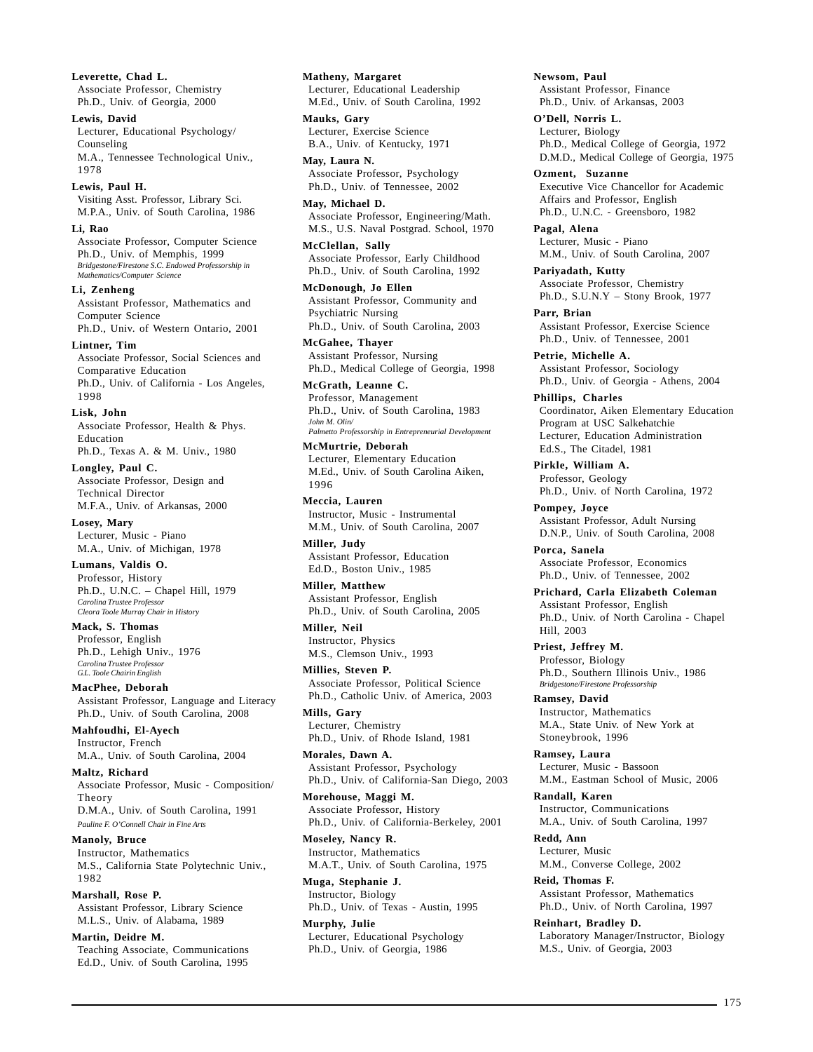**Leverette, Chad L.**
Associate Professor, Chemistry
Ph.D., Univ. of Georgia, 2000

**Lewis, David**
Lecturer, Educational Psychology/ Counseling
M.A., Tennessee Technological Univ., 1978

**Lewis, Paul H.**
Visiting Asst. Professor, Library Sci.
M.P.A., Univ. of South Carolina, 1986

**Li, Rao**
Associate Professor, Computer Science
Ph.D., Univ. of Memphis, 1999
*Bridgestone/Firestone S.C. Endowed Professorship in Mathematics/Computer Science*

**Li, Zenheng**
Assistant Professor, Mathematics and Computer Science
Ph.D., Univ. of Western Ontario, 2001

**Lintner, Tim**
Associate Professor, Social Sciences and Comparative Education
Ph.D., Univ. of California - Los Angeles, 1998

**Lisk, John**
Associate Professor, Health & Phys. Education
Ph.D., Texas A. & M. Univ., 1980

**Longley, Paul C.**
Associate Professor, Design and Technical Director
M.F.A., Univ. of Arkansas, 2000

**Losey, Mary**
Lecturer, Music - Piano
M.A., Univ. of Michigan, 1978

**Lumans, Valdis O.**
Professor, History
Ph.D., U.N.C. – Chapel Hill, 1979
*Carolina Trustee Professor*
*Cleora Toole Murray Chair in History*

**Mack, S. Thomas**
Professor, English
Ph.D., Lehigh Univ., 1976
*Carolina Trustee Professor*
*G.L. Toole Chairin English*

**MacPhee, Deborah**
Assistant Professor, Language and Literacy
Ph.D., Univ. of South Carolina, 2008

**Mahfoudhi, El-Ayech**
Instructor, French
M.A., Univ. of South Carolina, 2004

**Maltz, Richard**
Associate Professor, Music - Composition/ Theory
D.M.A., Univ. of South Carolina, 1991
*Pauline F. O'Connell Chair in Fine Arts*

**Manoly, Bruce**
Instructor, Mathematics
M.S., California State Polytechnic Univ., 1982

**Marshall, Rose P.**
Assistant Professor, Library Science
M.L.S., Univ. of Alabama, 1989

**Martin, Deidre M.**
Teaching Associate, Communications
Ed.D., Univ. of South Carolina, 1995

**Matheny, Margaret**
Lecturer, Educational Leadership
M.Ed., Univ. of South Carolina, 1992

**Mauks, Gary**
Lecturer, Exercise Science
B.A., Univ. of Kentucky, 1971

**May, Laura N.**
Associate Professor, Psychology
Ph.D., Univ. of Tennessee, 2002

**May, Michael D.**
Associate Professor, Engineering/Math.
M.S., U.S. Naval Postgrad. School, 1970

**McClellan, Sally**
Associate Professor, Early Childhood
Ph.D., Univ. of South Carolina, 1992

**McDonough, Jo Ellen**
Assistant Professor, Community and Psychiatric Nursing
Ph.D., Univ. of South Carolina, 2003

**McGahee, Thayer**
Assistant Professor, Nursing
Ph.D., Medical College of Georgia, 1998

**McGrath, Leanne C.**
Professor, Management
Ph.D., Univ. of South Carolina, 1983
*John M. Olin/*
*Palmetto Professorship in Entrepreneurial Development*

**McMurtrie, Deborah**
Lecturer, Elementary Education
M.Ed., Univ. of South Carolina Aiken, 1996

**Meccia, Lauren**
Instructor, Music - Instrumental
M.M., Univ. of South Carolina, 2007

**Miller, Judy**
Assistant Professor, Education
Ed.D., Boston Univ., 1985

**Miller, Matthew**
Assistant Professor, English
Ph.D., Univ. of South Carolina, 2005

**Miller, Neil**
Instructor, Physics
M.S., Clemson Univ., 1993

**Millies, Steven P.**
Associate Professor, Political Science
Ph.D., Catholic Univ. of America, 2003

**Mills, Gary**
Lecturer, Chemistry
Ph.D., Univ. of Rhode Island, 1981

**Morales, Dawn A.**
Assistant Professor, Psychology
Ph.D., Univ. of California-San Diego, 2003

**Morehouse, Maggi M.**
Associate Professor, History
Ph.D., Univ. of California-Berkeley, 2001

**Moseley, Nancy R.**
Instructor, Mathematics
M.A.T., Univ. of South Carolina, 1975

**Muga, Stephanie J.**
Instructor, Biology
Ph.D., Univ. of Texas - Austin, 1995

**Murphy, Julie**
Lecturer, Educational Psychology
Ph.D., Univ. of Georgia, 1986

**Newsom, Paul**
Assistant Professor, Finance
Ph.D., Univ. of Arkansas, 2003

**O'Dell, Norris L.**
Lecturer, Biology
Ph.D., Medical College of Georgia, 1972
D.M.D., Medical College of Georgia, 1975

**Ozment, Suzanne**
Executive Vice Chancellor for Academic Affairs and Professor, English
Ph.D., U.N.C. - Greensboro, 1982

**Pagal, Alena**
Lecturer, Music - Piano
M.M., Univ. of South Carolina, 2007

**Pariyadath, Kutty**
Associate Professor, Chemistry
Ph.D., S.U.N.Y – Stony Brook, 1977

**Parr, Brian**
Assistant Professor, Exercise Science
Ph.D., Univ. of Tennessee, 2001

**Petrie, Michelle A.**
Assistant Professor, Sociology
Ph.D., Univ. of Georgia - Athens, 2004

**Phillips, Charles**
Coordinator, Aiken Elementary Education Program at USC Salkehatchie
Lecturer, Education Administration
Ed.S., The Citadel, 1981

**Pirkle, William A.**
Professor, Geology
Ph.D., Univ. of North Carolina, 1972

**Pompey, Joyce**
Assistant Professor, Adult Nursing
D.N.P., Univ. of South Carolina, 2008

**Porca, Sanela**
Associate Professor, Economics
Ph.D., Univ. of Tennessee, 2002

**Prichard, Carla Elizabeth Coleman**
Assistant Professor, English
Ph.D., Univ. of North Carolina - Chapel Hill, 2003

**Priest, Jeffrey M.**
Professor, Biology
Ph.D., Southern Illinois Univ., 1986
*Bridgestone/Firestone Professorship*

**Ramsey, David**
Instructor, Mathematics
M.A., State Univ. of New York at Stoneybrook, 1996

**Ramsey, Laura**
Lecturer, Music - Bassoon
M.M., Eastman School of Music, 2006

**Randall, Karen**
Instructor, Communications
M.A., Univ. of South Carolina, 1997

**Redd, Ann**
Lecturer, Music
M.M., Converse College, 2002

**Reid, Thomas F.**
Assistant Professor, Mathematics
Ph.D., Univ. of North Carolina, 1997

**Reinhart, Bradley D.**
Laboratory Manager/Instructor, Biology
M.S., Univ. of Georgia, 2003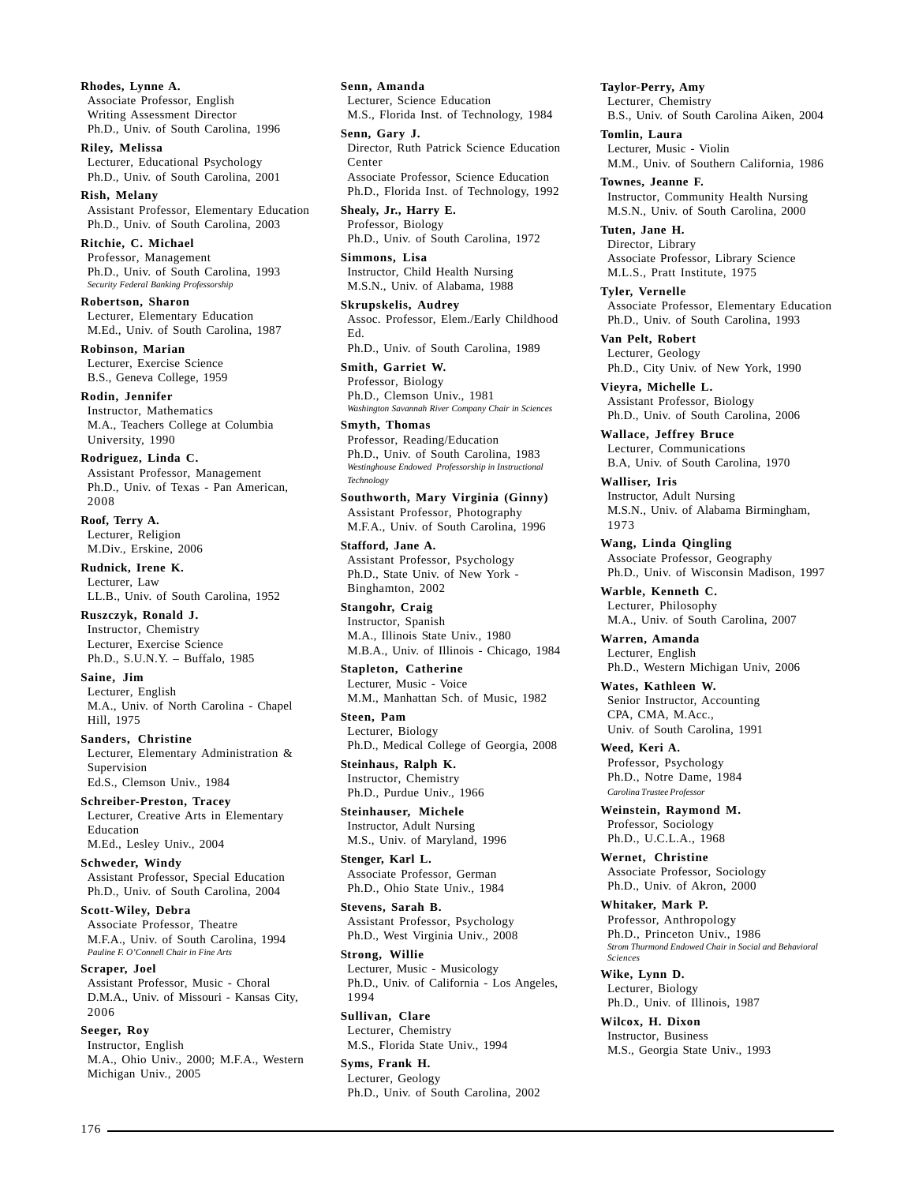**Rhodes, Lynne A.**
Associate Professor, English
Writing Assessment Director
Ph.D., Univ. of South Carolina, 1996

**Riley, Melissa**
Lecturer, Educational Psychology
Ph.D., Univ. of South Carolina, 2001

**Rish, Melany**
Assistant Professor, Elementary Education
Ph.D., Univ. of South Carolina, 2003

**Ritchie, C. Michael**
Professor, Management
Ph.D., Univ. of South Carolina, 1993
*Security Federal Banking Professorship*

**Robertson, Sharon**
Lecturer, Elementary Education
M.Ed., Univ. of South Carolina, 1987

**Robinson, Marian**
Lecturer, Exercise Science
B.S., Geneva College, 1959

**Rodin, Jennifer**
Instructor, Mathematics
M.A., Teachers College at Columbia University, 1990

**Rodriguez, Linda C.**
Assistant Professor, Management
Ph.D., Univ. of Texas - Pan American, 2008

**Roof, Terry A.**
Lecturer, Religion
M.Div., Erskine, 2006

**Rudnick, Irene K.**
Lecturer, Law
LL.B., Univ. of South Carolina, 1952

**Ruszczyk, Ronald J.**
Instructor, Chemistry
Lecturer, Exercise Science
Ph.D., S.U.N.Y. – Buffalo, 1985

**Saine, Jim**
Lecturer, English
M.A., Univ. of North Carolina - Chapel Hill, 1975

**Sanders, Christine**
Lecturer, Elementary Administration & Supervision
Ed.S., Clemson Univ., 1984

**Schreiber-Preston, Tracey**
Lecturer, Creative Arts in Elementary Education
M.Ed., Lesley Univ., 2004

**Schweder, Windy**
Assistant Professor, Special Education
Ph.D., Univ. of South Carolina, 2004

**Scott-Wiley, Debra**
Associate Professor, Theatre
M.F.A., Univ. of South Carolina, 1994
*Pauline F. O'Connell Chair in Fine Arts*

**Scraper, Joel**
Assistant Professor, Music - Choral
D.M.A., Univ. of Missouri - Kansas City, 2006

**Seeger, Roy**
Instructor, English
M.A., Ohio Univ., 2000; M.F.A., Western Michigan Univ., 2005

**Senn, Amanda**
Lecturer, Science Education
M.S., Florida Inst. of Technology, 1984

**Senn, Gary J.**
Director, Ruth Patrick Science Education Center
Associate Professor, Science Education
Ph.D., Florida Inst. of Technology, 1992

**Shealy, Jr., Harry E.**
Professor, Biology
Ph.D., Univ. of South Carolina, 1972

**Simmons, Lisa**
Instructor, Child Health Nursing
M.S.N., Univ. of Alabama, 1988

**Skrupskelis, Audrey**
Assoc. Professor, Elem./Early Childhood Ed.
Ph.D., Univ. of South Carolina, 1989

**Smith, Garriet W.**
Professor, Biology
Ph.D., Clemson Univ., 1981
*Washington Savannah River Company Chair in Sciences*

**Smyth, Thomas**
Professor, Reading/Education
Ph.D., Univ. of South Carolina, 1983
*Westinghouse Endowed Professorship in Instructional Technology*

**Southworth, Mary Virginia (Ginny)**
Assistant Professor, Photography
M.F.A., Univ. of South Carolina, 1996

**Stafford, Jane A.**
Assistant Professor, Psychology
Ph.D., State Univ. of New York - Binghamton, 2002

**Stangohr, Craig**
Instructor, Spanish
M.A., Illinois State Univ., 1980
M.B.A., Univ. of Illinois - Chicago, 1984

**Stapleton, Catherine**
Lecturer, Music - Voice
M.M., Manhattan Sch. of Music, 1982

**Steen, Pam**
Lecturer, Biology
Ph.D., Medical College of Georgia, 2008

**Steinhaus, Ralph K.**
Instructor, Chemistry
Ph.D., Purdue Univ., 1966

**Steinhauser, Michele**
Instructor, Adult Nursing
M.S., Univ. of Maryland, 1996

**Stenger, Karl L.**
Associate Professor, German
Ph.D., Ohio State Univ., 1984

**Stevens, Sarah B.**
Assistant Professor, Psychology
Ph.D., West Virginia Univ., 2008

**Strong, Willie**
Lecturer, Music - Musicology
Ph.D., Univ. of California - Los Angeles, 1994

**Sullivan, Clare**
Lecturer, Chemistry
M.S., Florida State Univ., 1994

**Syms, Frank H.**
Lecturer, Geology
Ph.D., Univ. of South Carolina, 2002

**Taylor-Perry, Amy**
Lecturer, Chemistry
B.S., Univ. of South Carolina Aiken, 2004

**Tomlin, Laura**
Lecturer, Music - Violin
M.M., Univ. of Southern California, 1986

**Townes, Jeanne F.**
Instructor, Community Health Nursing
M.S.N., Univ. of South Carolina, 2000

**Tuten, Jane H.**
Director, Library
Associate Professor, Library Science
M.L.S., Pratt Institute, 1975

**Tyler, Vernelle**
Associate Professor, Elementary Education
Ph.D., Univ. of South Carolina, 1993

**Van Pelt, Robert**
Lecturer, Geology
Ph.D., City Univ. of New York, 1990

**Vieyra, Michelle L.**
Assistant Professor, Biology
Ph.D., Univ. of South Carolina, 2006

**Wallace, Jeffrey Bruce**
Lecturer, Communications
B.A, Univ. of South Carolina, 1970

**Walliser, Iris**
Instructor, Adult Nursing
M.S.N., Univ. of Alabama Birmingham, 1973

**Wang, Linda Qingling**
Associate Professor, Geography
Ph.D., Univ. of Wisconsin Madison, 1997

**Warble, Kenneth C.**
Lecturer, Philosophy
M.A., Univ. of South Carolina, 2007

**Warren, Amanda**
Lecturer, English
Ph.D., Western Michigan Univ, 2006

**Wates, Kathleen W.**
Senior Instructor, Accounting
CPA, CMA, M.Acc.,
Univ. of South Carolina, 1991

**Weed, Keri A.**
Professor, Psychology
Ph.D., Notre Dame, 1984
*Carolina Trustee Professor*

**Weinstein, Raymond M.**
Professor, Sociology
Ph.D., U.C.L.A., 1968

**Wernet, Christine**
Associate Professor, Sociology
Ph.D., Univ. of Akron, 2000

**Whitaker, Mark P.**
Professor, Anthropology
Ph.D., Princeton Univ., 1986
*Strom Thurmond Endowed Chair in Social and Behavioral Sciences*

**Wike, Lynn D.**
Lecturer, Biology
Ph.D., Univ. of Illinois, 1987

**Wilcox, H. Dixon**
Instructor, Business
M.S., Georgia State Univ., 1993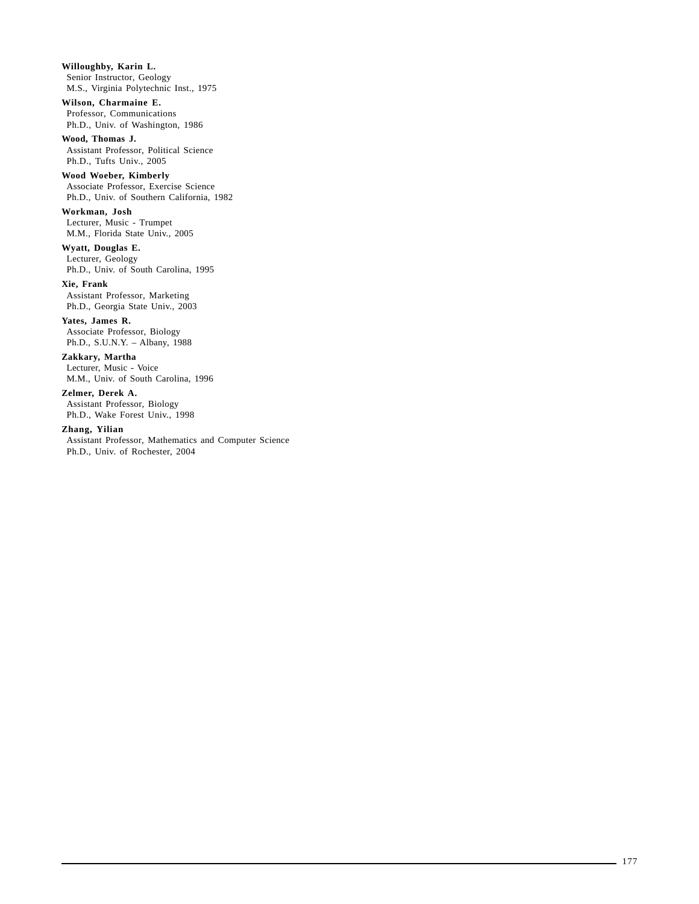**Willoughby, Karin L.**
Senior Instructor, Geology
M.S., Virginia Polytechnic Inst., 1975

**Wilson, Charmaine E.**
Professor, Communications
Ph.D., Univ. of Washington, 1986

**Wood, Thomas J.**
Assistant Professor, Political Science
Ph.D., Tufts Univ., 2005

**Wood Woeber, Kimberly**
Associate Professor, Exercise Science
Ph.D., Univ. of Southern California, 1982

**Workman, Josh**
Lecturer, Music - Trumpet
M.M., Florida State Univ., 2005

**Wyatt, Douglas E.**
Lecturer, Geology
Ph.D., Univ. of South Carolina, 1995

**Xie, Frank**
Assistant Professor, Marketing
Ph.D., Georgia State Univ., 2003

**Yates, James R.**
Associate Professor, Biology
Ph.D., S.U.N.Y. – Albany, 1988

**Zakkary, Martha**
Lecturer, Music - Voice
M.M., Univ. of South Carolina, 1996

**Zelmer, Derek A.**
Assistant Professor, Biology
Ph.D., Wake Forest Univ., 1998

**Zhang, Yilian**
Assistant Professor, Mathematics and Computer Science
Ph.D., Univ. of Rochester, 2004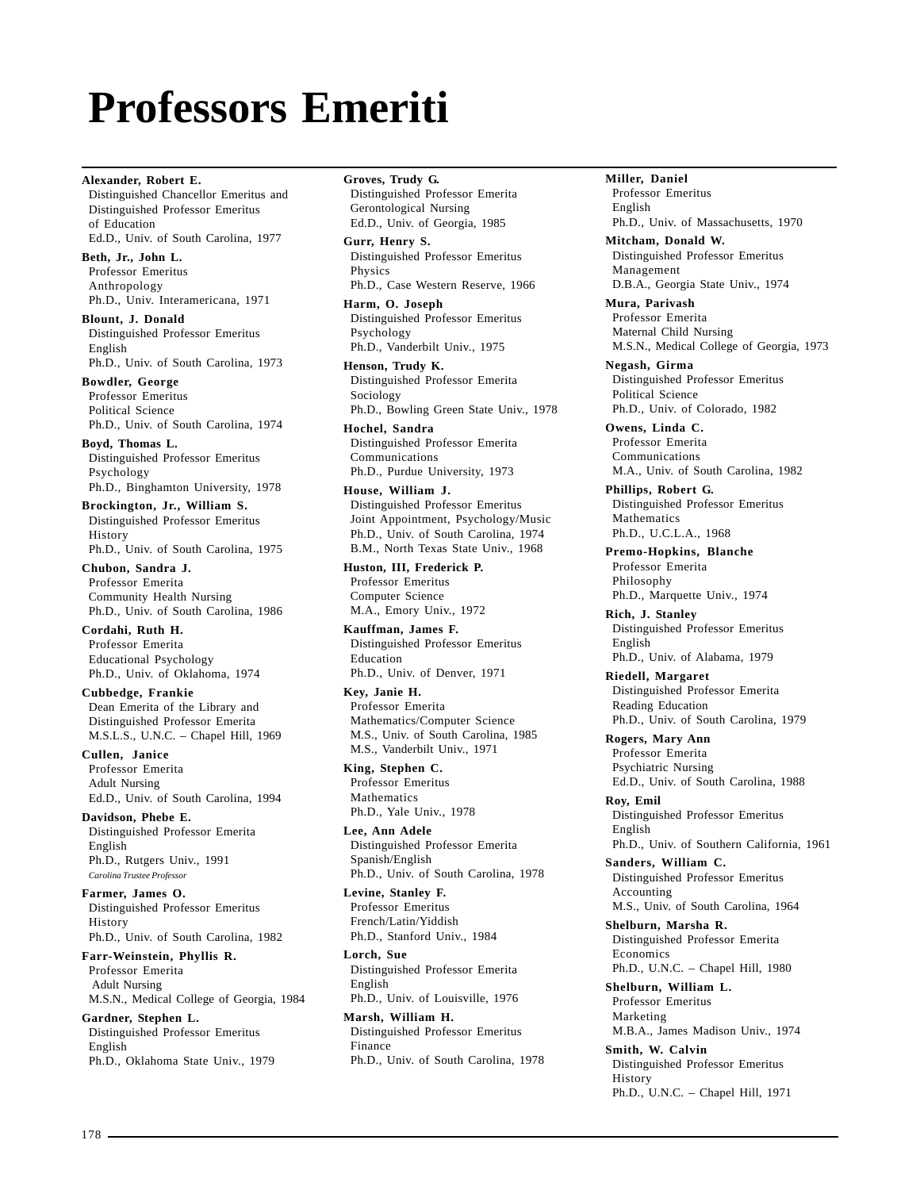# Professors Emeriti

**Alexander, Robert E.**
Distinguished Chancellor Emeritus and Distinguished Professor Emeritus of Education
Ed.D., Univ. of South Carolina, 1977

**Beth, Jr., John L.**
Professor Emeritus
Anthropology
Ph.D., Univ. Interamericana, 1971

**Blount, J. Donald**
Distinguished Professor Emeritus
English
Ph.D., Univ. of South Carolina, 1973

**Bowdler, George**
Professor Emeritus
Political Science
Ph.D., Univ. of South Carolina, 1974

**Boyd, Thomas L.**
Distinguished Professor Emeritus
Psychology
Ph.D., Binghamton University, 1978

**Brockington, Jr., William S.**
Distinguished Professor Emeritus
History
Ph.D., Univ. of South Carolina, 1975

**Chubon, Sandra J.**
Professor Emerita
Community Health Nursing
Ph.D., Univ. of South Carolina, 1986

**Cordahi, Ruth H.**
Professor Emerita
Educational Psychology
Ph.D., Univ. of Oklahoma, 1974

**Cubbedge, Frankie**
Dean Emerita of the Library and Distinguished Professor Emerita
M.S.L.S., U.N.C. – Chapel Hill, 1969

**Cullen, Janice**
Professor Emerita
Adult Nursing
Ed.D., Univ. of South Carolina, 1994

**Davidson, Phebe E.**
Distinguished Professor Emerita
English
Ph.D., Rutgers Univ., 1991
*Carolina Trustee Professor*

**Farmer, James O.**
Distinguished Professor Emeritus
History
Ph.D., Univ. of South Carolina, 1982

**Farr-Weinstein, Phyllis R.**
Professor Emerita
Adult Nursing
M.S.N., Medical College of Georgia, 1984

**Gardner, Stephen L.**
Distinguished Professor Emeritus
English
Ph.D., Oklahoma State Univ., 1979

**Groves, Trudy G.**
Distinguished Professor Emerita
Gerontological Nursing
Ed.D., Univ. of Georgia, 1985

**Gurr, Henry S.**
Distinguished Professor Emeritus
Physics
Ph.D., Case Western Reserve, 1966

**Harm, O. Joseph**
Distinguished Professor Emeritus
Psychology
Ph.D., Vanderbilt Univ., 1975

**Henson, Trudy K.**
Distinguished Professor Emerita
Sociology
Ph.D., Bowling Green State Univ., 1978

**Hochel, Sandra**
Distinguished Professor Emerita
Communications
Ph.D., Purdue University, 1973

**House, William J.**
Distinguished Professor Emeritus
Joint Appointment, Psychology/Music
Ph.D., Univ. of South Carolina, 1974
B.M., North Texas State Univ., 1968

**Huston, III, Frederick P.**
Professor Emeritus
Computer Science
M.A., Emory Univ., 1972

**Kauffman, James F.**
Distinguished Professor Emeritus
Education
Ph.D., Univ. of Denver, 1971

**Key, Janie H.**
Professor Emerita
Mathematics/Computer Science
M.S., Univ. of South Carolina, 1985
M.S., Vanderbilt Univ., 1971

**King, Stephen C.**
Professor Emeritus
Mathematics
Ph.D., Yale Univ., 1978

**Lee, Ann Adele**
Distinguished Professor Emerita
Spanish/English
Ph.D., Univ. of South Carolina, 1978

**Levine, Stanley F.**
Professor Emeritus
French/Latin/Yiddish
Ph.D., Stanford Univ., 1984

**Lorch, Sue**
Distinguished Professor Emerita
English
Ph.D., Univ. of Louisville, 1976

**Marsh, William H.**
Distinguished Professor Emeritus
Finance
Ph.D., Univ. of South Carolina, 1978

**Miller, Daniel**
Professor Emeritus
English
Ph.D., Univ. of Massachusetts, 1970

**Mitcham, Donald W.**
Distinguished Professor Emeritus
Management
D.B.A., Georgia State Univ., 1974

**Mura, Parivash**
Professor Emerita
Maternal Child Nursing
M.S.N., Medical College of Georgia, 1973

**Negash, Girma**
Distinguished Professor Emeritus
Political Science
Ph.D., Univ. of Colorado, 1982

**Owens, Linda C.**
Professor Emerita
Communications
M.A., Univ. of South Carolina, 1982

**Phillips, Robert G.**
Distinguished Professor Emeritus
Mathematics
Ph.D., U.C.L.A., 1968

**Premo-Hopkins, Blanche**
Professor Emerita
Philosophy
Ph.D., Marquette Univ., 1974

**Rich, J. Stanley**
Distinguished Professor Emeritus
English
Ph.D., Univ. of Alabama, 1979

**Riedell, Margaret**
Distinguished Professor Emerita
Reading Education
Ph.D., Univ. of South Carolina, 1979

**Rogers, Mary Ann**
Professor Emerita
Psychiatric Nursing
Ed.D., Univ. of South Carolina, 1988

**Roy, Emil**
Distinguished Professor Emeritus
English
Ph.D., Univ. of Southern California, 1961

**Sanders, William C.**
Distinguished Professor Emeritus
Accounting
M.S., Univ. of South Carolina, 1964

**Shelburn, Marsha R.**
Distinguished Professor Emerita
Economics
Ph.D., U.N.C. – Chapel Hill, 1980

**Shelburn, William L.**
Professor Emeritus
Marketing
M.B.A., James Madison Univ., 1974

**Smith, W. Calvin**
Distinguished Professor Emeritus
History
Ph.D., U.N.C. – Chapel Hill, 1971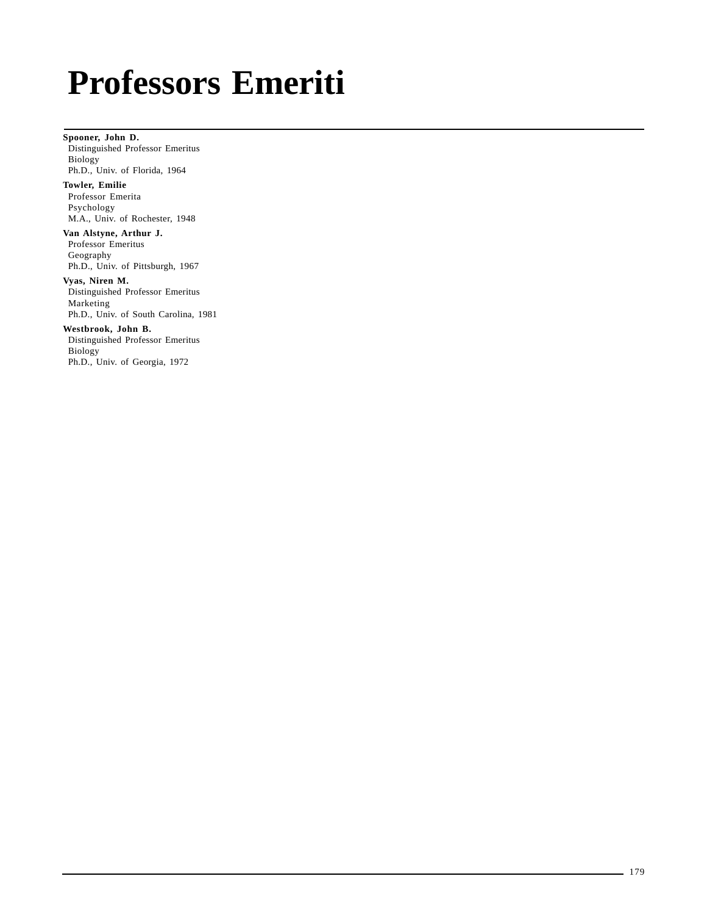# Professors Emeriti

**Spooner, John D.**
Distinguished Professor Emeritus
Biology
Ph.D., Univ. of Florida, 1964

**Towler, Emilie**
Professor Emerita
Psychology
M.A., Univ. of Rochester, 1948

**Van Alstyne, Arthur J.**
Professor Emeritus
Geography
Ph.D., Univ. of Pittsburgh, 1967

**Vyas, Niren M.**
Distinguished Professor Emeritus
Marketing
Ph.D., Univ. of South Carolina, 1981

**Westbrook, John B.**
Distinguished Professor Emeritus
Biology
Ph.D., Univ. of Georgia, 1972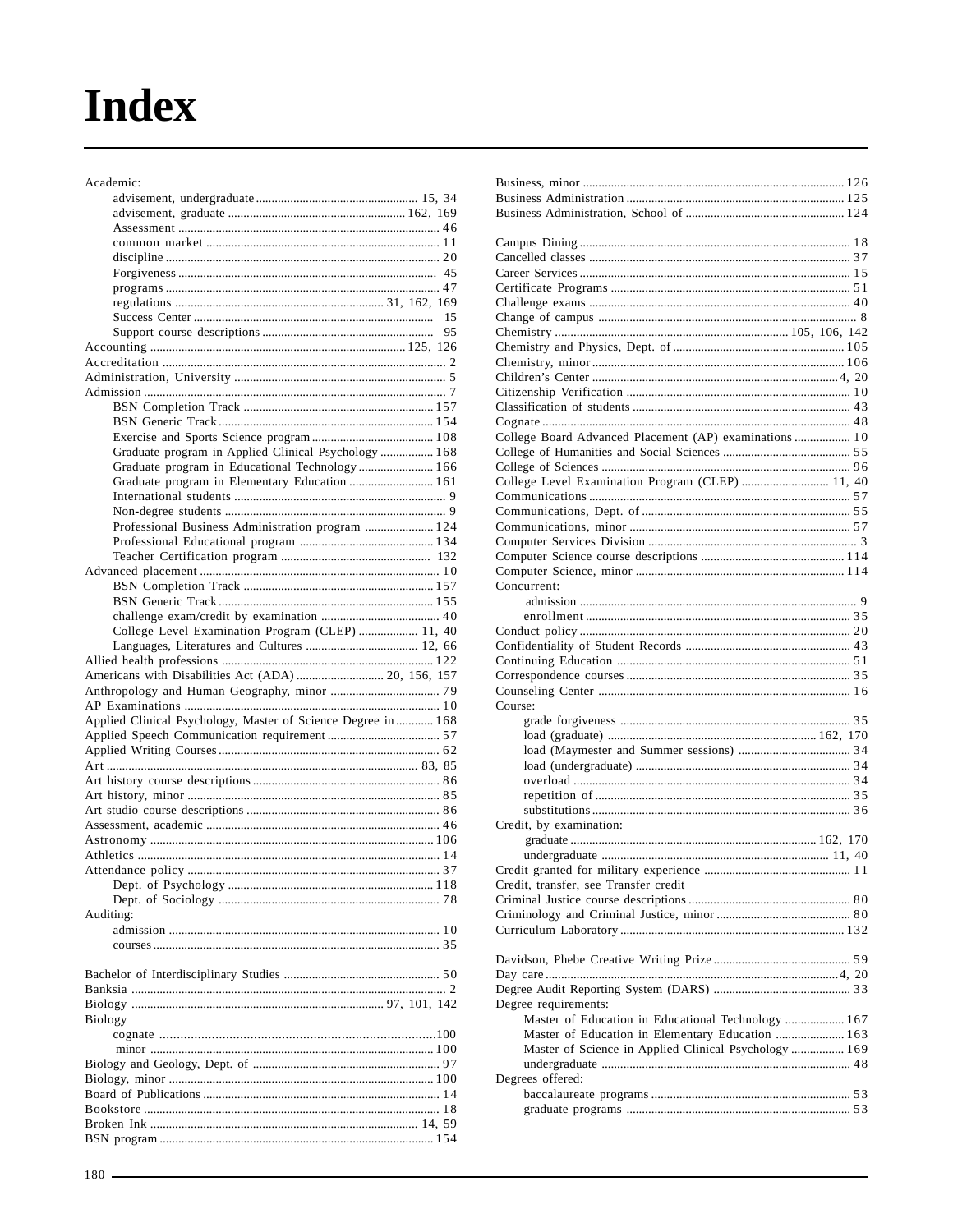# Index

Academic:
- advisement, undergraduate ..... 15, 34
- advisement, graduate ..... 162, 169
- Assessment ..... 46
- common market ..... 11
- discipline ..... 20
- Forgiveness ..... 45
- programs ..... 47
- regulations ..... 31, 162, 169
- Success Center ..... 15
- Support course descriptions ..... 95

Accounting ..... 125, 126
Accreditation ..... 2
Administration, University ..... 5
Admission ..... 7
- BSN Completion Track ..... 157
- BSN Generic Track ..... 154
- Exercise and Sports Science program ..... 108
- Graduate program in Applied Clinical Psychology ..... 168
- Graduate program in Educational Technology ..... 166
- Graduate program in Elementary Education ..... 161
- International students ..... 9
- Non-degree students ..... 9
- Professional Business Administration program ..... 124
- Professional Educational program ..... 134
- Teacher Certification program ..... 132

Advanced placement ..... 10
- BSN Completion Track ..... 157
- BSN Generic Track ..... 155
- challenge exam/credit by examination ..... 40
- College Level Examination Program (CLEP) ..... 11, 40
- Languages, Literatures and Cultures ..... 12, 66

Allied health professions ..... 122
Americans with Disabilities Act (ADA) ..... 20, 156, 157
Anthropology and Human Geography, minor ..... 79
AP Examinations ..... 10
Applied Clinical Psychology, Master of Science Degree in ..... 168
Applied Speech Communication requirement ..... 57
Applied Writing Courses ..... 62
Art ..... 83, 85
Art history course descriptions ..... 86
Art history, minor ..... 85
Art studio course descriptions ..... 86
Assessment, academic ..... 46
Astronomy ..... 106
Athletics ..... 14
Attendance policy ..... 37
- Dept. of Psychology ..... 118
- Dept. of Sociology ..... 78

Auditing:
- admission ..... 10
- courses ..... 35

Bachelor of Interdisciplinary Studies ..... 50
Banksia ..... 2
Biology ..... 97, 101, 142
Biology
- cognate ..... 100
- minor ..... 100

Biology and Geology, Dept. of ..... 97
Biology, minor ..... 100
Board of Publications ..... 14
Bookstore ..... 18
Broken Ink ..... 14, 59
BSN program ..... 154

Business, minor ..... 126
Business Administration ..... 125
Business Administration, School of ..... 124

Campus Dining ..... 18
Cancelled classes ..... 37
Career Services ..... 15
Certificate Programs ..... 51
Challenge exams ..... 40
Change of campus ..... 8
Chemistry ..... 105, 106, 142
Chemistry and Physics, Dept. of ..... 105
Chemistry, minor ..... 106
Children's Center ..... 4, 20
Citizenship Verification ..... 10
Classification of students ..... 43
Cognate ..... 48
College Board Advanced Placement (AP) examinations ..... 10
College of Humanities and Social Sciences ..... 55
College of Sciences ..... 96
College Level Examination Program (CLEP) ..... 11, 40
Communications ..... 57
Communications, Dept. of ..... 55
Communications, minor ..... 57
Computer Services Division ..... 3
Computer Science course descriptions ..... 114
Computer Science, minor ..... 114
Concurrent:
- admission ..... 9
- enrollment ..... 35

Conduct policy ..... 20
Confidentiality of Student Records ..... 43
Continuing Education ..... 51
Correspondence courses ..... 35
Counseling Center ..... 16
Course:
- grade forgiveness ..... 35
- load (graduate) ..... 162, 170
- load (Maymester and Summer sessions) ..... 34
- load (undergraduate) ..... 34
- overload ..... 34
- repetition of ..... 35
- substitutions ..... 36

Credit, by examination:
- graduate ..... 162, 170
- undergraduate ..... 11, 40

Credit granted for military experience ..... 11
Credit, transfer, see Transfer credit
Criminal Justice course descriptions ..... 80
Criminology and Criminal Justice, minor ..... 80
Curriculum Laboratory ..... 132

Davidson, Phebe Creative Writing Prize ..... 59
Day care ..... 4, 20
Degree Audit Reporting System (DARS) ..... 33
Degree requirements:
- Master of Education in Educational Technology ..... 167
- Master of Education in Elementary Education ..... 163
- Master of Science in Applied Clinical Psychology ..... 169
- undergraduate ..... 48

Degrees offered:
- baccalaureate programs ..... 53
- graduate programs ..... 53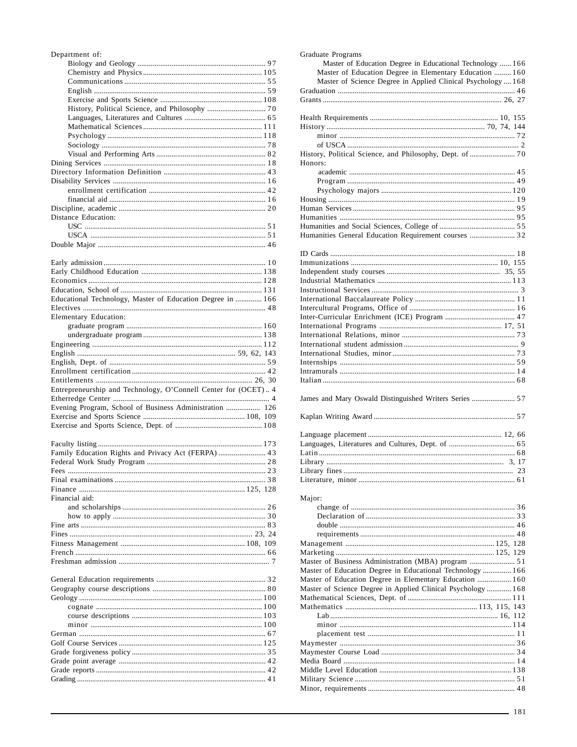Department of:
- Biology and Geology ........ 97
- Chemistry and Physics ........ 105
- Communications ........ 55
- English ........ 59
- Exercise and Sports Science ........ 108
- History, Political Science, and Philosophy ........ 70
- Languages, Literatures and Cultures ........ 65
- Mathematical Sciences ........ 111
- Psychology ........ 118
- Sociology ........ 78
- Visual and Performing Arts ........ 82

Dining Services ........ 18
Directory Information Definition ........ 43
Disability Services ........ 16
- enrollment certification ........ 42
- financial aid ........ 16

Discipline, academic ........ 20
Distance Education:
- USC ........ 51
- USCA ........ 51

Double Major ........ 46

Early admission ........ 10
Early Childhood Education ........ 138
Economics ........ 128
Education, School of ........ 131
Educational Technology, Master of Education Degree in ........ 166
Electives ........ 48
Elementary Education:
- graduate program ........ 160
- undergraduate program ........ 138

Engineering ........ 112
English ........ 59, 62, 143
English, Dept. of ........ 59
Enrollment certification ........ 42
Entitlements ........ 26, 30
Entrepreneurship and Technology, O'Connell Center for (OCET) .. 4
Etherredge Center ........ 4
Evening Program, School of Business Administration ........ 126
Exercise and Sports Science ........ 108, 109
Exercise and Sports Science, Dept. of ........ 108

Faculty listing ........ 173
Family Education Rights and Privacy Act (FERPA) ........ 43
Federal Work Study Program ........ 28
Fees ........ 23
Final examinations ........ 38
Finance ........ 125, 128
Financial aid:
- and scholarships ........ 26
- how to apply ........ 30

Fine arts ........ 83
Fines ........ 23, 24
Fitness Management ........ 108, 109
French ........ 66
Freshman admission ........ 7

General Education requirements ........ 32
Geography course descriptions ........ 80
Geology ........ 100
- cognate ........ 100
- course descriptions ........ 103
- minor ........ 100

German ........ 67
Golf Course Services ........ 125
Grade forgiveness policy ........ 35
Grade point average ........ 42
Grade reports ........ 42
Grading ........ 41

Graduate Programs
- Master of Education Degree in Educational Technology ........ 166
- Master of Education Degree in Elementary Education ........ 160
- Master of Science Degree in Applied Clinical Psychology ........ 168

Graduation ........ 46
Grants ........ 26, 27

Health Requirements ........ 10, 155
History ........ 70, 74, 144
- minor ........ 72
- of USCA ........ 2

History, Political Science, and Philosophy, Dept. of ........ 70
Honors:
- academic ........ 45
- Program ........ 49
- Psychology majors ........ 120

Housing ........ 19
Human Services ........ 95
Humanities ........ 95
Humanities and Social Sciences, College of ........ 55
Humanities General Education Requirement courses ........ 32

ID Cards ........ 18
Immunizations ........ 10, 155
Independent study courses ........ 35, 55
Industrial Mathematics ........ 113
Instructional Services ........ 3
International Baccalaureate Policy ........ 11
Intercultural Programs, Office of ........ 16
Inter-Curricular Enrichment (ICE) Program ........ 47
International Programs ........ 17, 51
International Relations, minor ........ 73
International student admission ........ 9
International Studies, minor ........ 73
Internships ........ 59
Intramurals ........ 14
Italian ........ 68

James and Mary Oswald Distinguished Writers Series ........ 57

Kaplan Writing Award ........ 57

Language placement ........ 12, 66
Languages, Literatures and Cultures, Dept. of ........ 65
Latin ........ 68
Library ........ 3, 17
Library fines ........ 23
Literature, minor ........ 61

Major:
- change of ........ 36
- Declaration of ........ 33
- double ........ 46
- requirements ........ 48

Management ........ 125, 128
Marketing ........ 125, 129
Master of Business Administration (MBA) program ........ 51
Master of Education Degree in Educational Technology ........ 166
Master of Education Degree in Elementary Education ........ 160
Master of Science Degree in Applied Clinical Psychology ........ 168
Mathematical Sciences, Dept. of ........ 111
Mathematics ........ 113, 115, 143
- Lab ........ 16, 112
- minor ........ 114
- placement test ........ 11

Maymester ........ 36
Maymester Course Load ........ 34
Media Board ........ 14
Middle Level Education ........ 138
Military Science ........ 51
Minor, requirements ........ 48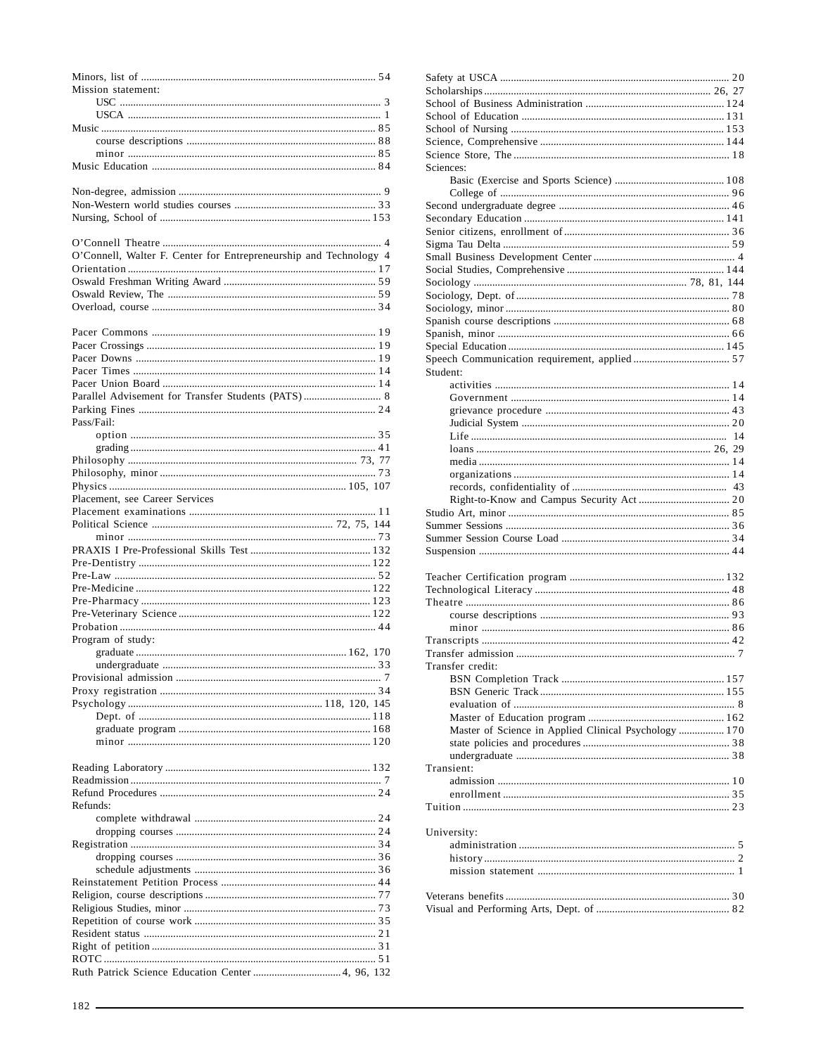Minors, list of ..... 54
Mission statement:
- USC ..... 3
- USCA ..... 1

Music ..... 85
- course descriptions ..... 88
- minor ..... 85

Music Education ..... 84

Non-degree, admission ..... 9
Non-Western world studies courses ..... 33
Nursing, School of ..... 153

O'Connell Theatre ..... 4
O'Connell, Walter F. Center for Entrepreneurship and Technology 4
Orientation ..... 17
Oswald Freshman Writing Award ..... 59
Oswald Review, The ..... 59
Overload, course ..... 34

Pacer Commons ..... 19
Pacer Crossings ..... 19
Pacer Downs ..... 19
Pacer Times ..... 14
Pacer Union Board ..... 14
Parallel Advisement for Transfer Students (PATS) ..... 8
Parking Fines ..... 24
Pass/Fail:
- option ..... 35
- grading ..... 41

Philosophy ..... 73, 77
Philosophy, minor ..... 73
Physics ..... 105, 107
Placement, see Career Services
Placement examinations ..... 11
Political Science ..... 72, 75, 144
- minor ..... 73

PRAXIS I Pre-Professional Skills Test ..... 132
Pre-Dentistry ..... 122
Pre-Law ..... 52
Pre-Medicine ..... 122
Pre-Pharmacy ..... 123
Pre-Veterinary Science ..... 122
Probation ..... 44
Program of study:
- graduate ..... 162, 170
- undergraduate ..... 33

Provisional admission ..... 7
Proxy registration ..... 34
Psychology ..... 118, 120, 145
- Dept. of ..... 118
- graduate program ..... 168
- minor ..... 120

Reading Laboratory ..... 132
Readmission ..... 7
Refund Procedures ..... 24
Refunds:
- complete withdrawal ..... 24
- dropping courses ..... 24

Registration ..... 34
- dropping courses ..... 36
- schedule adjustments ..... 36

Reinstatement Petition Process ..... 44
Religion, course descriptions ..... 77
Religious Studies, minor ..... 73
Repetition of course work ..... 35
Resident status ..... 21
Right of petition ..... 31
ROTC ..... 51
Ruth Patrick Science Education Center ..... 4, 96, 132

Safety at USCA ..... 20
Scholarships ..... 26, 27
School of Business Administration ..... 124
School of Education ..... 131
School of Nursing ..... 153
Science, Comprehensive ..... 144
Science Store, The ..... 18
Sciences:
- Basic (Exercise and Sports Science) ..... 108
- College of ..... 96

Second undergraduate degree ..... 46
Secondary Education ..... 141
Senior citizens, enrollment of ..... 36
Sigma Tau Delta ..... 59
Small Business Development Center ..... 4
Social Studies, Comprehensive ..... 144
Sociology ..... 78, 81, 144
Sociology, Dept. of ..... 78
Sociology, minor ..... 80
Spanish course descriptions ..... 68
Spanish, minor ..... 66
Special Education ..... 145
Speech Communication requirement, applied ..... 57
Student:
- activities ..... 14
- Government ..... 14
- grievance procedure ..... 43
- Judicial System ..... 20
- Life ..... 14
- loans ..... 26, 29
- media ..... 14
- organizations ..... 14
- records, confidentiality of ..... 43
- Right-to-Know and Campus Security Act ..... 20

Studio Art, minor ..... 85
Summer Sessions ..... 36
Summer Session Course Load ..... 34
Suspension ..... 44

Teacher Certification program ..... 132
Technological Literacy ..... 48
Theatre ..... 86
- course descriptions ..... 93
- minor ..... 86

Transcripts ..... 42
Transfer admission ..... 7
Transfer credit:
- BSN Completion Track ..... 157
- BSN Generic Track ..... 155
- evaluation of ..... 8
- Master of Education program ..... 162
- Master of Science in Applied Clinical Psychology ..... 170
- state policies and procedures ..... 38
- undergraduate ..... 38

Transient:
- admission ..... 10
- enrollment ..... 35

Tuition ..... 23

University:
- administration ..... 5
- history ..... 2
- mission statement ..... 1

Veterans benefits ..... 30
Visual and Performing Arts, Dept. of ..... 82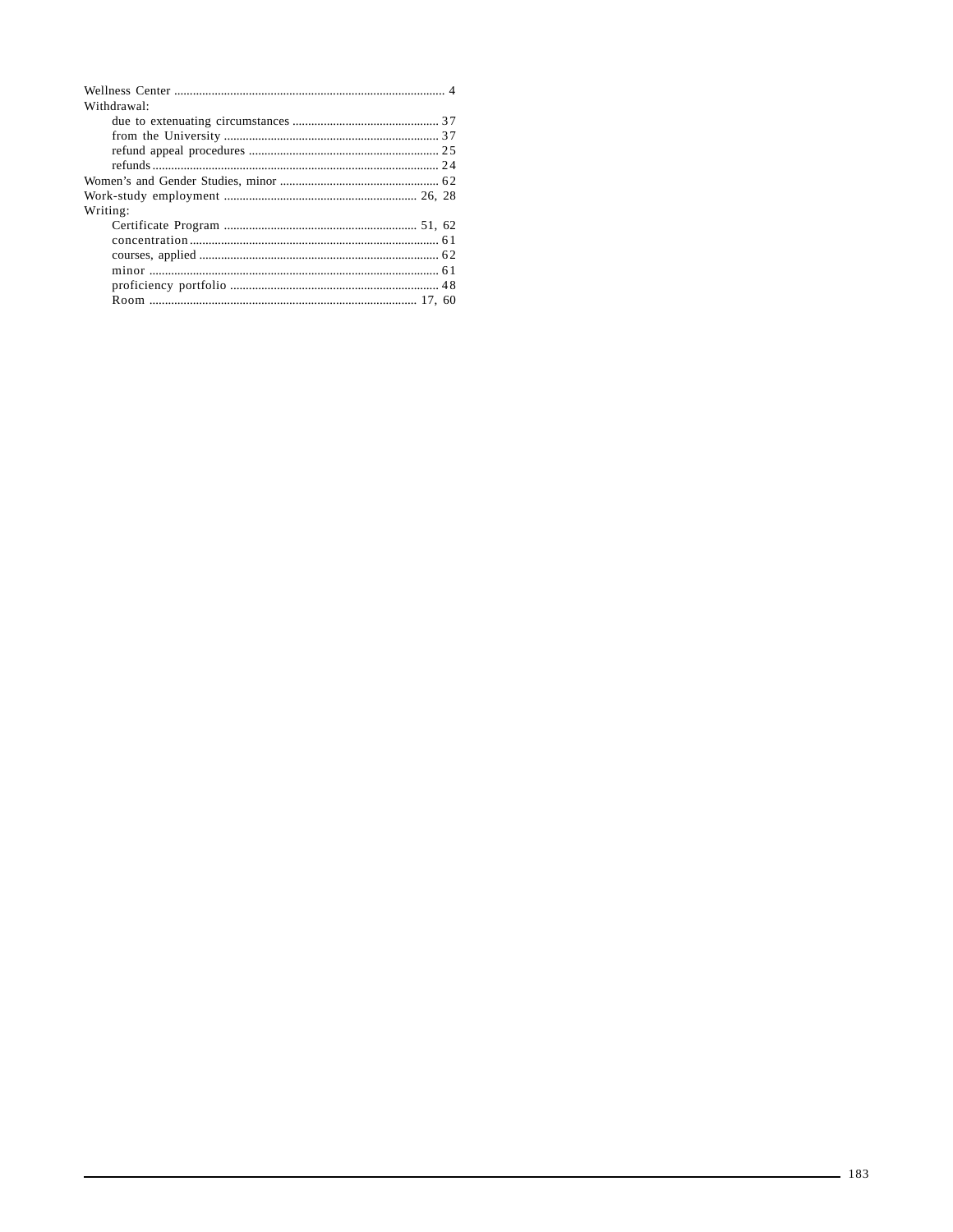Wellness Center ..................................................................................... 4

Withdrawal:

- due to extenuating circumstances .............................................. 37
- from the University .................................................................... 37
- refund appeal procedures ............................................................ 25
- refunds ........................................................................................ 24

Women's and Gender Studies, minor .................................................. 62

Work-study employment ............................................................ 26, 28

Writing:

- Certificate Program ............................................................ 51, 62
- concentration ............................................................................... 61
- courses, applied ............................................................................ 62
- minor ............................................................................................ 61
- proficiency portfolio .................................................................... 48
- Room .................................................................................... 17, 60